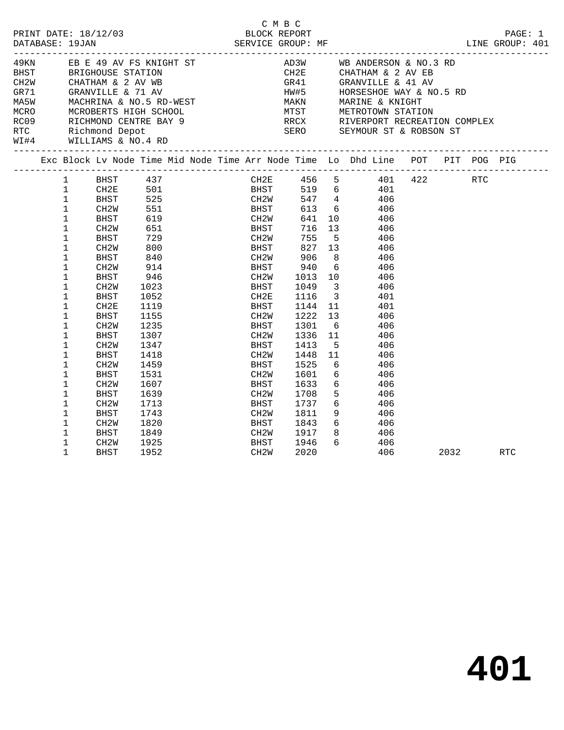C M B C

PRINT DATE: 18/12/03 BLOCK REPORT
DATABASE: 19JAN SERVICE GROUP: MF LINE GROUP: 401

| Code | Description | Code | Description |
|---|---|---|---|
| 49KN | EB E 49 AV FS KNIGHT ST | AD3W | WB ANDERSON & NO.3 RD |
| BHST | BRIGHOUSE STATION | CH2E | CHATHAM & 2 AV EB |
| CH2W | CHATHAM & 2 AV WB | GR41 | GRANVILLE & 41 AV |
| GR71 | GRANVILLE & 71 AV | HW#5 | HORSESHOE WAY & NO.5 RD |
| MA5W | MACHRINA & NO.5 RD-WEST | MAKN | MARINE & KNIGHT |
| MCRO | MCROBERTS HIGH SCHOOL | MTST | METROTOWN STATION |
| RC09 | RICHMOND CENTRE BAY 9 | RRCX | RIVERPORT RECREATION COMPLEX |
| RTC | Richmond Depot | SERO | SEYMOUR ST & ROBSON ST |
| WI#4 | WILLIAMS & NO.4 RD | | |

| Exc | Block | Lv Node | Time | Mid Node | Time | Arr Node | Time | Lo | Dhd | Line | POT | PIT | POG | PIG |
|---|---|---|---|---|---|---|---|---|---|---|---|---|---|---|
| | 1 | BHST | 437 | | | CH2E | 456 | 5 | | 401 | 422 | | RTC | |
| | 1 | CH2E | 501 | | | BHST | 519 | 6 | | 401 | | | | |
| | 1 | BHST | 525 | | | CH2W | 547 | 4 | | 406 | | | | |
| | 1 | CH2W | 551 | | | BHST | 613 | 6 | | 406 | | | | |
| | 1 | BHST | 619 | | | CH2W | 641 | 10 | | 406 | | | | |
| | 1 | CH2W | 651 | | | BHST | 716 | 13 | | 406 | | | | |
| | 1 | BHST | 729 | | | CH2W | 755 | 5 | | 406 | | | | |
| | 1 | CH2W | 800 | | | BHST | 827 | 13 | | 406 | | | | |
| | 1 | BHST | 840 | | | CH2W | 906 | 8 | | 406 | | | | |
| | 1 | CH2W | 914 | | | BHST | 940 | 6 | | 406 | | | | |
| | 1 | BHST | 946 | | | CH2W | 1013 | 10 | | 406 | | | | |
| | 1 | CH2W | 1023 | | | BHST | 1049 | 3 | | 406 | | | | |
| | 1 | BHST | 1052 | | | CH2E | 1116 | 3 | | 401 | | | | |
| | 1 | CH2E | 1119 | | | BHST | 1144 | 11 | | 401 | | | | |
| | 1 | BHST | 1155 | | | CH2W | 1222 | 13 | | 406 | | | | |
| | 1 | CH2W | 1235 | | | BHST | 1301 | 6 | | 406 | | | | |
| | 1 | BHST | 1307 | | | CH2W | 1336 | 11 | | 406 | | | | |
| | 1 | CH2W | 1347 | | | BHST | 1413 | 5 | | 406 | | | | |
| | 1 | BHST | 1418 | | | CH2W | 1448 | 11 | | 406 | | | | |
| | 1 | CH2W | 1459 | | | BHST | 1525 | 6 | | 406 | | | | |
| | 1 | BHST | 1531 | | | CH2W | 1601 | 6 | | 406 | | | | |
| | 1 | CH2W | 1607 | | | BHST | 1633 | 6 | | 406 | | | | |
| | 1 | BHST | 1639 | | | CH2W | 1708 | 5 | | 406 | | | | |
| | 1 | CH2W | 1713 | | | BHST | 1737 | 6 | | 406 | | | | |
| | 1 | BHST | 1743 | | | CH2W | 1811 | 9 | | 406 | | | | |
| | 1 | CH2W | 1820 | | | BHST | 1843 | 6 | | 406 | | | | |
| | 1 | BHST | 1849 | | | CH2W | 1917 | 8 | | 406 | | | | |
| | 1 | CH2W | 1925 | | | BHST | 1946 | 6 | | 406 | | | | |
| | 1 | BHST | 1952 | | | CH2W | 2020 | | | 406 | | 2032 | | RTC |

# 401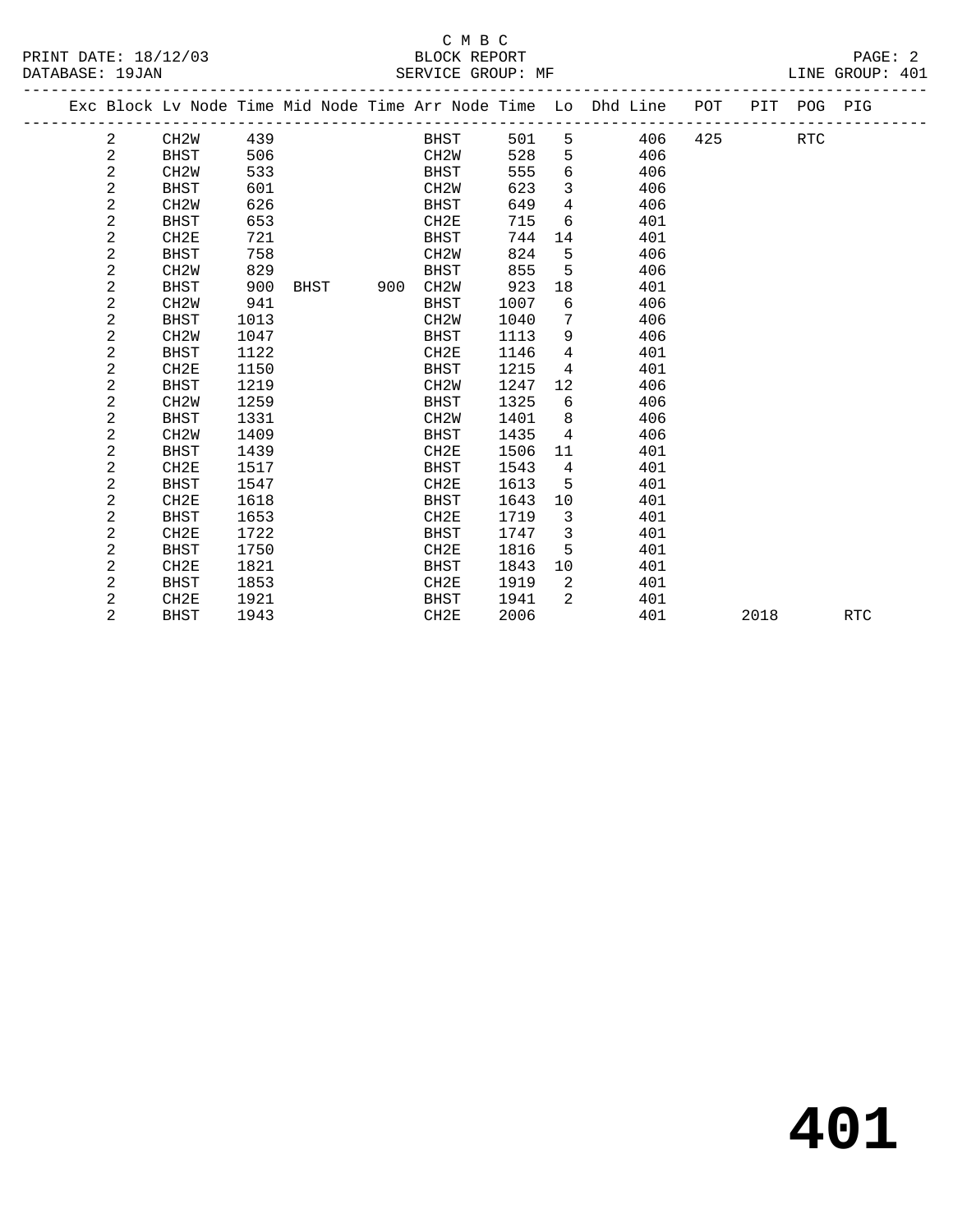C M B C
BLOCK REPORT
SERVICE GROUP: MF

PRINT DATE: 18/12/03
DATABASE: 19JAN

LINE GROUP: 401

| Exc | Block | Lv Node | Time | Mid Node | Time | Arr Node | Time | Lo | Dhd Line | POT | PIT | POG | PIG |
|---|---|---|---|---|---|---|---|---|---|---|---|---|---|
| | 2 | CH2W | 439 | | | BHST | 501 | 5 | 406 | 425 | | RTC | |
| | 2 | BHST | 506 | | | CH2W | 528 | 5 | 406 | | | | |
| | 2 | CH2W | 533 | | | BHST | 555 | 6 | 406 | | | | |
| | 2 | BHST | 601 | | | CH2W | 623 | 3 | 406 | | | | |
| | 2 | CH2W | 626 | | | BHST | 649 | 4 | 406 | | | | |
| | 2 | BHST | 653 | | | CH2E | 715 | 6 | 401 | | | | |
| | 2 | CH2E | 721 | | | BHST | 744 | 14 | 401 | | | | |
| | 2 | BHST | 758 | | | CH2W | 824 | 5 | 406 | | | | |
| | 2 | CH2W | 829 | | | BHST | 855 | 5 | 406 | | | | |
| | 2 | BHST | 900 | BHST | 900 | CH2W | 923 | 18 | 401 | | | | |
| | 2 | CH2W | 941 | | | BHST | 1007 | 6 | 406 | | | | |
| | 2 | BHST | 1013 | | | CH2W | 1040 | 7 | 406 | | | | |
| | 2 | CH2W | 1047 | | | BHST | 1113 | 9 | 406 | | | | |
| | 2 | BHST | 1122 | | | CH2E | 1146 | 4 | 401 | | | | |
| | 2 | CH2E | 1150 | | | BHST | 1215 | 4 | 401 | | | | |
| | 2 | BHST | 1219 | | | CH2W | 1247 | 12 | 406 | | | | |
| | 2 | CH2W | 1259 | | | BHST | 1325 | 6 | 406 | | | | |
| | 2 | BHST | 1331 | | | CH2W | 1401 | 8 | 406 | | | | |
| | 2 | CH2W | 1409 | | | BHST | 1435 | 4 | 406 | | | | |
| | 2 | BHST | 1439 | | | CH2E | 1506 | 11 | 401 | | | | |
| | 2 | CH2E | 1517 | | | BHST | 1543 | 4 | 401 | | | | |
| | 2 | BHST | 1547 | | | CH2E | 1613 | 5 | 401 | | | | |
| | 2 | CH2E | 1618 | | | BHST | 1643 | 10 | 401 | | | | |
| | 2 | BHST | 1653 | | | CH2E | 1719 | 3 | 401 | | | | |
| | 2 | CH2E | 1722 | | | BHST | 1747 | 3 | 401 | | | | |
| | 2 | BHST | 1750 | | | CH2E | 1816 | 5 | 401 | | | | |
| | 2 | CH2E | 1821 | | | BHST | 1843 | 10 | 401 | | | | |
| | 2 | BHST | 1853 | | | CH2E | 1919 | 2 | 401 | | | | |
| | 2 | CH2E | 1921 | | | BHST | 1941 | 2 | 401 | | | | |
| | 2 | BHST | 1943 | | | CH2E | 2006 | | 401 | | 2018 | | RTC |

# 401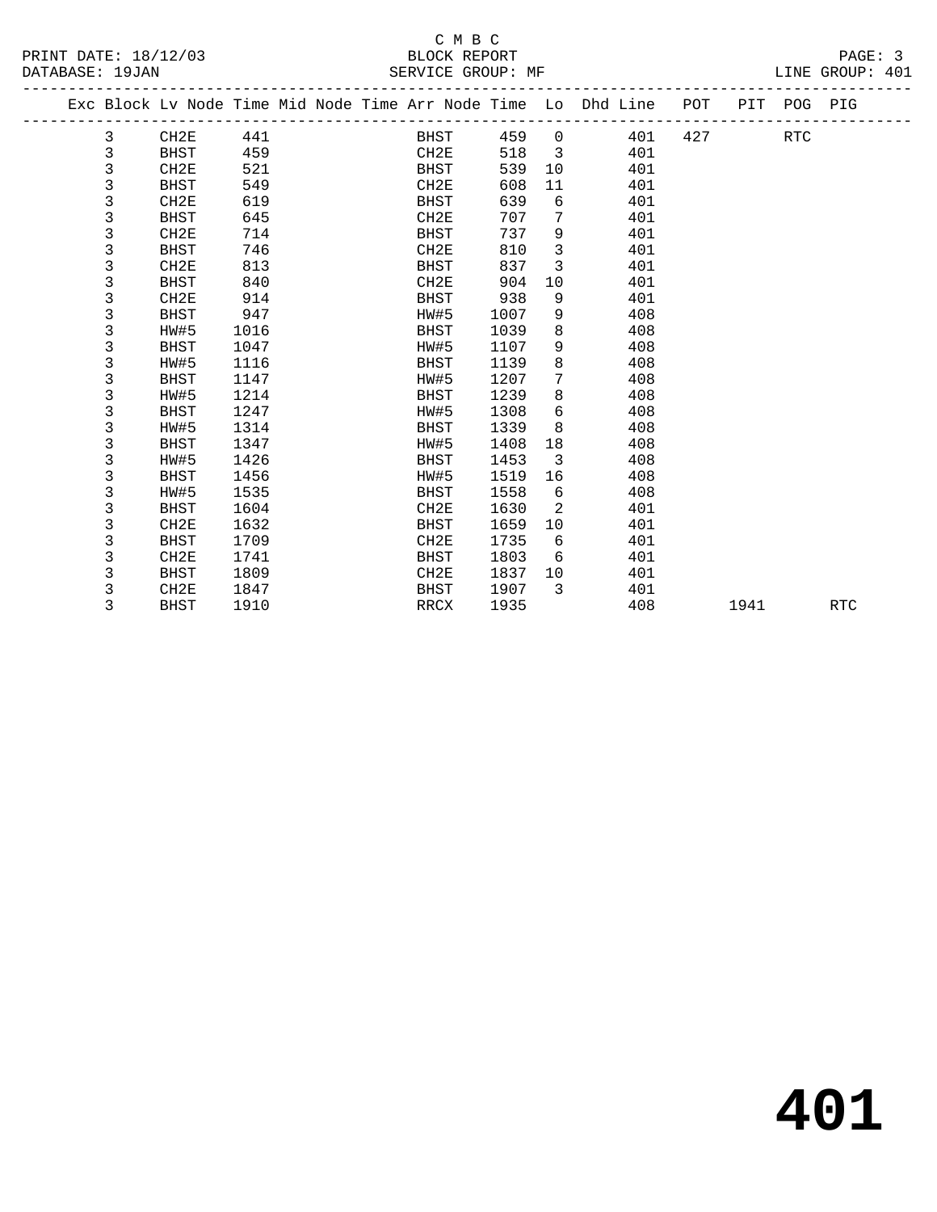C M B C
BLOCK REPORT
SERVICE GROUP: MF

PRINT DATE: 18/12/03
DATABASE: 19JAN
LINE GROUP: 401

| Exc | Block | Lv | Node | Time | Mid | Node | Time | Arr | Node | Time | Lo | Dhd | Line | POT | PIT | POG | PIG |
|---|---|---|---|---|---|---|---|---|---|---|---|---|---|---|---|---|---|
| | 3 | | CH2E | 441 | | | | | BHST | 459 | 0 | | 401 | 427 | | RTC | |
| | 3 | | BHST | 459 | | | | | CH2E | 518 | 3 | | 401 | | | | |
| | 3 | | CH2E | 521 | | | | | BHST | 539 | 10 | | 401 | | | | |
| | 3 | | BHST | 549 | | | | | CH2E | 608 | 11 | | 401 | | | | |
| | 3 | | CH2E | 619 | | | | | BHST | 639 | 6 | | 401 | | | | |
| | 3 | | BHST | 645 | | | | | CH2E | 707 | 7 | | 401 | | | | |
| | 3 | | CH2E | 714 | | | | | BHST | 737 | 9 | | 401 | | | | |
| | 3 | | BHST | 746 | | | | | CH2E | 810 | 3 | | 401 | | | | |
| | 3 | | CH2E | 813 | | | | | BHST | 837 | 3 | | 401 | | | | |
| | 3 | | BHST | 840 | | | | | CH2E | 904 | 10 | | 401 | | | | |
| | 3 | | CH2E | 914 | | | | | BHST | 938 | 9 | | 401 | | | | |
| | 3 | | BHST | 947 | | | | | HW#5 | 1007 | 9 | | 408 | | | | |
| | 3 | | HW#5 | 1016 | | | | | BHST | 1039 | 8 | | 408 | | | | |
| | 3 | | BHST | 1047 | | | | | HW#5 | 1107 | 9 | | 408 | | | | |
| | 3 | | HW#5 | 1116 | | | | | BHST | 1139 | 8 | | 408 | | | | |
| | 3 | | BHST | 1147 | | | | | HW#5 | 1207 | 7 | | 408 | | | | |
| | 3 | | HW#5 | 1214 | | | | | BHST | 1239 | 8 | | 408 | | | | |
| | 3 | | BHST | 1247 | | | | | HW#5 | 1308 | 6 | | 408 | | | | |
| | 3 | | HW#5 | 1314 | | | | | BHST | 1339 | 8 | | 408 | | | | |
| | 3 | | BHST | 1347 | | | | | HW#5 | 1408 | 18 | | 408 | | | | |
| | 3 | | HW#5 | 1426 | | | | | BHST | 1453 | 3 | | 408 | | | | |
| | 3 | | BHST | 1456 | | | | | HW#5 | 1519 | 16 | | 408 | | | | |
| | 3 | | HW#5 | 1535 | | | | | BHST | 1558 | 6 | | 408 | | | | |
| | 3 | | BHST | 1604 | | | | | CH2E | 1630 | 2 | | 401 | | | | |
| | 3 | | CH2E | 1632 | | | | | BHST | 1659 | 10 | | 401 | | | | |
| | 3 | | BHST | 1709 | | | | | CH2E | 1735 | 6 | | 401 | | | | |
| | 3 | | CH2E | 1741 | | | | | BHST | 1803 | 6 | | 401 | | | | |
| | 3 | | BHST | 1809 | | | | | CH2E | 1837 | 10 | | 401 | | | | |
| | 3 | | CH2E | 1847 | | | | | BHST | 1907 | 3 | | 401 | | | | |
| | 3 | | BHST | 1910 | | | | | RRCX | 1935 | | | 408 | | 1941 | | RTC |

# 401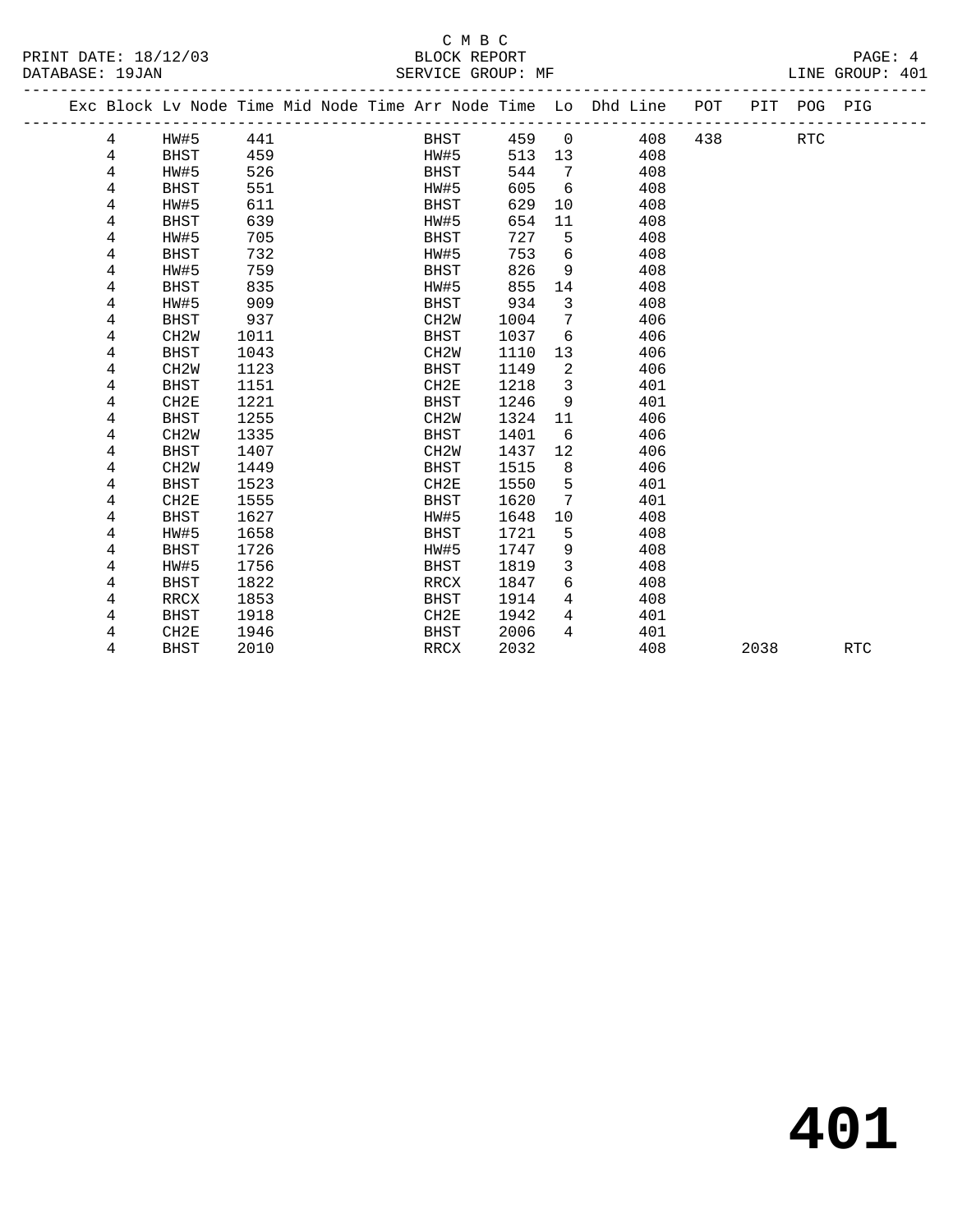C M B C

BLOCK REPORT

SERVICE GROUP: MF

PRINT DATE: 18/12/03
DATABASE: 19JAN

LINE GROUP: 401

| Exc | Block | Lv | Node | Time | Mid | Node | Time | Arr | Node | Time | Lo | Dhd | Line | POT | PIT | POG | PIG |
|---|---|---|---|---|---|---|---|---|---|---|---|---|---|---|---|---|---|
| | 4 | | HW#5 | 441 | | | | | BHST | 459 | 0 | | 408 | 438 | | RTC | |
| | 4 | | BHST | 459 | | | | | HW#5 | 513 | 13 | | 408 | | | | |
| | 4 | | HW#5 | 526 | | | | | BHST | 544 | 7 | | 408 | | | | |
| | 4 | | BHST | 551 | | | | | HW#5 | 605 | 6 | | 408 | | | | |
| | 4 | | HW#5 | 611 | | | | | BHST | 629 | 10 | | 408 | | | | |
| | 4 | | BHST | 639 | | | | | HW#5 | 654 | 11 | | 408 | | | | |
| | 4 | | HW#5 | 705 | | | | | BHST | 727 | 5 | | 408 | | | | |
| | 4 | | BHST | 732 | | | | | HW#5 | 753 | 6 | | 408 | | | | |
| | 4 | | HW#5 | 759 | | | | | BHST | 826 | 9 | | 408 | | | | |
| | 4 | | BHST | 835 | | | | | HW#5 | 855 | 14 | | 408 | | | | |
| | 4 | | HW#5 | 909 | | | | | BHST | 934 | 3 | | 408 | | | | |
| | 4 | | BHST | 937 | | | | | CH2W | 1004 | 7 | | 406 | | | | |
| | 4 | | CH2W | 1011 | | | | | BHST | 1037 | 6 | | 406 | | | | |
| | 4 | | BHST | 1043 | | | | | CH2W | 1110 | 13 | | 406 | | | | |
| | 4 | | CH2W | 1123 | | | | | BHST | 1149 | 2 | | 406 | | | | |
| | 4 | | BHST | 1151 | | | | | CH2E | 1218 | 3 | | 401 | | | | |
| | 4 | | CH2E | 1221 | | | | | BHST | 1246 | 9 | | 401 | | | | |
| | 4 | | BHST | 1255 | | | | | CH2W | 1324 | 11 | | 406 | | | | |
| | 4 | | CH2W | 1335 | | | | | BHST | 1401 | 6 | | 406 | | | | |
| | 4 | | BHST | 1407 | | | | | CH2W | 1437 | 12 | | 406 | | | | |
| | 4 | | CH2W | 1449 | | | | | BHST | 1515 | 8 | | 406 | | | | |
| | 4 | | BHST | 1523 | | | | | CH2E | 1550 | 5 | | 401 | | | | |
| | 4 | | CH2E | 1555 | | | | | BHST | 1620 | 7 | | 401 | | | | |
| | 4 | | BHST | 1627 | | | | | HW#5 | 1648 | 10 | | 408 | | | | |
| | 4 | | HW#5 | 1658 | | | | | BHST | 1721 | 5 | | 408 | | | | |
| | 4 | | BHST | 1726 | | | | | HW#5 | 1747 | 9 | | 408 | | | | |
| | 4 | | HW#5 | 1756 | | | | | BHST | 1819 | 3 | | 408 | | | | |
| | 4 | | BHST | 1822 | | | | | RRCX | 1847 | 6 | | 408 | | | | |
| | 4 | | RRCX | 1853 | | | | | BHST | 1914 | 4 | | 408 | | | | |
| | 4 | | BHST | 1918 | | | | | CH2E | 1942 | 4 | | 401 | | | | |
| | 4 | | CH2E | 1946 | | | | | BHST | 2006 | 4 | | 401 | | | | |
| | 4 | | BHST | 2010 | | | | | RRCX | 2032 | | | 408 | | 2038 | | RTC |

# 401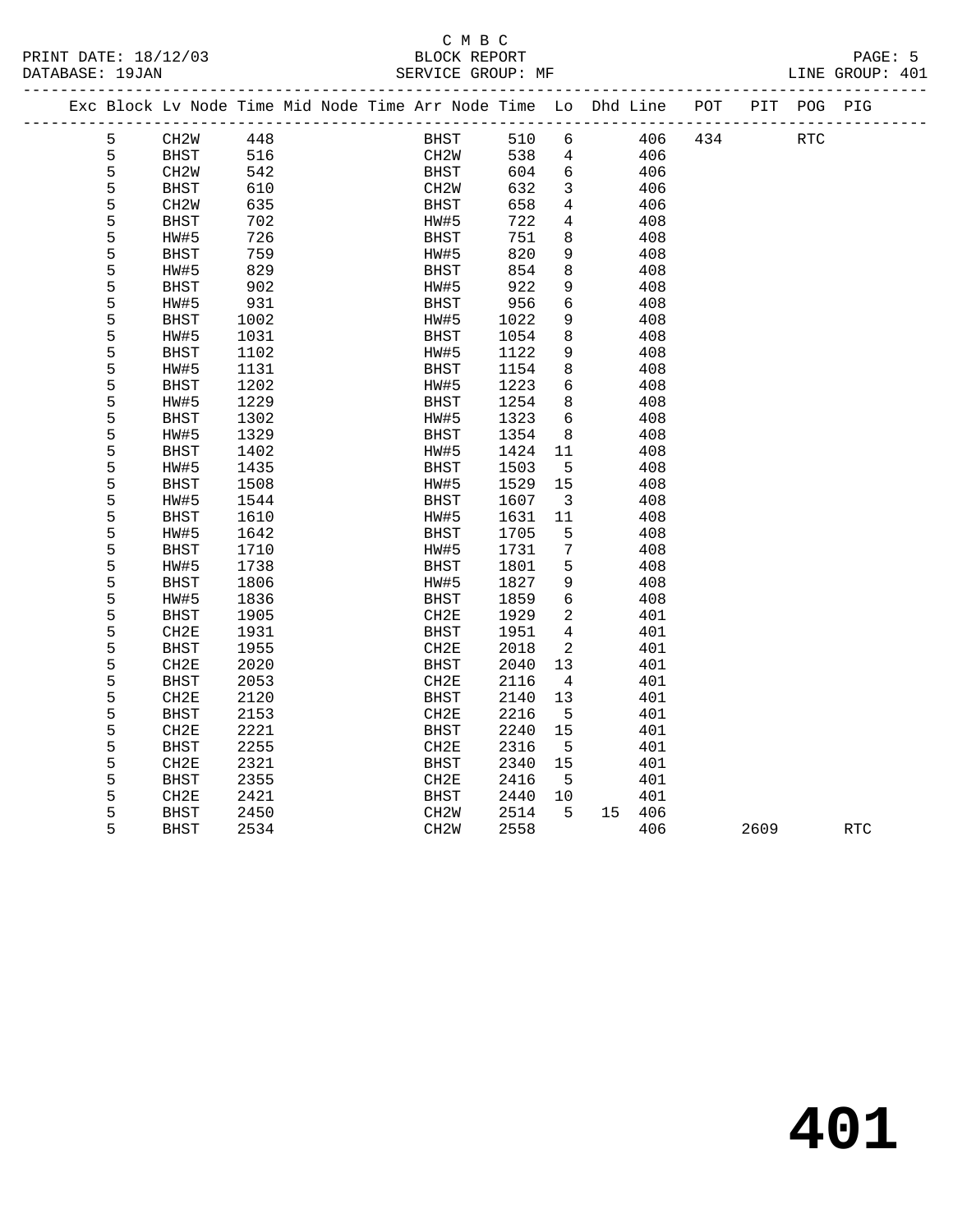C M B C

BLOCK REPORT

SERVICE GROUP: MF

PRINT DATE: 18/12/03

DATABASE: 19JAN

LINE GROUP: 401

| Exc | Block | Lv Node | Time | Mid Node | Time | Arr Node | Time | Lo | Dhd | Line | POT | PIT | POG | PIG |
|---|---|---|---|---|---|---|---|---|---|---|---|---|---|---|
| | 5 | CH2W | 448 | | | BHST | 510 | 6 | | 406 | 434 | | RTC | |
| | 5 | BHST | 516 | | | CH2W | 538 | 4 | | 406 | | | | |
| | 5 | CH2W | 542 | | | BHST | 604 | 6 | | 406 | | | | |
| | 5 | BHST | 610 | | | CH2W | 632 | 3 | | 406 | | | | |
| | 5 | CH2W | 635 | | | BHST | 658 | 4 | | 406 | | | | |
| | 5 | BHST | 702 | | | HW#5 | 722 | 4 | | 408 | | | | |
| | 5 | HW#5 | 726 | | | BHST | 751 | 8 | | 408 | | | | |
| | 5 | BHST | 759 | | | HW#5 | 820 | 9 | | 408 | | | | |
| | 5 | HW#5 | 829 | | | BHST | 854 | 8 | | 408 | | | | |
| | 5 | BHST | 902 | | | HW#5 | 922 | 9 | | 408 | | | | |
| | 5 | HW#5 | 931 | | | BHST | 956 | 6 | | 408 | | | | |
| | 5 | BHST | 1002 | | | HW#5 | 1022 | 9 | | 408 | | | | |
| | 5 | HW#5 | 1031 | | | BHST | 1054 | 8 | | 408 | | | | |
| | 5 | BHST | 1102 | | | HW#5 | 1122 | 9 | | 408 | | | | |
| | 5 | HW#5 | 1131 | | | BHST | 1154 | 8 | | 408 | | | | |
| | 5 | BHST | 1202 | | | HW#5 | 1223 | 6 | | 408 | | | | |
| | 5 | HW#5 | 1229 | | | BHST | 1254 | 8 | | 408 | | | | |
| | 5 | BHST | 1302 | | | HW#5 | 1323 | 6 | | 408 | | | | |
| | 5 | HW#5 | 1329 | | | BHST | 1354 | 8 | | 408 | | | | |
| | 5 | BHST | 1402 | | | HW#5 | 1424 | 11 | | 408 | | | | |
| | 5 | HW#5 | 1435 | | | BHST | 1503 | 5 | | 408 | | | | |
| | 5 | BHST | 1508 | | | HW#5 | 1529 | 15 | | 408 | | | | |
| | 5 | HW#5 | 1544 | | | BHST | 1607 | 3 | | 408 | | | | |
| | 5 | BHST | 1610 | | | HW#5 | 1631 | 11 | | 408 | | | | |
| | 5 | HW#5 | 1642 | | | BHST | 1705 | 5 | | 408 | | | | |
| | 5 | BHST | 1710 | | | HW#5 | 1731 | 7 | | 408 | | | | |
| | 5 | HW#5 | 1738 | | | BHST | 1801 | 5 | | 408 | | | | |
| | 5 | BHST | 1806 | | | HW#5 | 1827 | 9 | | 408 | | | | |
| | 5 | HW#5 | 1836 | | | BHST | 1859 | 6 | | 408 | | | | |
| | 5 | BHST | 1905 | | | CH2E | 1929 | 2 | | 401 | | | | |
| | 5 | CH2E | 1931 | | | BHST | 1951 | 4 | | 401 | | | | |
| | 5 | BHST | 1955 | | | CH2E | 2018 | 2 | | 401 | | | | |
| | 5 | CH2E | 2020 | | | BHST | 2040 | 13 | | 401 | | | | |
| | 5 | BHST | 2053 | | | CH2E | 2116 | 4 | | 401 | | | | |
| | 5 | CH2E | 2120 | | | BHST | 2140 | 13 | | 401 | | | | |
| | 5 | BHST | 2153 | | | CH2E | 2216 | 5 | | 401 | | | | |
| | 5 | CH2E | 2221 | | | BHST | 2240 | 15 | | 401 | | | | |
| | 5 | BHST | 2255 | | | CH2E | 2316 | 5 | | 401 | | | | |
| | 5 | CH2E | 2321 | | | BHST | 2340 | 15 | | 401 | | | | |
| | 5 | BHST | 2355 | | | CH2E | 2416 | 5 | | 401 | | | | |
| | 5 | CH2E | 2421 | | | BHST | 2440 | 10 | | 401 | | | | |
| | 5 | BHST | 2450 | | | CH2W | 2514 | 5 | 15 | 406 | | | | |
| | 5 | BHST | 2534 | | | CH2W | 2558 | | | 406 | | 2609 | | RTC |

# 401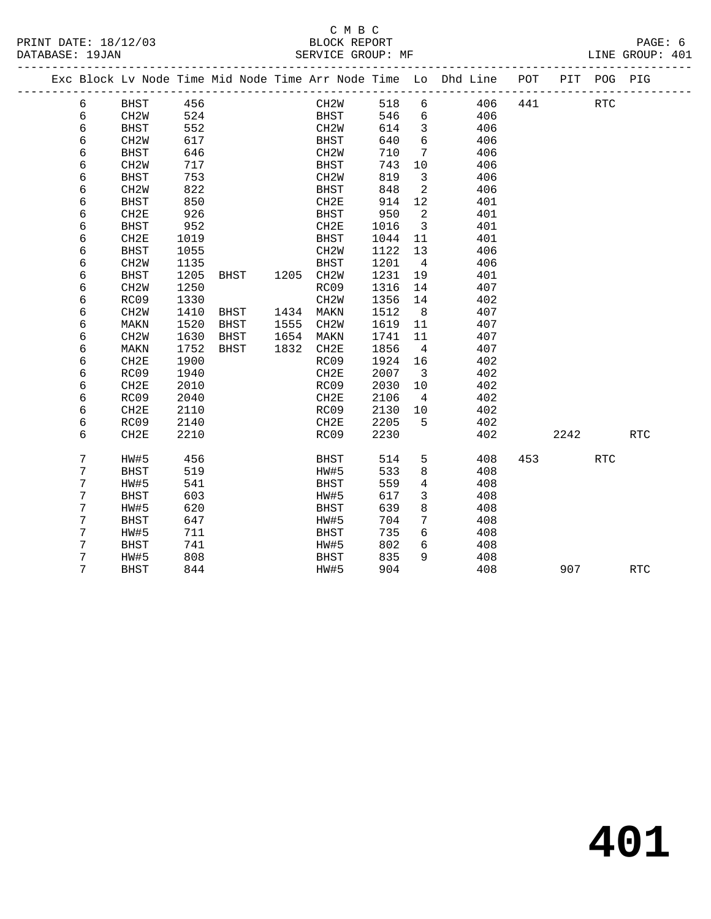C M B C
PRINT DATE: 18/12/03 BLOCK REPORT
DATABASE: 19JAN SERVICE GROUP: MF LINE GROUP: 401

| Exc | Block | Lv Node | Time | Mid Node | Time | Arr Node | Time | Lo | Dhd Line | POT | PIT | POG | PIG |
|---|---|---|---|---|---|---|---|---|---|---|---|---|---|
| | 6 | BHST | 456 | | | CH2W | 518 | 6 | 406 | 441 | | RTC | |
| | 6 | CH2W | 524 | | | BHST | 546 | 6 | 406 | | | | |
| | 6 | BHST | 552 | | | CH2W | 614 | 3 | 406 | | | | |
| | 6 | CH2W | 617 | | | BHST | 640 | 6 | 406 | | | | |
| | 6 | BHST | 646 | | | CH2W | 710 | 7 | 406 | | | | |
| | 6 | CH2W | 717 | | | BHST | 743 | 10 | 406 | | | | |
| | 6 | BHST | 753 | | | CH2W | 819 | 3 | 406 | | | | |
| | 6 | CH2W | 822 | | | BHST | 848 | 2 | 406 | | | | |
| | 6 | BHST | 850 | | | CH2E | 914 | 12 | 401 | | | | |
| | 6 | CH2E | 926 | | | BHST | 950 | 2 | 401 | | | | |
| | 6 | BHST | 952 | | | CH2E | 1016 | 3 | 401 | | | | |
| | 6 | CH2E | 1019 | | | BHST | 1044 | 11 | 401 | | | | |
| | 6 | BHST | 1055 | | | CH2W | 1122 | 13 | 406 | | | | |
| | 6 | CH2W | 1135 | | | BHST | 1201 | 4 | 406 | | | | |
| | 6 | BHST | 1205 | BHST | 1205 | CH2W | 1231 | 19 | 401 | | | | |
| | 6 | CH2W | 1250 | | | RC09 | 1316 | 14 | 407 | | | | |
| | 6 | RC09 | 1330 | | | CH2W | 1356 | 14 | 402 | | | | |
| | 6 | CH2W | 1410 | BHST | 1434 | MAKN | 1512 | 8 | 407 | | | | |
| | 6 | MAKN | 1520 | BHST | 1555 | CH2W | 1619 | 11 | 407 | | | | |
| | 6 | CH2W | 1630 | BHST | 1654 | MAKN | 1741 | 11 | 407 | | | | |
| | 6 | MAKN | 1752 | BHST | 1832 | CH2E | 1856 | 4 | 407 | | | | |
| | 6 | CH2E | 1900 | | | RC09 | 1924 | 16 | 402 | | | | |
| | 6 | RC09 | 1940 | | | CH2E | 2007 | 3 | 402 | | | | |
| | 6 | CH2E | 2010 | | | RC09 | 2030 | 10 | 402 | | | | |
| | 6 | RC09 | 2040 | | | CH2E | 2106 | 4 | 402 | | | | |
| | 6 | CH2E | 2110 | | | RC09 | 2130 | 10 | 402 | | | | |
| | 6 | RC09 | 2140 | | | CH2E | 2205 | 5 | 402 | | | | |
| | 6 | CH2E | 2210 | | | RC09 | 2230 | | 402 | | 2242 | | RTC |
| | 7 | HW#5 | 456 | | | BHST | 514 | 5 | 408 | 453 | | RTC | |
| | 7 | BHST | 519 | | | HW#5 | 533 | 8 | 408 | | | | |
| | 7 | HW#5 | 541 | | | BHST | 559 | 4 | 408 | | | | |
| | 7 | BHST | 603 | | | HW#5 | 617 | 3 | 408 | | | | |
| | 7 | HW#5 | 620 | | | BHST | 639 | 8 | 408 | | | | |
| | 7 | BHST | 647 | | | HW#5 | 704 | 7 | 408 | | | | |
| | 7 | HW#5 | 711 | | | BHST | 735 | 6 | 408 | | | | |
| | 7 | BHST | 741 | | | HW#5 | 802 | 6 | 408 | | | | |
| | 7 | HW#5 | 808 | | | BHST | 835 | 9 | 408 | | | | |
| | 7 | BHST | 844 | | | HW#5 | 904 | | 408 | | 907 | | RTC |

# 401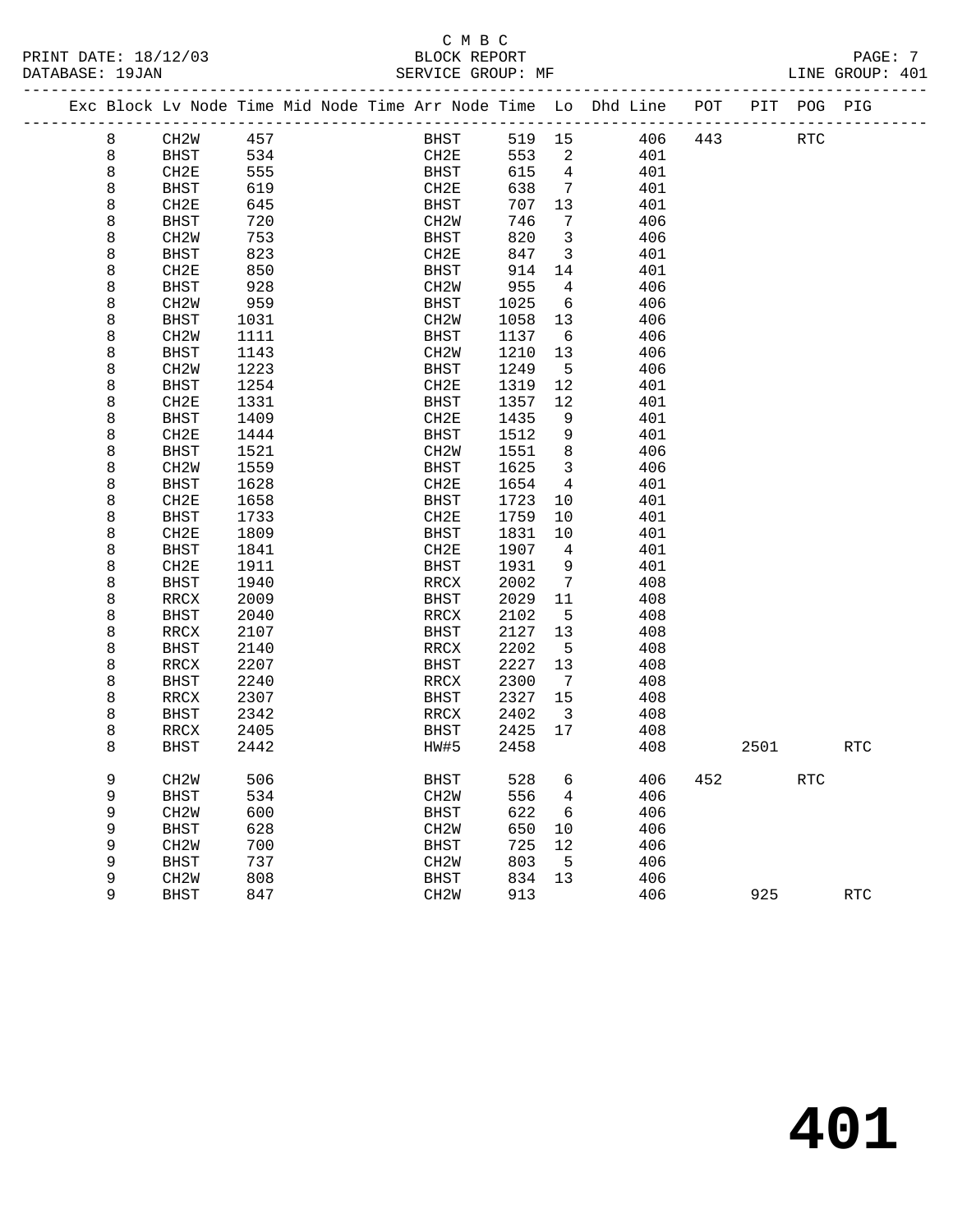C M B C
BLOCK REPORT
SERVICE GROUP: MF

PRINT DATE: 18/12/03
DATABASE: 19JAN
LINE GROUP: 401

| Exc | Block | Lv Node | Time | Mid Node | Time | Arr Node | Time | Lo | Dhd Line | POT | PIT | POG | PIG |
|---|---|---|---|---|---|---|---|---|---|---|---|---|---|
| | 8 | CH2W | 457 | | | BHST | 519 | 15 | 406 | 443 | | RTC | |
| | 8 | BHST | 534 | | | CH2E | 553 | 2 | 401 | | | | |
| | 8 | CH2E | 555 | | | BHST | 615 | 4 | 401 | | | | |
| | 8 | BHST | 619 | | | CH2E | 638 | 7 | 401 | | | | |
| | 8 | CH2E | 645 | | | BHST | 707 | 13 | 401 | | | | |
| | 8 | BHST | 720 | | | CH2W | 746 | 7 | 406 | | | | |
| | 8 | CH2W | 753 | | | BHST | 820 | 3 | 406 | | | | |
| | 8 | BHST | 823 | | | CH2E | 847 | 3 | 401 | | | | |
| | 8 | CH2E | 850 | | | BHST | 914 | 14 | 401 | | | | |
| | 8 | BHST | 928 | | | CH2W | 955 | 4 | 406 | | | | |
| | 8 | CH2W | 959 | | | BHST | 1025 | 6 | 406 | | | | |
| | 8 | BHST | 1031 | | | CH2W | 1058 | 13 | 406 | | | | |
| | 8 | CH2W | 1111 | | | BHST | 1137 | 6 | 406 | | | | |
| | 8 | BHST | 1143 | | | CH2W | 1210 | 13 | 406 | | | | |
| | 8 | CH2W | 1223 | | | BHST | 1249 | 5 | 406 | | | | |
| | 8 | BHST | 1254 | | | CH2E | 1319 | 12 | 401 | | | | |
| | 8 | CH2E | 1331 | | | BHST | 1357 | 12 | 401 | | | | |
| | 8 | BHST | 1409 | | | CH2E | 1435 | 9 | 401 | | | | |
| | 8 | CH2E | 1444 | | | BHST | 1512 | 9 | 401 | | | | |
| | 8 | BHST | 1521 | | | CH2W | 1551 | 8 | 406 | | | | |
| | 8 | CH2W | 1559 | | | BHST | 1625 | 3 | 406 | | | | |
| | 8 | BHST | 1628 | | | CH2E | 1654 | 4 | 401 | | | | |
| | 8 | CH2E | 1658 | | | BHST | 1723 | 10 | 401 | | | | |
| | 8 | BHST | 1733 | | | CH2E | 1759 | 10 | 401 | | | | |
| | 8 | CH2E | 1809 | | | BHST | 1831 | 10 | 401 | | | | |
| | 8 | BHST | 1841 | | | CH2E | 1907 | 4 | 401 | | | | |
| | 8 | CH2E | 1911 | | | BHST | 1931 | 9 | 401 | | | | |
| | 8 | BHST | 1940 | | | RRCX | 2002 | 7 | 408 | | | | |
| | 8 | RRCX | 2009 | | | BHST | 2029 | 11 | 408 | | | | |
| | 8 | BHST | 2040 | | | RRCX | 2102 | 5 | 408 | | | | |
| | 8 | RRCX | 2107 | | | BHST | 2127 | 13 | 408 | | | | |
| | 8 | BHST | 2140 | | | RRCX | 2202 | 5 | 408 | | | | |
| | 8 | RRCX | 2207 | | | BHST | 2227 | 13 | 408 | | | | |
| | 8 | BHST | 2240 | | | RRCX | 2300 | 7 | 408 | | | | |
| | 8 | RRCX | 2307 | | | BHST | 2327 | 15 | 408 | | | | |
| | 8 | BHST | 2342 | | | RRCX | 2402 | 3 | 408 | | | | |
| | 8 | RRCX | 2405 | | | BHST | 2425 | 17 | 408 | | | | |
| | 8 | BHST | 2442 | | | HW#5 | 2458 | | 408 | | 2501 | | RTC |
| | 9 | CH2W | 506 | | | BHST | 528 | 6 | 406 | 452 | | RTC | |
| | 9 | BHST | 534 | | | CH2W | 556 | 4 | 406 | | | | |
| | 9 | CH2W | 600 | | | BHST | 622 | 6 | 406 | | | | |
| | 9 | BHST | 628 | | | CH2W | 650 | 10 | 406 | | | | |
| | 9 | CH2W | 700 | | | BHST | 725 | 12 | 406 | | | | |
| | 9 | BHST | 737 | | | CH2W | 803 | 5 | 406 | | | | |
| | 9 | CH2W | 808 | | | BHST | 834 | 13 | 406 | | | | |
| | 9 | BHST | 847 | | | CH2W | 913 | | 406 | | 925 | | RTC |

# 401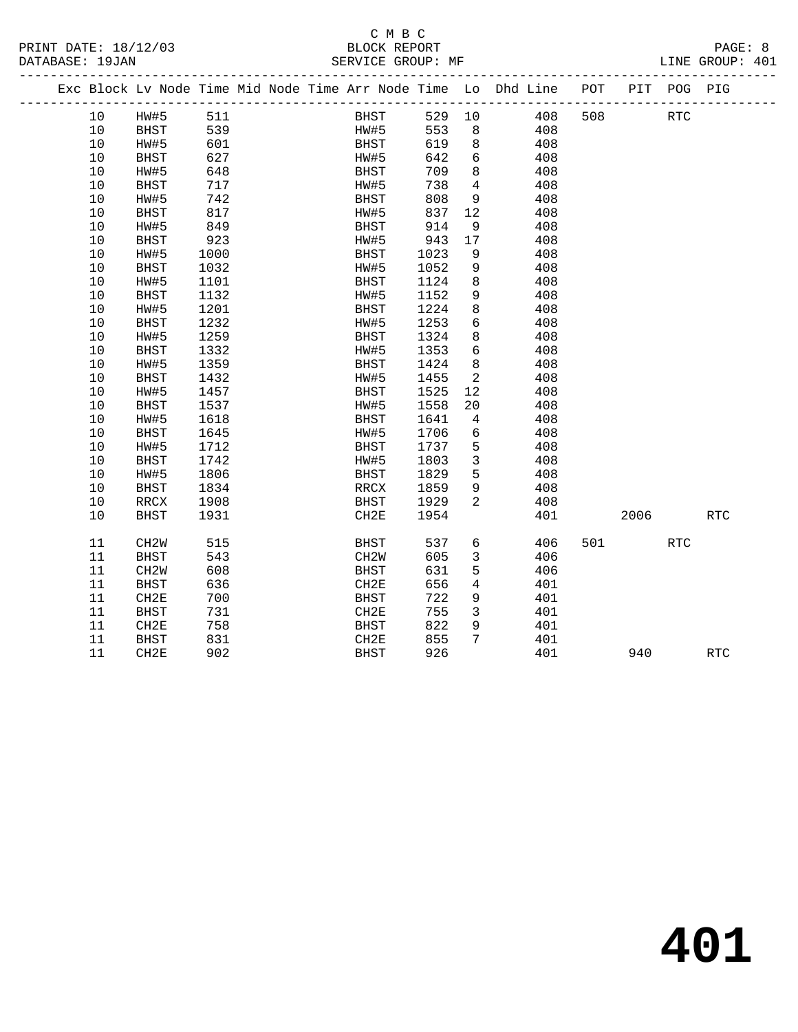C M B C
BLOCK REPORT
SERVICE GROUP: MF

PRINT DATE: 18/12/03
DATABASE: 19JAN
LINE GROUP: 401

| Exc | Block | Lv Node | Time | Mid Node | Time | Arr Node | Time | Lo | Dhd Line | POT | PIT | POG | PIG |
|---|---|---|---|---|---|---|---|---|---|---|---|---|---|
| | 10 | HW#5 | 511 | | | BHST | 529 | 10 | 408 | 508 | | RTC | |
| | 10 | BHST | 539 | | | HW#5 | 553 | 8 | 408 | | | | |
| | 10 | HW#5 | 601 | | | BHST | 619 | 8 | 408 | | | | |
| | 10 | BHST | 627 | | | HW#5 | 642 | 6 | 408 | | | | |
| | 10 | HW#5 | 648 | | | BHST | 709 | 8 | 408 | | | | |
| | 10 | BHST | 717 | | | HW#5 | 738 | 4 | 408 | | | | |
| | 10 | HW#5 | 742 | | | BHST | 808 | 9 | 408 | | | | |
| | 10 | BHST | 817 | | | HW#5 | 837 | 12 | 408 | | | | |
| | 10 | HW#5 | 849 | | | BHST | 914 | 9 | 408 | | | | |
| | 10 | BHST | 923 | | | HW#5 | 943 | 17 | 408 | | | | |
| | 10 | HW#5 | 1000 | | | BHST | 1023 | 9 | 408 | | | | |
| | 10 | BHST | 1032 | | | HW#5 | 1052 | 9 | 408 | | | | |
| | 10 | HW#5 | 1101 | | | BHST | 1124 | 8 | 408 | | | | |
| | 10 | BHST | 1132 | | | HW#5 | 1152 | 9 | 408 | | | | |
| | 10 | HW#5 | 1201 | | | BHST | 1224 | 8 | 408 | | | | |
| | 10 | BHST | 1232 | | | HW#5 | 1253 | 6 | 408 | | | | |
| | 10 | HW#5 | 1259 | | | BHST | 1324 | 8 | 408 | | | | |
| | 10 | BHST | 1332 | | | HW#5 | 1353 | 6 | 408 | | | | |
| | 10 | HW#5 | 1359 | | | BHST | 1424 | 8 | 408 | | | | |
| | 10 | BHST | 1432 | | | HW#5 | 1455 | 2 | 408 | | | | |
| | 10 | HW#5 | 1457 | | | BHST | 1525 | 12 | 408 | | | | |
| | 10 | BHST | 1537 | | | HW#5 | 1558 | 20 | 408 | | | | |
| | 10 | HW#5 | 1618 | | | BHST | 1641 | 4 | 408 | | | | |
| | 10 | BHST | 1645 | | | HW#5 | 1706 | 6 | 408 | | | | |
| | 10 | HW#5 | 1712 | | | BHST | 1737 | 5 | 408 | | | | |
| | 10 | BHST | 1742 | | | HW#5 | 1803 | 3 | 408 | | | | |
| | 10 | HW#5 | 1806 | | | BHST | 1829 | 5 | 408 | | | | |
| | 10 | BHST | 1834 | | | RRCX | 1859 | 9 | 408 | | | | |
| | 10 | RRCX | 1908 | | | BHST | 1929 | 2 | 408 | | | | |
| | 10 | BHST | 1931 | | | CH2E | 1954 | | 401 | | 2006 | | RTC |
| | 11 | CH2W | 515 | | | BHST | 537 | 6 | 406 | 501 | | RTC | |
| | 11 | BHST | 543 | | | CH2W | 605 | 3 | 406 | | | | |
| | 11 | CH2W | 608 | | | BHST | 631 | 5 | 406 | | | | |
| | 11 | BHST | 636 | | | CH2E | 656 | 4 | 401 | | | | |
| | 11 | CH2E | 700 | | | BHST | 722 | 9 | 401 | | | | |
| | 11 | BHST | 731 | | | CH2E | 755 | 3 | 401 | | | | |
| | 11 | CH2E | 758 | | | BHST | 822 | 9 | 401 | | | | |
| | 11 | BHST | 831 | | | CH2E | 855 | 7 | 401 | | | | |
| | 11 | CH2E | 902 | | | BHST | 926 | | 401 | | 940 | | RTC |

# 401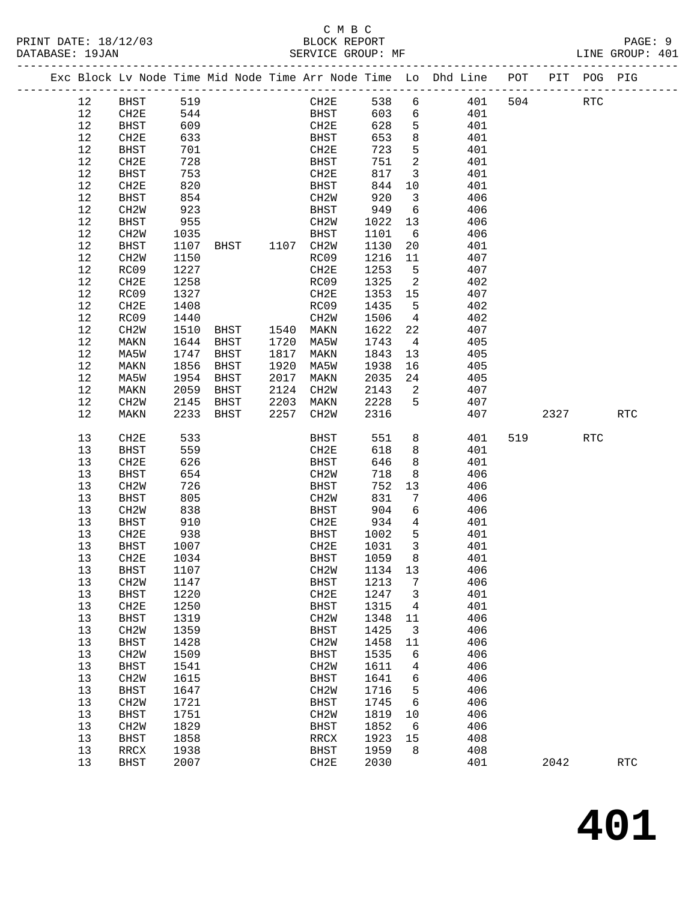C M B C
BLOCK REPORT
SERVICE GROUP: MF

PRINT DATE: 18/12/03
DATABASE: 19JAN
LINE GROUP: 401

| Exc | Block | Lv | Node | Time | Mid Node | Time | Arr Node | Time | Lo | Dhd Line | POT | PIT | POG | PIG |
|---|---|---|---|---|---|---|---|---|---|---|---|---|---|---|
| | 12 | | BHST | 519 | | | CH2E | 538 | 6 | 401 | 504 | | RTC | |
| | 12 | | CH2E | 544 | | | BHST | 603 | 6 | 401 | | | | |
| | 12 | | BHST | 609 | | | CH2E | 628 | 5 | 401 | | | | |
| | 12 | | CH2E | 633 | | | BHST | 653 | 8 | 401 | | | | |
| | 12 | | BHST | 701 | | | CH2E | 723 | 5 | 401 | | | | |
| | 12 | | CH2E | 728 | | | BHST | 751 | 2 | 401 | | | | |
| | 12 | | BHST | 753 | | | CH2E | 817 | 3 | 401 | | | | |
| | 12 | | CH2E | 820 | | | BHST | 844 | 10 | 401 | | | | |
| | 12 | | BHST | 854 | | | CH2W | 920 | 3 | 406 | | | | |
| | 12 | | CH2W | 923 | | | BHST | 949 | 6 | 406 | | | | |
| | 12 | | BHST | 955 | | | CH2W | 1022 | 13 | 406 | | | | |
| | 12 | | CH2W | 1035 | | | BHST | 1101 | 6 | 406 | | | | |
| | 12 | | BHST | 1107 | BHST | 1107 | CH2W | 1130 | 20 | 401 | | | | |
| | 12 | | CH2W | 1150 | | | RC09 | 1216 | 11 | 407 | | | | |
| | 12 | | RC09 | 1227 | | | CH2E | 1253 | 5 | 407 | | | | |
| | 12 | | CH2E | 1258 | | | RC09 | 1325 | 2 | 402 | | | | |
| | 12 | | RC09 | 1327 | | | CH2E | 1353 | 15 | 407 | | | | |
| | 12 | | CH2E | 1408 | | | RC09 | 1435 | 5 | 402 | | | | |
| | 12 | | RC09 | 1440 | | | CH2W | 1506 | 4 | 402 | | | | |
| | 12 | | CH2W | 1510 | BHST | 1540 | MAKN | 1622 | 22 | 407 | | | | |
| | 12 | | MAKN | 1644 | BHST | 1720 | MA5W | 1743 | 4 | 405 | | | | |
| | 12 | | MA5W | 1747 | BHST | 1817 | MAKN | 1843 | 13 | 405 | | | | |
| | 12 | | MAKN | 1856 | BHST | 1920 | MA5W | 1938 | 16 | 405 | | | | |
| | 12 | | MA5W | 1954 | BHST | 2017 | MAKN | 2035 | 24 | 405 | | | | |
| | 12 | | MAKN | 2059 | BHST | 2124 | CH2W | 2143 | 2 | 407 | | | | |
| | 12 | | CH2W | 2145 | BHST | 2203 | MAKN | 2228 | 5 | 407 | | | | |
| | 12 | | MAKN | 2233 | BHST | 2257 | CH2W | 2316 | | 407 | | 2327 | | RTC |
| | 13 | | CH2E | 533 | | | BHST | 551 | 8 | 401 | 519 | | RTC | |
| | 13 | | BHST | 559 | | | CH2E | 618 | 8 | 401 | | | | |
| | 13 | | CH2E | 626 | | | BHST | 646 | 8 | 401 | | | | |
| | 13 | | BHST | 654 | | | CH2W | 718 | 8 | 406 | | | | |
| | 13 | | CH2W | 726 | | | BHST | 752 | 13 | 406 | | | | |
| | 13 | | BHST | 805 | | | CH2W | 831 | 7 | 406 | | | | |
| | 13 | | CH2W | 838 | | | BHST | 904 | 6 | 406 | | | | |
| | 13 | | BHST | 910 | | | CH2E | 934 | 4 | 401 | | | | |
| | 13 | | CH2E | 938 | | | BHST | 1002 | 5 | 401 | | | | |
| | 13 | | BHST | 1007 | | | CH2E | 1031 | 3 | 401 | | | | |
| | 13 | | CH2E | 1034 | | | BHST | 1059 | 8 | 401 | | | | |
| | 13 | | BHST | 1107 | | | CH2W | 1134 | 13 | 406 | | | | |
| | 13 | | CH2W | 1147 | | | BHST | 1213 | 7 | 406 | | | | |
| | 13 | | BHST | 1220 | | | CH2E | 1247 | 3 | 401 | | | | |
| | 13 | | CH2E | 1250 | | | BHST | 1315 | 4 | 401 | | | | |
| | 13 | | BHST | 1319 | | | CH2W | 1348 | 11 | 406 | | | | |
| | 13 | | CH2W | 1359 | | | BHST | 1425 | 3 | 406 | | | | |
| | 13 | | BHST | 1428 | | | CH2W | 1458 | 11 | 406 | | | | |
| | 13 | | CH2W | 1509 | | | BHST | 1535 | 6 | 406 | | | | |
| | 13 | | BHST | 1541 | | | CH2W | 1611 | 4 | 406 | | | | |
| | 13 | | CH2W | 1615 | | | BHST | 1641 | 6 | 406 | | | | |
| | 13 | | BHST | 1647 | | | CH2W | 1716 | 5 | 406 | | | | |
| | 13 | | CH2W | 1721 | | | BHST | 1745 | 6 | 406 | | | | |
| | 13 | | BHST | 1751 | | | CH2W | 1819 | 10 | 406 | | | | |
| | 13 | | CH2W | 1829 | | | BHST | 1852 | 6 | 406 | | | | |
| | 13 | | BHST | 1858 | | | RRCX | 1923 | 15 | 408 | | | | |
| | 13 | | RRCX | 1938 | | | BHST | 1959 | 8 | 408 | | | | |
| | 13 | | BHST | 2007 | | | CH2E | 2030 | | 401 | | 2042 | | RTC |

# 401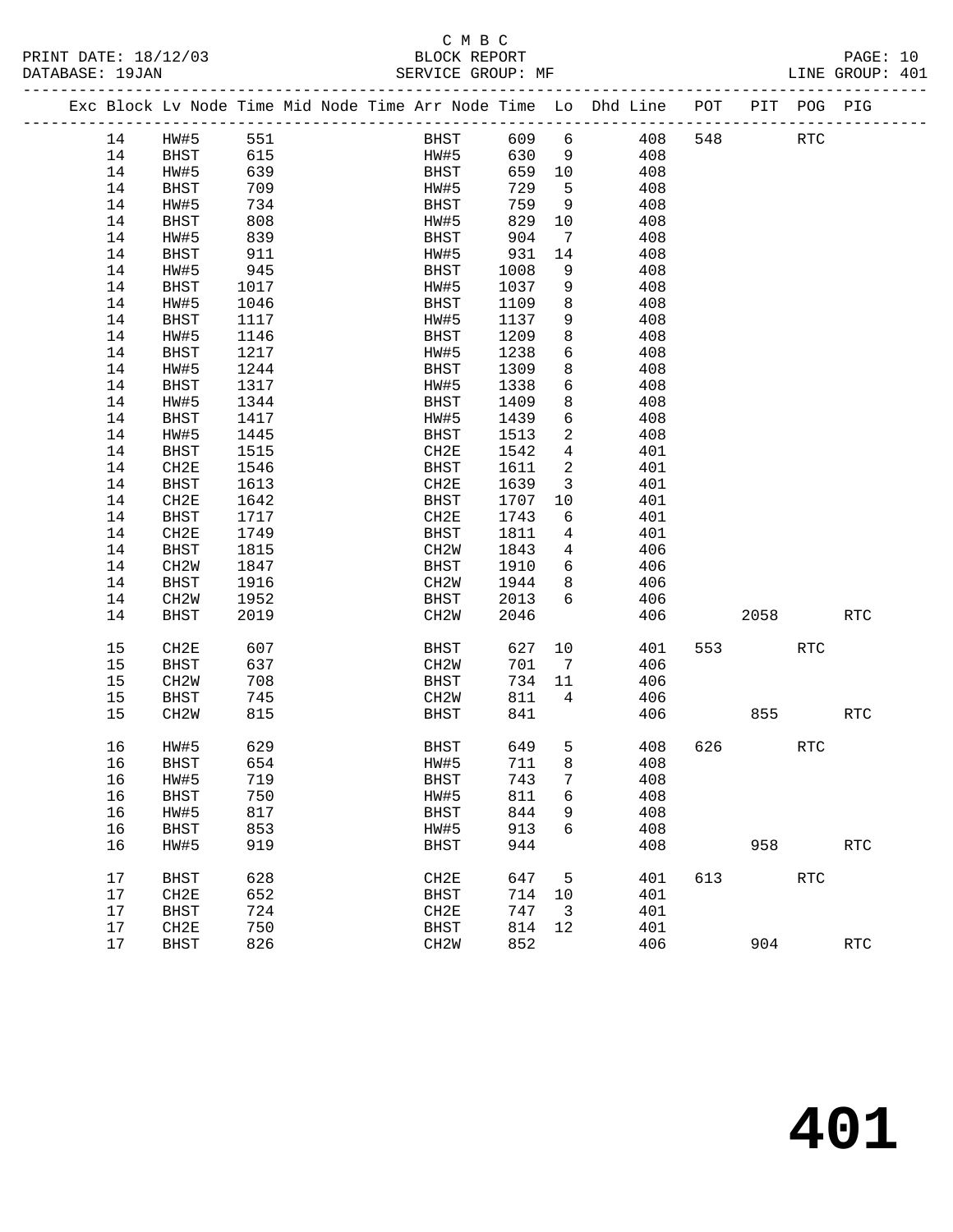C M B C

BLOCK REPORT

SERVICE GROUP: MF

LINE GROUP: 401

| Exc | Block | Lv Node | Time | Mid Node | Time | Arr Node | Time | Lo | Dhd Line | POT | PIT | POG | PIG |
|---|---|---|---|---|---|---|---|---|---|---|---|---|---|
| | 14 | HW#5 | 551 | | | BHST | 609 | 6 | 408 | 548 | | RTC | |
| | 14 | BHST | 615 | | | HW#5 | 630 | 9 | 408 | | | | |
| | 14 | HW#5 | 639 | | | BHST | 659 | 10 | 408 | | | | |
| | 14 | BHST | 709 | | | HW#5 | 729 | 5 | 408 | | | | |
| | 14 | HW#5 | 734 | | | BHST | 759 | 9 | 408 | | | | |
| | 14 | BHST | 808 | | | HW#5 | 829 | 10 | 408 | | | | |
| | 14 | HW#5 | 839 | | | BHST | 904 | 7 | 408 | | | | |
| | 14 | BHST | 911 | | | HW#5 | 931 | 14 | 408 | | | | |
| | 14 | HW#5 | 945 | | | BHST | 1008 | 9 | 408 | | | | |
| | 14 | BHST | 1017 | | | HW#5 | 1037 | 9 | 408 | | | | |
| | 14 | HW#5 | 1046 | | | BHST | 1109 | 8 | 408 | | | | |
| | 14 | BHST | 1117 | | | HW#5 | 1137 | 9 | 408 | | | | |
| | 14 | HW#5 | 1146 | | | BHST | 1209 | 8 | 408 | | | | |
| | 14 | BHST | 1217 | | | HW#5 | 1238 | 6 | 408 | | | | |
| | 14 | HW#5 | 1244 | | | BHST | 1309 | 8 | 408 | | | | |
| | 14 | BHST | 1317 | | | HW#5 | 1338 | 6 | 408 | | | | |
| | 14 | HW#5 | 1344 | | | BHST | 1409 | 8 | 408 | | | | |
| | 14 | BHST | 1417 | | | HW#5 | 1439 | 6 | 408 | | | | |
| | 14 | HW#5 | 1445 | | | BHST | 1513 | 2 | 408 | | | | |
| | 14 | BHST | 1515 | | | CH2E | 1542 | 4 | 401 | | | | |
| | 14 | CH2E | 1546 | | | BHST | 1611 | 2 | 401 | | | | |
| | 14 | BHST | 1613 | | | CH2E | 1639 | 3 | 401 | | | | |
| | 14 | CH2E | 1642 | | | BHST | 1707 | 10 | 401 | | | | |
| | 14 | BHST | 1717 | | | CH2E | 1743 | 6 | 401 | | | | |
| | 14 | CH2E | 1749 | | | BHST | 1811 | 4 | 401 | | | | |
| | 14 | BHST | 1815 | | | CH2W | 1843 | 4 | 406 | | | | |
| | 14 | CH2W | 1847 | | | BHST | 1910 | 6 | 406 | | | | |
| | 14 | BHST | 1916 | | | CH2W | 1944 | 8 | 406 | | | | |
| | 14 | CH2W | 1952 | | | BHST | 2013 | 6 | 406 | | | | |
| | 14 | BHST | 2019 | | | CH2W | 2046 | | 406 | | 2058 | | RTC |
| | 15 | CH2E | 607 | | | BHST | 627 | 10 | 401 | 553 | | RTC | |
| | 15 | BHST | 637 | | | CH2W | 701 | 7 | 406 | | | | |
| | 15 | CH2W | 708 | | | BHST | 734 | 11 | 406 | | | | |
| | 15 | BHST | 745 | | | CH2W | 811 | 4 | 406 | | | | |
| | 15 | CH2W | 815 | | | BHST | 841 | | 406 | | 855 | | RTC |
| | 16 | HW#5 | 629 | | | BHST | 649 | 5 | 408 | 626 | | RTC | |
| | 16 | BHST | 654 | | | HW#5 | 711 | 8 | 408 | | | | |
| | 16 | HW#5 | 719 | | | BHST | 743 | 7 | 408 | | | | |
| | 16 | BHST | 750 | | | HW#5 | 811 | 6 | 408 | | | | |
| | 16 | HW#5 | 817 | | | BHST | 844 | 9 | 408 | | | | |
| | 16 | BHST | 853 | | | HW#5 | 913 | 6 | 408 | | | | |
| | 16 | HW#5 | 919 | | | BHST | 944 | | 408 | | 958 | | RTC |
| | 17 | BHST | 628 | | | CH2E | 647 | 5 | 401 | 613 | | RTC | |
| | 17 | CH2E | 652 | | | BHST | 714 | 10 | 401 | | | | |
| | 17 | BHST | 724 | | | CH2E | 747 | 3 | 401 | | | | |
| | 17 | CH2E | 750 | | | BHST | 814 | 12 | 401 | | | | |
| | 17 | BHST | 826 | | | CH2W | 852 | | 406 | | 904 | | RTC |

# 401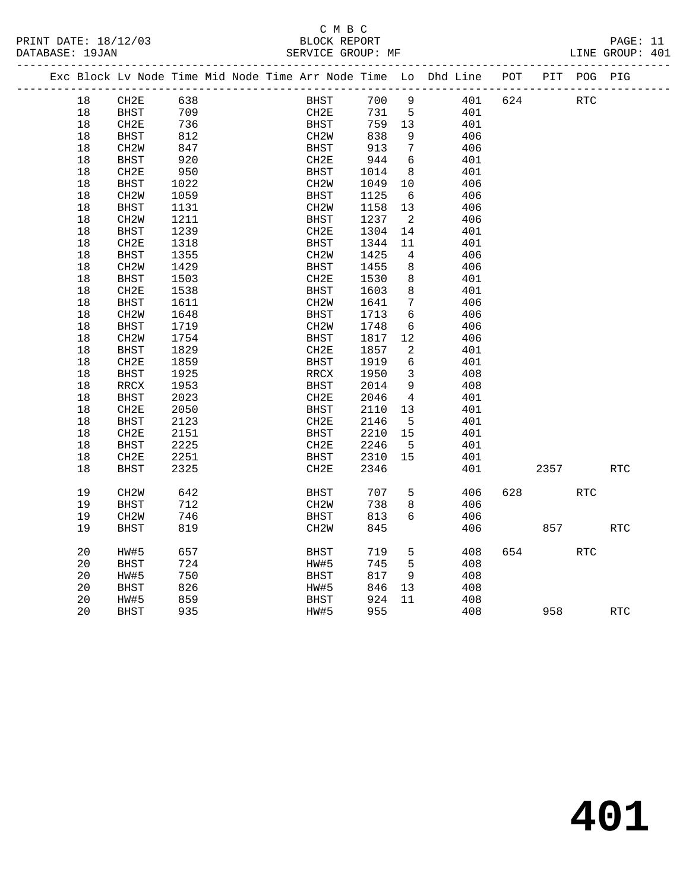C M B C

BLOCK REPORT

SERVICE GROUP: MF

PRINT DATE: 18/12/03

DATABASE: 19JAN

LINE GROUP: 401

| Exc | Block | Lv Node | Time | Mid Node | Time | Arr Node | Time | Lo | Dhd Line | POT | PIT | POG | PIG |
|---|---|---|---|---|---|---|---|---|---|---|---|---|---|
| | 18 | CH2E | 638 | | | BHST | 700 | 9 | 401 | 624 | | RTC | |
| | 18 | BHST | 709 | | | CH2E | 731 | 5 | 401 | | | | |
| | 18 | CH2E | 736 | | | BHST | 759 | 13 | 401 | | | | |
| | 18 | BHST | 812 | | | CH2W | 838 | 9 | 406 | | | | |
| | 18 | CH2W | 847 | | | BHST | 913 | 7 | 406 | | | | |
| | 18 | BHST | 920 | | | CH2E | 944 | 6 | 401 | | | | |
| | 18 | CH2E | 950 | | | BHST | 1014 | 8 | 401 | | | | |
| | 18 | BHST | 1022 | | | CH2W | 1049 | 10 | 406 | | | | |
| | 18 | CH2W | 1059 | | | BHST | 1125 | 6 | 406 | | | | |
| | 18 | BHST | 1131 | | | CH2W | 1158 | 13 | 406 | | | | |
| | 18 | CH2W | 1211 | | | BHST | 1237 | 2 | 406 | | | | |
| | 18 | BHST | 1239 | | | CH2E | 1304 | 14 | 401 | | | | |
| | 18 | CH2E | 1318 | | | BHST | 1344 | 11 | 401 | | | | |
| | 18 | BHST | 1355 | | | CH2W | 1425 | 4 | 406 | | | | |
| | 18 | CH2W | 1429 | | | BHST | 1455 | 8 | 406 | | | | |
| | 18 | BHST | 1503 | | | CH2E | 1530 | 8 | 401 | | | | |
| | 18 | CH2E | 1538 | | | BHST | 1603 | 8 | 401 | | | | |
| | 18 | BHST | 1611 | | | CH2W | 1641 | 7 | 406 | | | | |
| | 18 | CH2W | 1648 | | | BHST | 1713 | 6 | 406 | | | | |
| | 18 | BHST | 1719 | | | CH2W | 1748 | 6 | 406 | | | | |
| | 18 | CH2W | 1754 | | | BHST | 1817 | 12 | 406 | | | | |
| | 18 | BHST | 1829 | | | CH2E | 1857 | 2 | 401 | | | | |
| | 18 | CH2E | 1859 | | | BHST | 1919 | 6 | 401 | | | | |
| | 18 | BHST | 1925 | | | RRCX | 1950 | 3 | 408 | | | | |
| | 18 | RRCX | 1953 | | | BHST | 2014 | 9 | 408 | | | | |
| | 18 | BHST | 2023 | | | CH2E | 2046 | 4 | 401 | | | | |
| | 18 | CH2E | 2050 | | | BHST | 2110 | 13 | 401 | | | | |
| | 18 | BHST | 2123 | | | CH2E | 2146 | 5 | 401 | | | | |
| | 18 | CH2E | 2151 | | | BHST | 2210 | 15 | 401 | | | | |
| | 18 | BHST | 2225 | | | CH2E | 2246 | 5 | 401 | | | | |
| | 18 | CH2E | 2251 | | | BHST | 2310 | 15 | 401 | | | | |
| | 18 | BHST | 2325 | | | CH2E | 2346 | | 401 | | 2357 | | RTC |
| | 19 | CH2W | 642 | | | BHST | 707 | 5 | 406 | 628 | | RTC | |
| | 19 | BHST | 712 | | | CH2W | 738 | 8 | 406 | | | | |
| | 19 | CH2W | 746 | | | BHST | 813 | 6 | 406 | | | | |
| | 19 | BHST | 819 | | | CH2W | 845 | | 406 | | 857 | | RTC |
| | 20 | HW#5 | 657 | | | BHST | 719 | 5 | 408 | 654 | | RTC | |
| | 20 | BHST | 724 | | | HW#5 | 745 | 5 | 408 | | | | |
| | 20 | HW#5 | 750 | | | BHST | 817 | 9 | 408 | | | | |
| | 20 | BHST | 826 | | | HW#5 | 846 | 13 | 408 | | | | |
| | 20 | HW#5 | 859 | | | BHST | 924 | 11 | 408 | | | | |
| | 20 | BHST | 935 | | | HW#5 | 955 | | 408 | | 958 | | RTC |

# 401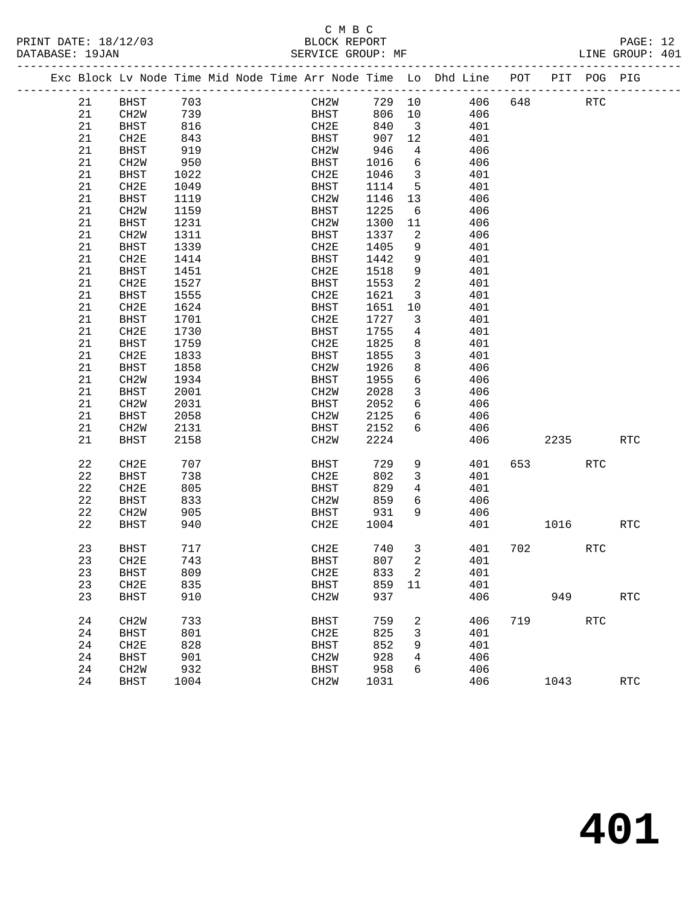C M B C

BLOCK REPORT

SERVICE GROUP: MF

PRINT DATE: 18/12/03
DATABASE: 19JAN

LINE GROUP: 401

| Exc | Block | Lv Node | Time | Mid Node | Time | Arr Node | Time | Lo | Dhd Line | POT | PIT | POG | PIG |
|---|---|---|---|---|---|---|---|---|---|---|---|---|---|
| | 21 | BHST | 703 | | | CH2W | 729 | 10 | 406 | 648 | | RTC | |
| | 21 | CH2W | 739 | | | BHST | 806 | 10 | 406 | | | | |
| | 21 | BHST | 816 | | | CH2E | 840 | 3 | 401 | | | | |
| | 21 | CH2E | 843 | | | BHST | 907 | 12 | 401 | | | | |
| | 21 | BHST | 919 | | | CH2W | 946 | 4 | 406 | | | | |
| | 21 | CH2W | 950 | | | BHST | 1016 | 6 | 406 | | | | |
| | 21 | BHST | 1022 | | | CH2E | 1046 | 3 | 401 | | | | |
| | 21 | CH2E | 1049 | | | BHST | 1114 | 5 | 401 | | | | |
| | 21 | BHST | 1119 | | | CH2W | 1146 | 13 | 406 | | | | |
| | 21 | CH2W | 1159 | | | BHST | 1225 | 6 | 406 | | | | |
| | 21 | BHST | 1231 | | | CH2W | 1300 | 11 | 406 | | | | |
| | 21 | CH2W | 1311 | | | BHST | 1337 | 2 | 406 | | | | |
| | 21 | BHST | 1339 | | | CH2E | 1405 | 9 | 401 | | | | |
| | 21 | CH2E | 1414 | | | BHST | 1442 | 9 | 401 | | | | |
| | 21 | BHST | 1451 | | | CH2E | 1518 | 9 | 401 | | | | |
| | 21 | CH2E | 1527 | | | BHST | 1553 | 2 | 401 | | | | |
| | 21 | BHST | 1555 | | | CH2E | 1621 | 3 | 401 | | | | |
| | 21 | CH2E | 1624 | | | BHST | 1651 | 10 | 401 | | | | |
| | 21 | BHST | 1701 | | | CH2E | 1727 | 3 | 401 | | | | |
| | 21 | CH2E | 1730 | | | BHST | 1755 | 4 | 401 | | | | |
| | 21 | BHST | 1759 | | | CH2E | 1825 | 8 | 401 | | | | |
| | 21 | CH2E | 1833 | | | BHST | 1855 | 3 | 401 | | | | |
| | 21 | BHST | 1858 | | | CH2W | 1926 | 8 | 406 | | | | |
| | 21 | CH2W | 1934 | | | BHST | 1955 | 6 | 406 | | | | |
| | 21 | BHST | 2001 | | | CH2W | 2028 | 3 | 406 | | | | |
| | 21 | CH2W | 2031 | | | BHST | 2052 | 6 | 406 | | | | |
| | 21 | BHST | 2058 | | | CH2W | 2125 | 6 | 406 | | | | |
| | 21 | CH2W | 2131 | | | BHST | 2152 | 6 | 406 | | | | |
| | 21 | BHST | 2158 | | | CH2W | 2224 | | 406 | | 2235 | | RTC |
| | 22 | CH2E | 707 | | | BHST | 729 | 9 | 401 | 653 | | RTC | |
| | 22 | BHST | 738 | | | CH2E | 802 | 3 | 401 | | | | |
| | 22 | CH2E | 805 | | | BHST | 829 | 4 | 401 | | | | |
| | 22 | BHST | 833 | | | CH2W | 859 | 6 | 406 | | | | |
| | 22 | CH2W | 905 | | | BHST | 931 | 9 | 406 | | | | |
| | 22 | BHST | 940 | | | CH2E | 1004 | | 401 | | 1016 | | RTC |
| | 23 | BHST | 717 | | | CH2E | 740 | 3 | 401 | 702 | | RTC | |
| | 23 | CH2E | 743 | | | BHST | 807 | 2 | 401 | | | | |
| | 23 | BHST | 809 | | | CH2E | 833 | 2 | 401 | | | | |
| | 23 | CH2E | 835 | | | BHST | 859 | 11 | 401 | | | | |
| | 23 | BHST | 910 | | | CH2W | 937 | | 406 | | 949 | | RTC |
| | 24 | CH2W | 733 | | | BHST | 759 | 2 | 406 | 719 | | RTC | |
| | 24 | BHST | 801 | | | CH2E | 825 | 3 | 401 | | | | |
| | 24 | CH2E | 828 | | | BHST | 852 | 9 | 401 | | | | |
| | 24 | BHST | 901 | | | CH2W | 928 | 4 | 406 | | | | |
| | 24 | CH2W | 932 | | | BHST | 958 | 6 | 406 | | | | |
| | 24 | BHST | 1004 | | | CH2W | 1031 | | 406 | | 1043 | | RTC |

401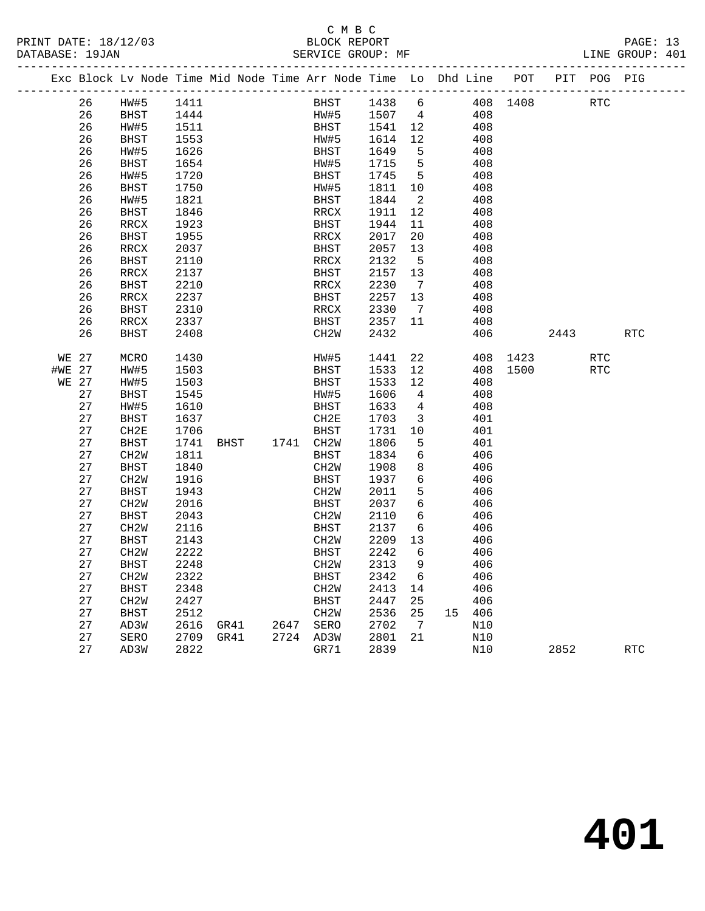C M B C
BLOCK REPORT
SERVICE GROUP: MF

PRINT DATE: 18/12/03
DATABASE: 19JAN
LINE GROUP: 401

| Exc | Block | Lv Node | Time | Mid Node | Time | Arr Node | Time | Lo | Dhd | Line | POT | PIT | POG | PIG |
|---|---|---|---|---|---|---|---|---|---|---|---|---|---|---|
| | 26 | HW#5 | 1411 | | | BHST | 1438 | 6 | | 408 | 1408 | | RTC | |
| | 26 | BHST | 1444 | | | HW#5 | 1507 | 4 | | 408 | | | | |
| | 26 | HW#5 | 1511 | | | BHST | 1541 | 12 | | 408 | | | | |
| | 26 | BHST | 1553 | | | HW#5 | 1614 | 12 | | 408 | | | | |
| | 26 | HW#5 | 1626 | | | BHST | 1649 | 5 | | 408 | | | | |
| | 26 | BHST | 1654 | | | HW#5 | 1715 | 5 | | 408 | | | | |
| | 26 | HW#5 | 1720 | | | BHST | 1745 | 5 | | 408 | | | | |
| | 26 | BHST | 1750 | | | HW#5 | 1811 | 10 | | 408 | | | | |
| | 26 | HW#5 | 1821 | | | BHST | 1844 | 2 | | 408 | | | | |
| | 26 | BHST | 1846 | | | RRCX | 1911 | 12 | | 408 | | | | |
| | 26 | RRCX | 1923 | | | BHST | 1944 | 11 | | 408 | | | | |
| | 26 | BHST | 1955 | | | RRCX | 2017 | 20 | | 408 | | | | |
| | 26 | RRCX | 2037 | | | BHST | 2057 | 13 | | 408 | | | | |
| | 26 | BHST | 2110 | | | RRCX | 2132 | 5 | | 408 | | | | |
| | 26 | RRCX | 2137 | | | BHST | 2157 | 13 | | 408 | | | | |
| | 26 | BHST | 2210 | | | RRCX | 2230 | 7 | | 408 | | | | |
| | 26 | RRCX | 2237 | | | BHST | 2257 | 13 | | 408 | | | | |
| | 26 | BHST | 2310 | | | RRCX | 2330 | 7 | | 408 | | | | |
| | 26 | RRCX | 2337 | | | BHST | 2357 | 11 | | 408 | | | | |
| | 26 | BHST | 2408 | | | CH2W | 2432 | | | 406 | | 2443 | | RTC |
| WE | 27 | MCRO | 1430 | | | HW#5 | 1441 | 22 | | 408 | 1423 | | RTC | |
| #WE | 27 | HW#5 | 1503 | | | BHST | 1533 | 12 | | 408 | 1500 | | RTC | |
| WE | 27 | HW#5 | 1503 | | | BHST | 1533 | 12 | | 408 | | | | |
| | 27 | BHST | 1545 | | | HW#5 | 1606 | 4 | | 408 | | | | |
| | 27 | HW#5 | 1610 | | | BHST | 1633 | 4 | | 408 | | | | |
| | 27 | BHST | 1637 | | | CH2E | 1703 | 3 | | 401 | | | | |
| | 27 | CH2E | 1706 | | | BHST | 1731 | 10 | | 401 | | | | |
| | 27 | BHST | 1741 | BHST | 1741 | CH2W | 1806 | 5 | | 401 | | | | |
| | 27 | CH2W | 1811 | | | BHST | 1834 | 6 | | 406 | | | | |
| | 27 | BHST | 1840 | | | CH2W | 1908 | 8 | | 406 | | | | |
| | 27 | CH2W | 1916 | | | BHST | 1937 | 6 | | 406 | | | | |
| | 27 | BHST | 1943 | | | CH2W | 2011 | 5 | | 406 | | | | |
| | 27 | CH2W | 2016 | | | BHST | 2037 | 6 | | 406 | | | | |
| | 27 | BHST | 2043 | | | CH2W | 2110 | 6 | | 406 | | | | |
| | 27 | CH2W | 2116 | | | BHST | 2137 | 6 | | 406 | | | | |
| | 27 | BHST | 2143 | | | CH2W | 2209 | 13 | | 406 | | | | |
| | 27 | CH2W | 2222 | | | BHST | 2242 | 6 | | 406 | | | | |
| | 27 | BHST | 2248 | | | CH2W | 2313 | 9 | | 406 | | | | |
| | 27 | CH2W | 2322 | | | BHST | 2342 | 6 | | 406 | | | | |
| | 27 | BHST | 2348 | | | CH2W | 2413 | 14 | | 406 | | | | |
| | 27 | CH2W | 2427 | | | BHST | 2447 | 25 | | 406 | | | | |
| | 27 | BHST | 2512 | | | CH2W | 2536 | 25 | 15 | 406 | | | | |
| | 27 | AD3W | 2616 | GR41 | 2647 | SERO | 2702 | 7 | | N10 | | | | |
| | 27 | SERO | 2709 | GR41 | 2724 | AD3W | 2801 | 21 | | N10 | | | | |
| | 27 | AD3W | 2822 | | | GR71 | 2839 | | | N10 | | 2852 | | RTC |

**401**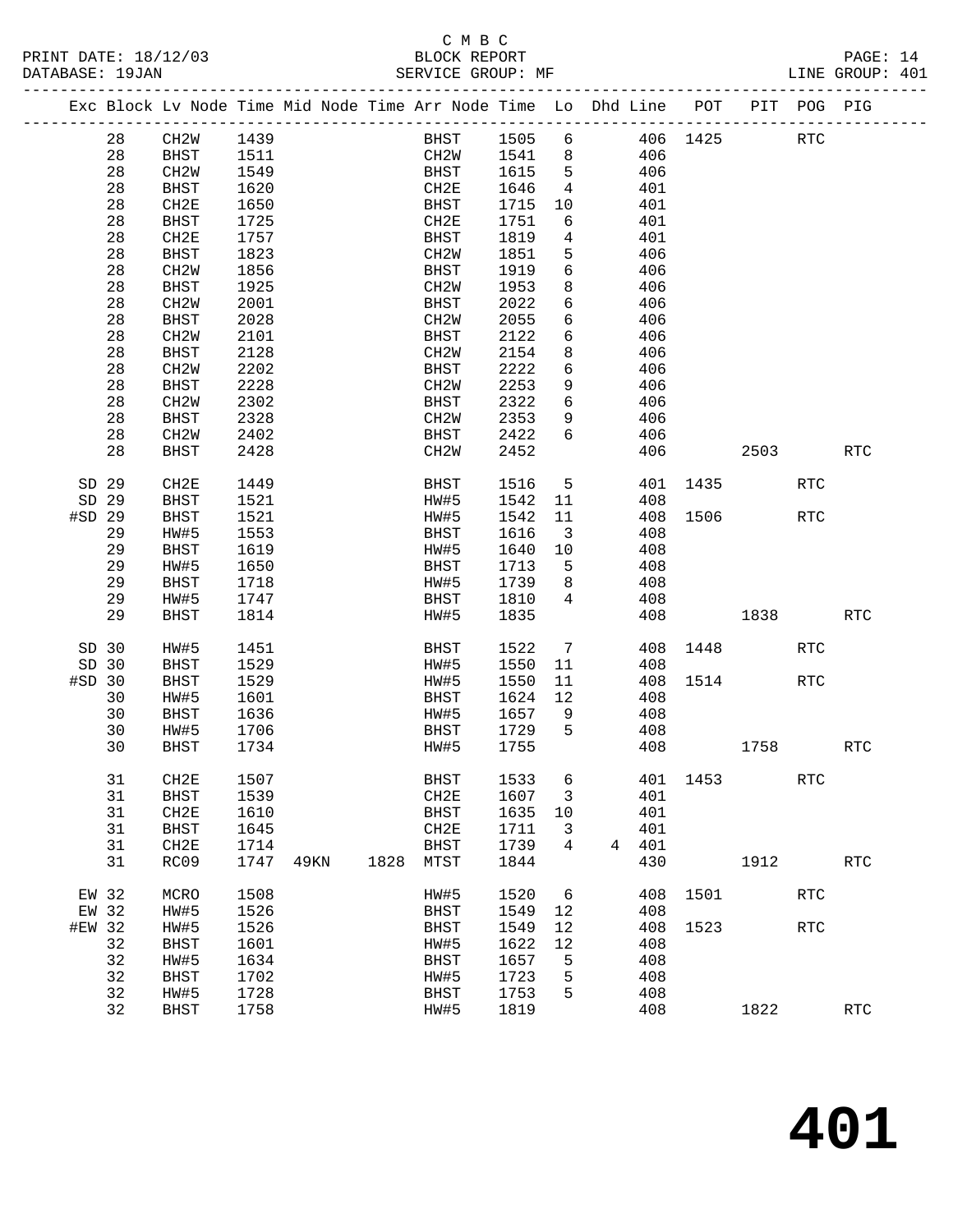C M B C

PRINT DATE: 18/12/03 BLOCK REPORT

DATABASE: 19JAN SERVICE GROUP: MF LINE GROUP: 401

| Exc | Block | Lv | Node | Time | Mid Node | Time | Arr Node | Time | Lo | Dhd Line | POT | PIT | POG | PIG |
|---|---|---|---|---|---|---|---|---|---|---|---|---|---|---|
| | 28 | | CH2W | 1439 | | | BHST | 1505 | 6 | 406 | 1425 | | RTC | |
| | 28 | | BHST | 1511 | | | CH2W | 1541 | 8 | 406 | | | | |
| | 28 | | CH2W | 1549 | | | BHST | 1615 | 5 | 406 | | | | |
| | 28 | | BHST | 1620 | | | CH2E | 1646 | 4 | 401 | | | | |
| | 28 | | CH2E | 1650 | | | BHST | 1715 | 10 | 401 | | | | |
| | 28 | | BHST | 1725 | | | CH2E | 1751 | 6 | 401 | | | | |
| | 28 | | CH2E | 1757 | | | BHST | 1819 | 4 | 401 | | | | |
| | 28 | | BHST | 1823 | | | CH2W | 1851 | 5 | 406 | | | | |
| | 28 | | CH2W | 1856 | | | BHST | 1919 | 6 | 406 | | | | |
| | 28 | | BHST | 1925 | | | CH2W | 1953 | 8 | 406 | | | | |
| | 28 | | CH2W | 2001 | | | BHST | 2022 | 6 | 406 | | | | |
| | 28 | | BHST | 2028 | | | CH2W | 2055 | 6 | 406 | | | | |
| | 28 | | CH2W | 2101 | | | BHST | 2122 | 6 | 406 | | | | |
| | 28 | | BHST | 2128 | | | CH2W | 2154 | 8 | 406 | | | | |
| | 28 | | CH2W | 2202 | | | BHST | 2222 | 6 | 406 | | | | |
| | 28 | | BHST | 2228 | | | CH2W | 2253 | 9 | 406 | | | | |
| | 28 | | CH2W | 2302 | | | BHST | 2322 | 6 | 406 | | | | |
| | 28 | | BHST | 2328 | | | CH2W | 2353 | 9 | 406 | | | | |
| | 28 | | CH2W | 2402 | | | BHST | 2422 | 6 | 406 | | | | |
| | 28 | | BHST | 2428 | | | CH2W | 2452 | | 406 | | 2503 | | RTC |
| SD | 29 | | CH2E | 1449 | | | BHST | 1516 | 5 | 401 | 1435 | | RTC | |
| SD | 29 | | BHST | 1521 | | | HW#5 | 1542 | 11 | 408 | | | | |
| #SD | 29 | | BHST | 1521 | | | HW#5 | 1542 | 11 | 408 | 1506 | | RTC | |
| | 29 | | HW#5 | 1553 | | | BHST | 1616 | 3 | 408 | | | | |
| | 29 | | BHST | 1619 | | | HW#5 | 1640 | 10 | 408 | | | | |
| | 29 | | HW#5 | 1650 | | | BHST | 1713 | 5 | 408 | | | | |
| | 29 | | BHST | 1718 | | | HW#5 | 1739 | 8 | 408 | | | | |
| | 29 | | HW#5 | 1747 | | | BHST | 1810 | 4 | 408 | | | | |
| | 29 | | BHST | 1814 | | | HW#5 | 1835 | | 408 | | 1838 | | RTC |
| SD | 30 | | HW#5 | 1451 | | | BHST | 1522 | 7 | 408 | 1448 | | RTC | |
| SD | 30 | | BHST | 1529 | | | HW#5 | 1550 | 11 | 408 | | | | |
| #SD | 30 | | BHST | 1529 | | | HW#5 | 1550 | 11 | 408 | 1514 | | RTC | |
| | 30 | | HW#5 | 1601 | | | BHST | 1624 | 12 | 408 | | | | |
| | 30 | | BHST | 1636 | | | HW#5 | 1657 | 9 | 408 | | | | |
| | 30 | | HW#5 | 1706 | | | BHST | 1729 | 5 | 408 | | | | |
| | 30 | | BHST | 1734 | | | HW#5 | 1755 | | 408 | | 1758 | | RTC |
| | 31 | | CH2E | 1507 | | | BHST | 1533 | 6 | 401 | 1453 | | RTC | |
| | 31 | | BHST | 1539 | | | CH2E | 1607 | 3 | 401 | | | | |
| | 31 | | CH2E | 1610 | | | BHST | 1635 | 10 | 401 | | | | |
| | 31 | | BHST | 1645 | | | CH2E | 1711 | 3 | 401 | | | | |
| | 31 | | CH2E | 1714 | | | BHST | 1739 | 4 | 4 401 | | | | |
| | 31 | | RC09 | 1747 | 49KN | 1828 | MTST | 1844 | | 430 | | 1912 | | RTC |
| EW | 32 | | MCRO | 1508 | | | HW#5 | 1520 | 6 | 408 | 1501 | | RTC | |
| EW | 32 | | HW#5 | 1526 | | | BHST | 1549 | 12 | 408 | | | | |
| #EW | 32 | | HW#5 | 1526 | | | BHST | 1549 | 12 | 408 | 1523 | | RTC | |
| | 32 | | BHST | 1601 | | | HW#5 | 1622 | 12 | 408 | | | | |
| | 32 | | HW#5 | 1634 | | | BHST | 1657 | 5 | 408 | | | | |
| | 32 | | BHST | 1702 | | | HW#5 | 1723 | 5 | 408 | | | | |
| | 32 | | HW#5 | 1728 | | | BHST | 1753 | 5 | 408 | | | | |
| | 32 | | BHST | 1758 | | | HW#5 | 1819 | | 408 | | 1822 | | RTC |

# 401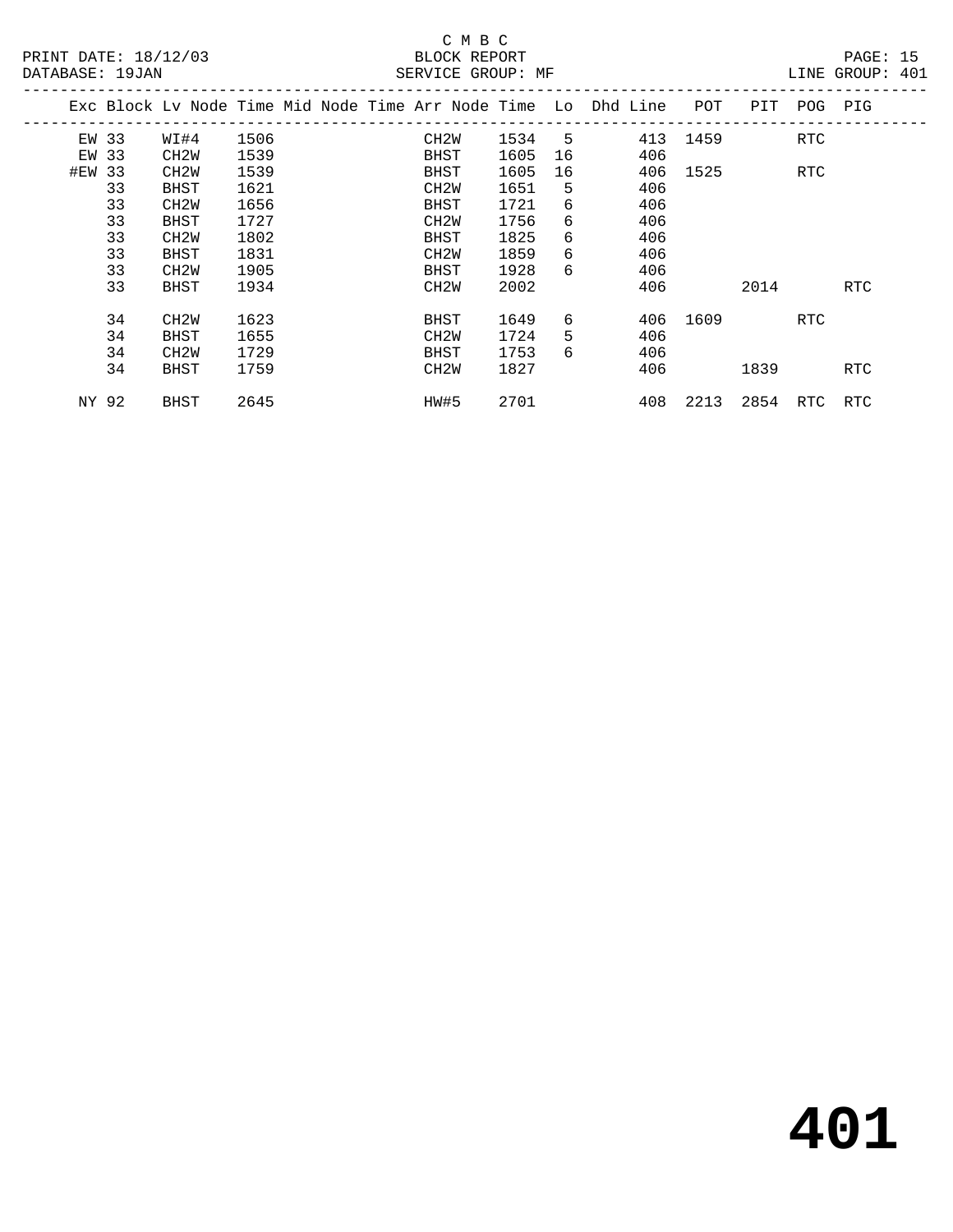C M B C
BLOCK REPORT
SERVICE GROUP: MF

PRINT DATE: 18/12/03
DATABASE: 19JAN

LINE GROUP: 401

| Exc | Block | Lv | Node | Time | Mid Node | Time | Arr Node | Time | Lo | Dhd | Line | POT | PIT | POG | PIG |
|---|---|---|---|---|---|---|---|---|---|---|---|---|---|---|---|
| EW | 33 | | WI#4 | 1506 | | | CH2W | 1534 | 5 | | 413 | 1459 | | RTC | |
| EW | 33 | | CH2W | 1539 | | | BHST | 1605 | 16 | | 406 | | | | |
| #EW | 33 | | CH2W | 1539 | | | BHST | 1605 | 16 | | 406 | 1525 | | RTC | |
| | 33 | | BHST | 1621 | | | CH2W | 1651 | 5 | | 406 | | | | |
| | 33 | | CH2W | 1656 | | | BHST | 1721 | 6 | | 406 | | | | |
| | 33 | | BHST | 1727 | | | CH2W | 1756 | 6 | | 406 | | | | |
| | 33 | | CH2W | 1802 | | | BHST | 1825 | 6 | | 406 | | | | |
| | 33 | | BHST | 1831 | | | CH2W | 1859 | 6 | | 406 | | | | |
| | 33 | | CH2W | 1905 | | | BHST | 1928 | 6 | | 406 | | | | |
| | 33 | | BHST | 1934 | | | CH2W | 2002 | | | 406 | | 2014 | | RTC |
| | 34 | | CH2W | 1623 | | | BHST | 1649 | 6 | | 406 | 1609 | | RTC | |
| | 34 | | BHST | 1655 | | | CH2W | 1724 | 5 | | 406 | | | | |
| | 34 | | CH2W | 1729 | | | BHST | 1753 | 6 | | 406 | | | | |
| | 34 | | BHST | 1759 | | | CH2W | 1827 | | | 406 | | 1839 | | RTC |
| NY | 92 | | BHST | 2645 | | | HW#5 | 2701 | | | 408 | 2213 | 2854 | RTC | RTC |

# 401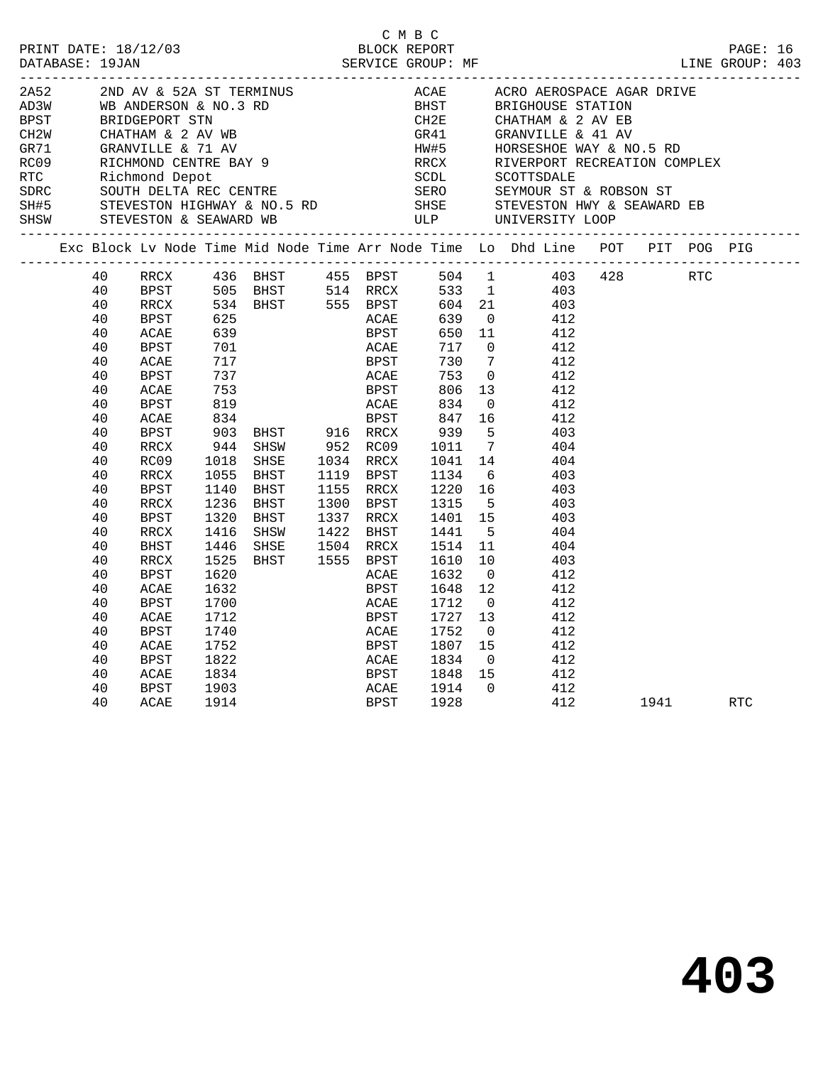C M B C

PRINT DATE: 18/12/03 BLOCK REPORT
DATABASE: 19JAN SERVICE GROUP: MF LINE GROUP: 403

| Code | Description | Code | Description |
|---|---|---|---|
| 2A52 | 2ND AV & 52A ST TERMINUS | ACAE | ACRO AEROSPACE AGAR DRIVE |
| AD3W | WB ANDERSON & NO.3 RD | BHST | BRIGHOUSE STATION |
| BPST | BRIDGEPORT STN | CH2E | CHATHAM & 2 AV EB |
| CH2W | CHATHAM & 2 AV WB | GR41 | GRANVILLE & 41 AV |
| GR71 | GRANVILLE & 71 AV | HW#5 | HORSESHOE WAY & NO.5 RD |
| RC09 | RICHMOND CENTRE BAY 9 | RRCX | RIVERPORT RECREATION COMPLEX |
| RTC | Richmond Depot | SCDL | SCOTTSDALE |
| SDRC | SOUTH DELTA REC CENTRE | SERO | SEYMOUR ST & ROBSON ST |
| SH#5 | STEVESTON HIGHWAY & NO.5 RD | SHSE | STEVESTON HWY & SEAWARD EB |
| SHSW | STEVESTON & SEAWARD WB | ULP | UNIVERSITY LOOP |

| Exc | Block | Lv Node | Time | Mid Node | Time | Arr Node | Time | Lo | Dhd Line | POT | PIT | POG | PIG |
|---|---|---|---|---|---|---|---|---|---|---|---|---|---|
| | 40 | RRCX | 436 | BHST | 455 | BPST | 504 | 1 | 403 | 428 | | RTC | |
| | 40 | BPST | 505 | BHST | 514 | RRCX | 533 | 1 | 403 | | | | |
| | 40 | RRCX | 534 | BHST | 555 | BPST | 604 | 21 | 403 | | | | |
| | 40 | BPST | 625 | | | ACAE | 639 | 0 | 412 | | | | |
| | 40 | ACAE | 639 | | | BPST | 650 | 11 | 412 | | | | |
| | 40 | BPST | 701 | | | ACAE | 717 | 0 | 412 | | | | |
| | 40 | ACAE | 717 | | | BPST | 730 | 7 | 412 | | | | |
| | 40 | BPST | 737 | | | ACAE | 753 | 0 | 412 | | | | |
| | 40 | ACAE | 753 | | | BPST | 806 | 13 | 412 | | | | |
| | 40 | BPST | 819 | | | ACAE | 834 | 0 | 412 | | | | |
| | 40 | ACAE | 834 | | | BPST | 847 | 16 | 412 | | | | |
| | 40 | BPST | 903 | BHST | 916 | RRCX | 939 | 5 | 403 | | | | |
| | 40 | RRCX | 944 | SHSW | 952 | RC09 | 1011 | 7 | 404 | | | | |
| | 40 | RC09 | 1018 | SHSE | 1034 | RRCX | 1041 | 14 | 404 | | | | |
| | 40 | RRCX | 1055 | BHST | 1119 | BPST | 1134 | 6 | 403 | | | | |
| | 40 | BPST | 1140 | BHST | 1155 | RRCX | 1220 | 16 | 403 | | | | |
| | 40 | RRCX | 1236 | BHST | 1300 | BPST | 1315 | 5 | 403 | | | | |
| | 40 | BPST | 1320 | BHST | 1337 | RRCX | 1401 | 15 | 403 | | | | |
| | 40 | RRCX | 1416 | SHSW | 1422 | BHST | 1441 | 5 | 404 | | | | |
| | 40 | BHST | 1446 | SHSE | 1504 | RRCX | 1514 | 11 | 404 | | | | |
| | 40 | RRCX | 1525 | BHST | 1555 | BPST | 1610 | 10 | 403 | | | | |
| | 40 | BPST | 1620 | | | ACAE | 1632 | 0 | 412 | | | | |
| | 40 | ACAE | 1632 | | | BPST | 1648 | 12 | 412 | | | | |
| | 40 | BPST | 1700 | | | ACAE | 1712 | 0 | 412 | | | | |
| | 40 | ACAE | 1712 | | | BPST | 1727 | 13 | 412 | | | | |
| | 40 | BPST | 1740 | | | ACAE | 1752 | 0 | 412 | | | | |
| | 40 | ACAE | 1752 | | | BPST | 1807 | 15 | 412 | | | | |
| | 40 | BPST | 1822 | | | ACAE | 1834 | 0 | 412 | | | | |
| | 40 | ACAE | 1834 | | | BPST | 1848 | 15 | 412 | | | | |
| | 40 | BPST | 1903 | | | ACAE | 1914 | 0 | 412 | | | | |
| | 40 | ACAE | 1914 | | | BPST | 1928 | | 412 | | 1941 | | RTC |

# 403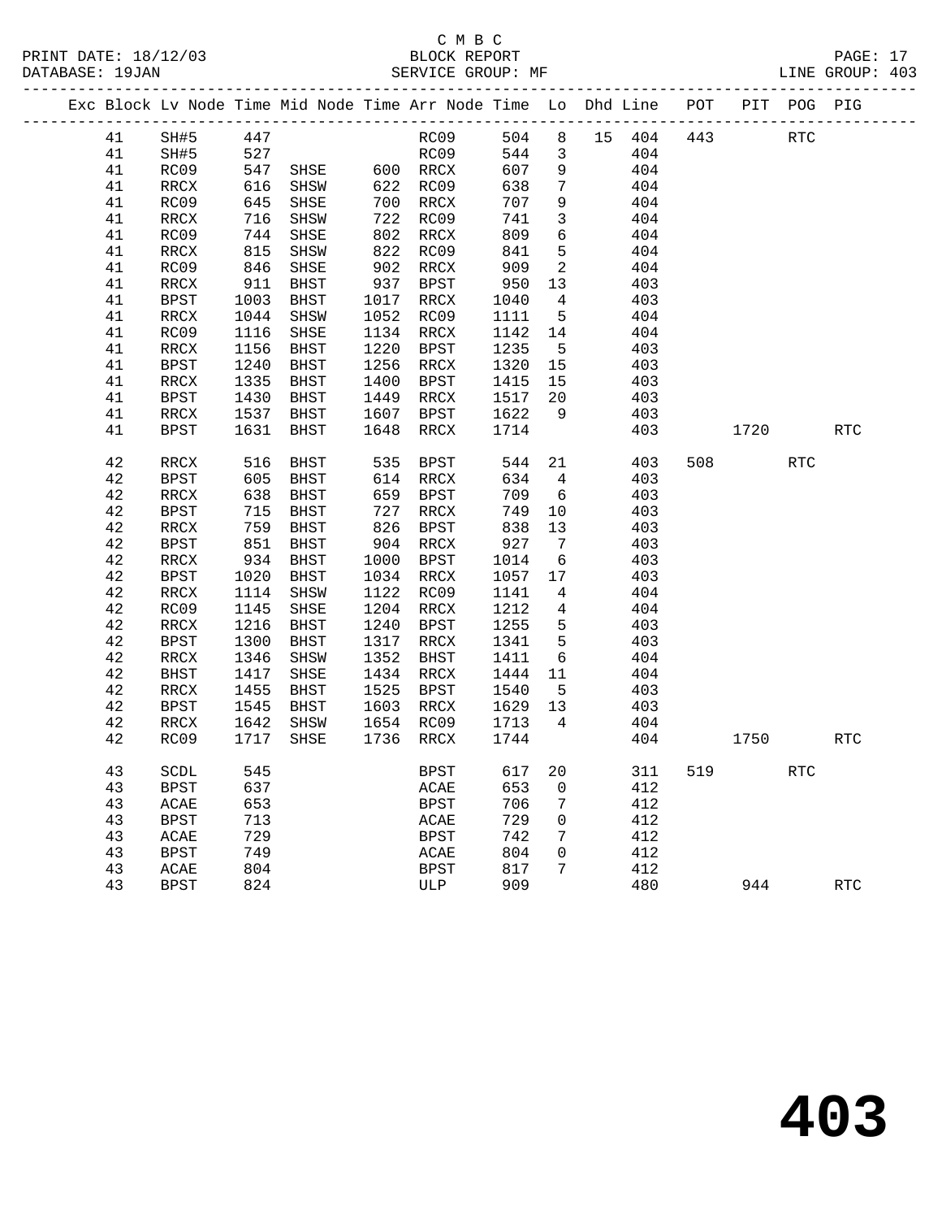C M B C
BLOCK REPORT
SERVICE GROUP: MF

PRINT DATE: 18/12/03
DATABASE: 19JAN
LINE GROUP: 403

| Exc | Block | Lv Node | Time | Mid Node | Time | Arr Node | Time | Lo | Dhd | Line | POT | PIT | POG | PIG |
|---|---|---|---|---|---|---|---|---|---|---|---|---|---|---|
| | 41 | SH#5 | 447 | | | RC09 | 504 | 8 | 15 | 404 | 443 | | RTC | |
| | 41 | SH#5 | 527 | | | RC09 | 544 | 3 | | 404 | | | | |
| | 41 | RC09 | 547 | SHSE | 600 | RRCX | 607 | 9 | | 404 | | | | |
| | 41 | RRCX | 616 | SHSW | 622 | RC09 | 638 | 7 | | 404 | | | | |
| | 41 | RC09 | 645 | SHSE | 700 | RRCX | 707 | 9 | | 404 | | | | |
| | 41 | RRCX | 716 | SHSW | 722 | RC09 | 741 | 3 | | 404 | | | | |
| | 41 | RC09 | 744 | SHSE | 802 | RRCX | 809 | 6 | | 404 | | | | |
| | 41 | RRCX | 815 | SHSW | 822 | RC09 | 841 | 5 | | 404 | | | | |
| | 41 | RC09 | 846 | SHSE | 902 | RRCX | 909 | 2 | | 404 | | | | |
| | 41 | RRCX | 911 | BHST | 937 | BPST | 950 | 13 | | 403 | | | | |
| | 41 | BPST | 1003 | BHST | 1017 | RRCX | 1040 | 4 | | 403 | | | | |
| | 41 | RRCX | 1044 | SHSW | 1052 | RC09 | 1111 | 5 | | 404 | | | | |
| | 41 | RC09 | 1116 | SHSE | 1134 | RRCX | 1142 | 14 | | 404 | | | | |
| | 41 | RRCX | 1156 | BHST | 1220 | BPST | 1235 | 5 | | 403 | | | | |
| | 41 | BPST | 1240 | BHST | 1256 | RRCX | 1320 | 15 | | 403 | | | | |
| | 41 | RRCX | 1335 | BHST | 1400 | BPST | 1415 | 15 | | 403 | | | | |
| | 41 | BPST | 1430 | BHST | 1449 | RRCX | 1517 | 20 | | 403 | | | | |
| | 41 | RRCX | 1537 | BHST | 1607 | BPST | 1622 | 9 | | 403 | | | | |
| | 41 | BPST | 1631 | BHST | 1648 | RRCX | 1714 | | | 403 | | 1720 | | RTC |
| | 42 | RRCX | 516 | BHST | 535 | BPST | 544 | 21 | | 403 | 508 | | RTC | |
| | 42 | BPST | 605 | BHST | 614 | RRCX | 634 | 4 | | 403 | | | | |
| | 42 | RRCX | 638 | BHST | 659 | BPST | 709 | 6 | | 403 | | | | |
| | 42 | BPST | 715 | BHST | 727 | RRCX | 749 | 10 | | 403 | | | | |
| | 42 | RRCX | 759 | BHST | 826 | BPST | 838 | 13 | | 403 | | | | |
| | 42 | BPST | 851 | BHST | 904 | RRCX | 927 | 7 | | 403 | | | | |
| | 42 | RRCX | 934 | BHST | 1000 | BPST | 1014 | 6 | | 403 | | | | |
| | 42 | BPST | 1020 | BHST | 1034 | RRCX | 1057 | 17 | | 403 | | | | |
| | 42 | RRCX | 1114 | SHSW | 1122 | RC09 | 1141 | 4 | | 404 | | | | |
| | 42 | RC09 | 1145 | SHSE | 1204 | RRCX | 1212 | 4 | | 404 | | | | |
| | 42 | RRCX | 1216 | BHST | 1240 | BPST | 1255 | 5 | | 403 | | | | |
| | 42 | BPST | 1300 | BHST | 1317 | RRCX | 1341 | 5 | | 403 | | | | |
| | 42 | RRCX | 1346 | SHSW | 1352 | BHST | 1411 | 6 | | 404 | | | | |
| | 42 | BHST | 1417 | SHSE | 1434 | RRCX | 1444 | 11 | | 404 | | | | |
| | 42 | RRCX | 1455 | BHST | 1525 | BPST | 1540 | 5 | | 403 | | | | |
| | 42 | BPST | 1545 | BHST | 1603 | RRCX | 1629 | 13 | | 403 | | | | |
| | 42 | RRCX | 1642 | SHSW | 1654 | RC09 | 1713 | 4 | | 404 | | | | |
| | 42 | RC09 | 1717 | SHSE | 1736 | RRCX | 1744 | | | 404 | | 1750 | | RTC |
| | 43 | SCDL | 545 | | | BPST | 617 | 20 | | 311 | 519 | | RTC | |
| | 43 | BPST | 637 | | | ACAE | 653 | 0 | | 412 | | | | |
| | 43 | ACAE | 653 | | | BPST | 706 | 7 | | 412 | | | | |
| | 43 | BPST | 713 | | | ACAE | 729 | 0 | | 412 | | | | |
| | 43 | ACAE | 729 | | | BPST | 742 | 7 | | 412 | | | | |
| | 43 | BPST | 749 | | | ACAE | 804 | 0 | | 412 | | | | |
| | 43 | ACAE | 804 | | | BPST | 817 | 7 | | 412 | | | | |
| | 43 | BPST | 824 | | | ULP | 909 | | | 480 | | 944 | | RTC |

# 403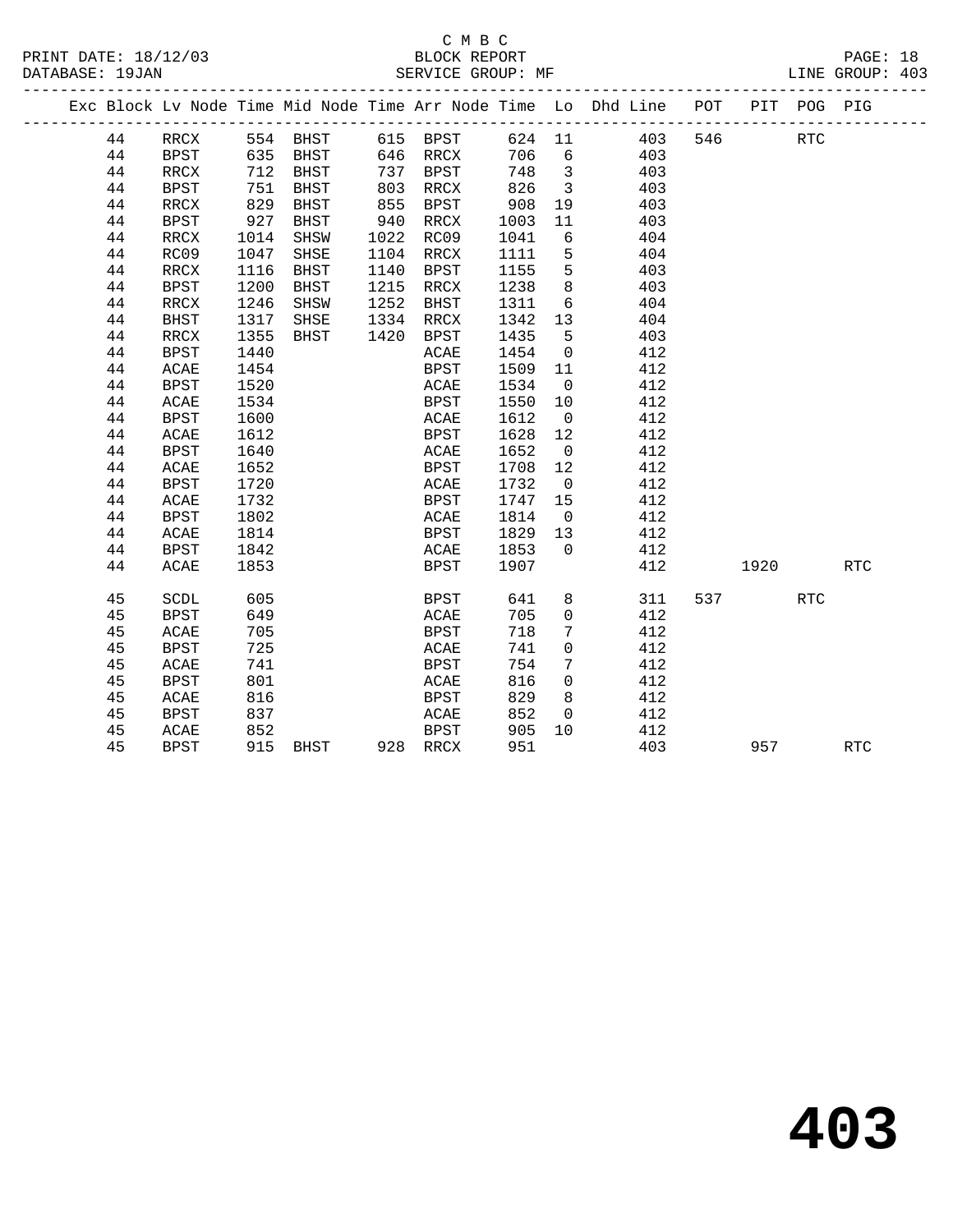C M B C
BLOCK REPORT
SERVICE GROUP: MF

PRINT DATE: 18/12/03
DATABASE: 19JAN
LINE GROUP: 403

| Exc | Block | Lv Node | Time | Mid Node | Time | Arr Node | Time | Lo | Dhd Line | POT | PIT | POG | PIG |
|---|---|---|---|---|---|---|---|---|---|---|---|---|---|
| | 44 | RRCX | 554 | BHST | 615 | BPST | 624 | 11 | 403 | 546 | | RTC | |
| | 44 | BPST | 635 | BHST | 646 | RRCX | 706 | 6 | 403 | | | | |
| | 44 | RRCX | 712 | BHST | 737 | BPST | 748 | 3 | 403 | | | | |
| | 44 | BPST | 751 | BHST | 803 | RRCX | 826 | 3 | 403 | | | | |
| | 44 | RRCX | 829 | BHST | 855 | BPST | 908 | 19 | 403 | | | | |
| | 44 | BPST | 927 | BHST | 940 | RRCX | 1003 | 11 | 403 | | | | |
| | 44 | RRCX | 1014 | SHSW | 1022 | RC09 | 1041 | 6 | 404 | | | | |
| | 44 | RC09 | 1047 | SHSE | 1104 | RRCX | 1111 | 5 | 404 | | | | |
| | 44 | RRCX | 1116 | BHST | 1140 | BPST | 1155 | 5 | 403 | | | | |
| | 44 | BPST | 1200 | BHST | 1215 | RRCX | 1238 | 8 | 403 | | | | |
| | 44 | RRCX | 1246 | SHSW | 1252 | BHST | 1311 | 6 | 404 | | | | |
| | 44 | BHST | 1317 | SHSE | 1334 | RRCX | 1342 | 13 | 404 | | | | |
| | 44 | RRCX | 1355 | BHST | 1420 | BPST | 1435 | 5 | 403 | | | | |
| | 44 | BPST | 1440 | | | ACAE | 1454 | 0 | 412 | | | | |
| | 44 | ACAE | 1454 | | | BPST | 1509 | 11 | 412 | | | | |
| | 44 | BPST | 1520 | | | ACAE | 1534 | 0 | 412 | | | | |
| | 44 | ACAE | 1534 | | | BPST | 1550 | 10 | 412 | | | | |
| | 44 | BPST | 1600 | | | ACAE | 1612 | 0 | 412 | | | | |
| | 44 | ACAE | 1612 | | | BPST | 1628 | 12 | 412 | | | | |
| | 44 | BPST | 1640 | | | ACAE | 1652 | 0 | 412 | | | | |
| | 44 | ACAE | 1652 | | | BPST | 1708 | 12 | 412 | | | | |
| | 44 | BPST | 1720 | | | ACAE | 1732 | 0 | 412 | | | | |
| | 44 | ACAE | 1732 | | | BPST | 1747 | 15 | 412 | | | | |
| | 44 | BPST | 1802 | | | ACAE | 1814 | 0 | 412 | | | | |
| | 44 | ACAE | 1814 | | | BPST | 1829 | 13 | 412 | | | | |
| | 44 | BPST | 1842 | | | ACAE | 1853 | 0 | 412 | | | | |
| | 44 | ACAE | 1853 | | | BPST | 1907 | | 412 | | 1920 | | RTC |
| | 45 | SCDL | 605 | | | BPST | 641 | 8 | 311 | 537 | | RTC | |
| | 45 | BPST | 649 | | | ACAE | 705 | 0 | 412 | | | | |
| | 45 | ACAE | 705 | | | BPST | 718 | 7 | 412 | | | | |
| | 45 | BPST | 725 | | | ACAE | 741 | 0 | 412 | | | | |
| | 45 | ACAE | 741 | | | BPST | 754 | 7 | 412 | | | | |
| | 45 | BPST | 801 | | | ACAE | 816 | 0 | 412 | | | | |
| | 45 | ACAE | 816 | | | BPST | 829 | 8 | 412 | | | | |
| | 45 | BPST | 837 | | | ACAE | 852 | 0 | 412 | | | | |
| | 45 | ACAE | 852 | | | BPST | 905 | 10 | 412 | | | | |
| | 45 | BPST | 915 | BHST | 928 | RRCX | 951 | | 403 | | 957 | | RTC |

# 403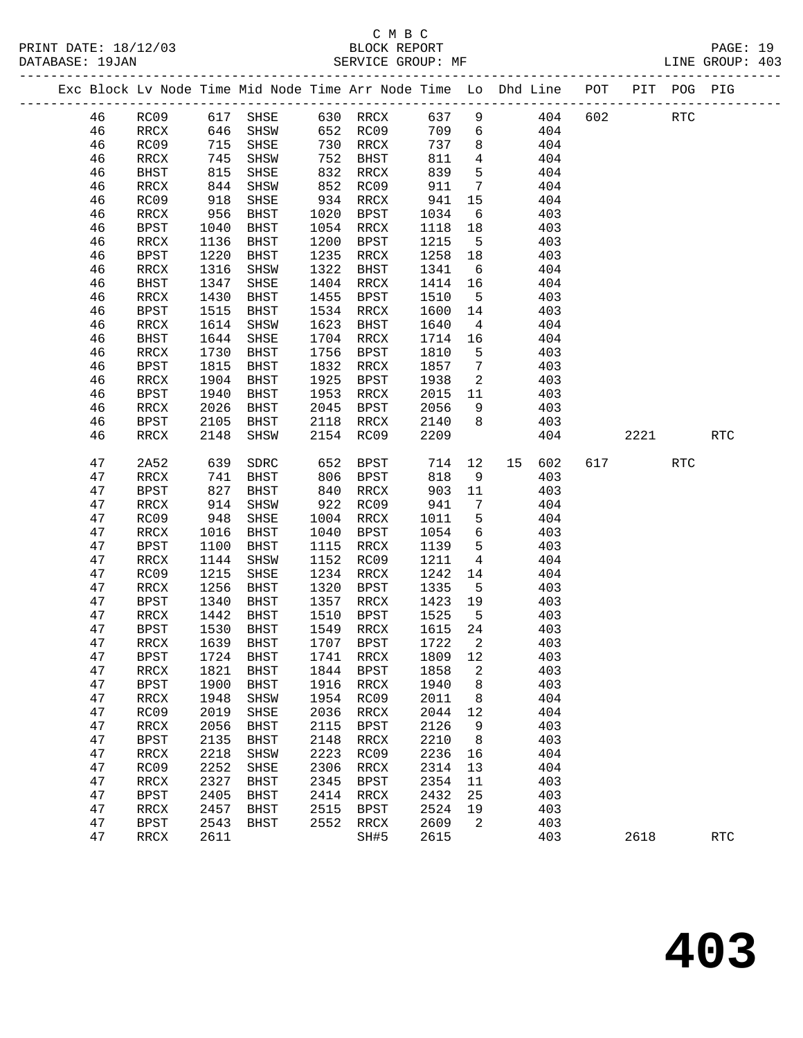C M B C
PRINT DATE: 18/12/03 BLOCK REPORT
DATABASE: 19JAN SERVICE GROUP: MF LINE GROUP: 403

| Exc | Block | Lv Node | Time | Mid Node | Time | Arr Node | Time | Lo | Dhd | Line | POT | PIT | POG | PIG |
|---|---|---|---|---|---|---|---|---|---|---|---|---|---|---|
| | 46 | RC09 | 617 | SHSE | 630 | RRCX | 637 | 9 | | 404 | 602 | | RTC | |
| | 46 | RRCX | 646 | SHSW | 652 | RC09 | 709 | 6 | | 404 | | | | |
| | 46 | RC09 | 715 | SHSE | 730 | RRCX | 737 | 8 | | 404 | | | | |
| | 46 | RRCX | 745 | SHSW | 752 | BHST | 811 | 4 | | 404 | | | | |
| | 46 | BHST | 815 | SHSE | 832 | RRCX | 839 | 5 | | 404 | | | | |
| | 46 | RRCX | 844 | SHSW | 852 | RC09 | 911 | 7 | | 404 | | | | |
| | 46 | RC09 | 918 | SHSE | 934 | RRCX | 941 | 15 | | 404 | | | | |
| | 46 | RRCX | 956 | BHST | 1020 | BPST | 1034 | 6 | | 403 | | | | |
| | 46 | BPST | 1040 | BHST | 1054 | RRCX | 1118 | 18 | | 403 | | | | |
| | 46 | RRCX | 1136 | BHST | 1200 | BPST | 1215 | 5 | | 403 | | | | |
| | 46 | BPST | 1220 | BHST | 1235 | RRCX | 1258 | 18 | | 403 | | | | |
| | 46 | RRCX | 1316 | SHSW | 1322 | BHST | 1341 | 6 | | 404 | | | | |
| | 46 | BHST | 1347 | SHSE | 1404 | RRCX | 1414 | 16 | | 404 | | | | |
| | 46 | RRCX | 1430 | BHST | 1455 | BPST | 1510 | 5 | | 403 | | | | |
| | 46 | BPST | 1515 | BHST | 1534 | RRCX | 1600 | 14 | | 403 | | | | |
| | 46 | RRCX | 1614 | SHSW | 1623 | BHST | 1640 | 4 | | 404 | | | | |
| | 46 | BHST | 1644 | SHSE | 1704 | RRCX | 1714 | 16 | | 404 | | | | |
| | 46 | RRCX | 1730 | BHST | 1756 | BPST | 1810 | 5 | | 403 | | | | |
| | 46 | BPST | 1815 | BHST | 1832 | RRCX | 1857 | 7 | | 403 | | | | |
| | 46 | RRCX | 1904 | BHST | 1925 | BPST | 1938 | 2 | | 403 | | | | |
| | 46 | BPST | 1940 | BHST | 1953 | RRCX | 2015 | 11 | | 403 | | | | |
| | 46 | RRCX | 2026 | BHST | 2045 | BPST | 2056 | 9 | | 403 | | | | |
| | 46 | BPST | 2105 | BHST | 2118 | RRCX | 2140 | 8 | | 403 | | | | |
| | 46 | RRCX | 2148 | SHSW | 2154 | RC09 | 2209 | | | 404 | | 2221 | | RTC |
| | 47 | 2A52 | 639 | SDRC | 652 | BPST | 714 | 12 | 15 | 602 | 617 | | RTC | |
| | 47 | RRCX | 741 | BHST | 806 | BPST | 818 | 9 | | 403 | | | | |
| | 47 | BPST | 827 | BHST | 840 | RRCX | 903 | 11 | | 403 | | | | |
| | 47 | RRCX | 914 | SHSW | 922 | RC09 | 941 | 7 | | 404 | | | | |
| | 47 | RC09 | 948 | SHSE | 1004 | RRCX | 1011 | 5 | | 404 | | | | |
| | 47 | RRCX | 1016 | BHST | 1040 | BPST | 1054 | 6 | | 403 | | | | |
| | 47 | BPST | 1100 | BHST | 1115 | RRCX | 1139 | 5 | | 403 | | | | |
| | 47 | RRCX | 1144 | SHSW | 1152 | RC09 | 1211 | 4 | | 404 | | | | |
| | 47 | RC09 | 1215 | SHSE | 1234 | RRCX | 1242 | 14 | | 404 | | | | |
| | 47 | RRCX | 1256 | BHST | 1320 | BPST | 1335 | 5 | | 403 | | | | |
| | 47 | BPST | 1340 | BHST | 1357 | RRCX | 1423 | 19 | | 403 | | | | |
| | 47 | RRCX | 1442 | BHST | 1510 | BPST | 1525 | 5 | | 403 | | | | |
| | 47 | BPST | 1530 | BHST | 1549 | RRCX | 1615 | 24 | | 403 | | | | |
| | 47 | RRCX | 1639 | BHST | 1707 | BPST | 1722 | 2 | | 403 | | | | |
| | 47 | BPST | 1724 | BHST | 1741 | RRCX | 1809 | 12 | | 403 | | | | |
| | 47 | RRCX | 1821 | BHST | 1844 | BPST | 1858 | 2 | | 403 | | | | |
| | 47 | BPST | 1900 | BHST | 1916 | RRCX | 1940 | 8 | | 403 | | | | |
| | 47 | RRCX | 1948 | SHSW | 1954 | RC09 | 2011 | 8 | | 404 | | | | |
| | 47 | RC09 | 2019 | SHSE | 2036 | RRCX | 2044 | 12 | | 404 | | | | |
| | 47 | RRCX | 2056 | BHST | 2115 | BPST | 2126 | 9 | | 403 | | | | |
| | 47 | BPST | 2135 | BHST | 2148 | RRCX | 2210 | 8 | | 403 | | | | |
| | 47 | RRCX | 2218 | SHSW | 2223 | RC09 | 2236 | 16 | | 404 | | | | |
| | 47 | RC09 | 2252 | SHSE | 2306 | RRCX | 2314 | 13 | | 404 | | | | |
| | 47 | RRCX | 2327 | BHST | 2345 | BPST | 2354 | 11 | | 403 | | | | |
| | 47 | BPST | 2405 | BHST | 2414 | RRCX | 2432 | 25 | | 403 | | | | |
| | 47 | RRCX | 2457 | BHST | 2515 | BPST | 2524 | 19 | | 403 | | | | |
| | 47 | BPST | 2543 | BHST | 2552 | RRCX | 2609 | 2 | | 403 | | | | |
| | 47 | RRCX | 2611 | | | SH#5 | 2615 | | | 403 | | 2618 | | RTC |

# 403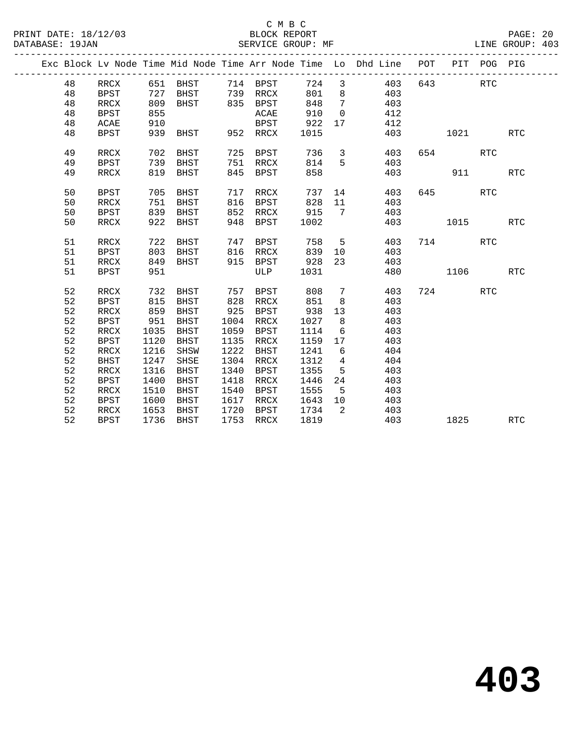C M B C
BLOCK REPORT
SERVICE GROUP: MF

PRINT DATE: 18/12/03
DATABASE: 19JAN
LINE GROUP: 403

| Exc | Block | Lv Node | Time | Mid Node | Time | Arr Node | Time | Lo | Dhd Line | POT | PIT | POG | PIG |
|---|---|---|---|---|---|---|---|---|---|---|---|---|---|
| | 48 | RRCX | 651 | BHST | 714 | BPST | 724 | 3 | 403 | 643 | | RTC | |
| | 48 | BPST | 727 | BHST | 739 | RRCX | 801 | 8 | 403 | | | | |
| | 48 | RRCX | 809 | BHST | 835 | BPST | 848 | 7 | 403 | | | | |
| | 48 | BPST | 855 | | | ACAE | 910 | 0 | 412 | | | | |
| | 48 | ACAE | 910 | | | BPST | 922 | 17 | 412 | | | | |
| | 48 | BPST | 939 | BHST | 952 | RRCX | 1015 | | 403 | | 1021 | | RTC |
| | 49 | RRCX | 702 | BHST | 725 | BPST | 736 | 3 | 403 | 654 | | RTC | |
| | 49 | BPST | 739 | BHST | 751 | RRCX | 814 | 5 | 403 | | | | |
| | 49 | RRCX | 819 | BHST | 845 | BPST | 858 | | 403 | | 911 | | RTC |
| | 50 | BPST | 705 | BHST | 717 | RRCX | 737 | 14 | 403 | 645 | | RTC | |
| | 50 | RRCX | 751 | BHST | 816 | BPST | 828 | 11 | 403 | | | | |
| | 50 | BPST | 839 | BHST | 852 | RRCX | 915 | 7 | 403 | | | | |
| | 50 | RRCX | 922 | BHST | 948 | BPST | 1002 | | 403 | | 1015 | | RTC |
| | 51 | RRCX | 722 | BHST | 747 | BPST | 758 | 5 | 403 | 714 | | RTC | |
| | 51 | BPST | 803 | BHST | 816 | RRCX | 839 | 10 | 403 | | | | |
| | 51 | RRCX | 849 | BHST | 915 | BPST | 928 | 23 | 403 | | | | |
| | 51 | BPST | 951 | | | ULP | 1031 | | 480 | | 1106 | | RTC |
| | 52 | RRCX | 732 | BHST | 757 | BPST | 808 | 7 | 403 | 724 | | RTC | |
| | 52 | BPST | 815 | BHST | 828 | RRCX | 851 | 8 | 403 | | | | |
| | 52 | RRCX | 859 | BHST | 925 | BPST | 938 | 13 | 403 | | | | |
| | 52 | BPST | 951 | BHST | 1004 | RRCX | 1027 | 8 | 403 | | | | |
| | 52 | RRCX | 1035 | BHST | 1059 | BPST | 1114 | 6 | 403 | | | | |
| | 52 | BPST | 1120 | BHST | 1135 | RRCX | 1159 | 17 | 403 | | | | |
| | 52 | RRCX | 1216 | SHSW | 1222 | BHST | 1241 | 6 | 404 | | | | |
| | 52 | BHST | 1247 | SHSE | 1304 | RRCX | 1312 | 4 | 404 | | | | |
| | 52 | RRCX | 1316 | BHST | 1340 | BPST | 1355 | 5 | 403 | | | | |
| | 52 | BPST | 1400 | BHST | 1418 | RRCX | 1446 | 24 | 403 | | | | |
| | 52 | RRCX | 1510 | BHST | 1540 | BPST | 1555 | 5 | 403 | | | | |
| | 52 | BPST | 1600 | BHST | 1617 | RRCX | 1643 | 10 | 403 | | | | |
| | 52 | RRCX | 1653 | BHST | 1720 | BPST | 1734 | 2 | 403 | | | | |
| | 52 | BPST | 1736 | BHST | 1753 | RRCX | 1819 | | 403 | | 1825 | | RTC |

# 403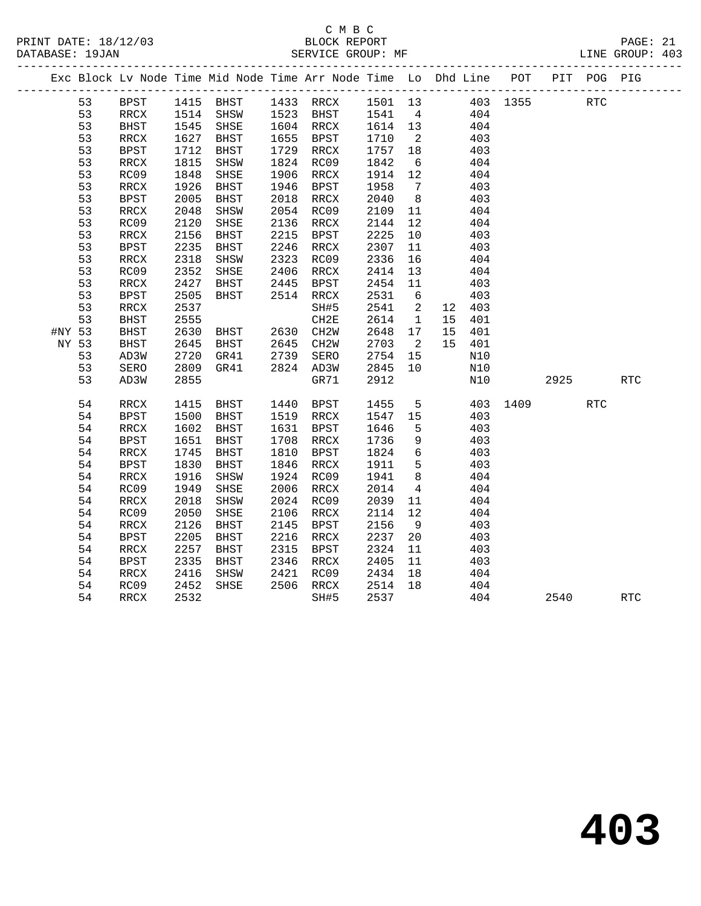C M B C

BLOCK REPORT

SERVICE GROUP: MF

LINE GROUP: 403

PRINT DATE: 18/12/03

DATABASE: 19JAN

| Exc | Block | Lv Node | Time | Mid Node | Time | Arr Node | Time | Lo | Dhd | Line | POT | PIT | POG | PIG |
|---|---|---|---|---|---|---|---|---|---|---|---|---|---|---|
| | 53 | BPST | 1415 | BHST | 1433 | RRCX | 1501 | 13 | | 403 | 1355 | | RTC | |
| | 53 | RRCX | 1514 | SHSW | 1523 | BHST | 1541 | 4 | | 404 | | | | |
| | 53 | BHST | 1545 | SHSE | 1604 | RRCX | 1614 | 13 | | 404 | | | | |
| | 53 | RRCX | 1627 | BHST | 1655 | BPST | 1710 | 2 | | 403 | | | | |
| | 53 | BPST | 1712 | BHST | 1729 | RRCX | 1757 | 18 | | 403 | | | | |
| | 53 | RRCX | 1815 | SHSW | 1824 | RC09 | 1842 | 6 | | 404 | | | | |
| | 53 | RC09 | 1848 | SHSE | 1906 | RRCX | 1914 | 12 | | 404 | | | | |
| | 53 | RRCX | 1926 | BHST | 1946 | BPST | 1958 | 7 | | 403 | | | | |
| | 53 | BPST | 2005 | BHST | 2018 | RRCX | 2040 | 8 | | 403 | | | | |
| | 53 | RRCX | 2048 | SHSW | 2054 | RC09 | 2109 | 11 | | 404 | | | | |
| | 53 | RC09 | 2120 | SHSE | 2136 | RRCX | 2144 | 12 | | 404 | | | | |
| | 53 | RRCX | 2156 | BHST | 2215 | BPST | 2225 | 10 | | 403 | | | | |
| | 53 | BPST | 2235 | BHST | 2246 | RRCX | 2307 | 11 | | 403 | | | | |
| | 53 | RRCX | 2318 | SHSW | 2323 | RC09 | 2336 | 16 | | 404 | | | | |
| | 53 | RC09 | 2352 | SHSE | 2406 | RRCX | 2414 | 13 | | 404 | | | | |
| | 53 | RRCX | 2427 | BHST | 2445 | BPST | 2454 | 11 | | 403 | | | | |
| | 53 | BPST | 2505 | BHST | 2514 | RRCX | 2531 | 6 | | 403 | | | | |
| | 53 | RRCX | 2537 | | | SH#5 | 2541 | 2 | 12 | 403 | | | | |
| | 53 | BHST | 2555 | | | CH2E | 2614 | 1 | 15 | 401 | | | | |
| #NY | 53 | BHST | 2630 | BHST | 2630 | CH2W | 2648 | 17 | 15 | 401 | | | | |
| NY | 53 | BHST | 2645 | BHST | 2645 | CH2W | 2703 | 2 | 15 | 401 | | | | |
| | 53 | AD3W | 2720 | GR41 | 2739 | SERO | 2754 | 15 | | N10 | | | | |
| | 53 | SERO | 2809 | GR41 | 2824 | AD3W | 2845 | 10 | | N10 | | | | |
| | 53 | AD3W | 2855 | | | GR71 | 2912 | | | N10 | | 2925 | | RTC |
| | 54 | RRCX | 1415 | BHST | 1440 | BPST | 1455 | 5 | | 403 | 1409 | | RTC | |
| | 54 | BPST | 1500 | BHST | 1519 | RRCX | 1547 | 15 | | 403 | | | | |
| | 54 | RRCX | 1602 | BHST | 1631 | BPST | 1646 | 5 | | 403 | | | | |
| | 54 | BPST | 1651 | BHST | 1708 | RRCX | 1736 | 9 | | 403 | | | | |
| | 54 | RRCX | 1745 | BHST | 1810 | BPST | 1824 | 6 | | 403 | | | | |
| | 54 | BPST | 1830 | BHST | 1846 | RRCX | 1911 | 5 | | 403 | | | | |
| | 54 | RRCX | 1916 | SHSW | 1924 | RC09 | 1941 | 8 | | 404 | | | | |
| | 54 | RC09 | 1949 | SHSE | 2006 | RRCX | 2014 | 4 | | 404 | | | | |
| | 54 | RRCX | 2018 | SHSW | 2024 | RC09 | 2039 | 11 | | 404 | | | | |
| | 54 | RC09 | 2050 | SHSE | 2106 | RRCX | 2114 | 12 | | 404 | | | | |
| | 54 | RRCX | 2126 | BHST | 2145 | BPST | 2156 | 9 | | 403 | | | | |
| | 54 | BPST | 2205 | BHST | 2216 | RRCX | 2237 | 20 | | 403 | | | | |
| | 54 | RRCX | 2257 | BHST | 2315 | BPST | 2324 | 11 | | 403 | | | | |
| | 54 | BPST | 2335 | BHST | 2346 | RRCX | 2405 | 11 | | 403 | | | | |
| | 54 | RRCX | 2416 | SHSW | 2421 | RC09 | 2434 | 18 | | 404 | | | | |
| | 54 | RC09 | 2452 | SHSE | 2506 | RRCX | 2514 | 18 | | 404 | | | | |
| | 54 | RRCX | 2532 | | | SH#5 | 2537 | | | 404 | | 2540 | | RTC |

# 403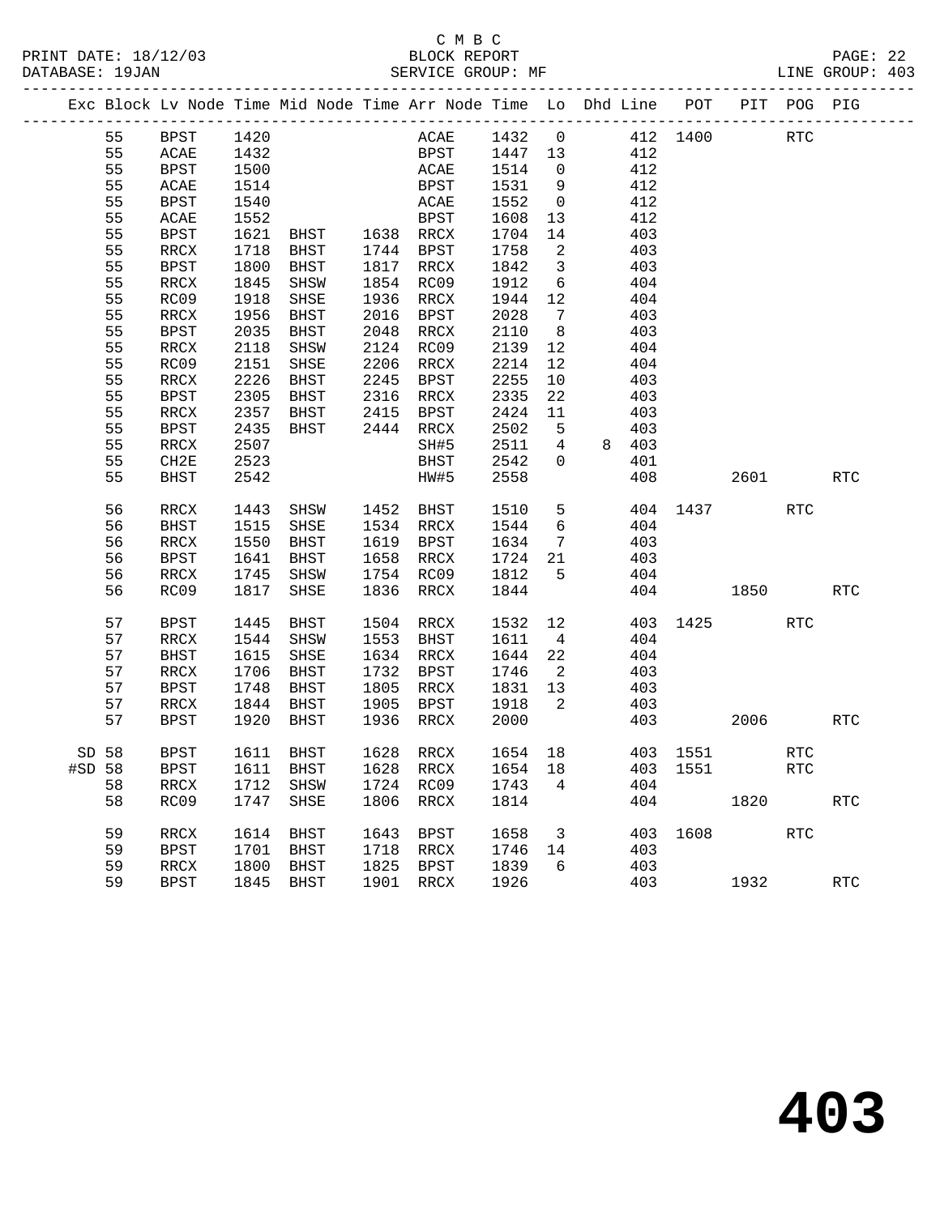C M B C

BLOCK REPORT

SERVICE GROUP: MF

PRINT DATE: 18/12/03
DATABASE: 19JAN
LINE GROUP: 403

| Exc | Block | Lv Node | Time | Mid Node | Time | Arr Node | Time | Lo | Dhd | Line | POT | PIT | POG | PIG |
|---|---|---|---|---|---|---|---|---|---|---|---|---|---|---|
| | 55 | BPST | 1420 | | | ACAE | 1432 | 0 | | 412 | 1400 | | RTC | |
| | 55 | ACAE | 1432 | | | BPST | 1447 | 13 | | 412 | | | | |
| | 55 | BPST | 1500 | | | ACAE | 1514 | 0 | | 412 | | | | |
| | 55 | ACAE | 1514 | | | BPST | 1531 | 9 | | 412 | | | | |
| | 55 | BPST | 1540 | | | ACAE | 1552 | 0 | | 412 | | | | |
| | 55 | ACAE | 1552 | | | BPST | 1608 | 13 | | 412 | | | | |
| | 55 | BPST | 1621 | BHST | 1638 | RRCX | 1704 | 14 | | 403 | | | | |
| | 55 | RRCX | 1718 | BHST | 1744 | BPST | 1758 | 2 | | 403 | | | | |
| | 55 | BPST | 1800 | BHST | 1817 | RRCX | 1842 | 3 | | 403 | | | | |
| | 55 | RRCX | 1845 | SHSW | 1854 | RC09 | 1912 | 6 | | 404 | | | | |
| | 55 | RC09 | 1918 | SHSE | 1936 | RRCX | 1944 | 12 | | 404 | | | | |
| | 55 | RRCX | 1956 | BHST | 2016 | BPST | 2028 | 7 | | 403 | | | | |
| | 55 | BPST | 2035 | BHST | 2048 | RRCX | 2110 | 8 | | 403 | | | | |
| | 55 | RRCX | 2118 | SHSW | 2124 | RC09 | 2139 | 12 | | 404 | | | | |
| | 55 | RC09 | 2151 | SHSE | 2206 | RRCX | 2214 | 12 | | 404 | | | | |
| | 55 | RRCX | 2226 | BHST | 2245 | BPST | 2255 | 10 | | 403 | | | | |
| | 55 | BPST | 2305 | BHST | 2316 | RRCX | 2335 | 22 | | 403 | | | | |
| | 55 | RRCX | 2357 | BHST | 2415 | BPST | 2424 | 11 | | 403 | | | | |
| | 55 | BPST | 2435 | BHST | 2444 | RRCX | 2502 | 5 | | 403 | | | | |
| | 55 | RRCX | 2507 | | | SH#5 | 2511 | 4 | 8 | 403 | | | | |
| | 55 | CH2E | 2523 | | | BHST | 2542 | 0 | | 401 | | | | |
| | 55 | BHST | 2542 | | | HW#5 | 2558 | | | 408 | | 2601 | | RTC |
| | 56 | RRCX | 1443 | SHSW | 1452 | BHST | 1510 | 5 | | 404 | 1437 | | RTC | |
| | 56 | BHST | 1515 | SHSE | 1534 | RRCX | 1544 | 6 | | 404 | | | | |
| | 56 | RRCX | 1550 | BHST | 1619 | BPST | 1634 | 7 | | 403 | | | | |
| | 56 | BPST | 1641 | BHST | 1658 | RRCX | 1724 | 21 | | 403 | | | | |
| | 56 | RRCX | 1745 | SHSW | 1754 | RC09 | 1812 | 5 | | 404 | | | | |
| | 56 | RC09 | 1817 | SHSE | 1836 | RRCX | 1844 | | | 404 | | 1850 | | RTC |
| | 57 | BPST | 1445 | BHST | 1504 | RRCX | 1532 | 12 | | 403 | 1425 | | RTC | |
| | 57 | RRCX | 1544 | SHSW | 1553 | BHST | 1611 | 4 | | 404 | | | | |
| | 57 | BHST | 1615 | SHSE | 1634 | RRCX | 1644 | 22 | | 404 | | | | |
| | 57 | RRCX | 1706 | BHST | 1732 | BPST | 1746 | 2 | | 403 | | | | |
| | 57 | BPST | 1748 | BHST | 1805 | RRCX | 1831 | 13 | | 403 | | | | |
| | 57 | RRCX | 1844 | BHST | 1905 | BPST | 1918 | 2 | | 403 | | | | |
| | 57 | BPST | 1920 | BHST | 1936 | RRCX | 2000 | | | 403 | | 2006 | | RTC |
| SD | 58 | BPST | 1611 | BHST | 1628 | RRCX | 1654 | 18 | | 403 | 1551 | | RTC | |
| #SD | 58 | BPST | 1611 | BHST | 1628 | RRCX | 1654 | 18 | | 403 | 1551 | | RTC | |
| | 58 | RRCX | 1712 | SHSW | 1724 | RC09 | 1743 | 4 | | 404 | | | | |
| | 58 | RC09 | 1747 | SHSE | 1806 | RRCX | 1814 | | | 404 | | 1820 | | RTC |
| | 59 | RRCX | 1614 | BHST | 1643 | BPST | 1658 | 3 | | 403 | 1608 | | RTC | |
| | 59 | BPST | 1701 | BHST | 1718 | RRCX | 1746 | 14 | | 403 | | | | |
| | 59 | RRCX | 1800 | BHST | 1825 | BPST | 1839 | 6 | | 403 | | | | |
| | 59 | BPST | 1845 | BHST | 1901 | RRCX | 1926 | | | 403 | | 1932 | | RTC |

# 403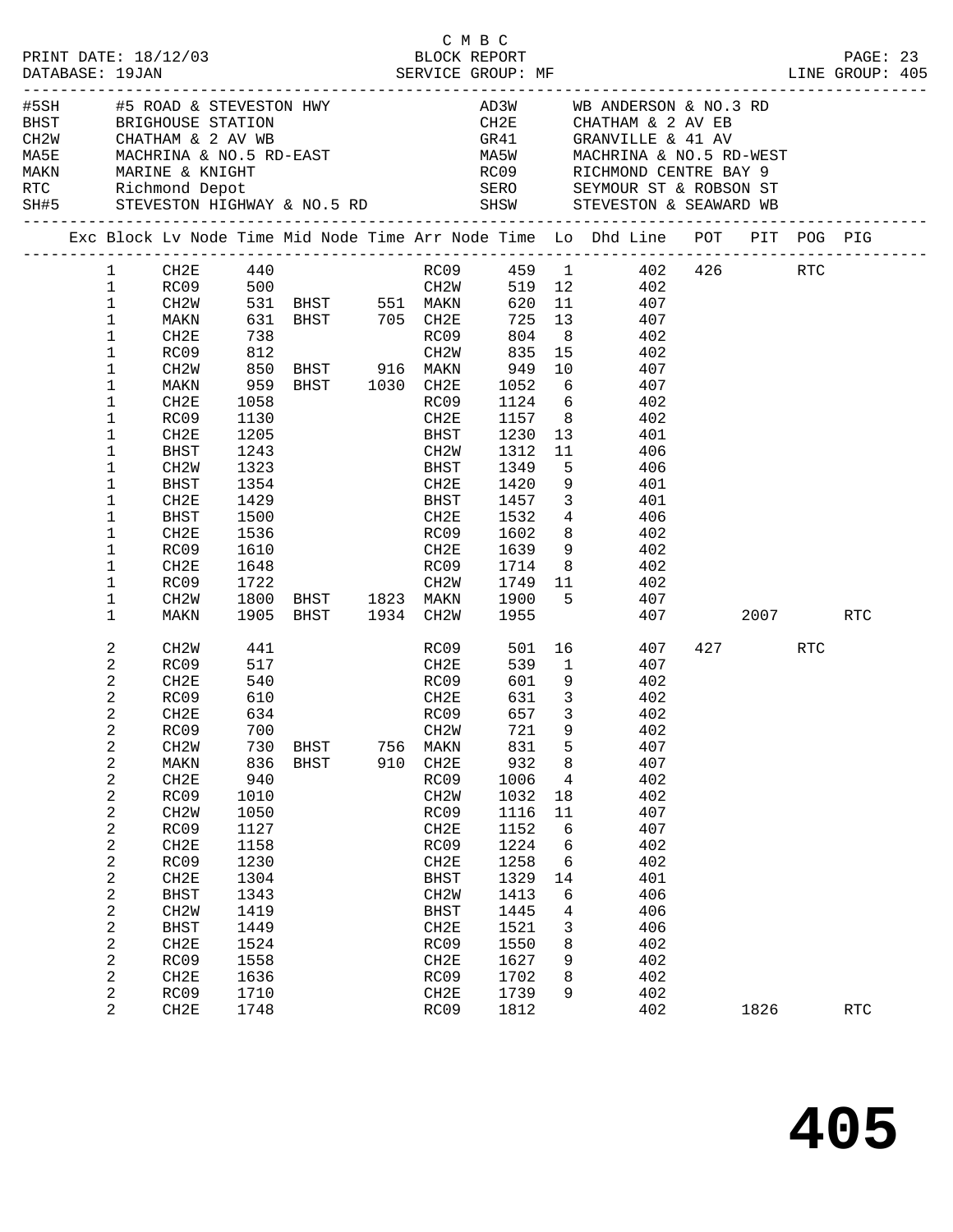C M B C

PRINT DATE: 18/12/03 BLOCK REPORT
DATABASE: 19JAN SERVICE GROUP: MF LINE GROUP: 405

| Code | Description | Code | Description |
|---|---|---|---|
| #5SH | #5 ROAD & STEVESTON HWY | AD3W | WB ANDERSON & NO.3 RD |
| BHST | BRIGHOUSE STATION | CH2E | CHATHAM & 2 AV EB |
| CH2W | CHATHAM & 2 AV WB | GR41 | GRANVILLE & 41 AV |
| MA5E | MACHRINA & NO.5 RD-EAST | MA5W | MACHRINA & NO.5 RD-WEST |
| MAKN | MARINE & KNIGHT | RC09 | RICHMOND CENTRE BAY 9 |
| RTC | Richmond Depot | SERO | SEYMOUR ST & ROBSON ST |
| SH#5 | STEVESTON HIGHWAY & NO.5 RD | SHSW | STEVESTON & SEAWARD WB |

| Exc | Block | Lv Node | Time | Mid Node | Time | Arr Node | Time | Lo | Dhd Line | POT | PIT | POG | PIG |
|---|---|---|---|---|---|---|---|---|---|---|---|---|---|
| | 1 | CH2E | 440 | | | RC09 | 459 | 1 | 402 | 426 | | RTC | |
| | 1 | RC09 | 500 | | | CH2W | 519 | 12 | 402 | | | | |
| | 1 | CH2W | 531 | BHST | 551 | MAKN | 620 | 11 | 407 | | | | |
| | 1 | MAKN | 631 | BHST | 705 | CH2E | 725 | 13 | 407 | | | | |
| | 1 | CH2E | 738 | | | RC09 | 804 | 8 | 402 | | | | |
| | 1 | RC09 | 812 | | | CH2W | 835 | 15 | 402 | | | | |
| | 1 | CH2W | 850 | BHST | 916 | MAKN | 949 | 10 | 407 | | | | |
| | 1 | MAKN | 959 | BHST | 1030 | CH2E | 1052 | 6 | 407 | | | | |
| | 1 | CH2E | 1058 | | | RC09 | 1124 | 6 | 402 | | | | |
| | 1 | RC09 | 1130 | | | CH2E | 1157 | 8 | 402 | | | | |
| | 1 | CH2E | 1205 | | | BHST | 1230 | 13 | 401 | | | | |
| | 1 | BHST | 1243 | | | CH2W | 1312 | 11 | 406 | | | | |
| | 1 | CH2W | 1323 | | | BHST | 1349 | 5 | 406 | | | | |
| | 1 | BHST | 1354 | | | CH2E | 1420 | 9 | 401 | | | | |
| | 1 | CH2E | 1429 | | | BHST | 1457 | 3 | 401 | | | | |
| | 1 | BHST | 1500 | | | CH2E | 1532 | 4 | 406 | | | | |
| | 1 | CH2E | 1536 | | | RC09 | 1602 | 8 | 402 | | | | |
| | 1 | RC09 | 1610 | | | CH2E | 1639 | 9 | 402 | | | | |
| | 1 | CH2E | 1648 | | | RC09 | 1714 | 8 | 402 | | | | |
| | 1 | RC09 | 1722 | | | CH2W | 1749 | 11 | 402 | | | | |
| | 1 | CH2W | 1800 | BHST | 1823 | MAKN | 1900 | 5 | 407 | | | | |
| | 1 | MAKN | 1905 | BHST | 1934 | CH2W | 1955 | | 407 | | 2007 | | RTC |
| | 2 | CH2W | 441 | | | RC09 | 501 | 16 | 407 | 427 | | RTC | |
| | 2 | RC09 | 517 | | | CH2E | 539 | 1 | 407 | | | | |
| | 2 | CH2E | 540 | | | RC09 | 601 | 9 | 402 | | | | |
| | 2 | RC09 | 610 | | | CH2E | 631 | 3 | 402 | | | | |
| | 2 | CH2E | 634 | | | RC09 | 657 | 3 | 402 | | | | |
| | 2 | RC09 | 700 | | | CH2W | 721 | 9 | 402 | | | | |
| | 2 | CH2W | 730 | BHST | 756 | MAKN | 831 | 5 | 407 | | | | |
| | 2 | MAKN | 836 | BHST | 910 | CH2E | 932 | 8 | 407 | | | | |
| | 2 | CH2E | 940 | | | RC09 | 1006 | 4 | 402 | | | | |
| | 2 | RC09 | 1010 | | | CH2W | 1032 | 18 | 402 | | | | |
| | 2 | CH2W | 1050 | | | RC09 | 1116 | 11 | 407 | | | | |
| | 2 | RC09 | 1127 | | | CH2E | 1152 | 6 | 407 | | | | |
| | 2 | CH2E | 1158 | | | RC09 | 1224 | 6 | 402 | | | | |
| | 2 | RC09 | 1230 | | | CH2E | 1258 | 6 | 402 | | | | |
| | 2 | CH2E | 1304 | | | BHST | 1329 | 14 | 401 | | | | |
| | 2 | BHST | 1343 | | | CH2W | 1413 | 6 | 406 | | | | |
| | 2 | CH2W | 1419 | | | BHST | 1445 | 4 | 406 | | | | |
| | 2 | BHST | 1449 | | | CH2E | 1521 | 3 | 406 | | | | |
| | 2 | CH2E | 1524 | | | RC09 | 1550 | 8 | 402 | | | | |
| | 2 | RC09 | 1558 | | | CH2E | 1627 | 9 | 402 | | | | |
| | 2 | CH2E | 1636 | | | RC09 | 1702 | 8 | 402 | | | | |
| | 2 | RC09 | 1710 | | | CH2E | 1739 | 9 | 402 | | | | |
| | 2 | CH2E | 1748 | | | RC09 | 1812 | | 402 | | 1826 | | RTC |

# 405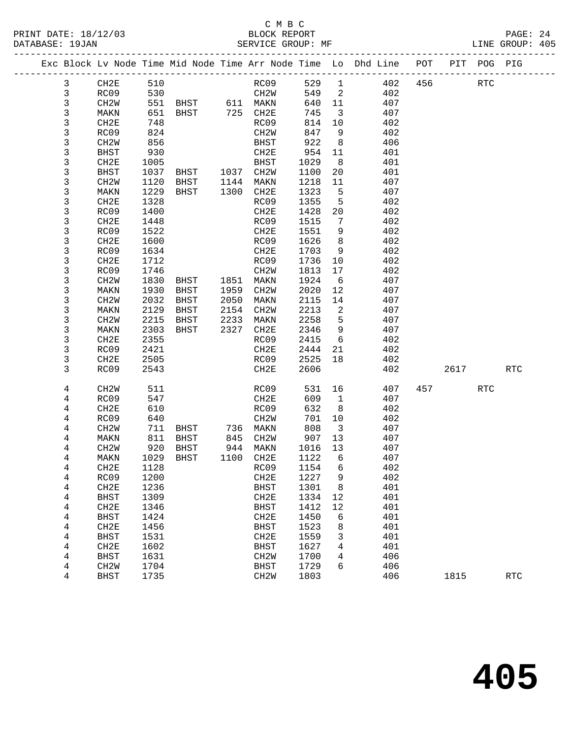C M B C

BLOCK REPORT

SERVICE GROUP: MF

PRINT DATE: 18/12/03
DATABASE: 19JAN
LINE GROUP: 405

| Exc | Block | Lv Node | Time | Mid Node | Time | Arr Node | Time | Lo | Dhd Line | POT | PIT | POG | PIG |
|---|---|---|---|---|---|---|---|---|---|---|---|---|---|
| | 3 | CH2E | 510 | | | RC09 | 529 | 1 | 402 | 456 | | RTC | |
| | 3 | RC09 | 530 | | | CH2W | 549 | 2 | 402 | | | | |
| | 3 | CH2W | 551 | BHST | 611 | MAKN | 640 | 11 | 407 | | | | |
| | 3 | MAKN | 651 | BHST | 725 | CH2E | 745 | 3 | 407 | | | | |
| | 3 | CH2E | 748 | | | RC09 | 814 | 10 | 402 | | | | |
| | 3 | RC09 | 824 | | | CH2W | 847 | 9 | 402 | | | | |
| | 3 | CH2W | 856 | | | BHST | 922 | 8 | 406 | | | | |
| | 3 | BHST | 930 | | | CH2E | 954 | 11 | 401 | | | | |
| | 3 | CH2E | 1005 | | | BHST | 1029 | 8 | 401 | | | | |
| | 3 | BHST | 1037 | BHST | 1037 | CH2W | 1100 | 20 | 401 | | | | |
| | 3 | CH2W | 1120 | BHST | 1144 | MAKN | 1218 | 11 | 407 | | | | |
| | 3 | MAKN | 1229 | BHST | 1300 | CH2E | 1323 | 5 | 407 | | | | |
| | 3 | CH2E | 1328 | | | RC09 | 1355 | 5 | 402 | | | | |
| | 3 | RC09 | 1400 | | | CH2E | 1428 | 20 | 402 | | | | |
| | 3 | CH2E | 1448 | | | RC09 | 1515 | 7 | 402 | | | | |
| | 3 | RC09 | 1522 | | | CH2E | 1551 | 9 | 402 | | | | |
| | 3 | CH2E | 1600 | | | RC09 | 1626 | 8 | 402 | | | | |
| | 3 | RC09 | 1634 | | | CH2E | 1703 | 9 | 402 | | | | |
| | 3 | CH2E | 1712 | | | RC09 | 1736 | 10 | 402 | | | | |
| | 3 | RC09 | 1746 | | | CH2W | 1813 | 17 | 402 | | | | |
| | 3 | CH2W | 1830 | BHST | 1851 | MAKN | 1924 | 6 | 407 | | | | |
| | 3 | MAKN | 1930 | BHST | 1959 | CH2W | 2020 | 12 | 407 | | | | |
| | 3 | CH2W | 2032 | BHST | 2050 | MAKN | 2115 | 14 | 407 | | | | |
| | 3 | MAKN | 2129 | BHST | 2154 | CH2W | 2213 | 2 | 407 | | | | |
| | 3 | CH2W | 2215 | BHST | 2233 | MAKN | 2258 | 5 | 407 | | | | |
| | 3 | MAKN | 2303 | BHST | 2327 | CH2E | 2346 | 9 | 407 | | | | |
| | 3 | CH2E | 2355 | | | RC09 | 2415 | 6 | 402 | | | | |
| | 3 | RC09 | 2421 | | | CH2E | 2444 | 21 | 402 | | | | |
| | 3 | CH2E | 2505 | | | RC09 | 2525 | 18 | 402 | | | | |
| | 3 | RC09 | 2543 | | | CH2E | 2606 | | 402 | | 2617 | | RTC |
| | 4 | CH2W | 511 | | | RC09 | 531 | 16 | 407 | 457 | | RTC | |
| | 4 | RC09 | 547 | | | CH2E | 609 | 1 | 407 | | | | |
| | 4 | CH2E | 610 | | | RC09 | 632 | 8 | 402 | | | | |
| | 4 | RC09 | 640 | | | CH2W | 701 | 10 | 402 | | | | |
| | 4 | CH2W | 711 | BHST | 736 | MAKN | 808 | 3 | 407 | | | | |
| | 4 | MAKN | 811 | BHST | 845 | CH2W | 907 | 13 | 407 | | | | |
| | 4 | CH2W | 920 | BHST | 944 | MAKN | 1016 | 13 | 407 | | | | |
| | 4 | MAKN | 1029 | BHST | 1100 | CH2E | 1122 | 6 | 407 | | | | |
| | 4 | CH2E | 1128 | | | RC09 | 1154 | 6 | 402 | | | | |
| | 4 | RC09 | 1200 | | | CH2E | 1227 | 9 | 402 | | | | |
| | 4 | CH2E | 1236 | | | BHST | 1301 | 8 | 401 | | | | |
| | 4 | BHST | 1309 | | | CH2E | 1334 | 12 | 401 | | | | |
| | 4 | CH2E | 1346 | | | BHST | 1412 | 12 | 401 | | | | |
| | 4 | BHST | 1424 | | | CH2E | 1450 | 6 | 401 | | | | |
| | 4 | CH2E | 1456 | | | BHST | 1523 | 8 | 401 | | | | |
| | 4 | BHST | 1531 | | | CH2E | 1559 | 3 | 401 | | | | |
| | 4 | CH2E | 1602 | | | BHST | 1627 | 4 | 401 | | | | |
| | 4 | BHST | 1631 | | | CH2W | 1700 | 4 | 406 | | | | |
| | 4 | CH2W | 1704 | | | BHST | 1729 | 6 | 406 | | | | |
| | 4 | BHST | 1735 | | | CH2W | 1803 | | 406 | | 1815 | | RTC |

# 405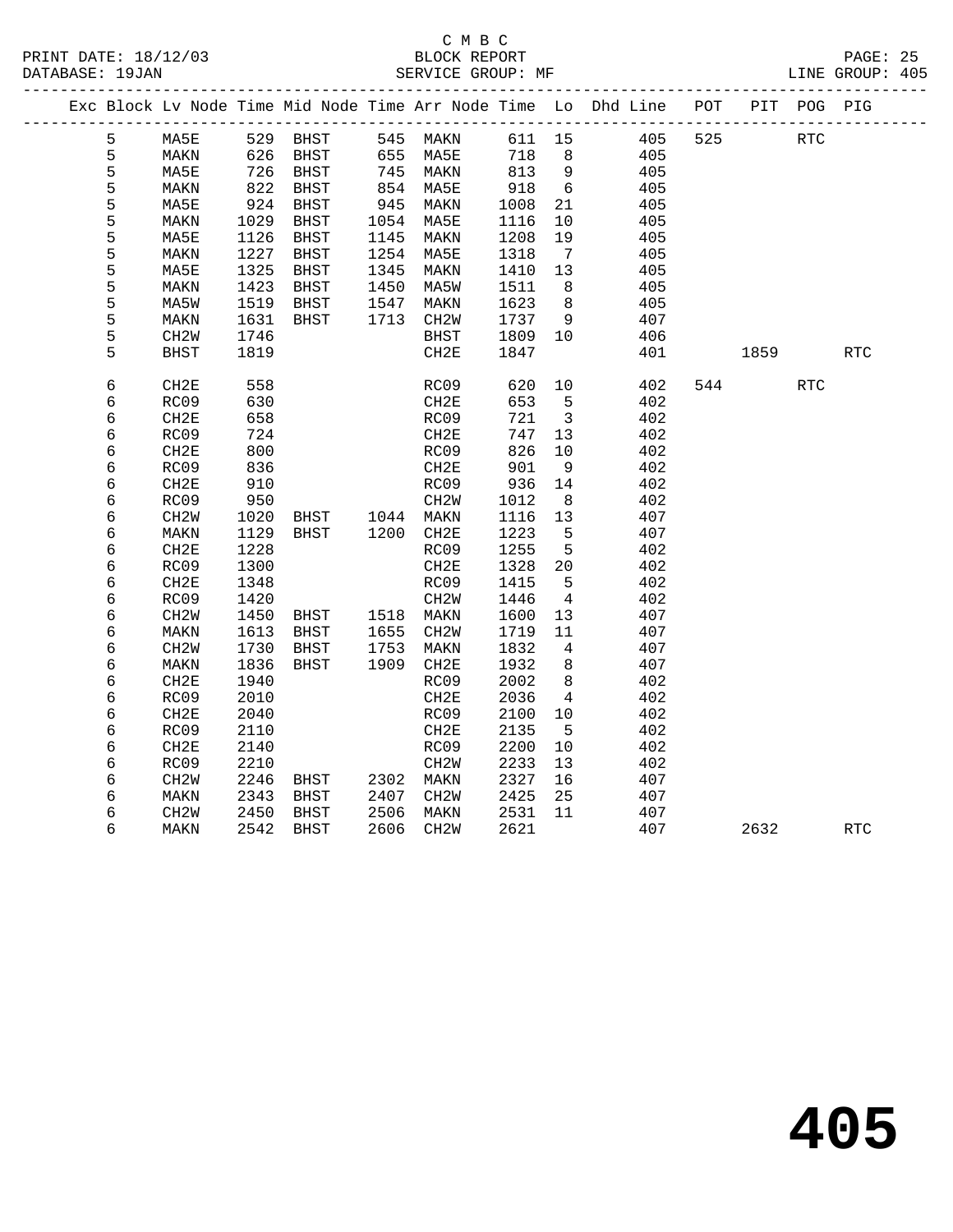C M B C

BLOCK REPORT

SERVICE GROUP: MF

PRINT DATE: 18/12/03
DATABASE: 19JAN
LINE GROUP: 405

| Exc | Block | Lv Node | Time | Mid Node | Time | Arr Node | Time | Lo | Dhd Line | POT | PIT | POG | PIG |
|---|---|---|---|---|---|---|---|---|---|---|---|---|---|
| | 5 | MA5E | 529 | BHST | 545 | MAKN | 611 | 15 | 405 | 525 | | RTC | |
| | 5 | MAKN | 626 | BHST | 655 | MA5E | 718 | 8 | 405 | | | | |
| | 5 | MA5E | 726 | BHST | 745 | MAKN | 813 | 9 | 405 | | | | |
| | 5 | MAKN | 822 | BHST | 854 | MA5E | 918 | 6 | 405 | | | | |
| | 5 | MA5E | 924 | BHST | 945 | MAKN | 1008 | 21 | 405 | | | | |
| | 5 | MAKN | 1029 | BHST | 1054 | MA5E | 1116 | 10 | 405 | | | | |
| | 5 | MA5E | 1126 | BHST | 1145 | MAKN | 1208 | 19 | 405 | | | | |
| | 5 | MAKN | 1227 | BHST | 1254 | MA5E | 1318 | 7 | 405 | | | | |
| | 5 | MA5E | 1325 | BHST | 1345 | MAKN | 1410 | 13 | 405 | | | | |
| | 5 | MAKN | 1423 | BHST | 1450 | MA5W | 1511 | 8 | 405 | | | | |
| | 5 | MA5W | 1519 | BHST | 1547 | MAKN | 1623 | 8 | 405 | | | | |
| | 5 | MAKN | 1631 | BHST | 1713 | CH2W | 1737 | 9 | 407 | | | | |
| | 5 | CH2W | 1746 | | | BHST | 1809 | 10 | 406 | | | | |
| | 5 | BHST | 1819 | | | CH2E | 1847 | | 401 | | 1859 | | RTC |
| | 6 | CH2E | 558 | | | RC09 | 620 | 10 | 402 | 544 | | RTC | |
| | 6 | RC09 | 630 | | | CH2E | 653 | 5 | 402 | | | | |
| | 6 | CH2E | 658 | | | RC09 | 721 | 3 | 402 | | | | |
| | 6 | RC09 | 724 | | | CH2E | 747 | 13 | 402 | | | | |
| | 6 | CH2E | 800 | | | RC09 | 826 | 10 | 402 | | | | |
| | 6 | RC09 | 836 | | | CH2E | 901 | 9 | 402 | | | | |
| | 6 | CH2E | 910 | | | RC09 | 936 | 14 | 402 | | | | |
| | 6 | RC09 | 950 | | | CH2W | 1012 | 8 | 402 | | | | |
| | 6 | CH2W | 1020 | BHST | 1044 | MAKN | 1116 | 13 | 407 | | | | |
| | 6 | MAKN | 1129 | BHST | 1200 | CH2E | 1223 | 5 | 407 | | | | |
| | 6 | CH2E | 1228 | | | RC09 | 1255 | 5 | 402 | | | | |
| | 6 | RC09 | 1300 | | | CH2E | 1328 | 20 | 402 | | | | |
| | 6 | CH2E | 1348 | | | RC09 | 1415 | 5 | 402 | | | | |
| | 6 | RC09 | 1420 | | | CH2W | 1446 | 4 | 402 | | | | |
| | 6 | CH2W | 1450 | BHST | 1518 | MAKN | 1600 | 13 | 407 | | | | |
| | 6 | MAKN | 1613 | BHST | 1655 | CH2W | 1719 | 11 | 407 | | | | |
| | 6 | CH2W | 1730 | BHST | 1753 | MAKN | 1832 | 4 | 407 | | | | |
| | 6 | MAKN | 1836 | BHST | 1909 | CH2E | 1932 | 8 | 407 | | | | |
| | 6 | CH2E | 1940 | | | RC09 | 2002 | 8 | 402 | | | | |
| | 6 | RC09 | 2010 | | | CH2E | 2036 | 4 | 402 | | | | |
| | 6 | CH2E | 2040 | | | RC09 | 2100 | 10 | 402 | | | | |
| | 6 | RC09 | 2110 | | | CH2E | 2135 | 5 | 402 | | | | |
| | 6 | CH2E | 2140 | | | RC09 | 2200 | 10 | 402 | | | | |
| | 6 | RC09 | 2210 | | | CH2W | 2233 | 13 | 402 | | | | |
| | 6 | CH2W | 2246 | BHST | 2302 | MAKN | 2327 | 16 | 407 | | | | |
| | 6 | MAKN | 2343 | BHST | 2407 | CH2W | 2425 | 25 | 407 | | | | |
| | 6 | CH2W | 2450 | BHST | 2506 | MAKN | 2531 | 11 | 407 | | | | |
| | 6 | MAKN | 2542 | BHST | 2606 | CH2W | 2621 | | 407 | | 2632 | | RTC |

405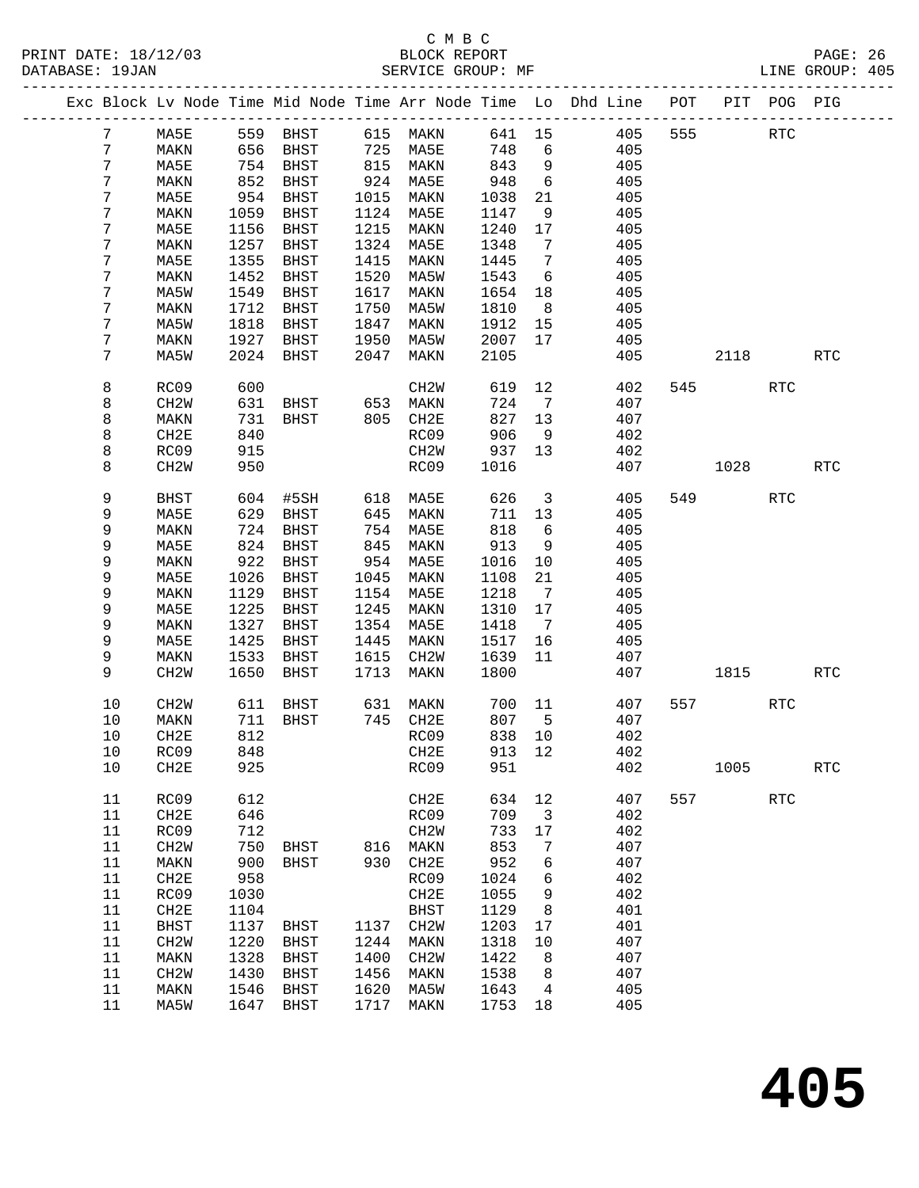C M B C
BLOCK REPORT
SERVICE GROUP: MF

PRINT DATE: 18/12/03
DATABASE: 19JAN
LINE GROUP: 405

| Exc | Block | Lv Node | Time | Mid Node | Time | Arr Node | Time | Lo | Dhd Line | POT | PIT | POG | PIG |
|---|---|---|---|---|---|---|---|---|---|---|---|---|---|
| | 7 | MA5E | 559 | BHST | 615 | MAKN | 641 | 15 | 405 | 555 | | RTC | |
| | 7 | MAKN | 656 | BHST | 725 | MA5E | 748 | 6 | 405 | | | | |
| | 7 | MA5E | 754 | BHST | 815 | MAKN | 843 | 9 | 405 | | | | |
| | 7 | MAKN | 852 | BHST | 924 | MA5E | 948 | 6 | 405 | | | | |
| | 7 | MA5E | 954 | BHST | 1015 | MAKN | 1038 | 21 | 405 | | | | |
| | 7 | MAKN | 1059 | BHST | 1124 | MA5E | 1147 | 9 | 405 | | | | |
| | 7 | MA5E | 1156 | BHST | 1215 | MAKN | 1240 | 17 | 405 | | | | |
| | 7 | MAKN | 1257 | BHST | 1324 | MA5E | 1348 | 7 | 405 | | | | |
| | 7 | MA5E | 1355 | BHST | 1415 | MAKN | 1445 | 7 | 405 | | | | |
| | 7 | MAKN | 1452 | BHST | 1520 | MA5W | 1543 | 6 | 405 | | | | |
| | 7 | MA5W | 1549 | BHST | 1617 | MAKN | 1654 | 18 | 405 | | | | |
| | 7 | MAKN | 1712 | BHST | 1750 | MA5W | 1810 | 8 | 405 | | | | |
| | 7 | MA5W | 1818 | BHST | 1847 | MAKN | 1912 | 15 | 405 | | | | |
| | 7 | MAKN | 1927 | BHST | 1950 | MA5W | 2007 | 17 | 405 | | | | |
| | 7 | MA5W | 2024 | BHST | 2047 | MAKN | 2105 | | 405 | | 2118 | | RTC |
| | 8 | RC09 | 600 | | | CH2W | 619 | 12 | 402 | 545 | | RTC | |
| | 8 | CH2W | 631 | BHST | 653 | MAKN | 724 | 7 | 407 | | | | |
| | 8 | MAKN | 731 | BHST | 805 | CH2E | 827 | 13 | 407 | | | | |
| | 8 | CH2E | 840 | | | RC09 | 906 | 9 | 402 | | | | |
| | 8 | RC09 | 915 | | | CH2W | 937 | 13 | 402 | | | | |
| | 8 | CH2W | 950 | | | RC09 | 1016 | | 407 | | 1028 | | RTC |
| | 9 | BHST | 604 | #5SH | 618 | MA5E | 626 | 3 | 405 | 549 | | RTC | |
| | 9 | MA5E | 629 | BHST | 645 | MAKN | 711 | 13 | 405 | | | | |
| | 9 | MAKN | 724 | BHST | 754 | MA5E | 818 | 6 | 405 | | | | |
| | 9 | MA5E | 824 | BHST | 845 | MAKN | 913 | 9 | 405 | | | | |
| | 9 | MAKN | 922 | BHST | 954 | MA5E | 1016 | 10 | 405 | | | | |
| | 9 | MA5E | 1026 | BHST | 1045 | MAKN | 1108 | 21 | 405 | | | | |
| | 9 | MAKN | 1129 | BHST | 1154 | MA5E | 1218 | 7 | 405 | | | | |
| | 9 | MA5E | 1225 | BHST | 1245 | MAKN | 1310 | 17 | 405 | | | | |
| | 9 | MAKN | 1327 | BHST | 1354 | MA5E | 1418 | 7 | 405 | | | | |
| | 9 | MA5E | 1425 | BHST | 1445 | MAKN | 1517 | 16 | 405 | | | | |
| | 9 | MAKN | 1533 | BHST | 1615 | CH2W | 1639 | 11 | 407 | | | | |
| | 9 | CH2W | 1650 | BHST | 1713 | MAKN | 1800 | | 407 | | 1815 | | RTC |
| | 10 | CH2W | 611 | BHST | 631 | MAKN | 700 | 11 | 407 | 557 | | RTC | |
| | 10 | MAKN | 711 | BHST | 745 | CH2E | 807 | 5 | 407 | | | | |
| | 10 | CH2E | 812 | | | RC09 | 838 | 10 | 402 | | | | |
| | 10 | RC09 | 848 | | | CH2E | 913 | 12 | 402 | | | | |
| | 10 | CH2E | 925 | | | RC09 | 951 | | 402 | | 1005 | | RTC |
| | 11 | RC09 | 612 | | | CH2E | 634 | 12 | 407 | 557 | | RTC | |
| | 11 | CH2E | 646 | | | RC09 | 709 | 3 | 402 | | | | |
| | 11 | RC09 | 712 | | | CH2W | 733 | 17 | 402 | | | | |
| | 11 | CH2W | 750 | BHST | 816 | MAKN | 853 | 7 | 407 | | | | |
| | 11 | MAKN | 900 | BHST | 930 | CH2E | 952 | 6 | 407 | | | | |
| | 11 | CH2E | 958 | | | RC09 | 1024 | 6 | 402 | | | | |
| | 11 | RC09 | 1030 | | | CH2E | 1055 | 9 | 402 | | | | |
| | 11 | CH2E | 1104 | | | BHST | 1129 | 8 | 401 | | | | |
| | 11 | BHST | 1137 | BHST | 1137 | CH2W | 1203 | 17 | 401 | | | | |
| | 11 | CH2W | 1220 | BHST | 1244 | MAKN | 1318 | 10 | 407 | | | | |
| | 11 | MAKN | 1328 | BHST | 1400 | CH2W | 1422 | 8 | 407 | | | | |
| | 11 | CH2W | 1430 | BHST | 1456 | MAKN | 1538 | 8 | 407 | | | | |
| | 11 | MAKN | 1546 | BHST | 1620 | MA5W | 1643 | 4 | 405 | | | | |
| | 11 | MA5W | 1647 | BHST | 1717 | MAKN | 1753 | 18 | 405 | | | | |

# 405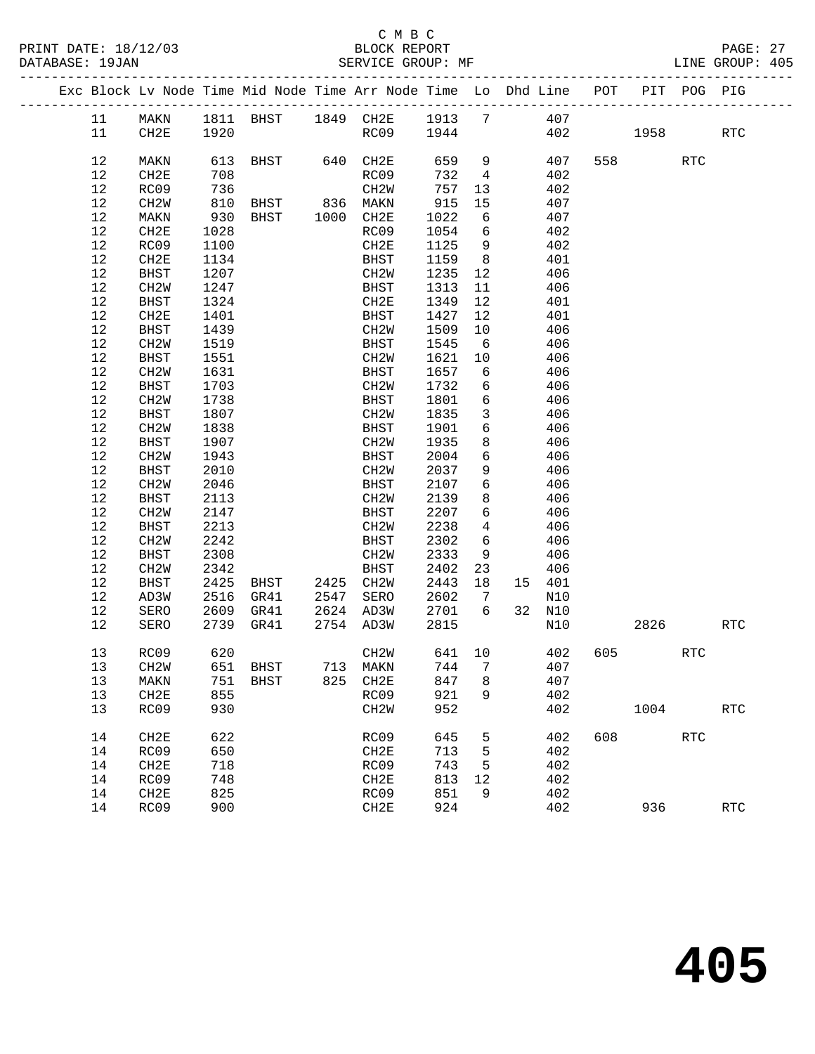C M B C
BLOCK REPORT
SERVICE GROUP: MF

PRINT DATE: 18/12/03
DATABASE: 19JAN
LINE GROUP: 405

| Exc | Block | Lv | Node | Time | Mid Node | Time | Arr Node | Time | Lo | Dhd | Line | POT | PIT | POG | PIG |
|---|---|---|---|---|---|---|---|---|---|---|---|---|---|---|---|
| | 11 | | MAKN | 1811 | BHST | 1849 | CH2E | 1913 | 7 | | 407 | | | | |
| | 11 | | CH2E | 1920 | | | RC09 | 1944 | | | 402 | | 1958 | | RTC |
| | 12 | | MAKN | 613 | BHST | 640 | CH2E | 659 | 9 | | 407 | 558 | | RTC | |
| | 12 | | CH2E | 708 | | | RC09 | 732 | 4 | | 402 | | | | |
| | 12 | | RC09 | 736 | | | CH2W | 757 | 13 | | 402 | | | | |
| | 12 | | CH2W | 810 | BHST | 836 | MAKN | 915 | 15 | | 407 | | | | |
| | 12 | | MAKN | 930 | BHST | 1000 | CH2E | 1022 | 6 | | 407 | | | | |
| | 12 | | CH2E | 1028 | | | RC09 | 1054 | 6 | | 402 | | | | |
| | 12 | | RC09 | 1100 | | | CH2E | 1125 | 9 | | 402 | | | | |
| | 12 | | CH2E | 1134 | | | BHST | 1159 | 8 | | 401 | | | | |
| | 12 | | BHST | 1207 | | | CH2W | 1235 | 12 | | 406 | | | | |
| | 12 | | CH2W | 1247 | | | BHST | 1313 | 11 | | 406 | | | | |
| | 12 | | BHST | 1324 | | | CH2E | 1349 | 12 | | 401 | | | | |
| | 12 | | CH2E | 1401 | | | BHST | 1427 | 12 | | 401 | | | | |
| | 12 | | BHST | 1439 | | | CH2W | 1509 | 10 | | 406 | | | | |
| | 12 | | CH2W | 1519 | | | BHST | 1545 | 6 | | 406 | | | | |
| | 12 | | BHST | 1551 | | | CH2W | 1621 | 10 | | 406 | | | | |
| | 12 | | CH2W | 1631 | | | BHST | 1657 | 6 | | 406 | | | | |
| | 12 | | BHST | 1703 | | | CH2W | 1732 | 6 | | 406 | | | | |
| | 12 | | CH2W | 1738 | | | BHST | 1801 | 6 | | 406 | | | | |
| | 12 | | BHST | 1807 | | | CH2W | 1835 | 3 | | 406 | | | | |
| | 12 | | CH2W | 1838 | | | BHST | 1901 | 6 | | 406 | | | | |
| | 12 | | BHST | 1907 | | | CH2W | 1935 | 8 | | 406 | | | | |
| | 12 | | CH2W | 1943 | | | BHST | 2004 | 6 | | 406 | | | | |
| | 12 | | BHST | 2010 | | | CH2W | 2037 | 9 | | 406 | | | | |
| | 12 | | CH2W | 2046 | | | BHST | 2107 | 6 | | 406 | | | | |
| | 12 | | BHST | 2113 | | | CH2W | 2139 | 8 | | 406 | | | | |
| | 12 | | CH2W | 2147 | | | BHST | 2207 | 6 | | 406 | | | | |
| | 12 | | BHST | 2213 | | | CH2W | 2238 | 4 | | 406 | | | | |
| | 12 | | CH2W | 2242 | | | BHST | 2302 | 6 | | 406 | | | | |
| | 12 | | BHST | 2308 | | | CH2W | 2333 | 9 | | 406 | | | | |
| | 12 | | CH2W | 2342 | | | BHST | 2402 | 23 | | 406 | | | | |
| | 12 | | BHST | 2425 | BHST | 2425 | CH2W | 2443 | 18 | 15 | 401 | | | | |
| | 12 | | AD3W | 2516 | GR41 | 2547 | SERO | 2602 | 7 | | N10 | | | | |
| | 12 | | SERO | 2609 | GR41 | 2624 | AD3W | 2701 | 6 | 32 | N10 | | | | |
| | 12 | | SERO | 2739 | GR41 | 2754 | AD3W | 2815 | | | N10 | | 2826 | | RTC |
| | 13 | | RC09 | 620 | | | CH2W | 641 | 10 | | 402 | 605 | | RTC | |
| | 13 | | CH2W | 651 | BHST | 713 | MAKN | 744 | 7 | | 407 | | | | |
| | 13 | | MAKN | 751 | BHST | 825 | CH2E | 847 | 8 | | 407 | | | | |
| | 13 | | CH2E | 855 | | | RC09 | 921 | 9 | | 402 | | | | |
| | 13 | | RC09 | 930 | | | CH2W | 952 | | | 402 | | 1004 | | RTC |
| | 14 | | CH2E | 622 | | | RC09 | 645 | 5 | | 402 | 608 | | RTC | |
| | 14 | | RC09 | 650 | | | CH2E | 713 | 5 | | 402 | | | | |
| | 14 | | CH2E | 718 | | | RC09 | 743 | 5 | | 402 | | | | |
| | 14 | | RC09 | 748 | | | CH2E | 813 | 12 | | 402 | | | | |
| | 14 | | CH2E | 825 | | | RC09 | 851 | 9 | | 402 | | | | |
| | 14 | | RC09 | 900 | | | CH2E | 924 | | | 402 | | 936 | | RTC |

# 405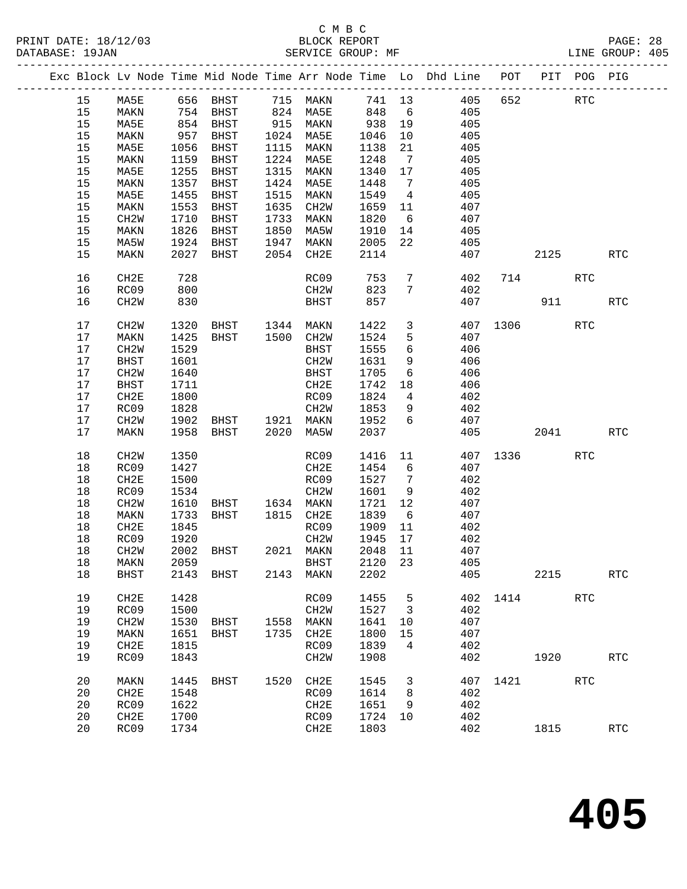C M B C

BLOCK REPORT

SERVICE GROUP: MF

PRINT DATE: 18/12/03
DATABASE: 19JAN

LINE GROUP: 405

| Exc | Block | Lv Node | Time | Mid Node | Time | Arr Node | Time | Lo | Dhd Line | POT | PIT | POG | PIG |
|---|---|---|---|---|---|---|---|---|---|---|---|---|---|
| | 15 | MA5E | 656 | BHST | 715 | MAKN | 741 | 13 | 405 | 652 | | RTC | |
| | 15 | MAKN | 754 | BHST | 824 | MA5E | 848 | 6 | 405 | | | | |
| | 15 | MA5E | 854 | BHST | 915 | MAKN | 938 | 19 | 405 | | | | |
| | 15 | MAKN | 957 | BHST | 1024 | MA5E | 1046 | 10 | 405 | | | | |
| | 15 | MA5E | 1056 | BHST | 1115 | MAKN | 1138 | 21 | 405 | | | | |
| | 15 | MAKN | 1159 | BHST | 1224 | MA5E | 1248 | 7 | 405 | | | | |
| | 15 | MA5E | 1255 | BHST | 1315 | MAKN | 1340 | 17 | 405 | | | | |
| | 15 | MAKN | 1357 | BHST | 1424 | MA5E | 1448 | 7 | 405 | | | | |
| | 15 | MA5E | 1455 | BHST | 1515 | MAKN | 1549 | 4 | 405 | | | | |
| | 15 | MAKN | 1553 | BHST | 1635 | CH2W | 1659 | 11 | 407 | | | | |
| | 15 | CH2W | 1710 | BHST | 1733 | MAKN | 1820 | 6 | 407 | | | | |
| | 15 | MAKN | 1826 | BHST | 1850 | MA5W | 1910 | 14 | 405 | | | | |
| | 15 | MA5W | 1924 | BHST | 1947 | MAKN | 2005 | 22 | 405 | | | | |
| | 15 | MAKN | 2027 | BHST | 2054 | CH2E | 2114 | | 407 | | 2125 | | RTC |
| | 16 | CH2E | 728 | | | RC09 | 753 | 7 | 402 | 714 | | RTC | |
| | 16 | RC09 | 800 | | | CH2W | 823 | 7 | 402 | | | | |
| | 16 | CH2W | 830 | | | BHST | 857 | | 407 | | 911 | | RTC |
| | 17 | CH2W | 1320 | BHST | 1344 | MAKN | 1422 | 3 | 407 | 1306 | | RTC | |
| | 17 | MAKN | 1425 | BHST | 1500 | CH2W | 1524 | 5 | 407 | | | | |
| | 17 | CH2W | 1529 | | | BHST | 1555 | 6 | 406 | | | | |
| | 17 | BHST | 1601 | | | CH2W | 1631 | 9 | 406 | | | | |
| | 17 | CH2W | 1640 | | | BHST | 1705 | 6 | 406 | | | | |
| | 17 | BHST | 1711 | | | CH2E | 1742 | 18 | 406 | | | | |
| | 17 | CH2E | 1800 | | | RC09 | 1824 | 4 | 402 | | | | |
| | 17 | RC09 | 1828 | | | CH2W | 1853 | 9 | 402 | | | | |
| | 17 | CH2W | 1902 | BHST | 1921 | MAKN | 1952 | 6 | 407 | | | | |
| | 17 | MAKN | 1958 | BHST | 2020 | MA5W | 2037 | | 405 | | 2041 | | RTC |
| | 18 | CH2W | 1350 | | | RC09 | 1416 | 11 | 407 | 1336 | | RTC | |
| | 18 | RC09 | 1427 | | | CH2E | 1454 | 6 | 407 | | | | |
| | 18 | CH2E | 1500 | | | RC09 | 1527 | 7 | 402 | | | | |
| | 18 | RC09 | 1534 | | | CH2W | 1601 | 9 | 402 | | | | |
| | 18 | CH2W | 1610 | BHST | 1634 | MAKN | 1721 | 12 | 407 | | | | |
| | 18 | MAKN | 1733 | BHST | 1815 | CH2E | 1839 | 6 | 407 | | | | |
| | 18 | CH2E | 1845 | | | RC09 | 1909 | 11 | 402 | | | | |
| | 18 | RC09 | 1920 | | | CH2W | 1945 | 17 | 402 | | | | |
| | 18 | CH2W | 2002 | BHST | 2021 | MAKN | 2048 | 11 | 407 | | | | |
| | 18 | MAKN | 2059 | | | BHST | 2120 | 23 | 405 | | | | |
| | 18 | BHST | 2143 | BHST | 2143 | MAKN | 2202 | | 405 | | 2215 | | RTC |
| | 19 | CH2E | 1428 | | | RC09 | 1455 | 5 | 402 | 1414 | | RTC | |
| | 19 | RC09 | 1500 | | | CH2W | 1527 | 3 | 402 | | | | |
| | 19 | CH2W | 1530 | BHST | 1558 | MAKN | 1641 | 10 | 407 | | | | |
| | 19 | MAKN | 1651 | BHST | 1735 | CH2E | 1800 | 15 | 407 | | | | |
| | 19 | CH2E | 1815 | | | RC09 | 1839 | 4 | 402 | | | | |
| | 19 | RC09 | 1843 | | | CH2W | 1908 | | 402 | | 1920 | | RTC |
| | 20 | MAKN | 1445 | BHST | 1520 | CH2E | 1545 | 3 | 407 | 1421 | | RTC | |
| | 20 | CH2E | 1548 | | | RC09 | 1614 | 8 | 402 | | | | |
| | 20 | RC09 | 1622 | | | CH2E | 1651 | 9 | 402 | | | | |
| | 20 | CH2E | 1700 | | | RC09 | 1724 | 10 | 402 | | | | |
| | 20 | RC09 | 1734 | | | CH2E | 1803 | | 402 | | 1815 | | RTC |

# 405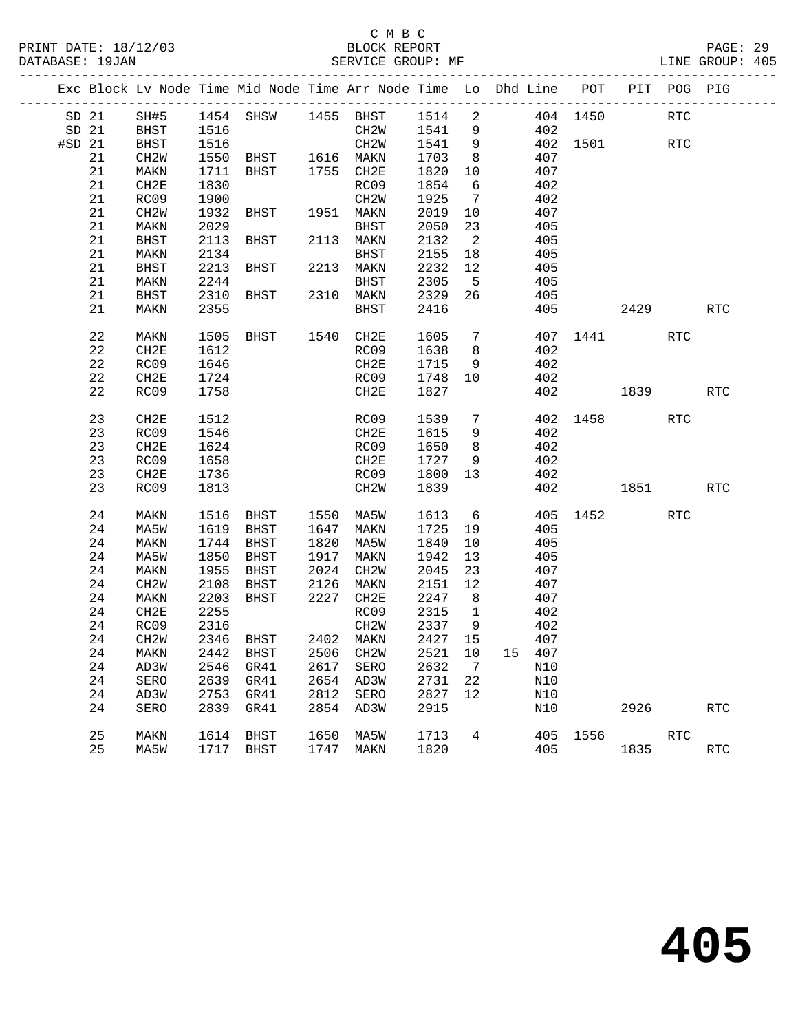C M B C

PRINT DATE: 18/12/03 BLOCK REPORT
DATABASE: 19JAN SERVICE GROUP: MF LINE GROUP: 405

| Exc | Block | Lv Node | Time | Mid Node | Time | Arr Node | Time | Lo | Dhd | Line | POT | PIT | POG | PIG |
|---|---|---|---|---|---|---|---|---|---|---|---|---|---|---|
| SD | 21 | SH#5 | 1454 | SHSW | 1455 | BHST | 1514 | 2 | | 404 | 1450 | | RTC | |
| SD | 21 | BHST | 1516 | | | CH2W | 1541 | 9 | | 402 | | | | |
| #SD | 21 | BHST | 1516 | | | CH2W | 1541 | 9 | | 402 | 1501 | | RTC | |
| | 21 | CH2W | 1550 | BHST | 1616 | MAKN | 1703 | 8 | | 407 | | | | |
| | 21 | MAKN | 1711 | BHST | 1755 | CH2E | 1820 | 10 | | 407 | | | | |
| | 21 | CH2E | 1830 | | | RC09 | 1854 | 6 | | 402 | | | | |
| | 21 | RC09 | 1900 | | | CH2W | 1925 | 7 | | 402 | | | | |
| | 21 | CH2W | 1932 | BHST | 1951 | MAKN | 2019 | 10 | | 407 | | | | |
| | 21 | MAKN | 2029 | | | BHST | 2050 | 23 | | 405 | | | | |
| | 21 | BHST | 2113 | BHST | 2113 | MAKN | 2132 | 2 | | 405 | | | | |
| | 21 | MAKN | 2134 | | | BHST | 2155 | 18 | | 405 | | | | |
| | 21 | BHST | 2213 | BHST | 2213 | MAKN | 2232 | 12 | | 405 | | | | |
| | 21 | MAKN | 2244 | | | BHST | 2305 | 5 | | 405 | | | | |
| | 21 | BHST | 2310 | BHST | 2310 | MAKN | 2329 | 26 | | 405 | | | | |
| | 21 | MAKN | 2355 | | | BHST | 2416 | | | 405 | | 2429 | | RTC |
| | 22 | MAKN | 1505 | BHST | 1540 | CH2E | 1605 | 7 | | 407 | 1441 | | RTC | |
| | 22 | CH2E | 1612 | | | RC09 | 1638 | 8 | | 402 | | | | |
| | 22 | RC09 | 1646 | | | CH2E | 1715 | 9 | | 402 | | | | |
| | 22 | CH2E | 1724 | | | RC09 | 1748 | 10 | | 402 | | | | |
| | 22 | RC09 | 1758 | | | CH2E | 1827 | | | 402 | | 1839 | | RTC |
| | 23 | CH2E | 1512 | | | RC09 | 1539 | 7 | | 402 | 1458 | | RTC | |
| | 23 | RC09 | 1546 | | | CH2E | 1615 | 9 | | 402 | | | | |
| | 23 | CH2E | 1624 | | | RC09 | 1650 | 8 | | 402 | | | | |
| | 23 | RC09 | 1658 | | | CH2E | 1727 | 9 | | 402 | | | | |
| | 23 | CH2E | 1736 | | | RC09 | 1800 | 13 | | 402 | | | | |
| | 23 | RC09 | 1813 | | | CH2W | 1839 | | | 402 | | 1851 | | RTC |
| | 24 | MAKN | 1516 | BHST | 1550 | MA5W | 1613 | 6 | | 405 | 1452 | | RTC | |
| | 24 | MA5W | 1619 | BHST | 1647 | MAKN | 1725 | 19 | | 405 | | | | |
| | 24 | MAKN | 1744 | BHST | 1820 | MA5W | 1840 | 10 | | 405 | | | | |
| | 24 | MA5W | 1850 | BHST | 1917 | MAKN | 1942 | 13 | | 405 | | | | |
| | 24 | MAKN | 1955 | BHST | 2024 | CH2W | 2045 | 23 | | 407 | | | | |
| | 24 | CH2W | 2108 | BHST | 2126 | MAKN | 2151 | 12 | | 407 | | | | |
| | 24 | MAKN | 2203 | BHST | 2227 | CH2E | 2247 | 8 | | 407 | | | | |
| | 24 | CH2E | 2255 | | | RC09 | 2315 | 1 | | 402 | | | | |
| | 24 | RC09 | 2316 | | | CH2W | 2337 | 9 | | 402 | | | | |
| | 24 | CH2W | 2346 | BHST | 2402 | MAKN | 2427 | 15 | | 407 | | | | |
| | 24 | MAKN | 2442 | BHST | 2506 | CH2W | 2521 | 10 | 15 | 407 | | | | |
| | 24 | AD3W | 2546 | GR41 | 2617 | SERO | 2632 | 7 | | N10 | | | | |
| | 24 | SERO | 2639 | GR41 | 2654 | AD3W | 2731 | 22 | | N10 | | | | |
| | 24 | AD3W | 2753 | GR41 | 2812 | SERO | 2827 | 12 | | N10 | | | | |
| | 24 | SERO | 2839 | GR41 | 2854 | AD3W | 2915 | | | N10 | | 2926 | | RTC |
| | 25 | MAKN | 1614 | BHST | 1650 | MA5W | 1713 | 4 | | 405 | 1556 | | RTC | |
| | 25 | MA5W | 1717 | BHST | 1747 | MAKN | 1820 | | | 405 | | 1835 | | RTC |

405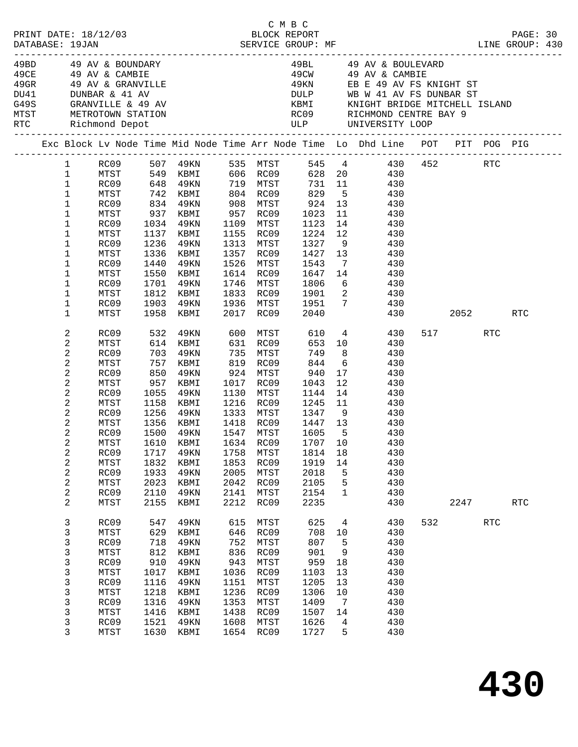C M B C

PRINT DATE: 18/12/03 BLOCK REPORT

DATABASE: 19JAN SERVICE GROUP: MF LINE GROUP: 430

| Code | Description | Code | Description |
|---|---|---|---|
| 49BD | 49 AV & BOUNDARY | 49BL | 49 AV & BOULEVARD |
| 49CE | 49 AV & CAMBIE | 49CW | 49 AV & CAMBIE |
| 49GR | 49 AV & GRANVILLE | 49KN | EB E 49 AV FS KNIGHT ST |
| DU41 | DUNBAR & 41 AV | DULP | WB W 41 AV FS DUNBAR ST |
| G49S | GRANVILLE & 49 AV | KBMI | KNIGHT BRIDGE MITCHELL ISLAND |
| MTST | METROTOWN STATION | RC09 | RICHMOND CENTRE BAY 9 |
| RTC | Richmond Depot | ULP | UNIVERSITY LOOP |

| Exc | Block | Lv Node | Time | Mid Node | Time | Arr Node | Time | Lo | Dhd Line | POT | PIT | POG | PIG |
|---|---|---|---|---|---|---|---|---|---|---|---|---|---|
| | 1 | RC09 | 507 | 49KN | 535 | MTST | 545 | 4 | 430 | 452 | | RTC | |
| | 1 | MTST | 549 | KBMI | 606 | RC09 | 628 | 20 | 430 | | | | |
| | 1 | RC09 | 648 | 49KN | 719 | MTST | 731 | 11 | 430 | | | | |
| | 1 | MTST | 742 | KBMI | 804 | RC09 | 829 | 5 | 430 | | | | |
| | 1 | RC09 | 834 | 49KN | 908 | MTST | 924 | 13 | 430 | | | | |
| | 1 | MTST | 937 | KBMI | 957 | RC09 | 1023 | 11 | 430 | | | | |
| | 1 | RC09 | 1034 | 49KN | 1109 | MTST | 1123 | 14 | 430 | | | | |
| | 1 | MTST | 1137 | KBMI | 1155 | RC09 | 1224 | 12 | 430 | | | | |
| | 1 | RC09 | 1236 | 49KN | 1313 | MTST | 1327 | 9 | 430 | | | | |
| | 1 | MTST | 1336 | KBMI | 1357 | RC09 | 1427 | 13 | 430 | | | | |
| | 1 | RC09 | 1440 | 49KN | 1526 | MTST | 1543 | 7 | 430 | | | | |
| | 1 | MTST | 1550 | KBMI | 1614 | RC09 | 1647 | 14 | 430 | | | | |
| | 1 | RC09 | 1701 | 49KN | 1746 | MTST | 1806 | 6 | 430 | | | | |
| | 1 | MTST | 1812 | KBMI | 1833 | RC09 | 1901 | 2 | 430 | | | | |
| | 1 | RC09 | 1903 | 49KN | 1936 | MTST | 1951 | 7 | 430 | | | | |
| | 1 | MTST | 1958 | KBMI | 2017 | RC09 | 2040 | | 430 | | 2052 | | RTC |
| | 2 | RC09 | 532 | 49KN | 600 | MTST | 610 | 4 | 430 | 517 | | RTC | |
| | 2 | MTST | 614 | KBMI | 631 | RC09 | 653 | 10 | 430 | | | | |
| | 2 | RC09 | 703 | 49KN | 735 | MTST | 749 | 8 | 430 | | | | |
| | 2 | MTST | 757 | KBMI | 819 | RC09 | 844 | 6 | 430 | | | | |
| | 2 | RC09 | 850 | 49KN | 924 | MTST | 940 | 17 | 430 | | | | |
| | 2 | MTST | 957 | KBMI | 1017 | RC09 | 1043 | 12 | 430 | | | | |
| | 2 | RC09 | 1055 | 49KN | 1130 | MTST | 1144 | 14 | 430 | | | | |
| | 2 | MTST | 1158 | KBMI | 1216 | RC09 | 1245 | 11 | 430 | | | | |
| | 2 | RC09 | 1256 | 49KN | 1333 | MTST | 1347 | 9 | 430 | | | | |
| | 2 | MTST | 1356 | KBMI | 1418 | RC09 | 1447 | 13 | 430 | | | | |
| | 2 | RC09 | 1500 | 49KN | 1547 | MTST | 1605 | 5 | 430 | | | | |
| | 2 | MTST | 1610 | KBMI | 1634 | RC09 | 1707 | 10 | 430 | | | | |
| | 2 | RC09 | 1717 | 49KN | 1758 | MTST | 1814 | 18 | 430 | | | | |
| | 2 | MTST | 1832 | KBMI | 1853 | RC09 | 1919 | 14 | 430 | | | | |
| | 2 | RC09 | 1933 | 49KN | 2005 | MTST | 2018 | 5 | 430 | | | | |
| | 2 | MTST | 2023 | KBMI | 2042 | RC09 | 2105 | 5 | 430 | | | | |
| | 2 | RC09 | 2110 | 49KN | 2141 | MTST | 2154 | 1 | 430 | | | | |
| | 2 | MTST | 2155 | KBMI | 2212 | RC09 | 2235 | | 430 | | 2247 | | RTC |
| | 3 | RC09 | 547 | 49KN | 615 | MTST | 625 | 4 | 430 | 532 | | RTC | |
| | 3 | MTST | 629 | KBMI | 646 | RC09 | 708 | 10 | 430 | | | | |
| | 3 | RC09 | 718 | 49KN | 752 | MTST | 807 | 5 | 430 | | | | |
| | 3 | MTST | 812 | KBMI | 836 | RC09 | 901 | 9 | 430 | | | | |
| | 3 | RC09 | 910 | 49KN | 943 | MTST | 959 | 18 | 430 | | | | |
| | 3 | MTST | 1017 | KBMI | 1036 | RC09 | 1103 | 13 | 430 | | | | |
| | 3 | RC09 | 1116 | 49KN | 1151 | MTST | 1205 | 13 | 430 | | | | |
| | 3 | MTST | 1218 | KBMI | 1236 | RC09 | 1306 | 10 | 430 | | | | |
| | 3 | RC09 | 1316 | 49KN | 1353 | MTST | 1409 | 7 | 430 | | | | |
| | 3 | MTST | 1416 | KBMI | 1438 | RC09 | 1507 | 14 | 430 | | | | |
| | 3 | RC09 | 1521 | 49KN | 1608 | MTST | 1626 | 4 | 430 | | | | |
| | 3 | MTST | 1630 | KBMI | 1654 | RC09 | 1727 | 5 | 430 | | | | |

**430**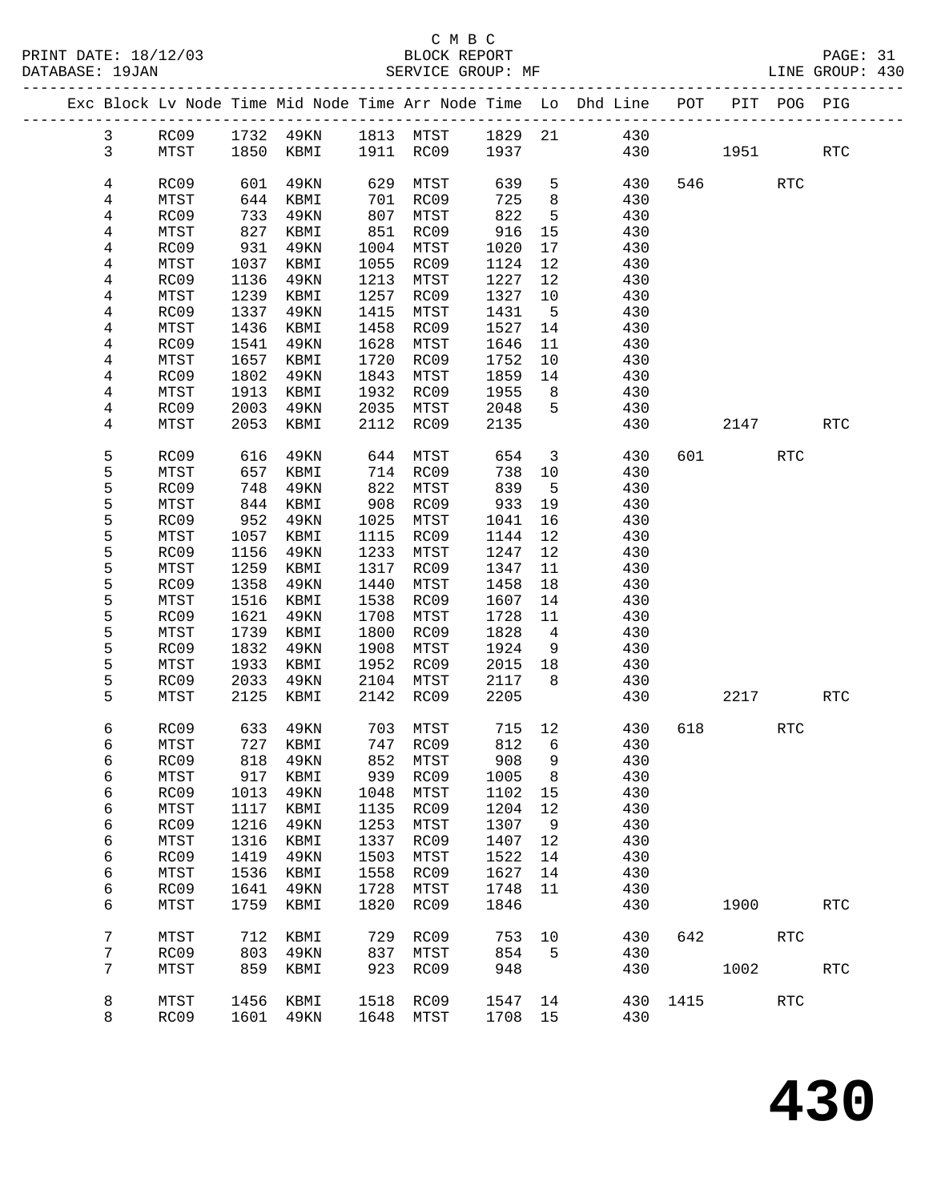C M B C

PRINT DATE: 18/12/03 BLOCK REPORT
DATABASE: 19JAN SERVICE GROUP: MF LINE GROUP: 430

| Exc | Block | Lv | Node | Time | Mid Node | Time | Arr Node | Time | Lo | Dhd Line | POT | PIT | POG | PIG |
|---|---|---|---|---|---|---|---|---|---|---|---|---|---|---|
| | 3 | | RC09 | 1732 | 49KN | 1813 | MTST | 1829 | 21 | 430 | | | | |
| | 3 | | MTST | 1850 | KBMI | 1911 | RC09 | 1937 | | 430 | | 1951 | | RTC |
| | 4 | | RC09 | 601 | 49KN | 629 | MTST | 639 | 5 | 430 | 546 | | RTC | |
| | 4 | | MTST | 644 | KBMI | 701 | RC09 | 725 | 8 | 430 | | | | |
| | 4 | | RC09 | 733 | 49KN | 807 | MTST | 822 | 5 | 430 | | | | |
| | 4 | | MTST | 827 | KBMI | 851 | RC09 | 916 | 15 | 430 | | | | |
| | 4 | | RC09 | 931 | 49KN | 1004 | MTST | 1020 | 17 | 430 | | | | |
| | 4 | | MTST | 1037 | KBMI | 1055 | RC09 | 1124 | 12 | 430 | | | | |
| | 4 | | RC09 | 1136 | 49KN | 1213 | MTST | 1227 | 12 | 430 | | | | |
| | 4 | | MTST | 1239 | KBMI | 1257 | RC09 | 1327 | 10 | 430 | | | | |
| | 4 | | RC09 | 1337 | 49KN | 1415 | MTST | 1431 | 5 | 430 | | | | |
| | 4 | | MTST | 1436 | KBMI | 1458 | RC09 | 1527 | 14 | 430 | | | | |
| | 4 | | RC09 | 1541 | 49KN | 1628 | MTST | 1646 | 11 | 430 | | | | |
| | 4 | | MTST | 1657 | KBMI | 1720 | RC09 | 1752 | 10 | 430 | | | | |
| | 4 | | RC09 | 1802 | 49KN | 1843 | MTST | 1859 | 14 | 430 | | | | |
| | 4 | | MTST | 1913 | KBMI | 1932 | RC09 | 1955 | 8 | 430 | | | | |
| | 4 | | RC09 | 2003 | 49KN | 2035 | MTST | 2048 | 5 | 430 | | | | |
| | 4 | | MTST | 2053 | KBMI | 2112 | RC09 | 2135 | | 430 | | 2147 | | RTC |
| | 5 | | RC09 | 616 | 49KN | 644 | MTST | 654 | 3 | 430 | 601 | | RTC | |
| | 5 | | MTST | 657 | KBMI | 714 | RC09 | 738 | 10 | 430 | | | | |
| | 5 | | RC09 | 748 | 49KN | 822 | MTST | 839 | 5 | 430 | | | | |
| | 5 | | MTST | 844 | KBMI | 908 | RC09 | 933 | 19 | 430 | | | | |
| | 5 | | RC09 | 952 | 49KN | 1025 | MTST | 1041 | 16 | 430 | | | | |
| | 5 | | MTST | 1057 | KBMI | 1115 | RC09 | 1144 | 12 | 430 | | | | |
| | 5 | | RC09 | 1156 | 49KN | 1233 | MTST | 1247 | 12 | 430 | | | | |
| | 5 | | MTST | 1259 | KBMI | 1317 | RC09 | 1347 | 11 | 430 | | | | |
| | 5 | | RC09 | 1358 | 49KN | 1440 | MTST | 1458 | 18 | 430 | | | | |
| | 5 | | MTST | 1516 | KBMI | 1538 | RC09 | 1607 | 14 | 430 | | | | |
| | 5 | | RC09 | 1621 | 49KN | 1708 | MTST | 1728 | 11 | 430 | | | | |
| | 5 | | MTST | 1739 | KBMI | 1800 | RC09 | 1828 | 4 | 430 | | | | |
| | 5 | | RC09 | 1832 | 49KN | 1908 | MTST | 1924 | 9 | 430 | | | | |
| | 5 | | MTST | 1933 | KBMI | 1952 | RC09 | 2015 | 18 | 430 | | | | |
| | 5 | | RC09 | 2033 | 49KN | 2104 | MTST | 2117 | 8 | 430 | | | | |
| | 5 | | MTST | 2125 | KBMI | 2142 | RC09 | 2205 | | 430 | | 2217 | | RTC |
| | 6 | | RC09 | 633 | 49KN | 703 | MTST | 715 | 12 | 430 | 618 | | RTC | |
| | 6 | | MTST | 727 | KBMI | 747 | RC09 | 812 | 6 | 430 | | | | |
| | 6 | | RC09 | 818 | 49KN | 852 | MTST | 908 | 9 | 430 | | | | |
| | 6 | | MTST | 917 | KBMI | 939 | RC09 | 1005 | 8 | 430 | | | | |
| | 6 | | RC09 | 1013 | 49KN | 1048 | MTST | 1102 | 15 | 430 | | | | |
| | 6 | | MTST | 1117 | KBMI | 1135 | RC09 | 1204 | 12 | 430 | | | | |
| | 6 | | RC09 | 1216 | 49KN | 1253 | MTST | 1307 | 9 | 430 | | | | |
| | 6 | | MTST | 1316 | KBMI | 1337 | RC09 | 1407 | 12 | 430 | | | | |
| | 6 | | RC09 | 1419 | 49KN | 1503 | MTST | 1522 | 14 | 430 | | | | |
| | 6 | | MTST | 1536 | KBMI | 1558 | RC09 | 1627 | 14 | 430 | | | | |
| | 6 | | RC09 | 1641 | 49KN | 1728 | MTST | 1748 | 11 | 430 | | | | |
| | 6 | | MTST | 1759 | KBMI | 1820 | RC09 | 1846 | | 430 | | 1900 | | RTC |
| | 7 | | MTST | 712 | KBMI | 729 | RC09 | 753 | 10 | 430 | 642 | | RTC | |
| | 7 | | RC09 | 803 | 49KN | 837 | MTST | 854 | 5 | 430 | | | | |
| | 7 | | MTST | 859 | KBMI | 923 | RC09 | 948 | | 430 | | 1002 | | RTC |
| | 8 | | MTST | 1456 | KBMI | 1518 | RC09 | 1547 | 14 | 430 | 1415 | | RTC | |
| | 8 | | RC09 | 1601 | 49KN | 1648 | MTST | 1708 | 15 | 430 | | | | |

# 430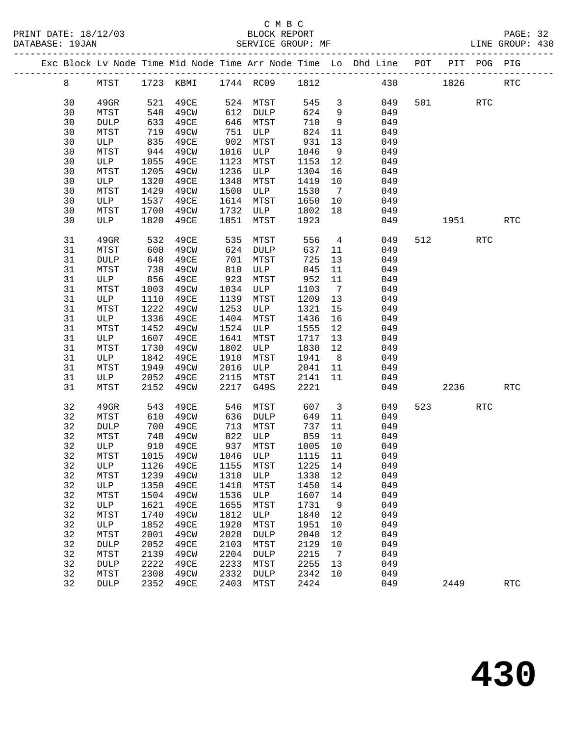C M B C
BLOCK REPORT
SERVICE GROUP: MF

PRINT DATE: 18/12/03
DATABASE: 19JAN
LINE GROUP: 430

| Exc | Block | Lv Node | Time | Mid Node | Time | Arr Node | Time | Lo | Dhd Line | POT | PIT | POG | PIG |
|---|---|---|---|---|---|---|---|---|---|---|---|---|---|
| | 8 | MTST | 1723 | KBMI | 1744 | RC09 | 1812 | | 430 | | 1826 | | RTC |
| | 30 | 49GR | 521 | 49CE | 524 | MTST | 545 | 3 | 049 | 501 | | RTC | |
| | 30 | MTST | 548 | 49CW | 612 | DULP | 624 | 9 | 049 | | | | |
| | 30 | DULP | 633 | 49CE | 646 | MTST | 710 | 9 | 049 | | | | |
| | 30 | MTST | 719 | 49CW | 751 | ULP | 824 | 11 | 049 | | | | |
| | 30 | ULP | 835 | 49CE | 902 | MTST | 931 | 13 | 049 | | | | |
| | 30 | MTST | 944 | 49CW | 1016 | ULP | 1046 | 9 | 049 | | | | |
| | 30 | ULP | 1055 | 49CE | 1123 | MTST | 1153 | 12 | 049 | | | | |
| | 30 | MTST | 1205 | 49CW | 1236 | ULP | 1304 | 16 | 049 | | | | |
| | 30 | ULP | 1320 | 49CE | 1348 | MTST | 1419 | 10 | 049 | | | | |
| | 30 | MTST | 1429 | 49CW | 1500 | ULP | 1530 | 7 | 049 | | | | |
| | 30 | ULP | 1537 | 49CE | 1614 | MTST | 1650 | 10 | 049 | | | | |
| | 30 | MTST | 1700 | 49CW | 1732 | ULP | 1802 | 18 | 049 | | | | |
| | 30 | ULP | 1820 | 49CE | 1851 | MTST | 1923 | | 049 | | 1951 | | RTC |
| | 31 | 49GR | 532 | 49CE | 535 | MTST | 556 | 4 | 049 | 512 | | RTC | |
| | 31 | MTST | 600 | 49CW | 624 | DULP | 637 | 11 | 049 | | | | |
| | 31 | DULP | 648 | 49CE | 701 | MTST | 725 | 13 | 049 | | | | |
| | 31 | MTST | 738 | 49CW | 810 | ULP | 845 | 11 | 049 | | | | |
| | 31 | ULP | 856 | 49CE | 923 | MTST | 952 | 11 | 049 | | | | |
| | 31 | MTST | 1003 | 49CW | 1034 | ULP | 1103 | 7 | 049 | | | | |
| | 31 | ULP | 1110 | 49CE | 1139 | MTST | 1209 | 13 | 049 | | | | |
| | 31 | MTST | 1222 | 49CW | 1253 | ULP | 1321 | 15 | 049 | | | | |
| | 31 | ULP | 1336 | 49CE | 1404 | MTST | 1436 | 16 | 049 | | | | |
| | 31 | MTST | 1452 | 49CW | 1524 | ULP | 1555 | 12 | 049 | | | | |
| | 31 | ULP | 1607 | 49CE | 1641 | MTST | 1717 | 13 | 049 | | | | |
| | 31 | MTST | 1730 | 49CW | 1802 | ULP | 1830 | 12 | 049 | | | | |
| | 31 | ULP | 1842 | 49CE | 1910 | MTST | 1941 | 8 | 049 | | | | |
| | 31 | MTST | 1949 | 49CW | 2016 | ULP | 2041 | 11 | 049 | | | | |
| | 31 | ULP | 2052 | 49CE | 2115 | MTST | 2141 | 11 | 049 | | | | |
| | 31 | MTST | 2152 | 49CW | 2217 | G49S | 2221 | | 049 | | 2236 | | RTC |
| | 32 | 49GR | 543 | 49CE | 546 | MTST | 607 | 3 | 049 | 523 | | RTC | |
| | 32 | MTST | 610 | 49CW | 636 | DULP | 649 | 11 | 049 | | | | |
| | 32 | DULP | 700 | 49CE | 713 | MTST | 737 | 11 | 049 | | | | |
| | 32 | MTST | 748 | 49CW | 822 | ULP | 859 | 11 | 049 | | | | |
| | 32 | ULP | 910 | 49CE | 937 | MTST | 1005 | 10 | 049 | | | | |
| | 32 | MTST | 1015 | 49CW | 1046 | ULP | 1115 | 11 | 049 | | | | |
| | 32 | ULP | 1126 | 49CE | 1155 | MTST | 1225 | 14 | 049 | | | | |
| | 32 | MTST | 1239 | 49CW | 1310 | ULP | 1338 | 12 | 049 | | | | |
| | 32 | ULP | 1350 | 49CE | 1418 | MTST | 1450 | 14 | 049 | | | | |
| | 32 | MTST | 1504 | 49CW | 1536 | ULP | 1607 | 14 | 049 | | | | |
| | 32 | ULP | 1621 | 49CE | 1655 | MTST | 1731 | 9 | 049 | | | | |
| | 32 | MTST | 1740 | 49CW | 1812 | ULP | 1840 | 12 | 049 | | | | |
| | 32 | ULP | 1852 | 49CE | 1920 | MTST | 1951 | 10 | 049 | | | | |
| | 32 | MTST | 2001 | 49CW | 2028 | DULP | 2040 | 12 | 049 | | | | |
| | 32 | DULP | 2052 | 49CE | 2103 | MTST | 2129 | 10 | 049 | | | | |
| | 32 | MTST | 2139 | 49CW | 2204 | DULP | 2215 | 7 | 049 | | | | |
| | 32 | DULP | 2222 | 49CE | 2233 | MTST | 2255 | 13 | 049 | | | | |
| | 32 | MTST | 2308 | 49CW | 2332 | DULP | 2342 | 10 | 049 | | | | |
| | 32 | DULP | 2352 | 49CE | 2403 | MTST | 2424 | | 049 | | 2449 | | RTC |

# 430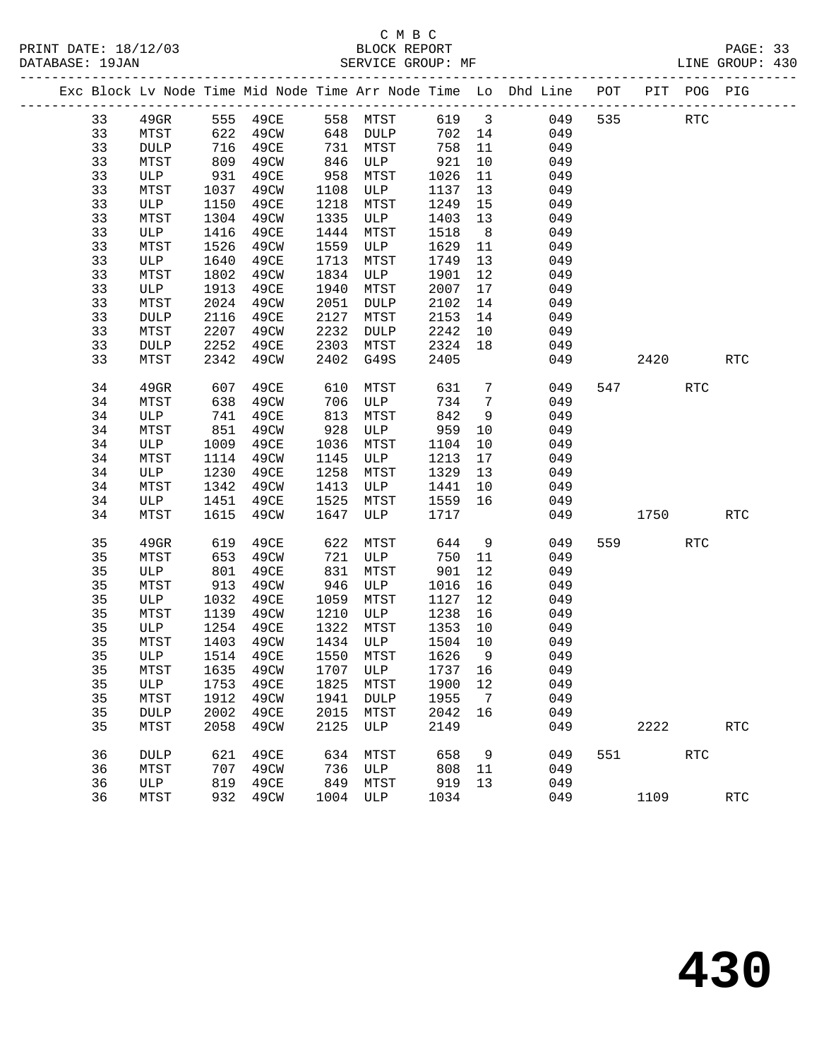C M B C
BLOCK REPORT
SERVICE GROUP: MF
LINE GROUP: 430

PRINT DATE: 18/12/03
DATABASE: 19JAN

| Exc | Block | Lv | Node | Time | Mid Node | Time | Arr Node | Time | Lo | Dhd Line | POT | PIT | POG | PIG |
|---|---|---|---|---|---|---|---|---|---|---|---|---|---|---|
| | 33 | | 49GR | 555 | 49CE | 558 | MTST | 619 | 3 | 049 | 535 | | RTC | |
| | 33 | | MTST | 622 | 49CW | 648 | DULP | 702 | 14 | 049 | | | | |
| | 33 | | DULP | 716 | 49CE | 731 | MTST | 758 | 11 | 049 | | | | |
| | 33 | | MTST | 809 | 49CW | 846 | ULP | 921 | 10 | 049 | | | | |
| | 33 | | ULP | 931 | 49CE | 958 | MTST | 1026 | 11 | 049 | | | | |
| | 33 | | MTST | 1037 | 49CW | 1108 | ULP | 1137 | 13 | 049 | | | | |
| | 33 | | ULP | 1150 | 49CE | 1218 | MTST | 1249 | 15 | 049 | | | | |
| | 33 | | MTST | 1304 | 49CW | 1335 | ULP | 1403 | 13 | 049 | | | | |
| | 33 | | ULP | 1416 | 49CE | 1444 | MTST | 1518 | 8 | 049 | | | | |
| | 33 | | MTST | 1526 | 49CW | 1559 | ULP | 1629 | 11 | 049 | | | | |
| | 33 | | ULP | 1640 | 49CE | 1713 | MTST | 1749 | 13 | 049 | | | | |
| | 33 | | MTST | 1802 | 49CW | 1834 | ULP | 1901 | 12 | 049 | | | | |
| | 33 | | ULP | 1913 | 49CE | 1940 | MTST | 2007 | 17 | 049 | | | | |
| | 33 | | MTST | 2024 | 49CW | 2051 | DULP | 2102 | 14 | 049 | | | | |
| | 33 | | DULP | 2116 | 49CE | 2127 | MTST | 2153 | 14 | 049 | | | | |
| | 33 | | MTST | 2207 | 49CW | 2232 | DULP | 2242 | 10 | 049 | | | | |
| | 33 | | DULP | 2252 | 49CE | 2303 | MTST | 2324 | 18 | 049 | | | | |
| | 33 | | MTST | 2342 | 49CW | 2402 | G49S | 2405 | | 049 | | 2420 | | RTC |
| | 34 | | 49GR | 607 | 49CE | 610 | MTST | 631 | 7 | 049 | 547 | | RTC | |
| | 34 | | MTST | 638 | 49CW | 706 | ULP | 734 | 7 | 049 | | | | |
| | 34 | | ULP | 741 | 49CE | 813 | MTST | 842 | 9 | 049 | | | | |
| | 34 | | MTST | 851 | 49CW | 928 | ULP | 959 | 10 | 049 | | | | |
| | 34 | | ULP | 1009 | 49CE | 1036 | MTST | 1104 | 10 | 049 | | | | |
| | 34 | | MTST | 1114 | 49CW | 1145 | ULP | 1213 | 17 | 049 | | | | |
| | 34 | | ULP | 1230 | 49CE | 1258 | MTST | 1329 | 13 | 049 | | | | |
| | 34 | | MTST | 1342 | 49CW | 1413 | ULP | 1441 | 10 | 049 | | | | |
| | 34 | | ULP | 1451 | 49CE | 1525 | MTST | 1559 | 16 | 049 | | | | |
| | 34 | | MTST | 1615 | 49CW | 1647 | ULP | 1717 | | 049 | | 1750 | | RTC |
| | 35 | | 49GR | 619 | 49CE | 622 | MTST | 644 | 9 | 049 | 559 | | RTC | |
| | 35 | | MTST | 653 | 49CW | 721 | ULP | 750 | 11 | 049 | | | | |
| | 35 | | ULP | 801 | 49CE | 831 | MTST | 901 | 12 | 049 | | | | |
| | 35 | | MTST | 913 | 49CW | 946 | ULP | 1016 | 16 | 049 | | | | |
| | 35 | | ULP | 1032 | 49CE | 1059 | MTST | 1127 | 12 | 049 | | | | |
| | 35 | | MTST | 1139 | 49CW | 1210 | ULP | 1238 | 16 | 049 | | | | |
| | 35 | | ULP | 1254 | 49CE | 1322 | MTST | 1353 | 10 | 049 | | | | |
| | 35 | | MTST | 1403 | 49CW | 1434 | ULP | 1504 | 10 | 049 | | | | |
| | 35 | | ULP | 1514 | 49CE | 1550 | MTST | 1626 | 9 | 049 | | | | |
| | 35 | | MTST | 1635 | 49CW | 1707 | ULP | 1737 | 16 | 049 | | | | |
| | 35 | | ULP | 1753 | 49CE | 1825 | MTST | 1900 | 12 | 049 | | | | |
| | 35 | | MTST | 1912 | 49CW | 1941 | DULP | 1955 | 7 | 049 | | | | |
| | 35 | | DULP | 2002 | 49CE | 2015 | MTST | 2042 | 16 | 049 | | | | |
| | 35 | | MTST | 2058 | 49CW | 2125 | ULP | 2149 | | 049 | | 2222 | | RTC |
| | 36 | | DULP | 621 | 49CE | 634 | MTST | 658 | 9 | 049 | 551 | | RTC | |
| | 36 | | MTST | 707 | 49CW | 736 | ULP | 808 | 11 | 049 | | | | |
| | 36 | | ULP | 819 | 49CE | 849 | MTST | 919 | 13 | 049 | | | | |
| | 36 | | MTST | 932 | 49CW | 1004 | ULP | 1034 | | 049 | | 1109 | | RTC |

# 430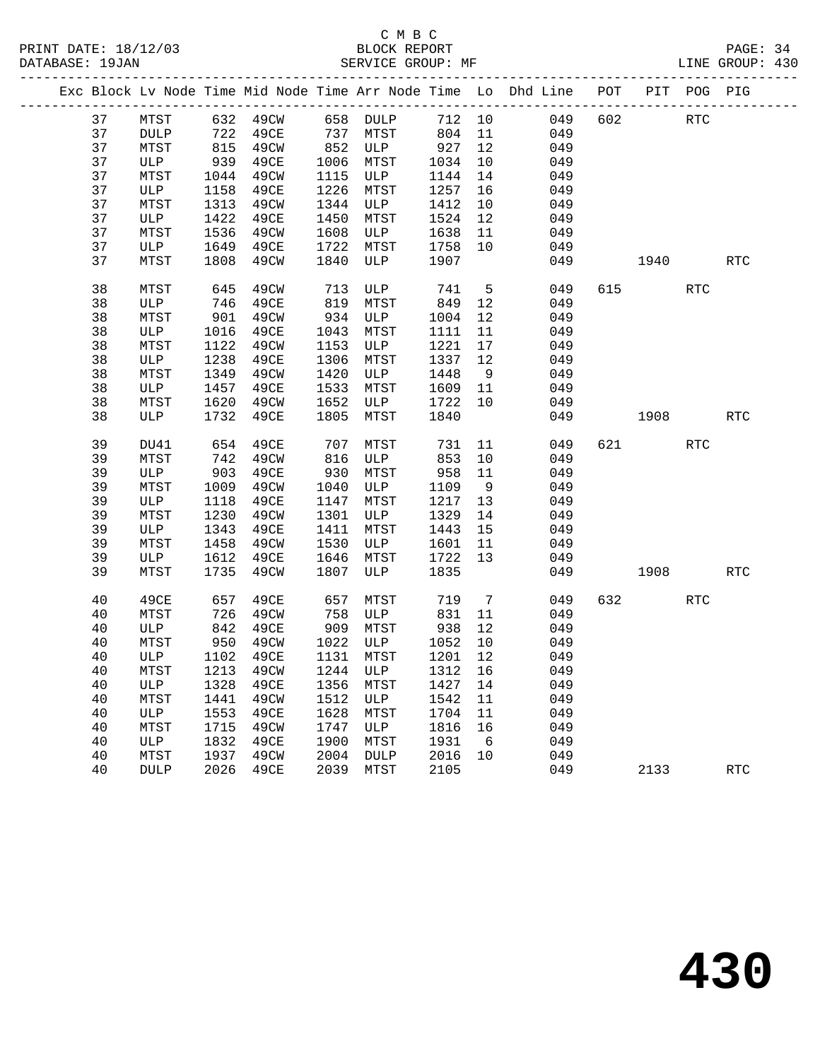C M B C
BLOCK REPORT
SERVICE GROUP: MF

PRINT DATE: 18/12/03
DATABASE: 19JAN
LINE GROUP: 430

| Exc | Block | Lv Node | Time | Mid Node | Time | Arr Node | Time | Lo | Dhd Line | POT | PIT | POG | PIG |
|---|---|---|---|---|---|---|---|---|---|---|---|---|---|
| | 37 | MTST | 632 | 49CW | 658 | DULP | 712 | 10 | 049 | 602 | | RTC | |
| | 37 | DULP | 722 | 49CE | 737 | MTST | 804 | 11 | 049 | | | | |
| | 37 | MTST | 815 | 49CW | 852 | ULP | 927 | 12 | 049 | | | | |
| | 37 | ULP | 939 | 49CE | 1006 | MTST | 1034 | 10 | 049 | | | | |
| | 37 | MTST | 1044 | 49CW | 1115 | ULP | 1144 | 14 | 049 | | | | |
| | 37 | ULP | 1158 | 49CE | 1226 | MTST | 1257 | 16 | 049 | | | | |
| | 37 | MTST | 1313 | 49CW | 1344 | ULP | 1412 | 10 | 049 | | | | |
| | 37 | ULP | 1422 | 49CE | 1450 | MTST | 1524 | 12 | 049 | | | | |
| | 37 | MTST | 1536 | 49CW | 1608 | ULP | 1638 | 11 | 049 | | | | |
| | 37 | ULP | 1649 | 49CE | 1722 | MTST | 1758 | 10 | 049 | | | | |
| | 37 | MTST | 1808 | 49CW | 1840 | ULP | 1907 | | 049 | | 1940 | | RTC |
| | 38 | MTST | 645 | 49CW | 713 | ULP | 741 | 5 | 049 | 615 | | RTC | |
| | 38 | ULP | 746 | 49CE | 819 | MTST | 849 | 12 | 049 | | | | |
| | 38 | MTST | 901 | 49CW | 934 | ULP | 1004 | 12 | 049 | | | | |
| | 38 | ULP | 1016 | 49CE | 1043 | MTST | 1111 | 11 | 049 | | | | |
| | 38 | MTST | 1122 | 49CW | 1153 | ULP | 1221 | 17 | 049 | | | | |
| | 38 | ULP | 1238 | 49CE | 1306 | MTST | 1337 | 12 | 049 | | | | |
| | 38 | MTST | 1349 | 49CW | 1420 | ULP | 1448 | 9 | 049 | | | | |
| | 38 | ULP | 1457 | 49CE | 1533 | MTST | 1609 | 11 | 049 | | | | |
| | 38 | MTST | 1620 | 49CW | 1652 | ULP | 1722 | 10 | 049 | | | | |
| | 38 | ULP | 1732 | 49CE | 1805 | MTST | 1840 | | 049 | | 1908 | | RTC |
| | 39 | DU41 | 654 | 49CE | 707 | MTST | 731 | 11 | 049 | 621 | | RTC | |
| | 39 | MTST | 742 | 49CW | 816 | ULP | 853 | 10 | 049 | | | | |
| | 39 | ULP | 903 | 49CE | 930 | MTST | 958 | 11 | 049 | | | | |
| | 39 | MTST | 1009 | 49CW | 1040 | ULP | 1109 | 9 | 049 | | | | |
| | 39 | ULP | 1118 | 49CE | 1147 | MTST | 1217 | 13 | 049 | | | | |
| | 39 | MTST | 1230 | 49CW | 1301 | ULP | 1329 | 14 | 049 | | | | |
| | 39 | ULP | 1343 | 49CE | 1411 | MTST | 1443 | 15 | 049 | | | | |
| | 39 | MTST | 1458 | 49CW | 1530 | ULP | 1601 | 11 | 049 | | | | |
| | 39 | ULP | 1612 | 49CE | 1646 | MTST | 1722 | 13 | 049 | | | | |
| | 39 | MTST | 1735 | 49CW | 1807 | ULP | 1835 | | 049 | | 1908 | | RTC |
| | 40 | 49CE | 657 | 49CE | 657 | MTST | 719 | 7 | 049 | 632 | | RTC | |
| | 40 | MTST | 726 | 49CW | 758 | ULP | 831 | 11 | 049 | | | | |
| | 40 | ULP | 842 | 49CE | 909 | MTST | 938 | 12 | 049 | | | | |
| | 40 | MTST | 950 | 49CW | 1022 | ULP | 1052 | 10 | 049 | | | | |
| | 40 | ULP | 1102 | 49CE | 1131 | MTST | 1201 | 12 | 049 | | | | |
| | 40 | MTST | 1213 | 49CW | 1244 | ULP | 1312 | 16 | 049 | | | | |
| | 40 | ULP | 1328 | 49CE | 1356 | MTST | 1427 | 14 | 049 | | | | |
| | 40 | MTST | 1441 | 49CW | 1512 | ULP | 1542 | 11 | 049 | | | | |
| | 40 | ULP | 1553 | 49CE | 1628 | MTST | 1704 | 11 | 049 | | | | |
| | 40 | MTST | 1715 | 49CW | 1747 | ULP | 1816 | 16 | 049 | | | | |
| | 40 | ULP | 1832 | 49CE | 1900 | MTST | 1931 | 6 | 049 | | | | |
| | 40 | MTST | 1937 | 49CW | 2004 | DULP | 2016 | 10 | 049 | | | | |
| | 40 | DULP | 2026 | 49CE | 2039 | MTST | 2105 | | 049 | | 2133 | | RTC |

**430**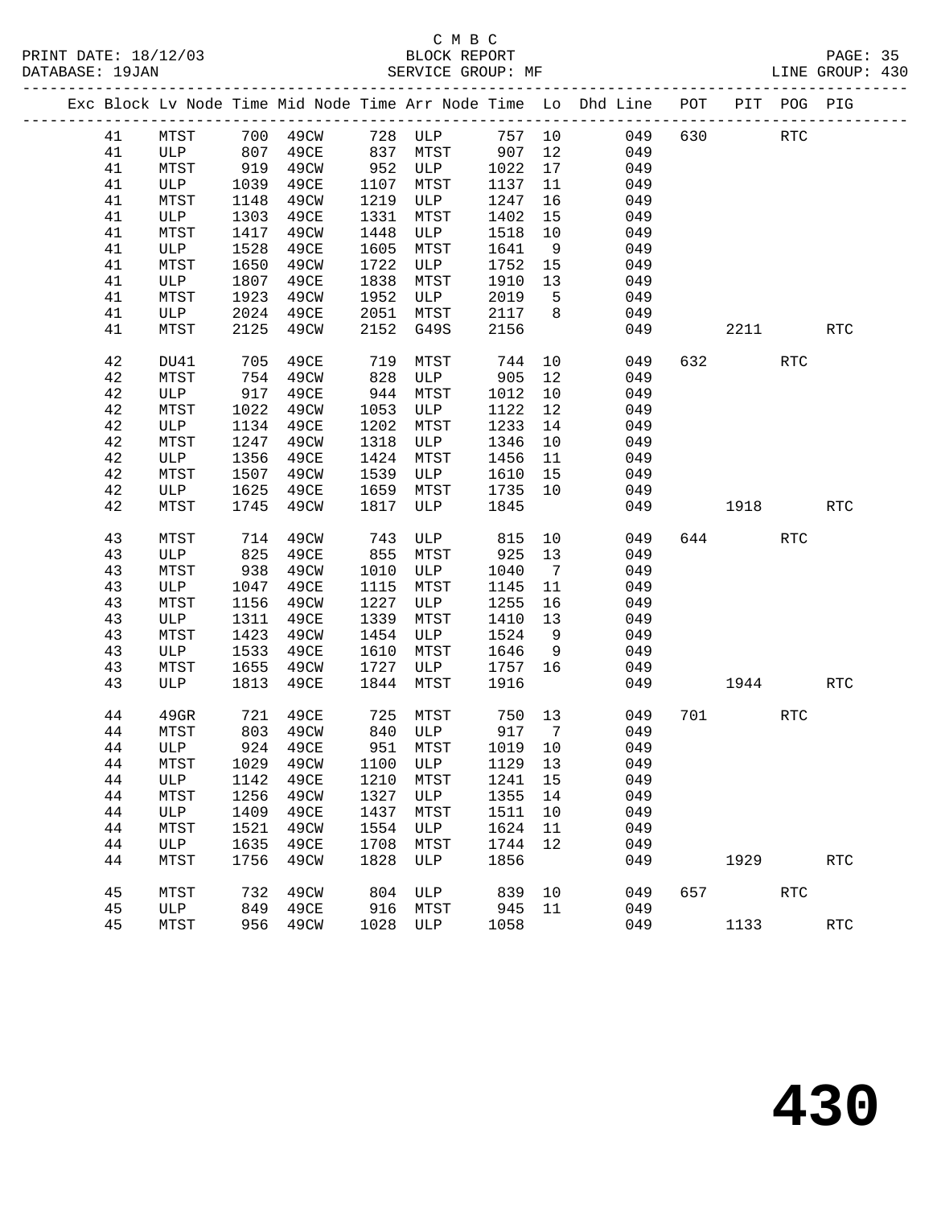C M B C
PRINT DATE: 18/12/03 BLOCK REPORT
DATABASE: 19JAN SERVICE GROUP: MF LINE GROUP: 430

| Exc | Block | Lv Node | Time | Mid Node | Time | Arr Node | Time | Lo | Dhd Line | POT | PIT | POG | PIG |
|---|---|---|---|---|---|---|---|---|---|---|---|---|---|
| | 41 | MTST | 700 | 49CW | 728 | ULP | 757 | 10 | 049 | 630 | | RTC | |
| | 41 | ULP | 807 | 49CE | 837 | MTST | 907 | 12 | 049 | | | | |
| | 41 | MTST | 919 | 49CW | 952 | ULP | 1022 | 17 | 049 | | | | |
| | 41 | ULP | 1039 | 49CE | 1107 | MTST | 1137 | 11 | 049 | | | | |
| | 41 | MTST | 1148 | 49CW | 1219 | ULP | 1247 | 16 | 049 | | | | |
| | 41 | ULP | 1303 | 49CE | 1331 | MTST | 1402 | 15 | 049 | | | | |
| | 41 | MTST | 1417 | 49CW | 1448 | ULP | 1518 | 10 | 049 | | | | |
| | 41 | ULP | 1528 | 49CE | 1605 | MTST | 1641 | 9 | 049 | | | | |
| | 41 | MTST | 1650 | 49CW | 1722 | ULP | 1752 | 15 | 049 | | | | |
| | 41 | ULP | 1807 | 49CE | 1838 | MTST | 1910 | 13 | 049 | | | | |
| | 41 | MTST | 1923 | 49CW | 1952 | ULP | 2019 | 5 | 049 | | | | |
| | 41 | ULP | 2024 | 49CE | 2051 | MTST | 2117 | 8 | 049 | | | | |
| | 41 | MTST | 2125 | 49CW | 2152 | G49S | 2156 | | 049 | | 2211 | | RTC |
| | 42 | DU41 | 705 | 49CE | 719 | MTST | 744 | 10 | 049 | 632 | | RTC | |
| | 42 | MTST | 754 | 49CW | 828 | ULP | 905 | 12 | 049 | | | | |
| | 42 | ULP | 917 | 49CE | 944 | MTST | 1012 | 10 | 049 | | | | |
| | 42 | MTST | 1022 | 49CW | 1053 | ULP | 1122 | 12 | 049 | | | | |
| | 42 | ULP | 1134 | 49CE | 1202 | MTST | 1233 | 14 | 049 | | | | |
| | 42 | MTST | 1247 | 49CW | 1318 | ULP | 1346 | 10 | 049 | | | | |
| | 42 | ULP | 1356 | 49CE | 1424 | MTST | 1456 | 11 | 049 | | | | |
| | 42 | MTST | 1507 | 49CW | 1539 | ULP | 1610 | 15 | 049 | | | | |
| | 42 | ULP | 1625 | 49CE | 1659 | MTST | 1735 | 10 | 049 | | | | |
| | 42 | MTST | 1745 | 49CW | 1817 | ULP | 1845 | | 049 | | 1918 | | RTC |
| | 43 | MTST | 714 | 49CW | 743 | ULP | 815 | 10 | 049 | 644 | | RTC | |
| | 43 | ULP | 825 | 49CE | 855 | MTST | 925 | 13 | 049 | | | | |
| | 43 | MTST | 938 | 49CW | 1010 | ULP | 1040 | 7 | 049 | | | | |
| | 43 | ULP | 1047 | 49CE | 1115 | MTST | 1145 | 11 | 049 | | | | |
| | 43 | MTST | 1156 | 49CW | 1227 | ULP | 1255 | 16 | 049 | | | | |
| | 43 | ULP | 1311 | 49CE | 1339 | MTST | 1410 | 13 | 049 | | | | |
| | 43 | MTST | 1423 | 49CW | 1454 | ULP | 1524 | 9 | 049 | | | | |
| | 43 | ULP | 1533 | 49CE | 1610 | MTST | 1646 | 9 | 049 | | | | |
| | 43 | MTST | 1655 | 49CW | 1727 | ULP | 1757 | 16 | 049 | | | | |
| | 43 | ULP | 1813 | 49CE | 1844 | MTST | 1916 | | 049 | | 1944 | | RTC |
| | 44 | 49GR | 721 | 49CE | 725 | MTST | 750 | 13 | 049 | 701 | | RTC | |
| | 44 | MTST | 803 | 49CW | 840 | ULP | 917 | 7 | 049 | | | | |
| | 44 | ULP | 924 | 49CE | 951 | MTST | 1019 | 10 | 049 | | | | |
| | 44 | MTST | 1029 | 49CW | 1100 | ULP | 1129 | 13 | 049 | | | | |
| | 44 | ULP | 1142 | 49CE | 1210 | MTST | 1241 | 15 | 049 | | | | |
| | 44 | MTST | 1256 | 49CW | 1327 | ULP | 1355 | 14 | 049 | | | | |
| | 44 | ULP | 1409 | 49CE | 1437 | MTST | 1511 | 10 | 049 | | | | |
| | 44 | MTST | 1521 | 49CW | 1554 | ULP | 1624 | 11 | 049 | | | | |
| | 44 | ULP | 1635 | 49CE | 1708 | MTST | 1744 | 12 | 049 | | | | |
| | 44 | MTST | 1756 | 49CW | 1828 | ULP | 1856 | | 049 | | 1929 | | RTC |
| | 45 | MTST | 732 | 49CW | 804 | ULP | 839 | 10 | 049 | 657 | | RTC | |
| | 45 | ULP | 849 | 49CE | 916 | MTST | 945 | 11 | 049 | | | | |
| | 45 | MTST | 956 | 49CW | 1028 | ULP | 1058 | | 049 | | 1133 | | RTC |

430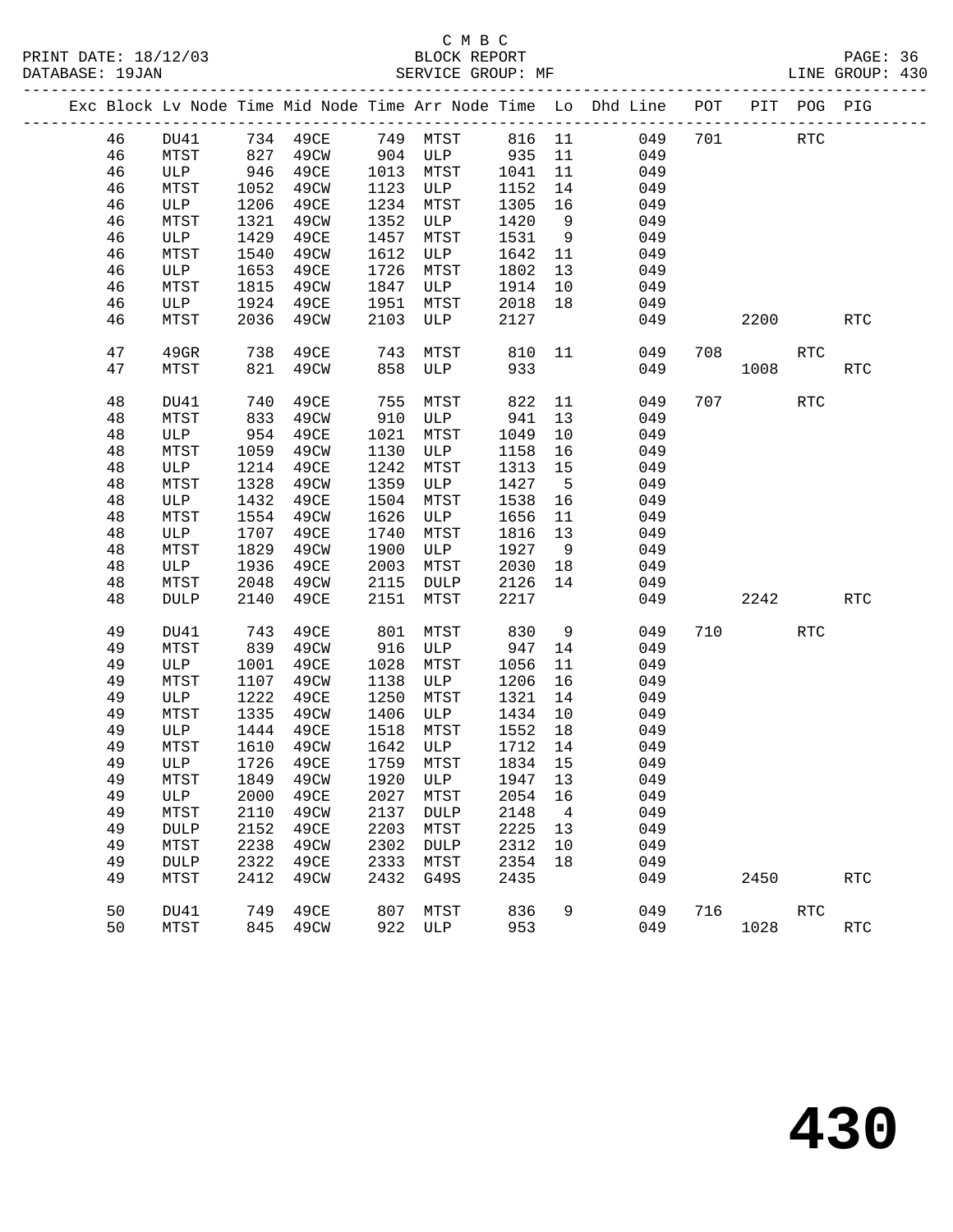C M B C

BLOCK REPORT

SERVICE GROUP: MF

PRINT DATE: 18/12/03
DATABASE: 19JAN

LINE GROUP: 430

| Exc | Block | Lv | Node | Time | Mid Node | Time | Arr Node | Time | Lo | Dhd Line | POT | PIT | POG | PIG |
|---|---|---|---|---|---|---|---|---|---|---|---|---|---|---|
| | 46 | | DU41 | 734 | 49CE | 749 | MTST | 816 | 11 | 049 | 701 | | RTC | |
| | 46 | | MTST | 827 | 49CW | 904 | ULP | 935 | 11 | 049 | | | | |
| | 46 | | ULP | 946 | 49CE | 1013 | MTST | 1041 | 11 | 049 | | | | |
| | 46 | | MTST | 1052 | 49CW | 1123 | ULP | 1152 | 14 | 049 | | | | |
| | 46 | | ULP | 1206 | 49CE | 1234 | MTST | 1305 | 16 | 049 | | | | |
| | 46 | | MTST | 1321 | 49CW | 1352 | ULP | 1420 | 9 | 049 | | | | |
| | 46 | | ULP | 1429 | 49CE | 1457 | MTST | 1531 | 9 | 049 | | | | |
| | 46 | | MTST | 1540 | 49CW | 1612 | ULP | 1642 | 11 | 049 | | | | |
| | 46 | | ULP | 1653 | 49CE | 1726 | MTST | 1802 | 13 | 049 | | | | |
| | 46 | | MTST | 1815 | 49CW | 1847 | ULP | 1914 | 10 | 049 | | | | |
| | 46 | | ULP | 1924 | 49CE | 1951 | MTST | 2018 | 18 | 049 | | | | |
| | 46 | | MTST | 2036 | 49CW | 2103 | ULP | 2127 | | 049 | | 2200 | | RTC |
| | 47 | | 49GR | 738 | 49CE | 743 | MTST | 810 | 11 | 049 | 708 | | RTC | |
| | 47 | | MTST | 821 | 49CW | 858 | ULP | 933 | | 049 | | 1008 | | RTC |
| | 48 | | DU41 | 740 | 49CE | 755 | MTST | 822 | 11 | 049 | 707 | | RTC | |
| | 48 | | MTST | 833 | 49CW | 910 | ULP | 941 | 13 | 049 | | | | |
| | 48 | | ULP | 954 | 49CE | 1021 | MTST | 1049 | 10 | 049 | | | | |
| | 48 | | MTST | 1059 | 49CW | 1130 | ULP | 1158 | 16 | 049 | | | | |
| | 48 | | ULP | 1214 | 49CE | 1242 | MTST | 1313 | 15 | 049 | | | | |
| | 48 | | MTST | 1328 | 49CW | 1359 | ULP | 1427 | 5 | 049 | | | | |
| | 48 | | ULP | 1432 | 49CE | 1504 | MTST | 1538 | 16 | 049 | | | | |
| | 48 | | MTST | 1554 | 49CW | 1626 | ULP | 1656 | 11 | 049 | | | | |
| | 48 | | ULP | 1707 | 49CE | 1740 | MTST | 1816 | 13 | 049 | | | | |
| | 48 | | MTST | 1829 | 49CW | 1900 | ULP | 1927 | 9 | 049 | | | | |
| | 48 | | ULP | 1936 | 49CE | 2003 | MTST | 2030 | 18 | 049 | | | | |
| | 48 | | MTST | 2048 | 49CW | 2115 | DULP | 2126 | 14 | 049 | | | | |
| | 48 | | DULP | 2140 | 49CE | 2151 | MTST | 2217 | | 049 | | 2242 | | RTC |
| | 49 | | DU41 | 743 | 49CE | 801 | MTST | 830 | 9 | 049 | 710 | | RTC | |
| | 49 | | MTST | 839 | 49CW | 916 | ULP | 947 | 14 | 049 | | | | |
| | 49 | | ULP | 1001 | 49CE | 1028 | MTST | 1056 | 11 | 049 | | | | |
| | 49 | | MTST | 1107 | 49CW | 1138 | ULP | 1206 | 16 | 049 | | | | |
| | 49 | | ULP | 1222 | 49CE | 1250 | MTST | 1321 | 14 | 049 | | | | |
| | 49 | | MTST | 1335 | 49CW | 1406 | ULP | 1434 | 10 | 049 | | | | |
| | 49 | | ULP | 1444 | 49CE | 1518 | MTST | 1552 | 18 | 049 | | | | |
| | 49 | | MTST | 1610 | 49CW | 1642 | ULP | 1712 | 14 | 049 | | | | |
| | 49 | | ULP | 1726 | 49CE | 1759 | MTST | 1834 | 15 | 049 | | | | |
| | 49 | | MTST | 1849 | 49CW | 1920 | ULP | 1947 | 13 | 049 | | | | |
| | 49 | | ULP | 2000 | 49CE | 2027 | MTST | 2054 | 16 | 049 | | | | |
| | 49 | | MTST | 2110 | 49CW | 2137 | DULP | 2148 | 4 | 049 | | | | |
| | 49 | | DULP | 2152 | 49CE | 2203 | MTST | 2225 | 13 | 049 | | | | |
| | 49 | | MTST | 2238 | 49CW | 2302 | DULP | 2312 | 10 | 049 | | | | |
| | 49 | | DULP | 2322 | 49CE | 2333 | MTST | 2354 | 18 | 049 | | | | |
| | 49 | | MTST | 2412 | 49CW | 2432 | G49S | 2435 | | 049 | | 2450 | | RTC |
| | 50 | | DU41 | 749 | 49CE | 807 | MTST | 836 | 9 | 049 | 716 | | RTC | |
| | 50 | | MTST | 845 | 49CW | 922 | ULP | 953 | | 049 | | 1028 | | RTC |

430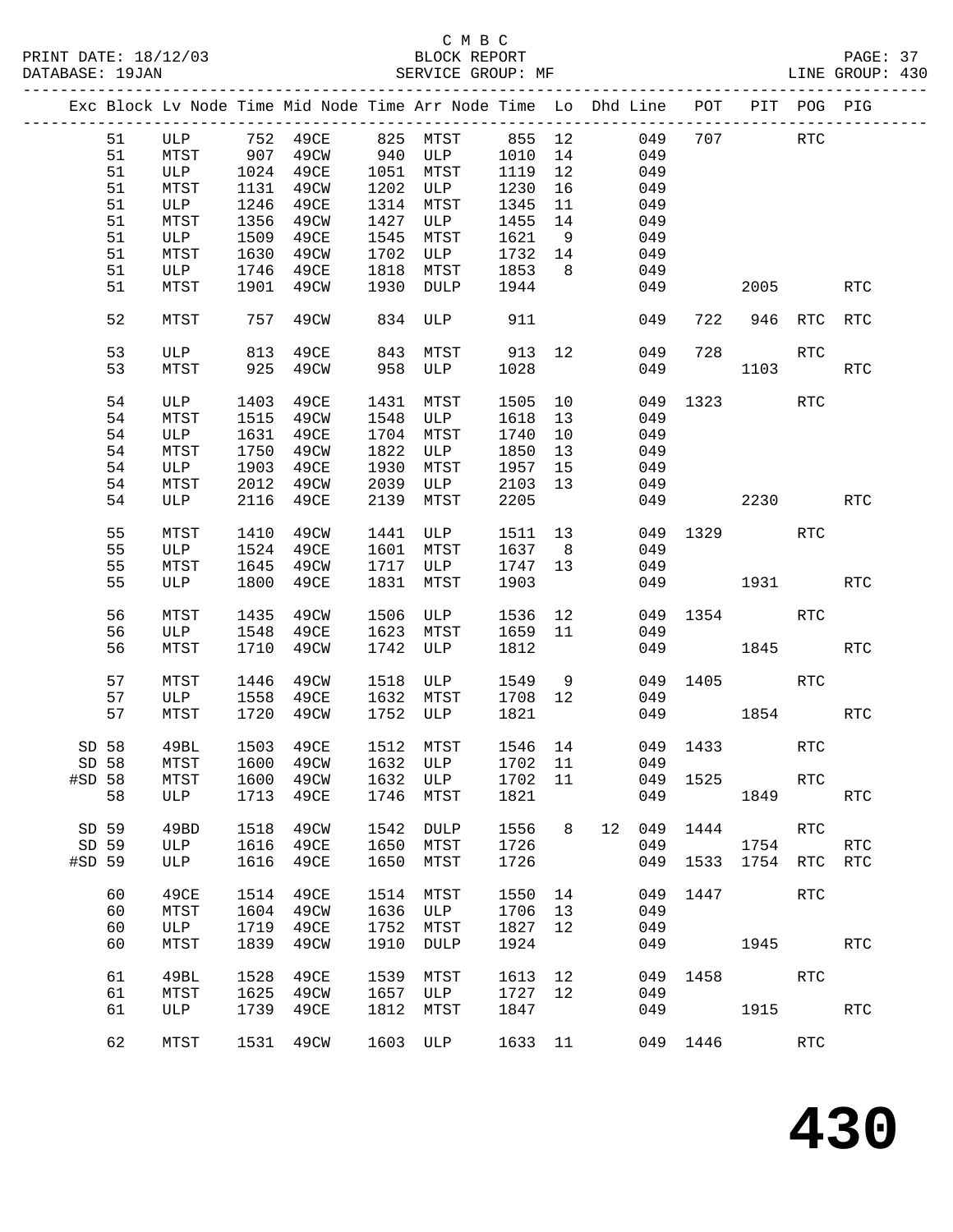C M B C

BLOCK REPORT

SERVICE GROUP: MF

PRINT DATE: 18/12/03
DATABASE: 19JAN
LINE GROUP: 430

| Exc | Block | Lv Node | Time | Mid Node | Time | Arr Node | Time | Lo | Dhd | Line | POT | PIT | POG | PIG |
|---|---|---|---|---|---|---|---|---|---|---|---|---|---|---|
| | 51 | ULP | 752 | 49CE | 825 | MTST | 855 | 12 | | 049 | 707 | | RTC | |
| | 51 | MTST | 907 | 49CW | 940 | ULP | 1010 | 14 | | 049 | | | | |
| | 51 | ULP | 1024 | 49CE | 1051 | MTST | 1119 | 12 | | 049 | | | | |
| | 51 | MTST | 1131 | 49CW | 1202 | ULP | 1230 | 16 | | 049 | | | | |
| | 51 | ULP | 1246 | 49CE | 1314 | MTST | 1345 | 11 | | 049 | | | | |
| | 51 | MTST | 1356 | 49CW | 1427 | ULP | 1455 | 14 | | 049 | | | | |
| | 51 | ULP | 1509 | 49CE | 1545 | MTST | 1621 | 9 | | 049 | | | | |
| | 51 | MTST | 1630 | 49CW | 1702 | ULP | 1732 | 14 | | 049 | | | | |
| | 51 | ULP | 1746 | 49CE | 1818 | MTST | 1853 | 8 | | 049 | | | | |
| | 51 | MTST | 1901 | 49CW | 1930 | DULP | 1944 | | | 049 | | 2005 | | RTC |
| | 52 | MTST | 757 | 49CW | 834 | ULP | 911 | | | 049 | 722 | 946 | RTC | RTC |
| | 53 | ULP | 813 | 49CE | 843 | MTST | 913 | 12 | | 049 | 728 | | RTC | |
| | 53 | MTST | 925 | 49CW | 958 | ULP | 1028 | | | 049 | | 1103 | | RTC |
| | 54 | ULP | 1403 | 49CE | 1431 | MTST | 1505 | 10 | | 049 | 1323 | | RTC | |
| | 54 | MTST | 1515 | 49CW | 1548 | ULP | 1618 | 13 | | 049 | | | | |
| | 54 | ULP | 1631 | 49CE | 1704 | MTST | 1740 | 10 | | 049 | | | | |
| | 54 | MTST | 1750 | 49CW | 1822 | ULP | 1850 | 13 | | 049 | | | | |
| | 54 | ULP | 1903 | 49CE | 1930 | MTST | 1957 | 15 | | 049 | | | | |
| | 54 | MTST | 2012 | 49CW | 2039 | ULP | 2103 | 13 | | 049 | | | | |
| | 54 | ULP | 2116 | 49CE | 2139 | MTST | 2205 | | | 049 | | 2230 | | RTC |
| | 55 | MTST | 1410 | 49CW | 1441 | ULP | 1511 | 13 | | 049 | 1329 | | RTC | |
| | 55 | ULP | 1524 | 49CE | 1601 | MTST | 1637 | 8 | | 049 | | | | |
| | 55 | MTST | 1645 | 49CW | 1717 | ULP | 1747 | 13 | | 049 | | | | |
| | 55 | ULP | 1800 | 49CE | 1831 | MTST | 1903 | | | 049 | | 1931 | | RTC |
| | 56 | MTST | 1435 | 49CW | 1506 | ULP | 1536 | 12 | | 049 | 1354 | | RTC | |
| | 56 | ULP | 1548 | 49CE | 1623 | MTST | 1659 | 11 | | 049 | | | | |
| | 56 | MTST | 1710 | 49CW | 1742 | ULP | 1812 | | | 049 | | 1845 | | RTC |
| | 57 | MTST | 1446 | 49CW | 1518 | ULP | 1549 | 9 | | 049 | 1405 | | RTC | |
| | 57 | ULP | 1558 | 49CE | 1632 | MTST | 1708 | 12 | | 049 | | | | |
| | 57 | MTST | 1720 | 49CW | 1752 | ULP | 1821 | | | 049 | | 1854 | | RTC |
| SD | 58 | 49BL | 1503 | 49CE | 1512 | MTST | 1546 | 14 | | 049 | 1433 | | RTC | |
| SD | 58 | MTST | 1600 | 49CW | 1632 | ULP | 1702 | 11 | | 049 | | | | |
| #SD | 58 | MTST | 1600 | 49CW | 1632 | ULP | 1702 | 11 | | 049 | 1525 | | RTC | |
| | 58 | ULP | 1713 | 49CE | 1746 | MTST | 1821 | | | 049 | | 1849 | | RTC |
| SD | 59 | 49BD | 1518 | 49CW | 1542 | DULP | 1556 | 8 | 12 | 049 | 1444 | | RTC | |
| SD | 59 | ULP | 1616 | 49CE | 1650 | MTST | 1726 | | | 049 | | 1754 | | RTC |
| #SD | 59 | ULP | 1616 | 49CE | 1650 | MTST | 1726 | | | 049 | 1533 | 1754 | RTC | RTC |
| | 60 | 49CE | 1514 | 49CE | 1514 | MTST | 1550 | 14 | | 049 | 1447 | | RTC | |
| | 60 | MTST | 1604 | 49CW | 1636 | ULP | 1706 | 13 | | 049 | | | | |
| | 60 | ULP | 1719 | 49CE | 1752 | MTST | 1827 | 12 | | 049 | | | | |
| | 60 | MTST | 1839 | 49CW | 1910 | DULP | 1924 | | | 049 | | 1945 | | RTC |
| | 61 | 49BL | 1528 | 49CE | 1539 | MTST | 1613 | 12 | | 049 | 1458 | | RTC | |
| | 61 | MTST | 1625 | 49CW | 1657 | ULP | 1727 | 12 | | 049 | | | | |
| | 61 | ULP | 1739 | 49CE | 1812 | MTST | 1847 | | | 049 | | 1915 | | RTC |
| | 62 | MTST | 1531 | 49CW | 1603 | ULP | 1633 | 11 | | 049 | 1446 | | RTC | |

430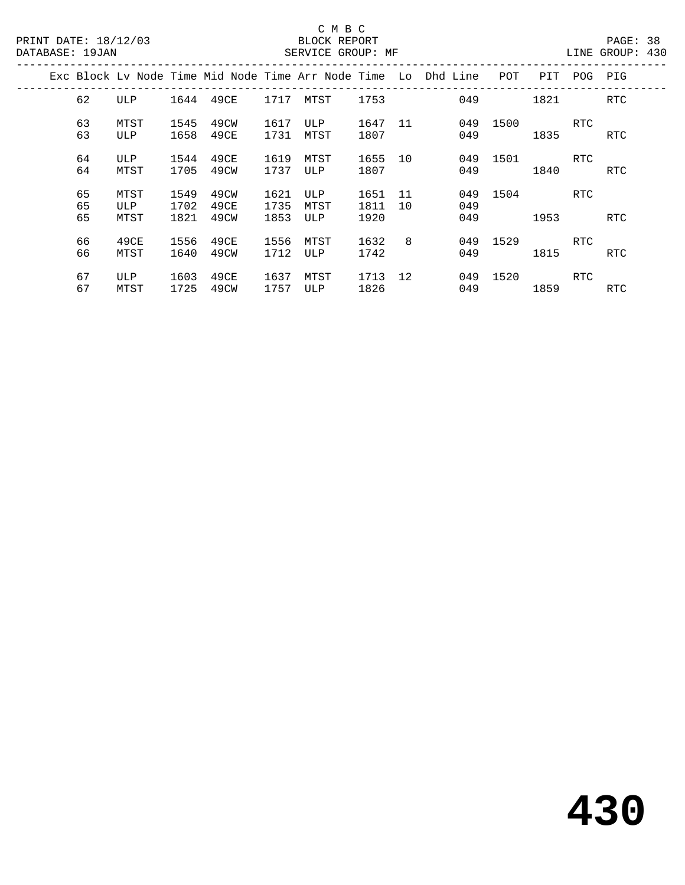C M B C
PRINT DATE: 18/12/03 BLOCK REPORT
DATABASE: 19JAN SERVICE GROUP: MF LINE GROUP: 430

| Exc | Block | Lv Node | Time | Mid Node | Time | Arr Node | Time | Lo | Dhd Line | POT | PIT | POG | PIG |
|---|---|---|---|---|---|---|---|---|---|---|---|---|---|
| | 62 | ULP | 1644 | 49CE | 1717 | MTST | 1753 | | 049 | | 1821 | | RTC |
| | 63 | MTST | 1545 | 49CW | 1617 | ULP | 1647 | 11 | 049 | 1500 | | RTC | |
| | 63 | ULP | 1658 | 49CE | 1731 | MTST | 1807 | | 049 | | 1835 | | RTC |
| | 64 | ULP | 1544 | 49CE | 1619 | MTST | 1655 | 10 | 049 | 1501 | | RTC | |
| | 64 | MTST | 1705 | 49CW | 1737 | ULP | 1807 | | 049 | | 1840 | | RTC |
| | 65 | MTST | 1549 | 49CW | 1621 | ULP | 1651 | 11 | 049 | 1504 | | RTC | |
| | 65 | ULP | 1702 | 49CE | 1735 | MTST | 1811 | 10 | 049 | | | | |
| | 65 | MTST | 1821 | 49CW | 1853 | ULP | 1920 | | 049 | | 1953 | | RTC |
| | 66 | 49CE | 1556 | 49CE | 1556 | MTST | 1632 | 8 | 049 | 1529 | | RTC | |
| | 66 | MTST | 1640 | 49CW | 1712 | ULP | 1742 | | 049 | | 1815 | | RTC |
| | 67 | ULP | 1603 | 49CE | 1637 | MTST | 1713 | 12 | 049 | 1520 | | RTC | |
| | 67 | MTST | 1725 | 49CW | 1757 | ULP | 1826 | | 049 | | 1859 | | RTC |

# 430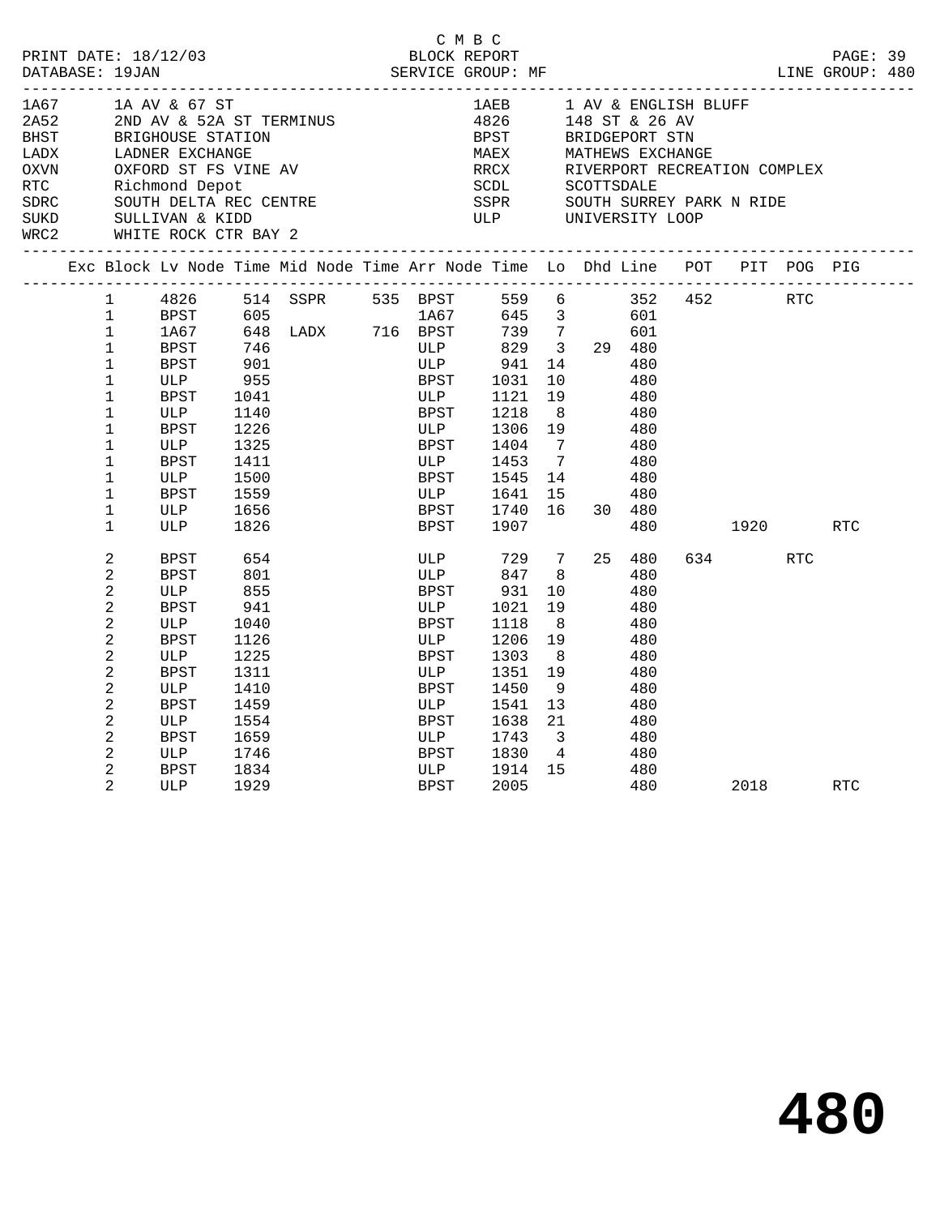C M B C

PRINT DATE: 18/12/03 BLOCK REPORT
DATABASE: 19JAN SERVICE GROUP: MF LINE GROUP: 480

| Code | Description | Code | Description |
|---|---|---|---|
| 1A67 | 1A AV & 67 ST | 1AEB | 1 AV & ENGLISH BLUFF |
| 2A52 | 2ND AV & 52A ST TERMINUS | 4826 | 148 ST & 26 AV |
| BHST | BRIGHOUSE STATION | BPST | BRIDGEPORT STN |
| LADX | LADNER EXCHANGE | MAEX | MATHEWS EXCHANGE |
| OXVN | OXFORD ST FS VINE AV | RRCX | RIVERPORT RECREATION COMPLEX |
| RTC | Richmond Depot | SCDL | SCOTTSDALE |
| SDRC | SOUTH DELTA REC CENTRE | SSPR | SOUTH SURREY PARK N RIDE |
| SUKD | SULLIVAN & KIDD | ULP | UNIVERSITY LOOP |
| WRC2 | WHITE ROCK CTR BAY 2 | | |

| Exc | Block | Lv Node | Time | Mid Node | Time | Arr Node | Time | Lo | Dhd | Line | POT | PIT | POG | PIG |
|---|---|---|---|---|---|---|---|---|---|---|---|---|---|---|
| | 1 | 4826 | 514 | SSPR | 535 | BPST | 559 | 6 | | 352 | 452 | | RTC | |
| | 1 | BPST | 605 | | | 1A67 | 645 | 3 | | 601 | | | | |
| | 1 | 1A67 | 648 | LADX | 716 | BPST | 739 | 7 | | 601 | | | | |
| | 1 | BPST | 746 | | | ULP | 829 | 3 | 29 | 480 | | | | |
| | 1 | BPST | 901 | | | ULP | 941 | 14 | | 480 | | | | |
| | 1 | ULP | 955 | | | BPST | 1031 | 10 | | 480 | | | | |
| | 1 | BPST | 1041 | | | ULP | 1121 | 19 | | 480 | | | | |
| | 1 | ULP | 1140 | | | BPST | 1218 | 8 | | 480 | | | | |
| | 1 | BPST | 1226 | | | ULP | 1306 | 19 | | 480 | | | | |
| | 1 | ULP | 1325 | | | BPST | 1404 | 7 | | 480 | | | | |
| | 1 | BPST | 1411 | | | ULP | 1453 | 7 | | 480 | | | | |
| | 1 | ULP | 1500 | | | BPST | 1545 | 14 | | 480 | | | | |
| | 1 | BPST | 1559 | | | ULP | 1641 | 15 | | 480 | | | | |
| | 1 | ULP | 1656 | | | BPST | 1740 | 16 | 30 | 480 | | | | |
| | 1 | ULP | 1826 | | | BPST | 1907 | | | 480 | | 1920 | | RTC |
| | 2 | BPST | 654 | | | ULP | 729 | 7 | 25 | 480 | 634 | | RTC | |
| | 2 | BPST | 801 | | | ULP | 847 | 8 | | 480 | | | | |
| | 2 | ULP | 855 | | | BPST | 931 | 10 | | 480 | | | | |
| | 2 | BPST | 941 | | | ULP | 1021 | 19 | | 480 | | | | |
| | 2 | ULP | 1040 | | | BPST | 1118 | 8 | | 480 | | | | |
| | 2 | BPST | 1126 | | | ULP | 1206 | 19 | | 480 | | | | |
| | 2 | ULP | 1225 | | | BPST | 1303 | 8 | | 480 | | | | |
| | 2 | BPST | 1311 | | | ULP | 1351 | 19 | | 480 | | | | |
| | 2 | ULP | 1410 | | | BPST | 1450 | 9 | | 480 | | | | |
| | 2 | BPST | 1459 | | | ULP | 1541 | 13 | | 480 | | | | |
| | 2 | ULP | 1554 | | | BPST | 1638 | 21 | | 480 | | | | |
| | 2 | BPST | 1659 | | | ULP | 1743 | 3 | | 480 | | | | |
| | 2 | ULP | 1746 | | | BPST | 1830 | 4 | | 480 | | | | |
| | 2 | BPST | 1834 | | | ULP | 1914 | 15 | | 480 | | | | |
| | 2 | ULP | 1929 | | | BPST | 2005 | | | 480 | | 2018 | | RTC |

**480**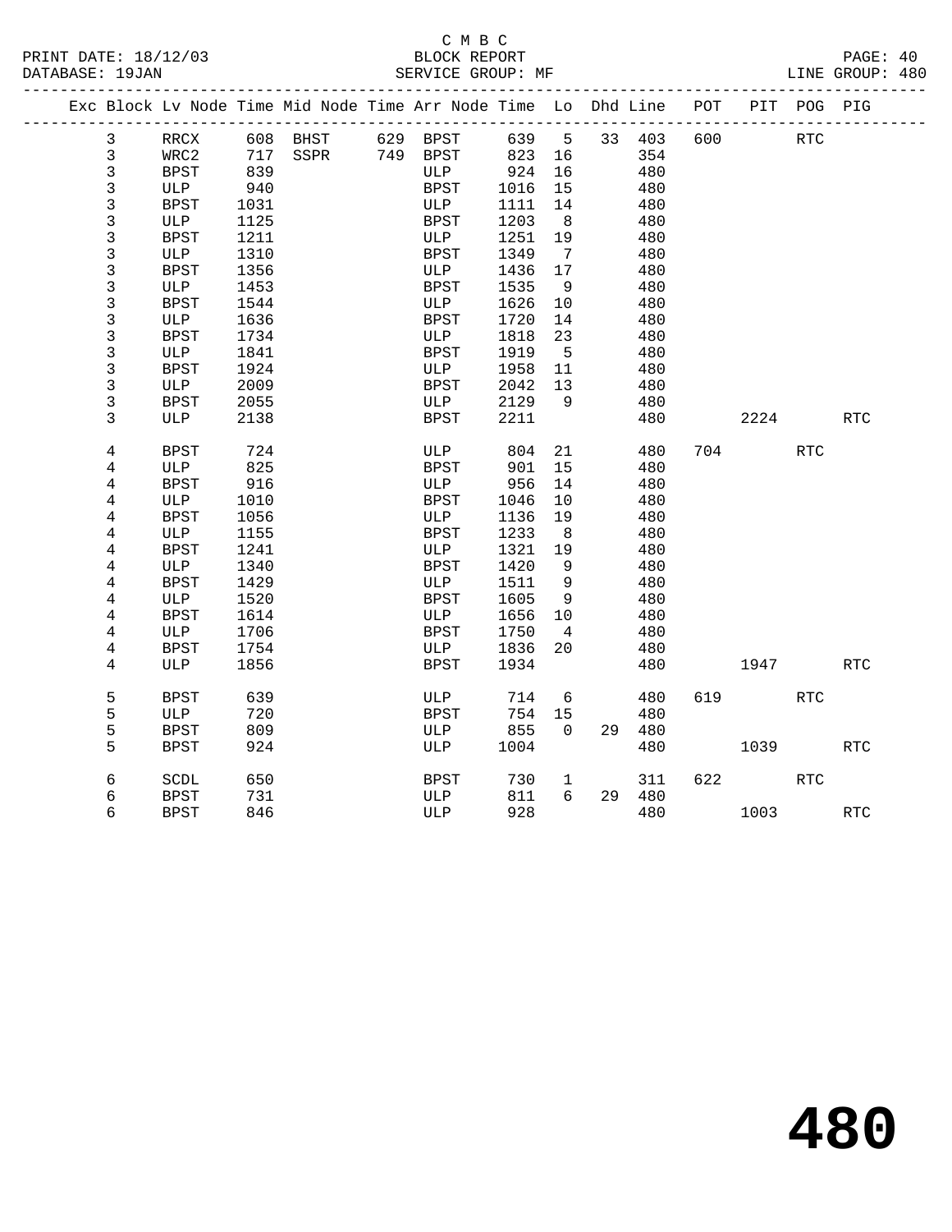C M B C
BLOCK REPORT
SERVICE GROUP: MF

PRINT DATE: 18/12/03
DATABASE: 19JAN
LINE GROUP: 480

| Exc | Block | Lv Node | Time | Mid Node | Time | Arr Node | Time | Lo | Dhd | Line | POT | PIT | POG | PIG |
|---|---|---|---|---|---|---|---|---|---|---|---|---|---|---|
| | 3 | RRCX | 608 | BHST | 629 | BPST | 639 | 5 | 33 | 403 | 600 | | RTC | |
| | 3 | WRC2 | 717 | SSPR | 749 | BPST | 823 | 16 | | 354 | | | | |
| | 3 | BPST | 839 | | | ULP | 924 | 16 | | 480 | | | | |
| | 3 | ULP | 940 | | | BPST | 1016 | 15 | | 480 | | | | |
| | 3 | BPST | 1031 | | | ULP | 1111 | 14 | | 480 | | | | |
| | 3 | ULP | 1125 | | | BPST | 1203 | 8 | | 480 | | | | |
| | 3 | BPST | 1211 | | | ULP | 1251 | 19 | | 480 | | | | |
| | 3 | ULP | 1310 | | | BPST | 1349 | 7 | | 480 | | | | |
| | 3 | BPST | 1356 | | | ULP | 1436 | 17 | | 480 | | | | |
| | 3 | ULP | 1453 | | | BPST | 1535 | 9 | | 480 | | | | |
| | 3 | BPST | 1544 | | | ULP | 1626 | 10 | | 480 | | | | |
| | 3 | ULP | 1636 | | | BPST | 1720 | 14 | | 480 | | | | |
| | 3 | BPST | 1734 | | | ULP | 1818 | 23 | | 480 | | | | |
| | 3 | ULP | 1841 | | | BPST | 1919 | 5 | | 480 | | | | |
| | 3 | BPST | 1924 | | | ULP | 1958 | 11 | | 480 | | | | |
| | 3 | ULP | 2009 | | | BPST | 2042 | 13 | | 480 | | | | |
| | 3 | BPST | 2055 | | | ULP | 2129 | 9 | | 480 | | | | |
| | 3 | ULP | 2138 | | | BPST | 2211 | | | 480 | | 2224 | | RTC |
| | 4 | BPST | 724 | | | ULP | 804 | 21 | | 480 | 704 | | RTC | |
| | 4 | ULP | 825 | | | BPST | 901 | 15 | | 480 | | | | |
| | 4 | BPST | 916 | | | ULP | 956 | 14 | | 480 | | | | |
| | 4 | ULP | 1010 | | | BPST | 1046 | 10 | | 480 | | | | |
| | 4 | BPST | 1056 | | | ULP | 1136 | 19 | | 480 | | | | |
| | 4 | ULP | 1155 | | | BPST | 1233 | 8 | | 480 | | | | |
| | 4 | BPST | 1241 | | | ULP | 1321 | 19 | | 480 | | | | |
| | 4 | ULP | 1340 | | | BPST | 1420 | 9 | | 480 | | | | |
| | 4 | BPST | 1429 | | | ULP | 1511 | 9 | | 480 | | | | |
| | 4 | ULP | 1520 | | | BPST | 1605 | 9 | | 480 | | | | |
| | 4 | BPST | 1614 | | | ULP | 1656 | 10 | | 480 | | | | |
| | 4 | ULP | 1706 | | | BPST | 1750 | 4 | | 480 | | | | |
| | 4 | BPST | 1754 | | | ULP | 1836 | 20 | | 480 | | | | |
| | 4 | ULP | 1856 | | | BPST | 1934 | | | 480 | | 1947 | | RTC |
| | 5 | BPST | 639 | | | ULP | 714 | 6 | | 480 | 619 | | RTC | |
| | 5 | ULP | 720 | | | BPST | 754 | 15 | | 480 | | | | |
| | 5 | BPST | 809 | | | ULP | 855 | 0 | 29 | 480 | | | | |
| | 5 | BPST | 924 | | | ULP | 1004 | | | 480 | | 1039 | | RTC |
| | 6 | SCDL | 650 | | | BPST | 730 | 1 | | 311 | 622 | | RTC | |
| | 6 | BPST | 731 | | | ULP | 811 | 6 | 29 | 480 | | | | |
| | 6 | BPST | 846 | | | ULP | 928 | | | 480 | | 1003 | | RTC |

# 480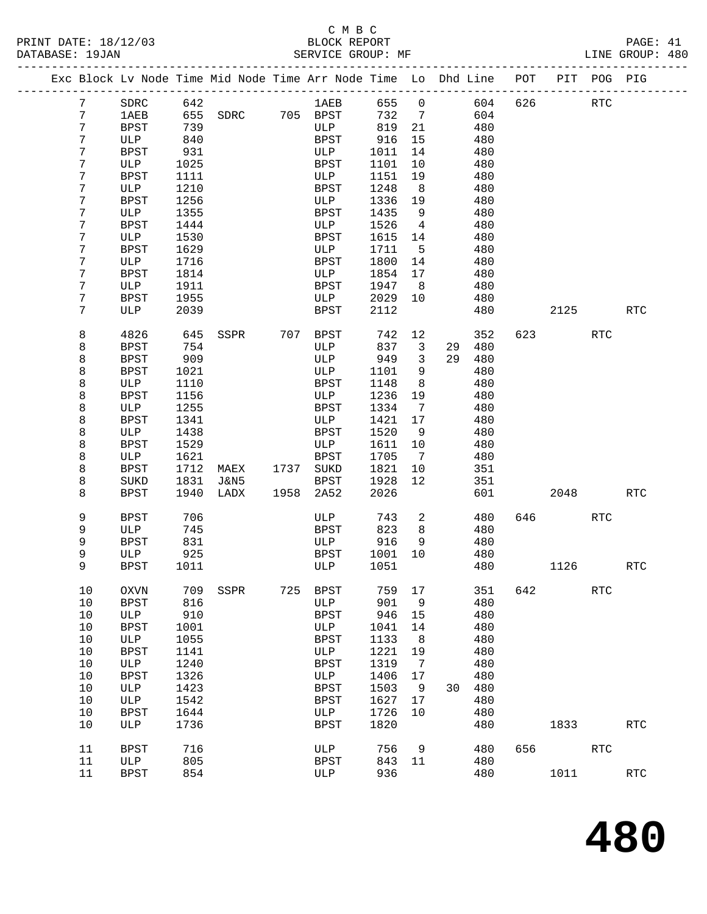C M B C

PRINT DATE: 18/12/03 BLOCK REPORT

DATABASE: 19JAN SERVICE GROUP: MF LINE GROUP: 480

| Exc | Block | Lv | Node | Time | Mid Node | Time | Arr Node | Time | Lo | Dhd | Line | POT | PIT | POG | PIG |
|---|---|---|---|---|---|---|---|---|---|---|---|---|---|---|---|
| | 7 | | SDRC | 642 | | | 1AEB | 655 | 0 | | 604 | 626 | | RTC | |
| | 7 | | 1AEB | 655 | SDRC | 705 | BPST | 732 | 7 | | 604 | | | | |
| | 7 | | BPST | 739 | | | ULP | 819 | 21 | | 480 | | | | |
| | 7 | | ULP | 840 | | | BPST | 916 | 15 | | 480 | | | | |
| | 7 | | BPST | 931 | | | ULP | 1011 | 14 | | 480 | | | | |
| | 7 | | ULP | 1025 | | | BPST | 1101 | 10 | | 480 | | | | |
| | 7 | | BPST | 1111 | | | ULP | 1151 | 19 | | 480 | | | | |
| | 7 | | ULP | 1210 | | | BPST | 1248 | 8 | | 480 | | | | |
| | 7 | | BPST | 1256 | | | ULP | 1336 | 19 | | 480 | | | | |
| | 7 | | ULP | 1355 | | | BPST | 1435 | 9 | | 480 | | | | |
| | 7 | | BPST | 1444 | | | ULP | 1526 | 4 | | 480 | | | | |
| | 7 | | ULP | 1530 | | | BPST | 1615 | 14 | | 480 | | | | |
| | 7 | | BPST | 1629 | | | ULP | 1711 | 5 | | 480 | | | | |
| | 7 | | ULP | 1716 | | | BPST | 1800 | 14 | | 480 | | | | |
| | 7 | | BPST | 1814 | | | ULP | 1854 | 17 | | 480 | | | | |
| | 7 | | ULP | 1911 | | | BPST | 1947 | 8 | | 480 | | | | |
| | 7 | | BPST | 1955 | | | ULP | 2029 | 10 | | 480 | | | | |
| | 7 | | ULP | 2039 | | | BPST | 2112 | | | 480 | | 2125 | | RTC |
| | 8 | | 4826 | 645 | SSPR | 707 | BPST | 742 | 12 | | 352 | 623 | | RTC | |
| | 8 | | BPST | 754 | | | ULP | 837 | 3 | 29 | 480 | | | | |
| | 8 | | BPST | 909 | | | ULP | 949 | 3 | 29 | 480 | | | | |
| | 8 | | BPST | 1021 | | | ULP | 1101 | 9 | | 480 | | | | |
| | 8 | | ULP | 1110 | | | BPST | 1148 | 8 | | 480 | | | | |
| | 8 | | BPST | 1156 | | | ULP | 1236 | 19 | | 480 | | | | |
| | 8 | | ULP | 1255 | | | BPST | 1334 | 7 | | 480 | | | | |
| | 8 | | BPST | 1341 | | | ULP | 1421 | 17 | | 480 | | | | |
| | 8 | | ULP | 1438 | | | BPST | 1520 | 9 | | 480 | | | | |
| | 8 | | BPST | 1529 | | | ULP | 1611 | 10 | | 480 | | | | |
| | 8 | | ULP | 1621 | | | BPST | 1705 | 7 | | 480 | | | | |
| | 8 | | BPST | 1712 | MAEX | 1737 | SUKD | 1821 | 10 | | 351 | | | | |
| | 8 | | SUKD | 1831 | J&N5 | | BPST | 1928 | 12 | | 351 | | | | |
| | 8 | | BPST | 1940 | LADX | 1958 | 2A52 | 2026 | | | 601 | | 2048 | | RTC |
| | 9 | | BPST | 706 | | | ULP | 743 | 2 | | 480 | 646 | | RTC | |
| | 9 | | ULP | 745 | | | BPST | 823 | 8 | | 480 | | | | |
| | 9 | | BPST | 831 | | | ULP | 916 | 9 | | 480 | | | | |
| | 9 | | ULP | 925 | | | BPST | 1001 | 10 | | 480 | | | | |
| | 9 | | BPST | 1011 | | | ULP | 1051 | | | 480 | | 1126 | | RTC |
| | 10 | | OXVN | 709 | SSPR | 725 | BPST | 759 | 17 | | 351 | 642 | | RTC | |
| | 10 | | BPST | 816 | | | ULP | 901 | 9 | | 480 | | | | |
| | 10 | | ULP | 910 | | | BPST | 946 | 15 | | 480 | | | | |
| | 10 | | BPST | 1001 | | | ULP | 1041 | 14 | | 480 | | | | |
| | 10 | | ULP | 1055 | | | BPST | 1133 | 8 | | 480 | | | | |
| | 10 | | BPST | 1141 | | | ULP | 1221 | 19 | | 480 | | | | |
| | 10 | | ULP | 1240 | | | BPST | 1319 | 7 | | 480 | | | | |
| | 10 | | BPST | 1326 | | | ULP | 1406 | 17 | | 480 | | | | |
| | 10 | | ULP | 1423 | | | BPST | 1503 | 9 | 30 | 480 | | | | |
| | 10 | | ULP | 1542 | | | BPST | 1627 | 17 | | 480 | | | | |
| | 10 | | BPST | 1644 | | | ULP | 1726 | 10 | | 480 | | | | |
| | 10 | | ULP | 1736 | | | BPST | 1820 | | | 480 | | 1833 | | RTC |
| | 11 | | BPST | 716 | | | ULP | 756 | 9 | | 480 | 656 | | RTC | |
| | 11 | | ULP | 805 | | | BPST | 843 | 11 | | 480 | | | | |
| | 11 | | BPST | 854 | | | ULP | 936 | | | 480 | | 1011 | | RTC |

# 480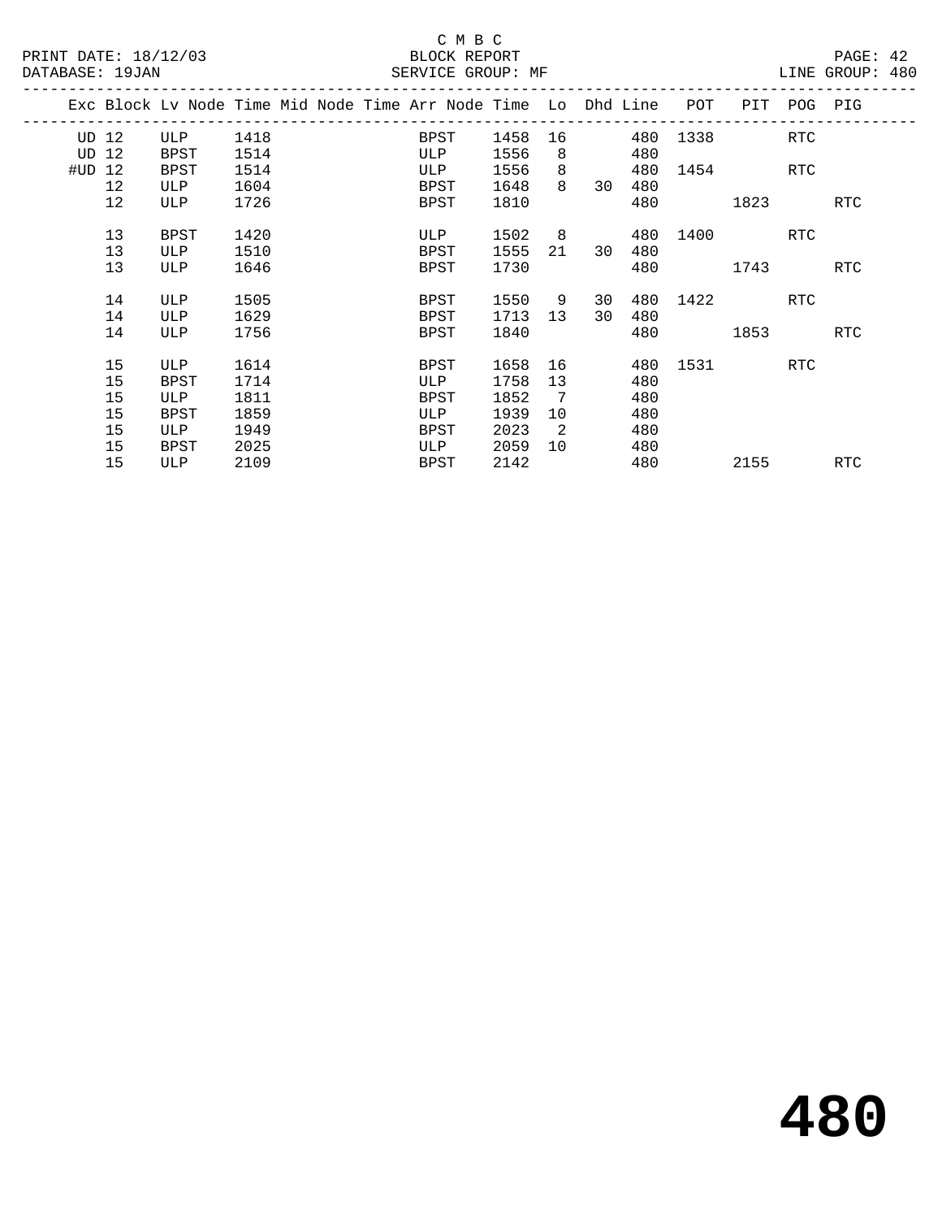C M B C
PRINT DATE: 18/12/03 BLOCK REPORT
DATABASE: 19JAN SERVICE GROUP: MF LINE GROUP: 480

| Exc | Block | Lv | Node | Time | Mid Node | Time | Arr Node | Time | Lo | Dhd | Line | POT | PIT | POG | PIG |
|---|---|---|---|---|---|---|---|---|---|---|---|---|---|---|---|
| UD | 12 | | ULP | 1418 | | | BPST | 1458 | 16 | | 480 | 1338 | | RTC | |
| UD | 12 | | BPST | 1514 | | | ULP | 1556 | 8 | | 480 | | | | |
| #UD | 12 | | BPST | 1514 | | | ULP | 1556 | 8 | | 480 | 1454 | | RTC | |
| | 12 | | ULP | 1604 | | | BPST | 1648 | 8 | 30 | 480 | | | | |
| | 12 | | ULP | 1726 | | | BPST | 1810 | | | 480 | | 1823 | | RTC |
| | 13 | | BPST | 1420 | | | ULP | 1502 | 8 | | 480 | 1400 | | RTC | |
| | 13 | | ULP | 1510 | | | BPST | 1555 | 21 | 30 | 480 | | | | |
| | 13 | | ULP | 1646 | | | BPST | 1730 | | | 480 | | 1743 | | RTC |
| | 14 | | ULP | 1505 | | | BPST | 1550 | 9 | 30 | 480 | 1422 | | RTC | |
| | 14 | | ULP | 1629 | | | BPST | 1713 | 13 | 30 | 480 | | | | |
| | 14 | | ULP | 1756 | | | BPST | 1840 | | | 480 | | 1853 | | RTC |
| | 15 | | ULP | 1614 | | | BPST | 1658 | 16 | | 480 | 1531 | | RTC | |
| | 15 | | BPST | 1714 | | | ULP | 1758 | 13 | | 480 | | | | |
| | 15 | | ULP | 1811 | | | BPST | 1852 | 7 | | 480 | | | | |
| | 15 | | BPST | 1859 | | | ULP | 1939 | 10 | | 480 | | | | |
| | 15 | | ULP | 1949 | | | BPST | 2023 | 2 | | 480 | | | | |
| | 15 | | BPST | 2025 | | | ULP | 2059 | 10 | | 480 | | | | |
| | 15 | | ULP | 2109 | | | BPST | 2142 | | | 480 | | 2155 | | RTC |

**480**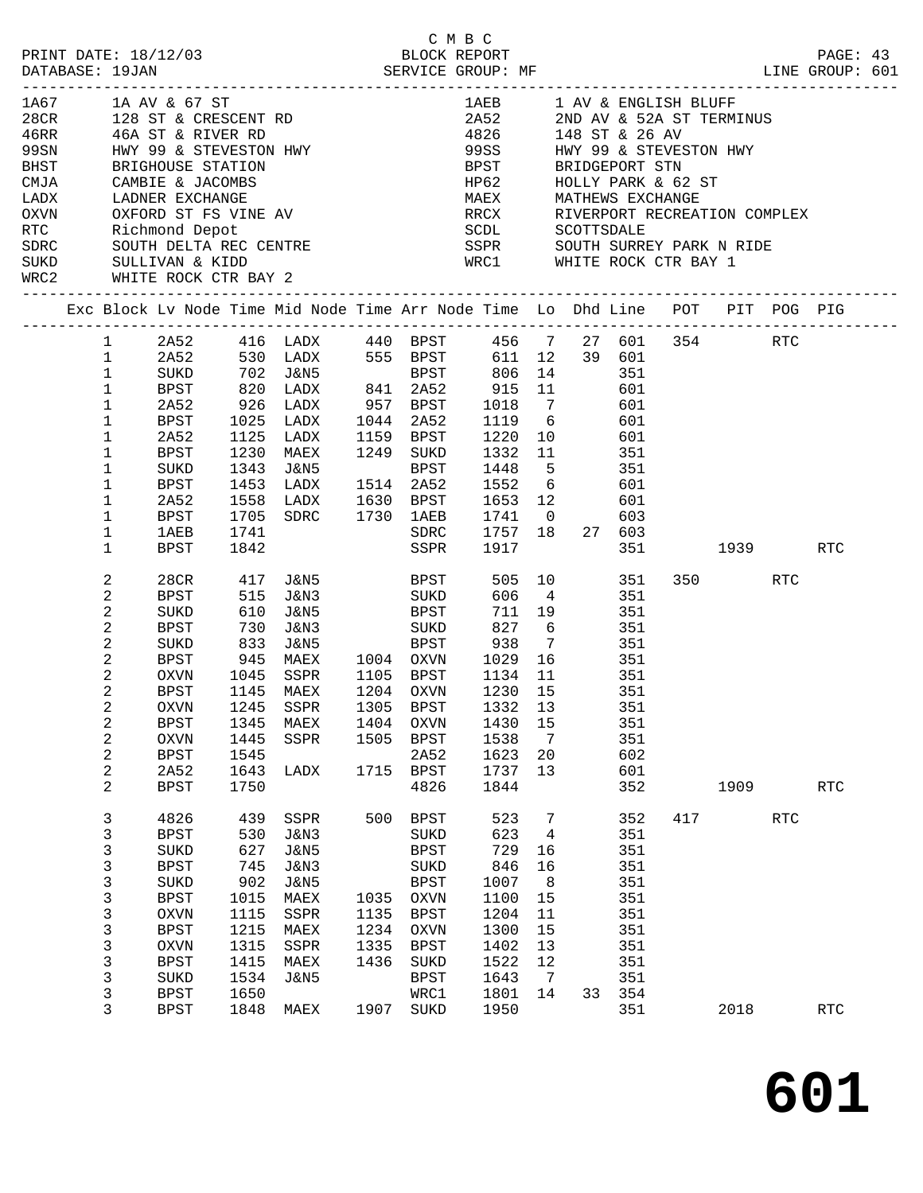C M B C

PRINT DATE: 18/12/03 BLOCK REPORT
DATABASE: 19JAN SERVICE GROUP: MF LINE GROUP: 601

| Code | Description | Code | Description |
|---|---|---|---|
| 1A67 | 1A AV & 67 ST | 1AEB | 1 AV & ENGLISH BLUFF |
| 28CR | 128 ST & CRESCENT RD | 2A52 | 2ND AV & 52A ST TERMINUS |
| 46RR | 46A ST & RIVER RD | 4826 | 148 ST & 26 AV |
| 99SN | HWY 99 & STEVESTON HWY | 99SS | HWY 99 & STEVESTON HWY |
| BHST | BRIGHOUSE STATION | BPST | BRIDGEPORT STN |
| CMJA | CAMBIE & JACOMBS | HP62 | HOLLY PARK & 62 ST |
| LADX | LADNER EXCHANGE | MAEX | MATHEWS EXCHANGE |
| OXVN | OXFORD ST FS VINE AV | RRCX | RIVERPORT RECREATION COMPLEX |
| RTC | Richmond Depot | SCDL | SCOTTSDALE |
| SDRC | SOUTH DELTA REC CENTRE | SSPR | SOUTH SURREY PARK N RIDE |
| SUKD | SULLIVAN & KIDD | WRC1 | WHITE ROCK CTR BAY 1 |
| WRC2 | WHITE ROCK CTR BAY 2 | | |

| Exc | Block | Lv Node | Time | Mid Node | Time | Arr Node | Time | Lo | Dhd | Line | POT | PIT | POG | PIG |
|---|---|---|---|---|---|---|---|---|---|---|---|---|---|---|
| | 1 | 2A52 | 416 | LADX | 440 | BPST | 456 | 7 | 27 | 601 | 354 | | RTC | |
| | 1 | 2A52 | 530 | LADX | 555 | BPST | 611 | 12 | 39 | 601 | | | | |
| | 1 | SUKD | 702 | J&N5 | | BPST | 806 | 14 | | 351 | | | | |
| | 1 | BPST | 820 | LADX | 841 | 2A52 | 915 | 11 | | 601 | | | | |
| | 1 | 2A52 | 926 | LADX | 957 | BPST | 1018 | 7 | | 601 | | | | |
| | 1 | BPST | 1025 | LADX | 1044 | 2A52 | 1119 | 6 | | 601 | | | | |
| | 1 | 2A52 | 1125 | LADX | 1159 | BPST | 1220 | 10 | | 601 | | | | |
| | 1 | BPST | 1230 | MAEX | 1249 | SUKD | 1332 | 11 | | 351 | | | | |
| | 1 | SUKD | 1343 | J&N5 | | BPST | 1448 | 5 | | 351 | | | | |
| | 1 | BPST | 1453 | LADX | 1514 | 2A52 | 1552 | 6 | | 601 | | | | |
| | 1 | 2A52 | 1558 | LADX | 1630 | BPST | 1653 | 12 | | 601 | | | | |
| | 1 | BPST | 1705 | SDRC | 1730 | 1AEB | 1741 | 0 | | 603 | | | | |
| | 1 | 1AEB | 1741 | | | SDRC | 1757 | 18 | 27 | 603 | | | | |
| | 1 | BPST | 1842 | | | SSPR | 1917 | | | 351 | | 1939 | | RTC |
| | 2 | 28CR | 417 | J&N5 | | BPST | 505 | 10 | | 351 | 350 | | RTC | |
| | 2 | BPST | 515 | J&N3 | | SUKD | 606 | 4 | | 351 | | | | |
| | 2 | SUKD | 610 | J&N5 | | BPST | 711 | 19 | | 351 | | | | |
| | 2 | BPST | 730 | J&N3 | | SUKD | 827 | 6 | | 351 | | | | |
| | 2 | SUKD | 833 | J&N5 | | BPST | 938 | 7 | | 351 | | | | |
| | 2 | BPST | 945 | MAEX | 1004 | OXVN | 1029 | 16 | | 351 | | | | |
| | 2 | OXVN | 1045 | SSPR | 1105 | BPST | 1134 | 11 | | 351 | | | | |
| | 2 | BPST | 1145 | MAEX | 1204 | OXVN | 1230 | 15 | | 351 | | | | |
| | 2 | OXVN | 1245 | SSPR | 1305 | BPST | 1332 | 13 | | 351 | | | | |
| | 2 | BPST | 1345 | MAEX | 1404 | OXVN | 1430 | 15 | | 351 | | | | |
| | 2 | OXVN | 1445 | SSPR | 1505 | BPST | 1538 | 7 | | 351 | | | | |
| | 2 | BPST | 1545 | | | 2A52 | 1623 | 20 | | 602 | | | | |
| | 2 | 2A52 | 1643 | LADX | 1715 | BPST | 1737 | 13 | | 601 | | | | |
| | 2 | BPST | 1750 | | | 4826 | 1844 | | | 352 | | 1909 | | RTC |
| | 3 | 4826 | 439 | SSPR | 500 | BPST | 523 | 7 | | 352 | 417 | | RTC | |
| | 3 | BPST | 530 | J&N3 | | SUKD | 623 | 4 | | 351 | | | | |
| | 3 | SUKD | 627 | J&N5 | | BPST | 729 | 16 | | 351 | | | | |
| | 3 | BPST | 745 | J&N3 | | SUKD | 846 | 16 | | 351 | | | | |
| | 3 | SUKD | 902 | J&N5 | | BPST | 1007 | 8 | | 351 | | | | |
| | 3 | BPST | 1015 | MAEX | 1035 | OXVN | 1100 | 15 | | 351 | | | | |
| | 3 | OXVN | 1115 | SSPR | 1135 | BPST | 1204 | 11 | | 351 | | | | |
| | 3 | BPST | 1215 | MAEX | 1234 | OXVN | 1300 | 15 | | 351 | | | | |
| | 3 | OXVN | 1315 | SSPR | 1335 | BPST | 1402 | 13 | | 351 | | | | |
| | 3 | BPST | 1415 | MAEX | 1436 | SUKD | 1522 | 12 | | 351 | | | | |
| | 3 | SUKD | 1534 | J&N5 | | BPST | 1643 | 7 | | 351 | | | | |
| | 3 | BPST | 1650 | | | WRC1 | 1801 | 14 | 33 | 354 | | | | |
| | 3 | BPST | 1848 | MAEX | 1907 | SUKD | 1950 | | | 351 | | 2018 | | RTC |

601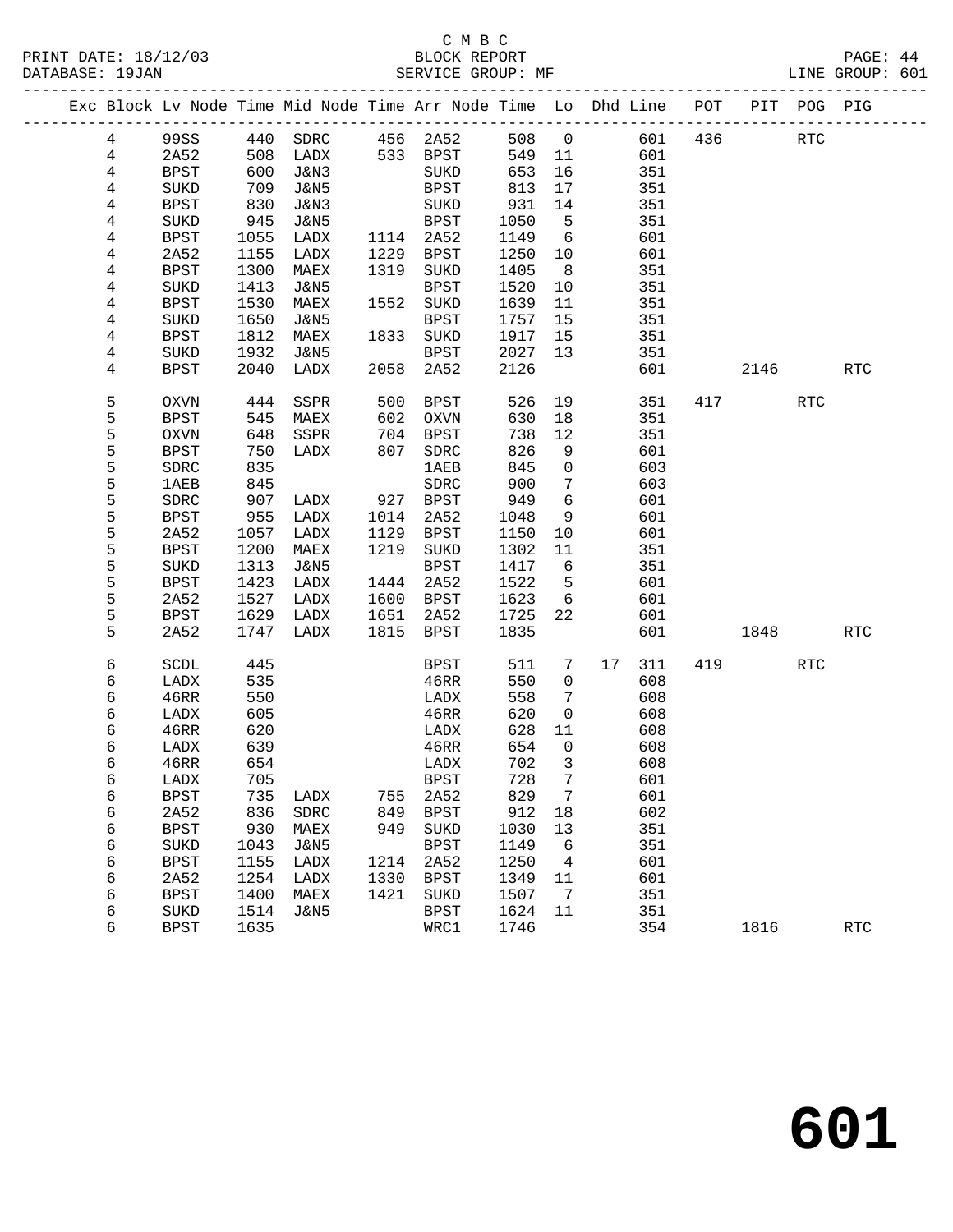C M B C

BLOCK REPORT

SERVICE GROUP: MF

LINE GROUP: 601

| Exc | Block | Lv Node | Time | Mid Node | Time | Arr Node | Time | Lo | Dhd | Line | POT | PIT | POG | PIG |
|---|---|---|---|---|---|---|---|---|---|---|---|---|---|---|
| | 4 | 99SS | 440 | SDRC | 456 | 2A52 | 508 | 0 | | 601 | 436 | | RTC | |
| | 4 | 2A52 | 508 | LADX | 533 | BPST | 549 | 11 | | 601 | | | | |
| | 4 | BPST | 600 | J&N3 | | SUKD | 653 | 16 | | 351 | | | | |
| | 4 | SUKD | 709 | J&N5 | | BPST | 813 | 17 | | 351 | | | | |
| | 4 | BPST | 830 | J&N3 | | SUKD | 931 | 14 | | 351 | | | | |
| | 4 | SUKD | 945 | J&N5 | | BPST | 1050 | 5 | | 351 | | | | |
| | 4 | BPST | 1055 | LADX | 1114 | 2A52 | 1149 | 6 | | 601 | | | | |
| | 4 | 2A52 | 1155 | LADX | 1229 | BPST | 1250 | 10 | | 601 | | | | |
| | 4 | BPST | 1300 | MAEX | 1319 | SUKD | 1405 | 8 | | 351 | | | | |
| | 4 | SUKD | 1413 | J&N5 | | BPST | 1520 | 10 | | 351 | | | | |
| | 4 | BPST | 1530 | MAEX | 1552 | SUKD | 1639 | 11 | | 351 | | | | |
| | 4 | SUKD | 1650 | J&N5 | | BPST | 1757 | 15 | | 351 | | | | |
| | 4 | BPST | 1812 | MAEX | 1833 | SUKD | 1917 | 15 | | 351 | | | | |
| | 4 | SUKD | 1932 | J&N5 | | BPST | 2027 | 13 | | 351 | | | | |
| | 4 | BPST | 2040 | LADX | 2058 | 2A52 | 2126 | | | 601 | | 2146 | | RTC |
| | 5 | OXVN | 444 | SSPR | 500 | BPST | 526 | 19 | | 351 | 417 | | RTC | |
| | 5 | BPST | 545 | MAEX | 602 | OXVN | 630 | 18 | | 351 | | | | |
| | 5 | OXVN | 648 | SSPR | 704 | BPST | 738 | 12 | | 351 | | | | |
| | 5 | BPST | 750 | LADX | 807 | SDRC | 826 | 9 | | 601 | | | | |
| | 5 | SDRC | 835 | | | 1AEB | 845 | 0 | | 603 | | | | |
| | 5 | 1AEB | 845 | | | SDRC | 900 | 7 | | 603 | | | | |
| | 5 | SDRC | 907 | LADX | 927 | BPST | 949 | 6 | | 601 | | | | |
| | 5 | BPST | 955 | LADX | 1014 | 2A52 | 1048 | 9 | | 601 | | | | |
| | 5 | 2A52 | 1057 | LADX | 1129 | BPST | 1150 | 10 | | 601 | | | | |
| | 5 | BPST | 1200 | MAEX | 1219 | SUKD | 1302 | 11 | | 351 | | | | |
| | 5 | SUKD | 1313 | J&N5 | | BPST | 1417 | 6 | | 351 | | | | |
| | 5 | BPST | 1423 | LADX | 1444 | 2A52 | 1522 | 5 | | 601 | | | | |
| | 5 | 2A52 | 1527 | LADX | 1600 | BPST | 1623 | 6 | | 601 | | | | |
| | 5 | BPST | 1629 | LADX | 1651 | 2A52 | 1725 | 22 | | 601 | | | | |
| | 5 | 2A52 | 1747 | LADX | 1815 | BPST | 1835 | | | 601 | | 1848 | | RTC |
| | 6 | SCDL | 445 | | | BPST | 511 | 7 | 17 | 311 | 419 | | RTC | |
| | 6 | LADX | 535 | | | 46RR | 550 | 0 | | 608 | | | | |
| | 6 | 46RR | 550 | | | LADX | 558 | 7 | | 608 | | | | |
| | 6 | LADX | 605 | | | 46RR | 620 | 0 | | 608 | | | | |
| | 6 | 46RR | 620 | | | LADX | 628 | 11 | | 608 | | | | |
| | 6 | LADX | 639 | | | 46RR | 654 | 0 | | 608 | | | | |
| | 6 | 46RR | 654 | | | LADX | 702 | 3 | | 608 | | | | |
| | 6 | LADX | 705 | | | BPST | 728 | 7 | | 601 | | | | |
| | 6 | BPST | 735 | LADX | 755 | 2A52 | 829 | 7 | | 601 | | | | |
| | 6 | 2A52 | 836 | SDRC | 849 | BPST | 912 | 18 | | 602 | | | | |
| | 6 | BPST | 930 | MAEX | 949 | SUKD | 1030 | 13 | | 351 | | | | |
| | 6 | SUKD | 1043 | J&N5 | | BPST | 1149 | 6 | | 351 | | | | |
| | 6 | BPST | 1155 | LADX | 1214 | 2A52 | 1250 | 4 | | 601 | | | | |
| | 6 | 2A52 | 1254 | LADX | 1330 | BPST | 1349 | 11 | | 601 | | | | |
| | 6 | BPST | 1400 | MAEX | 1421 | SUKD | 1507 | 7 | | 351 | | | | |
| | 6 | SUKD | 1514 | J&N5 | | BPST | 1624 | 11 | | 351 | | | | |
| | 6 | BPST | 1635 | | | WRC1 | 1746 | | | 354 | | 1816 | | RTC |

601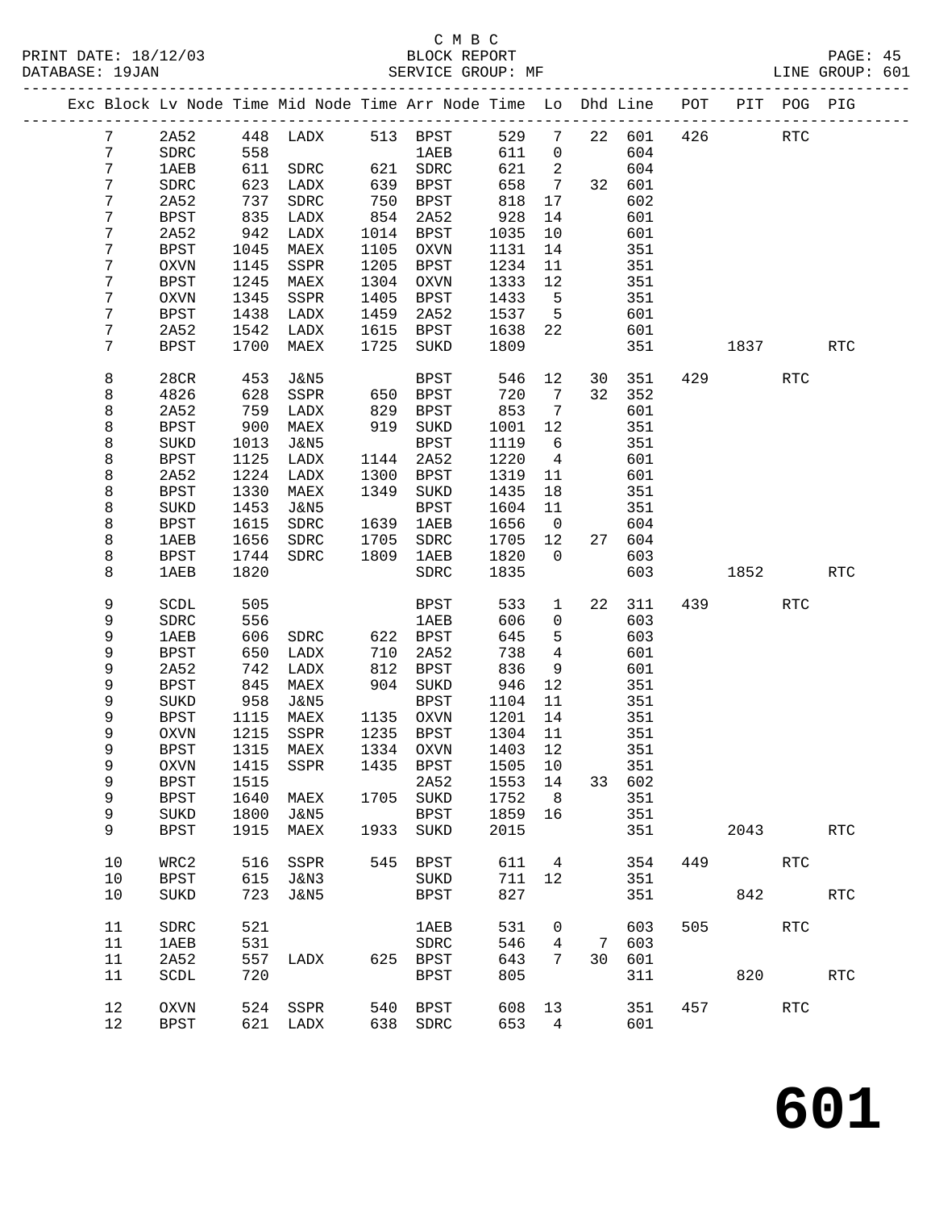C M B C

PRINT DATE: 18/12/03 BLOCK REPORT
DATABASE: 19JAN SERVICE GROUP: MF LINE GROUP: 601

| Exc | Block | Lv | Node | Time | Mid Node | Time | Arr Node | Time | Lo | Dhd | Line | POT | PIT | POG | PIG |
|---|---|---|---|---|---|---|---|---|---|---|---|---|---|---|---|
| | 7 | | 2A52 | 448 | LADX | 513 | BPST | 529 | 7 | 22 | 601 | 426 | | RTC | |
| | 7 | | SDRC | 558 | | | 1AEB | 611 | 0 | | 604 | | | | |
| | 7 | | 1AEB | 611 | SDRC | 621 | SDRC | 621 | 2 | | 604 | | | | |
| | 7 | | SDRC | 623 | LADX | 639 | BPST | 658 | 7 | 32 | 601 | | | | |
| | 7 | | 2A52 | 737 | SDRC | 750 | BPST | 818 | 17 | | 602 | | | | |
| | 7 | | BPST | 835 | LADX | 854 | 2A52 | 928 | 14 | | 601 | | | | |
| | 7 | | 2A52 | 942 | LADX | 1014 | BPST | 1035 | 10 | | 601 | | | | |
| | 7 | | BPST | 1045 | MAEX | 1105 | OXVN | 1131 | 14 | | 351 | | | | |
| | 7 | | OXVN | 1145 | SSPR | 1205 | BPST | 1234 | 11 | | 351 | | | | |
| | 7 | | BPST | 1245 | MAEX | 1304 | OXVN | 1333 | 12 | | 351 | | | | |
| | 7 | | OXVN | 1345 | SSPR | 1405 | BPST | 1433 | 5 | | 351 | | | | |
| | 7 | | BPST | 1438 | LADX | 1459 | 2A52 | 1537 | 5 | | 601 | | | | |
| | 7 | | 2A52 | 1542 | LADX | 1615 | BPST | 1638 | 22 | | 601 | | | | |
| | 7 | | BPST | 1700 | MAEX | 1725 | SUKD | 1809 | | | 351 | | 1837 | | RTC |
| | 8 | | 28CR | 453 | J&N5 | | BPST | 546 | 12 | 30 | 351 | 429 | | RTC | |
| | 8 | | 4826 | 628 | SSPR | 650 | BPST | 720 | 7 | 32 | 352 | | | | |
| | 8 | | 2A52 | 759 | LADX | 829 | BPST | 853 | 7 | | 601 | | | | |
| | 8 | | BPST | 900 | MAEX | 919 | SUKD | 1001 | 12 | | 351 | | | | |
| | 8 | | SUKD | 1013 | J&N5 | | BPST | 1119 | 6 | | 351 | | | | |
| | 8 | | BPST | 1125 | LADX | 1144 | 2A52 | 1220 | 4 | | 601 | | | | |
| | 8 | | 2A52 | 1224 | LADX | 1300 | BPST | 1319 | 11 | | 601 | | | | |
| | 8 | | BPST | 1330 | MAEX | 1349 | SUKD | 1435 | 18 | | 351 | | | | |
| | 8 | | SUKD | 1453 | J&N5 | | BPST | 1604 | 11 | | 351 | | | | |
| | 8 | | BPST | 1615 | SDRC | 1639 | 1AEB | 1656 | 0 | | 604 | | | | |
| | 8 | | 1AEB | 1656 | SDRC | 1705 | SDRC | 1705 | 12 | 27 | 604 | | | | |
| | 8 | | BPST | 1744 | SDRC | 1809 | 1AEB | 1820 | 0 | | 603 | | | | |
| | 8 | | 1AEB | 1820 | | | SDRC | 1835 | | | 603 | | 1852 | | RTC |
| | 9 | | SCDL | 505 | | | BPST | 533 | 1 | 22 | 311 | 439 | | RTC | |
| | 9 | | SDRC | 556 | | | 1AEB | 606 | 0 | | 603 | | | | |
| | 9 | | 1AEB | 606 | SDRC | 622 | BPST | 645 | 5 | | 603 | | | | |
| | 9 | | BPST | 650 | LADX | 710 | 2A52 | 738 | 4 | | 601 | | | | |
| | 9 | | 2A52 | 742 | LADX | 812 | BPST | 836 | 9 | | 601 | | | | |
| | 9 | | BPST | 845 | MAEX | 904 | SUKD | 946 | 12 | | 351 | | | | |
| | 9 | | SUKD | 958 | J&N5 | | BPST | 1104 | 11 | | 351 | | | | |
| | 9 | | BPST | 1115 | MAEX | 1135 | OXVN | 1201 | 14 | | 351 | | | | |
| | 9 | | OXVN | 1215 | SSPR | 1235 | BPST | 1304 | 11 | | 351 | | | | |
| | 9 | | BPST | 1315 | MAEX | 1334 | OXVN | 1403 | 12 | | 351 | | | | |
| | 9 | | OXVN | 1415 | SSPR | 1435 | BPST | 1505 | 10 | | 351 | | | | |
| | 9 | | BPST | 1515 | | | 2A52 | 1553 | 14 | 33 | 602 | | | | |
| | 9 | | BPST | 1640 | MAEX | 1705 | SUKD | 1752 | 8 | | 351 | | | | |
| | 9 | | SUKD | 1800 | J&N5 | | BPST | 1859 | 16 | | 351 | | | | |
| | 9 | | BPST | 1915 | MAEX | 1933 | SUKD | 2015 | | | 351 | | 2043 | | RTC |
| | 10 | | WRC2 | 516 | SSPR | 545 | BPST | 611 | 4 | | 354 | 449 | | RTC | |
| | 10 | | BPST | 615 | J&N3 | | SUKD | 711 | 12 | | 351 | | | | |
| | 10 | | SUKD | 723 | J&N5 | | BPST | 827 | | | 351 | | 842 | | RTC |
| | 11 | | SDRC | 521 | | | 1AEB | 531 | 0 | | 603 | 505 | | RTC | |
| | 11 | | 1AEB | 531 | | | SDRC | 546 | 4 | 7 | 603 | | | | |
| | 11 | | 2A52 | 557 | LADX | 625 | BPST | 643 | 7 | 30 | 601 | | | | |
| | 11 | | SCDL | 720 | | | BPST | 805 | | | 311 | | 820 | | RTC |
| | 12 | | OXVN | 524 | SSPR | 540 | BPST | 608 | 13 | | 351 | 457 | | RTC | |
| | 12 | | BPST | 621 | LADX | 638 | SDRC | 653 | 4 | | 601 | | | | |

# 601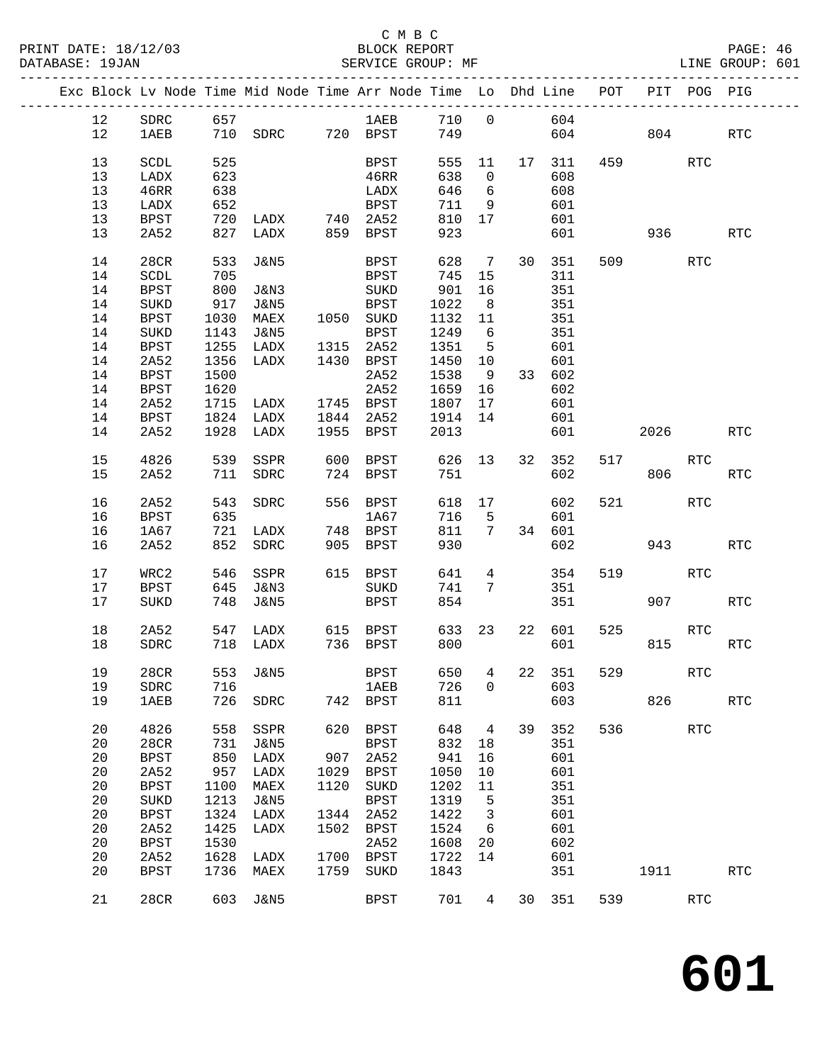C M B C

PRINT DATE: 18/12/03 BLOCK REPORT
DATABASE: 19JAN SERVICE GROUP: MF LINE GROUP: 601

| Exc | Block | Lv | Node | Time | Mid Node | Time | Arr Node | Time | Lo | Dhd | Line | POT | PIT | POG | PIG |
|---|---|---|---|---|---|---|---|---|---|---|---|---|---|---|---|
| | 12 | | SDRC | 657 | | | 1AEB | 710 | 0 | | 604 | | | | |
| | 12 | | 1AEB | 710 | SDRC | 720 | BPST | 749 | | | 604 | | 804 | | RTC |
| | 13 | | SCDL | 525 | | | BPST | 555 | 11 | 17 | 311 | 459 | | RTC | |
| | 13 | | LADX | 623 | | | 46RR | 638 | 0 | | 608 | | | | |
| | 13 | | 46RR | 638 | | | LADX | 646 | 6 | | 608 | | | | |
| | 13 | | LADX | 652 | | | BPST | 711 | 9 | | 601 | | | | |
| | 13 | | BPST | 720 | LADX | 740 | 2A52 | 810 | 17 | | 601 | | | | |
| | 13 | | 2A52 | 827 | LADX | 859 | BPST | 923 | | | 601 | | 936 | | RTC |
| | 14 | | 28CR | 533 | J&N5 | | BPST | 628 | 7 | 30 | 351 | 509 | | RTC | |
| | 14 | | SCDL | 705 | | | BPST | 745 | 15 | | 311 | | | | |
| | 14 | | BPST | 800 | J&N3 | | SUKD | 901 | 16 | | 351 | | | | |
| | 14 | | SUKD | 917 | J&N5 | | BPST | 1022 | 8 | | 351 | | | | |
| | 14 | | BPST | 1030 | MAEX | 1050 | SUKD | 1132 | 11 | | 351 | | | | |
| | 14 | | SUKD | 1143 | J&N5 | | BPST | 1249 | 6 | | 351 | | | | |
| | 14 | | BPST | 1255 | LADX | 1315 | 2A52 | 1351 | 5 | | 601 | | | | |
| | 14 | | 2A52 | 1356 | LADX | 1430 | BPST | 1450 | 10 | | 601 | | | | |
| | 14 | | BPST | 1500 | | | 2A52 | 1538 | 9 | 33 | 602 | | | | |
| | 14 | | BPST | 1620 | | | 2A52 | 1659 | 16 | | 602 | | | | |
| | 14 | | 2A52 | 1715 | LADX | 1745 | BPST | 1807 | 17 | | 601 | | | | |
| | 14 | | BPST | 1824 | LADX | 1844 | 2A52 | 1914 | 14 | | 601 | | | | |
| | 14 | | 2A52 | 1928 | LADX | 1955 | BPST | 2013 | | | 601 | | 2026 | | RTC |
| | 15 | | 4826 | 539 | SSPR | 600 | BPST | 626 | 13 | 32 | 352 | 517 | | RTC | |
| | 15 | | 2A52 | 711 | SDRC | 724 | BPST | 751 | | | 602 | | 806 | | RTC |
| | 16 | | 2A52 | 543 | SDRC | 556 | BPST | 618 | 17 | | 602 | 521 | | RTC | |
| | 16 | | BPST | 635 | | | 1A67 | 716 | 5 | | 601 | | | | |
| | 16 | | 1A67 | 721 | LADX | 748 | BPST | 811 | 7 | 34 | 601 | | | | |
| | 16 | | 2A52 | 852 | SDRC | 905 | BPST | 930 | | | 602 | | 943 | | RTC |
| | 17 | | WRC2 | 546 | SSPR | 615 | BPST | 641 | 4 | | 354 | 519 | | RTC | |
| | 17 | | BPST | 645 | J&N3 | | SUKD | 741 | 7 | | 351 | | | | |
| | 17 | | SUKD | 748 | J&N5 | | BPST | 854 | | | 351 | | 907 | | RTC |
| | 18 | | 2A52 | 547 | LADX | 615 | BPST | 633 | 23 | 22 | 601 | 525 | | RTC | |
| | 18 | | SDRC | 718 | LADX | 736 | BPST | 800 | | | 601 | | 815 | | RTC |
| | 19 | | 28CR | 553 | J&N5 | | BPST | 650 | 4 | 22 | 351 | 529 | | RTC | |
| | 19 | | SDRC | 716 | | | 1AEB | 726 | 0 | | 603 | | | | |
| | 19 | | 1AEB | 726 | SDRC | 742 | BPST | 811 | | | 603 | | 826 | | RTC |
| | 20 | | 4826 | 558 | SSPR | 620 | BPST | 648 | 4 | 39 | 352 | 536 | | RTC | |
| | 20 | | 28CR | 731 | J&N5 | | BPST | 832 | 18 | | 351 | | | | |
| | 20 | | BPST | 850 | LADX | 907 | 2A52 | 941 | 16 | | 601 | | | | |
| | 20 | | 2A52 | 957 | LADX | 1029 | BPST | 1050 | 10 | | 601 | | | | |
| | 20 | | BPST | 1100 | MAEX | 1120 | SUKD | 1202 | 11 | | 351 | | | | |
| | 20 | | SUKD | 1213 | J&N5 | | BPST | 1319 | 5 | | 351 | | | | |
| | 20 | | BPST | 1324 | LADX | 1344 | 2A52 | 1422 | 3 | | 601 | | | | |
| | 20 | | 2A52 | 1425 | LADX | 1502 | BPST | 1524 | 6 | | 601 | | | | |
| | 20 | | BPST | 1530 | | | 2A52 | 1608 | 20 | | 602 | | | | |
| | 20 | | 2A52 | 1628 | LADX | 1700 | BPST | 1722 | 14 | | 601 | | | | |
| | 20 | | BPST | 1736 | MAEX | 1759 | SUKD | 1843 | | | 351 | | 1911 | | RTC |
| | 21 | | 28CR | 603 | J&N5 | | BPST | 701 | 4 | 30 | 351 | 539 | | RTC | |

# 601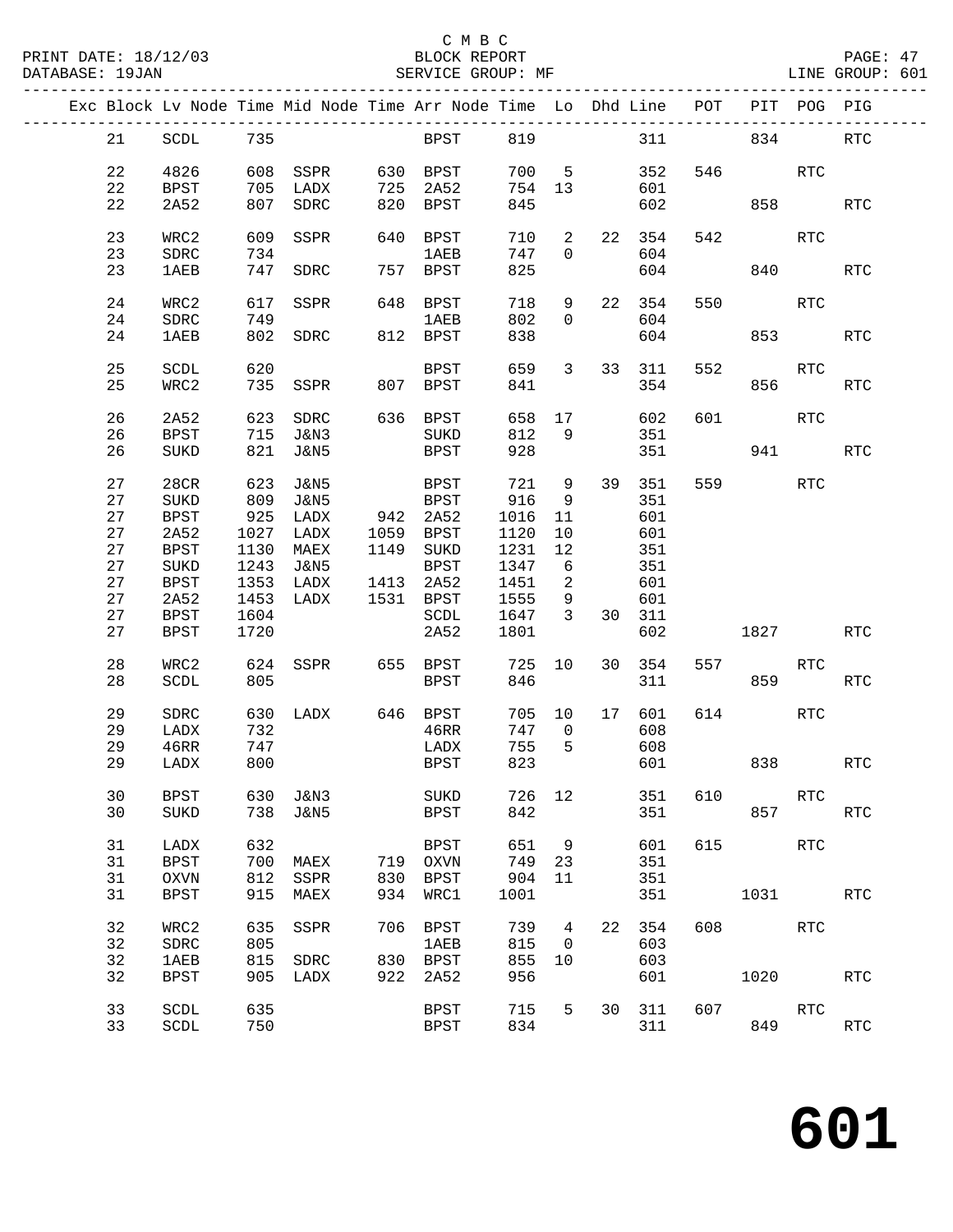C M B C
BLOCK REPORT
SERVICE GROUP: MF

PRINT DATE: 18/12/03
DATABASE: 19JAN
LINE GROUP: 601

| Exc | Block | Lv | Node | Time | Mid Node | Time | Arr Node | Time | Lo | Dhd | Line | POT | PIT | POG | PIG |
|---|---|---|---|---|---|---|---|---|---|---|---|---|---|---|---|
| | 21 | | SCDL | 735 | | | BPST | 819 | | | 311 | | 834 | | RTC |
| | 22 | | 4826 | 608 | SSPR | 630 | BPST | 700 | 5 | | 352 | 546 | | RTC | |
| | 22 | | BPST | 705 | LADX | 725 | 2A52 | 754 | 13 | | 601 | | | | |
| | 22 | | 2A52 | 807 | SDRC | 820 | BPST | 845 | | | 602 | | 858 | | RTC |
| | 23 | | WRC2 | 609 | SSPR | 640 | BPST | 710 | 2 | 22 | 354 | 542 | | RTC | |
| | 23 | | SDRC | 734 | | | 1AEB | 747 | 0 | | 604 | | | | |
| | 23 | | 1AEB | 747 | SDRC | 757 | BPST | 825 | | | 604 | | 840 | | RTC |
| | 24 | | WRC2 | 617 | SSPR | 648 | BPST | 718 | 9 | 22 | 354 | 550 | | RTC | |
| | 24 | | SDRC | 749 | | | 1AEB | 802 | 0 | | 604 | | | | |
| | 24 | | 1AEB | 802 | SDRC | 812 | BPST | 838 | | | 604 | | 853 | | RTC |
| | 25 | | SCDL | 620 | | | BPST | 659 | 3 | 33 | 311 | 552 | | RTC | |
| | 25 | | WRC2 | 735 | SSPR | 807 | BPST | 841 | | | 354 | | 856 | | RTC |
| | 26 | | 2A52 | 623 | SDRC | 636 | BPST | 658 | 17 | | 602 | 601 | | RTC | |
| | 26 | | BPST | 715 | J&N3 | | SUKD | 812 | 9 | | 351 | | | | |
| | 26 | | SUKD | 821 | J&N5 | | BPST | 928 | | | 351 | | 941 | | RTC |
| | 27 | | 28CR | 623 | J&N5 | | BPST | 721 | 9 | 39 | 351 | 559 | | RTC | |
| | 27 | | SUKD | 809 | J&N5 | | BPST | 916 | 9 | | 351 | | | | |
| | 27 | | BPST | 925 | LADX | 942 | 2A52 | 1016 | 11 | | 601 | | | | |
| | 27 | | 2A52 | 1027 | LADX | 1059 | BPST | 1120 | 10 | | 601 | | | | |
| | 27 | | BPST | 1130 | MAEX | 1149 | SUKD | 1231 | 12 | | 351 | | | | |
| | 27 | | SUKD | 1243 | J&N5 | | BPST | 1347 | 6 | | 351 | | | | |
| | 27 | | BPST | 1353 | LADX | 1413 | 2A52 | 1451 | 2 | | 601 | | | | |
| | 27 | | 2A52 | 1453 | LADX | 1531 | BPST | 1555 | 9 | | 601 | | | | |
| | 27 | | BPST | 1604 | | | SCDL | 1647 | 3 | 30 | 311 | | | | |
| | 27 | | BPST | 1720 | | | 2A52 | 1801 | | | 602 | | 1827 | | RTC |
| | 28 | | WRC2 | 624 | SSPR | 655 | BPST | 725 | 10 | 30 | 354 | 557 | | RTC | |
| | 28 | | SCDL | 805 | | | BPST | 846 | | | 311 | | 859 | | RTC |
| | 29 | | SDRC | 630 | LADX | 646 | BPST | 705 | 10 | 17 | 601 | 614 | | RTC | |
| | 29 | | LADX | 732 | | | 46RR | 747 | 0 | | 608 | | | | |
| | 29 | | 46RR | 747 | | | LADX | 755 | 5 | | 608 | | | | |
| | 29 | | LADX | 800 | | | BPST | 823 | | | 601 | | 838 | | RTC |
| | 30 | | BPST | 630 | J&N3 | | SUKD | 726 | 12 | | 351 | 610 | | RTC | |
| | 30 | | SUKD | 738 | J&N5 | | BPST | 842 | | | 351 | | 857 | | RTC |
| | 31 | | LADX | 632 | | | BPST | 651 | 9 | | 601 | 615 | | RTC | |
| | 31 | | BPST | 700 | MAEX | 719 | OXVN | 749 | 23 | | 351 | | | | |
| | 31 | | OXVN | 812 | SSPR | 830 | BPST | 904 | 11 | | 351 | | | | |
| | 31 | | BPST | 915 | MAEX | 934 | WRC1 | 1001 | | | 351 | | 1031 | | RTC |
| | 32 | | WRC2 | 635 | SSPR | 706 | BPST | 739 | 4 | 22 | 354 | 608 | | RTC | |
| | 32 | | SDRC | 805 | | | 1AEB | 815 | 0 | | 603 | | | | |
| | 32 | | 1AEB | 815 | SDRC | 830 | BPST | 855 | 10 | | 603 | | | | |
| | 32 | | BPST | 905 | LADX | 922 | 2A52 | 956 | | | 601 | | 1020 | | RTC |
| | 33 | | SCDL | 635 | | | BPST | 715 | 5 | 30 | 311 | 607 | | RTC | |
| | 33 | | SCDL | 750 | | | BPST | 834 | | | 311 | | 849 | | RTC |

# 601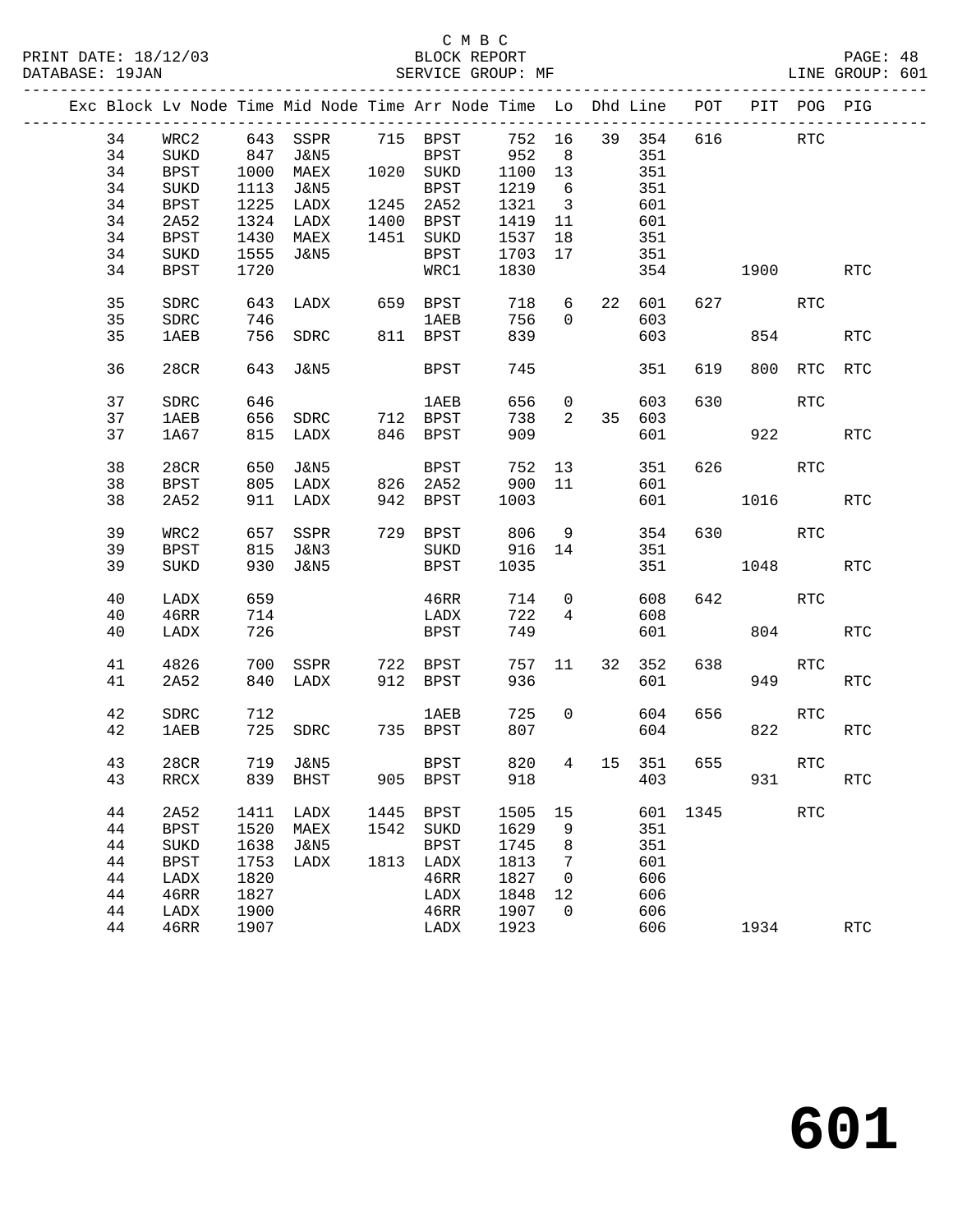C M B C
PRINT DATE: 18/12/03 BLOCK REPORT
DATABASE: 19JAN SERVICE GROUP: MF LINE GROUP: 601

| Exc | Block | Lv | Node | Time | Mid Node | Time | Arr Node | Time | Lo | Dhd | Line | POT | PIT | POG | PIG |
|---|---|---|---|---|---|---|---|---|---|---|---|---|---|---|---|
| | 34 | | WRC2 | 643 | SSPR | 715 | BPST | 752 | 16 | 39 | 354 | 616 | | RTC | |
| | 34 | | SUKD | 847 | J&N5 | | BPST | 952 | 8 | | 351 | | | | |
| | 34 | | BPST | 1000 | MAEX | 1020 | SUKD | 1100 | 13 | | 351 | | | | |
| | 34 | | SUKD | 1113 | J&N5 | | BPST | 1219 | 6 | | 351 | | | | |
| | 34 | | BPST | 1225 | LADX | 1245 | 2A52 | 1321 | 3 | | 601 | | | | |
| | 34 | | 2A52 | 1324 | LADX | 1400 | BPST | 1419 | 11 | | 601 | | | | |
| | 34 | | BPST | 1430 | MAEX | 1451 | SUKD | 1537 | 18 | | 351 | | | | |
| | 34 | | SUKD | 1555 | J&N5 | | BPST | 1703 | 17 | | 351 | | | | |
| | 34 | | BPST | 1720 | | | WRC1 | 1830 | | | 354 | | 1900 | | RTC |
| | 35 | | SDRC | 643 | LADX | 659 | BPST | 718 | 6 | 22 | 601 | 627 | | RTC | |
| | 35 | | SDRC | 746 | | | 1AEB | 756 | 0 | | 603 | | | | |
| | 35 | | 1AEB | 756 | SDRC | 811 | BPST | 839 | | | 603 | | 854 | | RTC |
| | 36 | | 28CR | 643 | J&N5 | | BPST | 745 | | | 351 | 619 | 800 | RTC | RTC |
| | 37 | | SDRC | 646 | | | 1AEB | 656 | 0 | | 603 | 630 | | RTC | |
| | 37 | | 1AEB | 656 | SDRC | 712 | BPST | 738 | 2 | 35 | 603 | | | | |
| | 37 | | 1A67 | 815 | LADX | 846 | BPST | 909 | | | 601 | | 922 | | RTC |
| | 38 | | 28CR | 650 | J&N5 | | BPST | 752 | 13 | | 351 | 626 | | RTC | |
| | 38 | | BPST | 805 | LADX | 826 | 2A52 | 900 | 11 | | 601 | | | | |
| | 38 | | 2A52 | 911 | LADX | 942 | BPST | 1003 | | | 601 | | 1016 | | RTC |
| | 39 | | WRC2 | 657 | SSPR | 729 | BPST | 806 | 9 | | 354 | 630 | | RTC | |
| | 39 | | BPST | 815 | J&N3 | | SUKD | 916 | 14 | | 351 | | | | |
| | 39 | | SUKD | 930 | J&N5 | | BPST | 1035 | | | 351 | | 1048 | | RTC |
| | 40 | | LADX | 659 | | | 46RR | 714 | 0 | | 608 | 642 | | RTC | |
| | 40 | | 46RR | 714 | | | LADX | 722 | 4 | | 608 | | | | |
| | 40 | | LADX | 726 | | | BPST | 749 | | | 601 | | 804 | | RTC |
| | 41 | | 4826 | 700 | SSPR | 722 | BPST | 757 | 11 | 32 | 352 | 638 | | RTC | |
| | 41 | | 2A52 | 840 | LADX | 912 | BPST | 936 | | | 601 | | 949 | | RTC |
| | 42 | | SDRC | 712 | | | 1AEB | 725 | 0 | | 604 | 656 | | RTC | |
| | 42 | | 1AEB | 725 | SDRC | 735 | BPST | 807 | | | 604 | | 822 | | RTC |
| | 43 | | 28CR | 719 | J&N5 | | BPST | 820 | 4 | 15 | 351 | 655 | | RTC | |
| | 43 | | RRCX | 839 | BHST | 905 | BPST | 918 | | | 403 | | 931 | | RTC |
| | 44 | | 2A52 | 1411 | LADX | 1445 | BPST | 1505 | 15 | | 601 | 1345 | | RTC | |
| | 44 | | BPST | 1520 | MAEX | 1542 | SUKD | 1629 | 9 | | 351 | | | | |
| | 44 | | SUKD | 1638 | J&N5 | | BPST | 1745 | 8 | | 351 | | | | |
| | 44 | | BPST | 1753 | LADX | 1813 | LADX | 1813 | 7 | | 601 | | | | |
| | 44 | | LADX | 1820 | | | 46RR | 1827 | 0 | | 606 | | | | |
| | 44 | | 46RR | 1827 | | | LADX | 1848 | 12 | | 606 | | | | |
| | 44 | | LADX | 1900 | | | 46RR | 1907 | 0 | | 606 | | | | |
| | 44 | | 46RR | 1907 | | | LADX | 1923 | | | 606 | | 1934 | | RTC |

601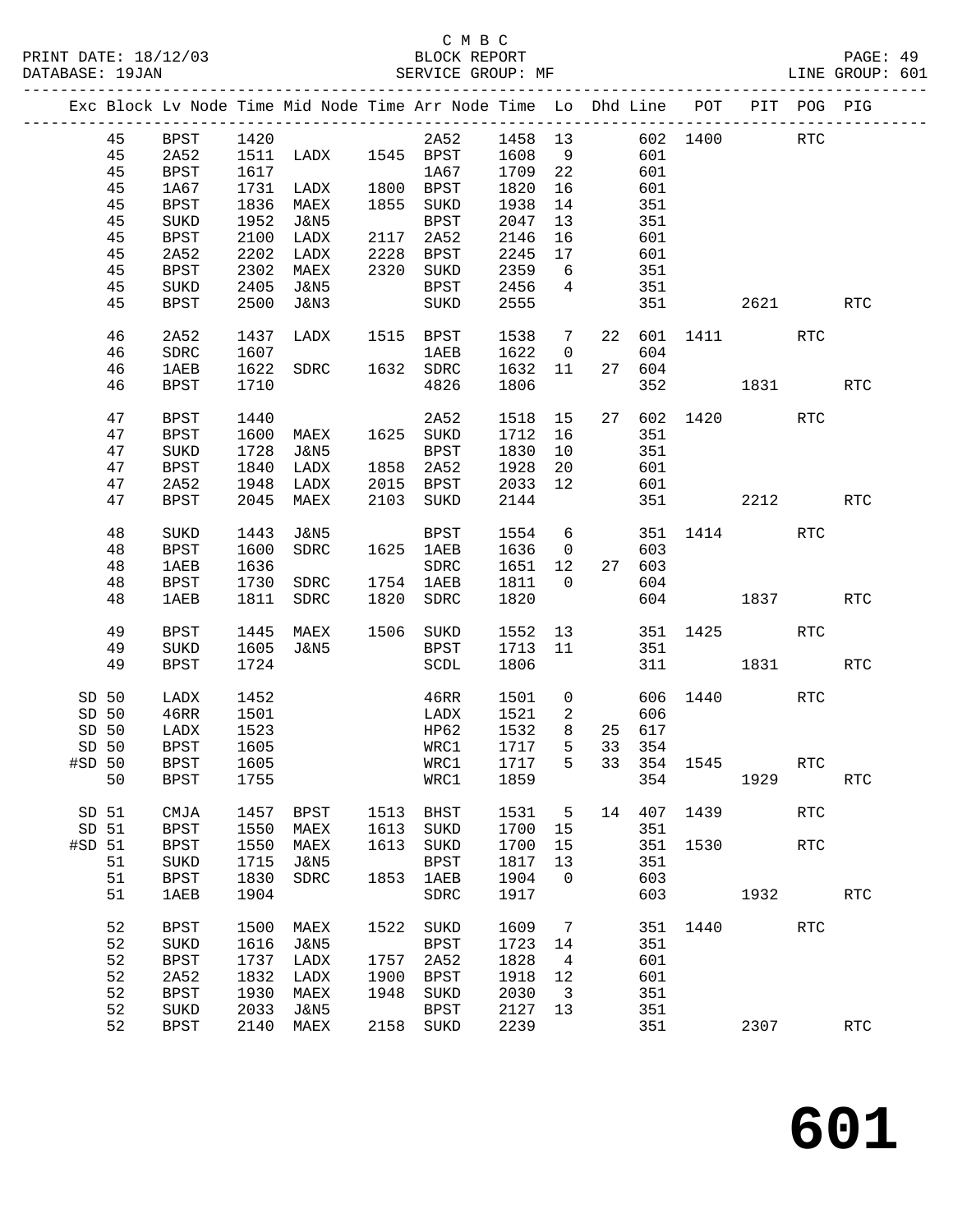C M B C
BLOCK REPORT
SERVICE GROUP: MF

PRINT DATE: 18/12/03
DATABASE: 19JAN
LINE GROUP: 601

| Exc | Block | Lv | Node | Time | Mid Node | Time | Arr Node | Time | Lo | Dhd | Line | POT | PIT | POG | PIG |
|---|---|---|---|---|---|---|---|---|---|---|---|---|---|---|---|
| | 45 | | BPST | 1420 | | | 2A52 | 1458 | 13 | | 602 | 1400 | | RTC | |
| | 45 | | 2A52 | 1511 | LADX | 1545 | BPST | 1608 | 9 | | 601 | | | | |
| | 45 | | BPST | 1617 | | | 1A67 | 1709 | 22 | | 601 | | | | |
| | 45 | | 1A67 | 1731 | LADX | 1800 | BPST | 1820 | 16 | | 601 | | | | |
| | 45 | | BPST | 1836 | MAEX | 1855 | SUKD | 1938 | 14 | | 351 | | | | |
| | 45 | | SUKD | 1952 | J&N5 | | BPST | 2047 | 13 | | 351 | | | | |
| | 45 | | BPST | 2100 | LADX | 2117 | 2A52 | 2146 | 16 | | 601 | | | | |
| | 45 | | 2A52 | 2202 | LADX | 2228 | BPST | 2245 | 17 | | 601 | | | | |
| | 45 | | BPST | 2302 | MAEX | 2320 | SUKD | 2359 | 6 | | 351 | | | | |
| | 45 | | SUKD | 2405 | J&N5 | | BPST | 2456 | 4 | | 351 | | | | |
| | 45 | | BPST | 2500 | J&N3 | | SUKD | 2555 | | | 351 | | 2621 | | RTC |
| | 46 | | 2A52 | 1437 | LADX | 1515 | BPST | 1538 | 7 | 22 | 601 | 1411 | | RTC | |
| | 46 | | SDRC | 1607 | | | 1AEB | 1622 | 0 | | 604 | | | | |
| | 46 | | 1AEB | 1622 | SDRC | 1632 | SDRC | 1632 | 11 | 27 | 604 | | | | |
| | 46 | | BPST | 1710 | | | 4826 | 1806 | | | 352 | | 1831 | | RTC |
| | 47 | | BPST | 1440 | | | 2A52 | 1518 | 15 | 27 | 602 | 1420 | | RTC | |
| | 47 | | BPST | 1600 | MAEX | 1625 | SUKD | 1712 | 16 | | 351 | | | | |
| | 47 | | SUKD | 1728 | J&N5 | | BPST | 1830 | 10 | | 351 | | | | |
| | 47 | | BPST | 1840 | LADX | 1858 | 2A52 | 1928 | 20 | | 601 | | | | |
| | 47 | | 2A52 | 1948 | LADX | 2015 | BPST | 2033 | 12 | | 601 | | | | |
| | 47 | | BPST | 2045 | MAEX | 2103 | SUKD | 2144 | | | 351 | | 2212 | | RTC |
| | 48 | | SUKD | 1443 | J&N5 | | BPST | 1554 | 6 | | 351 | 1414 | | RTC | |
| | 48 | | BPST | 1600 | SDRC | 1625 | 1AEB | 1636 | 0 | | 603 | | | | |
| | 48 | | 1AEB | 1636 | | | SDRC | 1651 | 12 | 27 | 603 | | | | |
| | 48 | | BPST | 1730 | SDRC | 1754 | 1AEB | 1811 | 0 | | 604 | | | | |
| | 48 | | 1AEB | 1811 | SDRC | 1820 | SDRC | 1820 | | | 604 | | 1837 | | RTC |
| | 49 | | BPST | 1445 | MAEX | 1506 | SUKD | 1552 | 13 | | 351 | 1425 | | RTC | |
| | 49 | | SUKD | 1605 | J&N5 | | BPST | 1713 | 11 | | 351 | | | | |
| | 49 | | BPST | 1724 | | | SCDL | 1806 | | | 311 | | 1831 | | RTC |
| SD | 50 | | LADX | 1452 | | | 46RR | 1501 | 0 | | 606 | 1440 | | RTC | |
| SD | 50 | | 46RR | 1501 | | | LADX | 1521 | 2 | | 606 | | | | |
| SD | 50 | | LADX | 1523 | | | HP62 | 1532 | 8 | 25 | 617 | | | | |
| SD | 50 | | BPST | 1605 | | | WRC1 | 1717 | 5 | 33 | 354 | | | | |
| #SD | 50 | | BPST | 1605 | | | WRC1 | 1717 | 5 | 33 | 354 | 1545 | | RTC | |
| | 50 | | BPST | 1755 | | | WRC1 | 1859 | | | 354 | | 1929 | | RTC |
| SD | 51 | | CMJA | 1457 | BPST | 1513 | BHST | 1531 | 5 | 14 | 407 | 1439 | | RTC | |
| SD | 51 | | BPST | 1550 | MAEX | 1613 | SUKD | 1700 | 15 | | 351 | | | | |
| #SD | 51 | | BPST | 1550 | MAEX | 1613 | SUKD | 1700 | 15 | | 351 | 1530 | | RTC | |
| | 51 | | SUKD | 1715 | J&N5 | | BPST | 1817 | 13 | | 351 | | | | |
| | 51 | | BPST | 1830 | SDRC | 1853 | 1AEB | 1904 | 0 | | 603 | | | | |
| | 51 | | 1AEB | 1904 | | | SDRC | 1917 | | | 603 | | 1932 | | RTC |
| | 52 | | BPST | 1500 | MAEX | 1522 | SUKD | 1609 | 7 | | 351 | 1440 | | RTC | |
| | 52 | | SUKD | 1616 | J&N5 | | BPST | 1723 | 14 | | 351 | | | | |
| | 52 | | BPST | 1737 | LADX | 1757 | 2A52 | 1828 | 4 | | 601 | | | | |
| | 52 | | 2A52 | 1832 | LADX | 1900 | BPST | 1918 | 12 | | 601 | | | | |
| | 52 | | BPST | 1930 | MAEX | 1948 | SUKD | 2030 | 3 | | 351 | | | | |
| | 52 | | SUKD | 2033 | J&N5 | | BPST | 2127 | 13 | | 351 | | | | |
| | 52 | | BPST | 2140 | MAEX | 2158 | SUKD | 2239 | | | 351 | | 2307 | | RTC |

# 601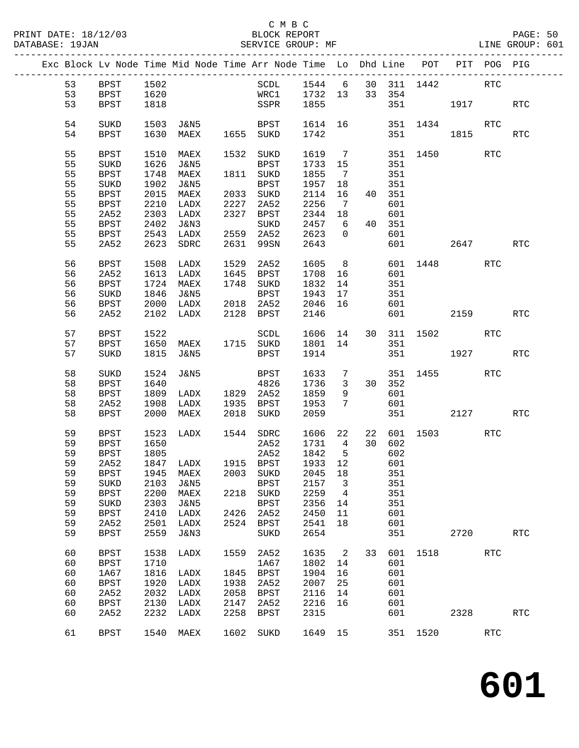C M B C
BLOCK REPORT
SERVICE GROUP: MF

PRINT DATE: 18/12/03
DATABASE: 19JAN
LINE GROUP: 601

| Exc | Block | Lv Node | Time | Mid Node | Time | Arr Node | Time | Lo | Dhd | Line | POT | PIT | POG | PIG |
|---|---|---|---|---|---|---|---|---|---|---|---|---|---|---|
| | 53 | BPST | 1502 | | | SCDL | 1544 | 6 | 30 | 311 | 1442 | | RTC | |
| | 53 | BPST | 1620 | | | WRC1 | 1732 | 13 | 33 | 354 | | | | |
| | 53 | BPST | 1818 | | | SSPR | 1855 | | | 351 | | 1917 | | RTC |
| | 54 | SUKD | 1503 | J&N5 | | BPST | 1614 | 16 | | 351 | 1434 | | RTC | |
| | 54 | BPST | 1630 | MAEX | 1655 | SUKD | 1742 | | | 351 | | 1815 | | RTC |
| | 55 | BPST | 1510 | MAEX | 1532 | SUKD | 1619 | 7 | | 351 | 1450 | | RTC | |
| | 55 | SUKD | 1626 | J&N5 | | BPST | 1733 | 15 | | 351 | | | | |
| | 55 | BPST | 1748 | MAEX | 1811 | SUKD | 1855 | 7 | | 351 | | | | |
| | 55 | SUKD | 1902 | J&N5 | | BPST | 1957 | 18 | | 351 | | | | |
| | 55 | BPST | 2015 | MAEX | 2033 | SUKD | 2114 | 16 | 40 | 351 | | | | |
| | 55 | BPST | 2210 | LADX | 2227 | 2A52 | 2256 | 7 | | 601 | | | | |
| | 55 | 2A52 | 2303 | LADX | 2327 | BPST | 2344 | 18 | | 601 | | | | |
| | 55 | BPST | 2402 | J&N3 | | SUKD | 2457 | 6 | 40 | 351 | | | | |
| | 55 | BPST | 2543 | LADX | 2559 | 2A52 | 2623 | 0 | | 601 | | | | |
| | 55 | 2A52 | 2623 | SDRC | 2631 | 99SN | 2643 | | | 601 | | 2647 | | RTC |
| | 56 | BPST | 1508 | LADX | 1529 | 2A52 | 1605 | 8 | | 601 | 1448 | | RTC | |
| | 56 | 2A52 | 1613 | LADX | 1645 | BPST | 1708 | 16 | | 601 | | | | |
| | 56 | BPST | 1724 | MAEX | 1748 | SUKD | 1832 | 14 | | 351 | | | | |
| | 56 | SUKD | 1846 | J&N5 | | BPST | 1943 | 17 | | 351 | | | | |
| | 56 | BPST | 2000 | LADX | 2018 | 2A52 | 2046 | 16 | | 601 | | | | |
| | 56 | 2A52 | 2102 | LADX | 2128 | BPST | 2146 | | | 601 | | 2159 | | RTC |
| | 57 | BPST | 1522 | | | SCDL | 1606 | 14 | 30 | 311 | 1502 | | RTC | |
| | 57 | BPST | 1650 | MAEX | 1715 | SUKD | 1801 | 14 | | 351 | | | | |
| | 57 | SUKD | 1815 | J&N5 | | BPST | 1914 | | | 351 | | 1927 | | RTC |
| | 58 | SUKD | 1524 | J&N5 | | BPST | 1633 | 7 | | 351 | 1455 | | RTC | |
| | 58 | BPST | 1640 | | | 4826 | 1736 | 3 | 30 | 352 | | | | |
| | 58 | BPST | 1809 | LADX | 1829 | 2A52 | 1859 | 9 | | 601 | | | | |
| | 58 | 2A52 | 1908 | LADX | 1935 | BPST | 1953 | 7 | | 601 | | | | |
| | 58 | BPST | 2000 | MAEX | 2018 | SUKD | 2059 | | | 351 | | 2127 | | RTC |
| | 59 | BPST | 1523 | LADX | 1544 | SDRC | 1606 | 22 | 22 | 601 | 1503 | | RTC | |
| | 59 | BPST | 1650 | | | 2A52 | 1731 | 4 | 30 | 602 | | | | |
| | 59 | BPST | 1805 | | | 2A52 | 1842 | 5 | | 602 | | | | |
| | 59 | 2A52 | 1847 | LADX | 1915 | BPST | 1933 | 12 | | 601 | | | | |
| | 59 | BPST | 1945 | MAEX | 2003 | SUKD | 2045 | 18 | | 351 | | | | |
| | 59 | SUKD | 2103 | J&N5 | | BPST | 2157 | 3 | | 351 | | | | |
| | 59 | BPST | 2200 | MAEX | 2218 | SUKD | 2259 | 4 | | 351 | | | | |
| | 59 | SUKD | 2303 | J&N5 | | BPST | 2356 | 14 | | 351 | | | | |
| | 59 | BPST | 2410 | LADX | 2426 | 2A52 | 2450 | 11 | | 601 | | | | |
| | 59 | 2A52 | 2501 | LADX | 2524 | BPST | 2541 | 18 | | 601 | | | | |
| | 59 | BPST | 2559 | J&N3 | | SUKD | 2654 | | | 351 | | 2720 | | RTC |
| | 60 | BPST | 1538 | LADX | 1559 | 2A52 | 1635 | 2 | 33 | 601 | 1518 | | RTC | |
| | 60 | BPST | 1710 | | | 1A67 | 1802 | 14 | | 601 | | | | |
| | 60 | 1A67 | 1816 | LADX | 1845 | BPST | 1904 | 16 | | 601 | | | | |
| | 60 | BPST | 1920 | LADX | 1938 | 2A52 | 2007 | 25 | | 601 | | | | |
| | 60 | 2A52 | 2032 | LADX | 2058 | BPST | 2116 | 14 | | 601 | | | | |
| | 60 | BPST | 2130 | LADX | 2147 | 2A52 | 2216 | 16 | | 601 | | | | |
| | 60 | 2A52 | 2232 | LADX | 2258 | BPST | 2315 | | | 601 | | 2328 | | RTC |
| | 61 | BPST | 1540 | MAEX | 1602 | SUKD | 1649 | 15 | | 351 | 1520 | | RTC | |

# 601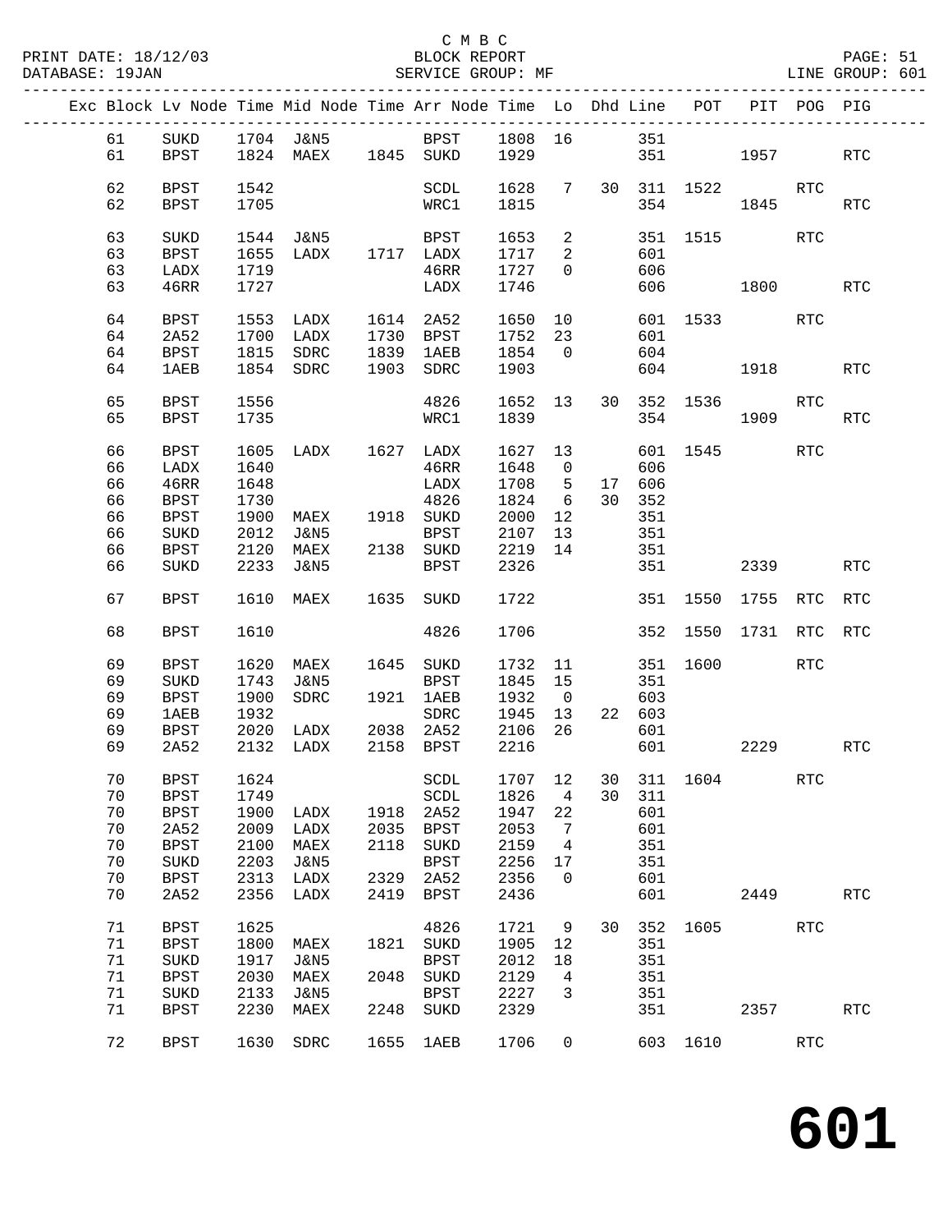C M B C
PRINT DATE: 18/12/03 BLOCK REPORT
DATABASE: 19JAN SERVICE GROUP: MF LINE GROUP: 601

| Exc | Block | Lv | Node | Time | Mid Node | Time | Arr Node | Time | Lo | Dhd | Line | POT | PIT | POG | PIG |
|---|---|---|---|---|---|---|---|---|---|---|---|---|---|---|---|
| | 61 | | SUKD | 1704 | J&N5 | | BPST | 1808 | 16 | | 351 | | | | |
| | 61 | | BPST | 1824 | MAEX | 1845 | SUKD | 1929 | | | 351 | | 1957 | | RTC |
| | 62 | | BPST | 1542 | | | SCDL | 1628 | 7 | 30 | 311 | 1522 | | RTC | |
| | 62 | | BPST | 1705 | | | WRC1 | 1815 | | | 354 | | 1845 | | RTC |
| | 63 | | SUKD | 1544 | J&N5 | | BPST | 1653 | 2 | | 351 | 1515 | | RTC | |
| | 63 | | BPST | 1655 | LADX | 1717 | LADX | 1717 | 2 | | 601 | | | | |
| | 63 | | LADX | 1719 | | | 46RR | 1727 | 0 | | 606 | | | | |
| | 63 | | 46RR | 1727 | | | LADX | 1746 | | | 606 | | 1800 | | RTC |
| | 64 | | BPST | 1553 | LADX | 1614 | 2A52 | 1650 | 10 | | 601 | 1533 | | RTC | |
| | 64 | | 2A52 | 1700 | LADX | 1730 | BPST | 1752 | 23 | | 601 | | | | |
| | 64 | | BPST | 1815 | SDRC | 1839 | 1AEB | 1854 | 0 | | 604 | | | | |
| | 64 | | 1AEB | 1854 | SDRC | 1903 | SDRC | 1903 | | | 604 | | 1918 | | RTC |
| | 65 | | BPST | 1556 | | | 4826 | 1652 | 13 | 30 | 352 | 1536 | | RTC | |
| | 65 | | BPST | 1735 | | | WRC1 | 1839 | | | 354 | | 1909 | | RTC |
| | 66 | | BPST | 1605 | LADX | 1627 | LADX | 1627 | 13 | | 601 | 1545 | | RTC | |
| | 66 | | LADX | 1640 | | | 46RR | 1648 | 0 | | 606 | | | | |
| | 66 | | 46RR | 1648 | | | LADX | 1708 | 5 | 17 | 606 | | | | |
| | 66 | | BPST | 1730 | | | 4826 | 1824 | 6 | 30 | 352 | | | | |
| | 66 | | BPST | 1900 | MAEX | 1918 | SUKD | 2000 | 12 | | 351 | | | | |
| | 66 | | SUKD | 2012 | J&N5 | | BPST | 2107 | 13 | | 351 | | | | |
| | 66 | | BPST | 2120 | MAEX | 2138 | SUKD | 2219 | 14 | | 351 | | | | |
| | 66 | | SUKD | 2233 | J&N5 | | BPST | 2326 | | | 351 | | 2339 | | RTC |
| | 67 | | BPST | 1610 | MAEX | 1635 | SUKD | 1722 | | | 351 | 1550 | 1755 | RTC | RTC |
| | 68 | | BPST | 1610 | | | 4826 | 1706 | | | 352 | 1550 | 1731 | RTC | RTC |
| | 69 | | BPST | 1620 | MAEX | 1645 | SUKD | 1732 | 11 | | 351 | 1600 | | RTC | |
| | 69 | | SUKD | 1743 | J&N5 | | BPST | 1845 | 15 | | 351 | | | | |
| | 69 | | BPST | 1900 | SDRC | 1921 | 1AEB | 1932 | 0 | | 603 | | | | |
| | 69 | | 1AEB | 1932 | | | SDRC | 1945 | 13 | 22 | 603 | | | | |
| | 69 | | BPST | 2020 | LADX | 2038 | 2A52 | 2106 | 26 | | 601 | | | | |
| | 69 | | 2A52 | 2132 | LADX | 2158 | BPST | 2216 | | | 601 | | 2229 | | RTC |
| | 70 | | BPST | 1624 | | | SCDL | 1707 | 12 | 30 | 311 | 1604 | | RTC | |
| | 70 | | BPST | 1749 | | | SCDL | 1826 | 4 | 30 | 311 | | | | |
| | 70 | | BPST | 1900 | LADX | 1918 | 2A52 | 1947 | 22 | | 601 | | | | |
| | 70 | | 2A52 | 2009 | LADX | 2035 | BPST | 2053 | 7 | | 601 | | | | |
| | 70 | | BPST | 2100 | MAEX | 2118 | SUKD | 2159 | 4 | | 351 | | | | |
| | 70 | | SUKD | 2203 | J&N5 | | BPST | 2256 | 17 | | 351 | | | | |
| | 70 | | BPST | 2313 | LADX | 2329 | 2A52 | 2356 | 0 | | 601 | | | | |
| | 70 | | 2A52 | 2356 | LADX | 2419 | BPST | 2436 | | | 601 | | 2449 | | RTC |
| | 71 | | BPST | 1625 | | | 4826 | 1721 | 9 | 30 | 352 | 1605 | | RTC | |
| | 71 | | BPST | 1800 | MAEX | 1821 | SUKD | 1905 | 12 | | 351 | | | | |
| | 71 | | SUKD | 1917 | J&N5 | | BPST | 2012 | 18 | | 351 | | | | |
| | 71 | | BPST | 2030 | MAEX | 2048 | SUKD | 2129 | 4 | | 351 | | | | |
| | 71 | | SUKD | 2133 | J&N5 | | BPST | 2227 | 3 | | 351 | | | | |
| | 71 | | BPST | 2230 | MAEX | 2248 | SUKD | 2329 | | | 351 | | 2357 | | RTC |
| | 72 | | BPST | 1630 | SDRC | 1655 | 1AEB | 1706 | 0 | | 603 | 1610 | | RTC | |

# 601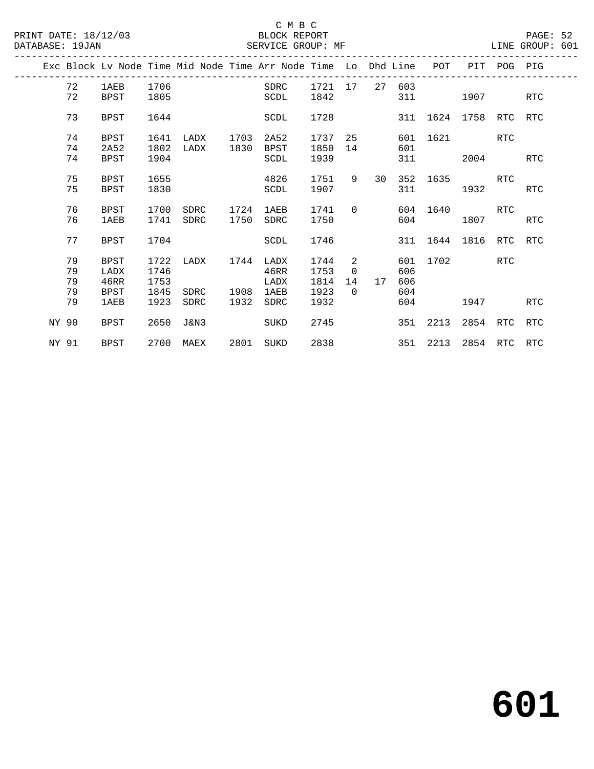C M B C

PRINT DATE: 18/12/03 BLOCK REPORT

DATABASE: 19JAN SERVICE GROUP: MF LINE GROUP: 601

| Exc | Block | Lv | Node | Time | Mid Node | Time | Arr Node | Time | Lo | Dhd | Line | POT | PIT | POG | PIG |
|---|---|---|---|---|---|---|---|---|---|---|---|---|---|---|---|
| | 72 | | 1AEB | 1706 | | | SDRC | 1721 | 17 | 27 | 603 | | | | |
| | 72 | | BPST | 1805 | | | SCDL | 1842 | | | 311 | | 1907 | | RTC |
| | 73 | | BPST | 1644 | | | SCDL | 1728 | | | 311 | 1624 | 1758 | RTC | RTC |
| | 74 | | BPST | 1641 | LADX | 1703 | 2A52 | 1737 | 25 | | 601 | 1621 | | RTC | |
| | 74 | | 2A52 | 1802 | LADX | 1830 | BPST | 1850 | 14 | | 601 | | | | |
| | 74 | | BPST | 1904 | | | SCDL | 1939 | | | 311 | | 2004 | | RTC |
| | 75 | | BPST | 1655 | | | 4826 | 1751 | 9 | 30 | 352 | 1635 | | RTC | |
| | 75 | | BPST | 1830 | | | SCDL | 1907 | | | 311 | | 1932 | | RTC |
| | 76 | | BPST | 1700 | SDRC | 1724 | 1AEB | 1741 | 0 | | 604 | 1640 | | RTC | |
| | 76 | | 1AEB | 1741 | SDRC | 1750 | SDRC | 1750 | | | 604 | | 1807 | | RTC |
| | 77 | | BPST | 1704 | | | SCDL | 1746 | | | 311 | 1644 | 1816 | RTC | RTC |
| | 79 | | BPST | 1722 | LADX | 1744 | LADX | 1744 | 2 | | 601 | 1702 | | RTC | |
| | 79 | | LADX | 1746 | | | 46RR | 1753 | 0 | | 606 | | | | |
| | 79 | | 46RR | 1753 | | | LADX | 1814 | 14 | 17 | 606 | | | | |
| | 79 | | BPST | 1845 | SDRC | 1908 | 1AEB | 1923 | 0 | | 604 | | | | |
| | 79 | | 1AEB | 1923 | SDRC | 1932 | SDRC | 1932 | | | 604 | | 1947 | | RTC |
| NY | 90 | | BPST | 2650 | J&N3 | | SUKD | 2745 | | | 351 | 2213 | 2854 | RTC | RTC |
| NY | 91 | | BPST | 2700 | MAEX | 2801 | SUKD | 2838 | | | 351 | 2213 | 2854 | RTC | RTC |

# 601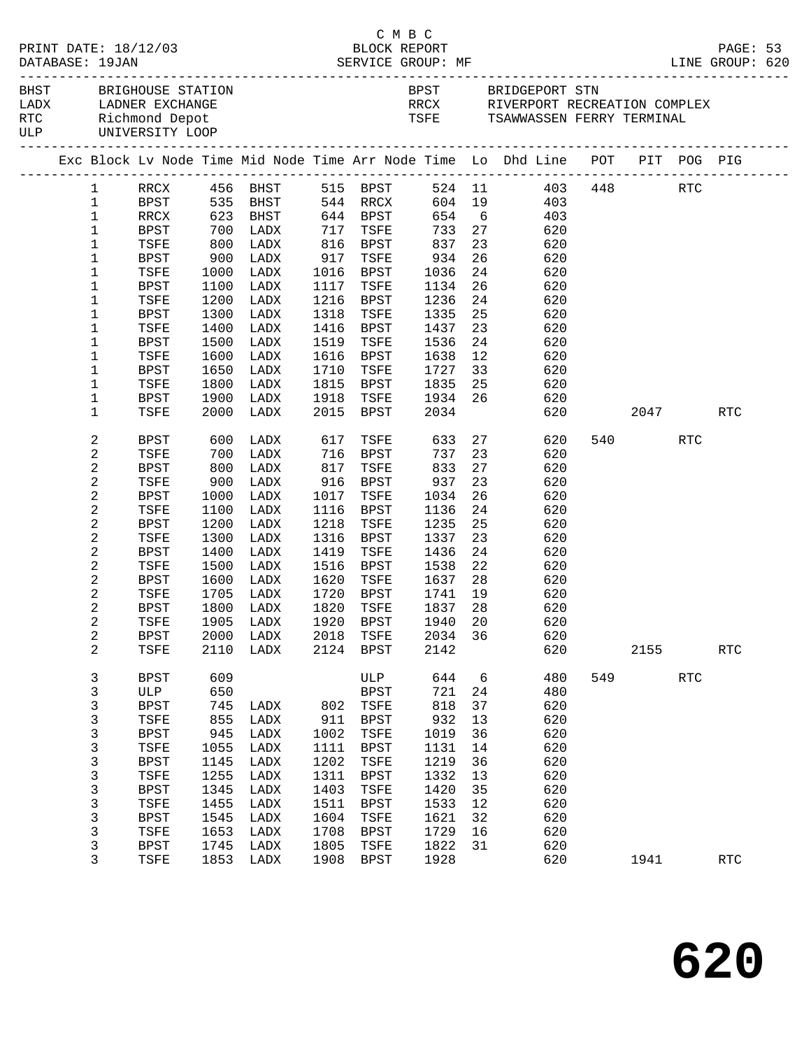C M B C

PRINT DATE: 18/12/03 BLOCK REPORT

DATABASE: 19JAN SERVICE GROUP: MF LINE GROUP: 620

| Code | Name | Code | Name |
|---|---|---|---|
| BHST | BRIGHOUSE STATION | BPST | BRIDGEPORT STN |
| LADX | LADNER EXCHANGE | RRCX | RIVERPORT RECREATION COMPLEX |
| RTC | Richmond Depot | TSFE | TSAWWASSEN FERRY TERMINAL |
| ULP | UNIVERSITY LOOP | | |

| Exc | Block | Lv Node | Time | Mid Node | Time | Arr Node | Time | Lo | Dhd Line | POT | PIT | POG | PIG |
|---|---|---|---|---|---|---|---|---|---|---|---|---|---|
| | 1 | RRCX | 456 | BHST | 515 | BPST | 524 | 11 | 403 | 448 | | RTC | |
| | 1 | BPST | 535 | BHST | 544 | RRCX | 604 | 19 | 403 | | | | |
| | 1 | RRCX | 623 | BHST | 644 | BPST | 654 | 6 | 403 | | | | |
| | 1 | BPST | 700 | LADX | 717 | TSFE | 733 | 27 | 620 | | | | |
| | 1 | TSFE | 800 | LADX | 816 | BPST | 837 | 23 | 620 | | | | |
| | 1 | BPST | 900 | LADX | 917 | TSFE | 934 | 26 | 620 | | | | |
| | 1 | TSFE | 1000 | LADX | 1016 | BPST | 1036 | 24 | 620 | | | | |
| | 1 | BPST | 1100 | LADX | 1117 | TSFE | 1134 | 26 | 620 | | | | |
| | 1 | TSFE | 1200 | LADX | 1216 | BPST | 1236 | 24 | 620 | | | | |
| | 1 | BPST | 1300 | LADX | 1318 | TSFE | 1335 | 25 | 620 | | | | |
| | 1 | TSFE | 1400 | LADX | 1416 | BPST | 1437 | 23 | 620 | | | | |
| | 1 | BPST | 1500 | LADX | 1519 | TSFE | 1536 | 24 | 620 | | | | |
| | 1 | TSFE | 1600 | LADX | 1616 | BPST | 1638 | 12 | 620 | | | | |
| | 1 | BPST | 1650 | LADX | 1710 | TSFE | 1727 | 33 | 620 | | | | |
| | 1 | TSFE | 1800 | LADX | 1815 | BPST | 1835 | 25 | 620 | | | | |
| | 1 | BPST | 1900 | LADX | 1918 | TSFE | 1934 | 26 | 620 | | | | |
| | 1 | TSFE | 2000 | LADX | 2015 | BPST | 2034 | | 620 | | 2047 | | RTC |
| | 2 | BPST | 600 | LADX | 617 | TSFE | 633 | 27 | 620 | 540 | | RTC | |
| | 2 | TSFE | 700 | LADX | 716 | BPST | 737 | 23 | 620 | | | | |
| | 2 | BPST | 800 | LADX | 817 | TSFE | 833 | 27 | 620 | | | | |
| | 2 | TSFE | 900 | LADX | 916 | BPST | 937 | 23 | 620 | | | | |
| | 2 | BPST | 1000 | LADX | 1017 | TSFE | 1034 | 26 | 620 | | | | |
| | 2 | TSFE | 1100 | LADX | 1116 | BPST | 1136 | 24 | 620 | | | | |
| | 2 | BPST | 1200 | LADX | 1218 | TSFE | 1235 | 25 | 620 | | | | |
| | 2 | TSFE | 1300 | LADX | 1316 | BPST | 1337 | 23 | 620 | | | | |
| | 2 | BPST | 1400 | LADX | 1419 | TSFE | 1436 | 24 | 620 | | | | |
| | 2 | TSFE | 1500 | LADX | 1516 | BPST | 1538 | 22 | 620 | | | | |
| | 2 | BPST | 1600 | LADX | 1620 | TSFE | 1637 | 28 | 620 | | | | |
| | 2 | TSFE | 1705 | LADX | 1720 | BPST | 1741 | 19 | 620 | | | | |
| | 2 | BPST | 1800 | LADX | 1820 | TSFE | 1837 | 28 | 620 | | | | |
| | 2 | TSFE | 1905 | LADX | 1920 | BPST | 1940 | 20 | 620 | | | | |
| | 2 | BPST | 2000 | LADX | 2018 | TSFE | 2034 | 36 | 620 | | | | |
| | 2 | TSFE | 2110 | LADX | 2124 | BPST | 2142 | | 620 | | 2155 | | RTC |
| | 3 | BPST | 609 | | | ULP | 644 | 6 | 480 | 549 | | RTC | |
| | 3 | ULP | 650 | | | BPST | 721 | 24 | 480 | | | | |
| | 3 | BPST | 745 | LADX | 802 | TSFE | 818 | 37 | 620 | | | | |
| | 3 | TSFE | 855 | LADX | 911 | BPST | 932 | 13 | 620 | | | | |
| | 3 | BPST | 945 | LADX | 1002 | TSFE | 1019 | 36 | 620 | | | | |
| | 3 | TSFE | 1055 | LADX | 1111 | BPST | 1131 | 14 | 620 | | | | |
| | 3 | BPST | 1145 | LADX | 1202 | TSFE | 1219 | 36 | 620 | | | | |
| | 3 | TSFE | 1255 | LADX | 1311 | BPST | 1332 | 13 | 620 | | | | |
| | 3 | BPST | 1345 | LADX | 1403 | TSFE | 1420 | 35 | 620 | | | | |
| | 3 | TSFE | 1455 | LADX | 1511 | BPST | 1533 | 12 | 620 | | | | |
| | 3 | BPST | 1545 | LADX | 1604 | TSFE | 1621 | 32 | 620 | | | | |
| | 3 | TSFE | 1653 | LADX | 1708 | BPST | 1729 | 16 | 620 | | | | |
| | 3 | BPST | 1745 | LADX | 1805 | TSFE | 1822 | 31 | 620 | | | | |
| | 3 | TSFE | 1853 | LADX | 1908 | BPST | 1928 | | 620 | | 1941 | | RTC |

# 620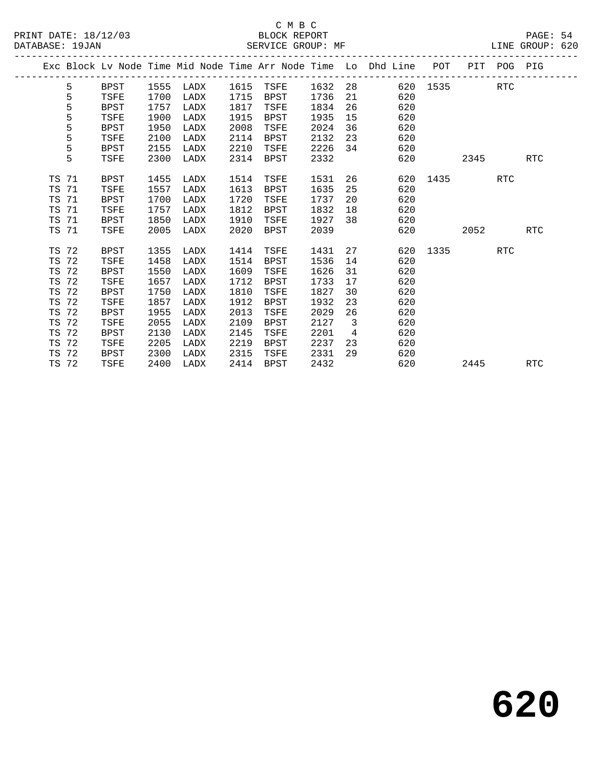C M B C
BLOCK REPORT
SERVICE GROUP: MF

PRINT DATE: 18/12/03
DATABASE: 19JAN
LINE GROUP: 620

| Exc | Block | Lv | Node | Time | Mid Node | Time | Arr Node | Time | Lo | Dhd Line | POT | PIT | POG | PIG |
|---|---|---|---|---|---|---|---|---|---|---|---|---|---|---|
| | 5 | | BPST | 1555 | LADX | 1615 | TSFE | 1632 | 28 | 620 | 1535 | | RTC | |
| | 5 | | TSFE | 1700 | LADX | 1715 | BPST | 1736 | 21 | 620 | | | | |
| | 5 | | BPST | 1757 | LADX | 1817 | TSFE | 1834 | 26 | 620 | | | | |
| | 5 | | TSFE | 1900 | LADX | 1915 | BPST | 1935 | 15 | 620 | | | | |
| | 5 | | BPST | 1950 | LADX | 2008 | TSFE | 2024 | 36 | 620 | | | | |
| | 5 | | TSFE | 2100 | LADX | 2114 | BPST | 2132 | 23 | 620 | | | | |
| | 5 | | BPST | 2155 | LADX | 2210 | TSFE | 2226 | 34 | 620 | | | | |
| | 5 | | TSFE | 2300 | LADX | 2314 | BPST | 2332 | | 620 | | 2345 | | RTC |
| TS | 71 | | BPST | 1455 | LADX | 1514 | TSFE | 1531 | 26 | 620 | 1435 | | RTC | |
| TS | 71 | | TSFE | 1557 | LADX | 1613 | BPST | 1635 | 25 | 620 | | | | |
| TS | 71 | | BPST | 1700 | LADX | 1720 | TSFE | 1737 | 20 | 620 | | | | |
| TS | 71 | | TSFE | 1757 | LADX | 1812 | BPST | 1832 | 18 | 620 | | | | |
| TS | 71 | | BPST | 1850 | LADX | 1910 | TSFE | 1927 | 38 | 620 | | | | |
| TS | 71 | | TSFE | 2005 | LADX | 2020 | BPST | 2039 | | 620 | | 2052 | | RTC |
| TS | 72 | | BPST | 1355 | LADX | 1414 | TSFE | 1431 | 27 | 620 | 1335 | | RTC | |
| TS | 72 | | TSFE | 1458 | LADX | 1514 | BPST | 1536 | 14 | 620 | | | | |
| TS | 72 | | BPST | 1550 | LADX | 1609 | TSFE | 1626 | 31 | 620 | | | | |
| TS | 72 | | TSFE | 1657 | LADX | 1712 | BPST | 1733 | 17 | 620 | | | | |
| TS | 72 | | BPST | 1750 | LADX | 1810 | TSFE | 1827 | 30 | 620 | | | | |
| TS | 72 | | TSFE | 1857 | LADX | 1912 | BPST | 1932 | 23 | 620 | | | | |
| TS | 72 | | BPST | 1955 | LADX | 2013 | TSFE | 2029 | 26 | 620 | | | | |
| TS | 72 | | TSFE | 2055 | LADX | 2109 | BPST | 2127 | 3 | 620 | | | | |
| TS | 72 | | BPST | 2130 | LADX | 2145 | TSFE | 2201 | 4 | 620 | | | | |
| TS | 72 | | TSFE | 2205 | LADX | 2219 | BPST | 2237 | 23 | 620 | | | | |
| TS | 72 | | BPST | 2300 | LADX | 2315 | TSFE | 2331 | 29 | 620 | | | | |
| TS | 72 | | TSFE | 2400 | LADX | 2414 | BPST | 2432 | | 620 | | 2445 | | RTC |

# 620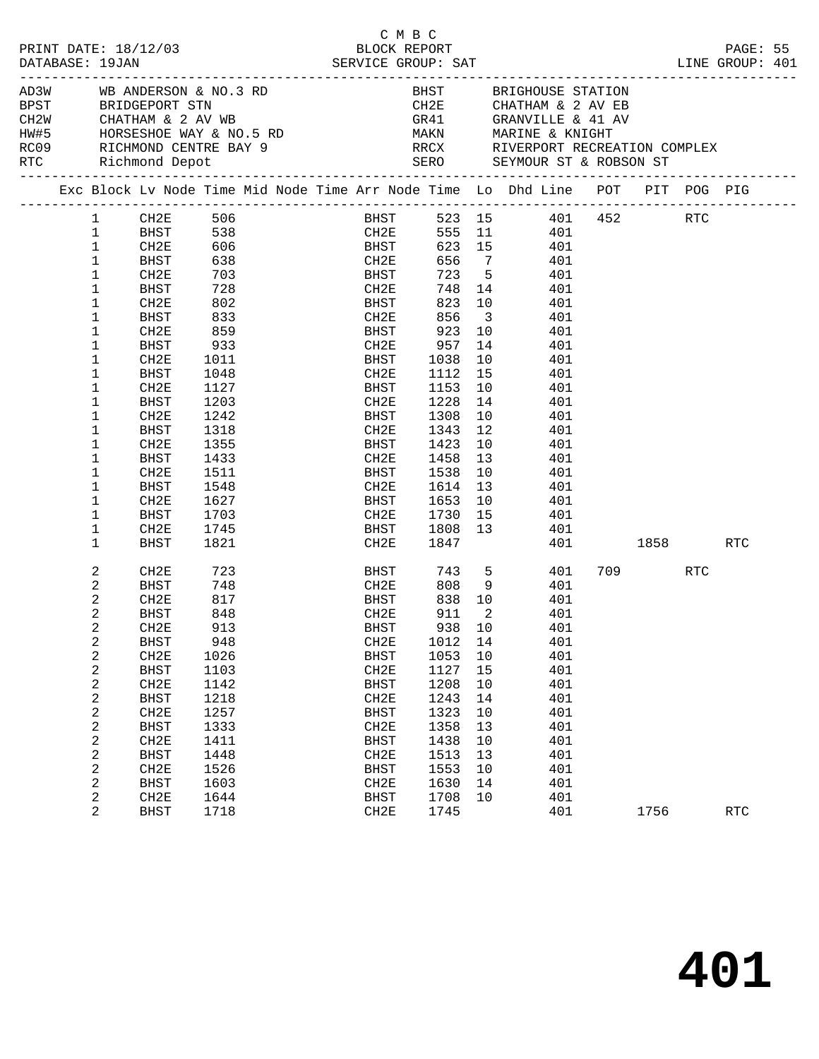C M B C

PRINT DATE: 18/12/03 BLOCK REPORT
DATABASE: 19JAN SERVICE GROUP: SAT LINE GROUP: 401

| Code | Name | Code | Name |
|---|---|---|---|
| AD3W | WB ANDERSON & NO.3 RD | BHST | BRIGHOUSE STATION |
| BPST | BRIDGEPORT STN | CH2E | CHATHAM & 2 AV EB |
| CH2W | CHATHAM & 2 AV WB | GR41 | GRANVILLE & 41 AV |
| HW#5 | HORSESHOE WAY & NO.5 RD | MAKN | MARINE & KNIGHT |
| RC09 | RICHMOND CENTRE BAY 9 | RRCX | RIVERPORT RECREATION COMPLEX |
| RTC | Richmond Depot | SERO | SEYMOUR ST & ROBSON ST |

| Exc | Block | Lv Node | Time | Mid Node | Time | Arr Node | Time | Lo | Dhd Line | POT | PIT | POG | PIG |
|---|---|---|---|---|---|---|---|---|---|---|---|---|---|
| | 1 | CH2E | 506 | | | BHST | 523 | 15 | 401 | 452 | | RTC | |
| | 1 | BHST | 538 | | | CH2E | 555 | 11 | 401 | | | | |
| | 1 | CH2E | 606 | | | BHST | 623 | 15 | 401 | | | | |
| | 1 | BHST | 638 | | | CH2E | 656 | 7 | 401 | | | | |
| | 1 | CH2E | 703 | | | BHST | 723 | 5 | 401 | | | | |
| | 1 | BHST | 728 | | | CH2E | 748 | 14 | 401 | | | | |
| | 1 | CH2E | 802 | | | BHST | 823 | 10 | 401 | | | | |
| | 1 | BHST | 833 | | | CH2E | 856 | 3 | 401 | | | | |
| | 1 | CH2E | 859 | | | BHST | 923 | 10 | 401 | | | | |
| | 1 | BHST | 933 | | | CH2E | 957 | 14 | 401 | | | | |
| | 1 | CH2E | 1011 | | | BHST | 1038 | 10 | 401 | | | | |
| | 1 | BHST | 1048 | | | CH2E | 1112 | 15 | 401 | | | | |
| | 1 | CH2E | 1127 | | | BHST | 1153 | 10 | 401 | | | | |
| | 1 | BHST | 1203 | | | CH2E | 1228 | 14 | 401 | | | | |
| | 1 | CH2E | 1242 | | | BHST | 1308 | 10 | 401 | | | | |
| | 1 | BHST | 1318 | | | CH2E | 1343 | 12 | 401 | | | | |
| | 1 | CH2E | 1355 | | | BHST | 1423 | 10 | 401 | | | | |
| | 1 | BHST | 1433 | | | CH2E | 1458 | 13 | 401 | | | | |
| | 1 | CH2E | 1511 | | | BHST | 1538 | 10 | 401 | | | | |
| | 1 | BHST | 1548 | | | CH2E | 1614 | 13 | 401 | | | | |
| | 1 | CH2E | 1627 | | | BHST | 1653 | 10 | 401 | | | | |
| | 1 | BHST | 1703 | | | CH2E | 1730 | 15 | 401 | | | | |
| | 1 | CH2E | 1745 | | | BHST | 1808 | 13 | 401 | | | | |
| | 1 | BHST | 1821 | | | CH2E | 1847 | | 401 | | 1858 | | RTC |
| | 2 | CH2E | 723 | | | BHST | 743 | 5 | 401 | 709 | | RTC | |
| | 2 | BHST | 748 | | | CH2E | 808 | 9 | 401 | | | | |
| | 2 | CH2E | 817 | | | BHST | 838 | 10 | 401 | | | | |
| | 2 | BHST | 848 | | | CH2E | 911 | 2 | 401 | | | | |
| | 2 | CH2E | 913 | | | BHST | 938 | 10 | 401 | | | | |
| | 2 | BHST | 948 | | | CH2E | 1012 | 14 | 401 | | | | |
| | 2 | CH2E | 1026 | | | BHST | 1053 | 10 | 401 | | | | |
| | 2 | BHST | 1103 | | | CH2E | 1127 | 15 | 401 | | | | |
| | 2 | CH2E | 1142 | | | BHST | 1208 | 10 | 401 | | | | |
| | 2 | BHST | 1218 | | | CH2E | 1243 | 14 | 401 | | | | |
| | 2 | CH2E | 1257 | | | BHST | 1323 | 10 | 401 | | | | |
| | 2 | BHST | 1333 | | | CH2E | 1358 | 13 | 401 | | | | |
| | 2 | CH2E | 1411 | | | BHST | 1438 | 10 | 401 | | | | |
| | 2 | BHST | 1448 | | | CH2E | 1513 | 13 | 401 | | | | |
| | 2 | CH2E | 1526 | | | BHST | 1553 | 10 | 401 | | | | |
| | 2 | BHST | 1603 | | | CH2E | 1630 | 14 | 401 | | | | |
| | 2 | CH2E | 1644 | | | BHST | 1708 | 10 | 401 | | | | |
| | 2 | BHST | 1718 | | | CH2E | 1745 | | 401 | | 1756 | | RTC |

# 401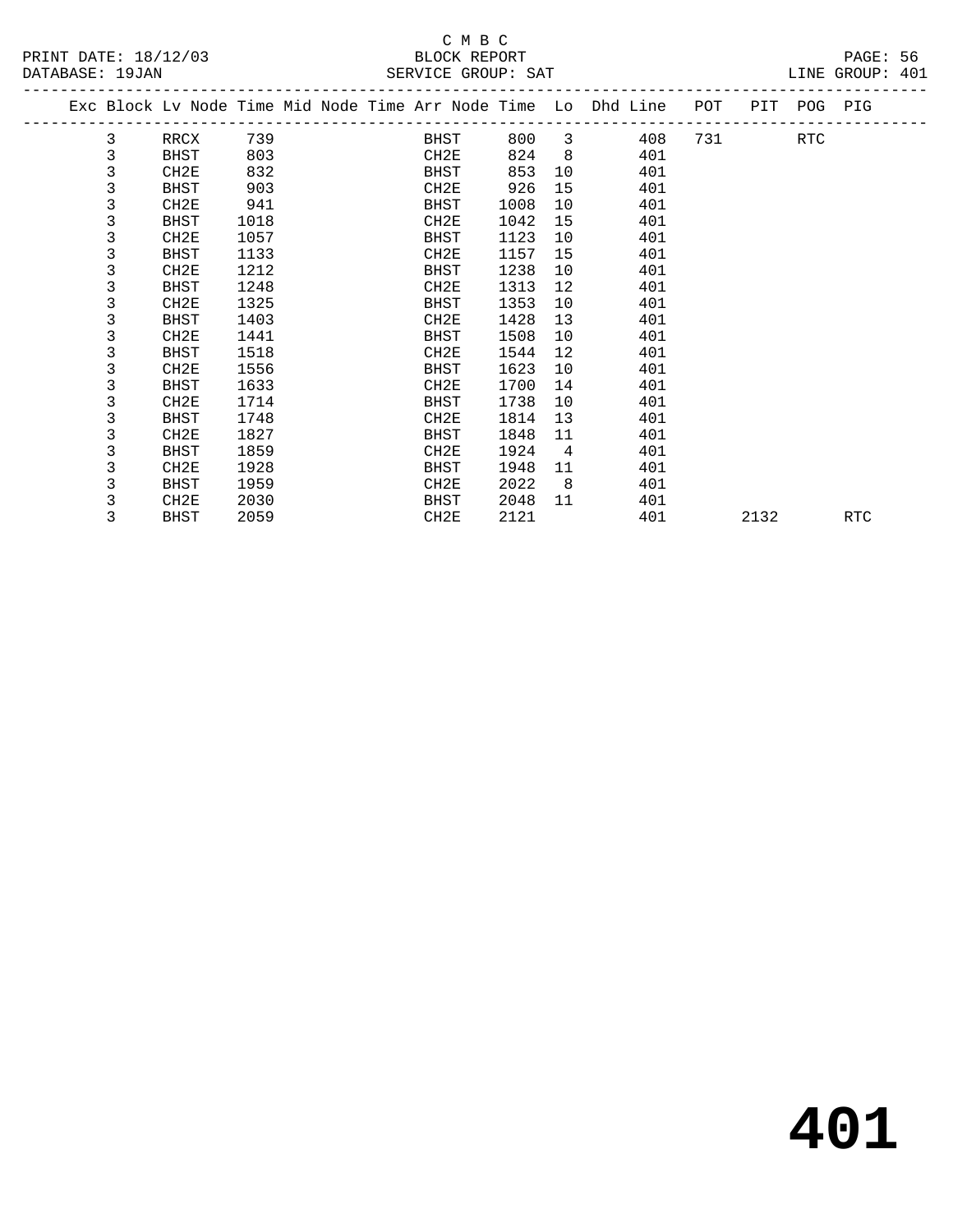C M B C
BLOCK REPORT
SERVICE GROUP: SAT

PRINT DATE: 18/12/03
DATABASE: 19JAN
LINE GROUP: 401

| Exc | Block | Lv | Node | Time | Mid | Node | Time | Arr | Node | Time | Lo | Dhd | Line | POT | PIT | POG | PIG |
|---|---|---|---|---|---|---|---|---|---|---|---|---|---|---|---|---|---|
| | 3 | | RRCX | 739 | | | | | BHST | 800 | 3 | | 408 | 731 | | RTC | |
| | 3 | | BHST | 803 | | | | | CH2E | 824 | 8 | | 401 | | | | |
| | 3 | | CH2E | 832 | | | | | BHST | 853 | 10 | | 401 | | | | |
| | 3 | | BHST | 903 | | | | | CH2E | 926 | 15 | | 401 | | | | |
| | 3 | | CH2E | 941 | | | | | BHST | 1008 | 10 | | 401 | | | | |
| | 3 | | BHST | 1018 | | | | | CH2E | 1042 | 15 | | 401 | | | | |
| | 3 | | CH2E | 1057 | | | | | BHST | 1123 | 10 | | 401 | | | | |
| | 3 | | BHST | 1133 | | | | | CH2E | 1157 | 15 | | 401 | | | | |
| | 3 | | CH2E | 1212 | | | | | BHST | 1238 | 10 | | 401 | | | | |
| | 3 | | BHST | 1248 | | | | | CH2E | 1313 | 12 | | 401 | | | | |
| | 3 | | CH2E | 1325 | | | | | BHST | 1353 | 10 | | 401 | | | | |
| | 3 | | BHST | 1403 | | | | | CH2E | 1428 | 13 | | 401 | | | | |
| | 3 | | CH2E | 1441 | | | | | BHST | 1508 | 10 | | 401 | | | | |
| | 3 | | BHST | 1518 | | | | | CH2E | 1544 | 12 | | 401 | | | | |
| | 3 | | CH2E | 1556 | | | | | BHST | 1623 | 10 | | 401 | | | | |
| | 3 | | BHST | 1633 | | | | | CH2E | 1700 | 14 | | 401 | | | | |
| | 3 | | CH2E | 1714 | | | | | BHST | 1738 | 10 | | 401 | | | | |
| | 3 | | BHST | 1748 | | | | | CH2E | 1814 | 13 | | 401 | | | | |
| | 3 | | CH2E | 1827 | | | | | BHST | 1848 | 11 | | 401 | | | | |
| | 3 | | BHST | 1859 | | | | | CH2E | 1924 | 4 | | 401 | | | | |
| | 3 | | CH2E | 1928 | | | | | BHST | 1948 | 11 | | 401 | | | | |
| | 3 | | BHST | 1959 | | | | | CH2E | 2022 | 8 | | 401 | | | | |
| | 3 | | CH2E | 2030 | | | | | BHST | 2048 | 11 | | 401 | | | | |
| | 3 | | BHST | 2059 | | | | | CH2E | 2121 | | | 401 | | 2132 | | RTC |

# 401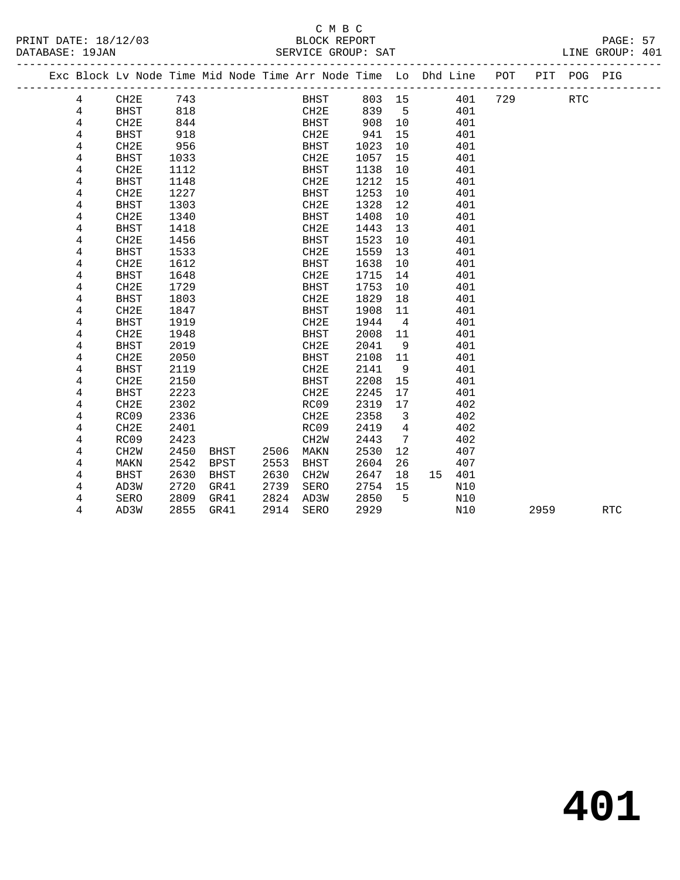C M B C

BLOCK REPORT

SERVICE GROUP: SAT

LINE GROUP: 401

| Exc | Block | Lv Node | Time | Mid Node | Time | Arr Node | Time | Lo | Dhd | Line | POT | PIT | POG | PIG |
|---|---|---|---|---|---|---|---|---|---|---|---|---|---|---|
| | 4 | CH2E | 743 | | | BHST | 803 | 15 | | 401 | 729 | | RTC | |
| | 4 | BHST | 818 | | | CH2E | 839 | 5 | | 401 | | | | |
| | 4 | CH2E | 844 | | | BHST | 908 | 10 | | 401 | | | | |
| | 4 | BHST | 918 | | | CH2E | 941 | 15 | | 401 | | | | |
| | 4 | CH2E | 956 | | | BHST | 1023 | 10 | | 401 | | | | |
| | 4 | BHST | 1033 | | | CH2E | 1057 | 15 | | 401 | | | | |
| | 4 | CH2E | 1112 | | | BHST | 1138 | 10 | | 401 | | | | |
| | 4 | BHST | 1148 | | | CH2E | 1212 | 15 | | 401 | | | | |
| | 4 | CH2E | 1227 | | | BHST | 1253 | 10 | | 401 | | | | |
| | 4 | BHST | 1303 | | | CH2E | 1328 | 12 | | 401 | | | | |
| | 4 | CH2E | 1340 | | | BHST | 1408 | 10 | | 401 | | | | |
| | 4 | BHST | 1418 | | | CH2E | 1443 | 13 | | 401 | | | | |
| | 4 | CH2E | 1456 | | | BHST | 1523 | 10 | | 401 | | | | |
| | 4 | BHST | 1533 | | | CH2E | 1559 | 13 | | 401 | | | | |
| | 4 | CH2E | 1612 | | | BHST | 1638 | 10 | | 401 | | | | |
| | 4 | BHST | 1648 | | | CH2E | 1715 | 14 | | 401 | | | | |
| | 4 | CH2E | 1729 | | | BHST | 1753 | 10 | | 401 | | | | |
| | 4 | BHST | 1803 | | | CH2E | 1829 | 18 | | 401 | | | | |
| | 4 | CH2E | 1847 | | | BHST | 1908 | 11 | | 401 | | | | |
| | 4 | BHST | 1919 | | | CH2E | 1944 | 4 | | 401 | | | | |
| | 4 | CH2E | 1948 | | | BHST | 2008 | 11 | | 401 | | | | |
| | 4 | BHST | 2019 | | | CH2E | 2041 | 9 | | 401 | | | | |
| | 4 | CH2E | 2050 | | | BHST | 2108 | 11 | | 401 | | | | |
| | 4 | BHST | 2119 | | | CH2E | 2141 | 9 | | 401 | | | | |
| | 4 | CH2E | 2150 | | | BHST | 2208 | 15 | | 401 | | | | |
| | 4 | BHST | 2223 | | | CH2E | 2245 | 17 | | 401 | | | | |
| | 4 | CH2E | 2302 | | | RC09 | 2319 | 17 | | 402 | | | | |
| | 4 | RC09 | 2336 | | | CH2E | 2358 | 3 | | 402 | | | | |
| | 4 | CH2E | 2401 | | | RC09 | 2419 | 4 | | 402 | | | | |
| | 4 | RC09 | 2423 | | | CH2W | 2443 | 7 | | 402 | | | | |
| | 4 | CH2W | 2450 | BHST | 2506 | MAKN | 2530 | 12 | | 407 | | | | |
| | 4 | MAKN | 2542 | BPST | 2553 | BHST | 2604 | 26 | | 407 | | | | |
| | 4 | BHST | 2630 | BHST | 2630 | CH2W | 2647 | 18 | 15 | 401 | | | | |
| | 4 | AD3W | 2720 | GR41 | 2739 | SERO | 2754 | 15 | | N10 | | | | |
| | 4 | SERO | 2809 | GR41 | 2824 | AD3W | 2850 | 5 | | N10 | | | | |
| | 4 | AD3W | 2855 | GR41 | 2914 | SERO | 2929 | | | N10 | | 2959 | | RTC |

# 401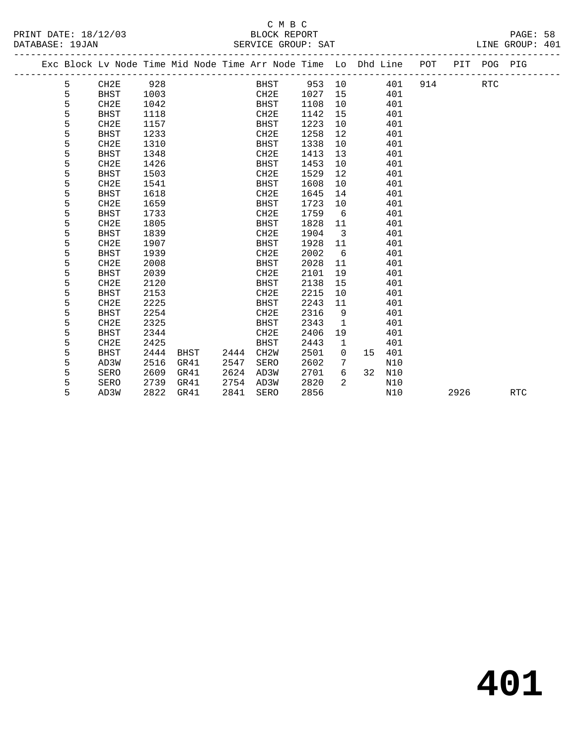C M B C

BLOCK REPORT

SERVICE GROUP: SAT

| Exc | Block | Lv Node | Time | Mid Node | Time | Arr Node | Time | Lo | Dhd | Line | POT | PIT | POG | PIG |
|---|---|---|---|---|---|---|---|---|---|---|---|---|---|---|
| | 5 | CH2E | 928 | | | BHST | 953 | 10 | | 401 | 914 | | RTC | |
| | 5 | BHST | 1003 | | | CH2E | 1027 | 15 | | 401 | | | | |
| | 5 | CH2E | 1042 | | | BHST | 1108 | 10 | | 401 | | | | |
| | 5 | BHST | 1118 | | | CH2E | 1142 | 15 | | 401 | | | | |
| | 5 | CH2E | 1157 | | | BHST | 1223 | 10 | | 401 | | | | |
| | 5 | BHST | 1233 | | | CH2E | 1258 | 12 | | 401 | | | | |
| | 5 | CH2E | 1310 | | | BHST | 1338 | 10 | | 401 | | | | |
| | 5 | BHST | 1348 | | | CH2E | 1413 | 13 | | 401 | | | | |
| | 5 | CH2E | 1426 | | | BHST | 1453 | 10 | | 401 | | | | |
| | 5 | BHST | 1503 | | | CH2E | 1529 | 12 | | 401 | | | | |
| | 5 | CH2E | 1541 | | | BHST | 1608 | 10 | | 401 | | | | |
| | 5 | BHST | 1618 | | | CH2E | 1645 | 14 | | 401 | | | | |
| | 5 | CH2E | 1659 | | | BHST | 1723 | 10 | | 401 | | | | |
| | 5 | BHST | 1733 | | | CH2E | 1759 | 6 | | 401 | | | | |
| | 5 | CH2E | 1805 | | | BHST | 1828 | 11 | | 401 | | | | |
| | 5 | BHST | 1839 | | | CH2E | 1904 | 3 | | 401 | | | | |
| | 5 | CH2E | 1907 | | | BHST | 1928 | 11 | | 401 | | | | |
| | 5 | BHST | 1939 | | | CH2E | 2002 | 6 | | 401 | | | | |
| | 5 | CH2E | 2008 | | | BHST | 2028 | 11 | | 401 | | | | |
| | 5 | BHST | 2039 | | | CH2E | 2101 | 19 | | 401 | | | | |
| | 5 | CH2E | 2120 | | | BHST | 2138 | 15 | | 401 | | | | |
| | 5 | BHST | 2153 | | | CH2E | 2215 | 10 | | 401 | | | | |
| | 5 | CH2E | 2225 | | | BHST | 2243 | 11 | | 401 | | | | |
| | 5 | BHST | 2254 | | | CH2E | 2316 | 9 | | 401 | | | | |
| | 5 | CH2E | 2325 | | | BHST | 2343 | 1 | | 401 | | | | |
| | 5 | BHST | 2344 | | | CH2E | 2406 | 19 | | 401 | | | | |
| | 5 | CH2E | 2425 | | | BHST | 2443 | 1 | | 401 | | | | |
| | 5 | BHST | 2444 | BHST | 2444 | CH2W | 2501 | 0 | 15 | 401 | | | | |
| | 5 | AD3W | 2516 | GR41 | 2547 | SERO | 2602 | 7 | | N10 | | | | |
| | 5 | SERO | 2609 | GR41 | 2624 | AD3W | 2701 | 6 | 32 | N10 | | | | |
| | 5 | SERO | 2739 | GR41 | 2754 | AD3W | 2820 | 2 | | N10 | | | | |
| | 5 | AD3W | 2822 | GR41 | 2841 | SERO | 2856 | | | N10 | | 2926 | | RTC |

# 401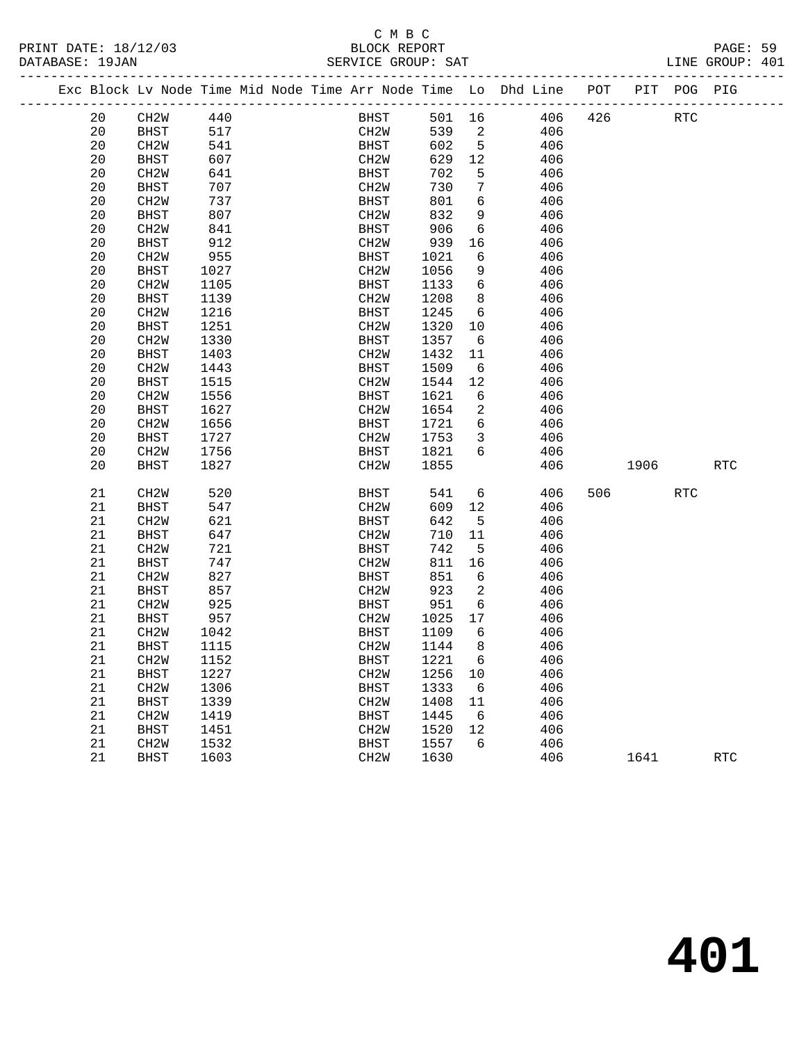C M B C

BLOCK REPORT

SERVICE GROUP: SAT

LINE GROUP: 401

| Exc | Block | Lv Node | Time | Mid Node | Time | Arr Node | Time | Lo | Dhd Line | POT | PIT | POG | PIG |
|---|---|---|---|---|---|---|---|---|---|---|---|---|---|
| | 20 | CH2W | 440 | | | BHST | 501 | 16 | 406 | 426 | | RTC | |
| | 20 | BHST | 517 | | | CH2W | 539 | 2 | 406 | | | | |
| | 20 | CH2W | 541 | | | BHST | 602 | 5 | 406 | | | | |
| | 20 | BHST | 607 | | | CH2W | 629 | 12 | 406 | | | | |
| | 20 | CH2W | 641 | | | BHST | 702 | 5 | 406 | | | | |
| | 20 | BHST | 707 | | | CH2W | 730 | 7 | 406 | | | | |
| | 20 | CH2W | 737 | | | BHST | 801 | 6 | 406 | | | | |
| | 20 | BHST | 807 | | | CH2W | 832 | 9 | 406 | | | | |
| | 20 | CH2W | 841 | | | BHST | 906 | 6 | 406 | | | | |
| | 20 | BHST | 912 | | | CH2W | 939 | 16 | 406 | | | | |
| | 20 | CH2W | 955 | | | BHST | 1021 | 6 | 406 | | | | |
| | 20 | BHST | 1027 | | | CH2W | 1056 | 9 | 406 | | | | |
| | 20 | CH2W | 1105 | | | BHST | 1133 | 6 | 406 | | | | |
| | 20 | BHST | 1139 | | | CH2W | 1208 | 8 | 406 | | | | |
| | 20 | CH2W | 1216 | | | BHST | 1245 | 6 | 406 | | | | |
| | 20 | BHST | 1251 | | | CH2W | 1320 | 10 | 406 | | | | |
| | 20 | CH2W | 1330 | | | BHST | 1357 | 6 | 406 | | | | |
| | 20 | BHST | 1403 | | | CH2W | 1432 | 11 | 406 | | | | |
| | 20 | CH2W | 1443 | | | BHST | 1509 | 6 | 406 | | | | |
| | 20 | BHST | 1515 | | | CH2W | 1544 | 12 | 406 | | | | |
| | 20 | CH2W | 1556 | | | BHST | 1621 | 6 | 406 | | | | |
| | 20 | BHST | 1627 | | | CH2W | 1654 | 2 | 406 | | | | |
| | 20 | CH2W | 1656 | | | BHST | 1721 | 6 | 406 | | | | |
| | 20 | BHST | 1727 | | | CH2W | 1753 | 3 | 406 | | | | |
| | 20 | CH2W | 1756 | | | BHST | 1821 | 6 | 406 | | | | |
| | 20 | BHST | 1827 | | | CH2W | 1855 | | 406 | | 1906 | | RTC |
| | 21 | CH2W | 520 | | | BHST | 541 | 6 | 406 | 506 | | RTC | |
| | 21 | BHST | 547 | | | CH2W | 609 | 12 | 406 | | | | |
| | 21 | CH2W | 621 | | | BHST | 642 | 5 | 406 | | | | |
| | 21 | BHST | 647 | | | CH2W | 710 | 11 | 406 | | | | |
| | 21 | CH2W | 721 | | | BHST | 742 | 5 | 406 | | | | |
| | 21 | BHST | 747 | | | CH2W | 811 | 16 | 406 | | | | |
| | 21 | CH2W | 827 | | | BHST | 851 | 6 | 406 | | | | |
| | 21 | BHST | 857 | | | CH2W | 923 | 2 | 406 | | | | |
| | 21 | CH2W | 925 | | | BHST | 951 | 6 | 406 | | | | |
| | 21 | BHST | 957 | | | CH2W | 1025 | 17 | 406 | | | | |
| | 21 | CH2W | 1042 | | | BHST | 1109 | 6 | 406 | | | | |
| | 21 | BHST | 1115 | | | CH2W | 1144 | 8 | 406 | | | | |
| | 21 | CH2W | 1152 | | | BHST | 1221 | 6 | 406 | | | | |
| | 21 | BHST | 1227 | | | CH2W | 1256 | 10 | 406 | | | | |
| | 21 | CH2W | 1306 | | | BHST | 1333 | 6 | 406 | | | | |
| | 21 | BHST | 1339 | | | CH2W | 1408 | 11 | 406 | | | | |
| | 21 | CH2W | 1419 | | | BHST | 1445 | 6 | 406 | | | | |
| | 21 | BHST | 1451 | | | CH2W | 1520 | 12 | 406 | | | | |
| | 21 | CH2W | 1532 | | | BHST | 1557 | 6 | 406 | | | | |
| | 21 | BHST | 1603 | | | CH2W | 1630 | | 406 | | 1641 | | RTC |

# 401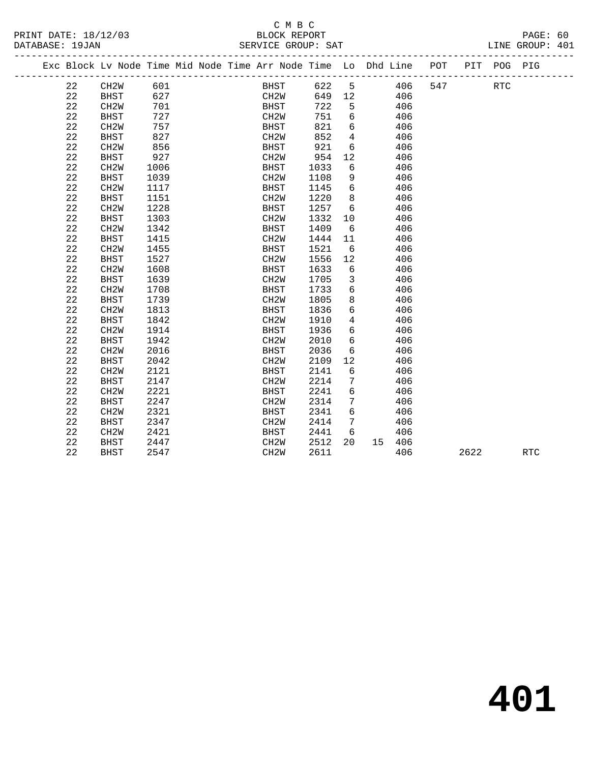C M B C

BLOCK REPORT

SERVICE GROUP: SAT

PRINT DATE: 18/12/03
DATABASE: 19JAN

LINE GROUP: 401

| Exc | Block | Lv | Node | Time | Mid | Node | Time | Arr | Node | Time | Lo | Dhd | Line | POT | PIT | POG | PIG |
|---|---|---|---|---|---|---|---|---|---|---|---|---|---|---|---|---|---|
| | 22 | | CH2W | 601 | | | | | BHST | 622 | 5 | | 406 | 547 | | RTC | |
| | 22 | | BHST | 627 | | | | | CH2W | 649 | 12 | | 406 | | | | |
| | 22 | | CH2W | 701 | | | | | BHST | 722 | 5 | | 406 | | | | |
| | 22 | | BHST | 727 | | | | | CH2W | 751 | 6 | | 406 | | | | |
| | 22 | | CH2W | 757 | | | | | BHST | 821 | 6 | | 406 | | | | |
| | 22 | | BHST | 827 | | | | | CH2W | 852 | 4 | | 406 | | | | |
| | 22 | | CH2W | 856 | | | | | BHST | 921 | 6 | | 406 | | | | |
| | 22 | | BHST | 927 | | | | | CH2W | 954 | 12 | | 406 | | | | |
| | 22 | | CH2W | 1006 | | | | | BHST | 1033 | 6 | | 406 | | | | |
| | 22 | | BHST | 1039 | | | | | CH2W | 1108 | 9 | | 406 | | | | |
| | 22 | | CH2W | 1117 | | | | | BHST | 1145 | 6 | | 406 | | | | |
| | 22 | | BHST | 1151 | | | | | CH2W | 1220 | 8 | | 406 | | | | |
| | 22 | | CH2W | 1228 | | | | | BHST | 1257 | 6 | | 406 | | | | |
| | 22 | | BHST | 1303 | | | | | CH2W | 1332 | 10 | | 406 | | | | |
| | 22 | | CH2W | 1342 | | | | | BHST | 1409 | 6 | | 406 | | | | |
| | 22 | | BHST | 1415 | | | | | CH2W | 1444 | 11 | | 406 | | | | |
| | 22 | | CH2W | 1455 | | | | | BHST | 1521 | 6 | | 406 | | | | |
| | 22 | | BHST | 1527 | | | | | CH2W | 1556 | 12 | | 406 | | | | |
| | 22 | | CH2W | 1608 | | | | | BHST | 1633 | 6 | | 406 | | | | |
| | 22 | | BHST | 1639 | | | | | CH2W | 1705 | 3 | | 406 | | | | |
| | 22 | | CH2W | 1708 | | | | | BHST | 1733 | 6 | | 406 | | | | |
| | 22 | | BHST | 1739 | | | | | CH2W | 1805 | 8 | | 406 | | | | |
| | 22 | | CH2W | 1813 | | | | | BHST | 1836 | 6 | | 406 | | | | |
| | 22 | | BHST | 1842 | | | | | CH2W | 1910 | 4 | | 406 | | | | |
| | 22 | | CH2W | 1914 | | | | | BHST | 1936 | 6 | | 406 | | | | |
| | 22 | | BHST | 1942 | | | | | CH2W | 2010 | 6 | | 406 | | | | |
| | 22 | | CH2W | 2016 | | | | | BHST | 2036 | 6 | | 406 | | | | |
| | 22 | | BHST | 2042 | | | | | CH2W | 2109 | 12 | | 406 | | | | |
| | 22 | | CH2W | 2121 | | | | | BHST | 2141 | 6 | | 406 | | | | |
| | 22 | | BHST | 2147 | | | | | CH2W | 2214 | 7 | | 406 | | | | |
| | 22 | | CH2W | 2221 | | | | | BHST | 2241 | 6 | | 406 | | | | |
| | 22 | | BHST | 2247 | | | | | CH2W | 2314 | 7 | | 406 | | | | |
| | 22 | | CH2W | 2321 | | | | | BHST | 2341 | 6 | | 406 | | | | |
| | 22 | | BHST | 2347 | | | | | CH2W | 2414 | 7 | | 406 | | | | |
| | 22 | | CH2W | 2421 | | | | | BHST | 2441 | 6 | | 406 | | | | |
| | 22 | | BHST | 2447 | | | | | CH2W | 2512 | 20 | 15 | 406 | | | | |
| | 22 | | BHST | 2547 | | | | | CH2W | 2611 | | | 406 | | 2622 | | RTC |

# 401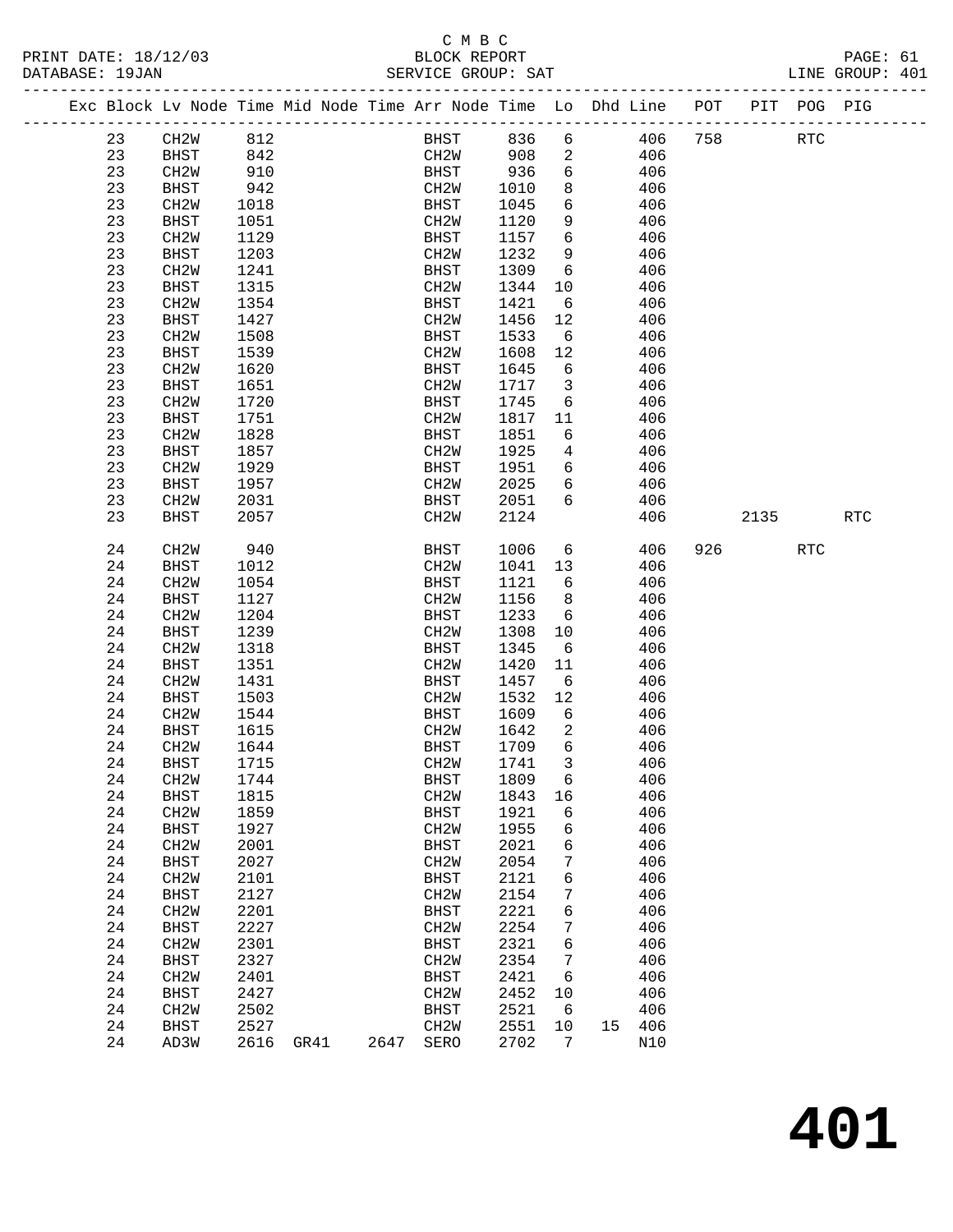C M B C
BLOCK REPORT
SERVICE GROUP: SAT

PRINT DATE: 18/12/03
DATABASE: 19JAN
LINE GROUP: 401

| Exc | Block | Lv | Node | Time | Mid Node | Time | Arr Node | Time | Lo | Dhd | Line | POT | PIT | POG | PIG |
|---|---|---|---|---|---|---|---|---|---|---|---|---|---|---|---|
| | 23 | | CH2W | 812 | | | BHST | 836 | 6 | | 406 | 758 | | RTC | |
| | 23 | | BHST | 842 | | | CH2W | 908 | 2 | | 406 | | | | |
| | 23 | | CH2W | 910 | | | BHST | 936 | 6 | | 406 | | | | |
| | 23 | | BHST | 942 | | | CH2W | 1010 | 8 | | 406 | | | | |
| | 23 | | CH2W | 1018 | | | BHST | 1045 | 6 | | 406 | | | | |
| | 23 | | BHST | 1051 | | | CH2W | 1120 | 9 | | 406 | | | | |
| | 23 | | CH2W | 1129 | | | BHST | 1157 | 6 | | 406 | | | | |
| | 23 | | BHST | 1203 | | | CH2W | 1232 | 9 | | 406 | | | | |
| | 23 | | CH2W | 1241 | | | BHST | 1309 | 6 | | 406 | | | | |
| | 23 | | BHST | 1315 | | | CH2W | 1344 | 10 | | 406 | | | | |
| | 23 | | CH2W | 1354 | | | BHST | 1421 | 6 | | 406 | | | | |
| | 23 | | BHST | 1427 | | | CH2W | 1456 | 12 | | 406 | | | | |
| | 23 | | CH2W | 1508 | | | BHST | 1533 | 6 | | 406 | | | | |
| | 23 | | BHST | 1539 | | | CH2W | 1608 | 12 | | 406 | | | | |
| | 23 | | CH2W | 1620 | | | BHST | 1645 | 6 | | 406 | | | | |
| | 23 | | BHST | 1651 | | | CH2W | 1717 | 3 | | 406 | | | | |
| | 23 | | CH2W | 1720 | | | BHST | 1745 | 6 | | 406 | | | | |
| | 23 | | BHST | 1751 | | | CH2W | 1817 | 11 | | 406 | | | | |
| | 23 | | CH2W | 1828 | | | BHST | 1851 | 6 | | 406 | | | | |
| | 23 | | BHST | 1857 | | | CH2W | 1925 | 4 | | 406 | | | | |
| | 23 | | CH2W | 1929 | | | BHST | 1951 | 6 | | 406 | | | | |
| | 23 | | BHST | 1957 | | | CH2W | 2025 | 6 | | 406 | | | | |
| | 23 | | CH2W | 2031 | | | BHST | 2051 | 6 | | 406 | | | | |
| | 23 | | BHST | 2057 | | | CH2W | 2124 | | | 406 | | 2135 | | RTC |
| | 24 | | CH2W | 940 | | | BHST | 1006 | 6 | | 406 | 926 | | RTC | |
| | 24 | | BHST | 1012 | | | CH2W | 1041 | 13 | | 406 | | | | |
| | 24 | | CH2W | 1054 | | | BHST | 1121 | 6 | | 406 | | | | |
| | 24 | | BHST | 1127 | | | CH2W | 1156 | 8 | | 406 | | | | |
| | 24 | | CH2W | 1204 | | | BHST | 1233 | 6 | | 406 | | | | |
| | 24 | | BHST | 1239 | | | CH2W | 1308 | 10 | | 406 | | | | |
| | 24 | | CH2W | 1318 | | | BHST | 1345 | 6 | | 406 | | | | |
| | 24 | | BHST | 1351 | | | CH2W | 1420 | 11 | | 406 | | | | |
| | 24 | | CH2W | 1431 | | | BHST | 1457 | 6 | | 406 | | | | |
| | 24 | | BHST | 1503 | | | CH2W | 1532 | 12 | | 406 | | | | |
| | 24 | | CH2W | 1544 | | | BHST | 1609 | 6 | | 406 | | | | |
| | 24 | | BHST | 1615 | | | CH2W | 1642 | 2 | | 406 | | | | |
| | 24 | | CH2W | 1644 | | | BHST | 1709 | 6 | | 406 | | | | |
| | 24 | | BHST | 1715 | | | CH2W | 1741 | 3 | | 406 | | | | |
| | 24 | | CH2W | 1744 | | | BHST | 1809 | 6 | | 406 | | | | |
| | 24 | | BHST | 1815 | | | CH2W | 1843 | 16 | | 406 | | | | |
| | 24 | | CH2W | 1859 | | | BHST | 1921 | 6 | | 406 | | | | |
| | 24 | | BHST | 1927 | | | CH2W | 1955 | 6 | | 406 | | | | |
| | 24 | | CH2W | 2001 | | | BHST | 2021 | 6 | | 406 | | | | |
| | 24 | | BHST | 2027 | | | CH2W | 2054 | 7 | | 406 | | | | |
| | 24 | | CH2W | 2101 | | | BHST | 2121 | 6 | | 406 | | | | |
| | 24 | | BHST | 2127 | | | CH2W | 2154 | 7 | | 406 | | | | |
| | 24 | | CH2W | 2201 | | | BHST | 2221 | 6 | | 406 | | | | |
| | 24 | | BHST | 2227 | | | CH2W | 2254 | 7 | | 406 | | | | |
| | 24 | | CH2W | 2301 | | | BHST | 2321 | 6 | | 406 | | | | |
| | 24 | | BHST | 2327 | | | CH2W | 2354 | 7 | | 406 | | | | |
| | 24 | | CH2W | 2401 | | | BHST | 2421 | 6 | | 406 | | | | |
| | 24 | | BHST | 2427 | | | CH2W | 2452 | 10 | | 406 | | | | |
| | 24 | | CH2W | 2502 | | | BHST | 2521 | 6 | | 406 | | | | |
| | 24 | | BHST | 2527 | | | CH2W | 2551 | 10 | 15 | 406 | | | | |
| | 24 | | AD3W | 2616 | GR41 | 2647 | SERO | 2702 | 7 | | N10 | | | | |

# 401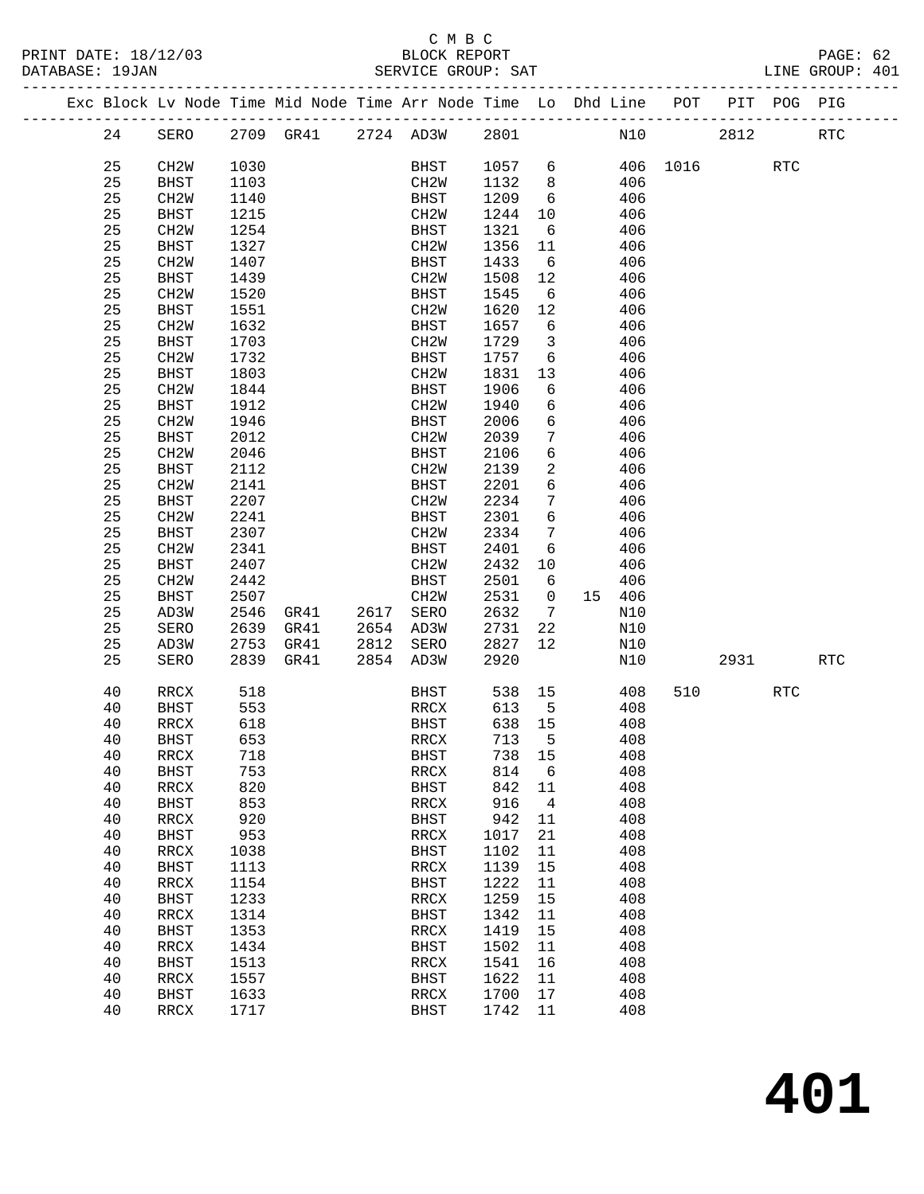C M B C
PRINT DATE: 18/12/03 BLOCK REPORT
DATABASE: 19JAN SERVICE GROUP: SAT LINE GROUP: 401

| Exc | Block | Lv Node | Time | Mid Node | Time | Arr Node | Time | Lo | Dhd | Line | POT | PIT | POG | PIG |
|---|---|---|---|---|---|---|---|---|---|---|---|---|---|---|
| | 24 | SERO | 2709 | GR41 | 2724 | AD3W | 2801 | | | N10 | | 2812 | | RTC |
| | 25 | CH2W | 1030 | | | BHST | 1057 | 6 | | 406 | 1016 | | RTC | |
| | 25 | BHST | 1103 | | | CH2W | 1132 | 8 | | 406 | | | | |
| | 25 | CH2W | 1140 | | | BHST | 1209 | 6 | | 406 | | | | |
| | 25 | BHST | 1215 | | | CH2W | 1244 | 10 | | 406 | | | | |
| | 25 | CH2W | 1254 | | | BHST | 1321 | 6 | | 406 | | | | |
| | 25 | BHST | 1327 | | | CH2W | 1356 | 11 | | 406 | | | | |
| | 25 | CH2W | 1407 | | | BHST | 1433 | 6 | | 406 | | | | |
| | 25 | BHST | 1439 | | | CH2W | 1508 | 12 | | 406 | | | | |
| | 25 | CH2W | 1520 | | | BHST | 1545 | 6 | | 406 | | | | |
| | 25 | BHST | 1551 | | | CH2W | 1620 | 12 | | 406 | | | | |
| | 25 | CH2W | 1632 | | | BHST | 1657 | 6 | | 406 | | | | |
| | 25 | BHST | 1703 | | | CH2W | 1729 | 3 | | 406 | | | | |
| | 25 | CH2W | 1732 | | | BHST | 1757 | 6 | | 406 | | | | |
| | 25 | BHST | 1803 | | | CH2W | 1831 | 13 | | 406 | | | | |
| | 25 | CH2W | 1844 | | | BHST | 1906 | 6 | | 406 | | | | |
| | 25 | BHST | 1912 | | | CH2W | 1940 | 6 | | 406 | | | | |
| | 25 | CH2W | 1946 | | | BHST | 2006 | 6 | | 406 | | | | |
| | 25 | BHST | 2012 | | | CH2W | 2039 | 7 | | 406 | | | | |
| | 25 | CH2W | 2046 | | | BHST | 2106 | 6 | | 406 | | | | |
| | 25 | BHST | 2112 | | | CH2W | 2139 | 2 | | 406 | | | | |
| | 25 | CH2W | 2141 | | | BHST | 2201 | 6 | | 406 | | | | |
| | 25 | BHST | 2207 | | | CH2W | 2234 | 7 | | 406 | | | | |
| | 25 | CH2W | 2241 | | | BHST | 2301 | 6 | | 406 | | | | |
| | 25 | BHST | 2307 | | | CH2W | 2334 | 7 | | 406 | | | | |
| | 25 | CH2W | 2341 | | | BHST | 2401 | 6 | | 406 | | | | |
| | 25 | BHST | 2407 | | | CH2W | 2432 | 10 | | 406 | | | | |
| | 25 | CH2W | 2442 | | | BHST | 2501 | 6 | | 406 | | | | |
| | 25 | BHST | 2507 | | | CH2W | 2531 | 0 | 15 | 406 | | | | |
| | 25 | AD3W | 2546 | GR41 | 2617 | SERO | 2632 | 7 | | N10 | | | | |
| | 25 | SERO | 2639 | GR41 | 2654 | AD3W | 2731 | 22 | | N10 | | | | |
| | 25 | AD3W | 2753 | GR41 | 2812 | SERO | 2827 | 12 | | N10 | | | | |
| | 25 | SERO | 2839 | GR41 | 2854 | AD3W | 2920 | | | N10 | | 2931 | | RTC |
| | 40 | RRCX | 518 | | | BHST | 538 | 15 | | 408 | 510 | | RTC | |
| | 40 | BHST | 553 | | | RRCX | 613 | 5 | | 408 | | | | |
| | 40 | RRCX | 618 | | | BHST | 638 | 15 | | 408 | | | | |
| | 40 | BHST | 653 | | | RRCX | 713 | 5 | | 408 | | | | |
| | 40 | RRCX | 718 | | | BHST | 738 | 15 | | 408 | | | | |
| | 40 | BHST | 753 | | | RRCX | 814 | 6 | | 408 | | | | |
| | 40 | RRCX | 820 | | | BHST | 842 | 11 | | 408 | | | | |
| | 40 | BHST | 853 | | | RRCX | 916 | 4 | | 408 | | | | |
| | 40 | RRCX | 920 | | | BHST | 942 | 11 | | 408 | | | | |
| | 40 | BHST | 953 | | | RRCX | 1017 | 21 | | 408 | | | | |
| | 40 | RRCX | 1038 | | | BHST | 1102 | 11 | | 408 | | | | |
| | 40 | BHST | 1113 | | | RRCX | 1139 | 15 | | 408 | | | | |
| | 40 | RRCX | 1154 | | | BHST | 1222 | 11 | | 408 | | | | |
| | 40 | BHST | 1233 | | | RRCX | 1259 | 15 | | 408 | | | | |
| | 40 | RRCX | 1314 | | | BHST | 1342 | 11 | | 408 | | | | |
| | 40 | BHST | 1353 | | | RRCX | 1419 | 15 | | 408 | | | | |
| | 40 | RRCX | 1434 | | | BHST | 1502 | 11 | | 408 | | | | |
| | 40 | BHST | 1513 | | | RRCX | 1541 | 16 | | 408 | | | | |
| | 40 | RRCX | 1557 | | | BHST | 1622 | 11 | | 408 | | | | |
| | 40 | BHST | 1633 | | | RRCX | 1700 | 17 | | 408 | | | | |
| | 40 | RRCX | 1717 | | | BHST | 1742 | 11 | | 408 | | | | |

# 401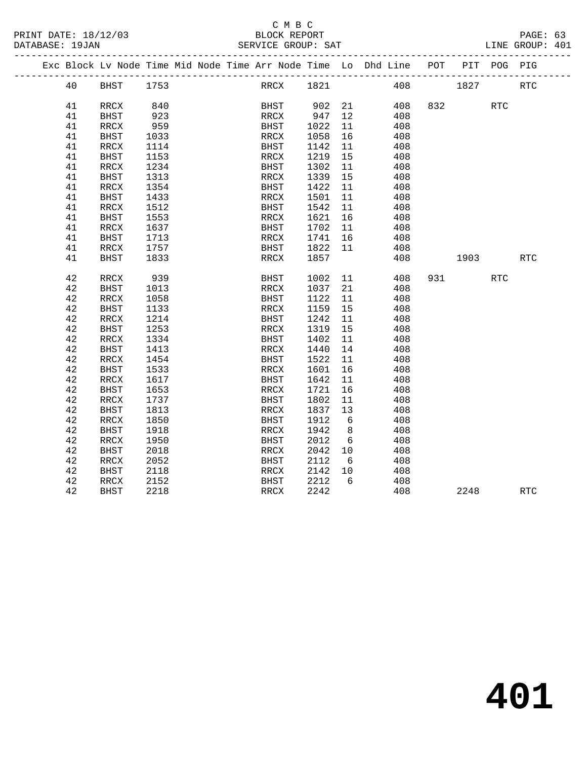C M B C
BLOCK REPORT
SERVICE GROUP: SAT

PRINT DATE: 18/12/03
DATABASE: 19JAN
LINE GROUP: 401

| Exc | Block | Lv | Node | Time | Mid | Node | Time | Arr | Node | Time | Lo | Dhd | Line | POT | PIT | POG | PIG |
|---|---|---|---|---|---|---|---|---|---|---|---|---|---|---|---|---|---|
| | 40 | | BHST | 1753 | | | | | RRCX | 1821 | | | 408 | | 1827 | | RTC |
| | 41 | | RRCX | 840 | | | | | BHST | 902 | 21 | | 408 | 832 | | RTC | |
| | 41 | | BHST | 923 | | | | | RRCX | 947 | 12 | | 408 | | | | |
| | 41 | | RRCX | 959 | | | | | BHST | 1022 | 11 | | 408 | | | | |
| | 41 | | BHST | 1033 | | | | | RRCX | 1058 | 16 | | 408 | | | | |
| | 41 | | RRCX | 1114 | | | | | BHST | 1142 | 11 | | 408 | | | | |
| | 41 | | BHST | 1153 | | | | | RRCX | 1219 | 15 | | 408 | | | | |
| | 41 | | RRCX | 1234 | | | | | BHST | 1302 | 11 | | 408 | | | | |
| | 41 | | BHST | 1313 | | | | | RRCX | 1339 | 15 | | 408 | | | | |
| | 41 | | RRCX | 1354 | | | | | BHST | 1422 | 11 | | 408 | | | | |
| | 41 | | BHST | 1433 | | | | | RRCX | 1501 | 11 | | 408 | | | | |
| | 41 | | RRCX | 1512 | | | | | BHST | 1542 | 11 | | 408 | | | | |
| | 41 | | BHST | 1553 | | | | | RRCX | 1621 | 16 | | 408 | | | | |
| | 41 | | RRCX | 1637 | | | | | BHST | 1702 | 11 | | 408 | | | | |
| | 41 | | BHST | 1713 | | | | | RRCX | 1741 | 16 | | 408 | | | | |
| | 41 | | RRCX | 1757 | | | | | BHST | 1822 | 11 | | 408 | | | | |
| | 41 | | BHST | 1833 | | | | | RRCX | 1857 | | | 408 | | 1903 | | RTC |
| | 42 | | RRCX | 939 | | | | | BHST | 1002 | 11 | | 408 | 931 | | RTC | |
| | 42 | | BHST | 1013 | | | | | RRCX | 1037 | 21 | | 408 | | | | |
| | 42 | | RRCX | 1058 | | | | | BHST | 1122 | 11 | | 408 | | | | |
| | 42 | | BHST | 1133 | | | | | RRCX | 1159 | 15 | | 408 | | | | |
| | 42 | | RRCX | 1214 | | | | | BHST | 1242 | 11 | | 408 | | | | |
| | 42 | | BHST | 1253 | | | | | RRCX | 1319 | 15 | | 408 | | | | |
| | 42 | | RRCX | 1334 | | | | | BHST | 1402 | 11 | | 408 | | | | |
| | 42 | | BHST | 1413 | | | | | RRCX | 1440 | 14 | | 408 | | | | |
| | 42 | | RRCX | 1454 | | | | | BHST | 1522 | 11 | | 408 | | | | |
| | 42 | | BHST | 1533 | | | | | RRCX | 1601 | 16 | | 408 | | | | |
| | 42 | | RRCX | 1617 | | | | | BHST | 1642 | 11 | | 408 | | | | |
| | 42 | | BHST | 1653 | | | | | RRCX | 1721 | 16 | | 408 | | | | |
| | 42 | | RRCX | 1737 | | | | | BHST | 1802 | 11 | | 408 | | | | |
| | 42 | | BHST | 1813 | | | | | RRCX | 1837 | 13 | | 408 | | | | |
| | 42 | | RRCX | 1850 | | | | | BHST | 1912 | 6 | | 408 | | | | |
| | 42 | | BHST | 1918 | | | | | RRCX | 1942 | 8 | | 408 | | | | |
| | 42 | | RRCX | 1950 | | | | | BHST | 2012 | 6 | | 408 | | | | |
| | 42 | | BHST | 2018 | | | | | RRCX | 2042 | 10 | | 408 | | | | |
| | 42 | | RRCX | 2052 | | | | | BHST | 2112 | 6 | | 408 | | | | |
| | 42 | | BHST | 2118 | | | | | RRCX | 2142 | 10 | | 408 | | | | |
| | 42 | | RRCX | 2152 | | | | | BHST | 2212 | 6 | | 408 | | | | |
| | 42 | | BHST | 2218 | | | | | RRCX | 2242 | | | 408 | | 2248 | | RTC |

# 401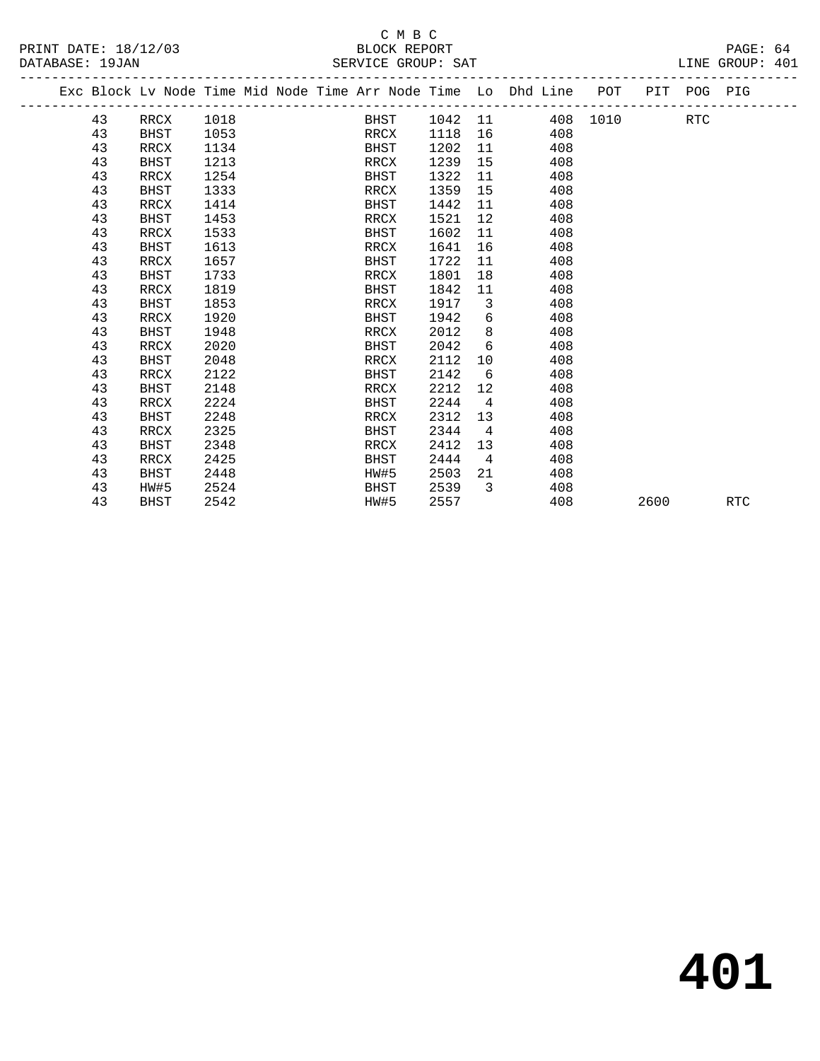C M B C

PRINT DATE: 18/12/03 BLOCK REPORT PAGE: 64
DATABASE: 19JAN SERVICE GROUP: SAT LINE GROUP: 401

| Exc | Block | Lv Node | Time | Mid Node | Time | Arr Node | Time | Lo | Dhd | Line | POT | PIT | POG | PIG |
|---|---|---|---|---|---|---|---|---|---|---|---|---|---|---|
| | 43 | RRCX | 1018 | | | BHST | 1042 | 11 | | 408 | 1010 | | RTC | |
| | 43 | BHST | 1053 | | | RRCX | 1118 | 16 | | 408 | | | | |
| | 43 | RRCX | 1134 | | | BHST | 1202 | 11 | | 408 | | | | |
| | 43 | BHST | 1213 | | | RRCX | 1239 | 15 | | 408 | | | | |
| | 43 | RRCX | 1254 | | | BHST | 1322 | 11 | | 408 | | | | |
| | 43 | BHST | 1333 | | | RRCX | 1359 | 15 | | 408 | | | | |
| | 43 | RRCX | 1414 | | | BHST | 1442 | 11 | | 408 | | | | |
| | 43 | BHST | 1453 | | | RRCX | 1521 | 12 | | 408 | | | | |
| | 43 | RRCX | 1533 | | | BHST | 1602 | 11 | | 408 | | | | |
| | 43 | BHST | 1613 | | | RRCX | 1641 | 16 | | 408 | | | | |
| | 43 | RRCX | 1657 | | | BHST | 1722 | 11 | | 408 | | | | |
| | 43 | BHST | 1733 | | | RRCX | 1801 | 18 | | 408 | | | | |
| | 43 | RRCX | 1819 | | | BHST | 1842 | 11 | | 408 | | | | |
| | 43 | BHST | 1853 | | | RRCX | 1917 | 3 | | 408 | | | | |
| | 43 | RRCX | 1920 | | | BHST | 1942 | 6 | | 408 | | | | |
| | 43 | BHST | 1948 | | | RRCX | 2012 | 8 | | 408 | | | | |
| | 43 | RRCX | 2020 | | | BHST | 2042 | 6 | | 408 | | | | |
| | 43 | BHST | 2048 | | | RRCX | 2112 | 10 | | 408 | | | | |
| | 43 | RRCX | 2122 | | | BHST | 2142 | 6 | | 408 | | | | |
| | 43 | BHST | 2148 | | | RRCX | 2212 | 12 | | 408 | | | | |
| | 43 | RRCX | 2224 | | | BHST | 2244 | 4 | | 408 | | | | |
| | 43 | BHST | 2248 | | | RRCX | 2312 | 13 | | 408 | | | | |
| | 43 | RRCX | 2325 | | | BHST | 2344 | 4 | | 408 | | | | |
| | 43 | BHST | 2348 | | | RRCX | 2412 | 13 | | 408 | | | | |
| | 43 | RRCX | 2425 | | | BHST | 2444 | 4 | | 408 | | | | |
| | 43 | BHST | 2448 | | | HW#5 | 2503 | 21 | | 408 | | | | |
| | 43 | HW#5 | 2524 | | | BHST | 2539 | 3 | | 408 | | | | |
| | 43 | BHST | 2542 | | | HW#5 | 2557 | | | 408 | | 2600 | | RTC |

# 401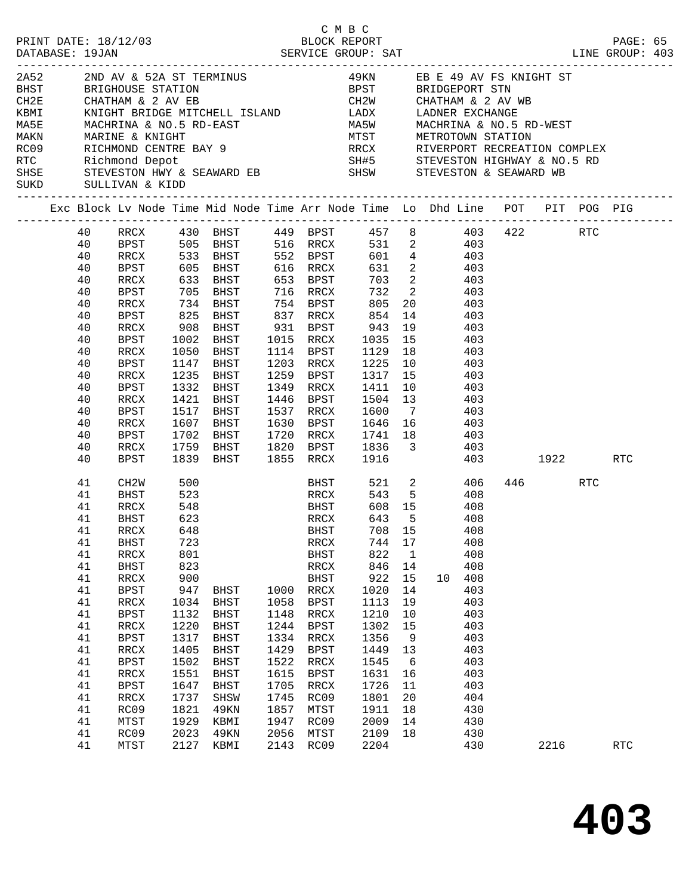C M B C
PRINT DATE: 18/12/03 BLOCK REPORT
DATABASE: 19JAN SERVICE GROUP: SAT LINE GROUP: 403

| | | | |
|---|---|---|---|
| 2A52 | 2ND AV & 52A ST TERMINUS | 49KN | EB E 49 AV FS KNIGHT ST |
| BHST | BRIGHOUSE STATION | BPST | BRIDGEPORT STN |
| CH2E | CHATHAM & 2 AV EB | CH2W | CHATHAM & 2 AV WB |
| KBMI | KNIGHT BRIDGE MITCHELL ISLAND | LADX | LADNER EXCHANGE |
| MA5E | MACHRINA & NO.5 RD-EAST | MA5W | MACHRINA & NO.5 RD-WEST |
| MAKN | MARINE & KNIGHT | MTST | METROTOWN STATION |
| RC09 | RICHMOND CENTRE BAY 9 | RRCX | RIVERPORT RECREATION COMPLEX |
| RTC | Richmond Depot | SH#5 | STEVESTON HIGHWAY & NO.5 RD |
| SHSE | STEVESTON HWY & SEAWARD EB | SHSW | STEVESTON & SEAWARD WB |
| SUKD | SULLIVAN & KIDD | | |

| Exc | Block | Lv Node | Time | Mid Node | Time | Arr Node | Time | Lo | Dhd | Line | POT | PIT | POG | PIG |
|---|---|---|---|---|---|---|---|---|---|---|---|---|---|---|
| | 40 | RRCX | 430 | BHST | 449 | BPST | 457 | 8 | | 403 | 422 | | RTC | |
| | 40 | BPST | 505 | BHST | 516 | RRCX | 531 | 2 | | 403 | | | | |
| | 40 | RRCX | 533 | BHST | 552 | BPST | 601 | 4 | | 403 | | | | |
| | 40 | BPST | 605 | BHST | 616 | RRCX | 631 | 2 | | 403 | | | | |
| | 40 | RRCX | 633 | BHST | 653 | BPST | 703 | 2 | | 403 | | | | |
| | 40 | BPST | 705 | BHST | 716 | RRCX | 732 | 2 | | 403 | | | | |
| | 40 | RRCX | 734 | BHST | 754 | BPST | 805 | 20 | | 403 | | | | |
| | 40 | BPST | 825 | BHST | 837 | RRCX | 854 | 14 | | 403 | | | | |
| | 40 | RRCX | 908 | BHST | 931 | BPST | 943 | 19 | | 403 | | | | |
| | 40 | BPST | 1002 | BHST | 1015 | RRCX | 1035 | 15 | | 403 | | | | |
| | 40 | RRCX | 1050 | BHST | 1114 | BPST | 1129 | 18 | | 403 | | | | |
| | 40 | BPST | 1147 | BHST | 1203 | RRCX | 1225 | 10 | | 403 | | | | |
| | 40 | RRCX | 1235 | BHST | 1259 | BPST | 1317 | 15 | | 403 | | | | |
| | 40 | BPST | 1332 | BHST | 1349 | RRCX | 1411 | 10 | | 403 | | | | |
| | 40 | RRCX | 1421 | BHST | 1446 | BPST | 1504 | 13 | | 403 | | | | |
| | 40 | BPST | 1517 | BHST | 1537 | RRCX | 1600 | 7 | | 403 | | | | |
| | 40 | RRCX | 1607 | BHST | 1630 | BPST | 1646 | 16 | | 403 | | | | |
| | 40 | BPST | 1702 | BHST | 1720 | RRCX | 1741 | 18 | | 403 | | | | |
| | 40 | RRCX | 1759 | BHST | 1820 | BPST | 1836 | 3 | | 403 | | | | |
| | 40 | BPST | 1839 | BHST | 1855 | RRCX | 1916 | | | 403 | | 1922 | | RTC |
| | 41 | CH2W | 500 | | | BHST | 521 | 2 | | 406 | 446 | | RTC | |
| | 41 | BHST | 523 | | | RRCX | 543 | 5 | | 408 | | | | |
| | 41 | RRCX | 548 | | | BHST | 608 | 15 | | 408 | | | | |
| | 41 | BHST | 623 | | | RRCX | 643 | 5 | | 408 | | | | |
| | 41 | RRCX | 648 | | | BHST | 708 | 15 | | 408 | | | | |
| | 41 | BHST | 723 | | | RRCX | 744 | 17 | | 408 | | | | |
| | 41 | RRCX | 801 | | | BHST | 822 | 1 | | 408 | | | | |
| | 41 | BHST | 823 | | | RRCX | 846 | 14 | | 408 | | | | |
| | 41 | RRCX | 900 | | | BHST | 922 | 15 | 10 | 408 | | | | |
| | 41 | BPST | 947 | BHST | 1000 | RRCX | 1020 | 14 | | 403 | | | | |
| | 41 | RRCX | 1034 | BHST | 1058 | BPST | 1113 | 19 | | 403 | | | | |
| | 41 | BPST | 1132 | BHST | 1148 | RRCX | 1210 | 10 | | 403 | | | | |
| | 41 | RRCX | 1220 | BHST | 1244 | BPST | 1302 | 15 | | 403 | | | | |
| | 41 | BPST | 1317 | BHST | 1334 | RRCX | 1356 | 9 | | 403 | | | | |
| | 41 | RRCX | 1405 | BHST | 1429 | BPST | 1449 | 13 | | 403 | | | | |
| | 41 | BPST | 1502 | BHST | 1522 | RRCX | 1545 | 6 | | 403 | | | | |
| | 41 | RRCX | 1551 | BHST | 1615 | BPST | 1631 | 16 | | 403 | | | | |
| | 41 | BPST | 1647 | BHST | 1705 | RRCX | 1726 | 11 | | 403 | | | | |
| | 41 | RRCX | 1737 | SHSW | 1745 | RC09 | 1801 | 20 | | 404 | | | | |
| | 41 | RC09 | 1821 | 49KN | 1857 | MTST | 1911 | 18 | | 430 | | | | |
| | 41 | MTST | 1929 | KBMI | 1947 | RC09 | 2009 | 14 | | 430 | | | | |
| | 41 | RC09 | 2023 | 49KN | 2056 | MTST | 2109 | 18 | | 430 | | | | |
| | 41 | MTST | 2127 | KBMI | 2143 | RC09 | 2204 | | | 430 | | 2216 | | RTC |

# 403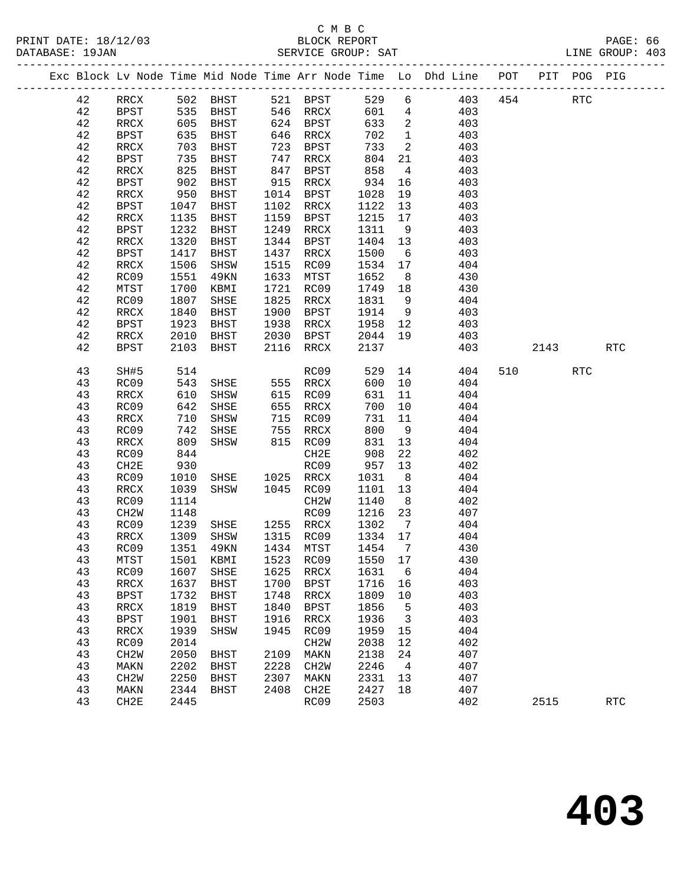C M B C
PRINT DATE: 18/12/03 BLOCK REPORT
DATABASE: 19JAN SERVICE GROUP: SAT LINE GROUP: 403

| Exc | Block | Lv Node | Time | Mid Node | Time | Arr Node | Time | Lo | Dhd Line | POT | PIT | POG | PIG |
|---|---|---|---|---|---|---|---|---|---|---|---|---|---|
| | 42 | RRCX | 502 | BHST | 521 | BPST | 529 | 6 | 403 | 454 | | RTC | |
| | 42 | BPST | 535 | BHST | 546 | RRCX | 601 | 4 | 403 | | | | |
| | 42 | RRCX | 605 | BHST | 624 | BPST | 633 | 2 | 403 | | | | |
| | 42 | BPST | 635 | BHST | 646 | RRCX | 702 | 1 | 403 | | | | |
| | 42 | RRCX | 703 | BHST | 723 | BPST | 733 | 2 | 403 | | | | |
| | 42 | BPST | 735 | BHST | 747 | RRCX | 804 | 21 | 403 | | | | |
| | 42 | RRCX | 825 | BHST | 847 | BPST | 858 | 4 | 403 | | | | |
| | 42 | BPST | 902 | BHST | 915 | RRCX | 934 | 16 | 403 | | | | |
| | 42 | RRCX | 950 | BHST | 1014 | BPST | 1028 | 19 | 403 | | | | |
| | 42 | BPST | 1047 | BHST | 1102 | RRCX | 1122 | 13 | 403 | | | | |
| | 42 | RRCX | 1135 | BHST | 1159 | BPST | 1215 | 17 | 403 | | | | |
| | 42 | BPST | 1232 | BHST | 1249 | RRCX | 1311 | 9 | 403 | | | | |
| | 42 | RRCX | 1320 | BHST | 1344 | BPST | 1404 | 13 | 403 | | | | |
| | 42 | BPST | 1417 | BHST | 1437 | RRCX | 1500 | 6 | 403 | | | | |
| | 42 | RRCX | 1506 | SHSW | 1515 | RC09 | 1534 | 17 | 404 | | | | |
| | 42 | RC09 | 1551 | 49KN | 1633 | MTST | 1652 | 8 | 430 | | | | |
| | 42 | MTST | 1700 | KBMI | 1721 | RC09 | 1749 | 18 | 430 | | | | |
| | 42 | RC09 | 1807 | SHSE | 1825 | RRCX | 1831 | 9 | 404 | | | | |
| | 42 | RRCX | 1840 | BHST | 1900 | BPST | 1914 | 9 | 403 | | | | |
| | 42 | BPST | 1923 | BHST | 1938 | RRCX | 1958 | 12 | 403 | | | | |
| | 42 | RRCX | 2010 | BHST | 2030 | BPST | 2044 | 19 | 403 | | | | |
| | 42 | BPST | 2103 | BHST | 2116 | RRCX | 2137 | | 403 | | 2143 | | RTC |
| | 43 | SH#5 | 514 | | | RC09 | 529 | 14 | 404 | 510 | | RTC | |
| | 43 | RC09 | 543 | SHSE | 555 | RRCX | 600 | 10 | 404 | | | | |
| | 43 | RRCX | 610 | SHSW | 615 | RC09 | 631 | 11 | 404 | | | | |
| | 43 | RC09 | 642 | SHSE | 655 | RRCX | 700 | 10 | 404 | | | | |
| | 43 | RRCX | 710 | SHSW | 715 | RC09 | 731 | 11 | 404 | | | | |
| | 43 | RC09 | 742 | SHSE | 755 | RRCX | 800 | 9 | 404 | | | | |
| | 43 | RRCX | 809 | SHSW | 815 | RC09 | 831 | 13 | 404 | | | | |
| | 43 | RC09 | 844 | | | CH2E | 908 | 22 | 402 | | | | |
| | 43 | CH2E | 930 | | | RC09 | 957 | 13 | 402 | | | | |
| | 43 | RC09 | 1010 | SHSE | 1025 | RRCX | 1031 | 8 | 404 | | | | |
| | 43 | RRCX | 1039 | SHSW | 1045 | RC09 | 1101 | 13 | 404 | | | | |
| | 43 | RC09 | 1114 | | | CH2W | 1140 | 8 | 402 | | | | |
| | 43 | CH2W | 1148 | | | RC09 | 1216 | 23 | 407 | | | | |
| | 43 | RC09 | 1239 | SHSE | 1255 | RRCX | 1302 | 7 | 404 | | | | |
| | 43 | RRCX | 1309 | SHSW | 1315 | RC09 | 1334 | 17 | 404 | | | | |
| | 43 | RC09 | 1351 | 49KN | 1434 | MTST | 1454 | 7 | 430 | | | | |
| | 43 | MTST | 1501 | KBMI | 1523 | RC09 | 1550 | 17 | 430 | | | | |
| | 43 | RC09 | 1607 | SHSE | 1625 | RRCX | 1631 | 6 | 404 | | | | |
| | 43 | RRCX | 1637 | BHST | 1700 | BPST | 1716 | 16 | 403 | | | | |
| | 43 | BPST | 1732 | BHST | 1748 | RRCX | 1809 | 10 | 403 | | | | |
| | 43 | RRCX | 1819 | BHST | 1840 | BPST | 1856 | 5 | 403 | | | | |
| | 43 | BPST | 1901 | BHST | 1916 | RRCX | 1936 | 3 | 403 | | | | |
| | 43 | RRCX | 1939 | SHSW | 1945 | RC09 | 1959 | 15 | 404 | | | | |
| | 43 | RC09 | 2014 | | | CH2W | 2038 | 12 | 402 | | | | |
| | 43 | CH2W | 2050 | BHST | 2109 | MAKN | 2138 | 24 | 407 | | | | |
| | 43 | MAKN | 2202 | BHST | 2228 | CH2W | 2246 | 4 | 407 | | | | |
| | 43 | CH2W | 2250 | BHST | 2307 | MAKN | 2331 | 13 | 407 | | | | |
| | 43 | MAKN | 2344 | BHST | 2408 | CH2E | 2427 | 18 | 407 | | | | |
| | 43 | CH2E | 2445 | | | RC09 | 2503 | | 402 | | 2515 | | RTC |

# 403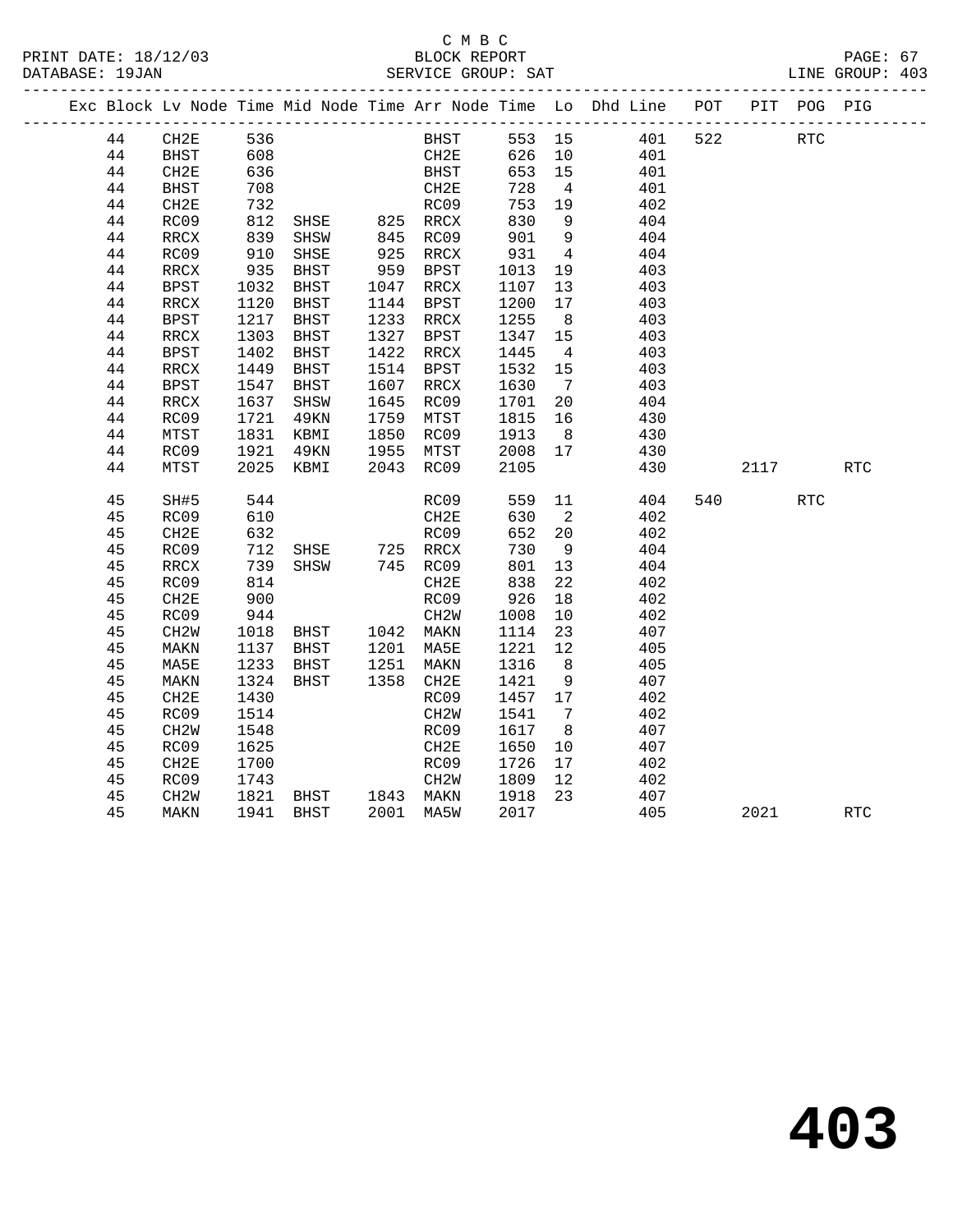C M B C
BLOCK REPORT
SERVICE GROUP: SAT

PRINT DATE: 18/12/03
DATABASE: 19JAN
LINE GROUP: 403

| Exc | Block | Lv | Node | Time | Mid Node | Time | Arr Node | Time | Lo | Dhd Line | POT | PIT | POG | PIG |
|---|---|---|---|---|---|---|---|---|---|---|---|---|---|---|
| | 44 | | CH2E | 536 | | | BHST | 553 | 15 | 401 | 522 | | RTC | |
| | 44 | | BHST | 608 | | | CH2E | 626 | 10 | 401 | | | | |
| | 44 | | CH2E | 636 | | | BHST | 653 | 15 | 401 | | | | |
| | 44 | | BHST | 708 | | | CH2E | 728 | 4 | 401 | | | | |
| | 44 | | CH2E | 732 | | | RC09 | 753 | 19 | 402 | | | | |
| | 44 | | RC09 | 812 | SHSE | 825 | RRCX | 830 | 9 | 404 | | | | |
| | 44 | | RRCX | 839 | SHSW | 845 | RC09 | 901 | 9 | 404 | | | | |
| | 44 | | RC09 | 910 | SHSE | 925 | RRCX | 931 | 4 | 404 | | | | |
| | 44 | | RRCX | 935 | BHST | 959 | BPST | 1013 | 19 | 403 | | | | |
| | 44 | | BPST | 1032 | BHST | 1047 | RRCX | 1107 | 13 | 403 | | | | |
| | 44 | | RRCX | 1120 | BHST | 1144 | BPST | 1200 | 17 | 403 | | | | |
| | 44 | | BPST | 1217 | BHST | 1233 | RRCX | 1255 | 8 | 403 | | | | |
| | 44 | | RRCX | 1303 | BHST | 1327 | BPST | 1347 | 15 | 403 | | | | |
| | 44 | | BPST | 1402 | BHST | 1422 | RRCX | 1445 | 4 | 403 | | | | |
| | 44 | | RRCX | 1449 | BHST | 1514 | BPST | 1532 | 15 | 403 | | | | |
| | 44 | | BPST | 1547 | BHST | 1607 | RRCX | 1630 | 7 | 403 | | | | |
| | 44 | | RRCX | 1637 | SHSW | 1645 | RC09 | 1701 | 20 | 404 | | | | |
| | 44 | | RC09 | 1721 | 49KN | 1759 | MTST | 1815 | 16 | 430 | | | | |
| | 44 | | MTST | 1831 | KBMI | 1850 | RC09 | 1913 | 8 | 430 | | | | |
| | 44 | | RC09 | 1921 | 49KN | 1955 | MTST | 2008 | 17 | 430 | | | | |
| | 44 | | MTST | 2025 | KBMI | 2043 | RC09 | 2105 | | 430 | | 2117 | | RTC |
| | 45 | | SH#5 | 544 | | | RC09 | 559 | 11 | 404 | 540 | | RTC | |
| | 45 | | RC09 | 610 | | | CH2E | 630 | 2 | 402 | | | | |
| | 45 | | CH2E | 632 | | | RC09 | 652 | 20 | 402 | | | | |
| | 45 | | RC09 | 712 | SHSE | 725 | RRCX | 730 | 9 | 404 | | | | |
| | 45 | | RRCX | 739 | SHSW | 745 | RC09 | 801 | 13 | 404 | | | | |
| | 45 | | RC09 | 814 | | | CH2E | 838 | 22 | 402 | | | | |
| | 45 | | CH2E | 900 | | | RC09 | 926 | 18 | 402 | | | | |
| | 45 | | RC09 | 944 | | | CH2W | 1008 | 10 | 402 | | | | |
| | 45 | | CH2W | 1018 | BHST | 1042 | MAKN | 1114 | 23 | 407 | | | | |
| | 45 | | MAKN | 1137 | BHST | 1201 | MA5E | 1221 | 12 | 405 | | | | |
| | 45 | | MA5E | 1233 | BHST | 1251 | MAKN | 1316 | 8 | 405 | | | | |
| | 45 | | MAKN | 1324 | BHST | 1358 | CH2E | 1421 | 9 | 407 | | | | |
| | 45 | | CH2E | 1430 | | | RC09 | 1457 | 17 | 402 | | | | |
| | 45 | | RC09 | 1514 | | | CH2W | 1541 | 7 | 402 | | | | |
| | 45 | | CH2W | 1548 | | | RC09 | 1617 | 8 | 407 | | | | |
| | 45 | | RC09 | 1625 | | | CH2E | 1650 | 10 | 407 | | | | |
| | 45 | | CH2E | 1700 | | | RC09 | 1726 | 17 | 402 | | | | |
| | 45 | | RC09 | 1743 | | | CH2W | 1809 | 12 | 402 | | | | |
| | 45 | | CH2W | 1821 | BHST | 1843 | MAKN | 1918 | 23 | 407 | | | | |
| | 45 | | MAKN | 1941 | BHST | 2001 | MA5W | 2017 | | 405 | | 2021 | | RTC |

# 403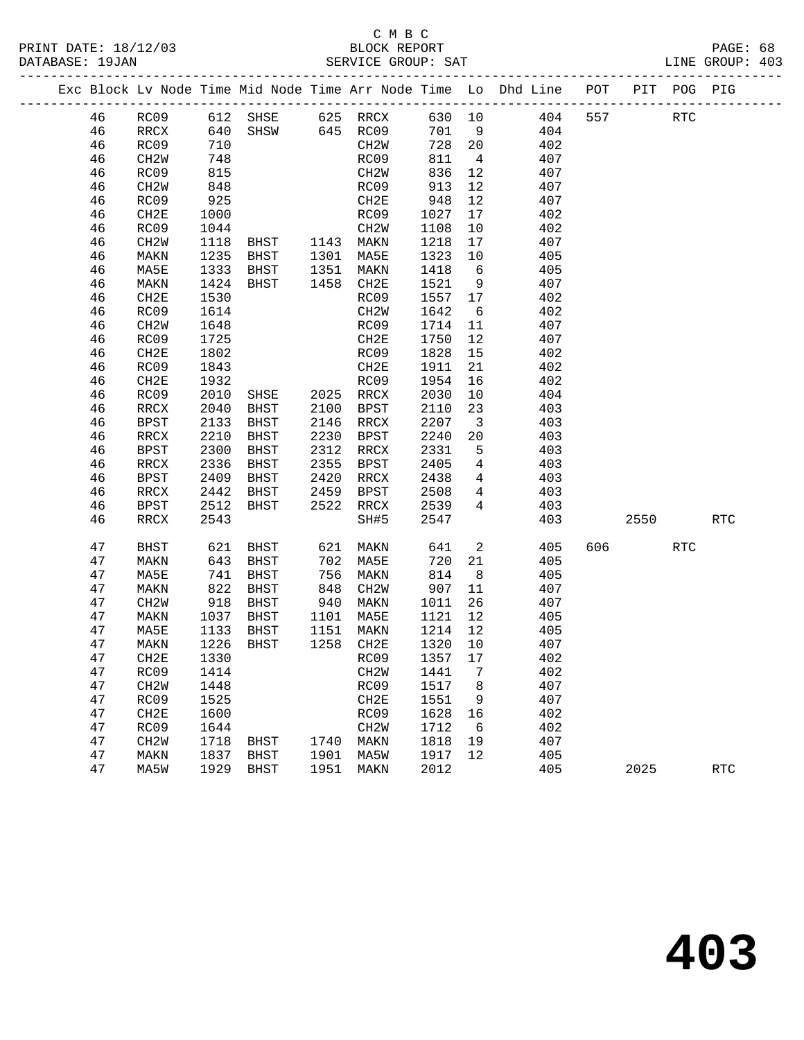C M B C
BLOCK REPORT
SERVICE GROUP: SAT

PRINT DATE: 18/12/03
DATABASE: 19JAN
LINE GROUP: 403

| Exc | Block | Lv Node | Time | Mid Node | Time | Arr Node | Time | Lo | Dhd Line | POT | PIT | POG | PIG |
|---|---|---|---|---|---|---|---|---|---|---|---|---|---|
| | 46 | RC09 | 612 | SHSE | 625 | RRCX | 630 | 10 | 404 | 557 | | RTC | |
| | 46 | RRCX | 640 | SHSW | 645 | RC09 | 701 | 9 | 404 | | | | |
| | 46 | RC09 | 710 | | | CH2W | 728 | 20 | 402 | | | | |
| | 46 | CH2W | 748 | | | RC09 | 811 | 4 | 407 | | | | |
| | 46 | RC09 | 815 | | | CH2W | 836 | 12 | 407 | | | | |
| | 46 | CH2W | 848 | | | RC09 | 913 | 12 | 407 | | | | |
| | 46 | RC09 | 925 | | | CH2E | 948 | 12 | 407 | | | | |
| | 46 | CH2E | 1000 | | | RC09 | 1027 | 17 | 402 | | | | |
| | 46 | RC09 | 1044 | | | CH2W | 1108 | 10 | 402 | | | | |
| | 46 | CH2W | 1118 | BHST | 1143 | MAKN | 1218 | 17 | 407 | | | | |
| | 46 | MAKN | 1235 | BHST | 1301 | MA5E | 1323 | 10 | 405 | | | | |
| | 46 | MA5E | 1333 | BHST | 1351 | MAKN | 1418 | 6 | 405 | | | | |
| | 46 | MAKN | 1424 | BHST | 1458 | CH2E | 1521 | 9 | 407 | | | | |
| | 46 | CH2E | 1530 | | | RC09 | 1557 | 17 | 402 | | | | |
| | 46 | RC09 | 1614 | | | CH2W | 1642 | 6 | 402 | | | | |
| | 46 | CH2W | 1648 | | | RC09 | 1714 | 11 | 407 | | | | |
| | 46 | RC09 | 1725 | | | CH2E | 1750 | 12 | 407 | | | | |
| | 46 | CH2E | 1802 | | | RC09 | 1828 | 15 | 402 | | | | |
| | 46 | RC09 | 1843 | | | CH2E | 1911 | 21 | 402 | | | | |
| | 46 | CH2E | 1932 | | | RC09 | 1954 | 16 | 402 | | | | |
| | 46 | RC09 | 2010 | SHSE | 2025 | RRCX | 2030 | 10 | 404 | | | | |
| | 46 | RRCX | 2040 | BHST | 2100 | BPST | 2110 | 23 | 403 | | | | |
| | 46 | BPST | 2133 | BHST | 2146 | RRCX | 2207 | 3 | 403 | | | | |
| | 46 | RRCX | 2210 | BHST | 2230 | BPST | 2240 | 20 | 403 | | | | |
| | 46 | BPST | 2300 | BHST | 2312 | RRCX | 2331 | 5 | 403 | | | | |
| | 46 | RRCX | 2336 | BHST | 2355 | BPST | 2405 | 4 | 403 | | | | |
| | 46 | BPST | 2409 | BHST | 2420 | RRCX | 2438 | 4 | 403 | | | | |
| | 46 | RRCX | 2442 | BHST | 2459 | BPST | 2508 | 4 | 403 | | | | |
| | 46 | BPST | 2512 | BHST | 2522 | RRCX | 2539 | 4 | 403 | | | | |
| | 46 | RRCX | 2543 | | | SH#5 | 2547 | | 403 | | 2550 | | RTC |
| | 47 | BHST | 621 | BHST | 621 | MAKN | 641 | 2 | 405 | 606 | | RTC | |
| | 47 | MAKN | 643 | BHST | 702 | MA5E | 720 | 21 | 405 | | | | |
| | 47 | MA5E | 741 | BHST | 756 | MAKN | 814 | 8 | 405 | | | | |
| | 47 | MAKN | 822 | BHST | 848 | CH2W | 907 | 11 | 407 | | | | |
| | 47 | CH2W | 918 | BHST | 940 | MAKN | 1011 | 26 | 407 | | | | |
| | 47 | MAKN | 1037 | BHST | 1101 | MA5E | 1121 | 12 | 405 | | | | |
| | 47 | MA5E | 1133 | BHST | 1151 | MAKN | 1214 | 12 | 405 | | | | |
| | 47 | MAKN | 1226 | BHST | 1258 | CH2E | 1320 | 10 | 407 | | | | |
| | 47 | CH2E | 1330 | | | RC09 | 1357 | 17 | 402 | | | | |
| | 47 | RC09 | 1414 | | | CH2W | 1441 | 7 | 402 | | | | |
| | 47 | CH2W | 1448 | | | RC09 | 1517 | 8 | 407 | | | | |
| | 47 | RC09 | 1525 | | | CH2E | 1551 | 9 | 407 | | | | |
| | 47 | CH2E | 1600 | | | RC09 | 1628 | 16 | 402 | | | | |
| | 47 | RC09 | 1644 | | | CH2W | 1712 | 6 | 402 | | | | |
| | 47 | CH2W | 1718 | BHST | 1740 | MAKN | 1818 | 19 | 407 | | | | |
| | 47 | MAKN | 1837 | BHST | 1901 | MA5W | 1917 | 12 | 405 | | | | |
| | 47 | MA5W | 1929 | BHST | 1951 | MAKN | 2012 | | 405 | | 2025 | | RTC |

# 403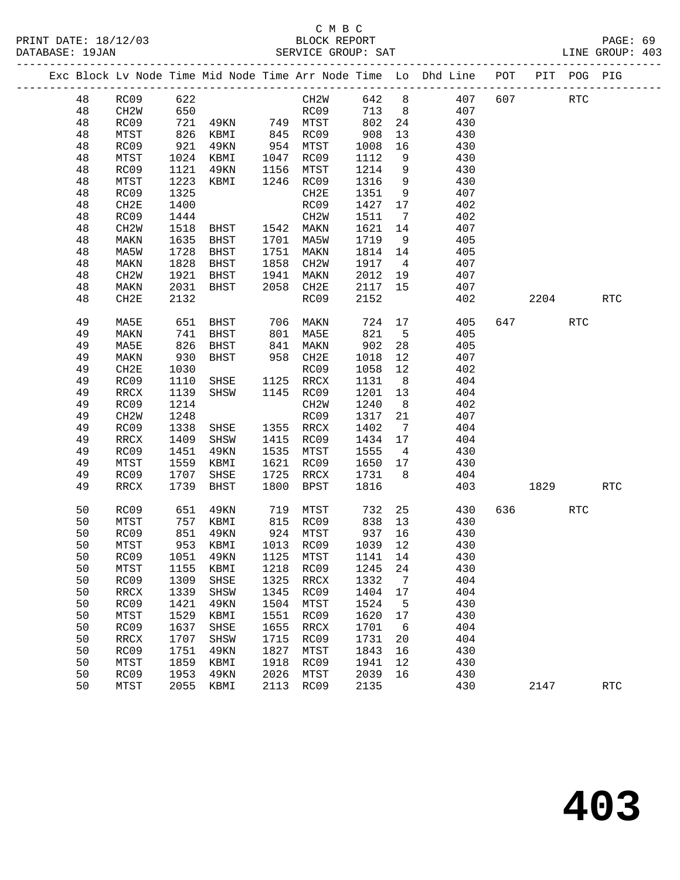C M B C
BLOCK REPORT
SERVICE GROUP: SAT

PRINT DATE: 18/12/03
DATABASE: 19JAN
LINE GROUP: 403

| Exc | Block | Lv Node | Time | Mid Node | Time | Arr Node | Time | Lo | Dhd Line | POT | PIT | POG | PIG |
|---|---|---|---|---|---|---|---|---|---|---|---|---|---|
| | 48 | RC09 | 622 | | | CH2W | 642 | 8 | 407 | 607 | | RTC | |
| | 48 | CH2W | 650 | | | RC09 | 713 | 8 | 407 | | | | |
| | 48 | RC09 | 721 | 49KN | 749 | MTST | 802 | 24 | 430 | | | | |
| | 48 | MTST | 826 | KBMI | 845 | RC09 | 908 | 13 | 430 | | | | |
| | 48 | RC09 | 921 | 49KN | 954 | MTST | 1008 | 16 | 430 | | | | |
| | 48 | MTST | 1024 | KBMI | 1047 | RC09 | 1112 | 9 | 430 | | | | |
| | 48 | RC09 | 1121 | 49KN | 1156 | MTST | 1214 | 9 | 430 | | | | |
| | 48 | MTST | 1223 | KBMI | 1246 | RC09 | 1316 | 9 | 430 | | | | |
| | 48 | RC09 | 1325 | | | CH2E | 1351 | 9 | 407 | | | | |
| | 48 | CH2E | 1400 | | | RC09 | 1427 | 17 | 402 | | | | |
| | 48 | RC09 | 1444 | | | CH2W | 1511 | 7 | 402 | | | | |
| | 48 | CH2W | 1518 | BHST | 1542 | MAKN | 1621 | 14 | 407 | | | | |
| | 48 | MAKN | 1635 | BHST | 1701 | MA5W | 1719 | 9 | 405 | | | | |
| | 48 | MA5W | 1728 | BHST | 1751 | MAKN | 1814 | 14 | 405 | | | | |
| | 48 | MAKN | 1828 | BHST | 1858 | CH2W | 1917 | 4 | 407 | | | | |
| | 48 | CH2W | 1921 | BHST | 1941 | MAKN | 2012 | 19 | 407 | | | | |
| | 48 | MAKN | 2031 | BHST | 2058 | CH2E | 2117 | 15 | 407 | | | | |
| | 48 | CH2E | 2132 | | | RC09 | 2152 | | 402 | | 2204 | | RTC |
| | 49 | MA5E | 651 | BHST | 706 | MAKN | 724 | 17 | 405 | 647 | | RTC | |
| | 49 | MAKN | 741 | BHST | 801 | MA5E | 821 | 5 | 405 | | | | |
| | 49 | MA5E | 826 | BHST | 841 | MAKN | 902 | 28 | 405 | | | | |
| | 49 | MAKN | 930 | BHST | 958 | CH2E | 1018 | 12 | 407 | | | | |
| | 49 | CH2E | 1030 | | | RC09 | 1058 | 12 | 402 | | | | |
| | 49 | RC09 | 1110 | SHSE | 1125 | RRCX | 1131 | 8 | 404 | | | | |
| | 49 | RRCX | 1139 | SHSW | 1145 | RC09 | 1201 | 13 | 404 | | | | |
| | 49 | RC09 | 1214 | | | CH2W | 1240 | 8 | 402 | | | | |
| | 49 | CH2W | 1248 | | | RC09 | 1317 | 21 | 407 | | | | |
| | 49 | RC09 | 1338 | SHSE | 1355 | RRCX | 1402 | 7 | 404 | | | | |
| | 49 | RRCX | 1409 | SHSW | 1415 | RC09 | 1434 | 17 | 404 | | | | |
| | 49 | RC09 | 1451 | 49KN | 1535 | MTST | 1555 | 4 | 430 | | | | |
| | 49 | MTST | 1559 | KBMI | 1621 | RC09 | 1650 | 17 | 430 | | | | |
| | 49 | RC09 | 1707 | SHSE | 1725 | RRCX | 1731 | 8 | 404 | | | | |
| | 49 | RRCX | 1739 | BHST | 1800 | BPST | 1816 | | 403 | | 1829 | | RTC |
| | 50 | RC09 | 651 | 49KN | 719 | MTST | 732 | 25 | 430 | 636 | | RTC | |
| | 50 | MTST | 757 | KBMI | 815 | RC09 | 838 | 13 | 430 | | | | |
| | 50 | RC09 | 851 | 49KN | 924 | MTST | 937 | 16 | 430 | | | | |
| | 50 | MTST | 953 | KBMI | 1013 | RC09 | 1039 | 12 | 430 | | | | |
| | 50 | RC09 | 1051 | 49KN | 1125 | MTST | 1141 | 14 | 430 | | | | |
| | 50 | MTST | 1155 | KBMI | 1218 | RC09 | 1245 | 24 | 430 | | | | |
| | 50 | RC09 | 1309 | SHSE | 1325 | RRCX | 1332 | 7 | 404 | | | | |
| | 50 | RRCX | 1339 | SHSW | 1345 | RC09 | 1404 | 17 | 404 | | | | |
| | 50 | RC09 | 1421 | 49KN | 1504 | MTST | 1524 | 5 | 430 | | | | |
| | 50 | MTST | 1529 | KBMI | 1551 | RC09 | 1620 | 17 | 430 | | | | |
| | 50 | RC09 | 1637 | SHSE | 1655 | RRCX | 1701 | 6 | 404 | | | | |
| | 50 | RRCX | 1707 | SHSW | 1715 | RC09 | 1731 | 20 | 404 | | | | |
| | 50 | RC09 | 1751 | 49KN | 1827 | MTST | 1843 | 16 | 430 | | | | |
| | 50 | MTST | 1859 | KBMI | 1918 | RC09 | 1941 | 12 | 430 | | | | |
| | 50 | RC09 | 1953 | 49KN | 2026 | MTST | 2039 | 16 | 430 | | | | |
| | 50 | MTST | 2055 | KBMI | 2113 | RC09 | 2135 | | 430 | | 2147 | | RTC |

# 403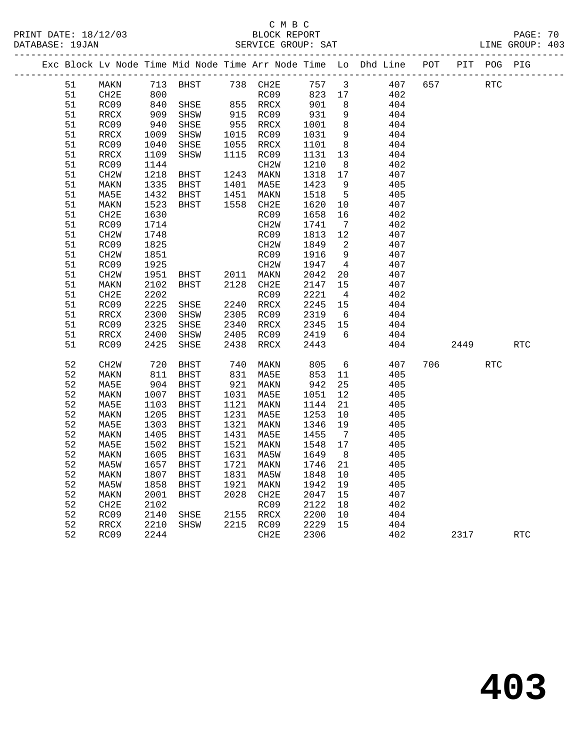C M B C
PRINT DATE: 18/12/03 BLOCK REPORT
DATABASE: 19JAN SERVICE GROUP: SAT LINE GROUP: 403

| Exc | Block | Lv | Node | Time | Mid Node | Time | Arr Node | Time | Lo | Dhd Line | POT | PIT | POG | PIG |
|---|---|---|---|---|---|---|---|---|---|---|---|---|---|---|
| | 51 | | MAKN | 713 | BHST | 738 | CH2E | 757 | 3 | 407 | 657 | | RTC | |
| | 51 | | CH2E | 800 | | | RC09 | 823 | 17 | 402 | | | | |
| | 51 | | RC09 | 840 | SHSE | 855 | RRCX | 901 | 8 | 404 | | | | |
| | 51 | | RRCX | 909 | SHSW | 915 | RC09 | 931 | 9 | 404 | | | | |
| | 51 | | RC09 | 940 | SHSE | 955 | RRCX | 1001 | 8 | 404 | | | | |
| | 51 | | RRCX | 1009 | SHSW | 1015 | RC09 | 1031 | 9 | 404 | | | | |
| | 51 | | RC09 | 1040 | SHSE | 1055 | RRCX | 1101 | 8 | 404 | | | | |
| | 51 | | RRCX | 1109 | SHSW | 1115 | RC09 | 1131 | 13 | 404 | | | | |
| | 51 | | RC09 | 1144 | | | CH2W | 1210 | 8 | 402 | | | | |
| | 51 | | CH2W | 1218 | BHST | 1243 | MAKN | 1318 | 17 | 407 | | | | |
| | 51 | | MAKN | 1335 | BHST | 1401 | MA5E | 1423 | 9 | 405 | | | | |
| | 51 | | MA5E | 1432 | BHST | 1451 | MAKN | 1518 | 5 | 405 | | | | |
| | 51 | | MAKN | 1523 | BHST | 1558 | CH2E | 1620 | 10 | 407 | | | | |
| | 51 | | CH2E | 1630 | | | RC09 | 1658 | 16 | 402 | | | | |
| | 51 | | RC09 | 1714 | | | CH2W | 1741 | 7 | 402 | | | | |
| | 51 | | CH2W | 1748 | | | RC09 | 1813 | 12 | 407 | | | | |
| | 51 | | RC09 | 1825 | | | CH2W | 1849 | 2 | 407 | | | | |
| | 51 | | CH2W | 1851 | | | RC09 | 1916 | 9 | 407 | | | | |
| | 51 | | RC09 | 1925 | | | CH2W | 1947 | 4 | 407 | | | | |
| | 51 | | CH2W | 1951 | BHST | 2011 | MAKN | 2042 | 20 | 407 | | | | |
| | 51 | | MAKN | 2102 | BHST | 2128 | CH2E | 2147 | 15 | 407 | | | | |
| | 51 | | CH2E | 2202 | | | RC09 | 2221 | 4 | 402 | | | | |
| | 51 | | RC09 | 2225 | SHSE | 2240 | RRCX | 2245 | 15 | 404 | | | | |
| | 51 | | RRCX | 2300 | SHSW | 2305 | RC09 | 2319 | 6 | 404 | | | | |
| | 51 | | RC09 | 2325 | SHSE | 2340 | RRCX | 2345 | 15 | 404 | | | | |
| | 51 | | RRCX | 2400 | SHSW | 2405 | RC09 | 2419 | 6 | 404 | | | | |
| | 51 | | RC09 | 2425 | SHSE | 2438 | RRCX | 2443 | | 404 | | 2449 | | RTC |
| | 52 | | CH2W | 720 | BHST | 740 | MAKN | 805 | 6 | 407 | 706 | | RTC | |
| | 52 | | MAKN | 811 | BHST | 831 | MA5E | 853 | 11 | 405 | | | | |
| | 52 | | MA5E | 904 | BHST | 921 | MAKN | 942 | 25 | 405 | | | | |
| | 52 | | MAKN | 1007 | BHST | 1031 | MA5E | 1051 | 12 | 405 | | | | |
| | 52 | | MA5E | 1103 | BHST | 1121 | MAKN | 1144 | 21 | 405 | | | | |
| | 52 | | MAKN | 1205 | BHST | 1231 | MA5E | 1253 | 10 | 405 | | | | |
| | 52 | | MA5E | 1303 | BHST | 1321 | MAKN | 1346 | 19 | 405 | | | | |
| | 52 | | MAKN | 1405 | BHST | 1431 | MA5E | 1455 | 7 | 405 | | | | |
| | 52 | | MA5E | 1502 | BHST | 1521 | MAKN | 1548 | 17 | 405 | | | | |
| | 52 | | MAKN | 1605 | BHST | 1631 | MA5W | 1649 | 8 | 405 | | | | |
| | 52 | | MA5W | 1657 | BHST | 1721 | MAKN | 1746 | 21 | 405 | | | | |
| | 52 | | MAKN | 1807 | BHST | 1831 | MA5W | 1848 | 10 | 405 | | | | |
| | 52 | | MA5W | 1858 | BHST | 1921 | MAKN | 1942 | 19 | 405 | | | | |
| | 52 | | MAKN | 2001 | BHST | 2028 | CH2E | 2047 | 15 | 407 | | | | |
| | 52 | | CH2E | 2102 | | | RC09 | 2122 | 18 | 402 | | | | |
| | 52 | | RC09 | 2140 | SHSE | 2155 | RRCX | 2200 | 10 | 404 | | | | |
| | 52 | | RRCX | 2210 | SHSW | 2215 | RC09 | 2229 | 15 | 404 | | | | |
| | 52 | | RC09 | 2244 | | | CH2E | 2306 | | 402 | | 2317 | | RTC |

403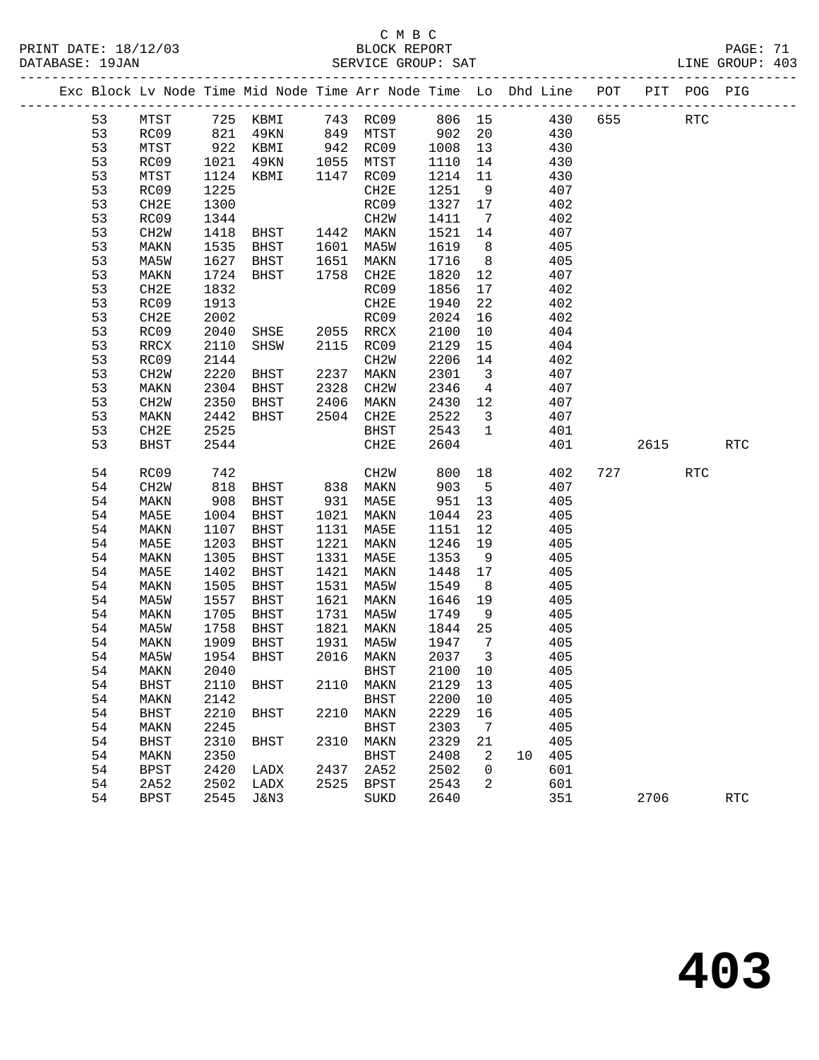C M B C
BLOCK REPORT
SERVICE GROUP: SAT

PRINT DATE: 18/12/03
DATABASE: 19JAN
LINE GROUP: 403

| Exc | Block | Lv Node | Time | Mid Node | Time | Arr Node | Time | Lo | Dhd | Line | POT | PIT | POG | PIG |
|---|---|---|---|---|---|---|---|---|---|---|---|---|---|---|
| | 53 | MTST | 725 | KBMI | 743 | RC09 | 806 | 15 | | 430 | 655 | | RTC | |
| | 53 | RC09 | 821 | 49KN | 849 | MTST | 902 | 20 | | 430 | | | | |
| | 53 | MTST | 922 | KBMI | 942 | RC09 | 1008 | 13 | | 430 | | | | |
| | 53 | RC09 | 1021 | 49KN | 1055 | MTST | 1110 | 14 | | 430 | | | | |
| | 53 | MTST | 1124 | KBMI | 1147 | RC09 | 1214 | 11 | | 430 | | | | |
| | 53 | RC09 | 1225 | | | CH2E | 1251 | 9 | | 407 | | | | |
| | 53 | CH2E | 1300 | | | RC09 | 1327 | 17 | | 402 | | | | |
| | 53 | RC09 | 1344 | | | CH2W | 1411 | 7 | | 402 | | | | |
| | 53 | CH2W | 1418 | BHST | 1442 | MAKN | 1521 | 14 | | 407 | | | | |
| | 53 | MAKN | 1535 | BHST | 1601 | MA5W | 1619 | 8 | | 405 | | | | |
| | 53 | MA5W | 1627 | BHST | 1651 | MAKN | 1716 | 8 | | 405 | | | | |
| | 53 | MAKN | 1724 | BHST | 1758 | CH2E | 1820 | 12 | | 407 | | | | |
| | 53 | CH2E | 1832 | | | RC09 | 1856 | 17 | | 402 | | | | |
| | 53 | RC09 | 1913 | | | CH2E | 1940 | 22 | | 402 | | | | |
| | 53 | CH2E | 2002 | | | RC09 | 2024 | 16 | | 402 | | | | |
| | 53 | RC09 | 2040 | SHSE | 2055 | RRCX | 2100 | 10 | | 404 | | | | |
| | 53 | RRCX | 2110 | SHSW | 2115 | RC09 | 2129 | 15 | | 404 | | | | |
| | 53 | RC09 | 2144 | | | CH2W | 2206 | 14 | | 402 | | | | |
| | 53 | CH2W | 2220 | BHST | 2237 | MAKN | 2301 | 3 | | 407 | | | | |
| | 53 | MAKN | 2304 | BHST | 2328 | CH2W | 2346 | 4 | | 407 | | | | |
| | 53 | CH2W | 2350 | BHST | 2406 | MAKN | 2430 | 12 | | 407 | | | | |
| | 53 | MAKN | 2442 | BHST | 2504 | CH2E | 2522 | 3 | | 407 | | | | |
| | 53 | CH2E | 2525 | | | BHST | 2543 | 1 | | 401 | | | | |
| | 53 | BHST | 2544 | | | CH2E | 2604 | | | 401 | | 2615 | | RTC |
| | 54 | RC09 | 742 | | | CH2W | 800 | 18 | | 402 | 727 | | RTC | |
| | 54 | CH2W | 818 | BHST | 838 | MAKN | 903 | 5 | | 407 | | | | |
| | 54 | MAKN | 908 | BHST | 931 | MA5E | 951 | 13 | | 405 | | | | |
| | 54 | MA5E | 1004 | BHST | 1021 | MAKN | 1044 | 23 | | 405 | | | | |
| | 54 | MAKN | 1107 | BHST | 1131 | MA5E | 1151 | 12 | | 405 | | | | |
| | 54 | MA5E | 1203 | BHST | 1221 | MAKN | 1246 | 19 | | 405 | | | | |
| | 54 | MAKN | 1305 | BHST | 1331 | MA5E | 1353 | 9 | | 405 | | | | |
| | 54 | MA5E | 1402 | BHST | 1421 | MAKN | 1448 | 17 | | 405 | | | | |
| | 54 | MAKN | 1505 | BHST | 1531 | MA5W | 1549 | 8 | | 405 | | | | |
| | 54 | MA5W | 1557 | BHST | 1621 | MAKN | 1646 | 19 | | 405 | | | | |
| | 54 | MAKN | 1705 | BHST | 1731 | MA5W | 1749 | 9 | | 405 | | | | |
| | 54 | MA5W | 1758 | BHST | 1821 | MAKN | 1844 | 25 | | 405 | | | | |
| | 54 | MAKN | 1909 | BHST | 1931 | MA5W | 1947 | 7 | | 405 | | | | |
| | 54 | MA5W | 1954 | BHST | 2016 | MAKN | 2037 | 3 | | 405 | | | | |
| | 54 | MAKN | 2040 | | | BHST | 2100 | 10 | | 405 | | | | |
| | 54 | BHST | 2110 | BHST | 2110 | MAKN | 2129 | 13 | | 405 | | | | |
| | 54 | MAKN | 2142 | | | BHST | 2200 | 10 | | 405 | | | | |
| | 54 | BHST | 2210 | BHST | 2210 | MAKN | 2229 | 16 | | 405 | | | | |
| | 54 | MAKN | 2245 | | | BHST | 2303 | 7 | | 405 | | | | |
| | 54 | BHST | 2310 | BHST | 2310 | MAKN | 2329 | 21 | | 405 | | | | |
| | 54 | MAKN | 2350 | | | BHST | 2408 | 2 | 10 | 405 | | | | |
| | 54 | BPST | 2420 | LADX | 2437 | 2A52 | 2502 | 0 | | 601 | | | | |
| | 54 | 2A52 | 2502 | LADX | 2525 | BPST | 2543 | 2 | | 601 | | | | |
| | 54 | BPST | 2545 | J&N3 | | SUKD | 2640 | | | 351 | | 2706 | | RTC |

403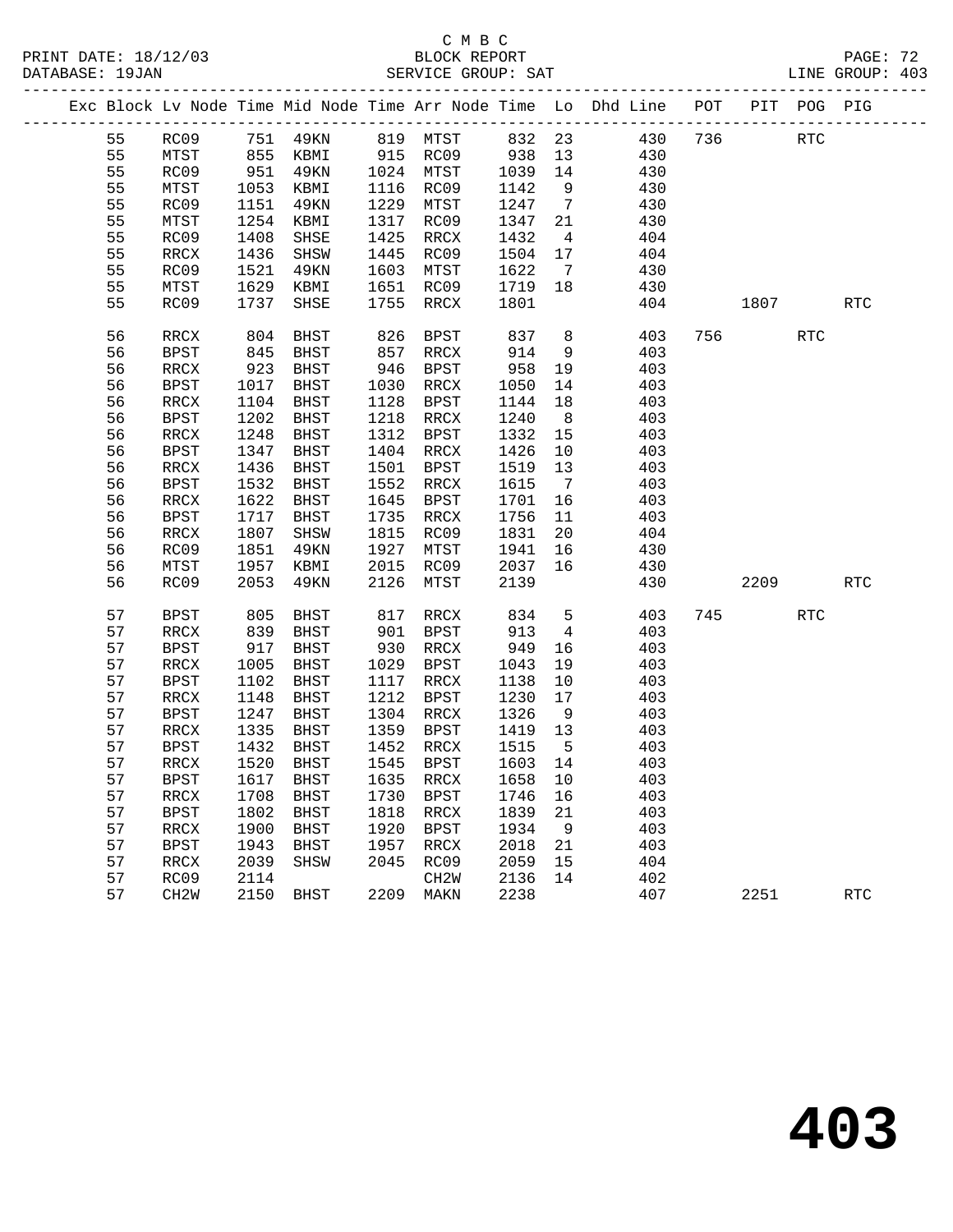C M B C
PRINT DATE: 18/12/03 BLOCK REPORT
DATABASE: 19JAN SERVICE GROUP: SAT LINE GROUP: 403

| Exc | Block | Lv Node | Time | Mid Node | Time | Arr Node | Time | Lo | Dhd Line | POT | PIT | POG | PIG |
|---|---|---|---|---|---|---|---|---|---|---|---|---|---|
| | 55 | RC09 | 751 | 49KN | 819 | MTST | 832 | 23 | 430 | 736 | | RTC | |
| | 55 | MTST | 855 | KBMI | 915 | RC09 | 938 | 13 | 430 | | | | |
| | 55 | RC09 | 951 | 49KN | 1024 | MTST | 1039 | 14 | 430 | | | | |
| | 55 | MTST | 1053 | KBMI | 1116 | RC09 | 1142 | 9 | 430 | | | | |
| | 55 | RC09 | 1151 | 49KN | 1229 | MTST | 1247 | 7 | 430 | | | | |
| | 55 | MTST | 1254 | KBMI | 1317 | RC09 | 1347 | 21 | 430 | | | | |
| | 55 | RC09 | 1408 | SHSE | 1425 | RRCX | 1432 | 4 | 404 | | | | |
| | 55 | RRCX | 1436 | SHSW | 1445 | RC09 | 1504 | 17 | 404 | | | | |
| | 55 | RC09 | 1521 | 49KN | 1603 | MTST | 1622 | 7 | 430 | | | | |
| | 55 | MTST | 1629 | KBMI | 1651 | RC09 | 1719 | 18 | 430 | | | | |
| | 55 | RC09 | 1737 | SHSE | 1755 | RRCX | 1801 | | 404 | | 1807 | | RTC |
| | 56 | RRCX | 804 | BHST | 826 | BPST | 837 | 8 | 403 | 756 | | RTC | |
| | 56 | BPST | 845 | BHST | 857 | RRCX | 914 | 9 | 403 | | | | |
| | 56 | RRCX | 923 | BHST | 946 | BPST | 958 | 19 | 403 | | | | |
| | 56 | BPST | 1017 | BHST | 1030 | RRCX | 1050 | 14 | 403 | | | | |
| | 56 | RRCX | 1104 | BHST | 1128 | BPST | 1144 | 18 | 403 | | | | |
| | 56 | BPST | 1202 | BHST | 1218 | RRCX | 1240 | 8 | 403 | | | | |
| | 56 | RRCX | 1248 | BHST | 1312 | BPST | 1332 | 15 | 403 | | | | |
| | 56 | BPST | 1347 | BHST | 1404 | RRCX | 1426 | 10 | 403 | | | | |
| | 56 | RRCX | 1436 | BHST | 1501 | BPST | 1519 | 13 | 403 | | | | |
| | 56 | BPST | 1532 | BHST | 1552 | RRCX | 1615 | 7 | 403 | | | | |
| | 56 | RRCX | 1622 | BHST | 1645 | BPST | 1701 | 16 | 403 | | | | |
| | 56 | BPST | 1717 | BHST | 1735 | RRCX | 1756 | 11 | 403 | | | | |
| | 56 | RRCX | 1807 | SHSW | 1815 | RC09 | 1831 | 20 | 404 | | | | |
| | 56 | RC09 | 1851 | 49KN | 1927 | MTST | 1941 | 16 | 430 | | | | |
| | 56 | MTST | 1957 | KBMI | 2015 | RC09 | 2037 | 16 | 430 | | | | |
| | 56 | RC09 | 2053 | 49KN | 2126 | MTST | 2139 | | 430 | | 2209 | | RTC |
| | 57 | BPST | 805 | BHST | 817 | RRCX | 834 | 5 | 403 | 745 | | RTC | |
| | 57 | RRCX | 839 | BHST | 901 | BPST | 913 | 4 | 403 | | | | |
| | 57 | BPST | 917 | BHST | 930 | RRCX | 949 | 16 | 403 | | | | |
| | 57 | RRCX | 1005 | BHST | 1029 | BPST | 1043 | 19 | 403 | | | | |
| | 57 | BPST | 1102 | BHST | 1117 | RRCX | 1138 | 10 | 403 | | | | |
| | 57 | RRCX | 1148 | BHST | 1212 | BPST | 1230 | 17 | 403 | | | | |
| | 57 | BPST | 1247 | BHST | 1304 | RRCX | 1326 | 9 | 403 | | | | |
| | 57 | RRCX | 1335 | BHST | 1359 | BPST | 1419 | 13 | 403 | | | | |
| | 57 | BPST | 1432 | BHST | 1452 | RRCX | 1515 | 5 | 403 | | | | |
| | 57 | RRCX | 1520 | BHST | 1545 | BPST | 1603 | 14 | 403 | | | | |
| | 57 | BPST | 1617 | BHST | 1635 | RRCX | 1658 | 10 | 403 | | | | |
| | 57 | RRCX | 1708 | BHST | 1730 | BPST | 1746 | 16 | 403 | | | | |
| | 57 | BPST | 1802 | BHST | 1818 | RRCX | 1839 | 21 | 403 | | | | |
| | 57 | RRCX | 1900 | BHST | 1920 | BPST | 1934 | 9 | 403 | | | | |
| | 57 | BPST | 1943 | BHST | 1957 | RRCX | 2018 | 21 | 403 | | | | |
| | 57 | RRCX | 2039 | SHSW | 2045 | RC09 | 2059 | 15 | 404 | | | | |
| | 57 | RC09 | 2114 | | | CH2W | 2136 | 14 | 402 | | | | |
| | 57 | CH2W | 2150 | BHST | 2209 | MAKN | 2238 | | 407 | | 2251 | | RTC |

# 403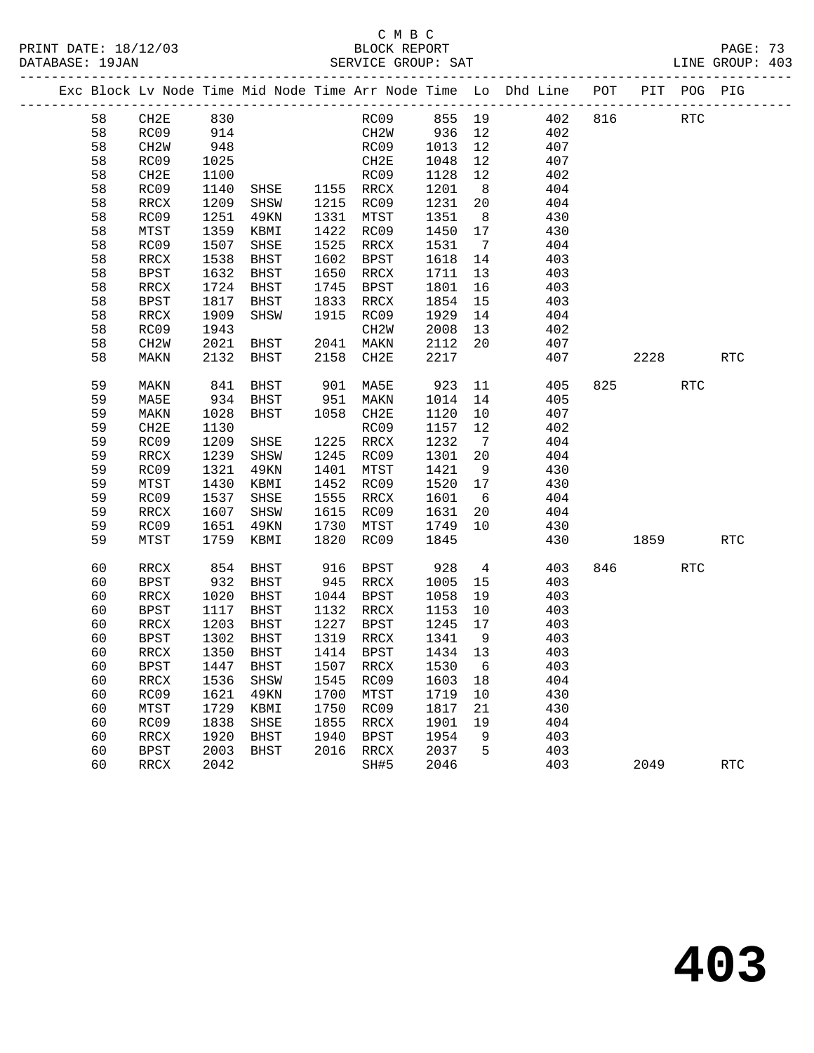C M B C
BLOCK REPORT
SERVICE GROUP: SAT

PRINT DATE: 18/12/03
DATABASE: 19JAN
LINE GROUP: 403

| Exc | Block | Lv Node | Time | Mid Node | Time | Arr Node | Time | Lo | Dhd Line | POT | PIT | POG | PIG |
|---|---|---|---|---|---|---|---|---|---|---|---|---|---|
| | 58 | CH2E | 830 | | | RC09 | 855 | 19 | 402 | 816 | | RTC | |
| | 58 | RC09 | 914 | | | CH2W | 936 | 12 | 402 | | | | |
| | 58 | CH2W | 948 | | | RC09 | 1013 | 12 | 407 | | | | |
| | 58 | RC09 | 1025 | | | CH2E | 1048 | 12 | 407 | | | | |
| | 58 | CH2E | 1100 | | | RC09 | 1128 | 12 | 402 | | | | |
| | 58 | RC09 | 1140 | SHSE | 1155 | RRCX | 1201 | 8 | 404 | | | | |
| | 58 | RRCX | 1209 | SHSW | 1215 | RC09 | 1231 | 20 | 404 | | | | |
| | 58 | RC09 | 1251 | 49KN | 1331 | MTST | 1351 | 8 | 430 | | | | |
| | 58 | MTST | 1359 | KBMI | 1422 | RC09 | 1450 | 17 | 430 | | | | |
| | 58 | RC09 | 1507 | SHSE | 1525 | RRCX | 1531 | 7 | 404 | | | | |
| | 58 | RRCX | 1538 | BHST | 1602 | BPST | 1618 | 14 | 403 | | | | |
| | 58 | BPST | 1632 | BHST | 1650 | RRCX | 1711 | 13 | 403 | | | | |
| | 58 | RRCX | 1724 | BHST | 1745 | BPST | 1801 | 16 | 403 | | | | |
| | 58 | BPST | 1817 | BHST | 1833 | RRCX | 1854 | 15 | 403 | | | | |
| | 58 | RRCX | 1909 | SHSW | 1915 | RC09 | 1929 | 14 | 404 | | | | |
| | 58 | RC09 | 1943 | | | CH2W | 2008 | 13 | 402 | | | | |
| | 58 | CH2W | 2021 | BHST | 2041 | MAKN | 2112 | 20 | 407 | | | | |
| | 58 | MAKN | 2132 | BHST | 2158 | CH2E | 2217 | | 407 | | 2228 | | RTC |
| | 59 | MAKN | 841 | BHST | 901 | MA5E | 923 | 11 | 405 | 825 | | RTC | |
| | 59 | MA5E | 934 | BHST | 951 | MAKN | 1014 | 14 | 405 | | | | |
| | 59 | MAKN | 1028 | BHST | 1058 | CH2E | 1120 | 10 | 407 | | | | |
| | 59 | CH2E | 1130 | | | RC09 | 1157 | 12 | 402 | | | | |
| | 59 | RC09 | 1209 | SHSE | 1225 | RRCX | 1232 | 7 | 404 | | | | |
| | 59 | RRCX | 1239 | SHSW | 1245 | RC09 | 1301 | 20 | 404 | | | | |
| | 59 | RC09 | 1321 | 49KN | 1401 | MTST | 1421 | 9 | 430 | | | | |
| | 59 | MTST | 1430 | KBMI | 1452 | RC09 | 1520 | 17 | 430 | | | | |
| | 59 | RC09 | 1537 | SHSE | 1555 | RRCX | 1601 | 6 | 404 | | | | |
| | 59 | RRCX | 1607 | SHSW | 1615 | RC09 | 1631 | 20 | 404 | | | | |
| | 59 | RC09 | 1651 | 49KN | 1730 | MTST | 1749 | 10 | 430 | | | | |
| | 59 | MTST | 1759 | KBMI | 1820 | RC09 | 1845 | | 430 | | 1859 | | RTC |
| | 60 | RRCX | 854 | BHST | 916 | BPST | 928 | 4 | 403 | 846 | | RTC | |
| | 60 | BPST | 932 | BHST | 945 | RRCX | 1005 | 15 | 403 | | | | |
| | 60 | RRCX | 1020 | BHST | 1044 | BPST | 1058 | 19 | 403 | | | | |
| | 60 | BPST | 1117 | BHST | 1132 | RRCX | 1153 | 10 | 403 | | | | |
| | 60 | RRCX | 1203 | BHST | 1227 | BPST | 1245 | 17 | 403 | | | | |
| | 60 | BPST | 1302 | BHST | 1319 | RRCX | 1341 | 9 | 403 | | | | |
| | 60 | RRCX | 1350 | BHST | 1414 | BPST | 1434 | 13 | 403 | | | | |
| | 60 | BPST | 1447 | BHST | 1507 | RRCX | 1530 | 6 | 403 | | | | |
| | 60 | RRCX | 1536 | SHSW | 1545 | RC09 | 1603 | 18 | 404 | | | | |
| | 60 | RC09 | 1621 | 49KN | 1700 | MTST | 1719 | 10 | 430 | | | | |
| | 60 | MTST | 1729 | KBMI | 1750 | RC09 | 1817 | 21 | 430 | | | | |
| | 60 | RC09 | 1838 | SHSE | 1855 | RRCX | 1901 | 19 | 404 | | | | |
| | 60 | RRCX | 1920 | BHST | 1940 | BPST | 1954 | 9 | 403 | | | | |
| | 60 | BPST | 2003 | BHST | 2016 | RRCX | 2037 | 5 | 403 | | | | |
| | 60 | RRCX | 2042 | | | SH#5 | 2046 | | 403 | | 2049 | | RTC |

# 403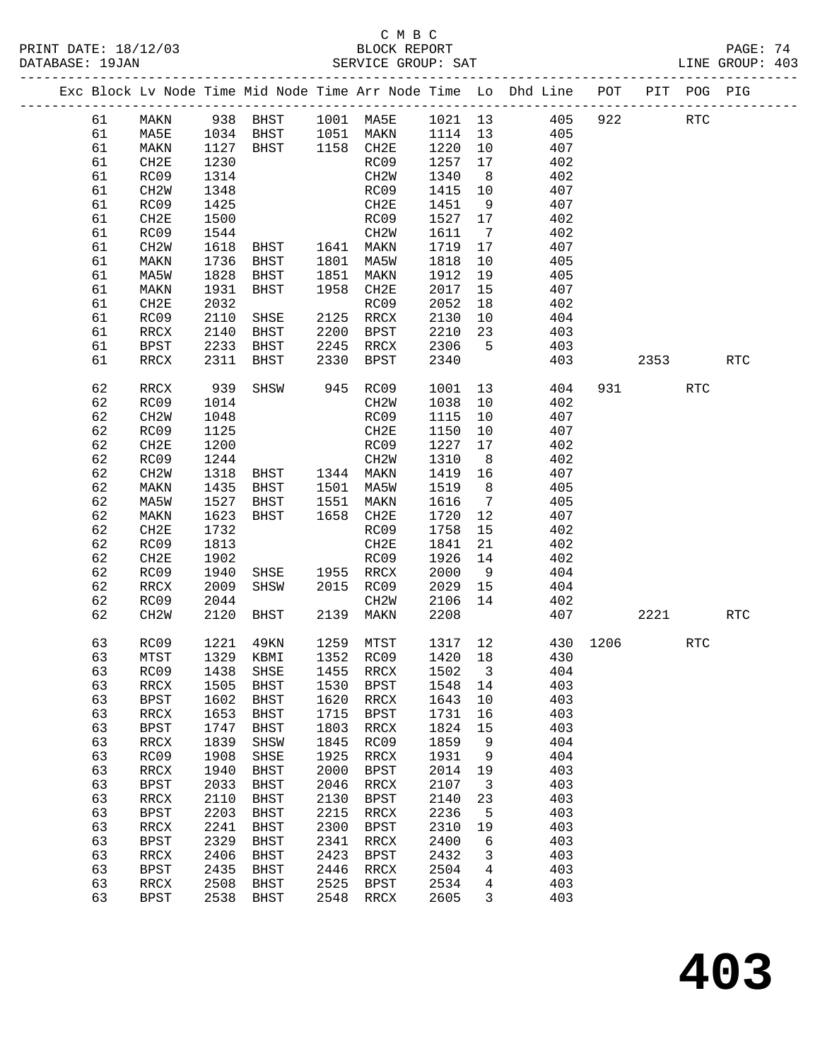C M B C

BLOCK REPORT

SERVICE GROUP: SAT

PRINT DATE: 18/12/03

DATABASE: 19JAN

LINE GROUP: 403

| Exc | Block | Lv Node | Time | Mid Node | Time | Arr Node | Time | Lo | Dhd Line | POT | PIT | POG | PIG |
|---|---|---|---|---|---|---|---|---|---|---|---|---|---|
| | 61 | MAKN | 938 | BHST | 1001 | MA5E | 1021 | 13 | 405 | 922 | | RTC | |
| | 61 | MA5E | 1034 | BHST | 1051 | MAKN | 1114 | 13 | 405 | | | | |
| | 61 | MAKN | 1127 | BHST | 1158 | CH2E | 1220 | 10 | 407 | | | | |
| | 61 | CH2E | 1230 | | | RC09 | 1257 | 17 | 402 | | | | |
| | 61 | RC09 | 1314 | | | CH2W | 1340 | 8 | 402 | | | | |
| | 61 | CH2W | 1348 | | | RC09 | 1415 | 10 | 407 | | | | |
| | 61 | RC09 | 1425 | | | CH2E | 1451 | 9 | 407 | | | | |
| | 61 | CH2E | 1500 | | | RC09 | 1527 | 17 | 402 | | | | |
| | 61 | RC09 | 1544 | | | CH2W | 1611 | 7 | 402 | | | | |
| | 61 | CH2W | 1618 | BHST | 1641 | MAKN | 1719 | 17 | 407 | | | | |
| | 61 | MAKN | 1736 | BHST | 1801 | MA5W | 1818 | 10 | 405 | | | | |
| | 61 | MA5W | 1828 | BHST | 1851 | MAKN | 1912 | 19 | 405 | | | | |
| | 61 | MAKN | 1931 | BHST | 1958 | CH2E | 2017 | 15 | 407 | | | | |
| | 61 | CH2E | 2032 | | | RC09 | 2052 | 18 | 402 | | | | |
| | 61 | RC09 | 2110 | SHSE | 2125 | RRCX | 2130 | 10 | 404 | | | | |
| | 61 | RRCX | 2140 | BHST | 2200 | BPST | 2210 | 23 | 403 | | | | |
| | 61 | BPST | 2233 | BHST | 2245 | RRCX | 2306 | 5 | 403 | | | | |
| | 61 | RRCX | 2311 | BHST | 2330 | BPST | 2340 | | 403 | | 2353 | | RTC |
| | 62 | RRCX | 939 | SHSW | 945 | RC09 | 1001 | 13 | 404 | 931 | | RTC | |
| | 62 | RC09 | 1014 | | | CH2W | 1038 | 10 | 402 | | | | |
| | 62 | CH2W | 1048 | | | RC09 | 1115 | 10 | 407 | | | | |
| | 62 | RC09 | 1125 | | | CH2E | 1150 | 10 | 407 | | | | |
| | 62 | CH2E | 1200 | | | RC09 | 1227 | 17 | 402 | | | | |
| | 62 | RC09 | 1244 | | | CH2W | 1310 | 8 | 402 | | | | |
| | 62 | CH2W | 1318 | BHST | 1344 | MAKN | 1419 | 16 | 407 | | | | |
| | 62 | MAKN | 1435 | BHST | 1501 | MA5W | 1519 | 8 | 405 | | | | |
| | 62 | MA5W | 1527 | BHST | 1551 | MAKN | 1616 | 7 | 405 | | | | |
| | 62 | MAKN | 1623 | BHST | 1658 | CH2E | 1720 | 12 | 407 | | | | |
| | 62 | CH2E | 1732 | | | RC09 | 1758 | 15 | 402 | | | | |
| | 62 | RC09 | 1813 | | | CH2E | 1841 | 21 | 402 | | | | |
| | 62 | CH2E | 1902 | | | RC09 | 1926 | 14 | 402 | | | | |
| | 62 | RC09 | 1940 | SHSE | 1955 | RRCX | 2000 | 9 | 404 | | | | |
| | 62 | RRCX | 2009 | SHSW | 2015 | RC09 | 2029 | 15 | 404 | | | | |
| | 62 | RC09 | 2044 | | | CH2W | 2106 | 14 | 402 | | | | |
| | 62 | CH2W | 2120 | BHST | 2139 | MAKN | 2208 | | 407 | | 2221 | | RTC |
| | 63 | RC09 | 1221 | 49KN | 1259 | MTST | 1317 | 12 | 430 | 1206 | | RTC | |
| | 63 | MTST | 1329 | KBMI | 1352 | RC09 | 1420 | 18 | 430 | | | | |
| | 63 | RC09 | 1438 | SHSE | 1455 | RRCX | 1502 | 3 | 404 | | | | |
| | 63 | RRCX | 1505 | BHST | 1530 | BPST | 1548 | 14 | 403 | | | | |
| | 63 | BPST | 1602 | BHST | 1620 | RRCX | 1643 | 10 | 403 | | | | |
| | 63 | RRCX | 1653 | BHST | 1715 | BPST | 1731 | 16 | 403 | | | | |
| | 63 | BPST | 1747 | BHST | 1803 | RRCX | 1824 | 15 | 403 | | | | |
| | 63 | RRCX | 1839 | SHSW | 1845 | RC09 | 1859 | 9 | 404 | | | | |
| | 63 | RC09 | 1908 | SHSE | 1925 | RRCX | 1931 | 9 | 404 | | | | |
| | 63 | RRCX | 1940 | BHST | 2000 | BPST | 2014 | 19 | 403 | | | | |
| | 63 | BPST | 2033 | BHST | 2046 | RRCX | 2107 | 3 | 403 | | | | |
| | 63 | RRCX | 2110 | BHST | 2130 | BPST | 2140 | 23 | 403 | | | | |
| | 63 | BPST | 2203 | BHST | 2215 | RRCX | 2236 | 5 | 403 | | | | |
| | 63 | RRCX | 2241 | BHST | 2300 | BPST | 2310 | 19 | 403 | | | | |
| | 63 | BPST | 2329 | BHST | 2341 | RRCX | 2400 | 6 | 403 | | | | |
| | 63 | RRCX | 2406 | BHST | 2423 | BPST | 2432 | 3 | 403 | | | | |
| | 63 | BPST | 2435 | BHST | 2446 | RRCX | 2504 | 4 | 403 | | | | |
| | 63 | RRCX | 2508 | BHST | 2525 | BPST | 2534 | 4 | 403 | | | | |
| | 63 | BPST | 2538 | BHST | 2548 | RRCX | 2605 | 3 | 403 | | | | |

# 403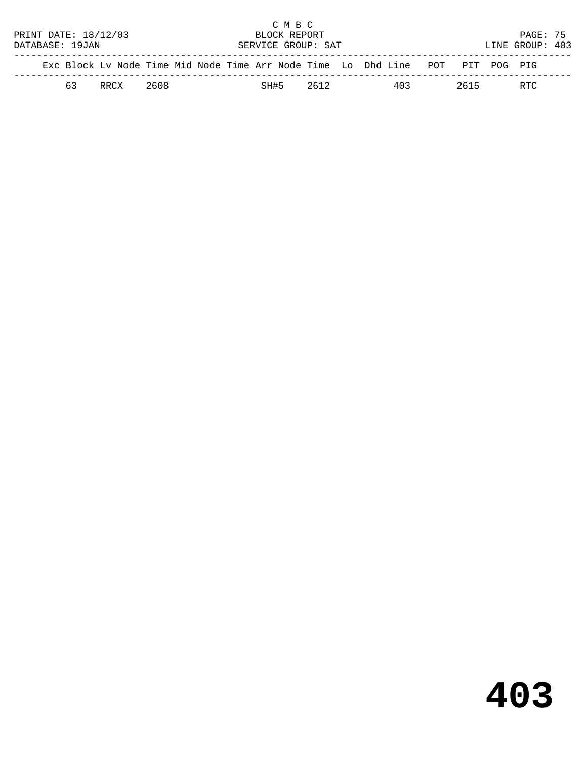C M B C
BLOCK REPORT
SERVICE GROUP: SAT

PRINT DATE: 18/12/03
DATABASE: 19JAN
LINE GROUP: 403

| Exc | Block | Lv | Node | Time | Mid | Node | Time | Arr | Node | Time | Lo | Dhd | Line | POT | PIT | POG | PIG |
|---|---|---|---|---|---|---|---|---|---|---|---|---|---|---|---|---|---|
| | 63 | | RRCX | 2608 | | | | | SH#5 | 2612 | | | 403 | | 2615 | | RTC |

# 403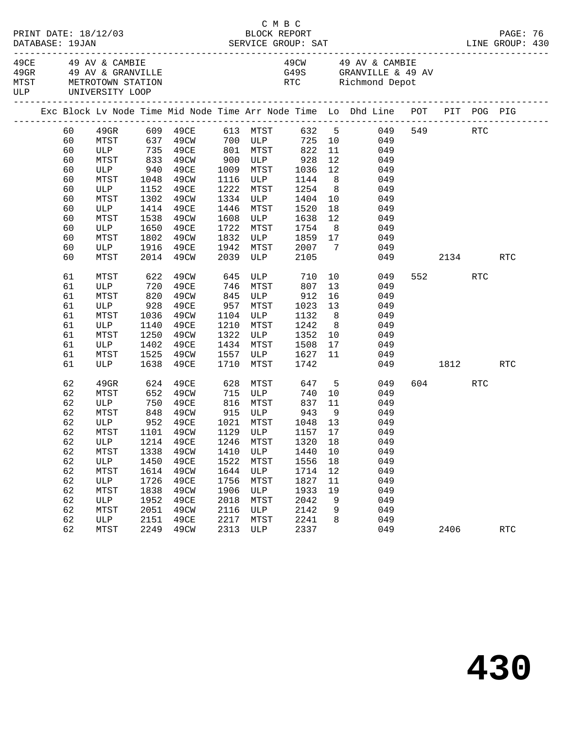C M B C

BLOCK REPORT

SERVICE GROUP: SAT

PRINT DATE: 18/12/03
DATABASE: 19JAN
LINE GROUP: 430

| Code | Description | Code | Description |
|---|---|---|---|
| 49CE | 49 AV & CAMBIE | 49CW | 49 AV & CAMBIE |
| 49GR | 49 AV & GRANVILLE | G49S | GRANVILLE & 49 AV |
| MTST | METROTOWN STATION | RTC | Richmond Depot |
| ULP | UNIVERSITY LOOP | | |

| Exc | Block | Lv Node | Time | Mid Node | Time | Arr Node | Time | Lo | Dhd Line | POT | PIT | POG | PIG |
|---|---|---|---|---|---|---|---|---|---|---|---|---|---|
| | 60 | 49GR | 609 | 49CE | 613 | MTST | 632 | 5 | 049 | 549 | | RTC | |
| | 60 | MTST | 637 | 49CW | 700 | ULP | 725 | 10 | 049 | | | | |
| | 60 | ULP | 735 | 49CE | 801 | MTST | 822 | 11 | 049 | | | | |
| | 60 | MTST | 833 | 49CW | 900 | ULP | 928 | 12 | 049 | | | | |
| | 60 | ULP | 940 | 49CE | 1009 | MTST | 1036 | 12 | 049 | | | | |
| | 60 | MTST | 1048 | 49CW | 1116 | ULP | 1144 | 8 | 049 | | | | |
| | 60 | ULP | 1152 | 49CE | 1222 | MTST | 1254 | 8 | 049 | | | | |
| | 60 | MTST | 1302 | 49CW | 1334 | ULP | 1404 | 10 | 049 | | | | |
| | 60 | ULP | 1414 | 49CE | 1446 | MTST | 1520 | 18 | 049 | | | | |
| | 60 | MTST | 1538 | 49CW | 1608 | ULP | 1638 | 12 | 049 | | | | |
| | 60 | ULP | 1650 | 49CE | 1722 | MTST | 1754 | 8 | 049 | | | | |
| | 60 | MTST | 1802 | 49CW | 1832 | ULP | 1859 | 17 | 049 | | | | |
| | 60 | ULP | 1916 | 49CE | 1942 | MTST | 2007 | 7 | 049 | | | | |
| | 60 | MTST | 2014 | 49CW | 2039 | ULP | 2105 | | 049 | | 2134 | | RTC |
| | 61 | MTST | 622 | 49CW | 645 | ULP | 710 | 10 | 049 | 552 | | RTC | |
| | 61 | ULP | 720 | 49CE | 746 | MTST | 807 | 13 | 049 | | | | |
| | 61 | MTST | 820 | 49CW | 845 | ULP | 912 | 16 | 049 | | | | |
| | 61 | ULP | 928 | 49CE | 957 | MTST | 1023 | 13 | 049 | | | | |
| | 61 | MTST | 1036 | 49CW | 1104 | ULP | 1132 | 8 | 049 | | | | |
| | 61 | ULP | 1140 | 49CE | 1210 | MTST | 1242 | 8 | 049 | | | | |
| | 61 | MTST | 1250 | 49CW | 1322 | ULP | 1352 | 10 | 049 | | | | |
| | 61 | ULP | 1402 | 49CE | 1434 | MTST | 1508 | 17 | 049 | | | | |
| | 61 | MTST | 1525 | 49CW | 1557 | ULP | 1627 | 11 | 049 | | | | |
| | 61 | ULP | 1638 | 49CE | 1710 | MTST | 1742 | | 049 | | 1812 | | RTC |
| | 62 | 49GR | 624 | 49CE | 628 | MTST | 647 | 5 | 049 | 604 | | RTC | |
| | 62 | MTST | 652 | 49CW | 715 | ULP | 740 | 10 | 049 | | | | |
| | 62 | ULP | 750 | 49CE | 816 | MTST | 837 | 11 | 049 | | | | |
| | 62 | MTST | 848 | 49CW | 915 | ULP | 943 | 9 | 049 | | | | |
| | 62 | ULP | 952 | 49CE | 1021 | MTST | 1048 | 13 | 049 | | | | |
| | 62 | MTST | 1101 | 49CW | 1129 | ULP | 1157 | 17 | 049 | | | | |
| | 62 | ULP | 1214 | 49CE | 1246 | MTST | 1320 | 18 | 049 | | | | |
| | 62 | MTST | 1338 | 49CW | 1410 | ULP | 1440 | 10 | 049 | | | | |
| | 62 | ULP | 1450 | 49CE | 1522 | MTST | 1556 | 18 | 049 | | | | |
| | 62 | MTST | 1614 | 49CW | 1644 | ULP | 1714 | 12 | 049 | | | | |
| | 62 | ULP | 1726 | 49CE | 1756 | MTST | 1827 | 11 | 049 | | | | |
| | 62 | MTST | 1838 | 49CW | 1906 | ULP | 1933 | 19 | 049 | | | | |
| | 62 | ULP | 1952 | 49CE | 2018 | MTST | 2042 | 9 | 049 | | | | |
| | 62 | MTST | 2051 | 49CW | 2116 | ULP | 2142 | 9 | 049 | | | | |
| | 62 | ULP | 2151 | 49CE | 2217 | MTST | 2241 | 8 | 049 | | | | |
| | 62 | MTST | 2249 | 49CW | 2313 | ULP | 2337 | | 049 | | 2406 | | RTC |

430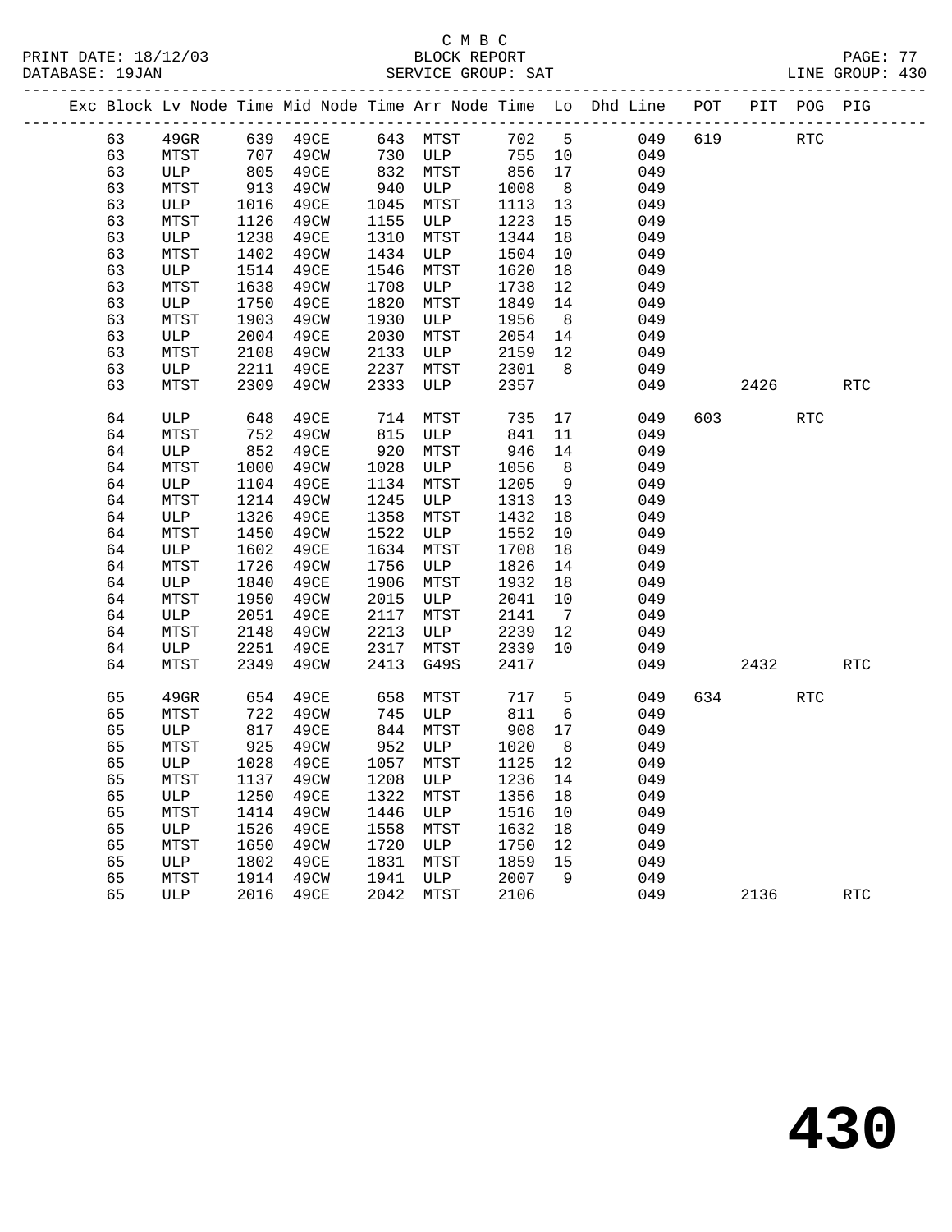C M B C
BLOCK REPORT
SERVICE GROUP: SAT

PRINT DATE: 18/12/03
DATABASE: 19JAN
LINE GROUP: 430

| Exc | Block | Lv Node | Time | Mid Node | Time | Arr Node | Time | Lo | Dhd Line | POT | PIT | POG | PIG |
|---|---|---|---|---|---|---|---|---|---|---|---|---|---|
| | 63 | 49GR | 639 | 49CE | 643 | MTST | 702 | 5 | 049 | 619 | | RTC | |
| | 63 | MTST | 707 | 49CW | 730 | ULP | 755 | 10 | 049 | | | | |
| | 63 | ULP | 805 | 49CE | 832 | MTST | 856 | 17 | 049 | | | | |
| | 63 | MTST | 913 | 49CW | 940 | ULP | 1008 | 8 | 049 | | | | |
| | 63 | ULP | 1016 | 49CE | 1045 | MTST | 1113 | 13 | 049 | | | | |
| | 63 | MTST | 1126 | 49CW | 1155 | ULP | 1223 | 15 | 049 | | | | |
| | 63 | ULP | 1238 | 49CE | 1310 | MTST | 1344 | 18 | 049 | | | | |
| | 63 | MTST | 1402 | 49CW | 1434 | ULP | 1504 | 10 | 049 | | | | |
| | 63 | ULP | 1514 | 49CE | 1546 | MTST | 1620 | 18 | 049 | | | | |
| | 63 | MTST | 1638 | 49CW | 1708 | ULP | 1738 | 12 | 049 | | | | |
| | 63 | ULP | 1750 | 49CE | 1820 | MTST | 1849 | 14 | 049 | | | | |
| | 63 | MTST | 1903 | 49CW | 1930 | ULP | 1956 | 8 | 049 | | | | |
| | 63 | ULP | 2004 | 49CE | 2030 | MTST | 2054 | 14 | 049 | | | | |
| | 63 | MTST | 2108 | 49CW | 2133 | ULP | 2159 | 12 | 049 | | | | |
| | 63 | ULP | 2211 | 49CE | 2237 | MTST | 2301 | 8 | 049 | | | | |
| | 63 | MTST | 2309 | 49CW | 2333 | ULP | 2357 | | 049 | | 2426 | | RTC |
| | 64 | ULP | 648 | 49CE | 714 | MTST | 735 | 17 | 049 | 603 | | RTC | |
| | 64 | MTST | 752 | 49CW | 815 | ULP | 841 | 11 | 049 | | | | |
| | 64 | ULP | 852 | 49CE | 920 | MTST | 946 | 14 | 049 | | | | |
| | 64 | MTST | 1000 | 49CW | 1028 | ULP | 1056 | 8 | 049 | | | | |
| | 64 | ULP | 1104 | 49CE | 1134 | MTST | 1205 | 9 | 049 | | | | |
| | 64 | MTST | 1214 | 49CW | 1245 | ULP | 1313 | 13 | 049 | | | | |
| | 64 | ULP | 1326 | 49CE | 1358 | MTST | 1432 | 18 | 049 | | | | |
| | 64 | MTST | 1450 | 49CW | 1522 | ULP | 1552 | 10 | 049 | | | | |
| | 64 | ULP | 1602 | 49CE | 1634 | MTST | 1708 | 18 | 049 | | | | |
| | 64 | MTST | 1726 | 49CW | 1756 | ULP | 1826 | 14 | 049 | | | | |
| | 64 | ULP | 1840 | 49CE | 1906 | MTST | 1932 | 18 | 049 | | | | |
| | 64 | MTST | 1950 | 49CW | 2015 | ULP | 2041 | 10 | 049 | | | | |
| | 64 | ULP | 2051 | 49CE | 2117 | MTST | 2141 | 7 | 049 | | | | |
| | 64 | MTST | 2148 | 49CW | 2213 | ULP | 2239 | 12 | 049 | | | | |
| | 64 | ULP | 2251 | 49CE | 2317 | MTST | 2339 | 10 | 049 | | | | |
| | 64 | MTST | 2349 | 49CW | 2413 | G49S | 2417 | | 049 | | 2432 | | RTC |
| | 65 | 49GR | 654 | 49CE | 658 | MTST | 717 | 5 | 049 | 634 | | RTC | |
| | 65 | MTST | 722 | 49CW | 745 | ULP | 811 | 6 | 049 | | | | |
| | 65 | ULP | 817 | 49CE | 844 | MTST | 908 | 17 | 049 | | | | |
| | 65 | MTST | 925 | 49CW | 952 | ULP | 1020 | 8 | 049 | | | | |
| | 65 | ULP | 1028 | 49CE | 1057 | MTST | 1125 | 12 | 049 | | | | |
| | 65 | MTST | 1137 | 49CW | 1208 | ULP | 1236 | 14 | 049 | | | | |
| | 65 | ULP | 1250 | 49CE | 1322 | MTST | 1356 | 18 | 049 | | | | |
| | 65 | MTST | 1414 | 49CW | 1446 | ULP | 1516 | 10 | 049 | | | | |
| | 65 | ULP | 1526 | 49CE | 1558 | MTST | 1632 | 18 | 049 | | | | |
| | 65 | MTST | 1650 | 49CW | 1720 | ULP | 1750 | 12 | 049 | | | | |
| | 65 | ULP | 1802 | 49CE | 1831 | MTST | 1859 | 15 | 049 | | | | |
| | 65 | MTST | 1914 | 49CW | 1941 | ULP | 2007 | 9 | 049 | | | | |
| | 65 | ULP | 2016 | 49CE | 2042 | MTST | 2106 | | 049 | | 2136 | | RTC |

430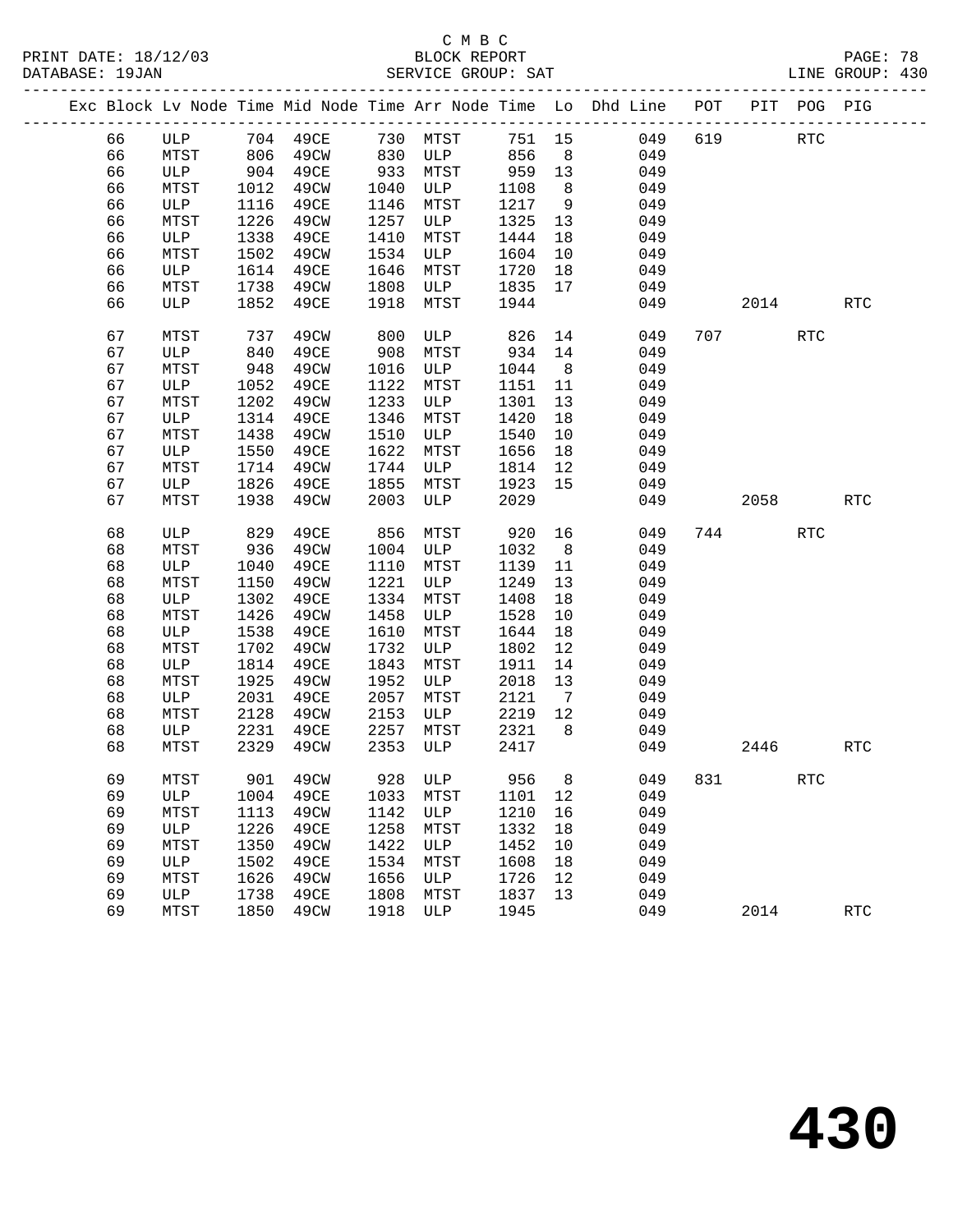C M B C

PRINT DATE: 18/12/03 BLOCK REPORT
DATABASE: 19JAN SERVICE GROUP: SAT LINE GROUP: 430

| Exc | Block | Lv | Node | Time | Mid Node | Time | Arr Node | Time | Lo | Dhd Line | POT | PIT | POG | PIG |
|---|---|---|---|---|---|---|---|---|---|---|---|---|---|---|
| | 66 | | ULP | 704 | 49CE | 730 | MTST | 751 | 15 | 049 | 619 | | RTC | |
| | 66 | | MTST | 806 | 49CW | 830 | ULP | 856 | 8 | 049 | | | | |
| | 66 | | ULP | 904 | 49CE | 933 | MTST | 959 | 13 | 049 | | | | |
| | 66 | | MTST | 1012 | 49CW | 1040 | ULP | 1108 | 8 | 049 | | | | |
| | 66 | | ULP | 1116 | 49CE | 1146 | MTST | 1217 | 9 | 049 | | | | |
| | 66 | | MTST | 1226 | 49CW | 1257 | ULP | 1325 | 13 | 049 | | | | |
| | 66 | | ULP | 1338 | 49CE | 1410 | MTST | 1444 | 18 | 049 | | | | |
| | 66 | | MTST | 1502 | 49CW | 1534 | ULP | 1604 | 10 | 049 | | | | |
| | 66 | | ULP | 1614 | 49CE | 1646 | MTST | 1720 | 18 | 049 | | | | |
| | 66 | | MTST | 1738 | 49CW | 1808 | ULP | 1835 | 17 | 049 | | | | |
| | 66 | | ULP | 1852 | 49CE | 1918 | MTST | 1944 | | 049 | | 2014 | | RTC |
| | 67 | | MTST | 737 | 49CW | 800 | ULP | 826 | 14 | 049 | 707 | | RTC | |
| | 67 | | ULP | 840 | 49CE | 908 | MTST | 934 | 14 | 049 | | | | |
| | 67 | | MTST | 948 | 49CW | 1016 | ULP | 1044 | 8 | 049 | | | | |
| | 67 | | ULP | 1052 | 49CE | 1122 | MTST | 1151 | 11 | 049 | | | | |
| | 67 | | MTST | 1202 | 49CW | 1233 | ULP | 1301 | 13 | 049 | | | | |
| | 67 | | ULP | 1314 | 49CE | 1346 | MTST | 1420 | 18 | 049 | | | | |
| | 67 | | MTST | 1438 | 49CW | 1510 | ULP | 1540 | 10 | 049 | | | | |
| | 67 | | ULP | 1550 | 49CE | 1622 | MTST | 1656 | 18 | 049 | | | | |
| | 67 | | MTST | 1714 | 49CW | 1744 | ULP | 1814 | 12 | 049 | | | | |
| | 67 | | ULP | 1826 | 49CE | 1855 | MTST | 1923 | 15 | 049 | | | | |
| | 67 | | MTST | 1938 | 49CW | 2003 | ULP | 2029 | | 049 | | 2058 | | RTC |
| | 68 | | ULP | 829 | 49CE | 856 | MTST | 920 | 16 | 049 | 744 | | RTC | |
| | 68 | | MTST | 936 | 49CW | 1004 | ULP | 1032 | 8 | 049 | | | | |
| | 68 | | ULP | 1040 | 49CE | 1110 | MTST | 1139 | 11 | 049 | | | | |
| | 68 | | MTST | 1150 | 49CW | 1221 | ULP | 1249 | 13 | 049 | | | | |
| | 68 | | ULP | 1302 | 49CE | 1334 | MTST | 1408 | 18 | 049 | | | | |
| | 68 | | MTST | 1426 | 49CW | 1458 | ULP | 1528 | 10 | 049 | | | | |
| | 68 | | ULP | 1538 | 49CE | 1610 | MTST | 1644 | 18 | 049 | | | | |
| | 68 | | MTST | 1702 | 49CW | 1732 | ULP | 1802 | 12 | 049 | | | | |
| | 68 | | ULP | 1814 | 49CE | 1843 | MTST | 1911 | 14 | 049 | | | | |
| | 68 | | MTST | 1925 | 49CW | 1952 | ULP | 2018 | 13 | 049 | | | | |
| | 68 | | ULP | 2031 | 49CE | 2057 | MTST | 2121 | 7 | 049 | | | | |
| | 68 | | MTST | 2128 | 49CW | 2153 | ULP | 2219 | 12 | 049 | | | | |
| | 68 | | ULP | 2231 | 49CE | 2257 | MTST | 2321 | 8 | 049 | | | | |
| | 68 | | MTST | 2329 | 49CW | 2353 | ULP | 2417 | | 049 | | 2446 | | RTC |
| | 69 | | MTST | 901 | 49CW | 928 | ULP | 956 | 8 | 049 | 831 | | RTC | |
| | 69 | | ULP | 1004 | 49CE | 1033 | MTST | 1101 | 12 | 049 | | | | |
| | 69 | | MTST | 1113 | 49CW | 1142 | ULP | 1210 | 16 | 049 | | | | |
| | 69 | | ULP | 1226 | 49CE | 1258 | MTST | 1332 | 18 | 049 | | | | |
| | 69 | | MTST | 1350 | 49CW | 1422 | ULP | 1452 | 10 | 049 | | | | |
| | 69 | | ULP | 1502 | 49CE | 1534 | MTST | 1608 | 18 | 049 | | | | |
| | 69 | | MTST | 1626 | 49CW | 1656 | ULP | 1726 | 12 | 049 | | | | |
| | 69 | | ULP | 1738 | 49CE | 1808 | MTST | 1837 | 13 | 049 | | | | |
| | 69 | | MTST | 1850 | 49CW | 1918 | ULP | 1945 | | 049 | | 2014 | | RTC |

430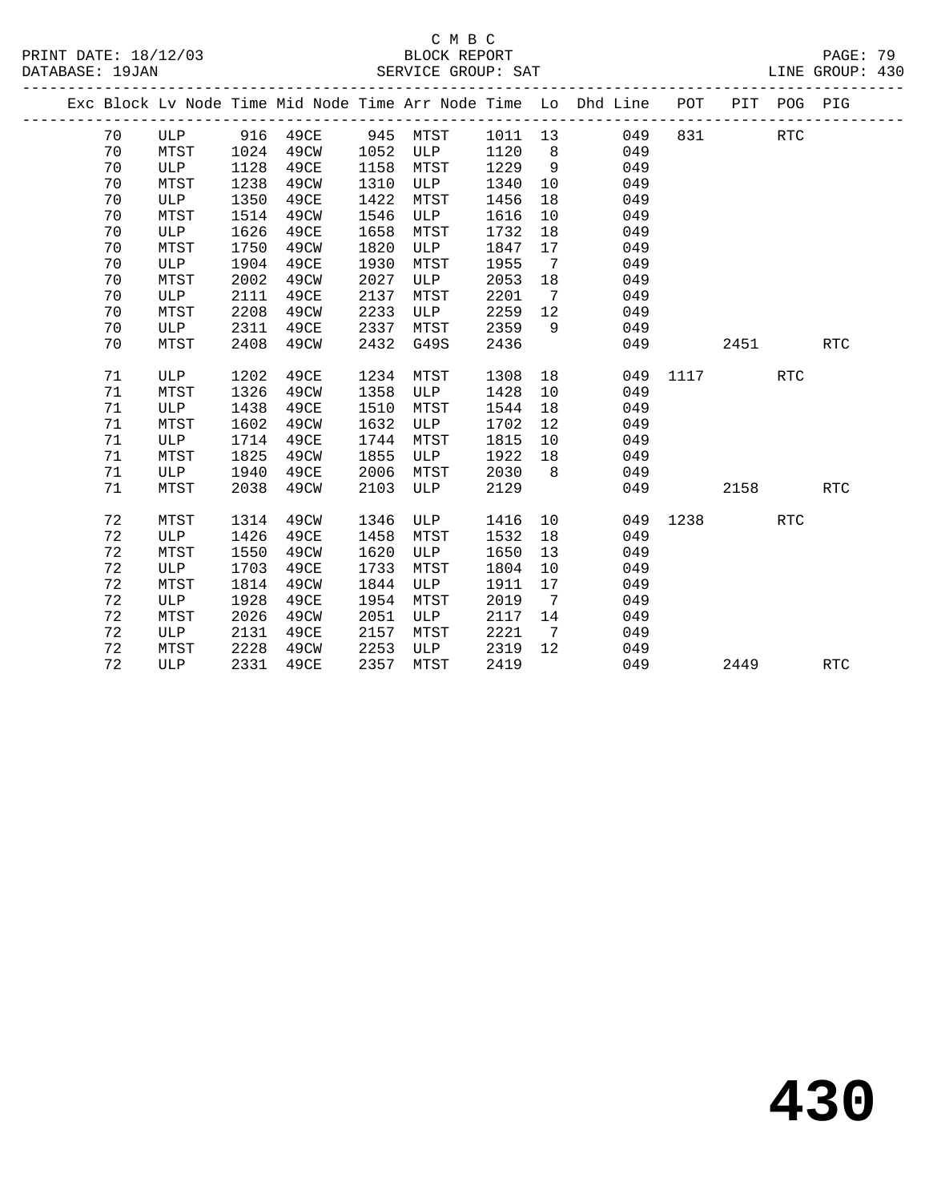C M B C
BLOCK REPORT
SERVICE GROUP: SAT

PRINT DATE: 18/12/03
DATABASE: 19JAN
LINE GROUP: 430

| Exc | Block | Lv | Node | Time | Mid Node | Time | Arr Node | Time | Lo | Dhd Line | POT | PIT | POG | PIG |
|---|---|---|---|---|---|---|---|---|---|---|---|---|---|---|
| | 70 | | ULP | 916 | 49CE | 945 | MTST | 1011 | 13 | 049 | 831 | | RTC | |
| | 70 | | MTST | 1024 | 49CW | 1052 | ULP | 1120 | 8 | 049 | | | | |
| | 70 | | ULP | 1128 | 49CE | 1158 | MTST | 1229 | 9 | 049 | | | | |
| | 70 | | MTST | 1238 | 49CW | 1310 | ULP | 1340 | 10 | 049 | | | | |
| | 70 | | ULP | 1350 | 49CE | 1422 | MTST | 1456 | 18 | 049 | | | | |
| | 70 | | MTST | 1514 | 49CW | 1546 | ULP | 1616 | 10 | 049 | | | | |
| | 70 | | ULP | 1626 | 49CE | 1658 | MTST | 1732 | 18 | 049 | | | | |
| | 70 | | MTST | 1750 | 49CW | 1820 | ULP | 1847 | 17 | 049 | | | | |
| | 70 | | ULP | 1904 | 49CE | 1930 | MTST | 1955 | 7 | 049 | | | | |
| | 70 | | MTST | 2002 | 49CW | 2027 | ULP | 2053 | 18 | 049 | | | | |
| | 70 | | ULP | 2111 | 49CE | 2137 | MTST | 2201 | 7 | 049 | | | | |
| | 70 | | MTST | 2208 | 49CW | 2233 | ULP | 2259 | 12 | 049 | | | | |
| | 70 | | ULP | 2311 | 49CE | 2337 | MTST | 2359 | 9 | 049 | | | | |
| | 70 | | MTST | 2408 | 49CW | 2432 | G49S | 2436 | | 049 | | 2451 | | RTC |
| | 71 | | ULP | 1202 | 49CE | 1234 | MTST | 1308 | 18 | 049 | 1117 | | RTC | |
| | 71 | | MTST | 1326 | 49CW | 1358 | ULP | 1428 | 10 | 049 | | | | |
| | 71 | | ULP | 1438 | 49CE | 1510 | MTST | 1544 | 18 | 049 | | | | |
| | 71 | | MTST | 1602 | 49CW | 1632 | ULP | 1702 | 12 | 049 | | | | |
| | 71 | | ULP | 1714 | 49CE | 1744 | MTST | 1815 | 10 | 049 | | | | |
| | 71 | | MTST | 1825 | 49CW | 1855 | ULP | 1922 | 18 | 049 | | | | |
| | 71 | | ULP | 1940 | 49CE | 2006 | MTST | 2030 | 8 | 049 | | | | |
| | 71 | | MTST | 2038 | 49CW | 2103 | ULP | 2129 | | 049 | | 2158 | | RTC |
| | 72 | | MTST | 1314 | 49CW | 1346 | ULP | 1416 | 10 | 049 | 1238 | | RTC | |
| | 72 | | ULP | 1426 | 49CE | 1458 | MTST | 1532 | 18 | 049 | | | | |
| | 72 | | MTST | 1550 | 49CW | 1620 | ULP | 1650 | 13 | 049 | | | | |
| | 72 | | ULP | 1703 | 49CE | 1733 | MTST | 1804 | 10 | 049 | | | | |
| | 72 | | MTST | 1814 | 49CW | 1844 | ULP | 1911 | 17 | 049 | | | | |
| | 72 | | ULP | 1928 | 49CE | 1954 | MTST | 2019 | 7 | 049 | | | | |
| | 72 | | MTST | 2026 | 49CW | 2051 | ULP | 2117 | 14 | 049 | | | | |
| | 72 | | ULP | 2131 | 49CE | 2157 | MTST | 2221 | 7 | 049 | | | | |
| | 72 | | MTST | 2228 | 49CW | 2253 | ULP | 2319 | 12 | 049 | | | | |
| | 72 | | ULP | 2331 | 49CE | 2357 | MTST | 2419 | | 049 | | 2449 | | RTC |

# 430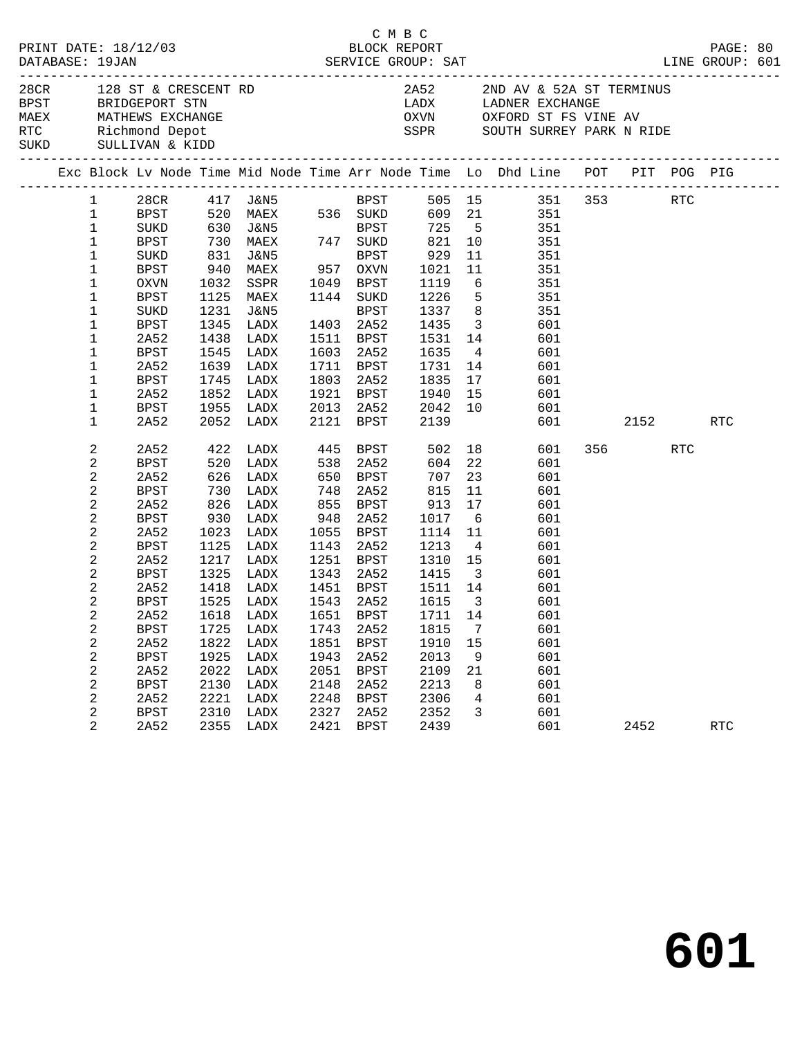C M B C

PRINT DATE: 18/12/03 BLOCK REPORT
DATABASE: 19JAN SERVICE GROUP: SAT LINE GROUP: 601

| Code | Name | Code | Name |
|---|---|---|---|
| 28CR | 128 ST & CRESCENT RD | 2A52 | 2ND AV & 52A ST TERMINUS |
| BPST | BRIDGEPORT STN | LADX | LADNER EXCHANGE |
| MAEX | MATHEWS EXCHANGE | OXVN | OXFORD ST FS VINE AV |
| RTC | Richmond Depot | SSPR | SOUTH SURREY PARK N RIDE |
| SUKD | SULLIVAN & KIDD | | |

| Exc | Block | Lv Node | Time | Mid Node | Time | Arr Node | Time | Lo | Dhd Line | POT | PIT | POG | PIG |
|---|---|---|---|---|---|---|---|---|---|---|---|---|---|
| | 1 | 28CR | 417 | J&N5 | | BPST | 505 | 15 | 351 | 353 | | RTC | |
| | 1 | BPST | 520 | MAEX | 536 | SUKD | 609 | 21 | 351 | | | | |
| | 1 | SUKD | 630 | J&N5 | | BPST | 725 | 5 | 351 | | | | |
| | 1 | BPST | 730 | MAEX | 747 | SUKD | 821 | 10 | 351 | | | | |
| | 1 | SUKD | 831 | J&N5 | | BPST | 929 | 11 | 351 | | | | |
| | 1 | BPST | 940 | MAEX | 957 | OXVN | 1021 | 11 | 351 | | | | |
| | 1 | OXVN | 1032 | SSPR | 1049 | BPST | 1119 | 6 | 351 | | | | |
| | 1 | BPST | 1125 | MAEX | 1144 | SUKD | 1226 | 5 | 351 | | | | |
| | 1 | SUKD | 1231 | J&N5 | | BPST | 1337 | 8 | 351 | | | | |
| | 1 | BPST | 1345 | LADX | 1403 | 2A52 | 1435 | 3 | 601 | | | | |
| | 1 | 2A52 | 1438 | LADX | 1511 | BPST | 1531 | 14 | 601 | | | | |
| | 1 | BPST | 1545 | LADX | 1603 | 2A52 | 1635 | 4 | 601 | | | | |
| | 1 | 2A52 | 1639 | LADX | 1711 | BPST | 1731 | 14 | 601 | | | | |
| | 1 | BPST | 1745 | LADX | 1803 | 2A52 | 1835 | 17 | 601 | | | | |
| | 1 | 2A52 | 1852 | LADX | 1921 | BPST | 1940 | 15 | 601 | | | | |
| | 1 | BPST | 1955 | LADX | 2013 | 2A52 | 2042 | 10 | 601 | | | | |
| | 1 | 2A52 | 2052 | LADX | 2121 | BPST | 2139 | | 601 | | 2152 | | RTC |
| | 2 | 2A52 | 422 | LADX | 445 | BPST | 502 | 18 | 601 | 356 | | RTC | |
| | 2 | BPST | 520 | LADX | 538 | 2A52 | 604 | 22 | 601 | | | | |
| | 2 | 2A52 | 626 | LADX | 650 | BPST | 707 | 23 | 601 | | | | |
| | 2 | BPST | 730 | LADX | 748 | 2A52 | 815 | 11 | 601 | | | | |
| | 2 | 2A52 | 826 | LADX | 855 | BPST | 913 | 17 | 601 | | | | |
| | 2 | BPST | 930 | LADX | 948 | 2A52 | 1017 | 6 | 601 | | | | |
| | 2 | 2A52 | 1023 | LADX | 1055 | BPST | 1114 | 11 | 601 | | | | |
| | 2 | BPST | 1125 | LADX | 1143 | 2A52 | 1213 | 4 | 601 | | | | |
| | 2 | 2A52 | 1217 | LADX | 1251 | BPST | 1310 | 15 | 601 | | | | |
| | 2 | BPST | 1325 | LADX | 1343 | 2A52 | 1415 | 3 | 601 | | | | |
| | 2 | 2A52 | 1418 | LADX | 1451 | BPST | 1511 | 14 | 601 | | | | |
| | 2 | BPST | 1525 | LADX | 1543 | 2A52 | 1615 | 3 | 601 | | | | |
| | 2 | 2A52 | 1618 | LADX | 1651 | BPST | 1711 | 14 | 601 | | | | |
| | 2 | BPST | 1725 | LADX | 1743 | 2A52 | 1815 | 7 | 601 | | | | |
| | 2 | 2A52 | 1822 | LADX | 1851 | BPST | 1910 | 15 | 601 | | | | |
| | 2 | BPST | 1925 | LADX | 1943 | 2A52 | 2013 | 9 | 601 | | | | |
| | 2 | 2A52 | 2022 | LADX | 2051 | BPST | 2109 | 21 | 601 | | | | |
| | 2 | BPST | 2130 | LADX | 2148 | 2A52 | 2213 | 8 | 601 | | | | |
| | 2 | 2A52 | 2221 | LADX | 2248 | BPST | 2306 | 4 | 601 | | | | |
| | 2 | BPST | 2310 | LADX | 2327 | 2A52 | 2352 | 3 | 601 | | | | |
| | 2 | 2A52 | 2355 | LADX | 2421 | BPST | 2439 | | 601 | | 2452 | | RTC |

601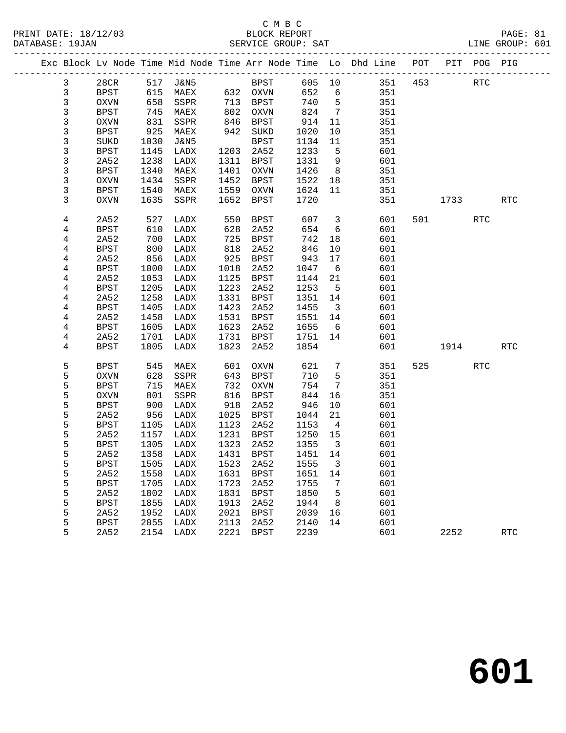C M B C
PRINT DATE: 18/12/03 BLOCK REPORT
DATABASE: 19JAN SERVICE GROUP: SAT LINE GROUP: 601

| Exc | Block | Lv Node | Time | Mid Node | Time | Arr Node | Time | Lo | Dhd Line | POT | PIT | POG | PIG |
|---|---|---|---|---|---|---|---|---|---|---|---|---|---|
| | 3 | 28CR | 517 | J&N5 | | BPST | 605 | 10 | 351 | 453 | | RTC | |
| | 3 | BPST | 615 | MAEX | 632 | OXVN | 652 | 6 | 351 | | | | |
| | 3 | OXVN | 658 | SSPR | 713 | BPST | 740 | 5 | 351 | | | | |
| | 3 | BPST | 745 | MAEX | 802 | OXVN | 824 | 7 | 351 | | | | |
| | 3 | OXVN | 831 | SSPR | 846 | BPST | 914 | 11 | 351 | | | | |
| | 3 | BPST | 925 | MAEX | 942 | SUKD | 1020 | 10 | 351 | | | | |
| | 3 | SUKD | 1030 | J&N5 | | BPST | 1134 | 11 | 351 | | | | |
| | 3 | BPST | 1145 | LADX | 1203 | 2A52 | 1233 | 5 | 601 | | | | |
| | 3 | 2A52 | 1238 | LADX | 1311 | BPST | 1331 | 9 | 601 | | | | |
| | 3 | BPST | 1340 | MAEX | 1401 | OXVN | 1426 | 8 | 351 | | | | |
| | 3 | OXVN | 1434 | SSPR | 1452 | BPST | 1522 | 18 | 351 | | | | |
| | 3 | BPST | 1540 | MAEX | 1559 | OXVN | 1624 | 11 | 351 | | | | |
| | 3 | OXVN | 1635 | SSPR | 1652 | BPST | 1720 | | 351 | | 1733 | | RTC |
| | 4 | 2A52 | 527 | LADX | 550 | BPST | 607 | 3 | 601 | 501 | | RTC | |
| | 4 | BPST | 610 | LADX | 628 | 2A52 | 654 | 6 | 601 | | | | |
| | 4 | 2A52 | 700 | LADX | 725 | BPST | 742 | 18 | 601 | | | | |
| | 4 | BPST | 800 | LADX | 818 | 2A52 | 846 | 10 | 601 | | | | |
| | 4 | 2A52 | 856 | LADX | 925 | BPST | 943 | 17 | 601 | | | | |
| | 4 | BPST | 1000 | LADX | 1018 | 2A52 | 1047 | 6 | 601 | | | | |
| | 4 | 2A52 | 1053 | LADX | 1125 | BPST | 1144 | 21 | 601 | | | | |
| | 4 | BPST | 1205 | LADX | 1223 | 2A52 | 1253 | 5 | 601 | | | | |
| | 4 | 2A52 | 1258 | LADX | 1331 | BPST | 1351 | 14 | 601 | | | | |
| | 4 | BPST | 1405 | LADX | 1423 | 2A52 | 1455 | 3 | 601 | | | | |
| | 4 | 2A52 | 1458 | LADX | 1531 | BPST | 1551 | 14 | 601 | | | | |
| | 4 | BPST | 1605 | LADX | 1623 | 2A52 | 1655 | 6 | 601 | | | | |
| | 4 | 2A52 | 1701 | LADX | 1731 | BPST | 1751 | 14 | 601 | | | | |
| | 4 | BPST | 1805 | LADX | 1823 | 2A52 | 1854 | | 601 | | 1914 | | RTC |
| | 5 | BPST | 545 | MAEX | 601 | OXVN | 621 | 7 | 351 | 525 | | RTC | |
| | 5 | OXVN | 628 | SSPR | 643 | BPST | 710 | 5 | 351 | | | | |
| | 5 | BPST | 715 | MAEX | 732 | OXVN | 754 | 7 | 351 | | | | |
| | 5 | OXVN | 801 | SSPR | 816 | BPST | 844 | 16 | 351 | | | | |
| | 5 | BPST | 900 | LADX | 918 | 2A52 | 946 | 10 | 601 | | | | |
| | 5 | 2A52 | 956 | LADX | 1025 | BPST | 1044 | 21 | 601 | | | | |
| | 5 | BPST | 1105 | LADX | 1123 | 2A52 | 1153 | 4 | 601 | | | | |
| | 5 | 2A52 | 1157 | LADX | 1231 | BPST | 1250 | 15 | 601 | | | | |
| | 5 | BPST | 1305 | LADX | 1323 | 2A52 | 1355 | 3 | 601 | | | | |
| | 5 | 2A52 | 1358 | LADX | 1431 | BPST | 1451 | 14 | 601 | | | | |
| | 5 | BPST | 1505 | LADX | 1523 | 2A52 | 1555 | 3 | 601 | | | | |
| | 5 | 2A52 | 1558 | LADX | 1631 | BPST | 1651 | 14 | 601 | | | | |
| | 5 | BPST | 1705 | LADX | 1723 | 2A52 | 1755 | 7 | 601 | | | | |
| | 5 | 2A52 | 1802 | LADX | 1831 | BPST | 1850 | 5 | 601 | | | | |
| | 5 | BPST | 1855 | LADX | 1913 | 2A52 | 1944 | 8 | 601 | | | | |
| | 5 | 2A52 | 1952 | LADX | 2021 | BPST | 2039 | 16 | 601 | | | | |
| | 5 | BPST | 2055 | LADX | 2113 | 2A52 | 2140 | 14 | 601 | | | | |
| | 5 | 2A52 | 2154 | LADX | 2221 | BPST | 2239 | | 601 | | 2252 | | RTC |

601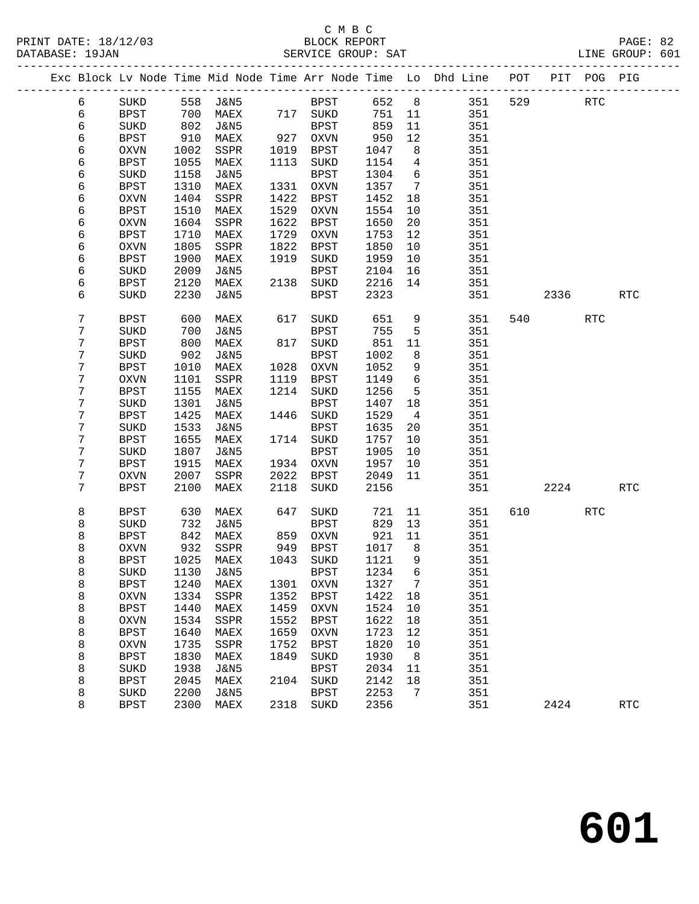C M B C

PRINT DATE: 18/12/03 BLOCK REPORT
DATABASE: 19JAN SERVICE GROUP: SAT LINE GROUP: 601

| Exc | Block | Lv Node | Time | Mid Node | Time | Arr Node | Time | Lo | Dhd Line | POT | PIT | POG | PIG |
|---|---|---|---|---|---|---|---|---|---|---|---|---|---|
| | 6 | SUKD | 558 | J&N5 | | BPST | 652 | 8 | 351 | 529 | | RTC | |
| | 6 | BPST | 700 | MAEX | 717 | SUKD | 751 | 11 | 351 | | | | |
| | 6 | SUKD | 802 | J&N5 | | BPST | 859 | 11 | 351 | | | | |
| | 6 | BPST | 910 | MAEX | 927 | OXVN | 950 | 12 | 351 | | | | |
| | 6 | OXVN | 1002 | SSPR | 1019 | BPST | 1047 | 8 | 351 | | | | |
| | 6 | BPST | 1055 | MAEX | 1113 | SUKD | 1154 | 4 | 351 | | | | |
| | 6 | SUKD | 1158 | J&N5 | | BPST | 1304 | 6 | 351 | | | | |
| | 6 | BPST | 1310 | MAEX | 1331 | OXVN | 1357 | 7 | 351 | | | | |
| | 6 | OXVN | 1404 | SSPR | 1422 | BPST | 1452 | 18 | 351 | | | | |
| | 6 | BPST | 1510 | MAEX | 1529 | OXVN | 1554 | 10 | 351 | | | | |
| | 6 | OXVN | 1604 | SSPR | 1622 | BPST | 1650 | 20 | 351 | | | | |
| | 6 | BPST | 1710 | MAEX | 1729 | OXVN | 1753 | 12 | 351 | | | | |
| | 6 | OXVN | 1805 | SSPR | 1822 | BPST | 1850 | 10 | 351 | | | | |
| | 6 | BPST | 1900 | MAEX | 1919 | SUKD | 1959 | 10 | 351 | | | | |
| | 6 | SUKD | 2009 | J&N5 | | BPST | 2104 | 16 | 351 | | | | |
| | 6 | BPST | 2120 | MAEX | 2138 | SUKD | 2216 | 14 | 351 | | | | |
| | 6 | SUKD | 2230 | J&N5 | | BPST | 2323 | | 351 | | 2336 | | RTC |
| | 7 | BPST | 600 | MAEX | 617 | SUKD | 651 | 9 | 351 | 540 | | RTC | |
| | 7 | SUKD | 700 | J&N5 | | BPST | 755 | 5 | 351 | | | | |
| | 7 | BPST | 800 | MAEX | 817 | SUKD | 851 | 11 | 351 | | | | |
| | 7 | SUKD | 902 | J&N5 | | BPST | 1002 | 8 | 351 | | | | |
| | 7 | BPST | 1010 | MAEX | 1028 | OXVN | 1052 | 9 | 351 | | | | |
| | 7 | OXVN | 1101 | SSPR | 1119 | BPST | 1149 | 6 | 351 | | | | |
| | 7 | BPST | 1155 | MAEX | 1214 | SUKD | 1256 | 5 | 351 | | | | |
| | 7 | SUKD | 1301 | J&N5 | | BPST | 1407 | 18 | 351 | | | | |
| | 7 | BPST | 1425 | MAEX | 1446 | SUKD | 1529 | 4 | 351 | | | | |
| | 7 | SUKD | 1533 | J&N5 | | BPST | 1635 | 20 | 351 | | | | |
| | 7 | BPST | 1655 | MAEX | 1714 | SUKD | 1757 | 10 | 351 | | | | |
| | 7 | SUKD | 1807 | J&N5 | | BPST | 1905 | 10 | 351 | | | | |
| | 7 | BPST | 1915 | MAEX | 1934 | OXVN | 1957 | 10 | 351 | | | | |
| | 7 | OXVN | 2007 | SSPR | 2022 | BPST | 2049 | 11 | 351 | | | | |
| | 7 | BPST | 2100 | MAEX | 2118 | SUKD | 2156 | | 351 | | 2224 | | RTC |
| | 8 | BPST | 630 | MAEX | 647 | SUKD | 721 | 11 | 351 | 610 | | RTC | |
| | 8 | SUKD | 732 | J&N5 | | BPST | 829 | 13 | 351 | | | | |
| | 8 | BPST | 842 | MAEX | 859 | OXVN | 921 | 11 | 351 | | | | |
| | 8 | OXVN | 932 | SSPR | 949 | BPST | 1017 | 8 | 351 | | | | |
| | 8 | BPST | 1025 | MAEX | 1043 | SUKD | 1121 | 9 | 351 | | | | |
| | 8 | SUKD | 1130 | J&N5 | | BPST | 1234 | 6 | 351 | | | | |
| | 8 | BPST | 1240 | MAEX | 1301 | OXVN | 1327 | 7 | 351 | | | | |
| | 8 | OXVN | 1334 | SSPR | 1352 | BPST | 1422 | 18 | 351 | | | | |
| | 8 | BPST | 1440 | MAEX | 1459 | OXVN | 1524 | 10 | 351 | | | | |
| | 8 | OXVN | 1534 | SSPR | 1552 | BPST | 1622 | 18 | 351 | | | | |
| | 8 | BPST | 1640 | MAEX | 1659 | OXVN | 1723 | 12 | 351 | | | | |
| | 8 | OXVN | 1735 | SSPR | 1752 | BPST | 1820 | 10 | 351 | | | | |
| | 8 | BPST | 1830 | MAEX | 1849 | SUKD | 1930 | 8 | 351 | | | | |
| | 8 | SUKD | 1938 | J&N5 | | BPST | 2034 | 11 | 351 | | | | |
| | 8 | BPST | 2045 | MAEX | 2104 | SUKD | 2142 | 18 | 351 | | | | |
| | 8 | SUKD | 2200 | J&N5 | | BPST | 2253 | 7 | 351 | | | | |
| | 8 | BPST | 2300 | MAEX | 2318 | SUKD | 2356 | | 351 | | 2424 | | RTC |

601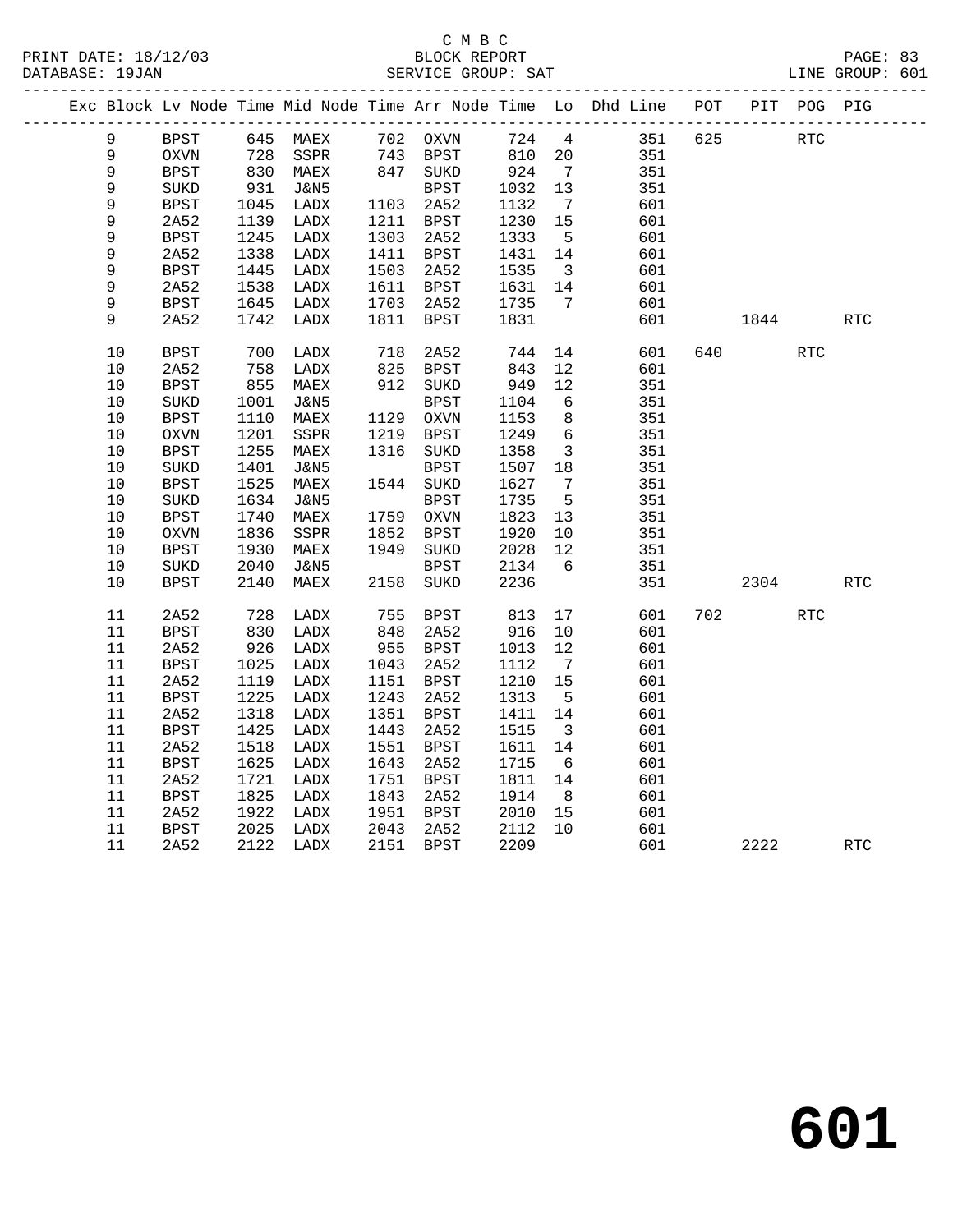C M B C

BLOCK REPORT

SERVICE GROUP: SAT

LINE GROUP: 601

| Exc | Block | Lv | Node | Time | Mid Node | Time | Arr Node | Time | Lo | Dhd Line | POT | PIT | POG | PIG |
|---|---|---|---|---|---|---|---|---|---|---|---|---|---|---|
| | 9 | | BPST | 645 | MAEX | 702 | OXVN | 724 | 4 | 351 | 625 | | RTC | |
| | 9 | | OXVN | 728 | SSPR | 743 | BPST | 810 | 20 | 351 | | | | |
| | 9 | | BPST | 830 | MAEX | 847 | SUKD | 924 | 7 | 351 | | | | |
| | 9 | | SUKD | 931 | J&N5 | | BPST | 1032 | 13 | 351 | | | | |
| | 9 | | BPST | 1045 | LADX | 1103 | 2A52 | 1132 | 7 | 601 | | | | |
| | 9 | | 2A52 | 1139 | LADX | 1211 | BPST | 1230 | 15 | 601 | | | | |
| | 9 | | BPST | 1245 | LADX | 1303 | 2A52 | 1333 | 5 | 601 | | | | |
| | 9 | | 2A52 | 1338 | LADX | 1411 | BPST | 1431 | 14 | 601 | | | | |
| | 9 | | BPST | 1445 | LADX | 1503 | 2A52 | 1535 | 3 | 601 | | | | |
| | 9 | | 2A52 | 1538 | LADX | 1611 | BPST | 1631 | 14 | 601 | | | | |
| | 9 | | BPST | 1645 | LADX | 1703 | 2A52 | 1735 | 7 | 601 | | | | |
| | 9 | | 2A52 | 1742 | LADX | 1811 | BPST | 1831 | | 601 | | 1844 | | RTC |
| | 10 | | BPST | 700 | LADX | 718 | 2A52 | 744 | 14 | 601 | 640 | | RTC | |
| | 10 | | 2A52 | 758 | LADX | 825 | BPST | 843 | 12 | 601 | | | | |
| | 10 | | BPST | 855 | MAEX | 912 | SUKD | 949 | 12 | 351 | | | | |
| | 10 | | SUKD | 1001 | J&N5 | | BPST | 1104 | 6 | 351 | | | | |
| | 10 | | BPST | 1110 | MAEX | 1129 | OXVN | 1153 | 8 | 351 | | | | |
| | 10 | | OXVN | 1201 | SSPR | 1219 | BPST | 1249 | 6 | 351 | | | | |
| | 10 | | BPST | 1255 | MAEX | 1316 | SUKD | 1358 | 3 | 351 | | | | |
| | 10 | | SUKD | 1401 | J&N5 | | BPST | 1507 | 18 | 351 | | | | |
| | 10 | | BPST | 1525 | MAEX | 1544 | SUKD | 1627 | 7 | 351 | | | | |
| | 10 | | SUKD | 1634 | J&N5 | | BPST | 1735 | 5 | 351 | | | | |
| | 10 | | BPST | 1740 | MAEX | 1759 | OXVN | 1823 | 13 | 351 | | | | |
| | 10 | | OXVN | 1836 | SSPR | 1852 | BPST | 1920 | 10 | 351 | | | | |
| | 10 | | BPST | 1930 | MAEX | 1949 | SUKD | 2028 | 12 | 351 | | | | |
| | 10 | | SUKD | 2040 | J&N5 | | BPST | 2134 | 6 | 351 | | | | |
| | 10 | | BPST | 2140 | MAEX | 2158 | SUKD | 2236 | | 351 | | 2304 | | RTC |
| | 11 | | 2A52 | 728 | LADX | 755 | BPST | 813 | 17 | 601 | 702 | | RTC | |
| | 11 | | BPST | 830 | LADX | 848 | 2A52 | 916 | 10 | 601 | | | | |
| | 11 | | 2A52 | 926 | LADX | 955 | BPST | 1013 | 12 | 601 | | | | |
| | 11 | | BPST | 1025 | LADX | 1043 | 2A52 | 1112 | 7 | 601 | | | | |
| | 11 | | 2A52 | 1119 | LADX | 1151 | BPST | 1210 | 15 | 601 | | | | |
| | 11 | | BPST | 1225 | LADX | 1243 | 2A52 | 1313 | 5 | 601 | | | | |
| | 11 | | 2A52 | 1318 | LADX | 1351 | BPST | 1411 | 14 | 601 | | | | |
| | 11 | | BPST | 1425 | LADX | 1443 | 2A52 | 1515 | 3 | 601 | | | | |
| | 11 | | 2A52 | 1518 | LADX | 1551 | BPST | 1611 | 14 | 601 | | | | |
| | 11 | | BPST | 1625 | LADX | 1643 | 2A52 | 1715 | 6 | 601 | | | | |
| | 11 | | 2A52 | 1721 | LADX | 1751 | BPST | 1811 | 14 | 601 | | | | |
| | 11 | | BPST | 1825 | LADX | 1843 | 2A52 | 1914 | 8 | 601 | | | | |
| | 11 | | 2A52 | 1922 | LADX | 1951 | BPST | 2010 | 15 | 601 | | | | |
| | 11 | | BPST | 2025 | LADX | 2043 | 2A52 | 2112 | 10 | 601 | | | | |
| | 11 | | 2A52 | 2122 | LADX | 2151 | BPST | 2209 | | 601 | | 2222 | | RTC |

# 601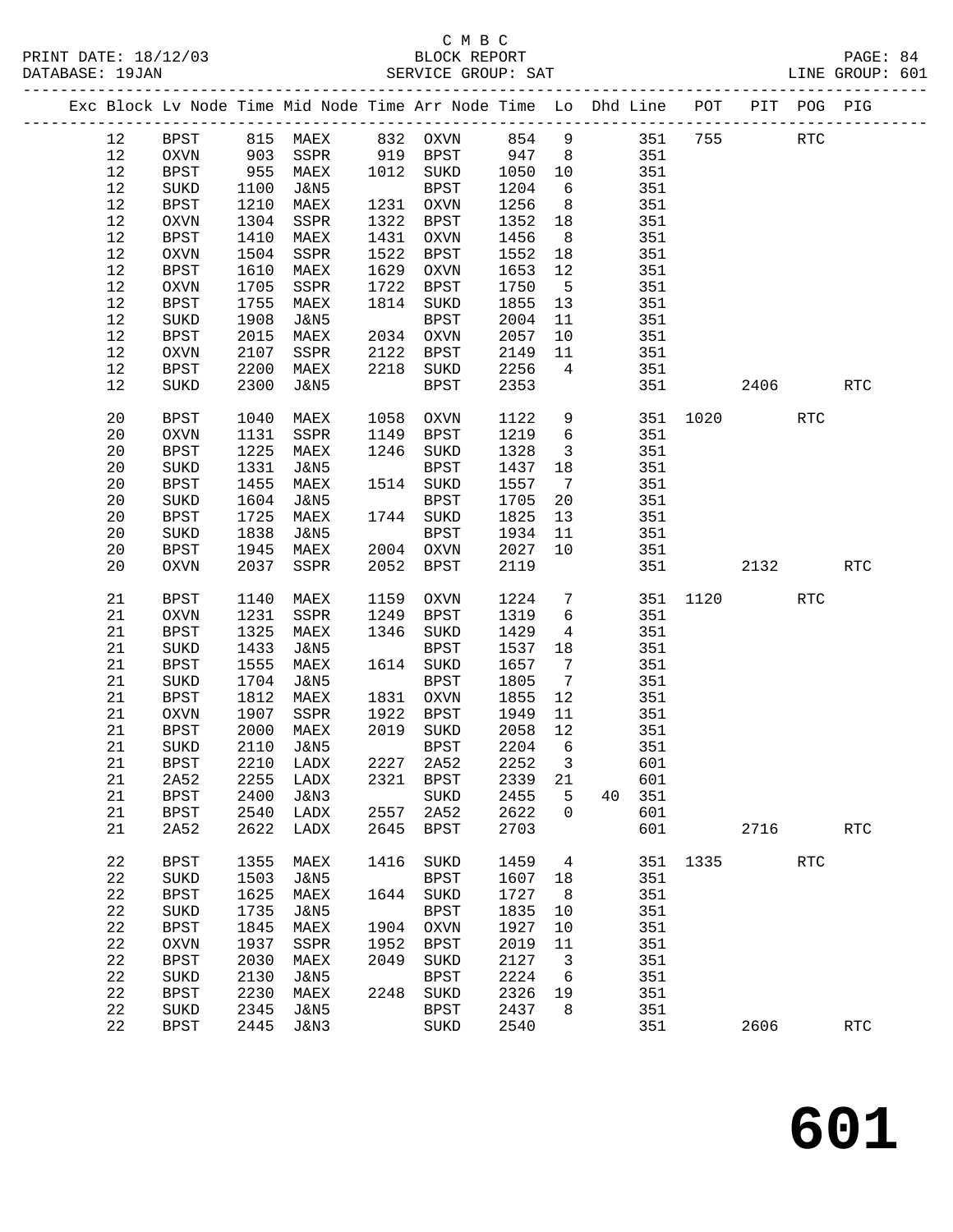C M B C
PRINT DATE: 18/12/03 BLOCK REPORT
DATABASE: 19JAN SERVICE GROUP: SAT LINE GROUP: 601

| Exc | Block | Lv | Node | Time | Mid Node | Time | Arr Node | Time | Lo | Dhd | Line | POT | PIT | POG | PIG |
|---|---|---|---|---|---|---|---|---|---|---|---|---|---|---|---|
| | 12 | | BPST | 815 | MAEX | 832 | OXVN | 854 | 9 | | 351 | 755 | | RTC | |
| | 12 | | OXVN | 903 | SSPR | 919 | BPST | 947 | 8 | | 351 | | | | |
| | 12 | | BPST | 955 | MAEX | 1012 | SUKD | 1050 | 10 | | 351 | | | | |
| | 12 | | SUKD | 1100 | J&N5 | | BPST | 1204 | 6 | | 351 | | | | |
| | 12 | | BPST | 1210 | MAEX | 1231 | OXVN | 1256 | 8 | | 351 | | | | |
| | 12 | | OXVN | 1304 | SSPR | 1322 | BPST | 1352 | 18 | | 351 | | | | |
| | 12 | | BPST | 1410 | MAEX | 1431 | OXVN | 1456 | 8 | | 351 | | | | |
| | 12 | | OXVN | 1504 | SSPR | 1522 | BPST | 1552 | 18 | | 351 | | | | |
| | 12 | | BPST | 1610 | MAEX | 1629 | OXVN | 1653 | 12 | | 351 | | | | |
| | 12 | | OXVN | 1705 | SSPR | 1722 | BPST | 1750 | 5 | | 351 | | | | |
| | 12 | | BPST | 1755 | MAEX | 1814 | SUKD | 1855 | 13 | | 351 | | | | |
| | 12 | | SUKD | 1908 | J&N5 | | BPST | 2004 | 11 | | 351 | | | | |
| | 12 | | BPST | 2015 | MAEX | 2034 | OXVN | 2057 | 10 | | 351 | | | | |
| | 12 | | OXVN | 2107 | SSPR | 2122 | BPST | 2149 | 11 | | 351 | | | | |
| | 12 | | BPST | 2200 | MAEX | 2218 | SUKD | 2256 | 4 | | 351 | | | | |
| | 12 | | SUKD | 2300 | J&N5 | | BPST | 2353 | | | 351 | | 2406 | | RTC |
| | 20 | | BPST | 1040 | MAEX | 1058 | OXVN | 1122 | 9 | | 351 | 1020 | | RTC | |
| | 20 | | OXVN | 1131 | SSPR | 1149 | BPST | 1219 | 6 | | 351 | | | | |
| | 20 | | BPST | 1225 | MAEX | 1246 | SUKD | 1328 | 3 | | 351 | | | | |
| | 20 | | SUKD | 1331 | J&N5 | | BPST | 1437 | 18 | | 351 | | | | |
| | 20 | | BPST | 1455 | MAEX | 1514 | SUKD | 1557 | 7 | | 351 | | | | |
| | 20 | | SUKD | 1604 | J&N5 | | BPST | 1705 | 20 | | 351 | | | | |
| | 20 | | BPST | 1725 | MAEX | 1744 | SUKD | 1825 | 13 | | 351 | | | | |
| | 20 | | SUKD | 1838 | J&N5 | | BPST | 1934 | 11 | | 351 | | | | |
| | 20 | | BPST | 1945 | MAEX | 2004 | OXVN | 2027 | 10 | | 351 | | | | |
| | 20 | | OXVN | 2037 | SSPR | 2052 | BPST | 2119 | | | 351 | | 2132 | | RTC |
| | 21 | | BPST | 1140 | MAEX | 1159 | OXVN | 1224 | 7 | | 351 | 1120 | | RTC | |
| | 21 | | OXVN | 1231 | SSPR | 1249 | BPST | 1319 | 6 | | 351 | | | | |
| | 21 | | BPST | 1325 | MAEX | 1346 | SUKD | 1429 | 4 | | 351 | | | | |
| | 21 | | SUKD | 1433 | J&N5 | | BPST | 1537 | 18 | | 351 | | | | |
| | 21 | | BPST | 1555 | MAEX | 1614 | SUKD | 1657 | 7 | | 351 | | | | |
| | 21 | | SUKD | 1704 | J&N5 | | BPST | 1805 | 7 | | 351 | | | | |
| | 21 | | BPST | 1812 | MAEX | 1831 | OXVN | 1855 | 12 | | 351 | | | | |
| | 21 | | OXVN | 1907 | SSPR | 1922 | BPST | 1949 | 11 | | 351 | | | | |
| | 21 | | BPST | 2000 | MAEX | 2019 | SUKD | 2058 | 12 | | 351 | | | | |
| | 21 | | SUKD | 2110 | J&N5 | | BPST | 2204 | 6 | | 351 | | | | |
| | 21 | | BPST | 2210 | LADX | 2227 | 2A52 | 2252 | 3 | | 601 | | | | |
| | 21 | | 2A52 | 2255 | LADX | 2321 | BPST | 2339 | 21 | | 601 | | | | |
| | 21 | | BPST | 2400 | J&N3 | | SUKD | 2455 | 5 | 40 | 351 | | | | |
| | 21 | | BPST | 2540 | LADX | 2557 | 2A52 | 2622 | 0 | | 601 | | | | |
| | 21 | | 2A52 | 2622 | LADX | 2645 | BPST | 2703 | | | 601 | | 2716 | | RTC |
| | 22 | | BPST | 1355 | MAEX | 1416 | SUKD | 1459 | 4 | | 351 | 1335 | | RTC | |
| | 22 | | SUKD | 1503 | J&N5 | | BPST | 1607 | 18 | | 351 | | | | |
| | 22 | | BPST | 1625 | MAEX | 1644 | SUKD | 1727 | 8 | | 351 | | | | |
| | 22 | | SUKD | 1735 | J&N5 | | BPST | 1835 | 10 | | 351 | | | | |
| | 22 | | BPST | 1845 | MAEX | 1904 | OXVN | 1927 | 10 | | 351 | | | | |
| | 22 | | OXVN | 1937 | SSPR | 1952 | BPST | 2019 | 11 | | 351 | | | | |
| | 22 | | BPST | 2030 | MAEX | 2049 | SUKD | 2127 | 3 | | 351 | | | | |
| | 22 | | SUKD | 2130 | J&N5 | | BPST | 2224 | 6 | | 351 | | | | |
| | 22 | | BPST | 2230 | MAEX | 2248 | SUKD | 2326 | 19 | | 351 | | | | |
| | 22 | | SUKD | 2345 | J&N5 | | BPST | 2437 | 8 | | 351 | | | | |
| | 22 | | BPST | 2445 | J&N3 | | SUKD | 2540 | | | 351 | | 2606 | | RTC |

# 601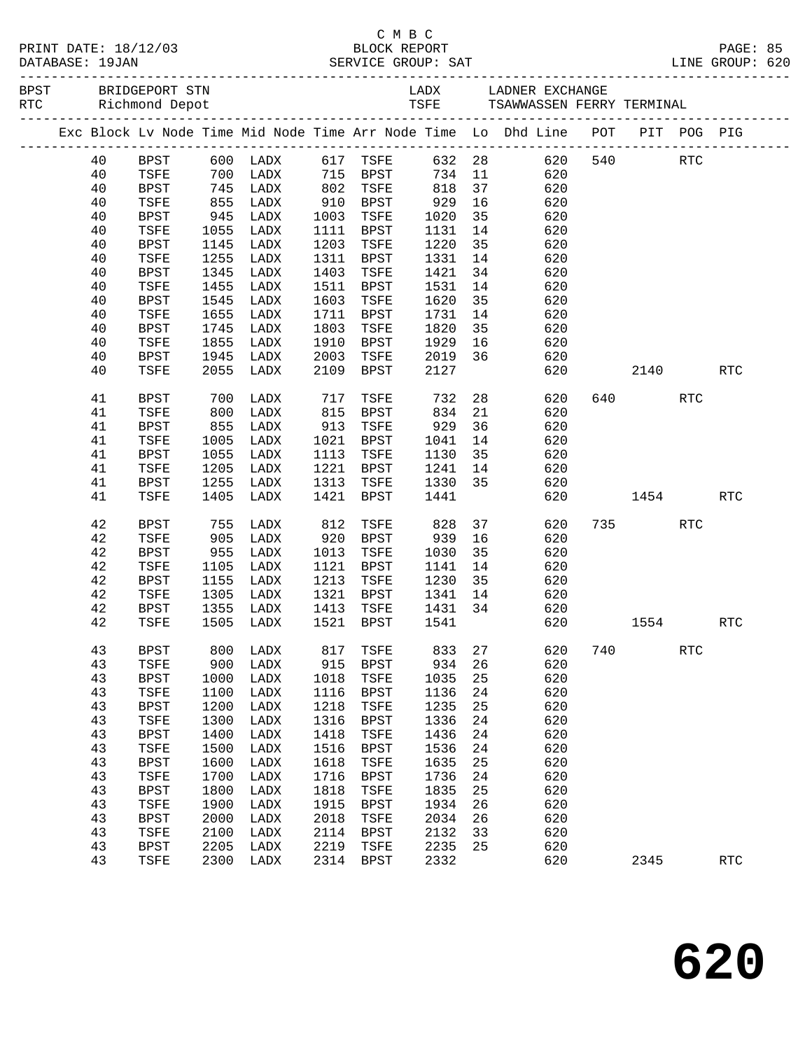C M B C

PRINT DATE: 18/12/03 BLOCK REPORT PAGE: 85
DATABASE: 19JAN SERVICE GROUP: SAT LINE GROUP: 620

BPST BRIDGEPORT STN LADX LADNER EXCHANGE
RTC Richmond Depot TSFE TSAWWASSEN FERRY TERMINAL

| Exc | Block | Lv | Node | Time | Mid Node | Time | Arr Node | Time | Lo | Dhd Line | POT | PIT | POG | PIG |
|---|---|---|---|---|---|---|---|---|---|---|---|---|---|---|
| | 40 | | BPST | 600 | LADX | 617 | TSFE | 632 | 28 | 620 | 540 | | RTC | |
| | 40 | | TSFE | 700 | LADX | 715 | BPST | 734 | 11 | 620 | | | | |
| | 40 | | BPST | 745 | LADX | 802 | TSFE | 818 | 37 | 620 | | | | |
| | 40 | | TSFE | 855 | LADX | 910 | BPST | 929 | 16 | 620 | | | | |
| | 40 | | BPST | 945 | LADX | 1003 | TSFE | 1020 | 35 | 620 | | | | |
| | 40 | | TSFE | 1055 | LADX | 1111 | BPST | 1131 | 14 | 620 | | | | |
| | 40 | | BPST | 1145 | LADX | 1203 | TSFE | 1220 | 35 | 620 | | | | |
| | 40 | | TSFE | 1255 | LADX | 1311 | BPST | 1331 | 14 | 620 | | | | |
| | 40 | | BPST | 1345 | LADX | 1403 | TSFE | 1421 | 34 | 620 | | | | |
| | 40 | | TSFE | 1455 | LADX | 1511 | BPST | 1531 | 14 | 620 | | | | |
| | 40 | | BPST | 1545 | LADX | 1603 | TSFE | 1620 | 35 | 620 | | | | |
| | 40 | | TSFE | 1655 | LADX | 1711 | BPST | 1731 | 14 | 620 | | | | |
| | 40 | | BPST | 1745 | LADX | 1803 | TSFE | 1820 | 35 | 620 | | | | |
| | 40 | | TSFE | 1855 | LADX | 1910 | BPST | 1929 | 16 | 620 | | | | |
| | 40 | | BPST | 1945 | LADX | 2003 | TSFE | 2019 | 36 | 620 | | | | |
| | 40 | | TSFE | 2055 | LADX | 2109 | BPST | 2127 | | 620 | | 2140 | | RTC |
| | 41 | | BPST | 700 | LADX | 717 | TSFE | 732 | 28 | 620 | 640 | | RTC | |
| | 41 | | TSFE | 800 | LADX | 815 | BPST | 834 | 21 | 620 | | | | |
| | 41 | | BPST | 855 | LADX | 913 | TSFE | 929 | 36 | 620 | | | | |
| | 41 | | TSFE | 1005 | LADX | 1021 | BPST | 1041 | 14 | 620 | | | | |
| | 41 | | BPST | 1055 | LADX | 1113 | TSFE | 1130 | 35 | 620 | | | | |
| | 41 | | TSFE | 1205 | LADX | 1221 | BPST | 1241 | 14 | 620 | | | | |
| | 41 | | BPST | 1255 | LADX | 1313 | TSFE | 1330 | 35 | 620 | | | | |
| | 41 | | TSFE | 1405 | LADX | 1421 | BPST | 1441 | | 620 | | 1454 | | RTC |
| | 42 | | BPST | 755 | LADX | 812 | TSFE | 828 | 37 | 620 | 735 | | RTC | |
| | 42 | | TSFE | 905 | LADX | 920 | BPST | 939 | 16 | 620 | | | | |
| | 42 | | BPST | 955 | LADX | 1013 | TSFE | 1030 | 35 | 620 | | | | |
| | 42 | | TSFE | 1105 | LADX | 1121 | BPST | 1141 | 14 | 620 | | | | |
| | 42 | | BPST | 1155 | LADX | 1213 | TSFE | 1230 | 35 | 620 | | | | |
| | 42 | | TSFE | 1305 | LADX | 1321 | BPST | 1341 | 14 | 620 | | | | |
| | 42 | | BPST | 1355 | LADX | 1413 | TSFE | 1431 | 34 | 620 | | | | |
| | 42 | | TSFE | 1505 | LADX | 1521 | BPST | 1541 | | 620 | | 1554 | | RTC |
| | 43 | | BPST | 800 | LADX | 817 | TSFE | 833 | 27 | 620 | 740 | | RTC | |
| | 43 | | TSFE | 900 | LADX | 915 | BPST | 934 | 26 | 620 | | | | |
| | 43 | | BPST | 1000 | LADX | 1018 | TSFE | 1035 | 25 | 620 | | | | |
| | 43 | | TSFE | 1100 | LADX | 1116 | BPST | 1136 | 24 | 620 | | | | |
| | 43 | | BPST | 1200 | LADX | 1218 | TSFE | 1235 | 25 | 620 | | | | |
| | 43 | | TSFE | 1300 | LADX | 1316 | BPST | 1336 | 24 | 620 | | | | |
| | 43 | | BPST | 1400 | LADX | 1418 | TSFE | 1436 | 24 | 620 | | | | |
| | 43 | | TSFE | 1500 | LADX | 1516 | BPST | 1536 | 24 | 620 | | | | |
| | 43 | | BPST | 1600 | LADX | 1618 | TSFE | 1635 | 25 | 620 | | | | |
| | 43 | | TSFE | 1700 | LADX | 1716 | BPST | 1736 | 24 | 620 | | | | |
| | 43 | | BPST | 1800 | LADX | 1818 | TSFE | 1835 | 25 | 620 | | | | |
| | 43 | | TSFE | 1900 | LADX | 1915 | BPST | 1934 | 26 | 620 | | | | |
| | 43 | | BPST | 2000 | LADX | 2018 | TSFE | 2034 | 26 | 620 | | | | |
| | 43 | | TSFE | 2100 | LADX | 2114 | BPST | 2132 | 33 | 620 | | | | |
| | 43 | | BPST | 2205 | LADX | 2219 | TSFE | 2235 | 25 | 620 | | | | |
| | 43 | | TSFE | 2300 | LADX | 2314 | BPST | 2332 | | 620 | | 2345 | | RTC |

# 620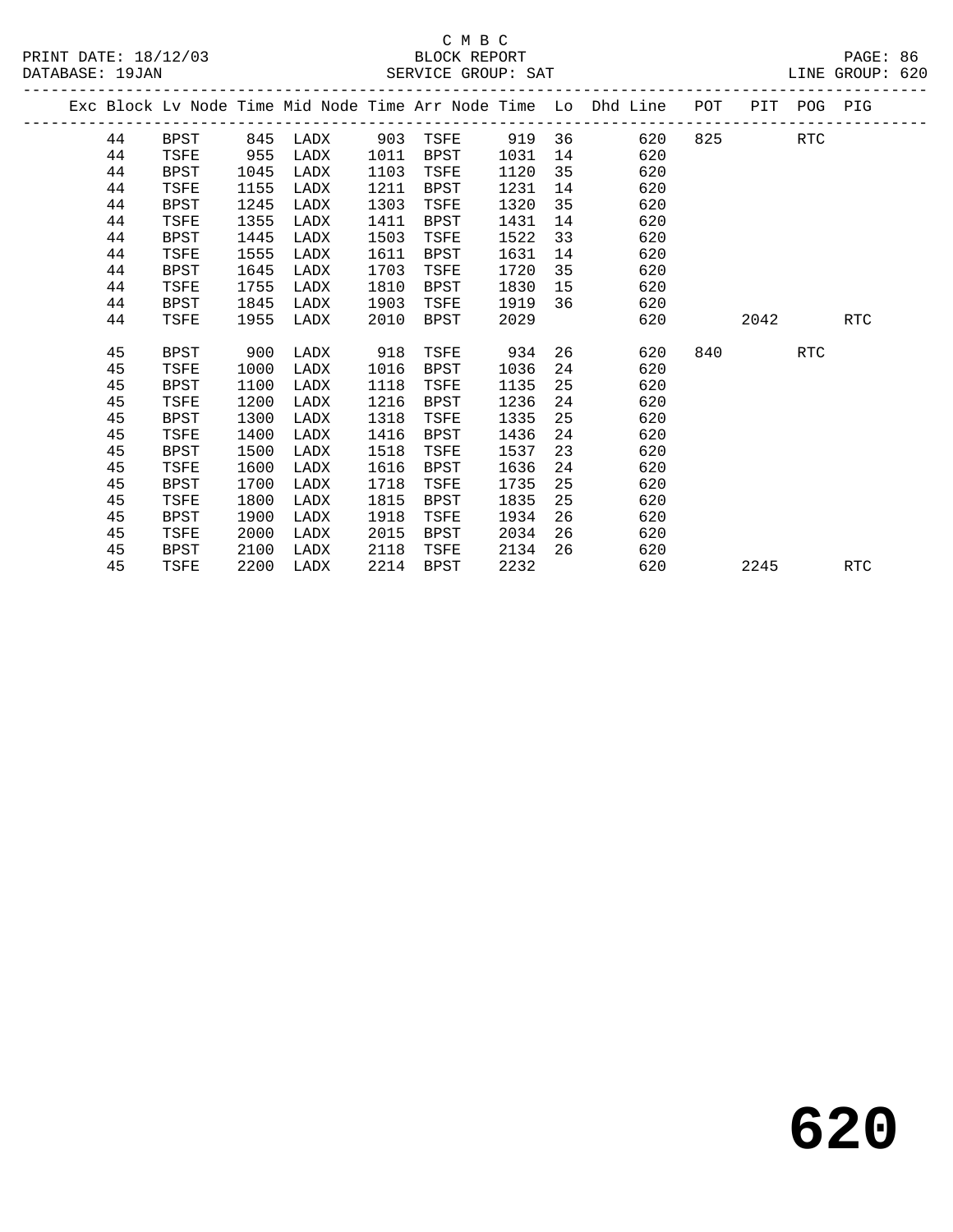C M B C
BLOCK REPORT
SERVICE GROUP: SAT

PRINT DATE: 18/12/03
DATABASE: 19JAN
LINE GROUP: 620

| Exc | Block | Lv Node | Time | Mid Node | Time | Arr Node | Time | Lo | Dhd Line | POT | PIT | POG | PIG |
|---|---|---|---|---|---|---|---|---|---|---|---|---|---|
| | 44 | BPST | 845 | LADX | 903 | TSFE | 919 | 36 | 620 | 825 | | RTC | |
| | 44 | TSFE | 955 | LADX | 1011 | BPST | 1031 | 14 | 620 | | | | |
| | 44 | BPST | 1045 | LADX | 1103 | TSFE | 1120 | 35 | 620 | | | | |
| | 44 | TSFE | 1155 | LADX | 1211 | BPST | 1231 | 14 | 620 | | | | |
| | 44 | BPST | 1245 | LADX | 1303 | TSFE | 1320 | 35 | 620 | | | | |
| | 44 | TSFE | 1355 | LADX | 1411 | BPST | 1431 | 14 | 620 | | | | |
| | 44 | BPST | 1445 | LADX | 1503 | TSFE | 1522 | 33 | 620 | | | | |
| | 44 | TSFE | 1555 | LADX | 1611 | BPST | 1631 | 14 | 620 | | | | |
| | 44 | BPST | 1645 | LADX | 1703 | TSFE | 1720 | 35 | 620 | | | | |
| | 44 | TSFE | 1755 | LADX | 1810 | BPST | 1830 | 15 | 620 | | | | |
| | 44 | BPST | 1845 | LADX | 1903 | TSFE | 1919 | 36 | 620 | | | | |
| | 44 | TSFE | 1955 | LADX | 2010 | BPST | 2029 | | 620 | | 2042 | | RTC |
| | 45 | BPST | 900 | LADX | 918 | TSFE | 934 | 26 | 620 | 840 | | RTC | |
| | 45 | TSFE | 1000 | LADX | 1016 | BPST | 1036 | 24 | 620 | | | | |
| | 45 | BPST | 1100 | LADX | 1118 | TSFE | 1135 | 25 | 620 | | | | |
| | 45 | TSFE | 1200 | LADX | 1216 | BPST | 1236 | 24 | 620 | | | | |
| | 45 | BPST | 1300 | LADX | 1318 | TSFE | 1335 | 25 | 620 | | | | |
| | 45 | TSFE | 1400 | LADX | 1416 | BPST | 1436 | 24 | 620 | | | | |
| | 45 | BPST | 1500 | LADX | 1518 | TSFE | 1537 | 23 | 620 | | | | |
| | 45 | TSFE | 1600 | LADX | 1616 | BPST | 1636 | 24 | 620 | | | | |
| | 45 | BPST | 1700 | LADX | 1718 | TSFE | 1735 | 25 | 620 | | | | |
| | 45 | TSFE | 1800 | LADX | 1815 | BPST | 1835 | 25 | 620 | | | | |
| | 45 | BPST | 1900 | LADX | 1918 | TSFE | 1934 | 26 | 620 | | | | |
| | 45 | TSFE | 2000 | LADX | 2015 | BPST | 2034 | 26 | 620 | | | | |
| | 45 | BPST | 2100 | LADX | 2118 | TSFE | 2134 | 26 | 620 | | | | |
| | 45 | TSFE | 2200 | LADX | 2214 | BPST | 2232 | | 620 | | 2245 | | RTC |

# 620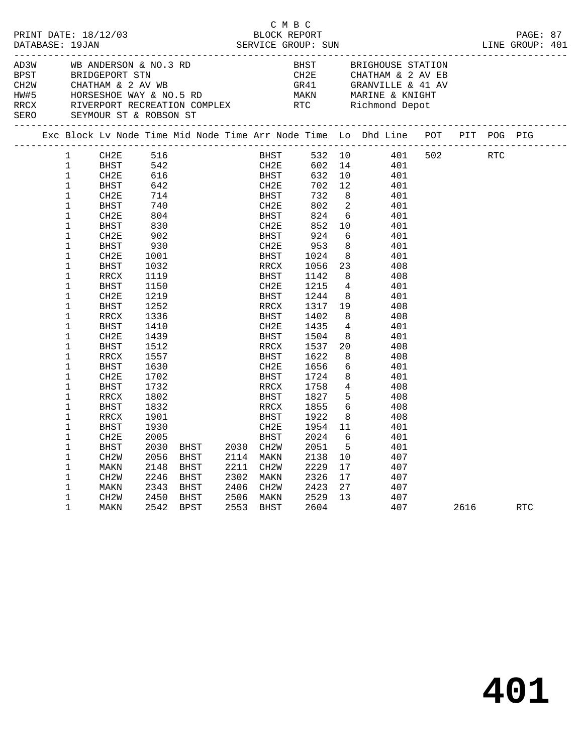C M B C
PRINT DATE: 18/12/03 BLOCK REPORT
DATABASE: 19JAN SERVICE GROUP: SUN LINE GROUP: 401

| Code | Description | Code | Description |
|---|---|---|---|
| AD3W | WB ANDERSON & NO.3 RD | BHST | BRIGHOUSE STATION |
| BPST | BRIDGEPORT STN | CH2E | CHATHAM & 2 AV EB |
| CH2W | CHATHAM & 2 AV WB | GR41 | GRANVILLE & 41 AV |
| HW#5 | HORSESHOE WAY & NO.5 RD | MAKN | MARINE & KNIGHT |
| RRCX | RIVERPORT RECREATION COMPLEX | RTC | Richmond Depot |
| SERO | SEYMOUR ST & ROBSON ST | | |

| Exc | Block | Lv Node | Time | Mid Node | Time | Arr Node | Time | Lo | Dhd Line | POT | PIT | POG | PIG |
|---|---|---|---|---|---|---|---|---|---|---|---|---|---|
| | 1 | CH2E | 516 | | | BHST | 532 | 10 | 401 | 502 | | RTC | |
| | 1 | BHST | 542 | | | CH2E | 602 | 14 | 401 | | | | |
| | 1 | CH2E | 616 | | | BHST | 632 | 10 | 401 | | | | |
| | 1 | BHST | 642 | | | CH2E | 702 | 12 | 401 | | | | |
| | 1 | CH2E | 714 | | | BHST | 732 | 8 | 401 | | | | |
| | 1 | BHST | 740 | | | CH2E | 802 | 2 | 401 | | | | |
| | 1 | CH2E | 804 | | | BHST | 824 | 6 | 401 | | | | |
| | 1 | BHST | 830 | | | CH2E | 852 | 10 | 401 | | | | |
| | 1 | CH2E | 902 | | | BHST | 924 | 6 | 401 | | | | |
| | 1 | BHST | 930 | | | CH2E | 953 | 8 | 401 | | | | |
| | 1 | CH2E | 1001 | | | BHST | 1024 | 8 | 401 | | | | |
| | 1 | BHST | 1032 | | | RRCX | 1056 | 23 | 408 | | | | |
| | 1 | RRCX | 1119 | | | BHST | 1142 | 8 | 408 | | | | |
| | 1 | BHST | 1150 | | | CH2E | 1215 | 4 | 401 | | | | |
| | 1 | CH2E | 1219 | | | BHST | 1244 | 8 | 401 | | | | |
| | 1 | BHST | 1252 | | | RRCX | 1317 | 19 | 408 | | | | |
| | 1 | RRCX | 1336 | | | BHST | 1402 | 8 | 408 | | | | |
| | 1 | BHST | 1410 | | | CH2E | 1435 | 4 | 401 | | | | |
| | 1 | CH2E | 1439 | | | BHST | 1504 | 8 | 401 | | | | |
| | 1 | BHST | 1512 | | | RRCX | 1537 | 20 | 408 | | | | |
| | 1 | RRCX | 1557 | | | BHST | 1622 | 8 | 408 | | | | |
| | 1 | BHST | 1630 | | | CH2E | 1656 | 6 | 401 | | | | |
| | 1 | CH2E | 1702 | | | BHST | 1724 | 8 | 401 | | | | |
| | 1 | BHST | 1732 | | | RRCX | 1758 | 4 | 408 | | | | |
| | 1 | RRCX | 1802 | | | BHST | 1827 | 5 | 408 | | | | |
| | 1 | BHST | 1832 | | | RRCX | 1855 | 6 | 408 | | | | |
| | 1 | RRCX | 1901 | | | BHST | 1922 | 8 | 408 | | | | |
| | 1 | BHST | 1930 | | | CH2E | 1954 | 11 | 401 | | | | |
| | 1 | CH2E | 2005 | | | BHST | 2024 | 6 | 401 | | | | |
| | 1 | BHST | 2030 | BHST | 2030 | CH2W | 2051 | 5 | 401 | | | | |
| | 1 | CH2W | 2056 | BHST | 2114 | MAKN | 2138 | 10 | 407 | | | | |
| | 1 | MAKN | 2148 | BHST | 2211 | CH2W | 2229 | 17 | 407 | | | | |
| | 1 | CH2W | 2246 | BHST | 2302 | MAKN | 2326 | 17 | 407 | | | | |
| | 1 | MAKN | 2343 | BHST | 2406 | CH2W | 2423 | 27 | 407 | | | | |
| | 1 | CH2W | 2450 | BHST | 2506 | MAKN | 2529 | 13 | 407 | | | | |
| | 1 | MAKN | 2542 | BPST | 2553 | BHST | 2604 | | 407 | | 2616 | | RTC |

# 401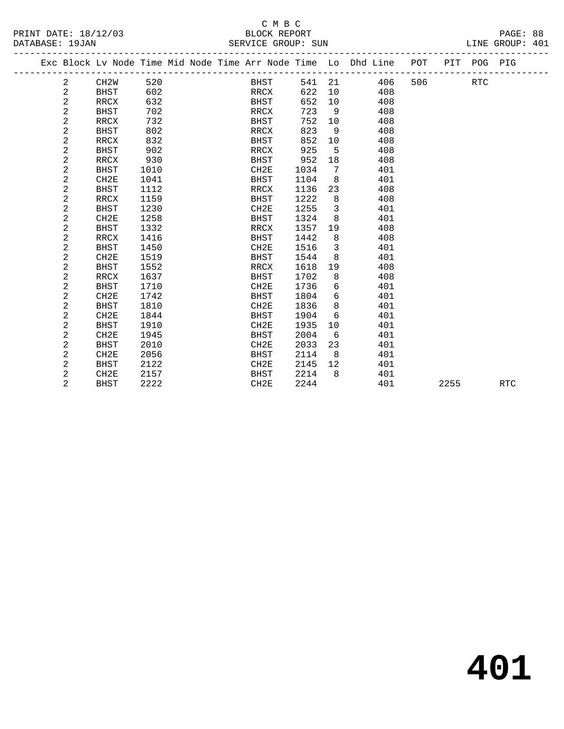C M B C

BLOCK REPORT

SERVICE GROUP: SUN

PRINT DATE: 18/12/03
DATABASE: 19JAN
LINE GROUP: 401

| Exc | Block | Lv Node | Time | Mid Node | Time | Arr Node | Time | Lo | Dhd Line | POT | PIT | POG | PIG |
|---|---|---|---|---|---|---|---|---|---|---|---|---|---|
| | 2 | CH2W | 520 | | | BHST | 541 | 21 | 406 | 506 | | RTC | |
| | 2 | BHST | 602 | | | RRCX | 622 | 10 | 408 | | | | |
| | 2 | RRCX | 632 | | | BHST | 652 | 10 | 408 | | | | |
| | 2 | BHST | 702 | | | RRCX | 723 | 9 | 408 | | | | |
| | 2 | RRCX | 732 | | | BHST | 752 | 10 | 408 | | | | |
| | 2 | BHST | 802 | | | RRCX | 823 | 9 | 408 | | | | |
| | 2 | RRCX | 832 | | | BHST | 852 | 10 | 408 | | | | |
| | 2 | BHST | 902 | | | RRCX | 925 | 5 | 408 | | | | |
| | 2 | RRCX | 930 | | | BHST | 952 | 18 | 408 | | | | |
| | 2 | BHST | 1010 | | | CH2E | 1034 | 7 | 401 | | | | |
| | 2 | CH2E | 1041 | | | BHST | 1104 | 8 | 401 | | | | |
| | 2 | BHST | 1112 | | | RRCX | 1136 | 23 | 408 | | | | |
| | 2 | RRCX | 1159 | | | BHST | 1222 | 8 | 408 | | | | |
| | 2 | BHST | 1230 | | | CH2E | 1255 | 3 | 401 | | | | |
| | 2 | CH2E | 1258 | | | BHST | 1324 | 8 | 401 | | | | |
| | 2 | BHST | 1332 | | | RRCX | 1357 | 19 | 408 | | | | |
| | 2 | RRCX | 1416 | | | BHST | 1442 | 8 | 408 | | | | |
| | 2 | BHST | 1450 | | | CH2E | 1516 | 3 | 401 | | | | |
| | 2 | CH2E | 1519 | | | BHST | 1544 | 8 | 401 | | | | |
| | 2 | BHST | 1552 | | | RRCX | 1618 | 19 | 408 | | | | |
| | 2 | RRCX | 1637 | | | BHST | 1702 | 8 | 408 | | | | |
| | 2 | BHST | 1710 | | | CH2E | 1736 | 6 | 401 | | | | |
| | 2 | CH2E | 1742 | | | BHST | 1804 | 6 | 401 | | | | |
| | 2 | BHST | 1810 | | | CH2E | 1836 | 8 | 401 | | | | |
| | 2 | CH2E | 1844 | | | BHST | 1904 | 6 | 401 | | | | |
| | 2 | BHST | 1910 | | | CH2E | 1935 | 10 | 401 | | | | |
| | 2 | CH2E | 1945 | | | BHST | 2004 | 6 | 401 | | | | |
| | 2 | BHST | 2010 | | | CH2E | 2033 | 23 | 401 | | | | |
| | 2 | CH2E | 2056 | | | BHST | 2114 | 8 | 401 | | | | |
| | 2 | BHST | 2122 | | | CH2E | 2145 | 12 | 401 | | | | |
| | 2 | CH2E | 2157 | | | BHST | 2214 | 8 | 401 | | | | |
| | 2 | BHST | 2222 | | | CH2E | 2244 | | 401 | | 2255 | | RTC |

# 401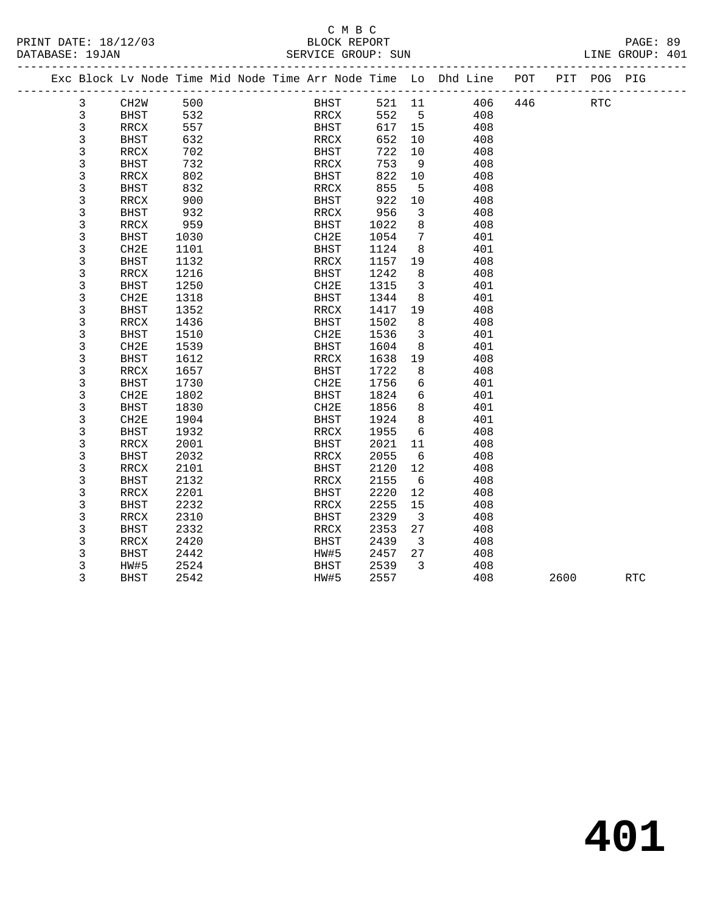C M B C

BLOCK REPORT

SERVICE GROUP: SUN

PRINT DATE: 18/12/03
DATABASE: 19JAN

LINE GROUP: 401

| Exc | Block | Lv Node | Time | Mid Node | Time | Arr Node | Time | Lo | Dhd Line | POT | PIT | POG | PIG |
|---|---|---|---|---|---|---|---|---|---|---|---|---|---|
| | 3 | CH2W | 500 | | | BHST | 521 | 11 | 406 | 446 | | RTC | |
| | 3 | BHST | 532 | | | RRCX | 552 | 5 | 408 | | | | |
| | 3 | RRCX | 557 | | | BHST | 617 | 15 | 408 | | | | |
| | 3 | BHST | 632 | | | RRCX | 652 | 10 | 408 | | | | |
| | 3 | RRCX | 702 | | | BHST | 722 | 10 | 408 | | | | |
| | 3 | BHST | 732 | | | RRCX | 753 | 9 | 408 | | | | |
| | 3 | RRCX | 802 | | | BHST | 822 | 10 | 408 | | | | |
| | 3 | BHST | 832 | | | RRCX | 855 | 5 | 408 | | | | |
| | 3 | RRCX | 900 | | | BHST | 922 | 10 | 408 | | | | |
| | 3 | BHST | 932 | | | RRCX | 956 | 3 | 408 | | | | |
| | 3 | RRCX | 959 | | | BHST | 1022 | 8 | 408 | | | | |
| | 3 | BHST | 1030 | | | CH2E | 1054 | 7 | 401 | | | | |
| | 3 | CH2E | 1101 | | | BHST | 1124 | 8 | 401 | | | | |
| | 3 | BHST | 1132 | | | RRCX | 1157 | 19 | 408 | | | | |
| | 3 | RRCX | 1216 | | | BHST | 1242 | 8 | 408 | | | | |
| | 3 | BHST | 1250 | | | CH2E | 1315 | 3 | 401 | | | | |
| | 3 | CH2E | 1318 | | | BHST | 1344 | 8 | 401 | | | | |
| | 3 | BHST | 1352 | | | RRCX | 1417 | 19 | 408 | | | | |
| | 3 | RRCX | 1436 | | | BHST | 1502 | 8 | 408 | | | | |
| | 3 | BHST | 1510 | | | CH2E | 1536 | 3 | 401 | | | | |
| | 3 | CH2E | 1539 | | | BHST | 1604 | 8 | 401 | | | | |
| | 3 | BHST | 1612 | | | RRCX | 1638 | 19 | 408 | | | | |
| | 3 | RRCX | 1657 | | | BHST | 1722 | 8 | 408 | | | | |
| | 3 | BHST | 1730 | | | CH2E | 1756 | 6 | 401 | | | | |
| | 3 | CH2E | 1802 | | | BHST | 1824 | 6 | 401 | | | | |
| | 3 | BHST | 1830 | | | CH2E | 1856 | 8 | 401 | | | | |
| | 3 | CH2E | 1904 | | | BHST | 1924 | 8 | 401 | | | | |
| | 3 | BHST | 1932 | | | RRCX | 1955 | 6 | 408 | | | | |
| | 3 | RRCX | 2001 | | | BHST | 2021 | 11 | 408 | | | | |
| | 3 | BHST | 2032 | | | RRCX | 2055 | 6 | 408 | | | | |
| | 3 | RRCX | 2101 | | | BHST | 2120 | 12 | 408 | | | | |
| | 3 | BHST | 2132 | | | RRCX | 2155 | 6 | 408 | | | | |
| | 3 | RRCX | 2201 | | | BHST | 2220 | 12 | 408 | | | | |
| | 3 | BHST | 2232 | | | RRCX | 2255 | 15 | 408 | | | | |
| | 3 | RRCX | 2310 | | | BHST | 2329 | 3 | 408 | | | | |
| | 3 | BHST | 2332 | | | RRCX | 2353 | 27 | 408 | | | | |
| | 3 | RRCX | 2420 | | | BHST | 2439 | 3 | 408 | | | | |
| | 3 | BHST | 2442 | | | HW#5 | 2457 | 27 | 408 | | | | |
| | 3 | HW#5 | 2524 | | | BHST | 2539 | 3 | 408 | | | | |
| | 3 | BHST | 2542 | | | HW#5 | 2557 | | 408 | | 2600 | | RTC |

# 401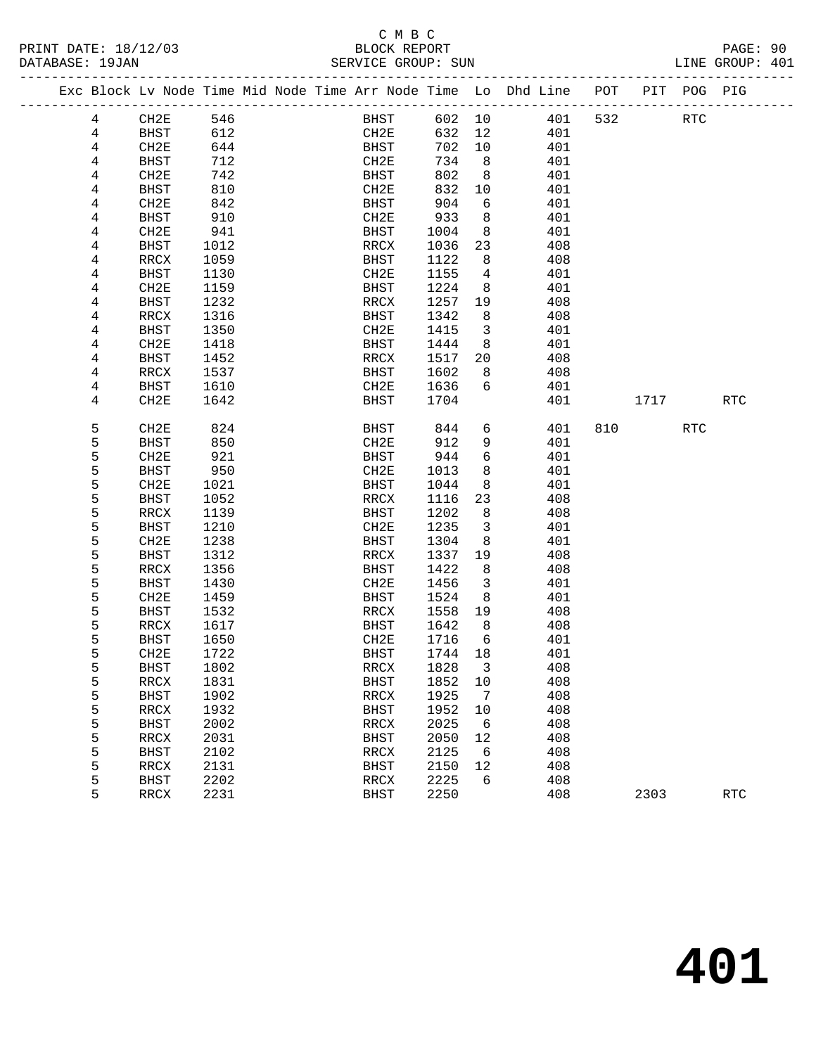C M B C

BLOCK REPORT

SERVICE GROUP: SUN

LINE GROUP: 401

PRINT DATE: 18/12/03

DATABASE: 19JAN

| Exc | Block | Lv | Node | Time | Mid | Node | Time | Arr | Node | Time | Lo | Dhd | Line | POT | PIT | POG | PIG |
|---|---|---|---|---|---|---|---|---|---|---|---|---|---|---|---|---|---|
| | 4 | | CH2E | 546 | | | | | BHST | 602 | 10 | | 401 | 532 | | RTC | |
| | 4 | | BHST | 612 | | | | | CH2E | 632 | 12 | | 401 | | | | |
| | 4 | | CH2E | 644 | | | | | BHST | 702 | 10 | | 401 | | | | |
| | 4 | | BHST | 712 | | | | | CH2E | 734 | 8 | | 401 | | | | |
| | 4 | | CH2E | 742 | | | | | BHST | 802 | 8 | | 401 | | | | |
| | 4 | | BHST | 810 | | | | | CH2E | 832 | 10 | | 401 | | | | |
| | 4 | | CH2E | 842 | | | | | BHST | 904 | 6 | | 401 | | | | |
| | 4 | | BHST | 910 | | | | | CH2E | 933 | 8 | | 401 | | | | |
| | 4 | | CH2E | 941 | | | | | BHST | 1004 | 8 | | 401 | | | | |
| | 4 | | BHST | 1012 | | | | | RRCX | 1036 | 23 | | 408 | | | | |
| | 4 | | RRCX | 1059 | | | | | BHST | 1122 | 8 | | 408 | | | | |
| | 4 | | BHST | 1130 | | | | | CH2E | 1155 | 4 | | 401 | | | | |
| | 4 | | CH2E | 1159 | | | | | BHST | 1224 | 8 | | 401 | | | | |
| | 4 | | BHST | 1232 | | | | | RRCX | 1257 | 19 | | 408 | | | | |
| | 4 | | RRCX | 1316 | | | | | BHST | 1342 | 8 | | 408 | | | | |
| | 4 | | BHST | 1350 | | | | | CH2E | 1415 | 3 | | 401 | | | | |
| | 4 | | CH2E | 1418 | | | | | BHST | 1444 | 8 | | 401 | | | | |
| | 4 | | BHST | 1452 | | | | | RRCX | 1517 | 20 | | 408 | | | | |
| | 4 | | RRCX | 1537 | | | | | BHST | 1602 | 8 | | 408 | | | | |
| | 4 | | BHST | 1610 | | | | | CH2E | 1636 | 6 | | 401 | | | | |
| | 4 | | CH2E | 1642 | | | | | BHST | 1704 | | | 401 | | 1717 | | RTC |
| | 5 | | CH2E | 824 | | | | | BHST | 844 | 6 | | 401 | 810 | | RTC | |
| | 5 | | BHST | 850 | | | | | CH2E | 912 | 9 | | 401 | | | | |
| | 5 | | CH2E | 921 | | | | | BHST | 944 | 6 | | 401 | | | | |
| | 5 | | BHST | 950 | | | | | CH2E | 1013 | 8 | | 401 | | | | |
| | 5 | | CH2E | 1021 | | | | | BHST | 1044 | 8 | | 401 | | | | |
| | 5 | | BHST | 1052 | | | | | RRCX | 1116 | 23 | | 408 | | | | |
| | 5 | | RRCX | 1139 | | | | | BHST | 1202 | 8 | | 408 | | | | |
| | 5 | | BHST | 1210 | | | | | CH2E | 1235 | 3 | | 401 | | | | |
| | 5 | | CH2E | 1238 | | | | | BHST | 1304 | 8 | | 401 | | | | |
| | 5 | | BHST | 1312 | | | | | RRCX | 1337 | 19 | | 408 | | | | |
| | 5 | | RRCX | 1356 | | | | | BHST | 1422 | 8 | | 408 | | | | |
| | 5 | | BHST | 1430 | | | | | CH2E | 1456 | 3 | | 401 | | | | |
| | 5 | | CH2E | 1459 | | | | | BHST | 1524 | 8 | | 401 | | | | |
| | 5 | | BHST | 1532 | | | | | RRCX | 1558 | 19 | | 408 | | | | |
| | 5 | | RRCX | 1617 | | | | | BHST | 1642 | 8 | | 408 | | | | |
| | 5 | | BHST | 1650 | | | | | CH2E | 1716 | 6 | | 401 | | | | |
| | 5 | | CH2E | 1722 | | | | | BHST | 1744 | 18 | | 401 | | | | |
| | 5 | | BHST | 1802 | | | | | RRCX | 1828 | 3 | | 408 | | | | |
| | 5 | | RRCX | 1831 | | | | | BHST | 1852 | 10 | | 408 | | | | |
| | 5 | | BHST | 1902 | | | | | RRCX | 1925 | 7 | | 408 | | | | |
| | 5 | | RRCX | 1932 | | | | | BHST | 1952 | 10 | | 408 | | | | |
| | 5 | | BHST | 2002 | | | | | RRCX | 2025 | 6 | | 408 | | | | |
| | 5 | | RRCX | 2031 | | | | | BHST | 2050 | 12 | | 408 | | | | |
| | 5 | | BHST | 2102 | | | | | RRCX | 2125 | 6 | | 408 | | | | |
| | 5 | | RRCX | 2131 | | | | | BHST | 2150 | 12 | | 408 | | | | |
| | 5 | | BHST | 2202 | | | | | RRCX | 2225 | 6 | | 408 | | | | |
| | 5 | | RRCX | 2231 | | | | | BHST | 2250 | | | 408 | | 2303 | | RTC |

# 401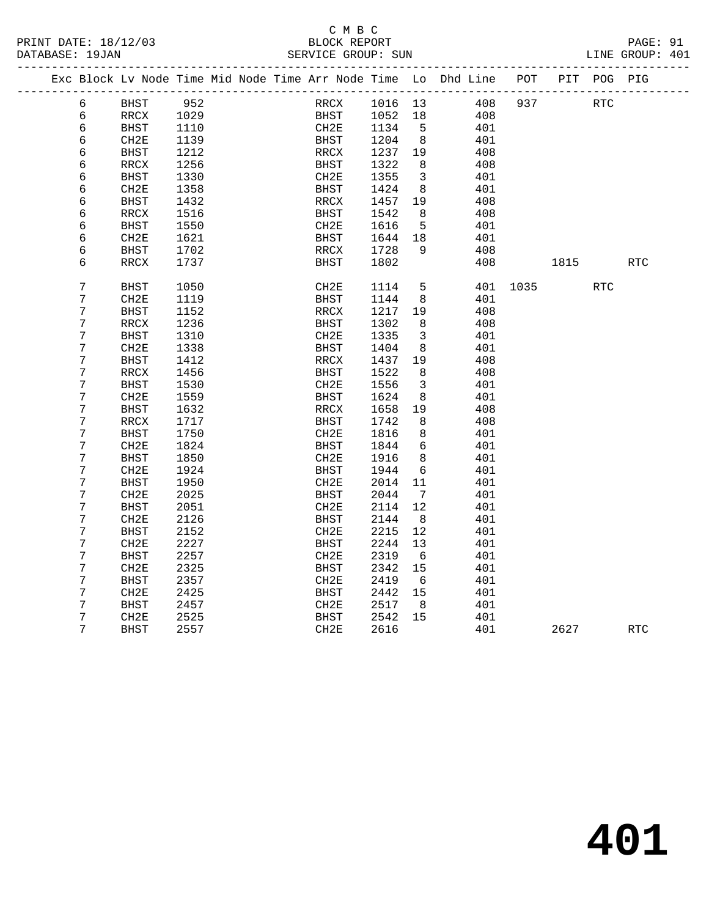C M B C

BLOCK REPORT

SERVICE GROUP: SUN

PRINT DATE: 18/12/03

DATABASE: 19JAN

LINE GROUP: 401

| Exc | Block | Lv Node | Time | Mid Node | Time | Arr Node | Time | Lo | Dhd Line | POT | PIT | POG | PIG |
|---|---|---|---|---|---|---|---|---|---|---|---|---|---|
| | 6 | BHST | 952 | | | RRCX | 1016 | 13 | 408 | 937 | | RTC | |
| | 6 | RRCX | 1029 | | | BHST | 1052 | 18 | 408 | | | | |
| | 6 | BHST | 1110 | | | CH2E | 1134 | 5 | 401 | | | | |
| | 6 | CH2E | 1139 | | | BHST | 1204 | 8 | 401 | | | | |
| | 6 | BHST | 1212 | | | RRCX | 1237 | 19 | 408 | | | | |
| | 6 | RRCX | 1256 | | | BHST | 1322 | 8 | 408 | | | | |
| | 6 | BHST | 1330 | | | CH2E | 1355 | 3 | 401 | | | | |
| | 6 | CH2E | 1358 | | | BHST | 1424 | 8 | 401 | | | | |
| | 6 | BHST | 1432 | | | RRCX | 1457 | 19 | 408 | | | | |
| | 6 | RRCX | 1516 | | | BHST | 1542 | 8 | 408 | | | | |
| | 6 | BHST | 1550 | | | CH2E | 1616 | 5 | 401 | | | | |
| | 6 | CH2E | 1621 | | | BHST | 1644 | 18 | 401 | | | | |
| | 6 | BHST | 1702 | | | RRCX | 1728 | 9 | 408 | | | | |
| | 6 | RRCX | 1737 | | | BHST | 1802 | | 408 | | 1815 | | RTC |
| | 7 | BHST | 1050 | | | CH2E | 1114 | 5 | 401 | 1035 | | RTC | |
| | 7 | CH2E | 1119 | | | BHST | 1144 | 8 | 401 | | | | |
| | 7 | BHST | 1152 | | | RRCX | 1217 | 19 | 408 | | | | |
| | 7 | RRCX | 1236 | | | BHST | 1302 | 8 | 408 | | | | |
| | 7 | BHST | 1310 | | | CH2E | 1335 | 3 | 401 | | | | |
| | 7 | CH2E | 1338 | | | BHST | 1404 | 8 | 401 | | | | |
| | 7 | BHST | 1412 | | | RRCX | 1437 | 19 | 408 | | | | |
| | 7 | RRCX | 1456 | | | BHST | 1522 | 8 | 408 | | | | |
| | 7 | BHST | 1530 | | | CH2E | 1556 | 3 | 401 | | | | |
| | 7 | CH2E | 1559 | | | BHST | 1624 | 8 | 401 | | | | |
| | 7 | BHST | 1632 | | | RRCX | 1658 | 19 | 408 | | | | |
| | 7 | RRCX | 1717 | | | BHST | 1742 | 8 | 408 | | | | |
| | 7 | BHST | 1750 | | | CH2E | 1816 | 8 | 401 | | | | |
| | 7 | CH2E | 1824 | | | BHST | 1844 | 6 | 401 | | | | |
| | 7 | BHST | 1850 | | | CH2E | 1916 | 8 | 401 | | | | |
| | 7 | CH2E | 1924 | | | BHST | 1944 | 6 | 401 | | | | |
| | 7 | BHST | 1950 | | | CH2E | 2014 | 11 | 401 | | | | |
| | 7 | CH2E | 2025 | | | BHST | 2044 | 7 | 401 | | | | |
| | 7 | BHST | 2051 | | | CH2E | 2114 | 12 | 401 | | | | |
| | 7 | CH2E | 2126 | | | BHST | 2144 | 8 | 401 | | | | |
| | 7 | BHST | 2152 | | | CH2E | 2215 | 12 | 401 | | | | |
| | 7 | CH2E | 2227 | | | BHST | 2244 | 13 | 401 | | | | |
| | 7 | BHST | 2257 | | | CH2E | 2319 | 6 | 401 | | | | |
| | 7 | CH2E | 2325 | | | BHST | 2342 | 15 | 401 | | | | |
| | 7 | BHST | 2357 | | | CH2E | 2419 | 6 | 401 | | | | |
| | 7 | CH2E | 2425 | | | BHST | 2442 | 15 | 401 | | | | |
| | 7 | BHST | 2457 | | | CH2E | 2517 | 8 | 401 | | | | |
| | 7 | CH2E | 2525 | | | BHST | 2542 | 15 | 401 | | | | |
| | 7 | BHST | 2557 | | | CH2E | 2616 | | 401 | | 2627 | | RTC |

401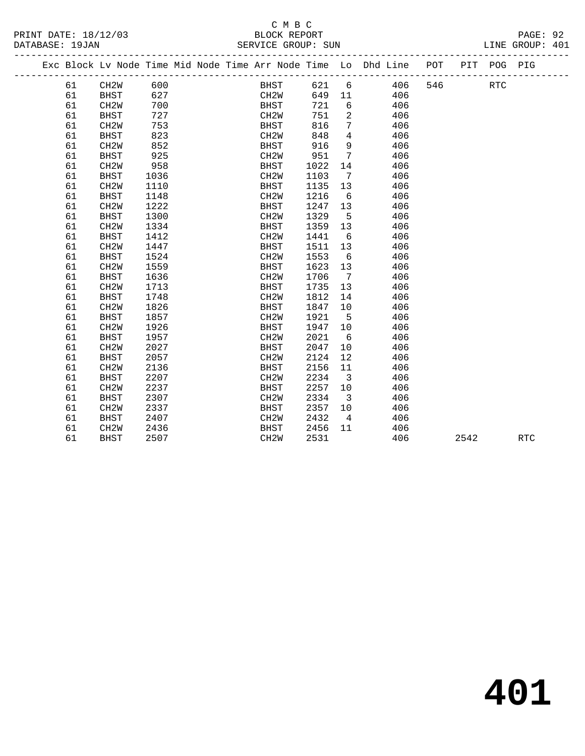C M B C

BLOCK REPORT

SERVICE GROUP: SUN

PRINT DATE: 18/12/03
DATABASE: 19JAN

LINE GROUP: 401

| Exc | Block | Lv | Node | Time | Mid Node | Time | Arr Node | Time | Lo | Dhd Line | POT | PIT | POG | PIG |
|---|---|---|---|---|---|---|---|---|---|---|---|---|---|---|
| | 61 | | CH2W | 600 | | | BHST | 621 | 6 | 406 | 546 | | RTC | |
| | 61 | | BHST | 627 | | | CH2W | 649 | 11 | 406 | | | | |
| | 61 | | CH2W | 700 | | | BHST | 721 | 6 | 406 | | | | |
| | 61 | | BHST | 727 | | | CH2W | 751 | 2 | 406 | | | | |
| | 61 | | CH2W | 753 | | | BHST | 816 | 7 | 406 | | | | |
| | 61 | | BHST | 823 | | | CH2W | 848 | 4 | 406 | | | | |
| | 61 | | CH2W | 852 | | | BHST | 916 | 9 | 406 | | | | |
| | 61 | | BHST | 925 | | | CH2W | 951 | 7 | 406 | | | | |
| | 61 | | CH2W | 958 | | | BHST | 1022 | 14 | 406 | | | | |
| | 61 | | BHST | 1036 | | | CH2W | 1103 | 7 | 406 | | | | |
| | 61 | | CH2W | 1110 | | | BHST | 1135 | 13 | 406 | | | | |
| | 61 | | BHST | 1148 | | | CH2W | 1216 | 6 | 406 | | | | |
| | 61 | | CH2W | 1222 | | | BHST | 1247 | 13 | 406 | | | | |
| | 61 | | BHST | 1300 | | | CH2W | 1329 | 5 | 406 | | | | |
| | 61 | | CH2W | 1334 | | | BHST | 1359 | 13 | 406 | | | | |
| | 61 | | BHST | 1412 | | | CH2W | 1441 | 6 | 406 | | | | |
| | 61 | | CH2W | 1447 | | | BHST | 1511 | 13 | 406 | | | | |
| | 61 | | BHST | 1524 | | | CH2W | 1553 | 6 | 406 | | | | |
| | 61 | | CH2W | 1559 | | | BHST | 1623 | 13 | 406 | | | | |
| | 61 | | BHST | 1636 | | | CH2W | 1706 | 7 | 406 | | | | |
| | 61 | | CH2W | 1713 | | | BHST | 1735 | 13 | 406 | | | | |
| | 61 | | BHST | 1748 | | | CH2W | 1812 | 14 | 406 | | | | |
| | 61 | | CH2W | 1826 | | | BHST | 1847 | 10 | 406 | | | | |
| | 61 | | BHST | 1857 | | | CH2W | 1921 | 5 | 406 | | | | |
| | 61 | | CH2W | 1926 | | | BHST | 1947 | 10 | 406 | | | | |
| | 61 | | BHST | 1957 | | | CH2W | 2021 | 6 | 406 | | | | |
| | 61 | | CH2W | 2027 | | | BHST | 2047 | 10 | 406 | | | | |
| | 61 | | BHST | 2057 | | | CH2W | 2124 | 12 | 406 | | | | |
| | 61 | | CH2W | 2136 | | | BHST | 2156 | 11 | 406 | | | | |
| | 61 | | BHST | 2207 | | | CH2W | 2234 | 3 | 406 | | | | |
| | 61 | | CH2W | 2237 | | | BHST | 2257 | 10 | 406 | | | | |
| | 61 | | BHST | 2307 | | | CH2W | 2334 | 3 | 406 | | | | |
| | 61 | | CH2W | 2337 | | | BHST | 2357 | 10 | 406 | | | | |
| | 61 | | BHST | 2407 | | | CH2W | 2432 | 4 | 406 | | | | |
| | 61 | | CH2W | 2436 | | | BHST | 2456 | 11 | 406 | | | | |
| | 61 | | BHST | 2507 | | | CH2W | 2531 | | 406 | | 2542 | | RTC |

# 401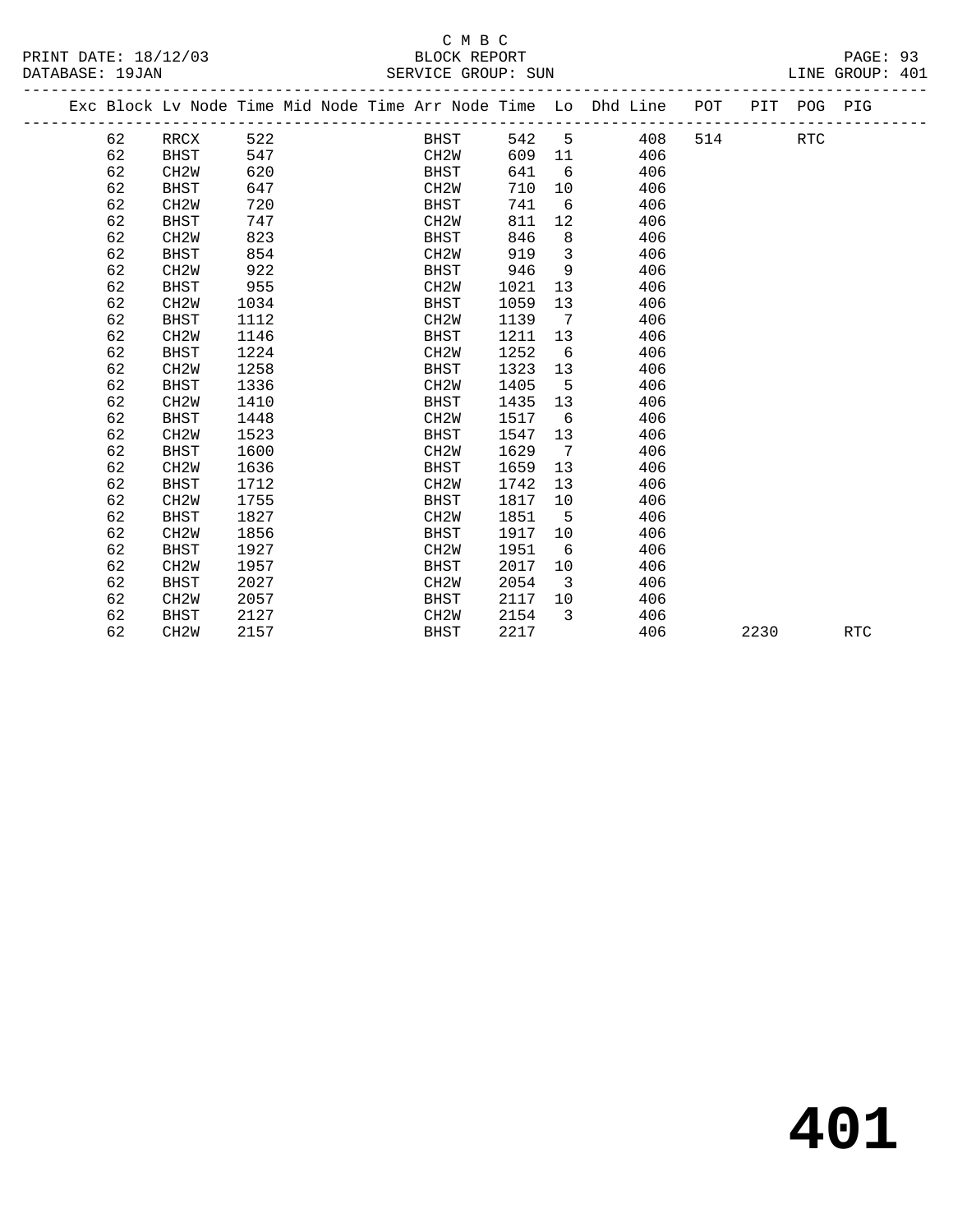C M B C
BLOCK REPORT
SERVICE GROUP: SUN

PRINT DATE: 18/12/03
DATABASE: 19JAN
LINE GROUP: 401

| Exc | Block | Lv Node | Time | Mid Node | Time | Arr Node | Time | Lo | Dhd Line | POT | PIT | POG | PIG |
|---|---|---|---|---|---|---|---|---|---|---|---|---|---|
| | 62 | RRCX | 522 | | | BHST | 542 | 5 | 408 | 514 | | RTC | |
| | 62 | BHST | 547 | | | CH2W | 609 | 11 | 406 | | | | |
| | 62 | CH2W | 620 | | | BHST | 641 | 6 | 406 | | | | |
| | 62 | BHST | 647 | | | CH2W | 710 | 10 | 406 | | | | |
| | 62 | CH2W | 720 | | | BHST | 741 | 6 | 406 | | | | |
| | 62 | BHST | 747 | | | CH2W | 811 | 12 | 406 | | | | |
| | 62 | CH2W | 823 | | | BHST | 846 | 8 | 406 | | | | |
| | 62 | BHST | 854 | | | CH2W | 919 | 3 | 406 | | | | |
| | 62 | CH2W | 922 | | | BHST | 946 | 9 | 406 | | | | |
| | 62 | BHST | 955 | | | CH2W | 1021 | 13 | 406 | | | | |
| | 62 | CH2W | 1034 | | | BHST | 1059 | 13 | 406 | | | | |
| | 62 | BHST | 1112 | | | CH2W | 1139 | 7 | 406 | | | | |
| | 62 | CH2W | 1146 | | | BHST | 1211 | 13 | 406 | | | | |
| | 62 | BHST | 1224 | | | CH2W | 1252 | 6 | 406 | | | | |
| | 62 | CH2W | 1258 | | | BHST | 1323 | 13 | 406 | | | | |
| | 62 | BHST | 1336 | | | CH2W | 1405 | 5 | 406 | | | | |
| | 62 | CH2W | 1410 | | | BHST | 1435 | 13 | 406 | | | | |
| | 62 | BHST | 1448 | | | CH2W | 1517 | 6 | 406 | | | | |
| | 62 | CH2W | 1523 | | | BHST | 1547 | 13 | 406 | | | | |
| | 62 | BHST | 1600 | | | CH2W | 1629 | 7 | 406 | | | | |
| | 62 | CH2W | 1636 | | | BHST | 1659 | 13 | 406 | | | | |
| | 62 | BHST | 1712 | | | CH2W | 1742 | 13 | 406 | | | | |
| | 62 | CH2W | 1755 | | | BHST | 1817 | 10 | 406 | | | | |
| | 62 | BHST | 1827 | | | CH2W | 1851 | 5 | 406 | | | | |
| | 62 | CH2W | 1856 | | | BHST | 1917 | 10 | 406 | | | | |
| | 62 | BHST | 1927 | | | CH2W | 1951 | 6 | 406 | | | | |
| | 62 | CH2W | 1957 | | | BHST | 2017 | 10 | 406 | | | | |
| | 62 | BHST | 2027 | | | CH2W | 2054 | 3 | 406 | | | | |
| | 62 | CH2W | 2057 | | | BHST | 2117 | 10 | 406 | | | | |
| | 62 | BHST | 2127 | | | CH2W | 2154 | 3 | 406 | | | | |
| | 62 | CH2W | 2157 | | | BHST | 2217 | | 406 | | 2230 | | RTC |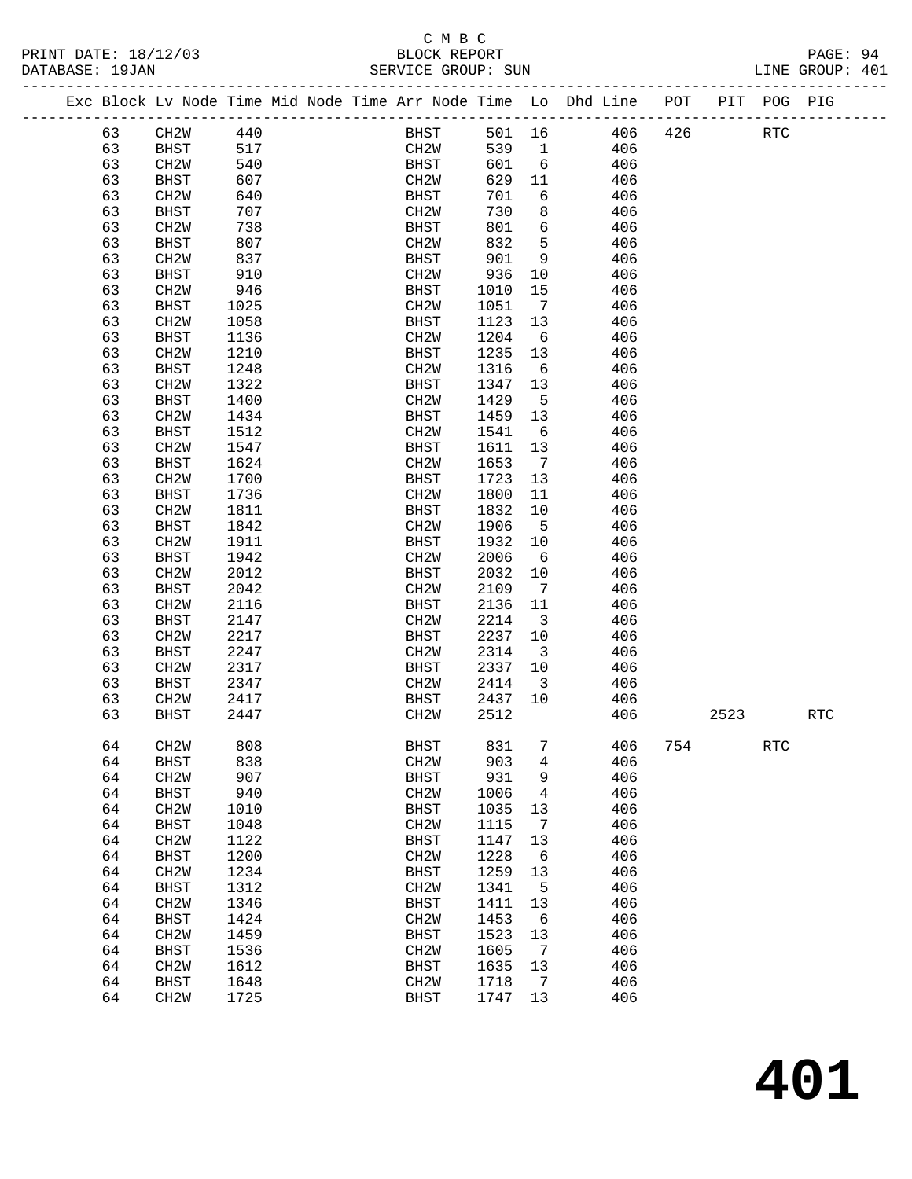C M B C
PRINT DATE: 18/12/03 BLOCK REPORT
DATABASE: 19JAN SERVICE GROUP: SUN LINE GROUP: 401

| Exc | Block | Lv | Node | Time | Mid | Node | Time | Arr | Node | Time | Lo | Dhd | Line | POT | PIT | POG | PIG |
|---|---|---|---|---|---|---|---|---|---|---|---|---|---|---|---|---|---|
| | 63 | | CH2W | 440 | | | | | BHST | 501 | 16 | | 406 | 426 | | RTC | |
| | 63 | | BHST | 517 | | | | | CH2W | 539 | 1 | | 406 | | | | |
| | 63 | | CH2W | 540 | | | | | BHST | 601 | 6 | | 406 | | | | |
| | 63 | | BHST | 607 | | | | | CH2W | 629 | 11 | | 406 | | | | |
| | 63 | | CH2W | 640 | | | | | BHST | 701 | 6 | | 406 | | | | |
| | 63 | | BHST | 707 | | | | | CH2W | 730 | 8 | | 406 | | | | |
| | 63 | | CH2W | 738 | | | | | BHST | 801 | 6 | | 406 | | | | |
| | 63 | | BHST | 807 | | | | | CH2W | 832 | 5 | | 406 | | | | |
| | 63 | | CH2W | 837 | | | | | BHST | 901 | 9 | | 406 | | | | |
| | 63 | | BHST | 910 | | | | | CH2W | 936 | 10 | | 406 | | | | |
| | 63 | | CH2W | 946 | | | | | BHST | 1010 | 15 | | 406 | | | | |
| | 63 | | BHST | 1025 | | | | | CH2W | 1051 | 7 | | 406 | | | | |
| | 63 | | CH2W | 1058 | | | | | BHST | 1123 | 13 | | 406 | | | | |
| | 63 | | BHST | 1136 | | | | | CH2W | 1204 | 6 | | 406 | | | | |
| | 63 | | CH2W | 1210 | | | | | BHST | 1235 | 13 | | 406 | | | | |
| | 63 | | BHST | 1248 | | | | | CH2W | 1316 | 6 | | 406 | | | | |
| | 63 | | CH2W | 1322 | | | | | BHST | 1347 | 13 | | 406 | | | | |
| | 63 | | BHST | 1400 | | | | | CH2W | 1429 | 5 | | 406 | | | | |
| | 63 | | CH2W | 1434 | | | | | BHST | 1459 | 13 | | 406 | | | | |
| | 63 | | BHST | 1512 | | | | | CH2W | 1541 | 6 | | 406 | | | | |
| | 63 | | CH2W | 1547 | | | | | BHST | 1611 | 13 | | 406 | | | | |
| | 63 | | BHST | 1624 | | | | | CH2W | 1653 | 7 | | 406 | | | | |
| | 63 | | CH2W | 1700 | | | | | BHST | 1723 | 13 | | 406 | | | | |
| | 63 | | BHST | 1736 | | | | | CH2W | 1800 | 11 | | 406 | | | | |
| | 63 | | CH2W | 1811 | | | | | BHST | 1832 | 10 | | 406 | | | | |
| | 63 | | BHST | 1842 | | | | | CH2W | 1906 | 5 | | 406 | | | | |
| | 63 | | CH2W | 1911 | | | | | BHST | 1932 | 10 | | 406 | | | | |
| | 63 | | BHST | 1942 | | | | | CH2W | 2006 | 6 | | 406 | | | | |
| | 63 | | CH2W | 2012 | | | | | BHST | 2032 | 10 | | 406 | | | | |
| | 63 | | BHST | 2042 | | | | | CH2W | 2109 | 7 | | 406 | | | | |
| | 63 | | CH2W | 2116 | | | | | BHST | 2136 | 11 | | 406 | | | | |
| | 63 | | BHST | 2147 | | | | | CH2W | 2214 | 3 | | 406 | | | | |
| | 63 | | CH2W | 2217 | | | | | BHST | 2237 | 10 | | 406 | | | | |
| | 63 | | BHST | 2247 | | | | | CH2W | 2314 | 3 | | 406 | | | | |
| | 63 | | CH2W | 2317 | | | | | BHST | 2337 | 10 | | 406 | | | | |
| | 63 | | BHST | 2347 | | | | | CH2W | 2414 | 3 | | 406 | | | | |
| | 63 | | CH2W | 2417 | | | | | BHST | 2437 | 10 | | 406 | | | | |
| | 63 | | BHST | 2447 | | | | | CH2W | 2512 | | | 406 | | 2523 | | RTC |
| | 64 | | CH2W | 808 | | | | | BHST | 831 | 7 | | 406 | 754 | | RTC | |
| | 64 | | BHST | 838 | | | | | CH2W | 903 | 4 | | 406 | | | | |
| | 64 | | CH2W | 907 | | | | | BHST | 931 | 9 | | 406 | | | | |
| | 64 | | BHST | 940 | | | | | CH2W | 1006 | 4 | | 406 | | | | |
| | 64 | | CH2W | 1010 | | | | | BHST | 1035 | 13 | | 406 | | | | |
| | 64 | | BHST | 1048 | | | | | CH2W | 1115 | 7 | | 406 | | | | |
| | 64 | | CH2W | 1122 | | | | | BHST | 1147 | 13 | | 406 | | | | |
| | 64 | | BHST | 1200 | | | | | CH2W | 1228 | 6 | | 406 | | | | |
| | 64 | | CH2W | 1234 | | | | | BHST | 1259 | 13 | | 406 | | | | |
| | 64 | | BHST | 1312 | | | | | CH2W | 1341 | 5 | | 406 | | | | |
| | 64 | | CH2W | 1346 | | | | | BHST | 1411 | 13 | | 406 | | | | |
| | 64 | | BHST | 1424 | | | | | CH2W | 1453 | 6 | | 406 | | | | |
| | 64 | | CH2W | 1459 | | | | | BHST | 1523 | 13 | | 406 | | | | |
| | 64 | | BHST | 1536 | | | | | CH2W | 1605 | 7 | | 406 | | | | |
| | 64 | | CH2W | 1612 | | | | | BHST | 1635 | 13 | | 406 | | | | |
| | 64 | | BHST | 1648 | | | | | CH2W | 1718 | 7 | | 406 | | | | |
| | 64 | | CH2W | 1725 | | | | | BHST | 1747 | 13 | | 406 | | | | |

# 401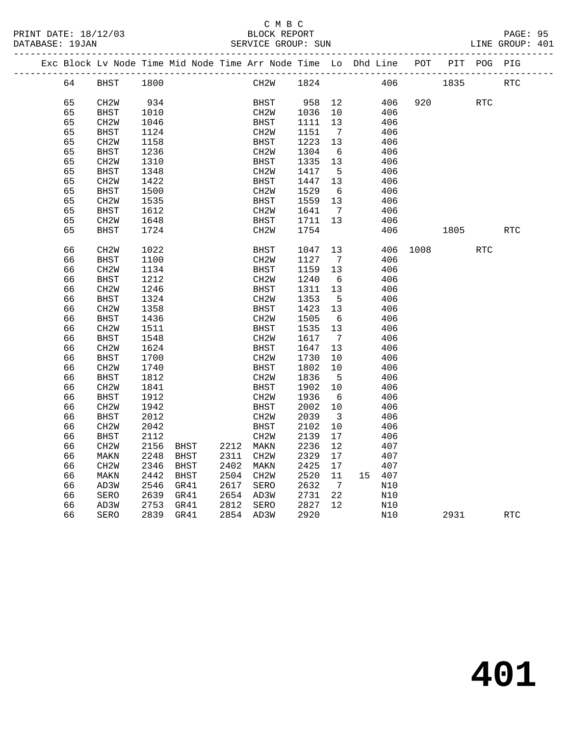C M B C

BLOCK REPORT

SERVICE GROUP: SUN

PRINT DATE: 18/12/03
DATABASE: 19JAN
LINE GROUP: 401

| Exc | Block | Lv Node | Time | Mid Node | Time | Arr Node | Time | Lo | Dhd | Line | POT | PIT | POG | PIG |
|---|---|---|---|---|---|---|---|---|---|---|---|---|---|---|
| | 64 | BHST | 1800 | | | CH2W | 1824 | | | 406 | | 1835 | | RTC |
| | 65 | CH2W | 934 | | | BHST | 958 | 12 | | 406 | 920 | | RTC | |
| | 65 | BHST | 1010 | | | CH2W | 1036 | 10 | | 406 | | | | |
| | 65 | CH2W | 1046 | | | BHST | 1111 | 13 | | 406 | | | | |
| | 65 | BHST | 1124 | | | CH2W | 1151 | 7 | | 406 | | | | |
| | 65 | CH2W | 1158 | | | BHST | 1223 | 13 | | 406 | | | | |
| | 65 | BHST | 1236 | | | CH2W | 1304 | 6 | | 406 | | | | |
| | 65 | CH2W | 1310 | | | BHST | 1335 | 13 | | 406 | | | | |
| | 65 | BHST | 1348 | | | CH2W | 1417 | 5 | | 406 | | | | |
| | 65 | CH2W | 1422 | | | BHST | 1447 | 13 | | 406 | | | | |
| | 65 | BHST | 1500 | | | CH2W | 1529 | 6 | | 406 | | | | |
| | 65 | CH2W | 1535 | | | BHST | 1559 | 13 | | 406 | | | | |
| | 65 | BHST | 1612 | | | CH2W | 1641 | 7 | | 406 | | | | |
| | 65 | CH2W | 1648 | | | BHST | 1711 | 13 | | 406 | | | | |
| | 65 | BHST | 1724 | | | CH2W | 1754 | | | 406 | | 1805 | | RTC |
| | 66 | CH2W | 1022 | | | BHST | 1047 | 13 | | 406 | 1008 | | RTC | |
| | 66 | BHST | 1100 | | | CH2W | 1127 | 7 | | 406 | | | | |
| | 66 | CH2W | 1134 | | | BHST | 1159 | 13 | | 406 | | | | |
| | 66 | BHST | 1212 | | | CH2W | 1240 | 6 | | 406 | | | | |
| | 66 | CH2W | 1246 | | | BHST | 1311 | 13 | | 406 | | | | |
| | 66 | BHST | 1324 | | | CH2W | 1353 | 5 | | 406 | | | | |
| | 66 | CH2W | 1358 | | | BHST | 1423 | 13 | | 406 | | | | |
| | 66 | BHST | 1436 | | | CH2W | 1505 | 6 | | 406 | | | | |
| | 66 | CH2W | 1511 | | | BHST | 1535 | 13 | | 406 | | | | |
| | 66 | BHST | 1548 | | | CH2W | 1617 | 7 | | 406 | | | | |
| | 66 | CH2W | 1624 | | | BHST | 1647 | 13 | | 406 | | | | |
| | 66 | BHST | 1700 | | | CH2W | 1730 | 10 | | 406 | | | | |
| | 66 | CH2W | 1740 | | | BHST | 1802 | 10 | | 406 | | | | |
| | 66 | BHST | 1812 | | | CH2W | 1836 | 5 | | 406 | | | | |
| | 66 | CH2W | 1841 | | | BHST | 1902 | 10 | | 406 | | | | |
| | 66 | BHST | 1912 | | | CH2W | 1936 | 6 | | 406 | | | | |
| | 66 | CH2W | 1942 | | | BHST | 2002 | 10 | | 406 | | | | |
| | 66 | BHST | 2012 | | | CH2W | 2039 | 3 | | 406 | | | | |
| | 66 | CH2W | 2042 | | | BHST | 2102 | 10 | | 406 | | | | |
| | 66 | BHST | 2112 | | | CH2W | 2139 | 17 | | 406 | | | | |
| | 66 | CH2W | 2156 | BHST | 2212 | MAKN | 2236 | 12 | | 407 | | | | |
| | 66 | MAKN | 2248 | BHST | 2311 | CH2W | 2329 | 17 | | 407 | | | | |
| | 66 | CH2W | 2346 | BHST | 2402 | MAKN | 2425 | 17 | | 407 | | | | |
| | 66 | MAKN | 2442 | BHST | 2504 | CH2W | 2520 | 11 | 15 | 407 | | | | |
| | 66 | AD3W | 2546 | GR41 | 2617 | SERO | 2632 | 7 | | N10 | | | | |
| | 66 | SERO | 2639 | GR41 | 2654 | AD3W | 2731 | 22 | | N10 | | | | |
| | 66 | AD3W | 2753 | GR41 | 2812 | SERO | 2827 | 12 | | N10 | | | | |
| | 66 | SERO | 2839 | GR41 | 2854 | AD3W | 2920 | | | N10 | | 2931 | | RTC |

401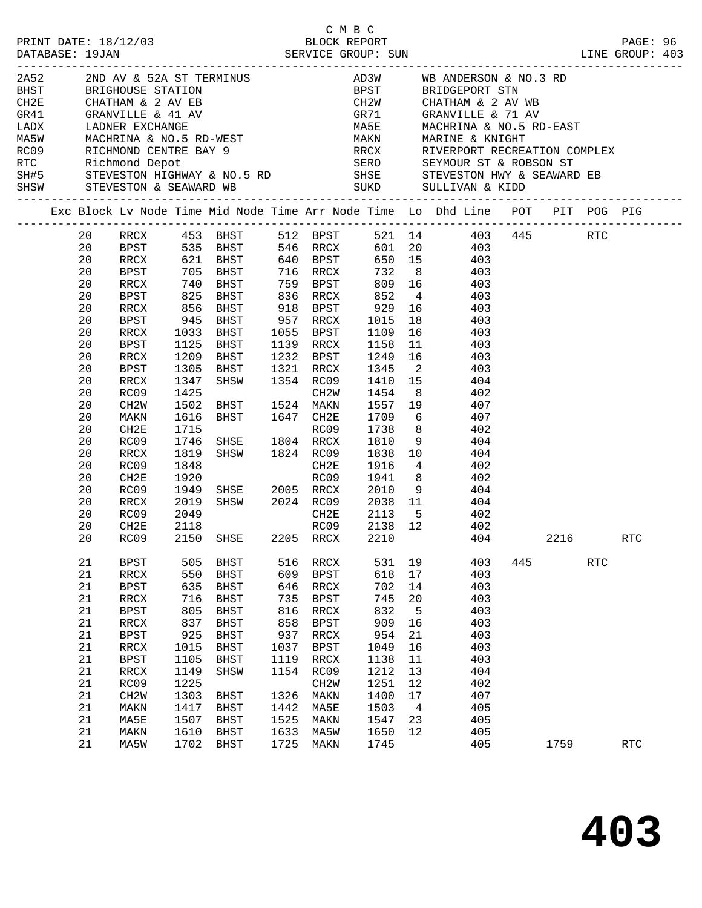C M B C
BLOCK REPORT
SERVICE GROUP: SUN

PRINT DATE: 18/12/03
DATABASE: 19JAN
LINE GROUP: 403

| Code | Description | Code | Description |
|---|---|---|---|
| 2A52 | 2ND AV & 52A ST TERMINUS | AD3W | WB ANDERSON & NO.3 RD |
| BHST | BRIGHOUSE STATION | BPST | BRIDGEPORT STN |
| CH2E | CHATHAM & 2 AV EB | CH2W | CHATHAM & 2 AV WB |
| GR41 | GRANVILLE & 41 AV | GR71 | GRANVILLE & 71 AV |
| LADX | LADNER EXCHANGE | MA5E | MACHRINA & NO.5 RD-EAST |
| MA5W | MACHRINA & NO.5 RD-WEST | MAKN | MARINE & KNIGHT |
| RC09 | RICHMOND CENTRE BAY 9 | RRCX | RIVERPORT RECREATION COMPLEX |
| RTC | Richmond Depot | SERO | SEYMOUR ST & ROBSON ST |
| SH#5 | STEVESTON HIGHWAY & NO.5 RD | SHSE | STEVESTON HWY & SEAWARD EB |
| SHSW | STEVESTON & SEAWARD WB | SUKD | SULLIVAN & KIDD |

| Exc | Block | Lv Node | Time | Mid Node | Time | Arr Node | Time | Lo | Dhd Line | POT | PIT | POG | PIG |
|---|---|---|---|---|---|---|---|---|---|---|---|---|---|
| | 20 | RRCX | 453 | BHST | 512 | BPST | 521 | 14 | 403 | 445 | | RTC | |
| | 20 | BPST | 535 | BHST | 546 | RRCX | 601 | 20 | 403 | | | | |
| | 20 | RRCX | 621 | BHST | 640 | BPST | 650 | 15 | 403 | | | | |
| | 20 | BPST | 705 | BHST | 716 | RRCX | 732 | 8 | 403 | | | | |
| | 20 | RRCX | 740 | BHST | 759 | BPST | 809 | 16 | 403 | | | | |
| | 20 | BPST | 825 | BHST | 836 | RRCX | 852 | 4 | 403 | | | | |
| | 20 | RRCX | 856 | BHST | 918 | BPST | 929 | 16 | 403 | | | | |
| | 20 | BPST | 945 | BHST | 957 | RRCX | 1015 | 18 | 403 | | | | |
| | 20 | RRCX | 1033 | BHST | 1055 | BPST | 1109 | 16 | 403 | | | | |
| | 20 | BPST | 1125 | BHST | 1139 | RRCX | 1158 | 11 | 403 | | | | |
| | 20 | RRCX | 1209 | BHST | 1232 | BPST | 1249 | 16 | 403 | | | | |
| | 20 | BPST | 1305 | BHST | 1321 | RRCX | 1345 | 2 | 403 | | | | |
| | 20 | RRCX | 1347 | SHSW | 1354 | RC09 | 1410 | 15 | 404 | | | | |
| | 20 | RC09 | 1425 | | | CH2W | 1454 | 8 | 402 | | | | |
| | 20 | CH2W | 1502 | BHST | 1524 | MAKN | 1557 | 19 | 407 | | | | |
| | 20 | MAKN | 1616 | BHST | 1647 | CH2E | 1709 | 6 | 407 | | | | |
| | 20 | CH2E | 1715 | | | RC09 | 1738 | 8 | 402 | | | | |
| | 20 | RC09 | 1746 | SHSE | 1804 | RRCX | 1810 | 9 | 404 | | | | |
| | 20 | RRCX | 1819 | SHSW | 1824 | RC09 | 1838 | 10 | 404 | | | | |
| | 20 | RC09 | 1848 | | | CH2E | 1916 | 4 | 402 | | | | |
| | 20 | CH2E | 1920 | | | RC09 | 1941 | 8 | 402 | | | | |
| | 20 | RC09 | 1949 | SHSE | 2005 | RRCX | 2010 | 9 | 404 | | | | |
| | 20 | RRCX | 2019 | SHSW | 2024 | RC09 | 2038 | 11 | 404 | | | | |
| | 20 | RC09 | 2049 | | | CH2E | 2113 | 5 | 402 | | | | |
| | 20 | CH2E | 2118 | | | RC09 | 2138 | 12 | 402 | | | | |
| | 20 | RC09 | 2150 | SHSE | 2205 | RRCX | 2210 | | 404 | | 2216 | | RTC |
| | 21 | BPST | 505 | BHST | 516 | RRCX | 531 | 19 | 403 | 445 | | RTC | |
| | 21 | RRCX | 550 | BHST | 609 | BPST | 618 | 17 | 403 | | | | |
| | 21 | BPST | 635 | BHST | 646 | RRCX | 702 | 14 | 403 | | | | |
| | 21 | RRCX | 716 | BHST | 735 | BPST | 745 | 20 | 403 | | | | |
| | 21 | BPST | 805 | BHST | 816 | RRCX | 832 | 5 | 403 | | | | |
| | 21 | RRCX | 837 | BHST | 858 | BPST | 909 | 16 | 403 | | | | |
| | 21 | BPST | 925 | BHST | 937 | RRCX | 954 | 21 | 403 | | | | |
| | 21 | RRCX | 1015 | BHST | 1037 | BPST | 1049 | 16 | 403 | | | | |
| | 21 | BPST | 1105 | BHST | 1119 | RRCX | 1138 | 11 | 403 | | | | |
| | 21 | RRCX | 1149 | SHSW | 1154 | RC09 | 1212 | 13 | 404 | | | | |
| | 21 | RC09 | 1225 | | | CH2W | 1251 | 12 | 402 | | | | |
| | 21 | CH2W | 1303 | BHST | 1326 | MAKN | 1400 | 17 | 407 | | | | |
| | 21 | MAKN | 1417 | BHST | 1442 | MA5E | 1503 | 4 | 405 | | | | |
| | 21 | MA5E | 1507 | BHST | 1525 | MAKN | 1547 | 23 | 405 | | | | |
| | 21 | MAKN | 1610 | BHST | 1633 | MA5W | 1650 | 12 | 405 | | | | |
| | 21 | MA5W | 1702 | BHST | 1725 | MAKN | 1745 | | 405 | | 1759 | | RTC |

# 403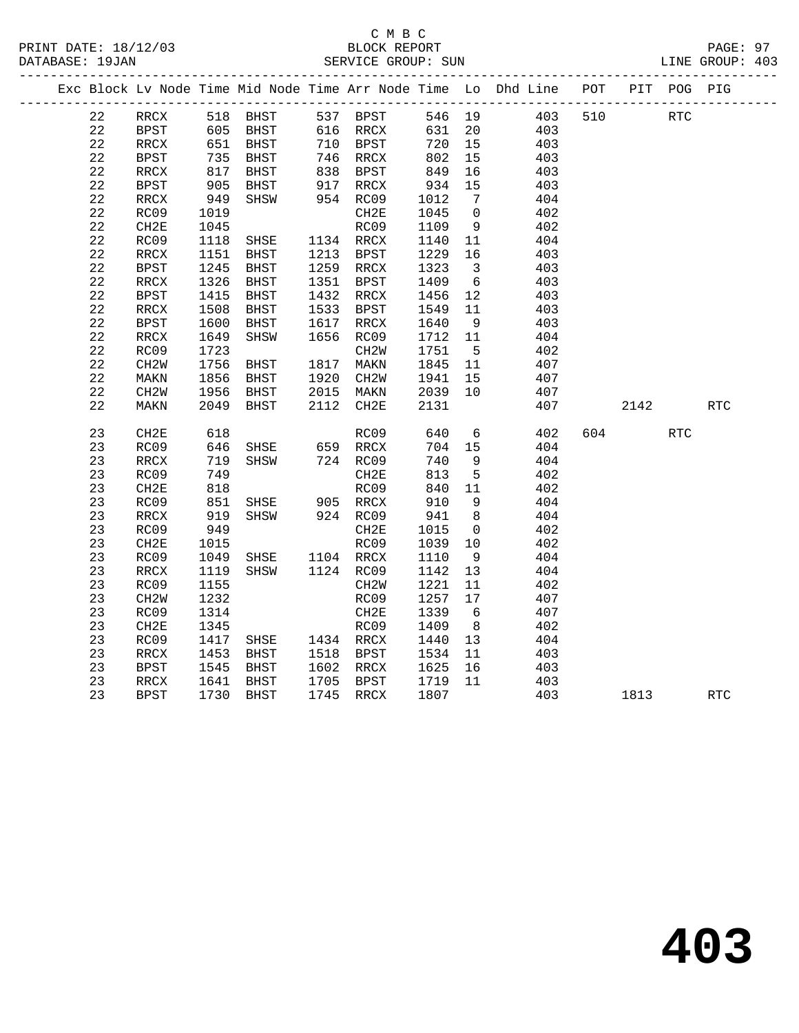C M B C
BLOCK REPORT
SERVICE GROUP: SUN

PRINT DATE: 18/12/03
DATABASE: 19JAN
LINE GROUP: 403

| Exc | Block | Lv Node | Time | Mid Node | Time | Arr Node | Time | Lo | Dhd Line | POT | PIT | POG | PIG |
|---|---|---|---|---|---|---|---|---|---|---|---|---|---|
| | 22 | RRCX | 518 | BHST | 537 | BPST | 546 | 19 | 403 | 510 | | RTC | |
| | 22 | BPST | 605 | BHST | 616 | RRCX | 631 | 20 | 403 | | | | |
| | 22 | RRCX | 651 | BHST | 710 | BPST | 720 | 15 | 403 | | | | |
| | 22 | BPST | 735 | BHST | 746 | RRCX | 802 | 15 | 403 | | | | |
| | 22 | RRCX | 817 | BHST | 838 | BPST | 849 | 16 | 403 | | | | |
| | 22 | BPST | 905 | BHST | 917 | RRCX | 934 | 15 | 403 | | | | |
| | 22 | RRCX | 949 | SHSW | 954 | RC09 | 1012 | 7 | 404 | | | | |
| | 22 | RC09 | 1019 | | | CH2E | 1045 | 0 | 402 | | | | |
| | 22 | CH2E | 1045 | | | RC09 | 1109 | 9 | 402 | | | | |
| | 22 | RC09 | 1118 | SHSE | 1134 | RRCX | 1140 | 11 | 404 | | | | |
| | 22 | RRCX | 1151 | BHST | 1213 | BPST | 1229 | 16 | 403 | | | | |
| | 22 | BPST | 1245 | BHST | 1259 | RRCX | 1323 | 3 | 403 | | | | |
| | 22 | RRCX | 1326 | BHST | 1351 | BPST | 1409 | 6 | 403 | | | | |
| | 22 | BPST | 1415 | BHST | 1432 | RRCX | 1456 | 12 | 403 | | | | |
| | 22 | RRCX | 1508 | BHST | 1533 | BPST | 1549 | 11 | 403 | | | | |
| | 22 | BPST | 1600 | BHST | 1617 | RRCX | 1640 | 9 | 403 | | | | |
| | 22 | RRCX | 1649 | SHSW | 1656 | RC09 | 1712 | 11 | 404 | | | | |
| | 22 | RC09 | 1723 | | | CH2W | 1751 | 5 | 402 | | | | |
| | 22 | CH2W | 1756 | BHST | 1817 | MAKN | 1845 | 11 | 407 | | | | |
| | 22 | MAKN | 1856 | BHST | 1920 | CH2W | 1941 | 15 | 407 | | | | |
| | 22 | CH2W | 1956 | BHST | 2015 | MAKN | 2039 | 10 | 407 | | | | |
| | 22 | MAKN | 2049 | BHST | 2112 | CH2E | 2131 | | 407 | | 2142 | | RTC |
| | 23 | CH2E | 618 | | | RC09 | 640 | 6 | 402 | 604 | | RTC | |
| | 23 | RC09 | 646 | SHSE | 659 | RRCX | 704 | 15 | 404 | | | | |
| | 23 | RRCX | 719 | SHSW | 724 | RC09 | 740 | 9 | 404 | | | | |
| | 23 | RC09 | 749 | | | CH2E | 813 | 5 | 402 | | | | |
| | 23 | CH2E | 818 | | | RC09 | 840 | 11 | 402 | | | | |
| | 23 | RC09 | 851 | SHSE | 905 | RRCX | 910 | 9 | 404 | | | | |
| | 23 | RRCX | 919 | SHSW | 924 | RC09 | 941 | 8 | 404 | | | | |
| | 23 | RC09 | 949 | | | CH2E | 1015 | 0 | 402 | | | | |
| | 23 | CH2E | 1015 | | | RC09 | 1039 | 10 | 402 | | | | |
| | 23 | RC09 | 1049 | SHSE | 1104 | RRCX | 1110 | 9 | 404 | | | | |
| | 23 | RRCX | 1119 | SHSW | 1124 | RC09 | 1142 | 13 | 404 | | | | |
| | 23 | RC09 | 1155 | | | CH2W | 1221 | 11 | 402 | | | | |
| | 23 | CH2W | 1232 | | | RC09 | 1257 | 17 | 407 | | | | |
| | 23 | RC09 | 1314 | | | CH2E | 1339 | 6 | 407 | | | | |
| | 23 | CH2E | 1345 | | | RC09 | 1409 | 8 | 402 | | | | |
| | 23 | RC09 | 1417 | SHSE | 1434 | RRCX | 1440 | 13 | 404 | | | | |
| | 23 | RRCX | 1453 | BHST | 1518 | BPST | 1534 | 11 | 403 | | | | |
| | 23 | BPST | 1545 | BHST | 1602 | RRCX | 1625 | 16 | 403 | | | | |
| | 23 | RRCX | 1641 | BHST | 1705 | BPST | 1719 | 11 | 403 | | | | |
| | 23 | BPST | 1730 | BHST | 1745 | RRCX | 1807 | | 403 | | 1813 | | RTC |

403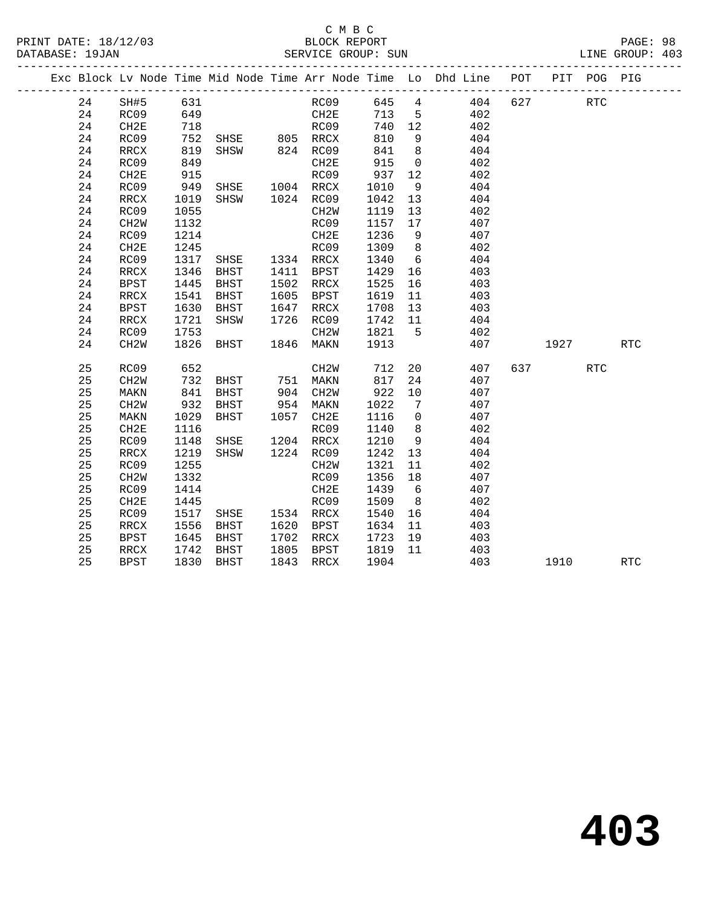C M B C
PRINT DATE: 18/12/03 BLOCK REPORT PAGE: 98
DATABASE: 19JAN SERVICE GROUP: SUN LINE GROUP: 403

| Exc | Block | Lv | Node | Time | Mid Node | Time | Arr Node | Time | Lo | Dhd Line | POT | PIT | POG | PIG |
|---|---|---|---|---|---|---|---|---|---|---|---|---|---|---|
| | 24 | | SH#5 | 631 | | | RC09 | 645 | 4 | 404 | 627 | | RTC | |
| | 24 | | RC09 | 649 | | | CH2E | 713 | 5 | 402 | | | | |
| | 24 | | CH2E | 718 | | | RC09 | 740 | 12 | 402 | | | | |
| | 24 | | RC09 | 752 | SHSE | 805 | RRCX | 810 | 9 | 404 | | | | |
| | 24 | | RRCX | 819 | SHSW | 824 | RC09 | 841 | 8 | 404 | | | | |
| | 24 | | RC09 | 849 | | | CH2E | 915 | 0 | 402 | | | | |
| | 24 | | CH2E | 915 | | | RC09 | 937 | 12 | 402 | | | | |
| | 24 | | RC09 | 949 | SHSE | 1004 | RRCX | 1010 | 9 | 404 | | | | |
| | 24 | | RRCX | 1019 | SHSW | 1024 | RC09 | 1042 | 13 | 404 | | | | |
| | 24 | | RC09 | 1055 | | | CH2W | 1119 | 13 | 402 | | | | |
| | 24 | | CH2W | 1132 | | | RC09 | 1157 | 17 | 407 | | | | |
| | 24 | | RC09 | 1214 | | | CH2E | 1236 | 9 | 407 | | | | |
| | 24 | | CH2E | 1245 | | | RC09 | 1309 | 8 | 402 | | | | |
| | 24 | | RC09 | 1317 | SHSE | 1334 | RRCX | 1340 | 6 | 404 | | | | |
| | 24 | | RRCX | 1346 | BHST | 1411 | BPST | 1429 | 16 | 403 | | | | |
| | 24 | | BPST | 1445 | BHST | 1502 | RRCX | 1525 | 16 | 403 | | | | |
| | 24 | | RRCX | 1541 | BHST | 1605 | BPST | 1619 | 11 | 403 | | | | |
| | 24 | | BPST | 1630 | BHST | 1647 | RRCX | 1708 | 13 | 403 | | | | |
| | 24 | | RRCX | 1721 | SHSW | 1726 | RC09 | 1742 | 11 | 404 | | | | |
| | 24 | | RC09 | 1753 | | | CH2W | 1821 | 5 | 402 | | | | |
| | 24 | | CH2W | 1826 | BHST | 1846 | MAKN | 1913 | | 407 | | 1927 | | RTC |
| | 25 | | RC09 | 652 | | | CH2W | 712 | 20 | 407 | 637 | | RTC | |
| | 25 | | CH2W | 732 | BHST | 751 | MAKN | 817 | 24 | 407 | | | | |
| | 25 | | MAKN | 841 | BHST | 904 | CH2W | 922 | 10 | 407 | | | | |
| | 25 | | CH2W | 932 | BHST | 954 | MAKN | 1022 | 7 | 407 | | | | |
| | 25 | | MAKN | 1029 | BHST | 1057 | CH2E | 1116 | 0 | 407 | | | | |
| | 25 | | CH2E | 1116 | | | RC09 | 1140 | 8 | 402 | | | | |
| | 25 | | RC09 | 1148 | SHSE | 1204 | RRCX | 1210 | 9 | 404 | | | | |
| | 25 | | RRCX | 1219 | SHSW | 1224 | RC09 | 1242 | 13 | 404 | | | | |
| | 25 | | RC09 | 1255 | | | CH2W | 1321 | 11 | 402 | | | | |
| | 25 | | CH2W | 1332 | | | RC09 | 1356 | 18 | 407 | | | | |
| | 25 | | RC09 | 1414 | | | CH2E | 1439 | 6 | 407 | | | | |
| | 25 | | CH2E | 1445 | | | RC09 | 1509 | 8 | 402 | | | | |
| | 25 | | RC09 | 1517 | SHSE | 1534 | RRCX | 1540 | 16 | 404 | | | | |
| | 25 | | RRCX | 1556 | BHST | 1620 | BPST | 1634 | 11 | 403 | | | | |
| | 25 | | BPST | 1645 | BHST | 1702 | RRCX | 1723 | 19 | 403 | | | | |
| | 25 | | RRCX | 1742 | BHST | 1805 | BPST | 1819 | 11 | 403 | | | | |
| | 25 | | BPST | 1830 | BHST | 1843 | RRCX | 1904 | | 403 | | 1910 | | RTC |

# 403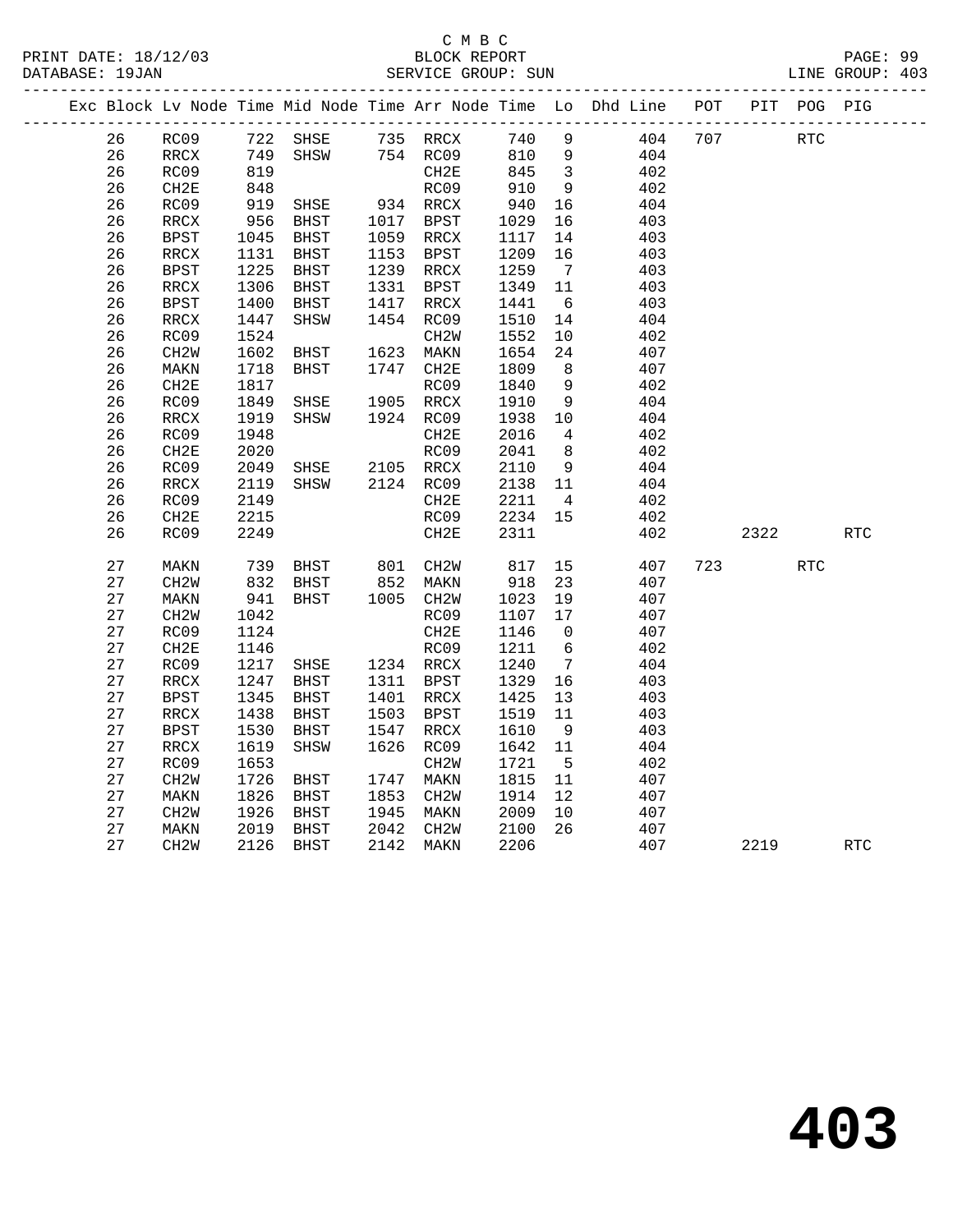C M B C
BLOCK REPORT
SERVICE GROUP: SUN

PRINT DATE: 18/12/03
DATABASE: 19JAN
LINE GROUP: 403

| Exc | Block | Lv Node | Time | Mid Node | Time | Arr Node | Time | Lo | Dhd Line | POT | PIT | POG | PIG |
|---|---|---|---|---|---|---|---|---|---|---|---|---|---|
| | 26 | RC09 | 722 | SHSE | 735 | RRCX | 740 | 9 | 404 | 707 | | RTC | |
| | 26 | RRCX | 749 | SHSW | 754 | RC09 | 810 | 9 | 404 | | | | |
| | 26 | RC09 | 819 | | | CH2E | 845 | 3 | 402 | | | | |
| | 26 | CH2E | 848 | | | RC09 | 910 | 9 | 402 | | | | |
| | 26 | RC09 | 919 | SHSE | 934 | RRCX | 940 | 16 | 404 | | | | |
| | 26 | RRCX | 956 | BHST | 1017 | BPST | 1029 | 16 | 403 | | | | |
| | 26 | BPST | 1045 | BHST | 1059 | RRCX | 1117 | 14 | 403 | | | | |
| | 26 | RRCX | 1131 | BHST | 1153 | BPST | 1209 | 16 | 403 | | | | |
| | 26 | BPST | 1225 | BHST | 1239 | RRCX | 1259 | 7 | 403 | | | | |
| | 26 | RRCX | 1306 | BHST | 1331 | BPST | 1349 | 11 | 403 | | | | |
| | 26 | BPST | 1400 | BHST | 1417 | RRCX | 1441 | 6 | 403 | | | | |
| | 26 | RRCX | 1447 | SHSW | 1454 | RC09 | 1510 | 14 | 404 | | | | |
| | 26 | RC09 | 1524 | | | CH2W | 1552 | 10 | 402 | | | | |
| | 26 | CH2W | 1602 | BHST | 1623 | MAKN | 1654 | 24 | 407 | | | | |
| | 26 | MAKN | 1718 | BHST | 1747 | CH2E | 1809 | 8 | 407 | | | | |
| | 26 | CH2E | 1817 | | | RC09 | 1840 | 9 | 402 | | | | |
| | 26 | RC09 | 1849 | SHSE | 1905 | RRCX | 1910 | 9 | 404 | | | | |
| | 26 | RRCX | 1919 | SHSW | 1924 | RC09 | 1938 | 10 | 404 | | | | |
| | 26 | RC09 | 1948 | | | CH2E | 2016 | 4 | 402 | | | | |
| | 26 | CH2E | 2020 | | | RC09 | 2041 | 8 | 402 | | | | |
| | 26 | RC09 | 2049 | SHSE | 2105 | RRCX | 2110 | 9 | 404 | | | | |
| | 26 | RRCX | 2119 | SHSW | 2124 | RC09 | 2138 | 11 | 404 | | | | |
| | 26 | RC09 | 2149 | | | CH2E | 2211 | 4 | 402 | | | | |
| | 26 | CH2E | 2215 | | | RC09 | 2234 | 15 | 402 | | | | |
| | 26 | RC09 | 2249 | | | CH2E | 2311 | | 402 | | 2322 | | RTC |
| | 27 | MAKN | 739 | BHST | 801 | CH2W | 817 | 15 | 407 | 723 | | RTC | |
| | 27 | CH2W | 832 | BHST | 852 | MAKN | 918 | 23 | 407 | | | | |
| | 27 | MAKN | 941 | BHST | 1005 | CH2W | 1023 | 19 | 407 | | | | |
| | 27 | CH2W | 1042 | | | RC09 | 1107 | 17 | 407 | | | | |
| | 27 | RC09 | 1124 | | | CH2E | 1146 | 0 | 407 | | | | |
| | 27 | CH2E | 1146 | | | RC09 | 1211 | 6 | 402 | | | | |
| | 27 | RC09 | 1217 | SHSE | 1234 | RRCX | 1240 | 7 | 404 | | | | |
| | 27 | RRCX | 1247 | BHST | 1311 | BPST | 1329 | 16 | 403 | | | | |
| | 27 | BPST | 1345 | BHST | 1401 | RRCX | 1425 | 13 | 403 | | | | |
| | 27 | RRCX | 1438 | BHST | 1503 | BPST | 1519 | 11 | 403 | | | | |
| | 27 | BPST | 1530 | BHST | 1547 | RRCX | 1610 | 9 | 403 | | | | |
| | 27 | RRCX | 1619 | SHSW | 1626 | RC09 | 1642 | 11 | 404 | | | | |
| | 27 | RC09 | 1653 | | | CH2W | 1721 | 5 | 402 | | | | |
| | 27 | CH2W | 1726 | BHST | 1747 | MAKN | 1815 | 11 | 407 | | | | |
| | 27 | MAKN | 1826 | BHST | 1853 | CH2W | 1914 | 12 | 407 | | | | |
| | 27 | CH2W | 1926 | BHST | 1945 | MAKN | 2009 | 10 | 407 | | | | |
| | 27 | MAKN | 2019 | BHST | 2042 | CH2W | 2100 | 26 | 407 | | | | |
| | 27 | CH2W | 2126 | BHST | 2142 | MAKN | 2206 | | 407 | | 2219 | | RTC |

# 403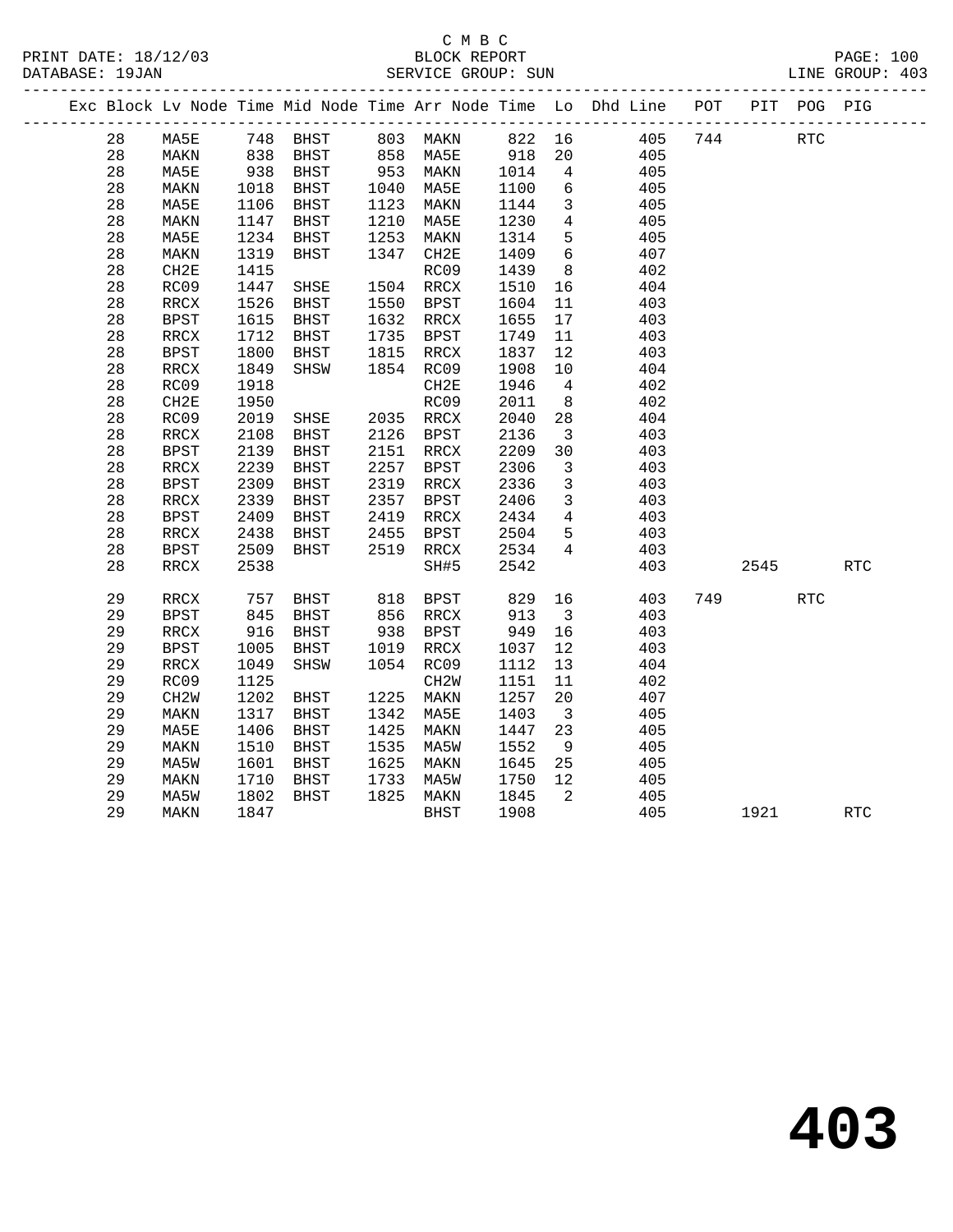C M B C
BLOCK REPORT
SERVICE GROUP: SUN

PRINT DATE: 18/12/03
DATABASE: 19JAN
LINE GROUP: 403

| Exc | Block | Lv Node | Time | Mid Node | Time | Arr Node | Time | Lo | Dhd Line | POT | PIT | POG | PIG |
|---|---|---|---|---|---|---|---|---|---|---|---|---|---|
| | 28 | MA5E | 748 | BHST | 803 | MAKN | 822 | 16 | 405 | 744 | | RTC | |
| | 28 | MAKN | 838 | BHST | 858 | MA5E | 918 | 20 | 405 | | | | |
| | 28 | MA5E | 938 | BHST | 953 | MAKN | 1014 | 4 | 405 | | | | |
| | 28 | MAKN | 1018 | BHST | 1040 | MA5E | 1100 | 6 | 405 | | | | |
| | 28 | MA5E | 1106 | BHST | 1123 | MAKN | 1144 | 3 | 405 | | | | |
| | 28 | MAKN | 1147 | BHST | 1210 | MA5E | 1230 | 4 | 405 | | | | |
| | 28 | MA5E | 1234 | BHST | 1253 | MAKN | 1314 | 5 | 405 | | | | |
| | 28 | MAKN | 1319 | BHST | 1347 | CH2E | 1409 | 6 | 407 | | | | |
| | 28 | CH2E | 1415 | | | RC09 | 1439 | 8 | 402 | | | | |
| | 28 | RC09 | 1447 | SHSE | 1504 | RRCX | 1510 | 16 | 404 | | | | |
| | 28 | RRCX | 1526 | BHST | 1550 | BPST | 1604 | 11 | 403 | | | | |
| | 28 | BPST | 1615 | BHST | 1632 | RRCX | 1655 | 17 | 403 | | | | |
| | 28 | RRCX | 1712 | BHST | 1735 | BPST | 1749 | 11 | 403 | | | | |
| | 28 | BPST | 1800 | BHST | 1815 | RRCX | 1837 | 12 | 403 | | | | |
| | 28 | RRCX | 1849 | SHSW | 1854 | RC09 | 1908 | 10 | 404 | | | | |
| | 28 | RC09 | 1918 | | | CH2E | 1946 | 4 | 402 | | | | |
| | 28 | CH2E | 1950 | | | RC09 | 2011 | 8 | 402 | | | | |
| | 28 | RC09 | 2019 | SHSE | 2035 | RRCX | 2040 | 28 | 404 | | | | |
| | 28 | RRCX | 2108 | BHST | 2126 | BPST | 2136 | 3 | 403 | | | | |
| | 28 | BPST | 2139 | BHST | 2151 | RRCX | 2209 | 30 | 403 | | | | |
| | 28 | RRCX | 2239 | BHST | 2257 | BPST | 2306 | 3 | 403 | | | | |
| | 28 | BPST | 2309 | BHST | 2319 | RRCX | 2336 | 3 | 403 | | | | |
| | 28 | RRCX | 2339 | BHST | 2357 | BPST | 2406 | 3 | 403 | | | | |
| | 28 | BPST | 2409 | BHST | 2419 | RRCX | 2434 | 4 | 403 | | | | |
| | 28 | RRCX | 2438 | BHST | 2455 | BPST | 2504 | 5 | 403 | | | | |
| | 28 | BPST | 2509 | BHST | 2519 | RRCX | 2534 | 4 | 403 | | | | |
| | 28 | RRCX | 2538 | | | SH#5 | 2542 | | 403 | | 2545 | | RTC |
| | 29 | RRCX | 757 | BHST | 818 | BPST | 829 | 16 | 403 | 749 | | RTC | |
| | 29 | BPST | 845 | BHST | 856 | RRCX | 913 | 3 | 403 | | | | |
| | 29 | RRCX | 916 | BHST | 938 | BPST | 949 | 16 | 403 | | | | |
| | 29 | BPST | 1005 | BHST | 1019 | RRCX | 1037 | 12 | 403 | | | | |
| | 29 | RRCX | 1049 | SHSW | 1054 | RC09 | 1112 | 13 | 404 | | | | |
| | 29 | RC09 | 1125 | | | CH2W | 1151 | 11 | 402 | | | | |
| | 29 | CH2W | 1202 | BHST | 1225 | MAKN | 1257 | 20 | 407 | | | | |
| | 29 | MAKN | 1317 | BHST | 1342 | MA5E | 1403 | 3 | 405 | | | | |
| | 29 | MA5E | 1406 | BHST | 1425 | MAKN | 1447 | 23 | 405 | | | | |
| | 29 | MAKN | 1510 | BHST | 1535 | MA5W | 1552 | 9 | 405 | | | | |
| | 29 | MA5W | 1601 | BHST | 1625 | MAKN | 1645 | 25 | 405 | | | | |
| | 29 | MAKN | 1710 | BHST | 1733 | MA5W | 1750 | 12 | 405 | | | | |
| | 29 | MA5W | 1802 | BHST | 1825 | MAKN | 1845 | 2 | 405 | | | | |
| | 29 | MAKN | 1847 | | | BHST | 1908 | | 405 | | 1921 | | RTC |

403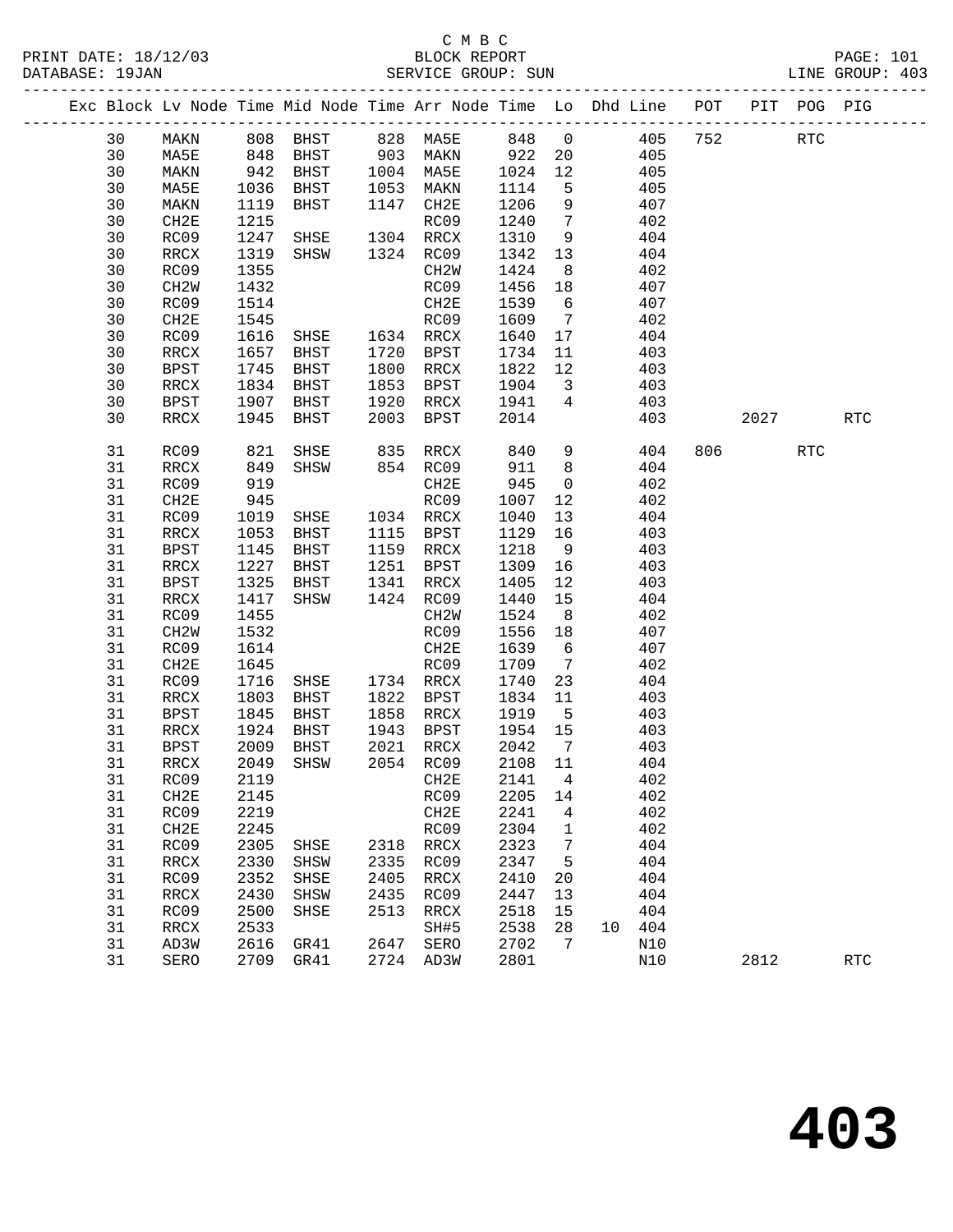C M B C
PRINT DATE: 18/12/03 BLOCK REPORT
DATABASE: 19JAN SERVICE GROUP: SUN LINE GROUP: 403

| Exc | Block | Lv | Node | Time | Mid Node | Time | Arr Node | Time | Lo | Dhd | Line | POT | PIT | POG | PIG |
|---|---|---|---|---|---|---|---|---|---|---|---|---|---|---|---|
| | 30 | | MAKN | 808 | BHST | 828 | MA5E | 848 | 0 | | 405 | 752 | | RTC | |
| | 30 | | MA5E | 848 | BHST | 903 | MAKN | 922 | 20 | | 405 | | | | |
| | 30 | | MAKN | 942 | BHST | 1004 | MA5E | 1024 | 12 | | 405 | | | | |
| | 30 | | MA5E | 1036 | BHST | 1053 | MAKN | 1114 | 5 | | 405 | | | | |
| | 30 | | MAKN | 1119 | BHST | 1147 | CH2E | 1206 | 9 | | 407 | | | | |
| | 30 | | CH2E | 1215 | | | RC09 | 1240 | 7 | | 402 | | | | |
| | 30 | | RC09 | 1247 | SHSE | 1304 | RRCX | 1310 | 9 | | 404 | | | | |
| | 30 | | RRCX | 1319 | SHSW | 1324 | RC09 | 1342 | 13 | | 404 | | | | |
| | 30 | | RC09 | 1355 | | | CH2W | 1424 | 8 | | 402 | | | | |
| | 30 | | CH2W | 1432 | | | RC09 | 1456 | 18 | | 407 | | | | |
| | 30 | | RC09 | 1514 | | | CH2E | 1539 | 6 | | 407 | | | | |
| | 30 | | CH2E | 1545 | | | RC09 | 1609 | 7 | | 402 | | | | |
| | 30 | | RC09 | 1616 | SHSE | 1634 | RRCX | 1640 | 17 | | 404 | | | | |
| | 30 | | RRCX | 1657 | BHST | 1720 | BPST | 1734 | 11 | | 403 | | | | |
| | 30 | | BPST | 1745 | BHST | 1800 | RRCX | 1822 | 12 | | 403 | | | | |
| | 30 | | RRCX | 1834 | BHST | 1853 | BPST | 1904 | 3 | | 403 | | | | |
| | 30 | | BPST | 1907 | BHST | 1920 | RRCX | 1941 | 4 | | 403 | | | | |
| | 30 | | RRCX | 1945 | BHST | 2003 | BPST | 2014 | | | 403 | | 2027 | | RTC |
| | 31 | | RC09 | 821 | SHSE | 835 | RRCX | 840 | 9 | | 404 | 806 | | RTC | |
| | 31 | | RRCX | 849 | SHSW | 854 | RC09 | 911 | 8 | | 404 | | | | |
| | 31 | | RC09 | 919 | | | CH2E | 945 | 0 | | 402 | | | | |
| | 31 | | CH2E | 945 | | | RC09 | 1007 | 12 | | 402 | | | | |
| | 31 | | RC09 | 1019 | SHSE | 1034 | RRCX | 1040 | 13 | | 404 | | | | |
| | 31 | | RRCX | 1053 | BHST | 1115 | BPST | 1129 | 16 | | 403 | | | | |
| | 31 | | BPST | 1145 | BHST | 1159 | RRCX | 1218 | 9 | | 403 | | | | |
| | 31 | | RRCX | 1227 | BHST | 1251 | BPST | 1309 | 16 | | 403 | | | | |
| | 31 | | BPST | 1325 | BHST | 1341 | RRCX | 1405 | 12 | | 403 | | | | |
| | 31 | | RRCX | 1417 | SHSW | 1424 | RC09 | 1440 | 15 | | 404 | | | | |
| | 31 | | RC09 | 1455 | | | CH2W | 1524 | 8 | | 402 | | | | |
| | 31 | | CH2W | 1532 | | | RC09 | 1556 | 18 | | 407 | | | | |
| | 31 | | RC09 | 1614 | | | CH2E | 1639 | 6 | | 407 | | | | |
| | 31 | | CH2E | 1645 | | | RC09 | 1709 | 7 | | 402 | | | | |
| | 31 | | RC09 | 1716 | SHSE | 1734 | RRCX | 1740 | 23 | | 404 | | | | |
| | 31 | | RRCX | 1803 | BHST | 1822 | BPST | 1834 | 11 | | 403 | | | | |
| | 31 | | BPST | 1845 | BHST | 1858 | RRCX | 1919 | 5 | | 403 | | | | |
| | 31 | | RRCX | 1924 | BHST | 1943 | BPST | 1954 | 15 | | 403 | | | | |
| | 31 | | BPST | 2009 | BHST | 2021 | RRCX | 2042 | 7 | | 403 | | | | |
| | 31 | | RRCX | 2049 | SHSW | 2054 | RC09 | 2108 | 11 | | 404 | | | | |
| | 31 | | RC09 | 2119 | | | CH2E | 2141 | 4 | | 402 | | | | |
| | 31 | | CH2E | 2145 | | | RC09 | 2205 | 14 | | 402 | | | | |
| | 31 | | RC09 | 2219 | | | CH2E | 2241 | 4 | | 402 | | | | |
| | 31 | | CH2E | 2245 | | | RC09 | 2304 | 1 | | 402 | | | | |
| | 31 | | RC09 | 2305 | SHSE | 2318 | RRCX | 2323 | 7 | | 404 | | | | |
| | 31 | | RRCX | 2330 | SHSW | 2335 | RC09 | 2347 | 5 | | 404 | | | | |
| | 31 | | RC09 | 2352 | SHSE | 2405 | RRCX | 2410 | 20 | | 404 | | | | |
| | 31 | | RRCX | 2430 | SHSW | 2435 | RC09 | 2447 | 13 | | 404 | | | | |
| | 31 | | RC09 | 2500 | SHSE | 2513 | RRCX | 2518 | 15 | | 404 | | | | |
| | 31 | | RRCX | 2533 | | | SH#5 | 2538 | 28 | 10 | 404 | | | | |
| | 31 | | AD3W | 2616 | GR41 | 2647 | SERO | 2702 | 7 | | N10 | | | | |
| | 31 | | SERO | 2709 | GR41 | 2724 | AD3W | 2801 | | | N10 | | 2812 | | RTC |

403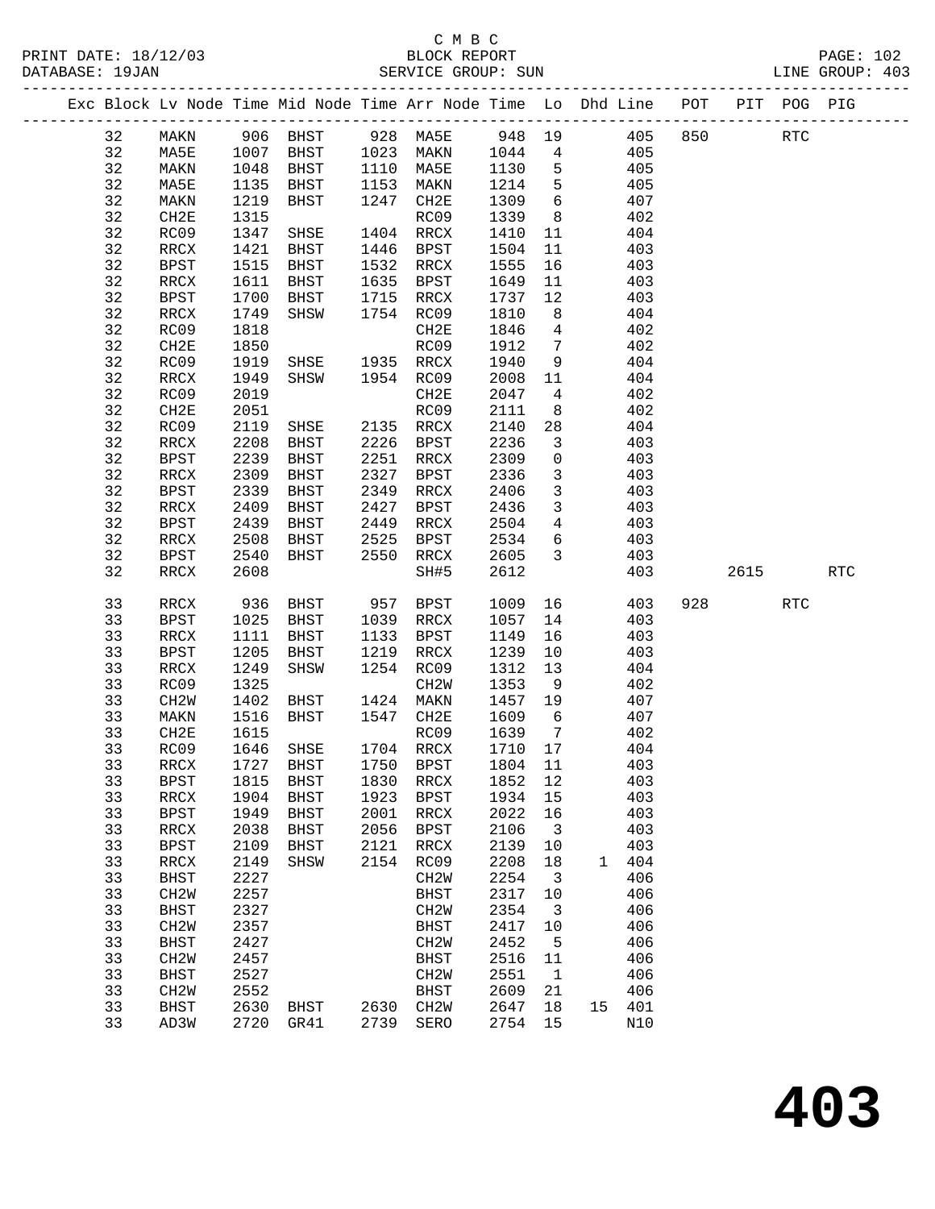C M B C

BLOCK REPORT

SERVICE GROUP: SUN

PRINT DATE: 18/12/03
DATABASE: 19JAN
LINE GROUP: 403

| Exc | Block | Lv | Node | Time | Mid Node | Time | Arr Node | Time | Lo | Dhd | Line | POT | PIT | POG | PIG |
|---|---|---|---|---|---|---|---|---|---|---|---|---|---|---|---|
| | 32 | | MAKN | 906 | BHST | 928 | MA5E | 948 | 19 | | 405 | 850 | | RTC | |
| | 32 | | MA5E | 1007 | BHST | 1023 | MAKN | 1044 | 4 | | 405 | | | | |
| | 32 | | MAKN | 1048 | BHST | 1110 | MA5E | 1130 | 5 | | 405 | | | | |
| | 32 | | MA5E | 1135 | BHST | 1153 | MAKN | 1214 | 5 | | 405 | | | | |
| | 32 | | MAKN | 1219 | BHST | 1247 | CH2E | 1309 | 6 | | 407 | | | | |
| | 32 | | CH2E | 1315 | | | RC09 | 1339 | 8 | | 402 | | | | |
| | 32 | | RC09 | 1347 | SHSE | 1404 | RRCX | 1410 | 11 | | 404 | | | | |
| | 32 | | RRCX | 1421 | BHST | 1446 | BPST | 1504 | 11 | | 403 | | | | |
| | 32 | | BPST | 1515 | BHST | 1532 | RRCX | 1555 | 16 | | 403 | | | | |
| | 32 | | RRCX | 1611 | BHST | 1635 | BPST | 1649 | 11 | | 403 | | | | |
| | 32 | | BPST | 1700 | BHST | 1715 | RRCX | 1737 | 12 | | 403 | | | | |
| | 32 | | RRCX | 1749 | SHSW | 1754 | RC09 | 1810 | 8 | | 404 | | | | |
| | 32 | | RC09 | 1818 | | | CH2E | 1846 | 4 | | 402 | | | | |
| | 32 | | CH2E | 1850 | | | RC09 | 1912 | 7 | | 402 | | | | |
| | 32 | | RC09 | 1919 | SHSE | 1935 | RRCX | 1940 | 9 | | 404 | | | | |
| | 32 | | RRCX | 1949 | SHSW | 1954 | RC09 | 2008 | 11 | | 404 | | | | |
| | 32 | | RC09 | 2019 | | | CH2E | 2047 | 4 | | 402 | | | | |
| | 32 | | CH2E | 2051 | | | RC09 | 2111 | 8 | | 402 | | | | |
| | 32 | | RC09 | 2119 | SHSE | 2135 | RRCX | 2140 | 28 | | 404 | | | | |
| | 32 | | RRCX | 2208 | BHST | 2226 | BPST | 2236 | 3 | | 403 | | | | |
| | 32 | | BPST | 2239 | BHST | 2251 | RRCX | 2309 | 0 | | 403 | | | | |
| | 32 | | RRCX | 2309 | BHST | 2327 | BPST | 2336 | 3 | | 403 | | | | |
| | 32 | | BPST | 2339 | BHST | 2349 | RRCX | 2406 | 3 | | 403 | | | | |
| | 32 | | RRCX | 2409 | BHST | 2427 | BPST | 2436 | 3 | | 403 | | | | |
| | 32 | | BPST | 2439 | BHST | 2449 | RRCX | 2504 | 4 | | 403 | | | | |
| | 32 | | RRCX | 2508 | BHST | 2525 | BPST | 2534 | 6 | | 403 | | | | |
| | 32 | | BPST | 2540 | BHST | 2550 | RRCX | 2605 | 3 | | 403 | | | | |
| | 32 | | RRCX | 2608 | | | SH#5 | 2612 | | | 403 | | 2615 | | RTC |
| | 33 | | RRCX | 936 | BHST | 957 | BPST | 1009 | 16 | | 403 | 928 | | RTC | |
| | 33 | | BPST | 1025 | BHST | 1039 | RRCX | 1057 | 14 | | 403 | | | | |
| | 33 | | RRCX | 1111 | BHST | 1133 | BPST | 1149 | 16 | | 403 | | | | |
| | 33 | | BPST | 1205 | BHST | 1219 | RRCX | 1239 | 10 | | 403 | | | | |
| | 33 | | RRCX | 1249 | SHSW | 1254 | RC09 | 1312 | 13 | | 404 | | | | |
| | 33 | | RC09 | 1325 | | | CH2W | 1353 | 9 | | 402 | | | | |
| | 33 | | CH2W | 1402 | BHST | 1424 | MAKN | 1457 | 19 | | 407 | | | | |
| | 33 | | MAKN | 1516 | BHST | 1547 | CH2E | 1609 | 6 | | 407 | | | | |
| | 33 | | CH2E | 1615 | | | RC09 | 1639 | 7 | | 402 | | | | |
| | 33 | | RC09 | 1646 | SHSE | 1704 | RRCX | 1710 | 17 | | 404 | | | | |
| | 33 | | RRCX | 1727 | BHST | 1750 | BPST | 1804 | 11 | | 403 | | | | |
| | 33 | | BPST | 1815 | BHST | 1830 | RRCX | 1852 | 12 | | 403 | | | | |
| | 33 | | RRCX | 1904 | BHST | 1923 | BPST | 1934 | 15 | | 403 | | | | |
| | 33 | | BPST | 1949 | BHST | 2001 | RRCX | 2022 | 16 | | 403 | | | | |
| | 33 | | RRCX | 2038 | BHST | 2056 | BPST | 2106 | 3 | | 403 | | | | |
| | 33 | | BPST | 2109 | BHST | 2121 | RRCX | 2139 | 10 | | 403 | | | | |
| | 33 | | RRCX | 2149 | SHSW | 2154 | RC09 | 2208 | 18 | 1 | 404 | | | | |
| | 33 | | BHST | 2227 | | | CH2W | 2254 | 3 | | 406 | | | | |
| | 33 | | CH2W | 2257 | | | BHST | 2317 | 10 | | 406 | | | | |
| | 33 | | BHST | 2327 | | | CH2W | 2354 | 3 | | 406 | | | | |
| | 33 | | CH2W | 2357 | | | BHST | 2417 | 10 | | 406 | | | | |
| | 33 | | BHST | 2427 | | | CH2W | 2452 | 5 | | 406 | | | | |
| | 33 | | CH2W | 2457 | | | BHST | 2516 | 11 | | 406 | | | | |
| | 33 | | BHST | 2527 | | | CH2W | 2551 | 1 | | 406 | | | | |
| | 33 | | CH2W | 2552 | | | BHST | 2609 | 21 | | 406 | | | | |
| | 33 | | BHST | 2630 | BHST | 2630 | CH2W | 2647 | 18 | 15 | 401 | | | | |
| | 33 | | AD3W | 2720 | GR41 | 2739 | SERO | 2754 | 15 | | N10 | | | | |

# 403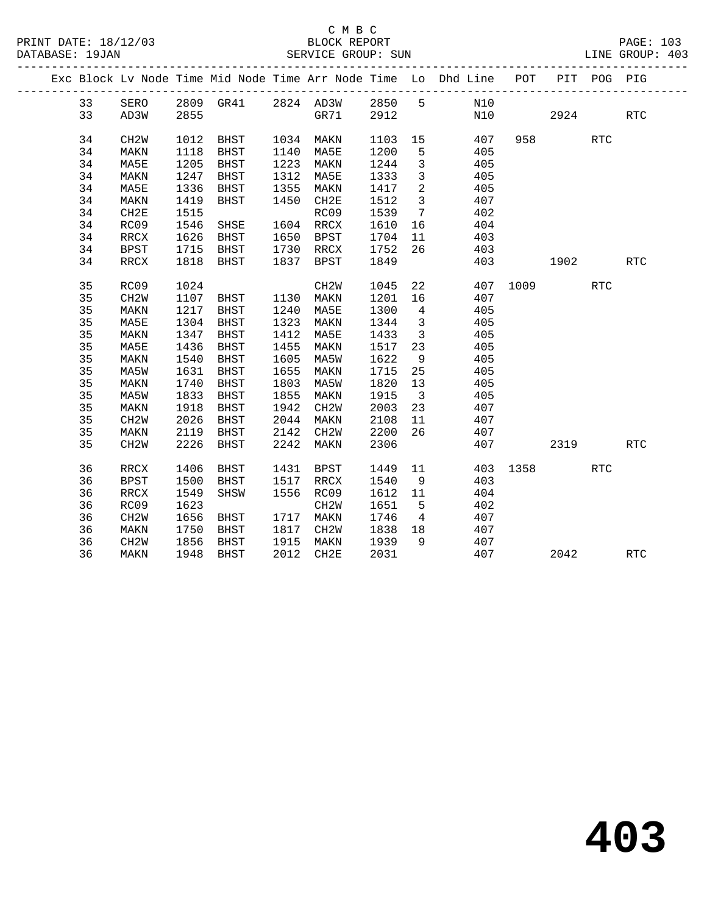C M B C

PRINT DATE: 18/12/03 BLOCK REPORT PAGE: 103
DATABASE: 19JAN SERVICE GROUP: SUN LINE GROUP: 403

| Exc | Block | Lv Node | Time | Mid Node | Time | Arr Node | Time | Lo | Dhd Line | POT | PIT | POG | PIG |
|---|---|---|---|---|---|---|---|---|---|---|---|---|---|
| | 33 | SERO | 2809 | GR41 | 2824 | AD3W | 2850 | 5 | N10 | | | | |
| | 33 | AD3W | 2855 | | | GR71 | 2912 | | N10 | | 2924 | | RTC |
| | 34 | CH2W | 1012 | BHST | 1034 | MAKN | 1103 | 15 | 407 | 958 | | RTC | |
| | 34 | MAKN | 1118 | BHST | 1140 | MA5E | 1200 | 5 | 405 | | | | |
| | 34 | MA5E | 1205 | BHST | 1223 | MAKN | 1244 | 3 | 405 | | | | |
| | 34 | MAKN | 1247 | BHST | 1312 | MA5E | 1333 | 3 | 405 | | | | |
| | 34 | MA5E | 1336 | BHST | 1355 | MAKN | 1417 | 2 | 405 | | | | |
| | 34 | MAKN | 1419 | BHST | 1450 | CH2E | 1512 | 3 | 407 | | | | |
| | 34 | CH2E | 1515 | | | RC09 | 1539 | 7 | 402 | | | | |
| | 34 | RC09 | 1546 | SHSE | 1604 | RRCX | 1610 | 16 | 404 | | | | |
| | 34 | RRCX | 1626 | BHST | 1650 | BPST | 1704 | 11 | 403 | | | | |
| | 34 | BPST | 1715 | BHST | 1730 | RRCX | 1752 | 26 | 403 | | | | |
| | 34 | RRCX | 1818 | BHST | 1837 | BPST | 1849 | | 403 | | 1902 | | RTC |
| | 35 | RC09 | 1024 | | | CH2W | 1045 | 22 | 407 | 1009 | | RTC | |
| | 35 | CH2W | 1107 | BHST | 1130 | MAKN | 1201 | 16 | 407 | | | | |
| | 35 | MAKN | 1217 | BHST | 1240 | MA5E | 1300 | 4 | 405 | | | | |
| | 35 | MA5E | 1304 | BHST | 1323 | MAKN | 1344 | 3 | 405 | | | | |
| | 35 | MAKN | 1347 | BHST | 1412 | MA5E | 1433 | 3 | 405 | | | | |
| | 35 | MA5E | 1436 | BHST | 1455 | MAKN | 1517 | 23 | 405 | | | | |
| | 35 | MAKN | 1540 | BHST | 1605 | MA5W | 1622 | 9 | 405 | | | | |
| | 35 | MA5W | 1631 | BHST | 1655 | MAKN | 1715 | 25 | 405 | | | | |
| | 35 | MAKN | 1740 | BHST | 1803 | MA5W | 1820 | 13 | 405 | | | | |
| | 35 | MA5W | 1833 | BHST | 1855 | MAKN | 1915 | 3 | 405 | | | | |
| | 35 | MAKN | 1918 | BHST | 1942 | CH2W | 2003 | 23 | 407 | | | | |
| | 35 | CH2W | 2026 | BHST | 2044 | MAKN | 2108 | 11 | 407 | | | | |
| | 35 | MAKN | 2119 | BHST | 2142 | CH2W | 2200 | 26 | 407 | | | | |
| | 35 | CH2W | 2226 | BHST | 2242 | MAKN | 2306 | | 407 | | 2319 | | RTC |
| | 36 | RRCX | 1406 | BHST | 1431 | BPST | 1449 | 11 | 403 | 1358 | | RTC | |
| | 36 | BPST | 1500 | BHST | 1517 | RRCX | 1540 | 9 | 403 | | | | |
| | 36 | RRCX | 1549 | SHSW | 1556 | RC09 | 1612 | 11 | 404 | | | | |
| | 36 | RC09 | 1623 | | | CH2W | 1651 | 5 | 402 | | | | |
| | 36 | CH2W | 1656 | BHST | 1717 | MAKN | 1746 | 4 | 407 | | | | |
| | 36 | MAKN | 1750 | BHST | 1817 | CH2W | 1838 | 18 | 407 | | | | |
| | 36 | CH2W | 1856 | BHST | 1915 | MAKN | 1939 | 9 | 407 | | | | |
| | 36 | MAKN | 1948 | BHST | 2012 | CH2E | 2031 | | 407 | | 2042 | | RTC |

# 403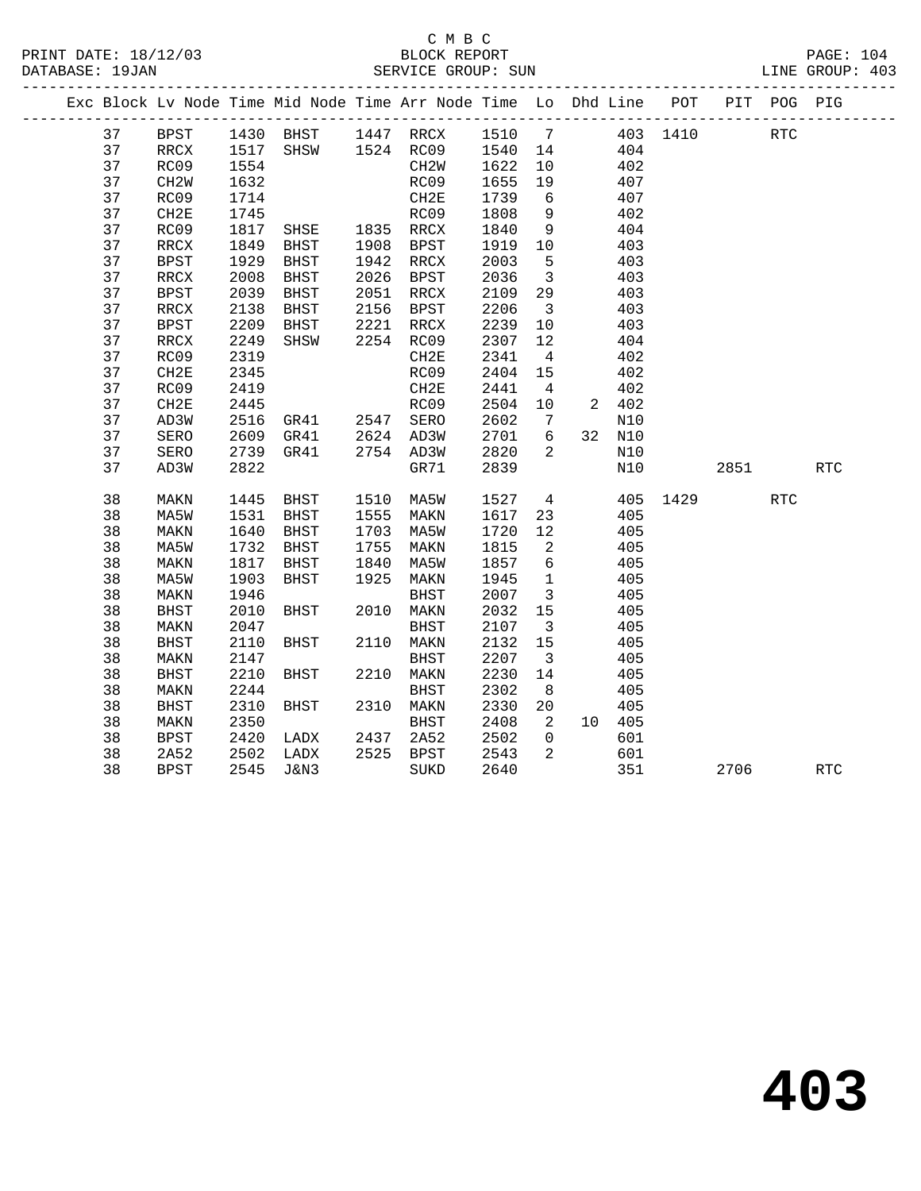C M B C

PRINT DATE: 18/12/03 BLOCK REPORT

DATABASE: 19JAN SERVICE GROUP: SUN LINE GROUP: 403

| Exc | Block | Lv Node | Time | Mid Node | Time | Arr Node | Time | Lo | Dhd | Line | POT | PIT | POG | PIG |
|---|---|---|---|---|---|---|---|---|---|---|---|---|---|---|
| | 37 | BPST | 1430 | BHST | 1447 | RRCX | 1510 | 7 | | 403 | 1410 | | RTC | |
| | 37 | RRCX | 1517 | SHSW | 1524 | RC09 | 1540 | 14 | | 404 | | | | |
| | 37 | RC09 | 1554 | | | CH2W | 1622 | 10 | | 402 | | | | |
| | 37 | CH2W | 1632 | | | RC09 | 1655 | 19 | | 407 | | | | |
| | 37 | RC09 | 1714 | | | CH2E | 1739 | 6 | | 407 | | | | |
| | 37 | CH2E | 1745 | | | RC09 | 1808 | 9 | | 402 | | | | |
| | 37 | RC09 | 1817 | SHSE | 1835 | RRCX | 1840 | 9 | | 404 | | | | |
| | 37 | RRCX | 1849 | BHST | 1908 | BPST | 1919 | 10 | | 403 | | | | |
| | 37 | BPST | 1929 | BHST | 1942 | RRCX | 2003 | 5 | | 403 | | | | |
| | 37 | RRCX | 2008 | BHST | 2026 | BPST | 2036 | 3 | | 403 | | | | |
| | 37 | BPST | 2039 | BHST | 2051 | RRCX | 2109 | 29 | | 403 | | | | |
| | 37 | RRCX | 2138 | BHST | 2156 | BPST | 2206 | 3 | | 403 | | | | |
| | 37 | BPST | 2209 | BHST | 2221 | RRCX | 2239 | 10 | | 403 | | | | |
| | 37 | RRCX | 2249 | SHSW | 2254 | RC09 | 2307 | 12 | | 404 | | | | |
| | 37 | RC09 | 2319 | | | CH2E | 2341 | 4 | | 402 | | | | |
| | 37 | CH2E | 2345 | | | RC09 | 2404 | 15 | | 402 | | | | |
| | 37 | RC09 | 2419 | | | CH2E | 2441 | 4 | | 402 | | | | |
| | 37 | CH2E | 2445 | | | RC09 | 2504 | 10 | 2 | 402 | | | | |
| | 37 | AD3W | 2516 | GR41 | 2547 | SERO | 2602 | 7 | | N10 | | | | |
| | 37 | SERO | 2609 | GR41 | 2624 | AD3W | 2701 | 6 | 32 | N10 | | | | |
| | 37 | SERO | 2739 | GR41 | 2754 | AD3W | 2820 | 2 | | N10 | | | | |
| | 37 | AD3W | 2822 | | | GR71 | 2839 | | | N10 | | 2851 | | RTC |
| | 38 | MAKN | 1445 | BHST | 1510 | MA5W | 1527 | 4 | | 405 | 1429 | | RTC | |
| | 38 | MA5W | 1531 | BHST | 1555 | MAKN | 1617 | 23 | | 405 | | | | |
| | 38 | MAKN | 1640 | BHST | 1703 | MA5W | 1720 | 12 | | 405 | | | | |
| | 38 | MA5W | 1732 | BHST | 1755 | MAKN | 1815 | 2 | | 405 | | | | |
| | 38 | MAKN | 1817 | BHST | 1840 | MA5W | 1857 | 6 | | 405 | | | | |
| | 38 | MA5W | 1903 | BHST | 1925 | MAKN | 1945 | 1 | | 405 | | | | |
| | 38 | MAKN | 1946 | | | BHST | 2007 | 3 | | 405 | | | | |
| | 38 | BHST | 2010 | BHST | 2010 | MAKN | 2032 | 15 | | 405 | | | | |
| | 38 | MAKN | 2047 | | | BHST | 2107 | 3 | | 405 | | | | |
| | 38 | BHST | 2110 | BHST | 2110 | MAKN | 2132 | 15 | | 405 | | | | |
| | 38 | MAKN | 2147 | | | BHST | 2207 | 3 | | 405 | | | | |
| | 38 | BHST | 2210 | BHST | 2210 | MAKN | 2230 | 14 | | 405 | | | | |
| | 38 | MAKN | 2244 | | | BHST | 2302 | 8 | | 405 | | | | |
| | 38 | BHST | 2310 | BHST | 2310 | MAKN | 2330 | 20 | | 405 | | | | |
| | 38 | MAKN | 2350 | | | BHST | 2408 | 2 | 10 | 405 | | | | |
| | 38 | BPST | 2420 | LADX | 2437 | 2A52 | 2502 | 0 | | 601 | | | | |
| | 38 | 2A52 | 2502 | LADX | 2525 | BPST | 2543 | 2 | | 601 | | | | |
| | 38 | BPST | 2545 | J&N3 | | SUKD | 2640 | | | 351 | | 2706 | | RTC |

403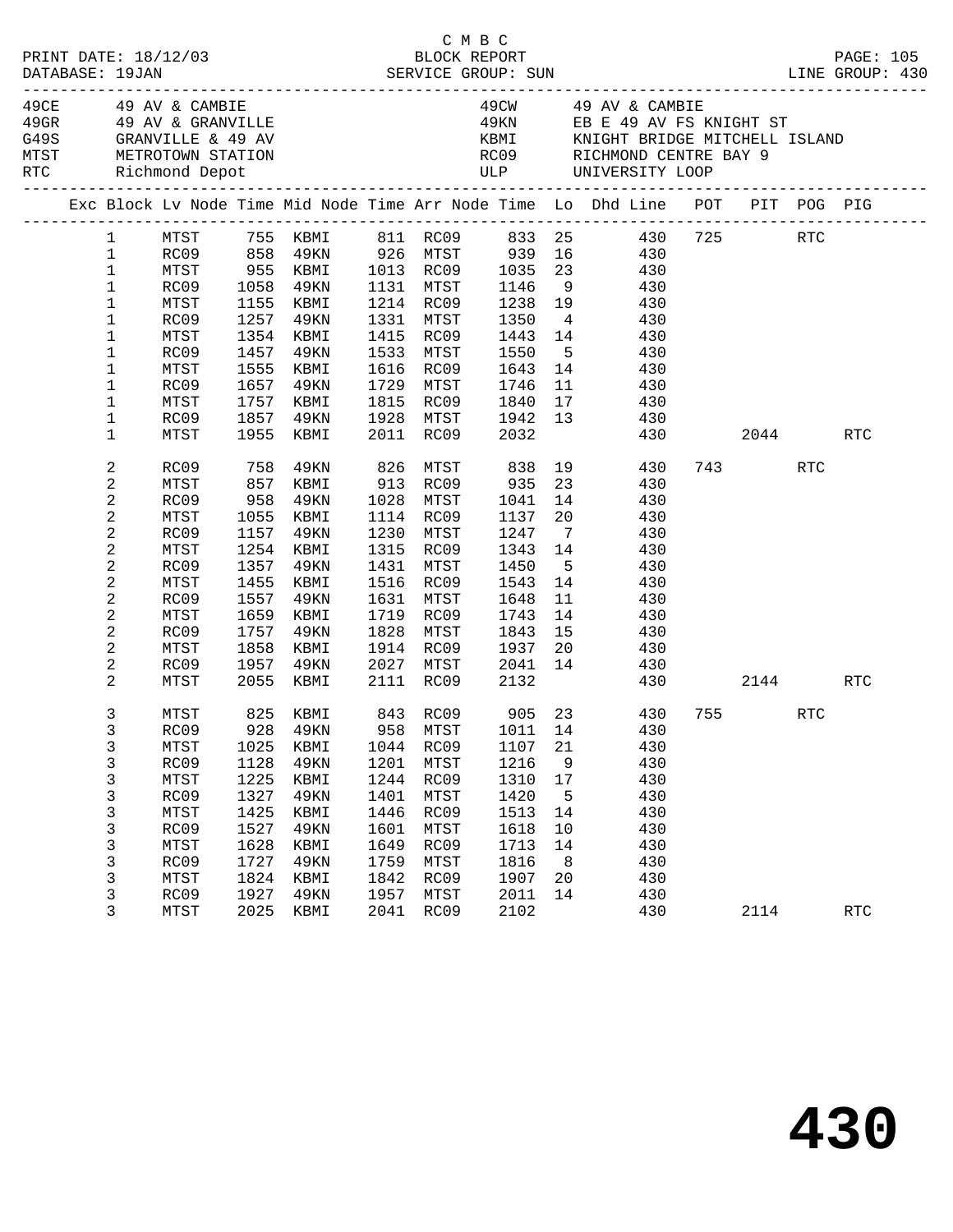C M B C

PRINT DATE: 18/12/03 BLOCK REPORT
DATABASE: 19JAN SERVICE GROUP: SUN LINE GROUP: 430

| Code | Description | Code | Description |
|---|---|---|---|
| 49CE | 49 AV & CAMBIE | 49CW | 49 AV & CAMBIE |
| 49GR | 49 AV & GRANVILLE | 49KN | EB E 49 AV FS KNIGHT ST |
| G49S | GRANVILLE & 49 AV | KBMI | KNIGHT BRIDGE MITCHELL ISLAND |
| MTST | METROTOWN STATION | RC09 | RICHMOND CENTRE BAY 9 |
| RTC | Richmond Depot | ULP | UNIVERSITY LOOP |

| Exc | Block | Lv Node | Time | Mid Node | Time | Arr Node | Time | Lo | Dhd | Line | POT | PIT | POG | PIG |
|---|---|---|---|---|---|---|---|---|---|---|---|---|---|---|
| | 1 | MTST | 755 | KBMI | 811 | RC09 | 833 | 25 | | 430 | 725 | | RTC | |
| | 1 | RC09 | 858 | 49KN | 926 | MTST | 939 | 16 | | 430 | | | | |
| | 1 | MTST | 955 | KBMI | 1013 | RC09 | 1035 | 23 | | 430 | | | | |
| | 1 | RC09 | 1058 | 49KN | 1131 | MTST | 1146 | 9 | | 430 | | | | |
| | 1 | MTST | 1155 | KBMI | 1214 | RC09 | 1238 | 19 | | 430 | | | | |
| | 1 | RC09 | 1257 | 49KN | 1331 | MTST | 1350 | 4 | | 430 | | | | |
| | 1 | MTST | 1354 | KBMI | 1415 | RC09 | 1443 | 14 | | 430 | | | | |
| | 1 | RC09 | 1457 | 49KN | 1533 | MTST | 1550 | 5 | | 430 | | | | |
| | 1 | MTST | 1555 | KBMI | 1616 | RC09 | 1643 | 14 | | 430 | | | | |
| | 1 | RC09 | 1657 | 49KN | 1729 | MTST | 1746 | 11 | | 430 | | | | |
| | 1 | MTST | 1757 | KBMI | 1815 | RC09 | 1840 | 17 | | 430 | | | | |
| | 1 | RC09 | 1857 | 49KN | 1928 | MTST | 1942 | 13 | | 430 | | | | |
| | 1 | MTST | 1955 | KBMI | 2011 | RC09 | 2032 | | | 430 | | 2044 | | RTC |
| | 2 | RC09 | 758 | 49KN | 826 | MTST | 838 | 19 | | 430 | 743 | | RTC | |
| | 2 | MTST | 857 | KBMI | 913 | RC09 | 935 | 23 | | 430 | | | | |
| | 2 | RC09 | 958 | 49KN | 1028 | MTST | 1041 | 14 | | 430 | | | | |
| | 2 | MTST | 1055 | KBMI | 1114 | RC09 | 1137 | 20 | | 430 | | | | |
| | 2 | RC09 | 1157 | 49KN | 1230 | MTST | 1247 | 7 | | 430 | | | | |
| | 2 | MTST | 1254 | KBMI | 1315 | RC09 | 1343 | 14 | | 430 | | | | |
| | 2 | RC09 | 1357 | 49KN | 1431 | MTST | 1450 | 5 | | 430 | | | | |
| | 2 | MTST | 1455 | KBMI | 1516 | RC09 | 1543 | 14 | | 430 | | | | |
| | 2 | RC09 | 1557 | 49KN | 1631 | MTST | 1648 | 11 | | 430 | | | | |
| | 2 | MTST | 1659 | KBMI | 1719 | RC09 | 1743 | 14 | | 430 | | | | |
| | 2 | RC09 | 1757 | 49KN | 1828 | MTST | 1843 | 15 | | 430 | | | | |
| | 2 | MTST | 1858 | KBMI | 1914 | RC09 | 1937 | 20 | | 430 | | | | |
| | 2 | RC09 | 1957 | 49KN | 2027 | MTST | 2041 | 14 | | 430 | | | | |
| | 2 | MTST | 2055 | KBMI | 2111 | RC09 | 2132 | | | 430 | | 2144 | | RTC |
| | 3 | MTST | 825 | KBMI | 843 | RC09 | 905 | 23 | | 430 | 755 | | RTC | |
| | 3 | RC09 | 928 | 49KN | 958 | MTST | 1011 | 14 | | 430 | | | | |
| | 3 | MTST | 1025 | KBMI | 1044 | RC09 | 1107 | 21 | | 430 | | | | |
| | 3 | RC09 | 1128 | 49KN | 1201 | MTST | 1216 | 9 | | 430 | | | | |
| | 3 | MTST | 1225 | KBMI | 1244 | RC09 | 1310 | 17 | | 430 | | | | |
| | 3 | RC09 | 1327 | 49KN | 1401 | MTST | 1420 | 5 | | 430 | | | | |
| | 3 | MTST | 1425 | KBMI | 1446 | RC09 | 1513 | 14 | | 430 | | | | |
| | 3 | RC09 | 1527 | 49KN | 1601 | MTST | 1618 | 10 | | 430 | | | | |
| | 3 | MTST | 1628 | KBMI | 1649 | RC09 | 1713 | 14 | | 430 | | | | |
| | 3 | RC09 | 1727 | 49KN | 1759 | MTST | 1816 | 8 | | 430 | | | | |
| | 3 | MTST | 1824 | KBMI | 1842 | RC09 | 1907 | 20 | | 430 | | | | |
| | 3 | RC09 | 1927 | 49KN | 1957 | MTST | 2011 | 14 | | 430 | | | | |
| | 3 | MTST | 2025 | KBMI | 2041 | RC09 | 2102 | | | 430 | | 2114 | | RTC |

# 430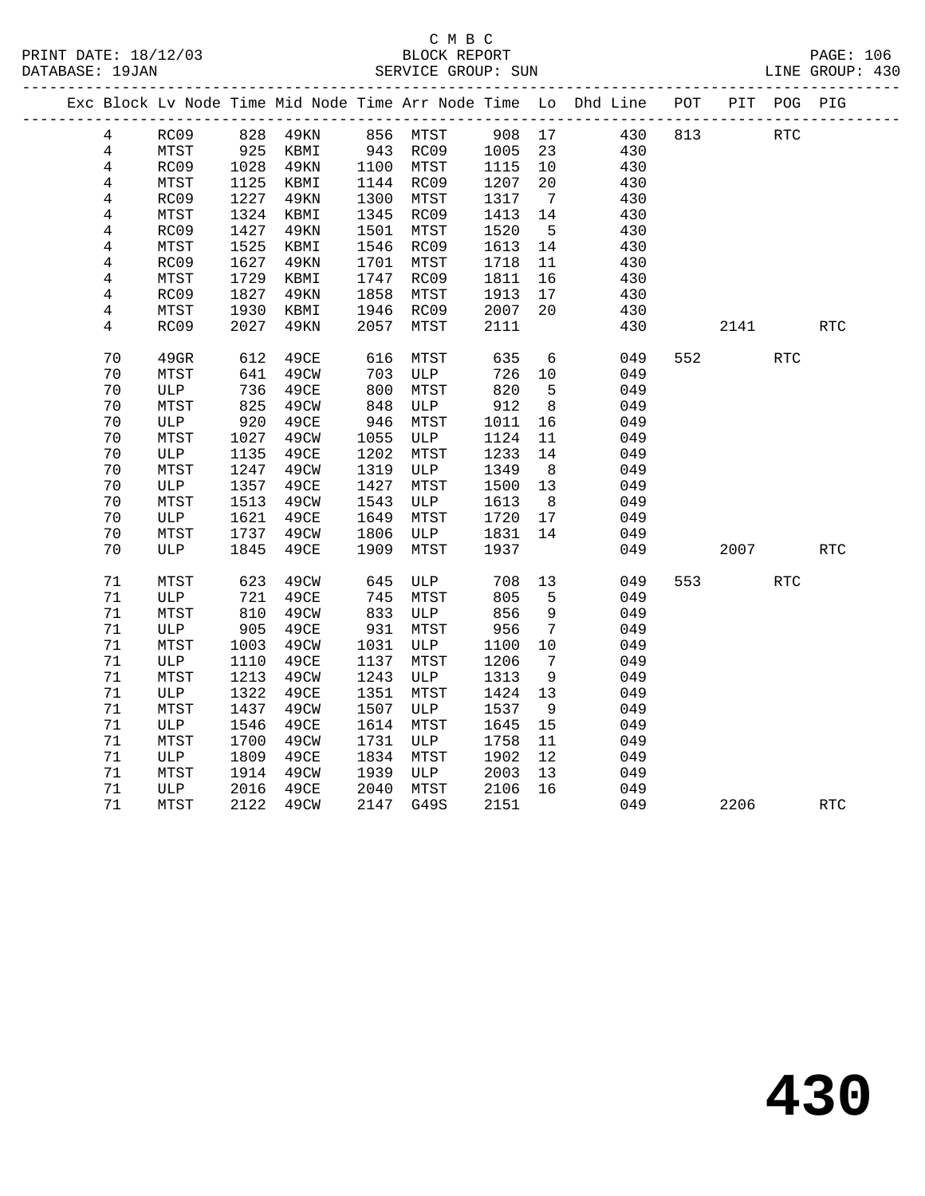C M B C
BLOCK REPORT
SERVICE GROUP: SUN

PRINT DATE: 18/12/03
DATABASE: 19JAN
LINE GROUP: 430

| Exc | Block | Lv Node | Time | Mid Node | Time | Arr Node | Time | Lo | Dhd Line | POT | PIT | POG | PIG |
|---|---|---|---|---|---|---|---|---|---|---|---|---|---|
| | 4 | RC09 | 828 | 49KN | 856 | MTST | 908 | 17 | 430 | 813 | | RTC | |
| | 4 | MTST | 925 | KBMI | 943 | RC09 | 1005 | 23 | 430 | | | | |
| | 4 | RC09 | 1028 | 49KN | 1100 | MTST | 1115 | 10 | 430 | | | | |
| | 4 | MTST | 1125 | KBMI | 1144 | RC09 | 1207 | 20 | 430 | | | | |
| | 4 | RC09 | 1227 | 49KN | 1300 | MTST | 1317 | 7 | 430 | | | | |
| | 4 | MTST | 1324 | KBMI | 1345 | RC09 | 1413 | 14 | 430 | | | | |
| | 4 | RC09 | 1427 | 49KN | 1501 | MTST | 1520 | 5 | 430 | | | | |
| | 4 | MTST | 1525 | KBMI | 1546 | RC09 | 1613 | 14 | 430 | | | | |
| | 4 | RC09 | 1627 | 49KN | 1701 | MTST | 1718 | 11 | 430 | | | | |
| | 4 | MTST | 1729 | KBMI | 1747 | RC09 | 1811 | 16 | 430 | | | | |
| | 4 | RC09 | 1827 | 49KN | 1858 | MTST | 1913 | 17 | 430 | | | | |
| | 4 | MTST | 1930 | KBMI | 1946 | RC09 | 2007 | 20 | 430 | | | | |
| | 4 | RC09 | 2027 | 49KN | 2057 | MTST | 2111 | | 430 | | 2141 | | RTC |
| | 70 | 49GR | 612 | 49CE | 616 | MTST | 635 | 6 | 049 | 552 | | RTC | |
| | 70 | MTST | 641 | 49CW | 703 | ULP | 726 | 10 | 049 | | | | |
| | 70 | ULP | 736 | 49CE | 800 | MTST | 820 | 5 | 049 | | | | |
| | 70 | MTST | 825 | 49CW | 848 | ULP | 912 | 8 | 049 | | | | |
| | 70 | ULP | 920 | 49CE | 946 | MTST | 1011 | 16 | 049 | | | | |
| | 70 | MTST | 1027 | 49CW | 1055 | ULP | 1124 | 11 | 049 | | | | |
| | 70 | ULP | 1135 | 49CE | 1202 | MTST | 1233 | 14 | 049 | | | | |
| | 70 | MTST | 1247 | 49CW | 1319 | ULP | 1349 | 8 | 049 | | | | |
| | 70 | ULP | 1357 | 49CE | 1427 | MTST | 1500 | 13 | 049 | | | | |
| | 70 | MTST | 1513 | 49CW | 1543 | ULP | 1613 | 8 | 049 | | | | |
| | 70 | ULP | 1621 | 49CE | 1649 | MTST | 1720 | 17 | 049 | | | | |
| | 70 | MTST | 1737 | 49CW | 1806 | ULP | 1831 | 14 | 049 | | | | |
| | 70 | ULP | 1845 | 49CE | 1909 | MTST | 1937 | | 049 | | 2007 | | RTC |
| | 71 | MTST | 623 | 49CW | 645 | ULP | 708 | 13 | 049 | 553 | | RTC | |
| | 71 | ULP | 721 | 49CE | 745 | MTST | 805 | 5 | 049 | | | | |
| | 71 | MTST | 810 | 49CW | 833 | ULP | 856 | 9 | 049 | | | | |
| | 71 | ULP | 905 | 49CE | 931 | MTST | 956 | 7 | 049 | | | | |
| | 71 | MTST | 1003 | 49CW | 1031 | ULP | 1100 | 10 | 049 | | | | |
| | 71 | ULP | 1110 | 49CE | 1137 | MTST | 1206 | 7 | 049 | | | | |
| | 71 | MTST | 1213 | 49CW | 1243 | ULP | 1313 | 9 | 049 | | | | |
| | 71 | ULP | 1322 | 49CE | 1351 | MTST | 1424 | 13 | 049 | | | | |
| | 71 | MTST | 1437 | 49CW | 1507 | ULP | 1537 | 9 | 049 | | | | |
| | 71 | ULP | 1546 | 49CE | 1614 | MTST | 1645 | 15 | 049 | | | | |
| | 71 | MTST | 1700 | 49CW | 1731 | ULP | 1758 | 11 | 049 | | | | |
| | 71 | ULP | 1809 | 49CE | 1834 | MTST | 1902 | 12 | 049 | | | | |
| | 71 | MTST | 1914 | 49CW | 1939 | ULP | 2003 | 13 | 049 | | | | |
| | 71 | ULP | 2016 | 49CE | 2040 | MTST | 2106 | 16 | 049 | | | | |
| | 71 | MTST | 2122 | 49CW | 2147 | G49S | 2151 | | 049 | | 2206 | | RTC |

# 430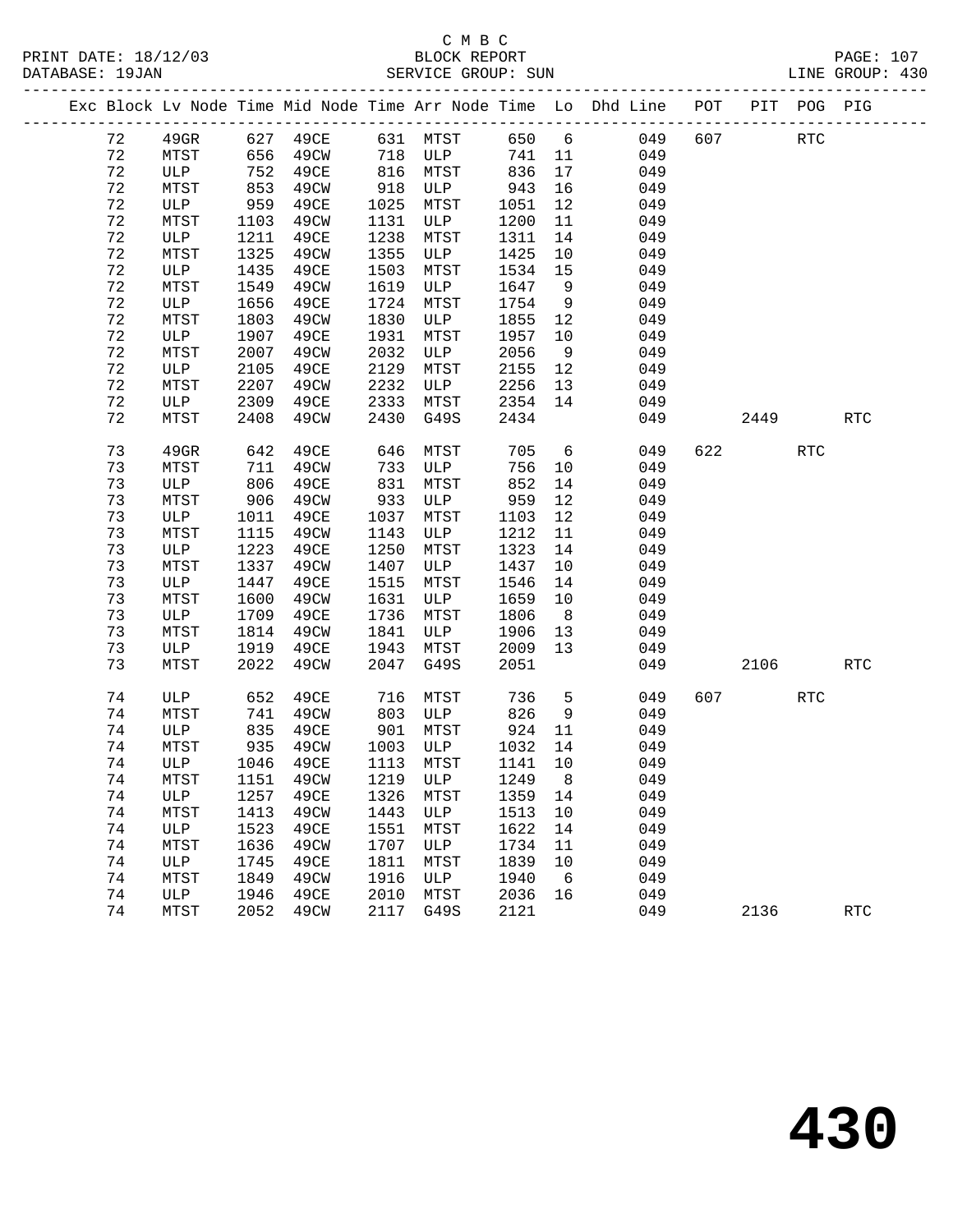C M B C
PRINT DATE: 18/12/03 BLOCK REPORT
DATABASE: 19JAN SERVICE GROUP: SUN LINE GROUP: 430

| Exc | Block | Lv Node | Time | Mid Node | Time | Arr Node | Time | Lo | Dhd Line | POT | PIT | POG | PIG |
|---|---|---|---|---|---|---|---|---|---|---|---|---|---|
| | 72 | 49GR | 627 | 49CE | 631 | MTST | 650 | 6 | 049 | 607 | | RTC | |
| | 72 | MTST | 656 | 49CW | 718 | ULP | 741 | 11 | 049 | | | | |
| | 72 | ULP | 752 | 49CE | 816 | MTST | 836 | 17 | 049 | | | | |
| | 72 | MTST | 853 | 49CW | 918 | ULP | 943 | 16 | 049 | | | | |
| | 72 | ULP | 959 | 49CE | 1025 | MTST | 1051 | 12 | 049 | | | | |
| | 72 | MTST | 1103 | 49CW | 1131 | ULP | 1200 | 11 | 049 | | | | |
| | 72 | ULP | 1211 | 49CE | 1238 | MTST | 1311 | 14 | 049 | | | | |
| | 72 | MTST | 1325 | 49CW | 1355 | ULP | 1425 | 10 | 049 | | | | |
| | 72 | ULP | 1435 | 49CE | 1503 | MTST | 1534 | 15 | 049 | | | | |
| | 72 | MTST | 1549 | 49CW | 1619 | ULP | 1647 | 9 | 049 | | | | |
| | 72 | ULP | 1656 | 49CE | 1724 | MTST | 1754 | 9 | 049 | | | | |
| | 72 | MTST | 1803 | 49CW | 1830 | ULP | 1855 | 12 | 049 | | | | |
| | 72 | ULP | 1907 | 49CE | 1931 | MTST | 1957 | 10 | 049 | | | | |
| | 72 | MTST | 2007 | 49CW | 2032 | ULP | 2056 | 9 | 049 | | | | |
| | 72 | ULP | 2105 | 49CE | 2129 | MTST | 2155 | 12 | 049 | | | | |
| | 72 | MTST | 2207 | 49CW | 2232 | ULP | 2256 | 13 | 049 | | | | |
| | 72 | ULP | 2309 | 49CE | 2333 | MTST | 2354 | 14 | 049 | | | | |
| | 72 | MTST | 2408 | 49CW | 2430 | G49S | 2434 | | 049 | | 2449 | | RTC |
| | 73 | 49GR | 642 | 49CE | 646 | MTST | 705 | 6 | 049 | 622 | | RTC | |
| | 73 | MTST | 711 | 49CW | 733 | ULP | 756 | 10 | 049 | | | | |
| | 73 | ULP | 806 | 49CE | 831 | MTST | 852 | 14 | 049 | | | | |
| | 73 | MTST | 906 | 49CW | 933 | ULP | 959 | 12 | 049 | | | | |
| | 73 | ULP | 1011 | 49CE | 1037 | MTST | 1103 | 12 | 049 | | | | |
| | 73 | MTST | 1115 | 49CW | 1143 | ULP | 1212 | 11 | 049 | | | | |
| | 73 | ULP | 1223 | 49CE | 1250 | MTST | 1323 | 14 | 049 | | | | |
| | 73 | MTST | 1337 | 49CW | 1407 | ULP | 1437 | 10 | 049 | | | | |
| | 73 | ULP | 1447 | 49CE | 1515 | MTST | 1546 | 14 | 049 | | | | |
| | 73 | MTST | 1600 | 49CW | 1631 | ULP | 1659 | 10 | 049 | | | | |
| | 73 | ULP | 1709 | 49CE | 1736 | MTST | 1806 | 8 | 049 | | | | |
| | 73 | MTST | 1814 | 49CW | 1841 | ULP | 1906 | 13 | 049 | | | | |
| | 73 | ULP | 1919 | 49CE | 1943 | MTST | 2009 | 13 | 049 | | | | |
| | 73 | MTST | 2022 | 49CW | 2047 | G49S | 2051 | | 049 | | 2106 | | RTC |
| | 74 | ULP | 652 | 49CE | 716 | MTST | 736 | 5 | 049 | 607 | | RTC | |
| | 74 | MTST | 741 | 49CW | 803 | ULP | 826 | 9 | 049 | | | | |
| | 74 | ULP | 835 | 49CE | 901 | MTST | 924 | 11 | 049 | | | | |
| | 74 | MTST | 935 | 49CW | 1003 | ULP | 1032 | 14 | 049 | | | | |
| | 74 | ULP | 1046 | 49CE | 1113 | MTST | 1141 | 10 | 049 | | | | |
| | 74 | MTST | 1151 | 49CW | 1219 | ULP | 1249 | 8 | 049 | | | | |
| | 74 | ULP | 1257 | 49CE | 1326 | MTST | 1359 | 14 | 049 | | | | |
| | 74 | MTST | 1413 | 49CW | 1443 | ULP | 1513 | 10 | 049 | | | | |
| | 74 | ULP | 1523 | 49CE | 1551 | MTST | 1622 | 14 | 049 | | | | |
| | 74 | MTST | 1636 | 49CW | 1707 | ULP | 1734 | 11 | 049 | | | | |
| | 74 | ULP | 1745 | 49CE | 1811 | MTST | 1839 | 10 | 049 | | | | |
| | 74 | MTST | 1849 | 49CW | 1916 | ULP | 1940 | 6 | 049 | | | | |
| | 74 | ULP | 1946 | 49CE | 2010 | MTST | 2036 | 16 | 049 | | | | |
| | 74 | MTST | 2052 | 49CW | 2117 | G49S | 2121 | | 049 | | 2136 | | RTC |

430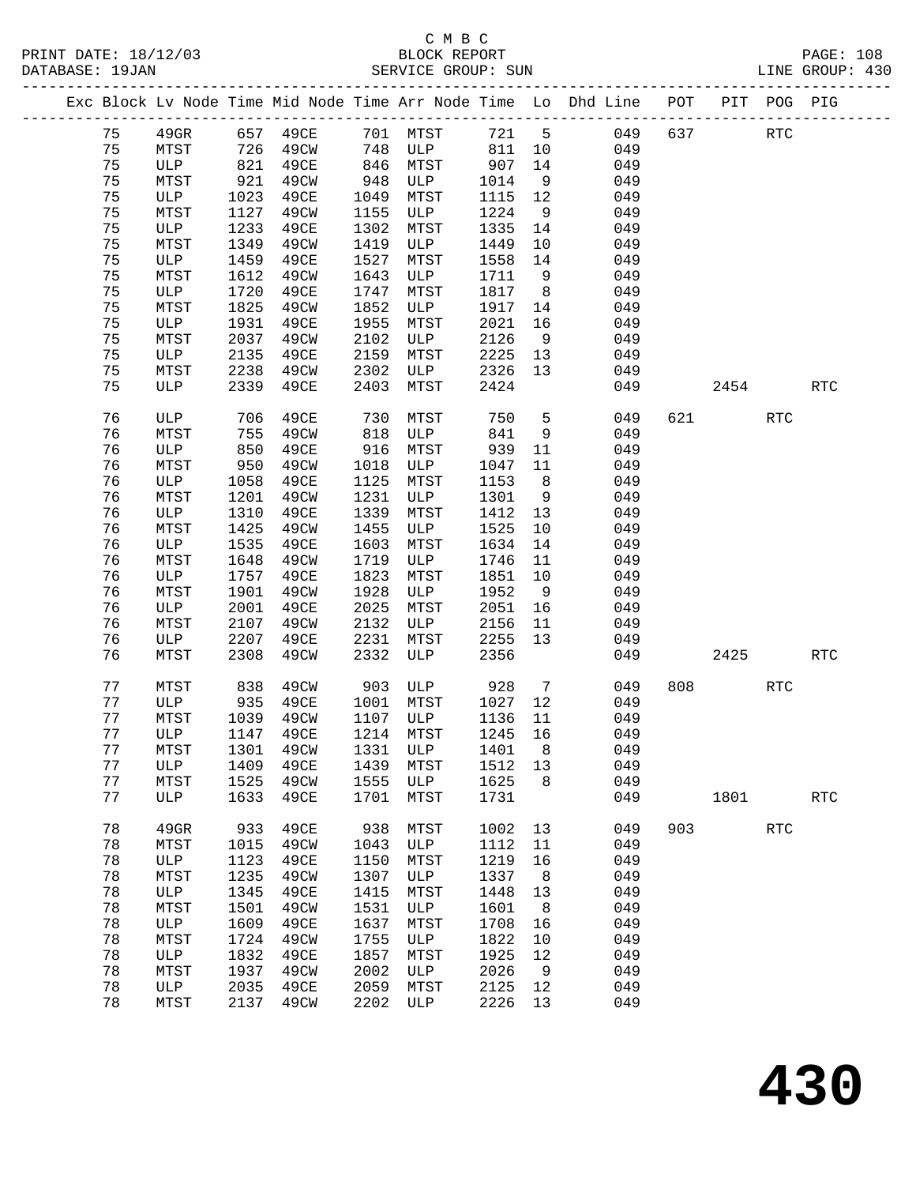C M B C

PRINT DATE: 18/12/03 BLOCK REPORT
DATABASE: 19JAN SERVICE GROUP: SUN LINE GROUP: 430

| Exc | Block | Lv Node | Time | Mid Node | Time | Arr Node | Time | Lo | Dhd Line | POT | PIT | POG | PIG |
|---|---|---|---|---|---|---|---|---|---|---|---|---|---|
| | 75 | 49GR | 657 | 49CE | 701 | MTST | 721 | 5 | 049 | 637 | | RTC | |
| | 75 | MTST | 726 | 49CW | 748 | ULP | 811 | 10 | 049 | | | | |
| | 75 | ULP | 821 | 49CE | 846 | MTST | 907 | 14 | 049 | | | | |
| | 75 | MTST | 921 | 49CW | 948 | ULP | 1014 | 9 | 049 | | | | |
| | 75 | ULP | 1023 | 49CE | 1049 | MTST | 1115 | 12 | 049 | | | | |
| | 75 | MTST | 1127 | 49CW | 1155 | ULP | 1224 | 9 | 049 | | | | |
| | 75 | ULP | 1233 | 49CE | 1302 | MTST | 1335 | 14 | 049 | | | | |
| | 75 | MTST | 1349 | 49CW | 1419 | ULP | 1449 | 10 | 049 | | | | |
| | 75 | ULP | 1459 | 49CE | 1527 | MTST | 1558 | 14 | 049 | | | | |
| | 75 | MTST | 1612 | 49CW | 1643 | ULP | 1711 | 9 | 049 | | | | |
| | 75 | ULP | 1720 | 49CE | 1747 | MTST | 1817 | 8 | 049 | | | | |
| | 75 | MTST | 1825 | 49CW | 1852 | ULP | 1917 | 14 | 049 | | | | |
| | 75 | ULP | 1931 | 49CE | 1955 | MTST | 2021 | 16 | 049 | | | | |
| | 75 | MTST | 2037 | 49CW | 2102 | ULP | 2126 | 9 | 049 | | | | |
| | 75 | ULP | 2135 | 49CE | 2159 | MTST | 2225 | 13 | 049 | | | | |
| | 75 | MTST | 2238 | 49CW | 2302 | ULP | 2326 | 13 | 049 | | | | |
| | 75 | ULP | 2339 | 49CE | 2403 | MTST | 2424 | | 049 | | 2454 | | RTC |
| | 76 | ULP | 706 | 49CE | 730 | MTST | 750 | 5 | 049 | 621 | | RTC | |
| | 76 | MTST | 755 | 49CW | 818 | ULP | 841 | 9 | 049 | | | | |
| | 76 | ULP | 850 | 49CE | 916 | MTST | 939 | 11 | 049 | | | | |
| | 76 | MTST | 950 | 49CW | 1018 | ULP | 1047 | 11 | 049 | | | | |
| | 76 | ULP | 1058 | 49CE | 1125 | MTST | 1153 | 8 | 049 | | | | |
| | 76 | MTST | 1201 | 49CW | 1231 | ULP | 1301 | 9 | 049 | | | | |
| | 76 | ULP | 1310 | 49CE | 1339 | MTST | 1412 | 13 | 049 | | | | |
| | 76 | MTST | 1425 | 49CW | 1455 | ULP | 1525 | 10 | 049 | | | | |
| | 76 | ULP | 1535 | 49CE | 1603 | MTST | 1634 | 14 | 049 | | | | |
| | 76 | MTST | 1648 | 49CW | 1719 | ULP | 1746 | 11 | 049 | | | | |
| | 76 | ULP | 1757 | 49CE | 1823 | MTST | 1851 | 10 | 049 | | | | |
| | 76 | MTST | 1901 | 49CW | 1928 | ULP | 1952 | 9 | 049 | | | | |
| | 76 | ULP | 2001 | 49CE | 2025 | MTST | 2051 | 16 | 049 | | | | |
| | 76 | MTST | 2107 | 49CW | 2132 | ULP | 2156 | 11 | 049 | | | | |
| | 76 | ULP | 2207 | 49CE | 2231 | MTST | 2255 | 13 | 049 | | | | |
| | 76 | MTST | 2308 | 49CW | 2332 | ULP | 2356 | | 049 | | 2425 | | RTC |
| | 77 | MTST | 838 | 49CW | 903 | ULP | 928 | 7 | 049 | 808 | | RTC | |
| | 77 | ULP | 935 | 49CE | 1001 | MTST | 1027 | 12 | 049 | | | | |
| | 77 | MTST | 1039 | 49CW | 1107 | ULP | 1136 | 11 | 049 | | | | |
| | 77 | ULP | 1147 | 49CE | 1214 | MTST | 1245 | 16 | 049 | | | | |
| | 77 | MTST | 1301 | 49CW | 1331 | ULP | 1401 | 8 | 049 | | | | |
| | 77 | ULP | 1409 | 49CE | 1439 | MTST | 1512 | 13 | 049 | | | | |
| | 77 | MTST | 1525 | 49CW | 1555 | ULP | 1625 | 8 | 049 | | | | |
| | 77 | ULP | 1633 | 49CE | 1701 | MTST | 1731 | | 049 | | 1801 | | RTC |
| | 78 | 49GR | 933 | 49CE | 938 | MTST | 1002 | 13 | 049 | 903 | | RTC | |
| | 78 | MTST | 1015 | 49CW | 1043 | ULP | 1112 | 11 | 049 | | | | |
| | 78 | ULP | 1123 | 49CE | 1150 | MTST | 1219 | 16 | 049 | | | | |
| | 78 | MTST | 1235 | 49CW | 1307 | ULP | 1337 | 8 | 049 | | | | |
| | 78 | ULP | 1345 | 49CE | 1415 | MTST | 1448 | 13 | 049 | | | | |
| | 78 | MTST | 1501 | 49CW | 1531 | ULP | 1601 | 8 | 049 | | | | |
| | 78 | ULP | 1609 | 49CE | 1637 | MTST | 1708 | 16 | 049 | | | | |
| | 78 | MTST | 1724 | 49CW | 1755 | ULP | 1822 | 10 | 049 | | | | |
| | 78 | ULP | 1832 | 49CE | 1857 | MTST | 1925 | 12 | 049 | | | | |
| | 78 | MTST | 1937 | 49CW | 2002 | ULP | 2026 | 9 | 049 | | | | |
| | 78 | ULP | 2035 | 49CE | 2059 | MTST | 2125 | 12 | 049 | | | | |
| | 78 | MTST | 2137 | 49CW | 2202 | ULP | 2226 | 13 | 049 | | | | |

430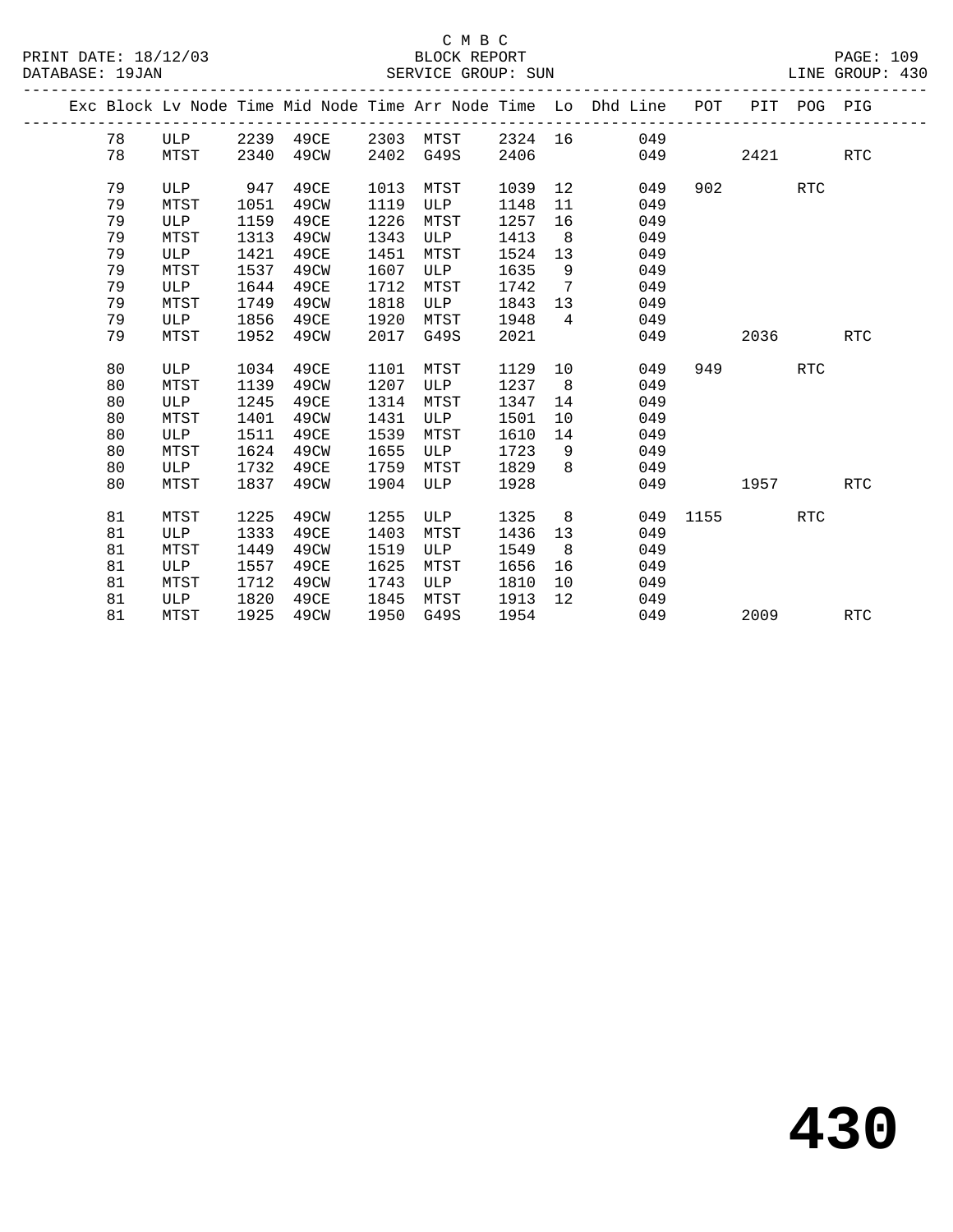C M B C
BLOCK REPORT
SERVICE GROUP: SUN

PRINT DATE: 18/12/03
DATABASE: 19JAN
LINE GROUP: 430

| Exc | Block | Lv | Node | Time | Mid Node | Time | Arr Node | Time | Lo | Dhd Line | POT | PIT | POG | PIG |
|---|---|---|---|---|---|---|---|---|---|---|---|---|---|---|
| | 78 | | ULP | 2239 | 49CE | 2303 | MTST | 2324 | 16 | 049 | | | | |
| | 78 | | MTST | 2340 | 49CW | 2402 | G49S | 2406 | | 049 | | 2421 | | RTC |
| | 79 | | ULP | 947 | 49CE | 1013 | MTST | 1039 | 12 | 049 | 902 | | RTC | |
| | 79 | | MTST | 1051 | 49CW | 1119 | ULP | 1148 | 11 | 049 | | | | |
| | 79 | | ULP | 1159 | 49CE | 1226 | MTST | 1257 | 16 | 049 | | | | |
| | 79 | | MTST | 1313 | 49CW | 1343 | ULP | 1413 | 8 | 049 | | | | |
| | 79 | | ULP | 1421 | 49CE | 1451 | MTST | 1524 | 13 | 049 | | | | |
| | 79 | | MTST | 1537 | 49CW | 1607 | ULP | 1635 | 9 | 049 | | | | |
| | 79 | | ULP | 1644 | 49CE | 1712 | MTST | 1742 | 7 | 049 | | | | |
| | 79 | | MTST | 1749 | 49CW | 1818 | ULP | 1843 | 13 | 049 | | | | |
| | 79 | | ULP | 1856 | 49CE | 1920 | MTST | 1948 | 4 | 049 | | | | |
| | 79 | | MTST | 1952 | 49CW | 2017 | G49S | 2021 | | 049 | | 2036 | | RTC |
| | 80 | | ULP | 1034 | 49CE | 1101 | MTST | 1129 | 10 | 049 | 949 | | RTC | |
| | 80 | | MTST | 1139 | 49CW | 1207 | ULP | 1237 | 8 | 049 | | | | |
| | 80 | | ULP | 1245 | 49CE | 1314 | MTST | 1347 | 14 | 049 | | | | |
| | 80 | | MTST | 1401 | 49CW | 1431 | ULP | 1501 | 10 | 049 | | | | |
| | 80 | | ULP | 1511 | 49CE | 1539 | MTST | 1610 | 14 | 049 | | | | |
| | 80 | | MTST | 1624 | 49CW | 1655 | ULP | 1723 | 9 | 049 | | | | |
| | 80 | | ULP | 1732 | 49CE | 1759 | MTST | 1829 | 8 | 049 | | | | |
| | 80 | | MTST | 1837 | 49CW | 1904 | ULP | 1928 | | 049 | | 1957 | | RTC |
| | 81 | | MTST | 1225 | 49CW | 1255 | ULP | 1325 | 8 | 049 | 1155 | | RTC | |
| | 81 | | ULP | 1333 | 49CE | 1403 | MTST | 1436 | 13 | 049 | | | | |
| | 81 | | MTST | 1449 | 49CW | 1519 | ULP | 1549 | 8 | 049 | | | | |
| | 81 | | ULP | 1557 | 49CE | 1625 | MTST | 1656 | 16 | 049 | | | | |
| | 81 | | MTST | 1712 | 49CW | 1743 | ULP | 1810 | 10 | 049 | | | | |
| | 81 | | ULP | 1820 | 49CE | 1845 | MTST | 1913 | 12 | 049 | | | | |
| | 81 | | MTST | 1925 | 49CW | 1950 | G49S | 1954 | | 049 | | 2009 | | RTC |

430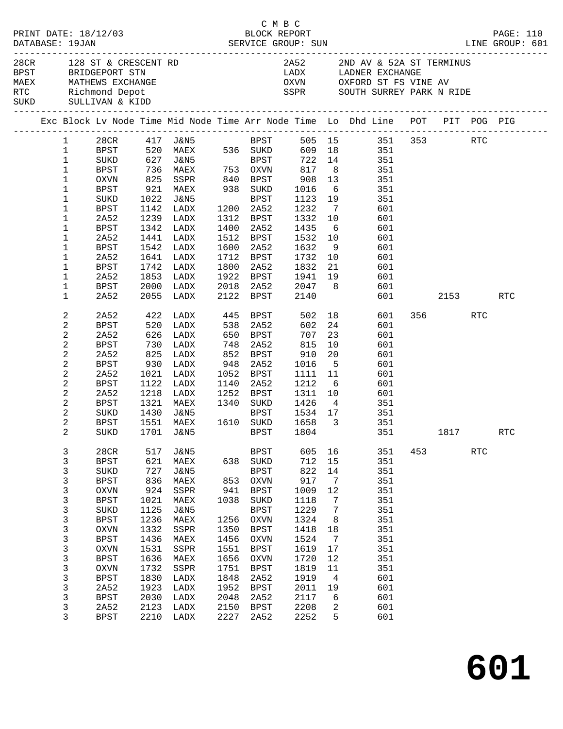C M B C
PRINT DATE: 18/12/03 BLOCK REPORT
DATABASE: 19JAN SERVICE GROUP: SUN LINE GROUP: 601

| Code | Name | Code | Name |
|---|---|---|---|
| 28CR | 128 ST & CRESCENT RD | 2A52 | 2ND AV & 52A ST TERMINUS |
| BPST | BRIDGEPORT STN | LADX | LADNER EXCHANGE |
| MAEX | MATHEWS EXCHANGE | OXVN | OXFORD ST FS VINE AV |
| RTC | Richmond Depot | SSPR | SOUTH SURREY PARK N RIDE |
| SUKD | SULLIVAN & KIDD | | |

| Exc | Block | Lv Node | Time | Mid Node | Time | Arr Node | Time | Lo | Dhd Line | POT | PIT | POG | PIG |
|---|---|---|---|---|---|---|---|---|---|---|---|---|---|
| | 1 | 28CR | 417 | J&N5 | | BPST | 505 | 15 | 351 | 353 | | RTC | |
| | 1 | BPST | 520 | MAEX | 536 | SUKD | 609 | 18 | 351 | | | | |
| | 1 | SUKD | 627 | J&N5 | | BPST | 722 | 14 | 351 | | | | |
| | 1 | BPST | 736 | MAEX | 753 | OXVN | 817 | 8 | 351 | | | | |
| | 1 | OXVN | 825 | SSPR | 840 | BPST | 908 | 13 | 351 | | | | |
| | 1 | BPST | 921 | MAEX | 938 | SUKD | 1016 | 6 | 351 | | | | |
| | 1 | SUKD | 1022 | J&N5 | | BPST | 1123 | 19 | 351 | | | | |
| | 1 | BPST | 1142 | LADX | 1200 | 2A52 | 1232 | 7 | 601 | | | | |
| | 1 | 2A52 | 1239 | LADX | 1312 | BPST | 1332 | 10 | 601 | | | | |
| | 1 | BPST | 1342 | LADX | 1400 | 2A52 | 1435 | 6 | 601 | | | | |
| | 1 | 2A52 | 1441 | LADX | 1512 | BPST | 1532 | 10 | 601 | | | | |
| | 1 | BPST | 1542 | LADX | 1600 | 2A52 | 1632 | 9 | 601 | | | | |
| | 1 | 2A52 | 1641 | LADX | 1712 | BPST | 1732 | 10 | 601 | | | | |
| | 1 | BPST | 1742 | LADX | 1800 | 2A52 | 1832 | 21 | 601 | | | | |
| | 1 | 2A52 | 1853 | LADX | 1922 | BPST | 1941 | 19 | 601 | | | | |
| | 1 | BPST | 2000 | LADX | 2018 | 2A52 | 2047 | 8 | 601 | | | | |
| | 1 | 2A52 | 2055 | LADX | 2122 | BPST | 2140 | | 601 | | 2153 | | RTC |
| | 2 | 2A52 | 422 | LADX | 445 | BPST | 502 | 18 | 601 | 356 | | RTC | |
| | 2 | BPST | 520 | LADX | 538 | 2A52 | 602 | 24 | 601 | | | | |
| | 2 | 2A52 | 626 | LADX | 650 | BPST | 707 | 23 | 601 | | | | |
| | 2 | BPST | 730 | LADX | 748 | 2A52 | 815 | 10 | 601 | | | | |
| | 2 | 2A52 | 825 | LADX | 852 | BPST | 910 | 20 | 601 | | | | |
| | 2 | BPST | 930 | LADX | 948 | 2A52 | 1016 | 5 | 601 | | | | |
| | 2 | 2A52 | 1021 | LADX | 1052 | BPST | 1111 | 11 | 601 | | | | |
| | 2 | BPST | 1122 | LADX | 1140 | 2A52 | 1212 | 6 | 601 | | | | |
| | 2 | 2A52 | 1218 | LADX | 1252 | BPST | 1311 | 10 | 601 | | | | |
| | 2 | BPST | 1321 | MAEX | 1340 | SUKD | 1426 | 4 | 351 | | | | |
| | 2 | SUKD | 1430 | J&N5 | | BPST | 1534 | 17 | 351 | | | | |
| | 2 | BPST | 1551 | MAEX | 1610 | SUKD | 1658 | 3 | 351 | | | | |
| | 2 | SUKD | 1701 | J&N5 | | BPST | 1804 | | 351 | | 1817 | | RTC |
| | 3 | 28CR | 517 | J&N5 | | BPST | 605 | 16 | 351 | 453 | | RTC | |
| | 3 | BPST | 621 | MAEX | 638 | SUKD | 712 | 15 | 351 | | | | |
| | 3 | SUKD | 727 | J&N5 | | BPST | 822 | 14 | 351 | | | | |
| | 3 | BPST | 836 | MAEX | 853 | OXVN | 917 | 7 | 351 | | | | |
| | 3 | OXVN | 924 | SSPR | 941 | BPST | 1009 | 12 | 351 | | | | |
| | 3 | BPST | 1021 | MAEX | 1038 | SUKD | 1118 | 7 | 351 | | | | |
| | 3 | SUKD | 1125 | J&N5 | | BPST | 1229 | 7 | 351 | | | | |
| | 3 | BPST | 1236 | MAEX | 1256 | OXVN | 1324 | 8 | 351 | | | | |
| | 3 | OXVN | 1332 | SSPR | 1350 | BPST | 1418 | 18 | 351 | | | | |
| | 3 | BPST | 1436 | MAEX | 1456 | OXVN | 1524 | 7 | 351 | | | | |
| | 3 | OXVN | 1531 | SSPR | 1551 | BPST | 1619 | 17 | 351 | | | | |
| | 3 | BPST | 1636 | MAEX | 1656 | OXVN | 1720 | 12 | 351 | | | | |
| | 3 | OXVN | 1732 | SSPR | 1751 | BPST | 1819 | 11 | 351 | | | | |
| | 3 | BPST | 1830 | LADX | 1848 | 2A52 | 1919 | 4 | 601 | | | | |
| | 3 | 2A52 | 1923 | LADX | 1952 | BPST | 2011 | 19 | 601 | | | | |
| | 3 | BPST | 2030 | LADX | 2048 | 2A52 | 2117 | 6 | 601 | | | | |
| | 3 | 2A52 | 2123 | LADX | 2150 | BPST | 2208 | 2 | 601 | | | | |
| | 3 | BPST | 2210 | LADX | 2227 | 2A52 | 2252 | 5 | 601 | | | | |

# 601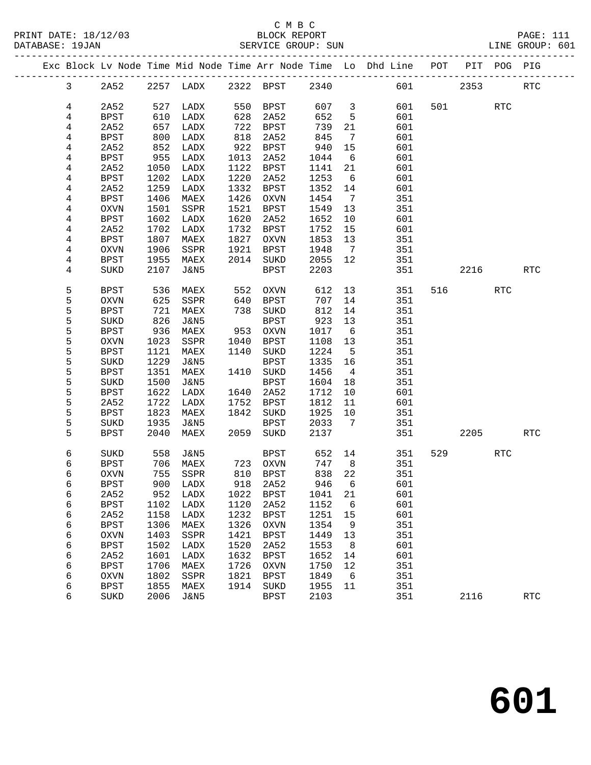C M B C

PRINT DATE: 18/12/03 BLOCK REPORT PAGE: 111
DATABASE: 19JAN SERVICE GROUP: SUN LINE GROUP: 601

| Exc | Block | Lv Node | Time | Mid Node | Time | Arr Node | Time | Lo | Dhd Line | POT | PIT | POG | PIG |
|---|---|---|---|---|---|---|---|---|---|---|---|---|---|
| | 3 | 2A52 | 2257 | LADX | 2322 | BPST | 2340 | | 601 | | 2353 | | RTC |
| | 4 | 2A52 | 527 | LADX | 550 | BPST | 607 | 3 | 601 | 501 | | RTC | |
| | 4 | BPST | 610 | LADX | 628 | 2A52 | 652 | 5 | 601 | | | | |
| | 4 | 2A52 | 657 | LADX | 722 | BPST | 739 | 21 | 601 | | | | |
| | 4 | BPST | 800 | LADX | 818 | 2A52 | 845 | 7 | 601 | | | | |
| | 4 | 2A52 | 852 | LADX | 922 | BPST | 940 | 15 | 601 | | | | |
| | 4 | BPST | 955 | LADX | 1013 | 2A52 | 1044 | 6 | 601 | | | | |
| | 4 | 2A52 | 1050 | LADX | 1122 | BPST | 1141 | 21 | 601 | | | | |
| | 4 | BPST | 1202 | LADX | 1220 | 2A52 | 1253 | 6 | 601 | | | | |
| | 4 | 2A52 | 1259 | LADX | 1332 | BPST | 1352 | 14 | 601 | | | | |
| | 4 | BPST | 1406 | MAEX | 1426 | OXVN | 1454 | 7 | 351 | | | | |
| | 4 | OXVN | 1501 | SSPR | 1521 | BPST | 1549 | 13 | 351 | | | | |
| | 4 | BPST | 1602 | LADX | 1620 | 2A52 | 1652 | 10 | 601 | | | | |
| | 4 | 2A52 | 1702 | LADX | 1732 | BPST | 1752 | 15 | 601 | | | | |
| | 4 | BPST | 1807 | MAEX | 1827 | OXVN | 1853 | 13 | 351 | | | | |
| | 4 | OXVN | 1906 | SSPR | 1921 | BPST | 1948 | 7 | 351 | | | | |
| | 4 | BPST | 1955 | MAEX | 2014 | SUKD | 2055 | 12 | 351 | | | | |
| | 4 | SUKD | 2107 | J&N5 | | BPST | 2203 | | 351 | | 2216 | | RTC |
| | 5 | BPST | 536 | MAEX | 552 | OXVN | 612 | 13 | 351 | 516 | | RTC | |
| | 5 | OXVN | 625 | SSPR | 640 | BPST | 707 | 14 | 351 | | | | |
| | 5 | BPST | 721 | MAEX | 738 | SUKD | 812 | 14 | 351 | | | | |
| | 5 | SUKD | 826 | J&N5 | | BPST | 923 | 13 | 351 | | | | |
| | 5 | BPST | 936 | MAEX | 953 | OXVN | 1017 | 6 | 351 | | | | |
| | 5 | OXVN | 1023 | SSPR | 1040 | BPST | 1108 | 13 | 351 | | | | |
| | 5 | BPST | 1121 | MAEX | 1140 | SUKD | 1224 | 5 | 351 | | | | |
| | 5 | SUKD | 1229 | J&N5 | | BPST | 1335 | 16 | 351 | | | | |
| | 5 | BPST | 1351 | MAEX | 1410 | SUKD | 1456 | 4 | 351 | | | | |
| | 5 | SUKD | 1500 | J&N5 | | BPST | 1604 | 18 | 351 | | | | |
| | 5 | BPST | 1622 | LADX | 1640 | 2A52 | 1712 | 10 | 601 | | | | |
| | 5 | 2A52 | 1722 | LADX | 1752 | BPST | 1812 | 11 | 601 | | | | |
| | 5 | BPST | 1823 | MAEX | 1842 | SUKD | 1925 | 10 | 351 | | | | |
| | 5 | SUKD | 1935 | J&N5 | | BPST | 2033 | 7 | 351 | | | | |
| | 5 | BPST | 2040 | MAEX | 2059 | SUKD | 2137 | | 351 | | 2205 | | RTC |
| | 6 | SUKD | 558 | J&N5 | | BPST | 652 | 14 | 351 | 529 | | RTC | |
| | 6 | BPST | 706 | MAEX | 723 | OXVN | 747 | 8 | 351 | | | | |
| | 6 | OXVN | 755 | SSPR | 810 | BPST | 838 | 22 | 351 | | | | |
| | 6 | BPST | 900 | LADX | 918 | 2A52 | 946 | 6 | 601 | | | | |
| | 6 | 2A52 | 952 | LADX | 1022 | BPST | 1041 | 21 | 601 | | | | |
| | 6 | BPST | 1102 | LADX | 1120 | 2A52 | 1152 | 6 | 601 | | | | |
| | 6 | 2A52 | 1158 | LADX | 1232 | BPST | 1251 | 15 | 601 | | | | |
| | 6 | BPST | 1306 | MAEX | 1326 | OXVN | 1354 | 9 | 351 | | | | |
| | 6 | OXVN | 1403 | SSPR | 1421 | BPST | 1449 | 13 | 351 | | | | |
| | 6 | BPST | 1502 | LADX | 1520 | 2A52 | 1553 | 8 | 601 | | | | |
| | 6 | 2A52 | 1601 | LADX | 1632 | BPST | 1652 | 14 | 601 | | | | |
| | 6 | BPST | 1706 | MAEX | 1726 | OXVN | 1750 | 12 | 351 | | | | |
| | 6 | OXVN | 1802 | SSPR | 1821 | BPST | 1849 | 6 | 351 | | | | |
| | 6 | BPST | 1855 | MAEX | 1914 | SUKD | 1955 | 11 | 351 | | | | |
| | 6 | SUKD | 2006 | J&N5 | | BPST | 2103 | | 351 | | 2116 | | RTC |

# 601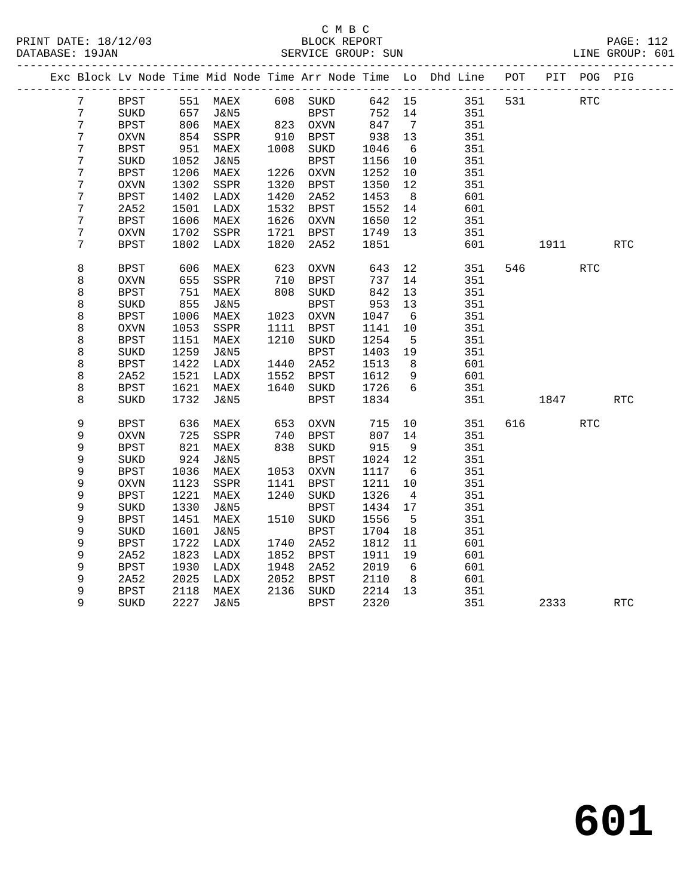C M B C
BLOCK REPORT
SERVICE GROUP: SUN

PRINT DATE: 18/12/03
DATABASE: 19JAN
LINE GROUP: 601

| Exc | Block | Lv | Node | Time | Mid Node | Time | Arr Node | Time | Lo | Dhd Line | POT | PIT | POG | PIG |
|---|---|---|---|---|---|---|---|---|---|---|---|---|---|---|
| | 7 | | BPST | 551 | MAEX | 608 | SUKD | 642 | 15 | 351 | 531 | | RTC | |
| | 7 | | SUKD | 657 | J&N5 | | BPST | 752 | 14 | 351 | | | | |
| | 7 | | BPST | 806 | MAEX | 823 | OXVN | 847 | 7 | 351 | | | | |
| | 7 | | OXVN | 854 | SSPR | 910 | BPST | 938 | 13 | 351 | | | | |
| | 7 | | BPST | 951 | MAEX | 1008 | SUKD | 1046 | 6 | 351 | | | | |
| | 7 | | SUKD | 1052 | J&N5 | | BPST | 1156 | 10 | 351 | | | | |
| | 7 | | BPST | 1206 | MAEX | 1226 | OXVN | 1252 | 10 | 351 | | | | |
| | 7 | | OXVN | 1302 | SSPR | 1320 | BPST | 1350 | 12 | 351 | | | | |
| | 7 | | BPST | 1402 | LADX | 1420 | 2A52 | 1453 | 8 | 601 | | | | |
| | 7 | | 2A52 | 1501 | LADX | 1532 | BPST | 1552 | 14 | 601 | | | | |
| | 7 | | BPST | 1606 | MAEX | 1626 | OXVN | 1650 | 12 | 351 | | | | |
| | 7 | | OXVN | 1702 | SSPR | 1721 | BPST | 1749 | 13 | 351 | | | | |
| | 7 | | BPST | 1802 | LADX | 1820 | 2A52 | 1851 | | 601 | | 1911 | | RTC |
| | 8 | | BPST | 606 | MAEX | 623 | OXVN | 643 | 12 | 351 | 546 | | RTC | |
| | 8 | | OXVN | 655 | SSPR | 710 | BPST | 737 | 14 | 351 | | | | |
| | 8 | | BPST | 751 | MAEX | 808 | SUKD | 842 | 13 | 351 | | | | |
| | 8 | | SUKD | 855 | J&N5 | | BPST | 953 | 13 | 351 | | | | |
| | 8 | | BPST | 1006 | MAEX | 1023 | OXVN | 1047 | 6 | 351 | | | | |
| | 8 | | OXVN | 1053 | SSPR | 1111 | BPST | 1141 | 10 | 351 | | | | |
| | 8 | | BPST | 1151 | MAEX | 1210 | SUKD | 1254 | 5 | 351 | | | | |
| | 8 | | SUKD | 1259 | J&N5 | | BPST | 1403 | 19 | 351 | | | | |
| | 8 | | BPST | 1422 | LADX | 1440 | 2A52 | 1513 | 8 | 601 | | | | |
| | 8 | | 2A52 | 1521 | LADX | 1552 | BPST | 1612 | 9 | 601 | | | | |
| | 8 | | BPST | 1621 | MAEX | 1640 | SUKD | 1726 | 6 | 351 | | | | |
| | 8 | | SUKD | 1732 | J&N5 | | BPST | 1834 | | 351 | | 1847 | | RTC |
| | 9 | | BPST | 636 | MAEX | 653 | OXVN | 715 | 10 | 351 | 616 | | RTC | |
| | 9 | | OXVN | 725 | SSPR | 740 | BPST | 807 | 14 | 351 | | | | |
| | 9 | | BPST | 821 | MAEX | 838 | SUKD | 915 | 9 | 351 | | | | |
| | 9 | | SUKD | 924 | J&N5 | | BPST | 1024 | 12 | 351 | | | | |
| | 9 | | BPST | 1036 | MAEX | 1053 | OXVN | 1117 | 6 | 351 | | | | |
| | 9 | | OXVN | 1123 | SSPR | 1141 | BPST | 1211 | 10 | 351 | | | | |
| | 9 | | BPST | 1221 | MAEX | 1240 | SUKD | 1326 | 4 | 351 | | | | |
| | 9 | | SUKD | 1330 | J&N5 | | BPST | 1434 | 17 | 351 | | | | |
| | 9 | | BPST | 1451 | MAEX | 1510 | SUKD | 1556 | 5 | 351 | | | | |
| | 9 | | SUKD | 1601 | J&N5 | | BPST | 1704 | 18 | 351 | | | | |
| | 9 | | BPST | 1722 | LADX | 1740 | 2A52 | 1812 | 11 | 601 | | | | |
| | 9 | | 2A52 | 1823 | LADX | 1852 | BPST | 1911 | 19 | 601 | | | | |
| | 9 | | BPST | 1930 | LADX | 1948 | 2A52 | 2019 | 6 | 601 | | | | |
| | 9 | | 2A52 | 2025 | LADX | 2052 | BPST | 2110 | 8 | 601 | | | | |
| | 9 | | BPST | 2118 | MAEX | 2136 | SUKD | 2214 | 13 | 351 | | | | |
| | 9 | | SUKD | 2227 | J&N5 | | BPST | 2320 | | 351 | | 2333 | | RTC |

# 601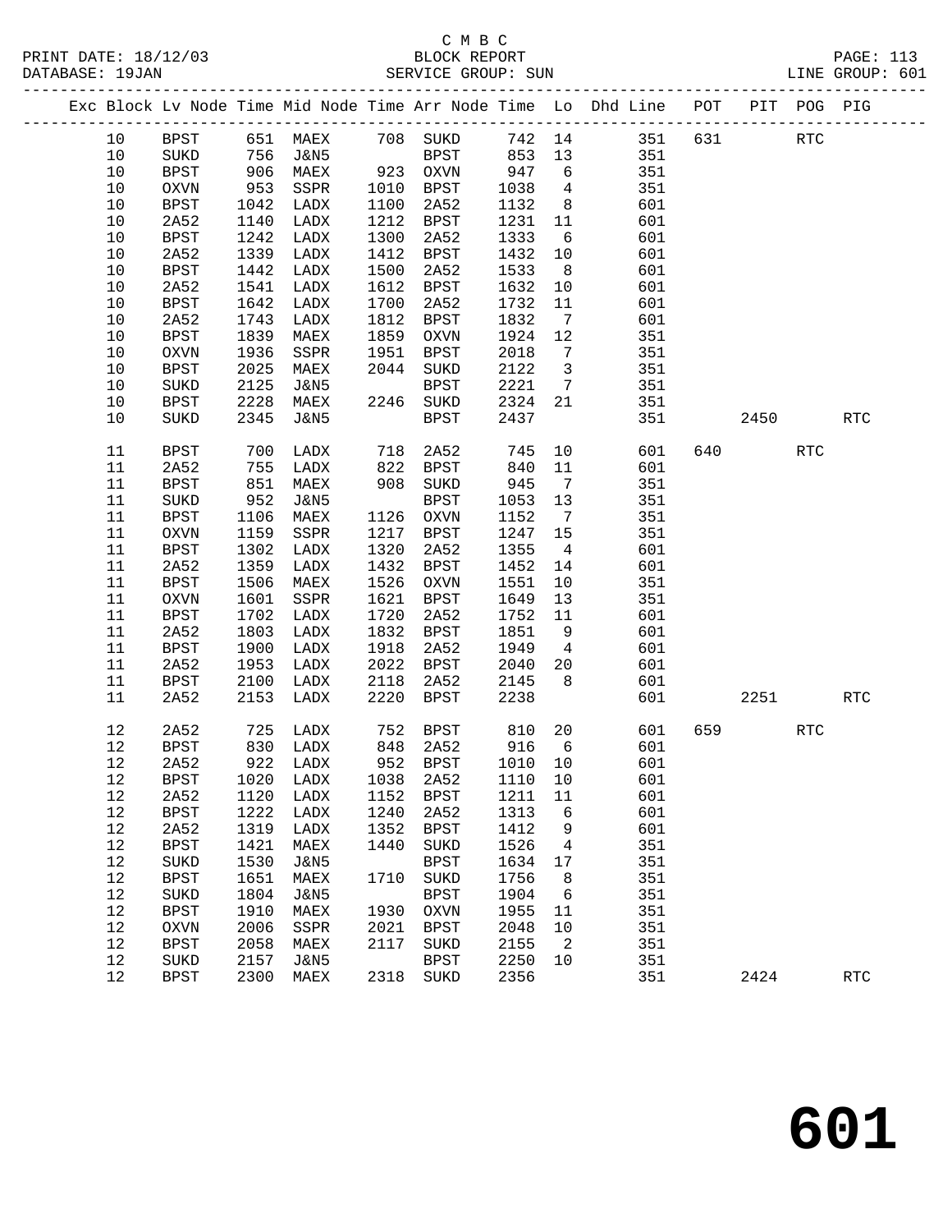C M B C

PRINT DATE: 18/12/03 BLOCK REPORT
DATABASE: 19JAN SERVICE GROUP: SUN LINE GROUP: 601

| Exc | Block | Lv | Node | Time | Mid | Node | Time | Arr | Node | Time | Lo | Dhd | Line | POT | PIT | POG | PIG |
|---|---|---|---|---|---|---|---|---|---|---|---|---|---|---|---|---|---|
| | 10 | | BPST | 651 | | MAEX | 708 | | SUKD | 742 | 14 | | 351 | 631 | | RTC | |
| | 10 | | SUKD | 756 | | J&N5 | | | BPST | 853 | 13 | | 351 | | | | |
| | 10 | | BPST | 906 | | MAEX | 923 | | OXVN | 947 | 6 | | 351 | | | | |
| | 10 | | OXVN | 953 | | SSPR | 1010 | | BPST | 1038 | 4 | | 351 | | | | |
| | 10 | | BPST | 1042 | | LADX | 1100 | | 2A52 | 1132 | 8 | | 601 | | | | |
| | 10 | | 2A52 | 1140 | | LADX | 1212 | | BPST | 1231 | 11 | | 601 | | | | |
| | 10 | | BPST | 1242 | | LADX | 1300 | | 2A52 | 1333 | 6 | | 601 | | | | |
| | 10 | | 2A52 | 1339 | | LADX | 1412 | | BPST | 1432 | 10 | | 601 | | | | |
| | 10 | | BPST | 1442 | | LADX | 1500 | | 2A52 | 1533 | 8 | | 601 | | | | |
| | 10 | | 2A52 | 1541 | | LADX | 1612 | | BPST | 1632 | 10 | | 601 | | | | |
| | 10 | | BPST | 1642 | | LADX | 1700 | | 2A52 | 1732 | 11 | | 601 | | | | |
| | 10 | | 2A52 | 1743 | | LADX | 1812 | | BPST | 1832 | 7 | | 601 | | | | |
| | 10 | | BPST | 1839 | | MAEX | 1859 | | OXVN | 1924 | 12 | | 351 | | | | |
| | 10 | | OXVN | 1936 | | SSPR | 1951 | | BPST | 2018 | 7 | | 351 | | | | |
| | 10 | | BPST | 2025 | | MAEX | 2044 | | SUKD | 2122 | 3 | | 351 | | | | |
| | 10 | | SUKD | 2125 | | J&N5 | | | BPST | 2221 | 7 | | 351 | | | | |
| | 10 | | BPST | 2228 | | MAEX | 2246 | | SUKD | 2324 | 21 | | 351 | | | | |
| | 10 | | SUKD | 2345 | | J&N5 | | | BPST | 2437 | | | 351 | | 2450 | | RTC |
| | 11 | | BPST | 700 | | LADX | 718 | | 2A52 | 745 | 10 | | 601 | 640 | | RTC | |
| | 11 | | 2A52 | 755 | | LADX | 822 | | BPST | 840 | 11 | | 601 | | | | |
| | 11 | | BPST | 851 | | MAEX | 908 | | SUKD | 945 | 7 | | 351 | | | | |
| | 11 | | SUKD | 952 | | J&N5 | | | BPST | 1053 | 13 | | 351 | | | | |
| | 11 | | BPST | 1106 | | MAEX | 1126 | | OXVN | 1152 | 7 | | 351 | | | | |
| | 11 | | OXVN | 1159 | | SSPR | 1217 | | BPST | 1247 | 15 | | 351 | | | | |
| | 11 | | BPST | 1302 | | LADX | 1320 | | 2A52 | 1355 | 4 | | 601 | | | | |
| | 11 | | 2A52 | 1359 | | LADX | 1432 | | BPST | 1452 | 14 | | 601 | | | | |
| | 11 | | BPST | 1506 | | MAEX | 1526 | | OXVN | 1551 | 10 | | 351 | | | | |
| | 11 | | OXVN | 1601 | | SSPR | 1621 | | BPST | 1649 | 13 | | 351 | | | | |
| | 11 | | BPST | 1702 | | LADX | 1720 | | 2A52 | 1752 | 11 | | 601 | | | | |
| | 11 | | 2A52 | 1803 | | LADX | 1832 | | BPST | 1851 | 9 | | 601 | | | | |
| | 11 | | BPST | 1900 | | LADX | 1918 | | 2A52 | 1949 | 4 | | 601 | | | | |
| | 11 | | 2A52 | 1953 | | LADX | 2022 | | BPST | 2040 | 20 | | 601 | | | | |
| | 11 | | BPST | 2100 | | LADX | 2118 | | 2A52 | 2145 | 8 | | 601 | | | | |
| | 11 | | 2A52 | 2153 | | LADX | 2220 | | BPST | 2238 | | | 601 | | 2251 | | RTC |
| | 12 | | 2A52 | 725 | | LADX | 752 | | BPST | 810 | 20 | | 601 | 659 | | RTC | |
| | 12 | | BPST | 830 | | LADX | 848 | | 2A52 | 916 | 6 | | 601 | | | | |
| | 12 | | 2A52 | 922 | | LADX | 952 | | BPST | 1010 | 10 | | 601 | | | | |
| | 12 | | BPST | 1020 | | LADX | 1038 | | 2A52 | 1110 | 10 | | 601 | | | | |
| | 12 | | 2A52 | 1120 | | LADX | 1152 | | BPST | 1211 | 11 | | 601 | | | | |
| | 12 | | BPST | 1222 | | LADX | 1240 | | 2A52 | 1313 | 6 | | 601 | | | | |
| | 12 | | 2A52 | 1319 | | LADX | 1352 | | BPST | 1412 | 9 | | 601 | | | | |
| | 12 | | BPST | 1421 | | MAEX | 1440 | | SUKD | 1526 | 4 | | 351 | | | | |
| | 12 | | SUKD | 1530 | | J&N5 | | | BPST | 1634 | 17 | | 351 | | | | |
| | 12 | | BPST | 1651 | | MAEX | 1710 | | SUKD | 1756 | 8 | | 351 | | | | |
| | 12 | | SUKD | 1804 | | J&N5 | | | BPST | 1904 | 6 | | 351 | | | | |
| | 12 | | BPST | 1910 | | MAEX | 1930 | | OXVN | 1955 | 11 | | 351 | | | | |
| | 12 | | OXVN | 2006 | | SSPR | 2021 | | BPST | 2048 | 10 | | 351 | | | | |
| | 12 | | BPST | 2058 | | MAEX | 2117 | | SUKD | 2155 | 2 | | 351 | | | | |
| | 12 | | SUKD | 2157 | | J&N5 | | | BPST | 2250 | 10 | | 351 | | | | |
| | 12 | | BPST | 2300 | | MAEX | 2318 | | SUKD | 2356 | | | 351 | | 2424 | | RTC |

# 601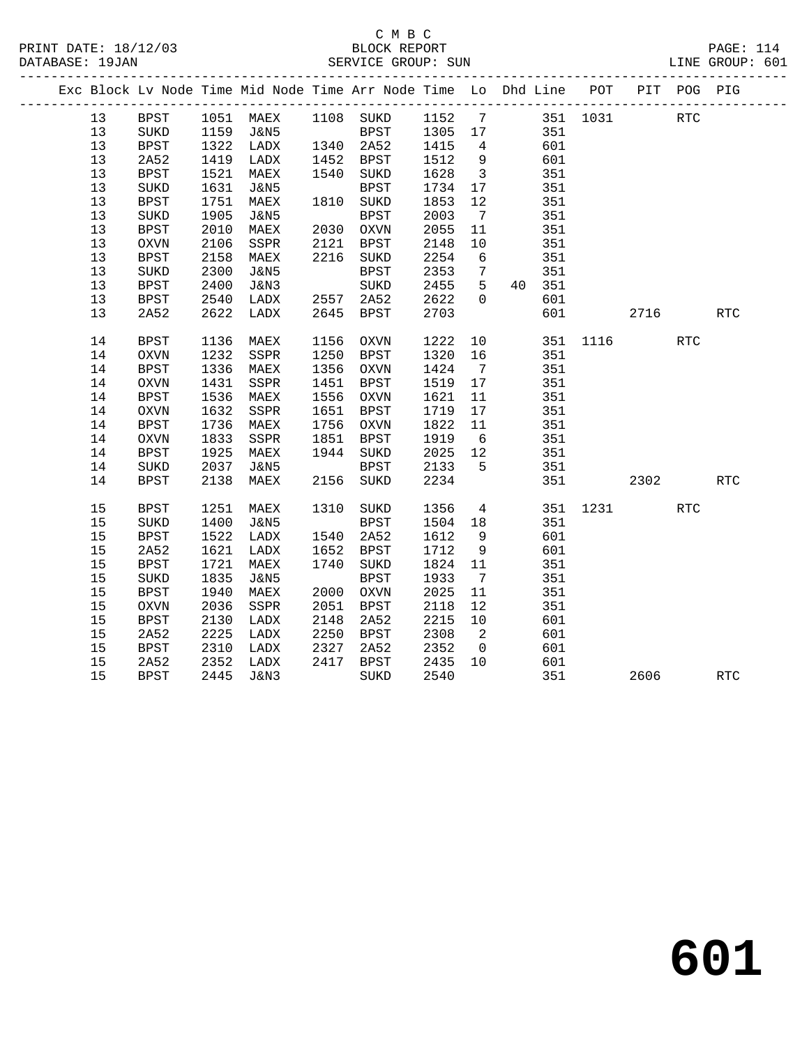C M B C

PRINT DATE: 18/12/03 BLOCK REPORT PAGE: 114
DATABASE: 19JAN SERVICE GROUP: SUN LINE GROUP: 601

| Exc | Block | Lv Node | Time | Mid Node | Time | Arr Node | Time | Lo | Dhd | Line | POT | PIT | POG | PIG |
|---|---|---|---|---|---|---|---|---|---|---|---|---|---|---|
| | 13 | BPST | 1051 | MAEX | 1108 | SUKD | 1152 | 7 | | 351 | 1031 | | RTC | |
| | 13 | SUKD | 1159 | J&N5 | | BPST | 1305 | 17 | | 351 | | | | |
| | 13 | BPST | 1322 | LADX | 1340 | 2A52 | 1415 | 4 | | 601 | | | | |
| | 13 | 2A52 | 1419 | LADX | 1452 | BPST | 1512 | 9 | | 601 | | | | |
| | 13 | BPST | 1521 | MAEX | 1540 | SUKD | 1628 | 3 | | 351 | | | | |
| | 13 | SUKD | 1631 | J&N5 | | BPST | 1734 | 17 | | 351 | | | | |
| | 13 | BPST | 1751 | MAEX | 1810 | SUKD | 1853 | 12 | | 351 | | | | |
| | 13 | SUKD | 1905 | J&N5 | | BPST | 2003 | 7 | | 351 | | | | |
| | 13 | BPST | 2010 | MAEX | 2030 | OXVN | 2055 | 11 | | 351 | | | | |
| | 13 | OXVN | 2106 | SSPR | 2121 | BPST | 2148 | 10 | | 351 | | | | |
| | 13 | BPST | 2158 | MAEX | 2216 | SUKD | 2254 | 6 | | 351 | | | | |
| | 13 | SUKD | 2300 | J&N5 | | BPST | 2353 | 7 | | 351 | | | | |
| | 13 | BPST | 2400 | J&N3 | | SUKD | 2455 | 5 | 40 | 351 | | | | |
| | 13 | BPST | 2540 | LADX | 2557 | 2A52 | 2622 | 0 | | 601 | | | | |
| | 13 | 2A52 | 2622 | LADX | 2645 | BPST | 2703 | | | 601 | | 2716 | | RTC |
| | 14 | BPST | 1136 | MAEX | 1156 | OXVN | 1222 | 10 | | 351 | 1116 | | RTC | |
| | 14 | OXVN | 1232 | SSPR | 1250 | BPST | 1320 | 16 | | 351 | | | | |
| | 14 | BPST | 1336 | MAEX | 1356 | OXVN | 1424 | 7 | | 351 | | | | |
| | 14 | OXVN | 1431 | SSPR | 1451 | BPST | 1519 | 17 | | 351 | | | | |
| | 14 | BPST | 1536 | MAEX | 1556 | OXVN | 1621 | 11 | | 351 | | | | |
| | 14 | OXVN | 1632 | SSPR | 1651 | BPST | 1719 | 17 | | 351 | | | | |
| | 14 | BPST | 1736 | MAEX | 1756 | OXVN | 1822 | 11 | | 351 | | | | |
| | 14 | OXVN | 1833 | SSPR | 1851 | BPST | 1919 | 6 | | 351 | | | | |
| | 14 | BPST | 1925 | MAEX | 1944 | SUKD | 2025 | 12 | | 351 | | | | |
| | 14 | SUKD | 2037 | J&N5 | | BPST | 2133 | 5 | | 351 | | | | |
| | 14 | BPST | 2138 | MAEX | 2156 | SUKD | 2234 | | | 351 | | 2302 | | RTC |
| | 15 | BPST | 1251 | MAEX | 1310 | SUKD | 1356 | 4 | | 351 | 1231 | | RTC | |
| | 15 | SUKD | 1400 | J&N5 | | BPST | 1504 | 18 | | 351 | | | | |
| | 15 | BPST | 1522 | LADX | 1540 | 2A52 | 1612 | 9 | | 601 | | | | |
| | 15 | 2A52 | 1621 | LADX | 1652 | BPST | 1712 | 9 | | 601 | | | | |
| | 15 | BPST | 1721 | MAEX | 1740 | SUKD | 1824 | 11 | | 351 | | | | |
| | 15 | SUKD | 1835 | J&N5 | | BPST | 1933 | 7 | | 351 | | | | |
| | 15 | BPST | 1940 | MAEX | 2000 | OXVN | 2025 | 11 | | 351 | | | | |
| | 15 | OXVN | 2036 | SSPR | 2051 | BPST | 2118 | 12 | | 351 | | | | |
| | 15 | BPST | 2130 | LADX | 2148 | 2A52 | 2215 | 10 | | 601 | | | | |
| | 15 | 2A52 | 2225 | LADX | 2250 | BPST | 2308 | 2 | | 601 | | | | |
| | 15 | BPST | 2310 | LADX | 2327 | 2A52 | 2352 | 0 | | 601 | | | | |
| | 15 | 2A52 | 2352 | LADX | 2417 | BPST | 2435 | 10 | | 601 | | | | |
| | 15 | BPST | 2445 | J&N3 | | SUKD | 2540 | | | 351 | | 2606 | | RTC |

601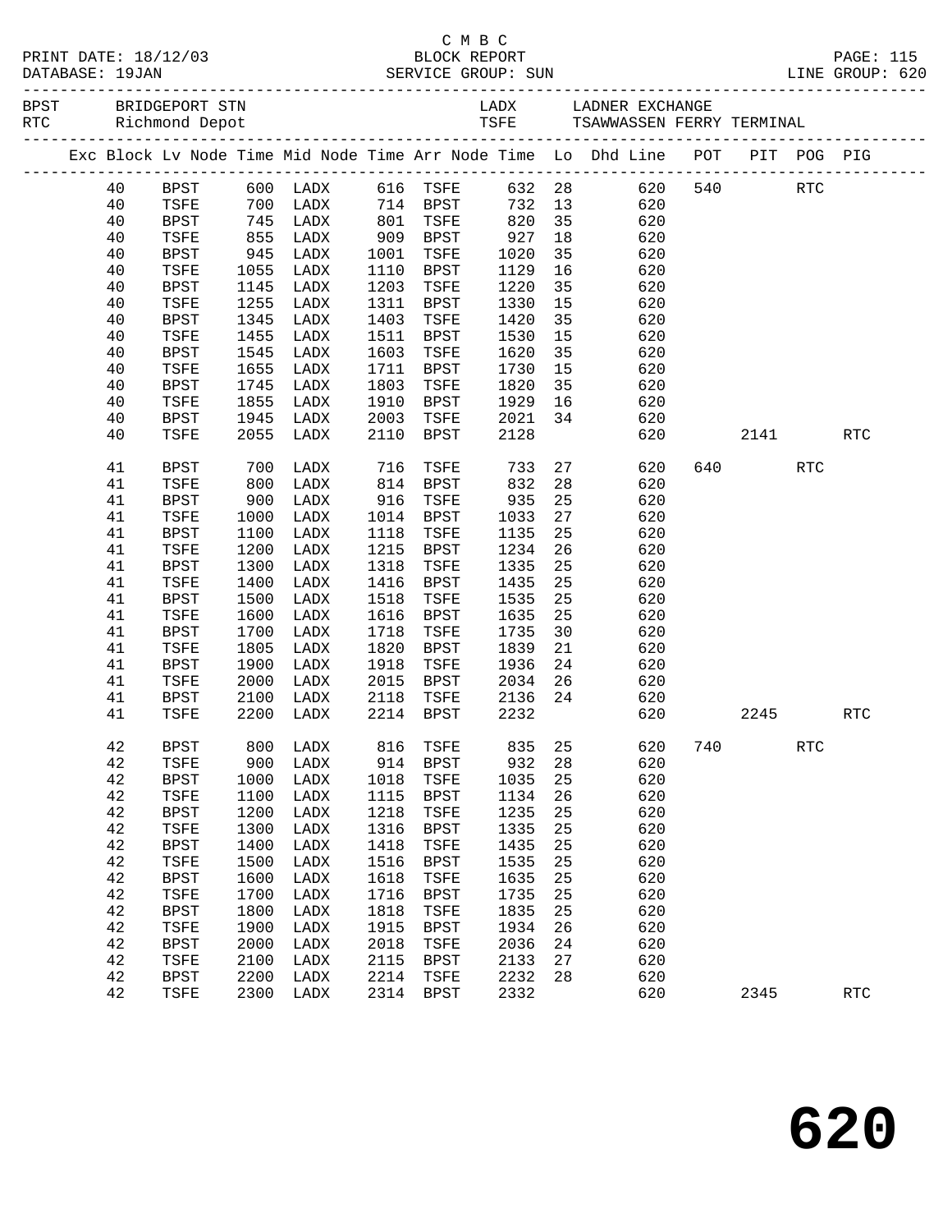C M B C

BLOCK REPORT

SERVICE GROUP: SUN — LINE GROUP: 620

PRINT DATE: 18/12/03 — DATABASE: 19JAN

BPST BRIDGEPORT STN — LADX LADNER EXCHANGE
RTC Richmond Depot — TSFE TSAWWASSEN FERRY TERMINAL

| Exc | Block | Lv | Node | Time | Mid Node | Time | Arr Node | Time | Lo | Dhd Line | POT | PIT | POG | PIG |
|---|---|---|---|---|---|---|---|---|---|---|---|---|---|---|
| | 40 | | BPST | 600 | LADX | 616 | TSFE | 632 | 28 | 620 | 540 | | RTC | |
| | 40 | | TSFE | 700 | LADX | 714 | BPST | 732 | 13 | 620 | | | | |
| | 40 | | BPST | 745 | LADX | 801 | TSFE | 820 | 35 | 620 | | | | |
| | 40 | | TSFE | 855 | LADX | 909 | BPST | 927 | 18 | 620 | | | | |
| | 40 | | BPST | 945 | LADX | 1001 | TSFE | 1020 | 35 | 620 | | | | |
| | 40 | | TSFE | 1055 | LADX | 1110 | BPST | 1129 | 16 | 620 | | | | |
| | 40 | | BPST | 1145 | LADX | 1203 | TSFE | 1220 | 35 | 620 | | | | |
| | 40 | | TSFE | 1255 | LADX | 1311 | BPST | 1330 | 15 | 620 | | | | |
| | 40 | | BPST | 1345 | LADX | 1403 | TSFE | 1420 | 35 | 620 | | | | |
| | 40 | | TSFE | 1455 | LADX | 1511 | BPST | 1530 | 15 | 620 | | | | |
| | 40 | | BPST | 1545 | LADX | 1603 | TSFE | 1620 | 35 | 620 | | | | |
| | 40 | | TSFE | 1655 | LADX | 1711 | BPST | 1730 | 15 | 620 | | | | |
| | 40 | | BPST | 1745 | LADX | 1803 | TSFE | 1820 | 35 | 620 | | | | |
| | 40 | | TSFE | 1855 | LADX | 1910 | BPST | 1929 | 16 | 620 | | | | |
| | 40 | | BPST | 1945 | LADX | 2003 | TSFE | 2021 | 34 | 620 | | | | |
| | 40 | | TSFE | 2055 | LADX | 2110 | BPST | 2128 | | 620 | | 2141 | | RTC |
| | 41 | | BPST | 700 | LADX | 716 | TSFE | 733 | 27 | 620 | 640 | | RTC | |
| | 41 | | TSFE | 800 | LADX | 814 | BPST | 832 | 28 | 620 | | | | |
| | 41 | | BPST | 900 | LADX | 916 | TSFE | 935 | 25 | 620 | | | | |
| | 41 | | TSFE | 1000 | LADX | 1014 | BPST | 1033 | 27 | 620 | | | | |
| | 41 | | BPST | 1100 | LADX | 1118 | TSFE | 1135 | 25 | 620 | | | | |
| | 41 | | TSFE | 1200 | LADX | 1215 | BPST | 1234 | 26 | 620 | | | | |
| | 41 | | BPST | 1300 | LADX | 1318 | TSFE | 1335 | 25 | 620 | | | | |
| | 41 | | TSFE | 1400 | LADX | 1416 | BPST | 1435 | 25 | 620 | | | | |
| | 41 | | BPST | 1500 | LADX | 1518 | TSFE | 1535 | 25 | 620 | | | | |
| | 41 | | TSFE | 1600 | LADX | 1616 | BPST | 1635 | 25 | 620 | | | | |
| | 41 | | BPST | 1700 | LADX | 1718 | TSFE | 1735 | 30 | 620 | | | | |
| | 41 | | TSFE | 1805 | LADX | 1820 | BPST | 1839 | 21 | 620 | | | | |
| | 41 | | BPST | 1900 | LADX | 1918 | TSFE | 1936 | 24 | 620 | | | | |
| | 41 | | TSFE | 2000 | LADX | 2015 | BPST | 2034 | 26 | 620 | | | | |
| | 41 | | BPST | 2100 | LADX | 2118 | TSFE | 2136 | 24 | 620 | | | | |
| | 41 | | TSFE | 2200 | LADX | 2214 | BPST | 2232 | | 620 | | 2245 | | RTC |
| | 42 | | BPST | 800 | LADX | 816 | TSFE | 835 | 25 | 620 | 740 | | RTC | |
| | 42 | | TSFE | 900 | LADX | 914 | BPST | 932 | 28 | 620 | | | | |
| | 42 | | BPST | 1000 | LADX | 1018 | TSFE | 1035 | 25 | 620 | | | | |
| | 42 | | TSFE | 1100 | LADX | 1115 | BPST | 1134 | 26 | 620 | | | | |
| | 42 | | BPST | 1200 | LADX | 1218 | TSFE | 1235 | 25 | 620 | | | | |
| | 42 | | TSFE | 1300 | LADX | 1316 | BPST | 1335 | 25 | 620 | | | | |
| | 42 | | BPST | 1400 | LADX | 1418 | TSFE | 1435 | 25 | 620 | | | | |
| | 42 | | TSFE | 1500 | LADX | 1516 | BPST | 1535 | 25 | 620 | | | | |
| | 42 | | BPST | 1600 | LADX | 1618 | TSFE | 1635 | 25 | 620 | | | | |
| | 42 | | TSFE | 1700 | LADX | 1716 | BPST | 1735 | 25 | 620 | | | | |
| | 42 | | BPST | 1800 | LADX | 1818 | TSFE | 1835 | 25 | 620 | | | | |
| | 42 | | TSFE | 1900 | LADX | 1915 | BPST | 1934 | 26 | 620 | | | | |
| | 42 | | BPST | 2000 | LADX | 2018 | TSFE | 2036 | 24 | 620 | | | | |
| | 42 | | TSFE | 2100 | LADX | 2115 | BPST | 2133 | 27 | 620 | | | | |
| | 42 | | BPST | 2200 | LADX | 2214 | TSFE | 2232 | 28 | 620 | | | | |
| | 42 | | TSFE | 2300 | LADX | 2314 | BPST | 2332 | | 620 | | 2345 | | RTC |

# 620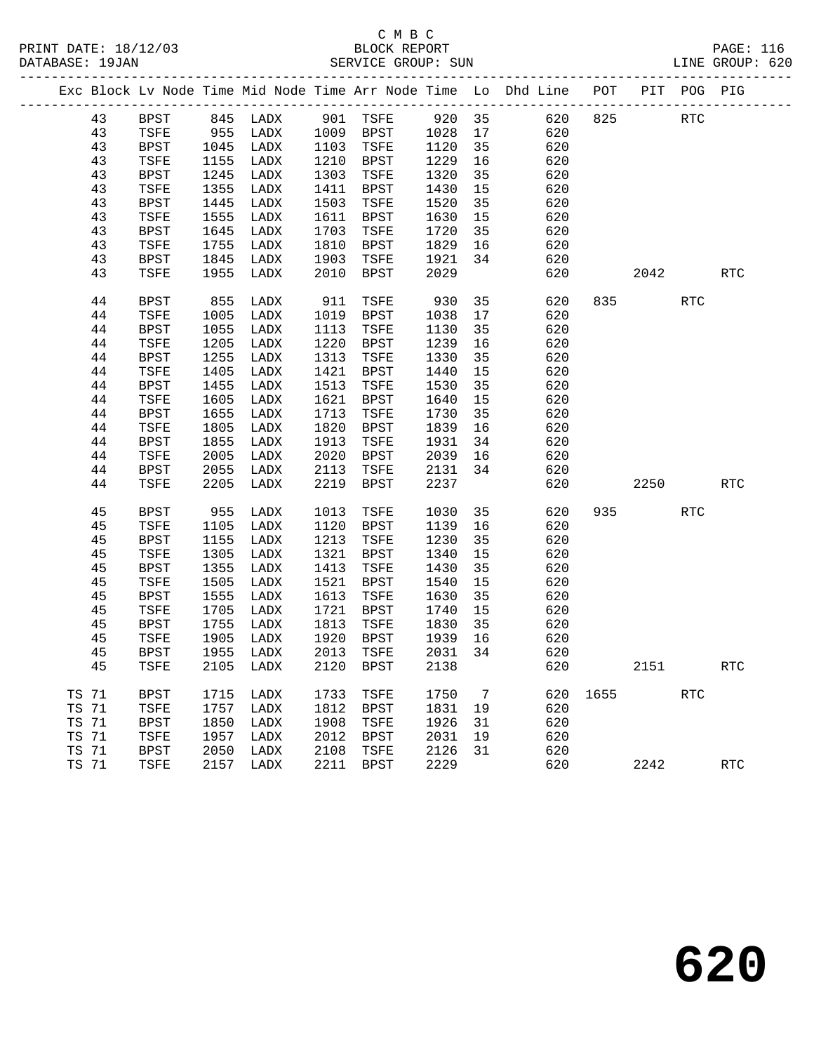C M B C

PRINT DATE: 18/12/03 BLOCK REPORT

DATABASE: 19JAN SERVICE GROUP: SUN LINE GROUP: 620

| Exc | Block | Lv Node | Time | Mid Node | Time | Arr Node | Time | Lo | Dhd Line | POT | PIT | POG | PIG |
|---|---|---|---|---|---|---|---|---|---|---|---|---|---|
| | 43 | BPST | 845 | LADX | 901 | TSFE | 920 | 35 | 620 | 825 | | RTC | |
| | 43 | TSFE | 955 | LADX | 1009 | BPST | 1028 | 17 | 620 | | | | |
| | 43 | BPST | 1045 | LADX | 1103 | TSFE | 1120 | 35 | 620 | | | | |
| | 43 | TSFE | 1155 | LADX | 1210 | BPST | 1229 | 16 | 620 | | | | |
| | 43 | BPST | 1245 | LADX | 1303 | TSFE | 1320 | 35 | 620 | | | | |
| | 43 | TSFE | 1355 | LADX | 1411 | BPST | 1430 | 15 | 620 | | | | |
| | 43 | BPST | 1445 | LADX | 1503 | TSFE | 1520 | 35 | 620 | | | | |
| | 43 | TSFE | 1555 | LADX | 1611 | BPST | 1630 | 15 | 620 | | | | |
| | 43 | BPST | 1645 | LADX | 1703 | TSFE | 1720 | 35 | 620 | | | | |
| | 43 | TSFE | 1755 | LADX | 1810 | BPST | 1829 | 16 | 620 | | | | |
| | 43 | BPST | 1845 | LADX | 1903 | TSFE | 1921 | 34 | 620 | | | | |
| | 43 | TSFE | 1955 | LADX | 2010 | BPST | 2029 | | 620 | | 2042 | | RTC |
| | 44 | BPST | 855 | LADX | 911 | TSFE | 930 | 35 | 620 | 835 | | RTC | |
| | 44 | TSFE | 1005 | LADX | 1019 | BPST | 1038 | 17 | 620 | | | | |
| | 44 | BPST | 1055 | LADX | 1113 | TSFE | 1130 | 35 | 620 | | | | |
| | 44 | TSFE | 1205 | LADX | 1220 | BPST | 1239 | 16 | 620 | | | | |
| | 44 | BPST | 1255 | LADX | 1313 | TSFE | 1330 | 35 | 620 | | | | |
| | 44 | TSFE | 1405 | LADX | 1421 | BPST | 1440 | 15 | 620 | | | | |
| | 44 | BPST | 1455 | LADX | 1513 | TSFE | 1530 | 35 | 620 | | | | |
| | 44 | TSFE | 1605 | LADX | 1621 | BPST | 1640 | 15 | 620 | | | | |
| | 44 | BPST | 1655 | LADX | 1713 | TSFE | 1730 | 35 | 620 | | | | |
| | 44 | TSFE | 1805 | LADX | 1820 | BPST | 1839 | 16 | 620 | | | | |
| | 44 | BPST | 1855 | LADX | 1913 | TSFE | 1931 | 34 | 620 | | | | |
| | 44 | TSFE | 2005 | LADX | 2020 | BPST | 2039 | 16 | 620 | | | | |
| | 44 | BPST | 2055 | LADX | 2113 | TSFE | 2131 | 34 | 620 | | | | |
| | 44 | TSFE | 2205 | LADX | 2219 | BPST | 2237 | | 620 | | 2250 | | RTC |
| | 45 | BPST | 955 | LADX | 1013 | TSFE | 1030 | 35 | 620 | 935 | | RTC | |
| | 45 | TSFE | 1105 | LADX | 1120 | BPST | 1139 | 16 | 620 | | | | |
| | 45 | BPST | 1155 | LADX | 1213 | TSFE | 1230 | 35 | 620 | | | | |
| | 45 | TSFE | 1305 | LADX | 1321 | BPST | 1340 | 15 | 620 | | | | |
| | 45 | BPST | 1355 | LADX | 1413 | TSFE | 1430 | 35 | 620 | | | | |
| | 45 | TSFE | 1505 | LADX | 1521 | BPST | 1540 | 15 | 620 | | | | |
| | 45 | BPST | 1555 | LADX | 1613 | TSFE | 1630 | 35 | 620 | | | | |
| | 45 | TSFE | 1705 | LADX | 1721 | BPST | 1740 | 15 | 620 | | | | |
| | 45 | BPST | 1755 | LADX | 1813 | TSFE | 1830 | 35 | 620 | | | | |
| | 45 | TSFE | 1905 | LADX | 1920 | BPST | 1939 | 16 | 620 | | | | |
| | 45 | BPST | 1955 | LADX | 2013 | TSFE | 2031 | 34 | 620 | | | | |
| | 45 | TSFE | 2105 | LADX | 2120 | BPST | 2138 | | 620 | | 2151 | | RTC |
| TS | 71 | BPST | 1715 | LADX | 1733 | TSFE | 1750 | 7 | 620 | 1655 | | RTC | |
| TS | 71 | TSFE | 1757 | LADX | 1812 | BPST | 1831 | 19 | 620 | | | | |
| TS | 71 | BPST | 1850 | LADX | 1908 | TSFE | 1926 | 31 | 620 | | | | |
| TS | 71 | TSFE | 1957 | LADX | 2012 | BPST | 2031 | 19 | 620 | | | | |
| TS | 71 | BPST | 2050 | LADX | 2108 | TSFE | 2126 | 31 | 620 | | | | |
| TS | 71 | TSFE | 2157 | LADX | 2211 | BPST | 2229 | | 620 | | 2242 | | RTC |

# 620